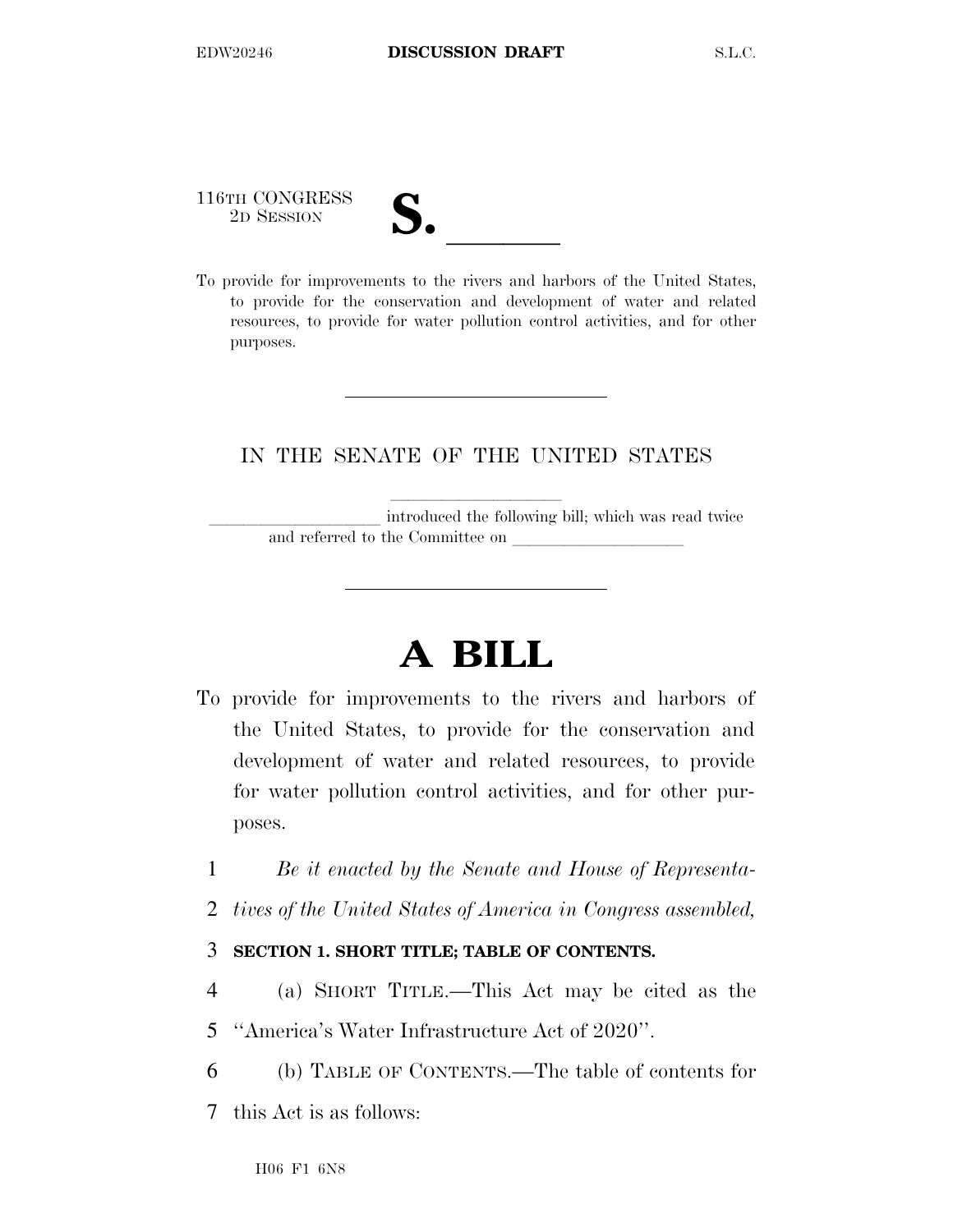116TH CONGRESS
2D SESSION

# S. \_\_\_\_\_\_

To provide for improvements to the rivers and harbors of the United States, to provide for the conservation and development of water and related resources, to provide for water pollution control activities, and for other purposes.

---

IN THE SENATE OF THE UNITED STATES

\_\_\_\_\_\_\_\_\_\_\_\_\_\_\_\_\_\_\_\_ introduced the following bill; which was read twice and referred to the Committee on \_\_\_\_\_\_\_\_\_\_\_\_\_\_\_\_\_\_\_\_

---

# A BILL

To provide for improvements to the rivers and harbors of the United States, to provide for the conservation and development of water and related resources, to provide for water pollution control activities, and for other purposes.

1 *Be it enacted by the Senate and House of Representa-*
2 *tives of the United States of America in Congress assembled,*

3 **SECTION 1. SHORT TITLE; TABLE OF CONTENTS.**

4 (a) SHORT TITLE.—This Act may be cited as the
5 "America's Water Infrastructure Act of 2020".

6 (b) TABLE OF CONTENTS.—The table of contents for
7 this Act is as follows: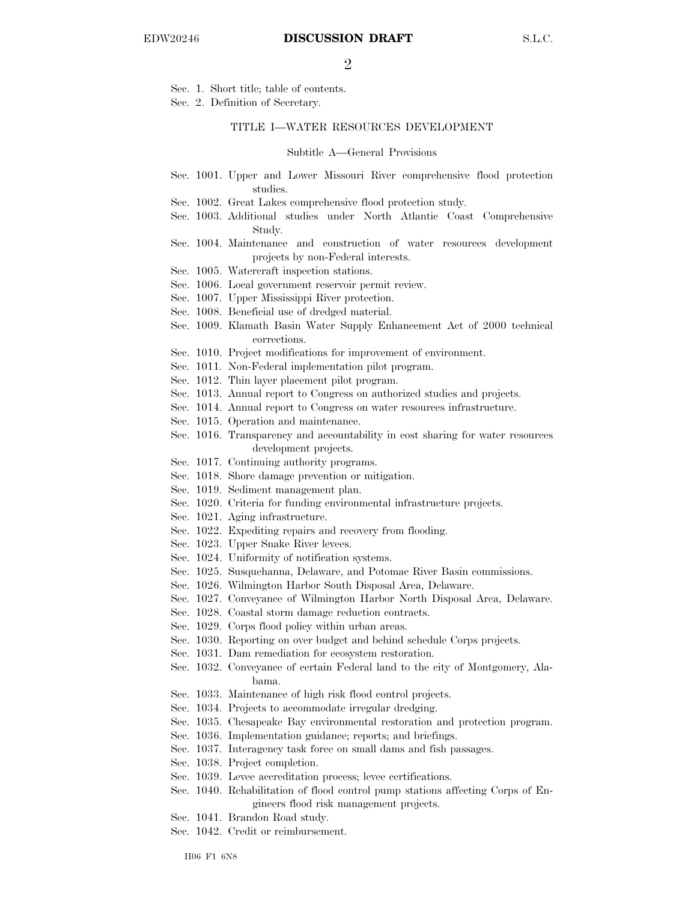Sec. 1. Short title; table of contents.
Sec. 2. Definition of Secretary.

## TITLE I—WATER RESOURCES DEVELOPMENT

### Subtitle A—General Provisions

Sec. 1001. Upper and Lower Missouri River comprehensive flood protection studies.
Sec. 1002. Great Lakes comprehensive flood protection study.
Sec. 1003. Additional studies under North Atlantic Coast Comprehensive Study.
Sec. 1004. Maintenance and construction of water resources development projects by non-Federal interests.
Sec. 1005. Watercraft inspection stations.
Sec. 1006. Local government reservoir permit review.
Sec. 1007. Upper Mississippi River protection.
Sec. 1008. Beneficial use of dredged material.
Sec. 1009. Klamath Basin Water Supply Enhancement Act of 2000 technical corrections.
Sec. 1010. Project modifications for improvement of environment.
Sec. 1011. Non-Federal implementation pilot program.
Sec. 1012. Thin layer placement pilot program.
Sec. 1013. Annual report to Congress on authorized studies and projects.
Sec. 1014. Annual report to Congress on water resources infrastructure.
Sec. 1015. Operation and maintenance.
Sec. 1016. Transparency and accountability in cost sharing for water resources development projects.
Sec. 1017. Continuing authority programs.
Sec. 1018. Shore damage prevention or mitigation.
Sec. 1019. Sediment management plan.
Sec. 1020. Criteria for funding environmental infrastructure projects.
Sec. 1021. Aging infrastructure.
Sec. 1022. Expediting repairs and recovery from flooding.
Sec. 1023. Upper Snake River levees.
Sec. 1024. Uniformity of notification systems.
Sec. 1025. Susquehanna, Delaware, and Potomac River Basin commissions.
Sec. 1026. Wilmington Harbor South Disposal Area, Delaware.
Sec. 1027. Conveyance of Wilmington Harbor North Disposal Area, Delaware.
Sec. 1028. Coastal storm damage reduction contracts.
Sec. 1029. Corps flood policy within urban areas.
Sec. 1030. Reporting on over budget and behind schedule Corps projects.
Sec. 1031. Dam remediation for ecosystem restoration.
Sec. 1032. Conveyance of certain Federal land to the city of Montgomery, Alabama.
Sec. 1033. Maintenance of high risk flood control projects.
Sec. 1034. Projects to accommodate irregular dredging.
Sec. 1035. Chesapeake Bay environmental restoration and protection program.
Sec. 1036. Implementation guidance; reports; and briefings.
Sec. 1037. Interagency task force on small dams and fish passages.
Sec. 1038. Project completion.
Sec. 1039. Levee accreditation process; levee certifications.
Sec. 1040. Rehabilitation of flood control pump stations affecting Corps of Engineers flood risk management projects.
Sec. 1041. Brandon Road study.
Sec. 1042. Credit or reimbursement.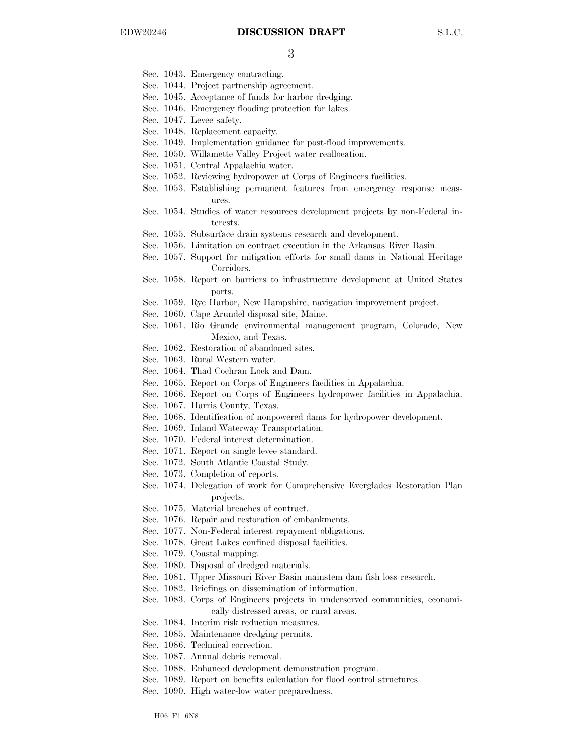Sec. 1043. Emergency contracting.
Sec. 1044. Project partnership agreement.
Sec. 1045. Acceptance of funds for harbor dredging.
Sec. 1046. Emergency flooding protection for lakes.
Sec. 1047. Levee safety.
Sec. 1048. Replacement capacity.
Sec. 1049. Implementation guidance for post-flood improvements.
Sec. 1050. Willamette Valley Project water reallocation.
Sec. 1051. Central Appalachia water.
Sec. 1052. Reviewing hydropower at Corps of Engineers facilities.
Sec. 1053. Establishing permanent features from emergency response measures.
Sec. 1054. Studies of water resources development projects by non-Federal interests.
Sec. 1055. Subsurface drain systems research and development.
Sec. 1056. Limitation on contract execution in the Arkansas River Basin.
Sec. 1057. Support for mitigation efforts for small dams in National Heritage Corridors.
Sec. 1058. Report on barriers to infrastructure development at United States ports.
Sec. 1059. Rye Harbor, New Hampshire, navigation improvement project.
Sec. 1060. Cape Arundel disposal site, Maine.
Sec. 1061. Rio Grande environmental management program, Colorado, New Mexico, and Texas.
Sec. 1062. Restoration of abandoned sites.
Sec. 1063. Rural Western water.
Sec. 1064. Thad Cochran Lock and Dam.
Sec. 1065. Report on Corps of Engineers facilities in Appalachia.
Sec. 1066. Report on Corps of Engineers hydropower facilities in Appalachia.
Sec. 1067. Harris County, Texas.
Sec. 1068. Identification of nonpowered dams for hydropower development.
Sec. 1069. Inland Waterway Transportation.
Sec. 1070. Federal interest determination.
Sec. 1071. Report on single levee standard.
Sec. 1072. South Atlantic Coastal Study.
Sec. 1073. Completion of reports.
Sec. 1074. Delegation of work for Comprehensive Everglades Restoration Plan projects.
Sec. 1075. Material breaches of contract.
Sec. 1076. Repair and restoration of embankments.
Sec. 1077. Non-Federal interest repayment obligations.
Sec. 1078. Great Lakes confined disposal facilities.
Sec. 1079. Coastal mapping.
Sec. 1080. Disposal of dredged materials.
Sec. 1081. Upper Missouri River Basin mainstem dam fish loss research.
Sec. 1082. Briefings on dissemination of information.
Sec. 1083. Corps of Engineers projects in underserved communities, economically distressed areas, or rural areas.
Sec. 1084. Interim risk reduction measures.
Sec. 1085. Maintenance dredging permits.
Sec. 1086. Technical correction.
Sec. 1087. Annual debris removal.
Sec. 1088. Enhanced development demonstration program.
Sec. 1089. Report on benefits calculation for flood control structures.
Sec. 1090. High water-low water preparedness.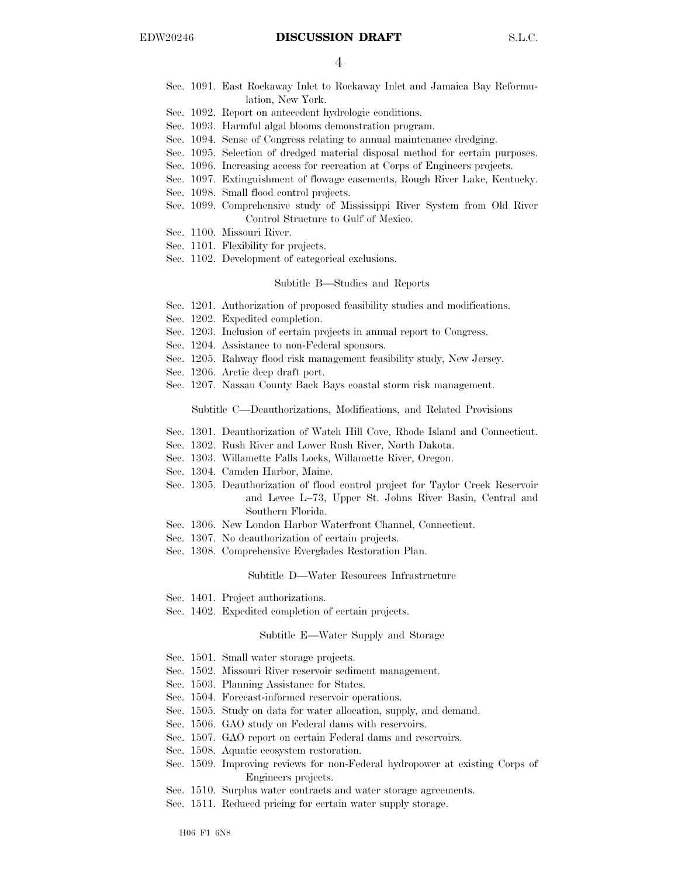Sec. 1091. East Rockaway Inlet to Rockaway Inlet and Jamaica Bay Reformulation, New York.
Sec. 1092. Report on antecedent hydrologic conditions.
Sec. 1093. Harmful algal blooms demonstration program.
Sec. 1094. Sense of Congress relating to annual maintenance dredging.
Sec. 1095. Selection of dredged material disposal method for certain purposes.
Sec. 1096. Increasing access for recreation at Corps of Engineers projects.
Sec. 1097. Extinguishment of flowage easements, Rough River Lake, Kentucky.
Sec. 1098. Small flood control projects.
Sec. 1099. Comprehensive study of Mississippi River System from Old River Control Structure to Gulf of Mexico.
Sec. 1100. Missouri River.
Sec. 1101. Flexibility for projects.
Sec. 1102. Development of categorical exclusions.

Subtitle B—Studies and Reports

Sec. 1201. Authorization of proposed feasibility studies and modifications.
Sec. 1202. Expedited completion.
Sec. 1203. Inclusion of certain projects in annual report to Congress.
Sec. 1204. Assistance to non-Federal sponsors.
Sec. 1205. Rahway flood risk management feasibility study, New Jersey.
Sec. 1206. Arctic deep draft port.
Sec. 1207. Nassau County Back Bays coastal storm risk management.

Subtitle C—Deauthorizations, Modifications, and Related Provisions

Sec. 1301. Deauthorization of Watch Hill Cove, Rhode Island and Connecticut.
Sec. 1302. Rush River and Lower Rush River, North Dakota.
Sec. 1303. Willamette Falls Locks, Willamette River, Oregon.
Sec. 1304. Camden Harbor, Maine.
Sec. 1305. Deauthorization of flood control project for Taylor Creek Reservoir and Levee L–73, Upper St. Johns River Basin, Central and Southern Florida.
Sec. 1306. New London Harbor Waterfront Channel, Connecticut.
Sec. 1307. No deauthorization of certain projects.
Sec. 1308. Comprehensive Everglades Restoration Plan.

Subtitle D—Water Resources Infrastructure

Sec. 1401. Project authorizations.
Sec. 1402. Expedited completion of certain projects.

Subtitle E—Water Supply and Storage

Sec. 1501. Small water storage projects.
Sec. 1502. Missouri River reservoir sediment management.
Sec. 1503. Planning Assistance for States.
Sec. 1504. Forecast-informed reservoir operations.
Sec. 1505. Study on data for water allocation, supply, and demand.
Sec. 1506. GAO study on Federal dams with reservoirs.
Sec. 1507. GAO report on certain Federal dams and reservoirs.
Sec. 1508. Aquatic ecosystem restoration.
Sec. 1509. Improving reviews for non-Federal hydropower at existing Corps of Engineers projects.
Sec. 1510. Surplus water contracts and water storage agreements.
Sec. 1511. Reduced pricing for certain water supply storage.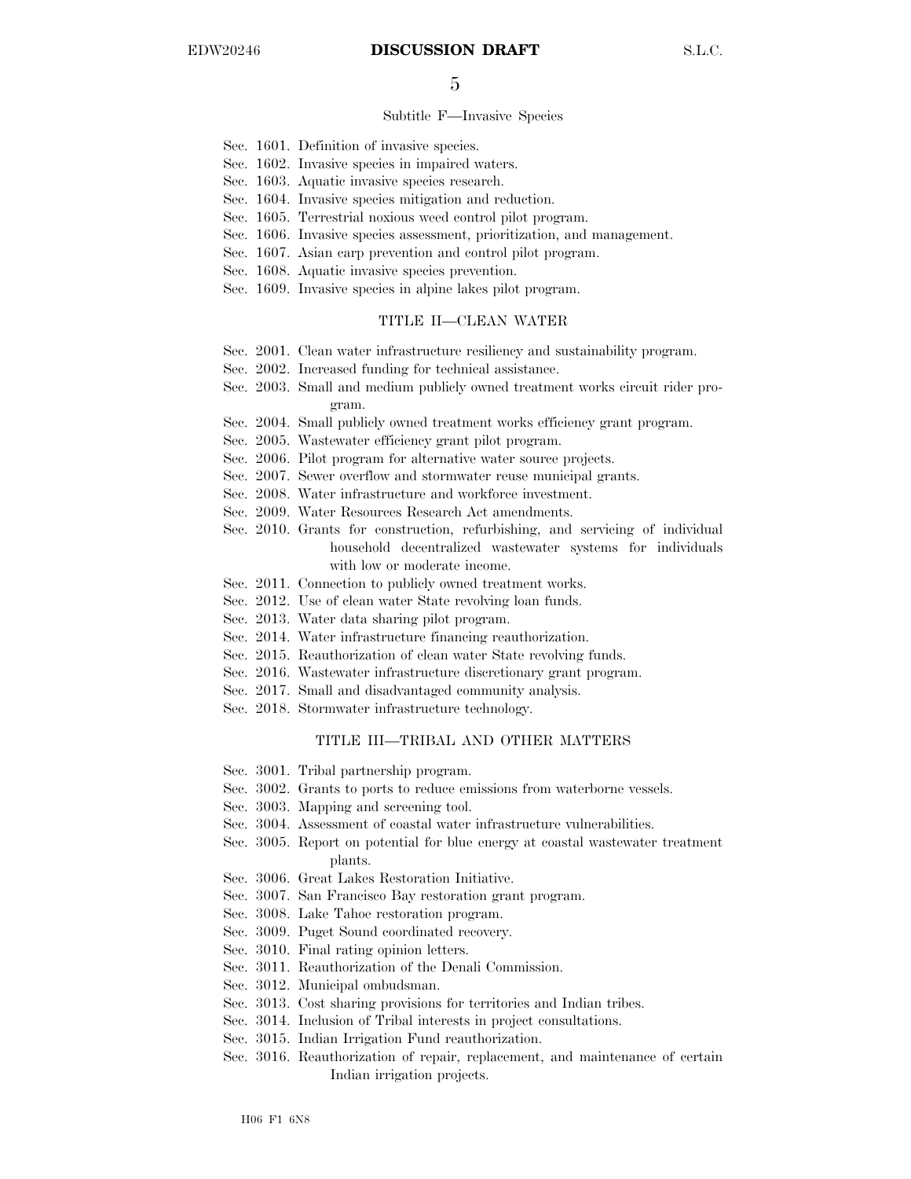Subtitle F—Invasive Species

Sec. 1601. Definition of invasive species.
Sec. 1602. Invasive species in impaired waters.
Sec. 1603. Aquatic invasive species research.
Sec. 1604. Invasive species mitigation and reduction.
Sec. 1605. Terrestrial noxious weed control pilot program.
Sec. 1606. Invasive species assessment, prioritization, and management.
Sec. 1607. Asian carp prevention and control pilot program.
Sec. 1608. Aquatic invasive species prevention.
Sec. 1609. Invasive species in alpine lakes pilot program.

TITLE II—CLEAN WATER

Sec. 2001. Clean water infrastructure resiliency and sustainability program.
Sec. 2002. Increased funding for technical assistance.
Sec. 2003. Small and medium publicly owned treatment works circuit rider program.
Sec. 2004. Small publicly owned treatment works efficiency grant program.
Sec. 2005. Wastewater efficiency grant pilot program.
Sec. 2006. Pilot program for alternative water source projects.
Sec. 2007. Sewer overflow and stormwater reuse municipal grants.
Sec. 2008. Water infrastructure and workforce investment.
Sec. 2009. Water Resources Research Act amendments.
Sec. 2010. Grants for construction, refurbishing, and servicing of individual household decentralized wastewater systems for individuals with low or moderate income.
Sec. 2011. Connection to publicly owned treatment works.
Sec. 2012. Use of clean water State revolving loan funds.
Sec. 2013. Water data sharing pilot program.
Sec. 2014. Water infrastructure financing reauthorization.
Sec. 2015. Reauthorization of clean water State revolving funds.
Sec. 2016. Wastewater infrastructure discretionary grant program.
Sec. 2017. Small and disadvantaged community analysis.
Sec. 2018. Stormwater infrastructure technology.

TITLE III—TRIBAL AND OTHER MATTERS

Sec. 3001. Tribal partnership program.
Sec. 3002. Grants to ports to reduce emissions from waterborne vessels.
Sec. 3003. Mapping and screening tool.
Sec. 3004. Assessment of coastal water infrastructure vulnerabilities.
Sec. 3005. Report on potential for blue energy at coastal wastewater treatment plants.
Sec. 3006. Great Lakes Restoration Initiative.
Sec. 3007. San Francisco Bay restoration grant program.
Sec. 3008. Lake Tahoe restoration program.
Sec. 3009. Puget Sound coordinated recovery.
Sec. 3010. Final rating opinion letters.
Sec. 3011. Reauthorization of the Denali Commission.
Sec. 3012. Municipal ombudsman.
Sec. 3013. Cost sharing provisions for territories and Indian tribes.
Sec. 3014. Inclusion of Tribal interests in project consultations.
Sec. 3015. Indian Irrigation Fund reauthorization.
Sec. 3016. Reauthorization of repair, replacement, and maintenance of certain Indian irrigation projects.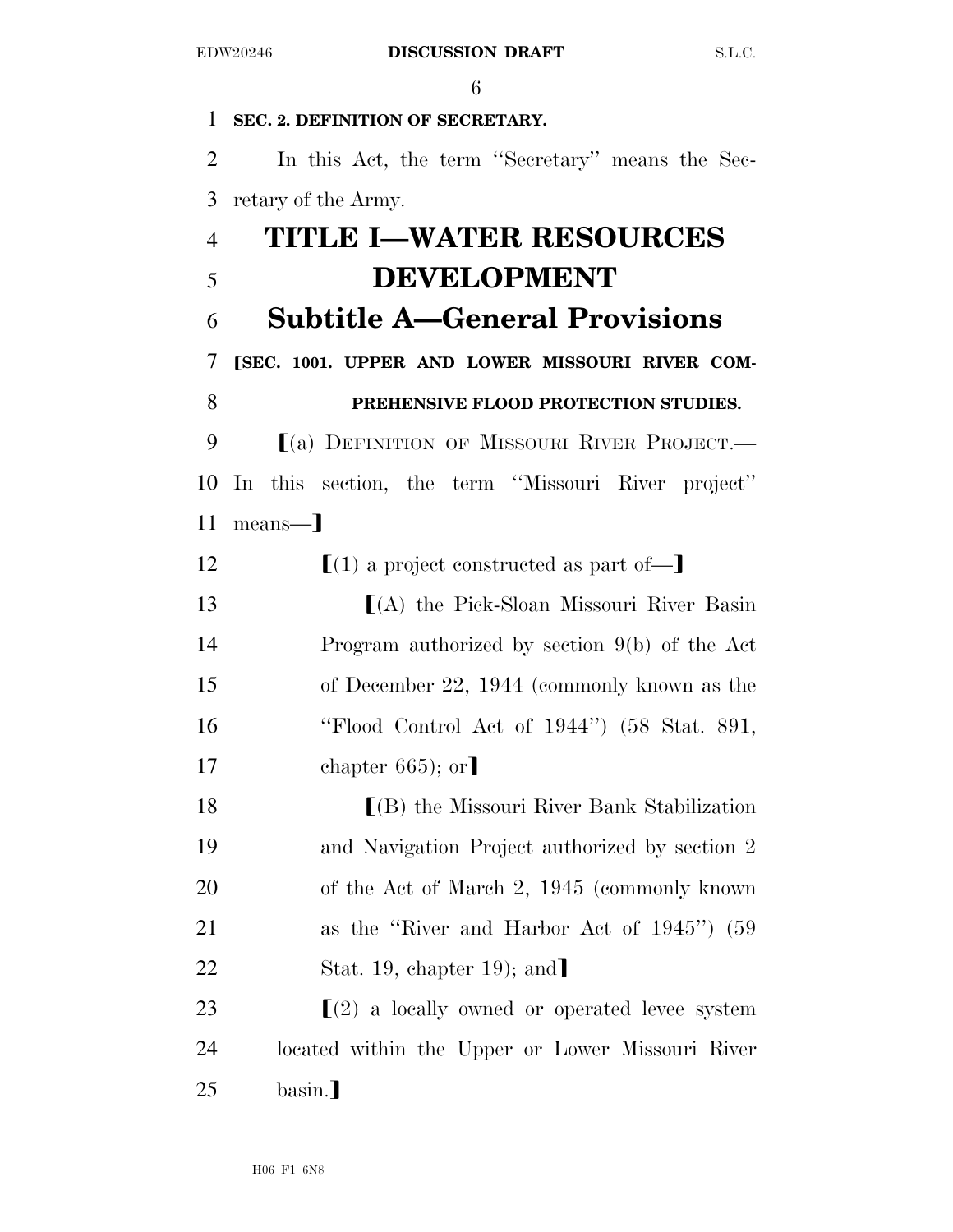**SEC. 2. DEFINITION OF SECRETARY.**

In this Act, the term ''Secretary'' means the Secretary of the Army.

# TITLE I—WATER RESOURCES DEVELOPMENT

## Subtitle A—General Provisions

**⟦SEC. 1001. UPPER AND LOWER MISSOURI RIVER COMPREHENSIVE FLOOD PROTECTION STUDIES.**

⟦(a) DEFINITION OF MISSOURI RIVER PROJECT.—In this section, the term ''Missouri River project'' means—⟧

⟦(1) a project constructed as part of—⟧

⟦(A) the Pick-Sloan Missouri River Basin Program authorized by section 9(b) of the Act of December 22, 1944 (commonly known as the ''Flood Control Act of 1944'') (58 Stat. 891, chapter 665); or⟧

⟦(B) the Missouri River Bank Stabilization and Navigation Project authorized by section 2 of the Act of March 2, 1945 (commonly known as the ''River and Harbor Act of 1945'') (59 Stat. 19, chapter 19); and⟧

⟦(2) a locally owned or operated levee system located within the Upper or Lower Missouri River basin.⟧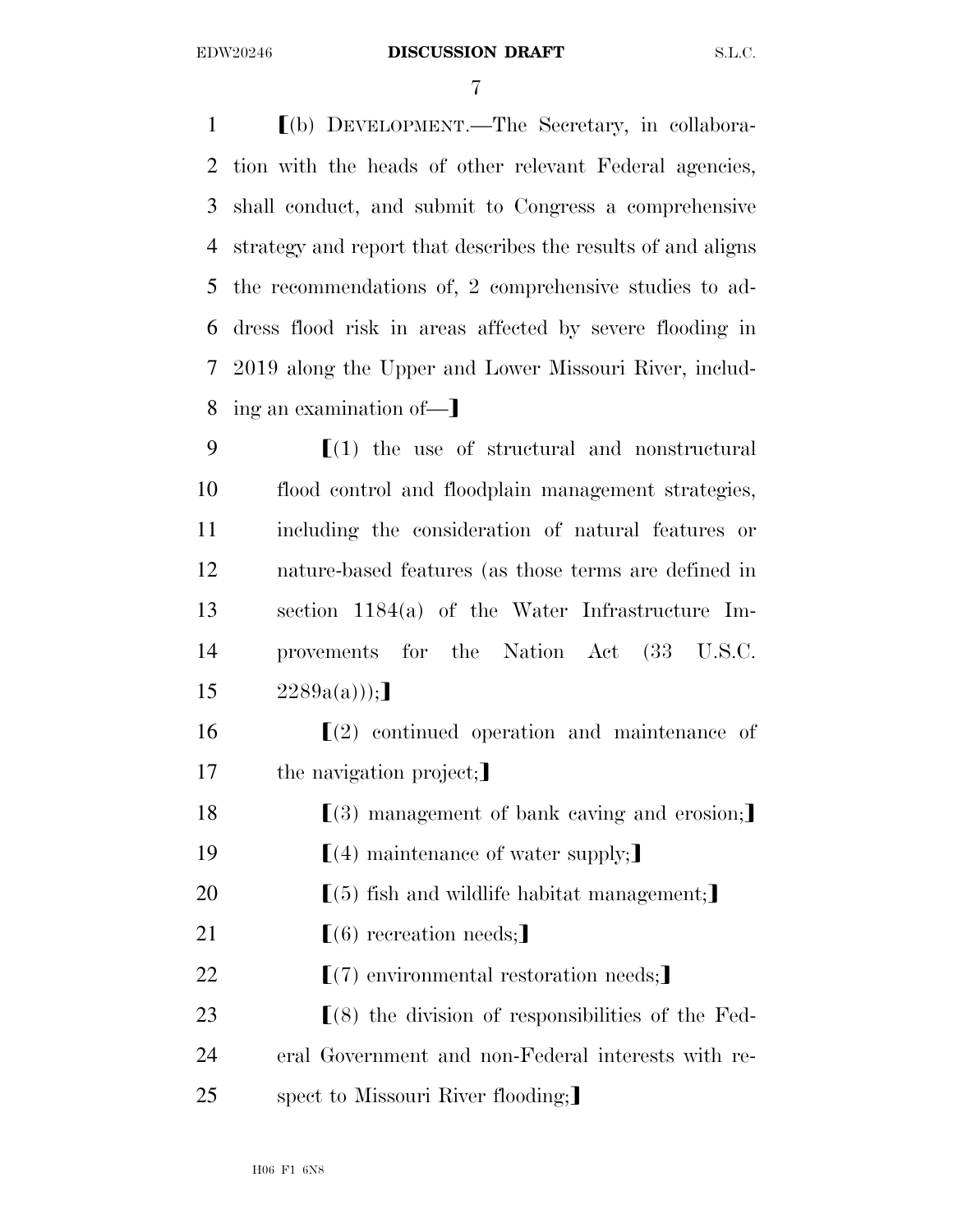⟦(b) DEVELOPMENT.—The Secretary, in collaboration with the heads of other relevant Federal agencies, shall conduct, and submit to Congress a comprehensive strategy and report that describes the results of and aligns the recommendations of, 2 comprehensive studies to address flood risk in areas affected by severe flooding in 2019 along the Upper and Lower Missouri River, including an examination of—⟧

⟦(1) the use of structural and nonstructural flood control and floodplain management strategies, including the consideration of natural features or nature-based features (as those terms are defined in section 1184(a) of the Water Infrastructure Improvements for the Nation Act (33 U.S.C. 2289a(a)));⟧

⟦(2) continued operation and maintenance of the navigation project;⟧

⟦(3) management of bank caving and erosion;⟧

⟦(4) maintenance of water supply;⟧

⟦(5) fish and wildlife habitat management;⟧

⟦(6) recreation needs;⟧

⟦(7) environmental restoration needs;⟧

⟦(8) the division of responsibilities of the Federal Government and non-Federal interests with respect to Missouri River flooding;⟧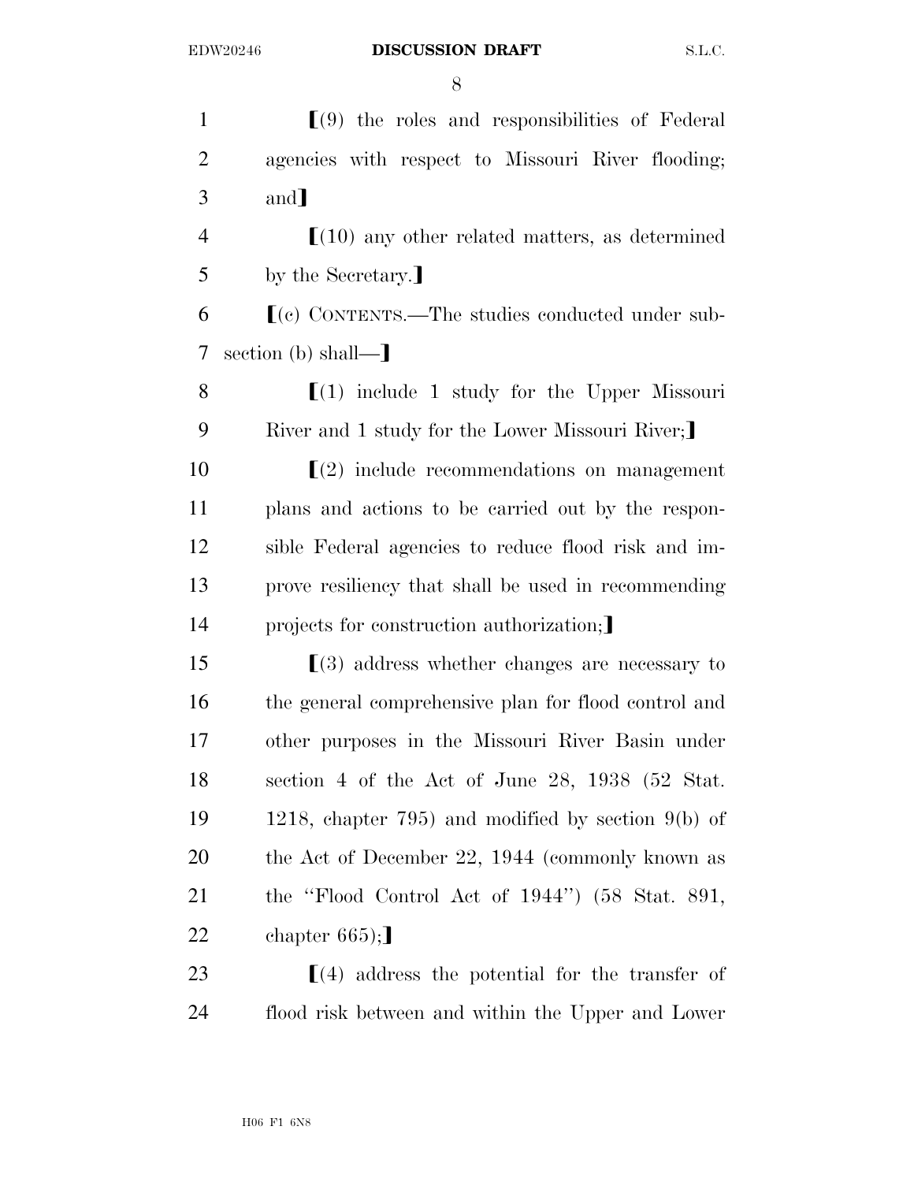⟦(9) the roles and responsibilities of Federal agencies with respect to Missouri River flooding; and⟧

⟦(10) any other related matters, as determined by the Secretary.⟧

⟦(c) CONTENTS.—The studies conducted under subsection (b) shall—⟧

⟦(1) include 1 study for the Upper Missouri River and 1 study for the Lower Missouri River;⟧

⟦(2) include recommendations on management plans and actions to be carried out by the responsible Federal agencies to reduce flood risk and improve resiliency that shall be used in recommending projects for construction authorization;⟧

⟦(3) address whether changes are necessary to the general comprehensive plan for flood control and other purposes in the Missouri River Basin under section 4 of the Act of June 28, 1938 (52 Stat. 1218, chapter 795) and modified by section 9(b) of the Act of December 22, 1944 (commonly known as the "Flood Control Act of 1944") (58 Stat. 891, chapter 665);⟧

⟦(4) address the potential for the transfer of flood risk between and within the Upper and Lower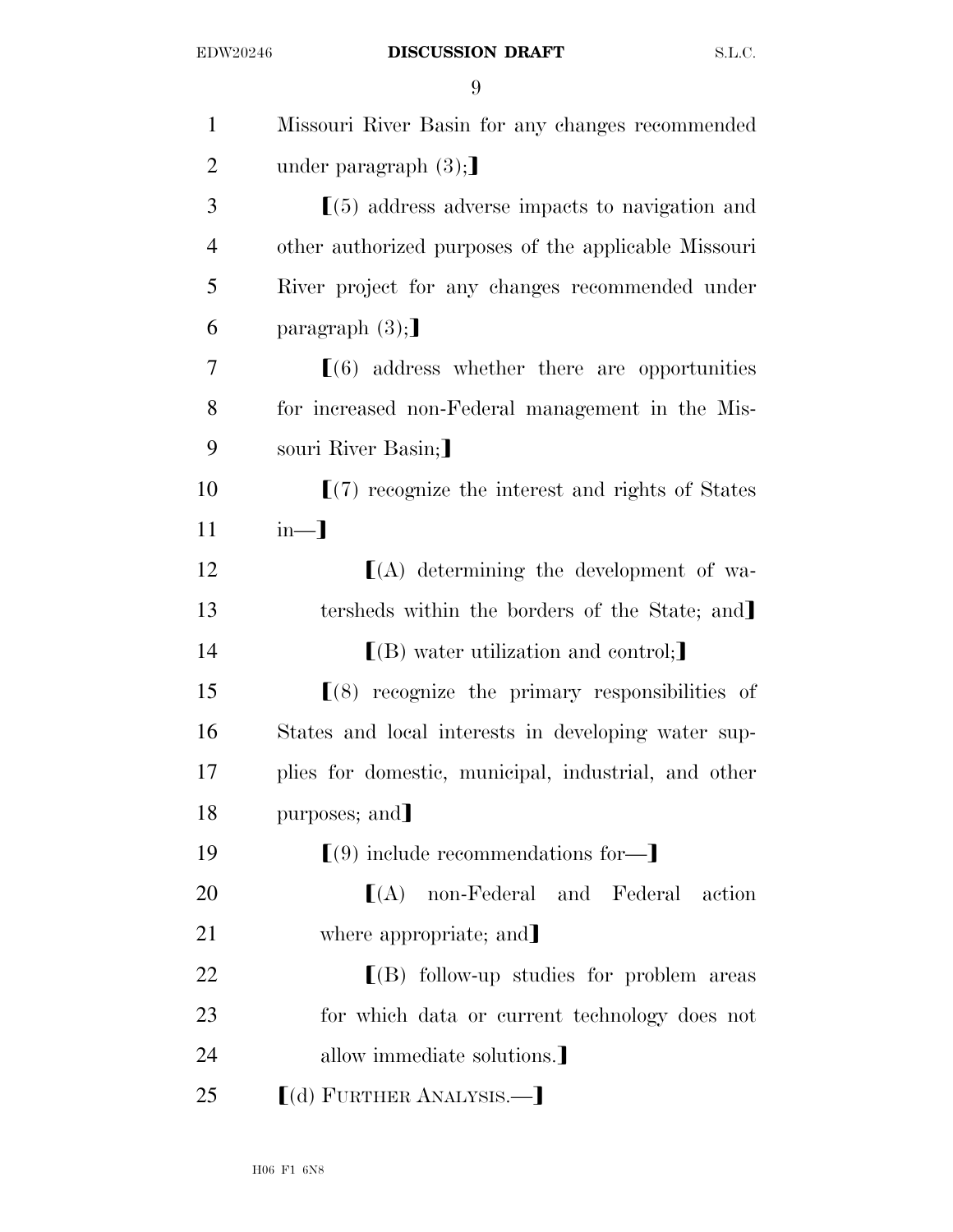Missouri River Basin for any changes recommended under paragraph (3);⟧

⟦(5) address adverse impacts to navigation and other authorized purposes of the applicable Missouri River project for any changes recommended under paragraph (3);⟧

⟦(6) address whether there are opportunities for increased non-Federal management in the Missouri River Basin;⟧

⟦(7) recognize the interest and rights of States in—⟧

⟦(A) determining the development of watersheds within the borders of the State; and⟧

⟦(B) water utilization and control;⟧

⟦(8) recognize the primary responsibilities of States and local interests in developing water supplies for domestic, municipal, industrial, and other purposes; and⟧

⟦(9) include recommendations for—⟧

⟦(A) non-Federal and Federal action where appropriate; and⟧

⟦(B) follow-up studies for problem areas for which data or current technology does not allow immediate solutions.⟧

⟦(d) FURTHER ANALYSIS.—⟧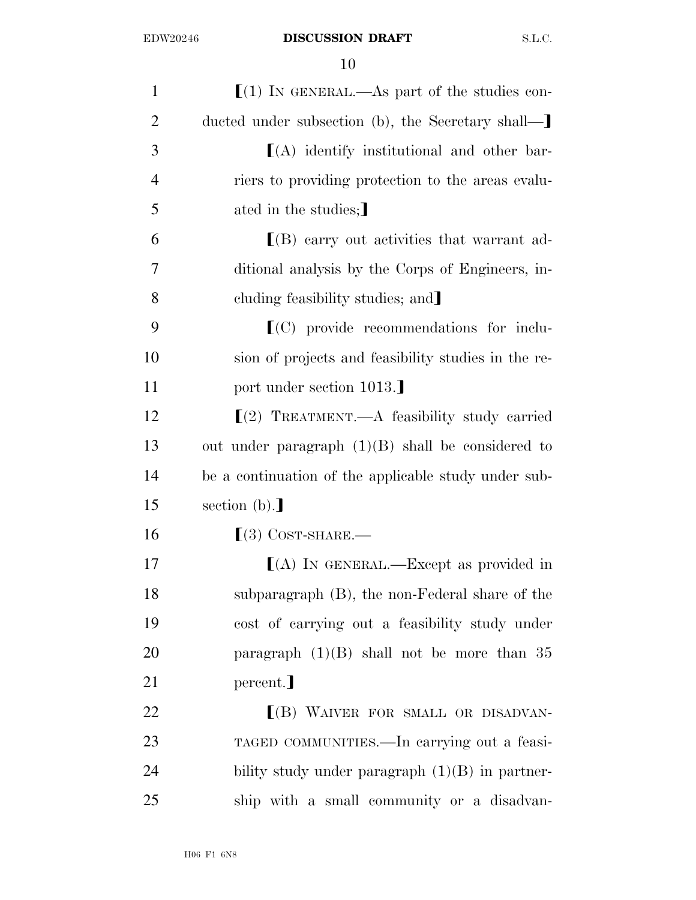⟦(1) IN GENERAL.—As part of the studies conducted under subsection (b), the Secretary shall—⟧

⟦(A) identify institutional and other barriers to providing protection to the areas evaluated in the studies;⟧

⟦(B) carry out activities that warrant additional analysis by the Corps of Engineers, including feasibility studies; and⟧

⟦(C) provide recommendations for inclusion of projects and feasibility studies in the report under section 1013.⟧

⟦(2) TREATMENT.—A feasibility study carried out under paragraph (1)(B) shall be considered to be a continuation of the applicable study under subsection (b).⟧

⟦(3) COST-SHARE.—

⟦(A) IN GENERAL.—Except as provided in subparagraph (B), the non-Federal share of the cost of carrying out a feasibility study under paragraph (1)(B) shall not be more than 35 percent.⟧

⟦(B) WAIVER FOR SMALL OR DISADVANTAGED COMMUNITIES.—In carrying out a feasibility study under paragraph (1)(B) in partnership with a small community or a disadvan-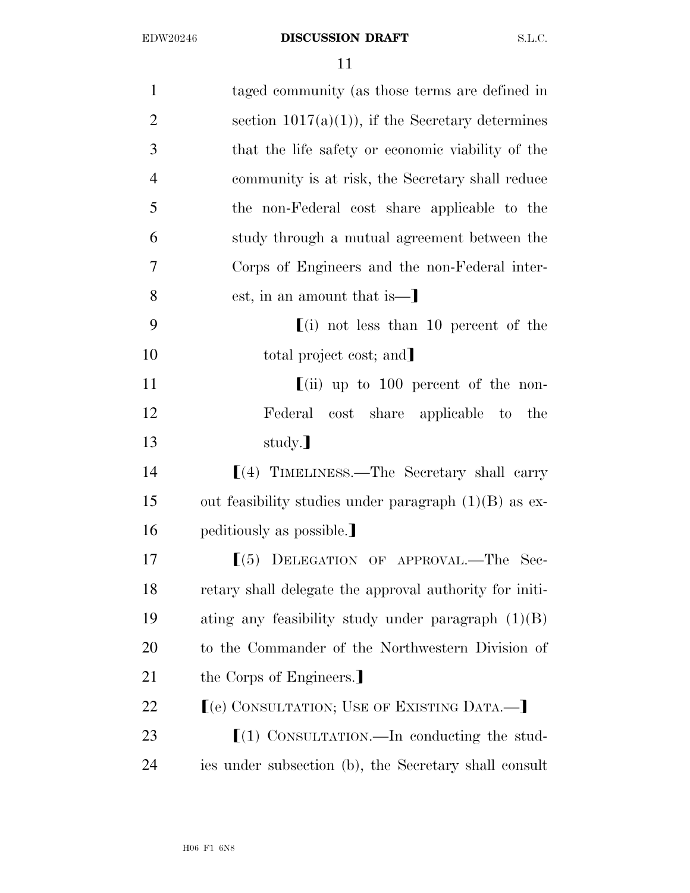taged community (as those terms are defined in section 1017(a)(1)), if the Secretary determines that the life safety or economic viability of the community is at risk, the Secretary shall reduce the non-Federal cost share applicable to the study through a mutual agreement between the Corps of Engineers and the non-Federal interest, in an amount that is—]

[(i) not less than 10 percent of the total project cost; and]

[(ii) up to 100 percent of the non-Federal cost share applicable to the study.]

[(4) TIMELINESS.—The Secretary shall carry out feasibility studies under paragraph (1)(B) as expeditiously as possible.]

[(5) DELEGATION OF APPROVAL.—The Secretary shall delegate the approval authority for initiating any feasibility study under paragraph (1)(B) to the Commander of the Northwestern Division of the Corps of Engineers.]

[(e) CONSULTATION; USE OF EXISTING DATA.—]

[(1) CONSULTATION.—In conducting the studies under subsection (b), the Secretary shall consult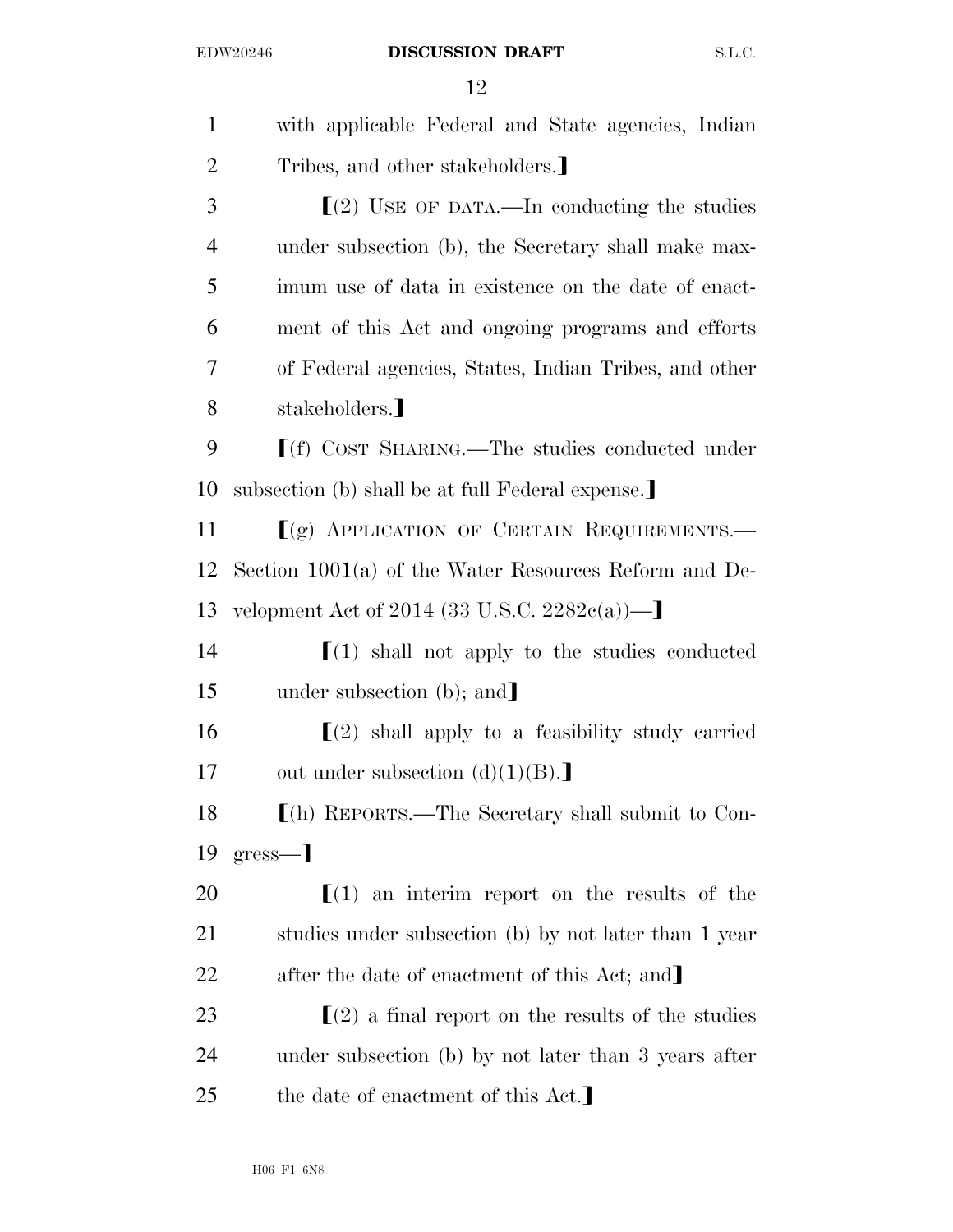with applicable Federal and State agencies, Indian Tribes, and other stakeholders.⟧

⟦(2) USE OF DATA.—In conducting the studies under subsection (b), the Secretary shall make maximum use of data in existence on the date of enactment of this Act and ongoing programs and efforts of Federal agencies, States, Indian Tribes, and other stakeholders.⟧

⟦(f) COST SHARING.—The studies conducted under subsection (b) shall be at full Federal expense.⟧

⟦(g) APPLICATION OF CERTAIN REQUIREMENTS.—Section 1001(a) of the Water Resources Reform and Development Act of 2014 (33 U.S.C. 2282c(a))—⟧

⟦(1) shall not apply to the studies conducted under subsection (b); and⟧

⟦(2) shall apply to a feasibility study carried out under subsection (d)(1)(B).⟧

⟦(h) REPORTS.—The Secretary shall submit to Congress—⟧

⟦(1) an interim report on the results of the studies under subsection (b) by not later than 1 year after the date of enactment of this Act; and⟧

⟦(2) a final report on the results of the studies under subsection (b) by not later than 3 years after the date of enactment of this Act.⟧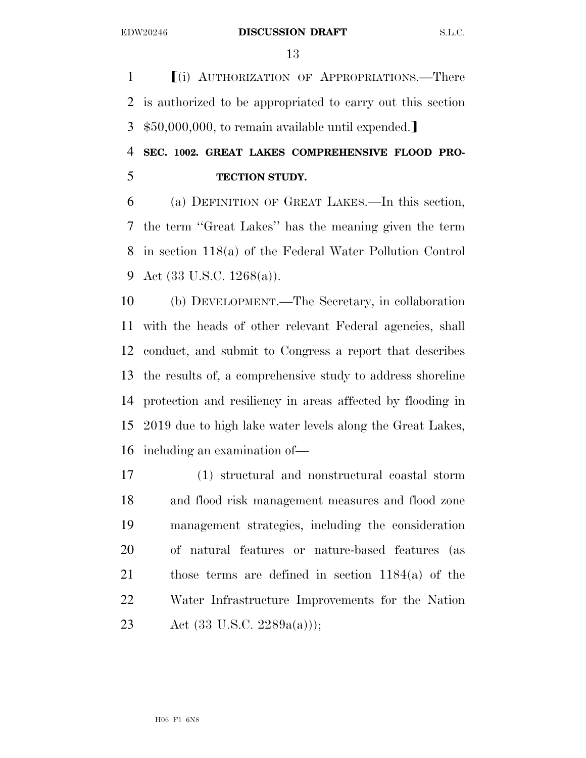⟦(i) AUTHORIZATION OF APPROPRIATIONS.—There is authorized to be appropriated to carry out this section $50,000,000, to remain available until expended.⟧

**SEC. 1002. GREAT LAKES COMPREHENSIVE FLOOD PROTECTION STUDY.**

(a) DEFINITION OF GREAT LAKES.—In this section, the term ''Great Lakes'' has the meaning given the term in section 118(a) of the Federal Water Pollution Control Act (33 U.S.C. 1268(a)).

(b) DEVELOPMENT.—The Secretary, in collaboration with the heads of other relevant Federal agencies, shall conduct, and submit to Congress a report that describes the results of, a comprehensive study to address shoreline protection and resiliency in areas affected by flooding in 2019 due to high lake water levels along the Great Lakes, including an examination of—

(1) structural and nonstructural coastal storm and flood risk management measures and flood zone management strategies, including the consideration of natural features or nature-based features (as those terms are defined in section 1184(a) of the Water Infrastructure Improvements for the Nation Act (33 U.S.C. 2289a(a)));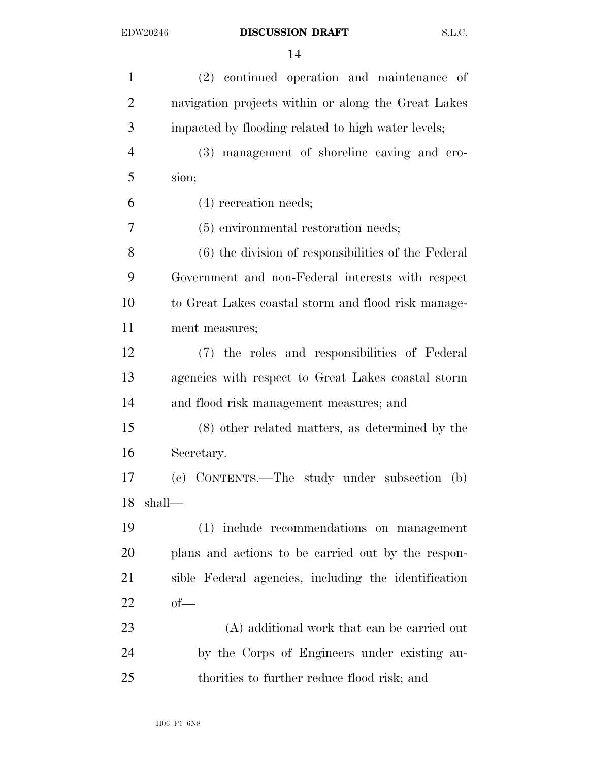(2) continued operation and maintenance of navigation projects within or along the Great Lakes impacted by flooding related to high water levels;

(3) management of shoreline caving and erosion;

(4) recreation needs;

(5) environmental restoration needs;

(6) the division of responsibilities of the Federal Government and non-Federal interests with respect to Great Lakes coastal storm and flood risk management measures;

(7) the roles and responsibilities of Federal agencies with respect to Great Lakes coastal storm and flood risk management measures; and

(8) other related matters, as determined by the Secretary.

(c) CONTENTS.—The study under subsection (b) shall—

(1) include recommendations on management plans and actions to be carried out by the responsible Federal agencies, including the identification of—

(A) additional work that can be carried out by the Corps of Engineers under existing authorities to further reduce flood risk; and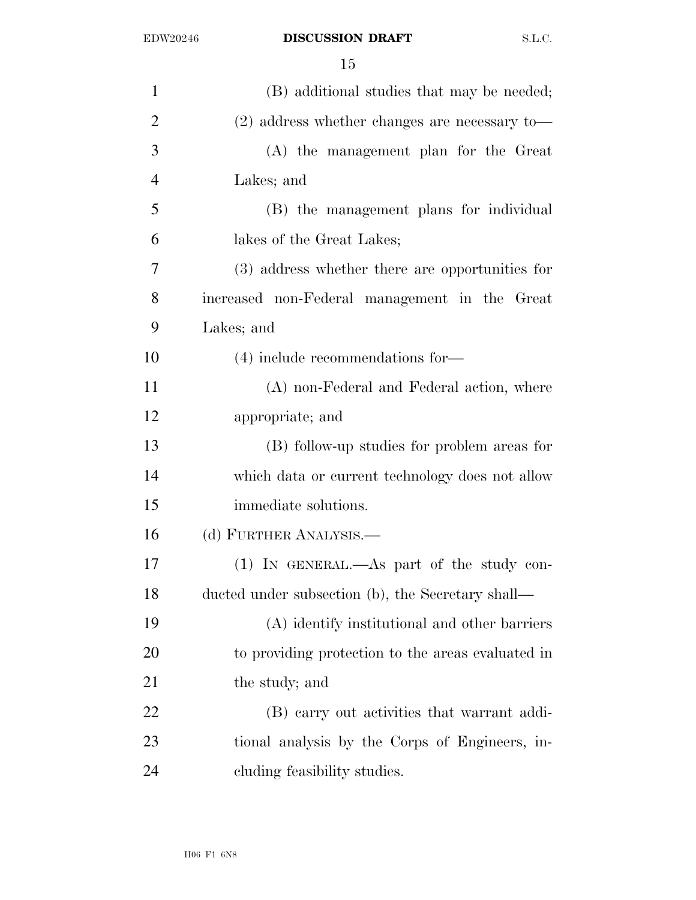(B) additional studies that may be needed;

(2) address whether changes are necessary to—

(A) the management plan for the Great Lakes; and

(B) the management plans for individual lakes of the Great Lakes;

(3) address whether there are opportunities for increased non-Federal management in the Great Lakes; and

(4) include recommendations for—

(A) non-Federal and Federal action, where appropriate; and

(B) follow-up studies for problem areas for which data or current technology does not allow immediate solutions.

(d) FURTHER ANALYSIS.—

(1) IN GENERAL.—As part of the study conducted under subsection (b), the Secretary shall—

(A) identify institutional and other barriers to providing protection to the areas evaluated in the study; and

(B) carry out activities that warrant additional analysis by the Corps of Engineers, including feasibility studies.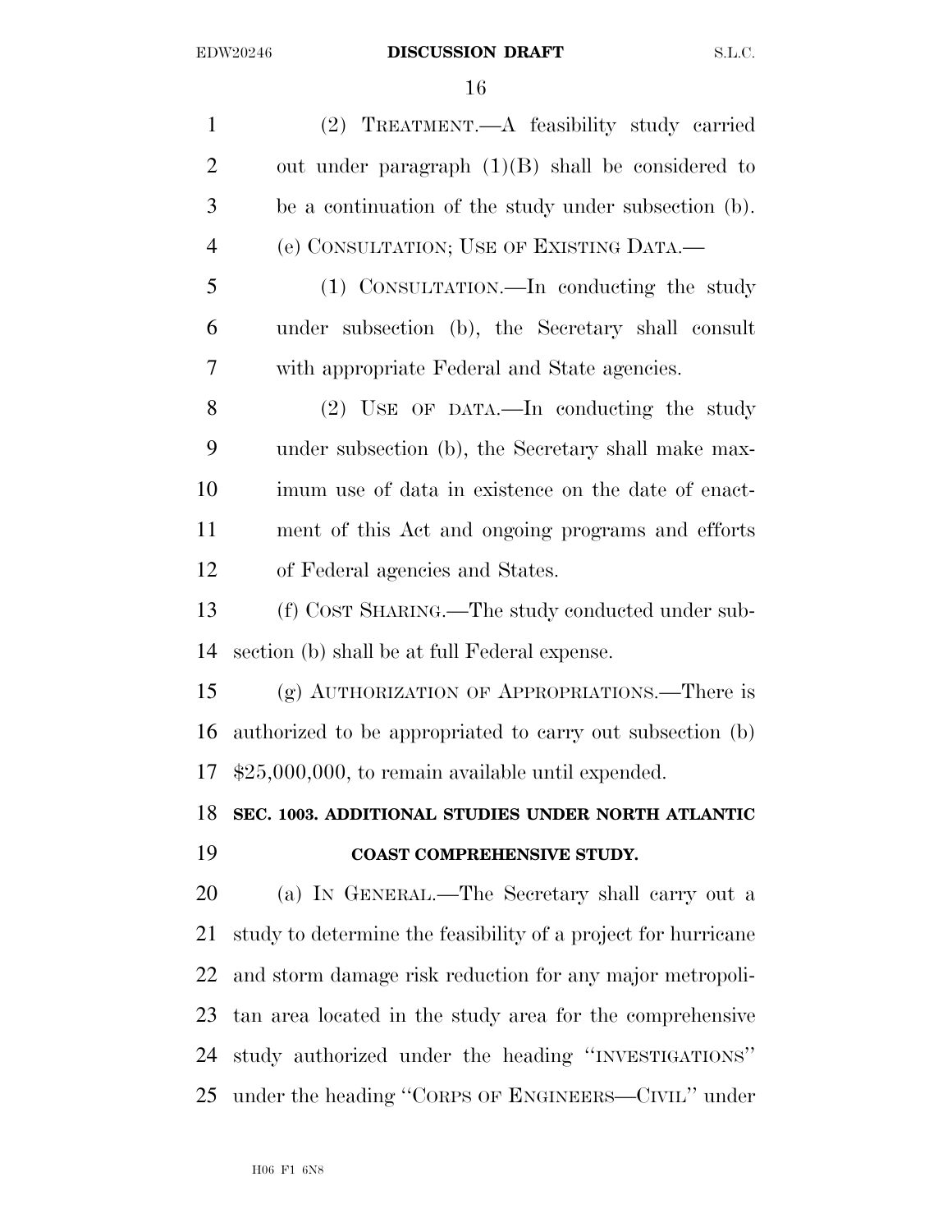(2) TREATMENT.—A feasibility study carried out under paragraph (1)(B) shall be considered to be a continuation of the study under subsection (b).

(e) CONSULTATION; USE OF EXISTING DATA.—

(1) CONSULTATION.—In conducting the study under subsection (b), the Secretary shall consult with appropriate Federal and State agencies.

(2) USE OF DATA.—In conducting the study under subsection (b), the Secretary shall make maximum use of data in existence on the date of enactment of this Act and ongoing programs and efforts of Federal agencies and States.

(f) COST SHARING.—The study conducted under subsection (b) shall be at full Federal expense.

(g) AUTHORIZATION OF APPROPRIATIONS.—There is authorized to be appropriated to carry out subsection (b) $25,000,000, to remain available until expended.

**SEC. 1003. ADDITIONAL STUDIES UNDER NORTH ATLANTIC COAST COMPREHENSIVE STUDY.**

(a) IN GENERAL.—The Secretary shall carry out a study to determine the feasibility of a project for hurricane and storm damage risk reduction for any major metropolitan area located in the study area for the comprehensive study authorized under the heading ''INVESTIGATIONS'' under the heading ''CORPS OF ENGINEERS—CIVIL'' under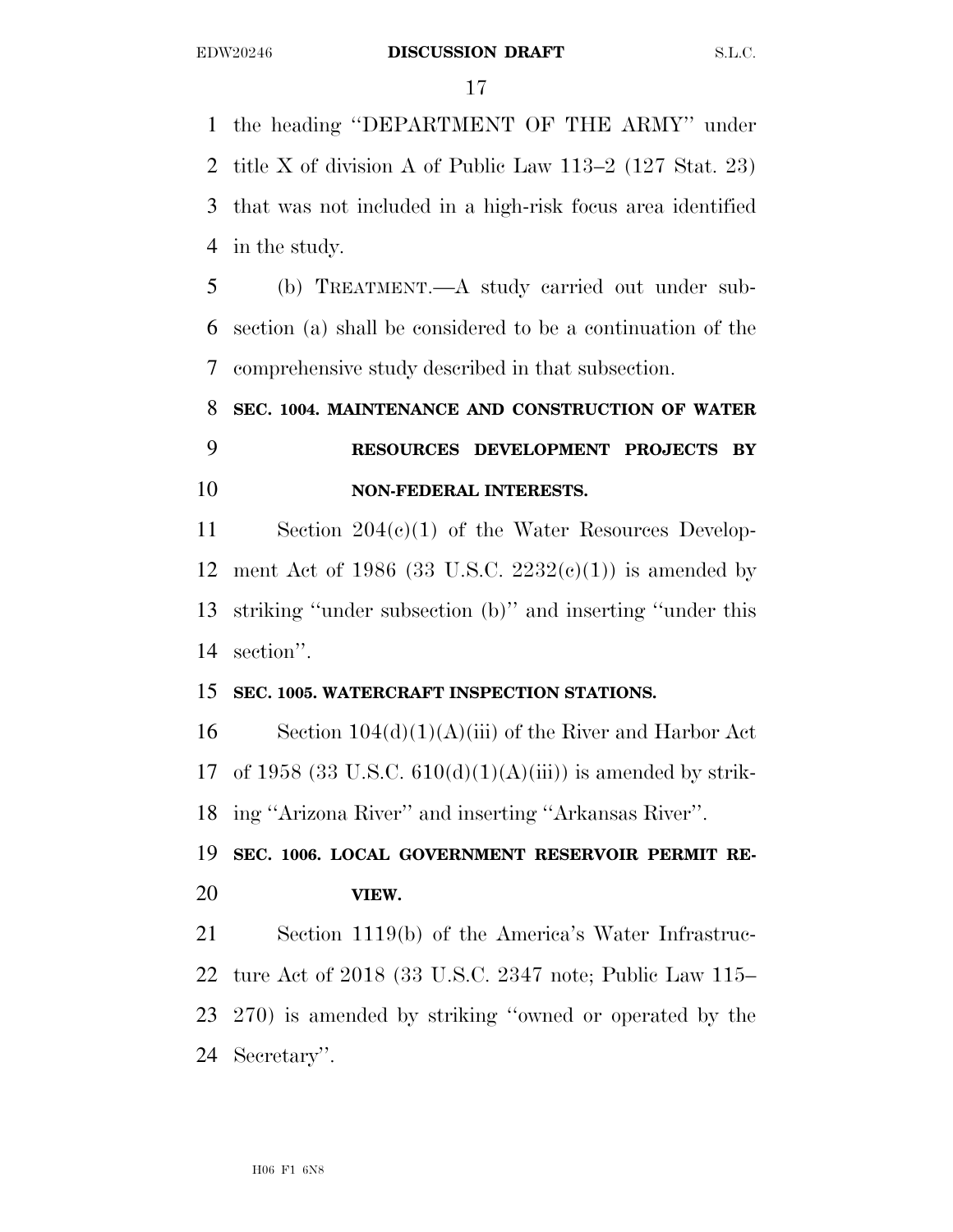the heading ''DEPARTMENT OF THE ARMY'' under title X of division A of Public Law 113–2 (127 Stat. 23) that was not included in a high-risk focus area identified in the study.

(b) TREATMENT.—A study carried out under subsection (a) shall be considered to be a continuation of the comprehensive study described in that subsection.

**SEC. 1004. MAINTENANCE AND CONSTRUCTION OF WATER RESOURCES DEVELOPMENT PROJECTS BY NON-FEDERAL INTERESTS.**

Section 204(c)(1) of the Water Resources Development Act of 1986 (33 U.S.C. 2232(c)(1)) is amended by striking ''under subsection (b)'' and inserting ''under this section''.

**SEC. 1005. WATERCRAFT INSPECTION STATIONS.**

Section 104(d)(1)(A)(iii) of the River and Harbor Act of 1958 (33 U.S.C. 610(d)(1)(A)(iii)) is amended by striking ''Arizona River'' and inserting ''Arkansas River''.

**SEC. 1006. LOCAL GOVERNMENT RESERVOIR PERMIT REVIEW.**

Section 1119(b) of the America's Water Infrastructure Act of 2018 (33 U.S.C. 2347 note; Public Law 115–270) is amended by striking ''owned or operated by the Secretary''.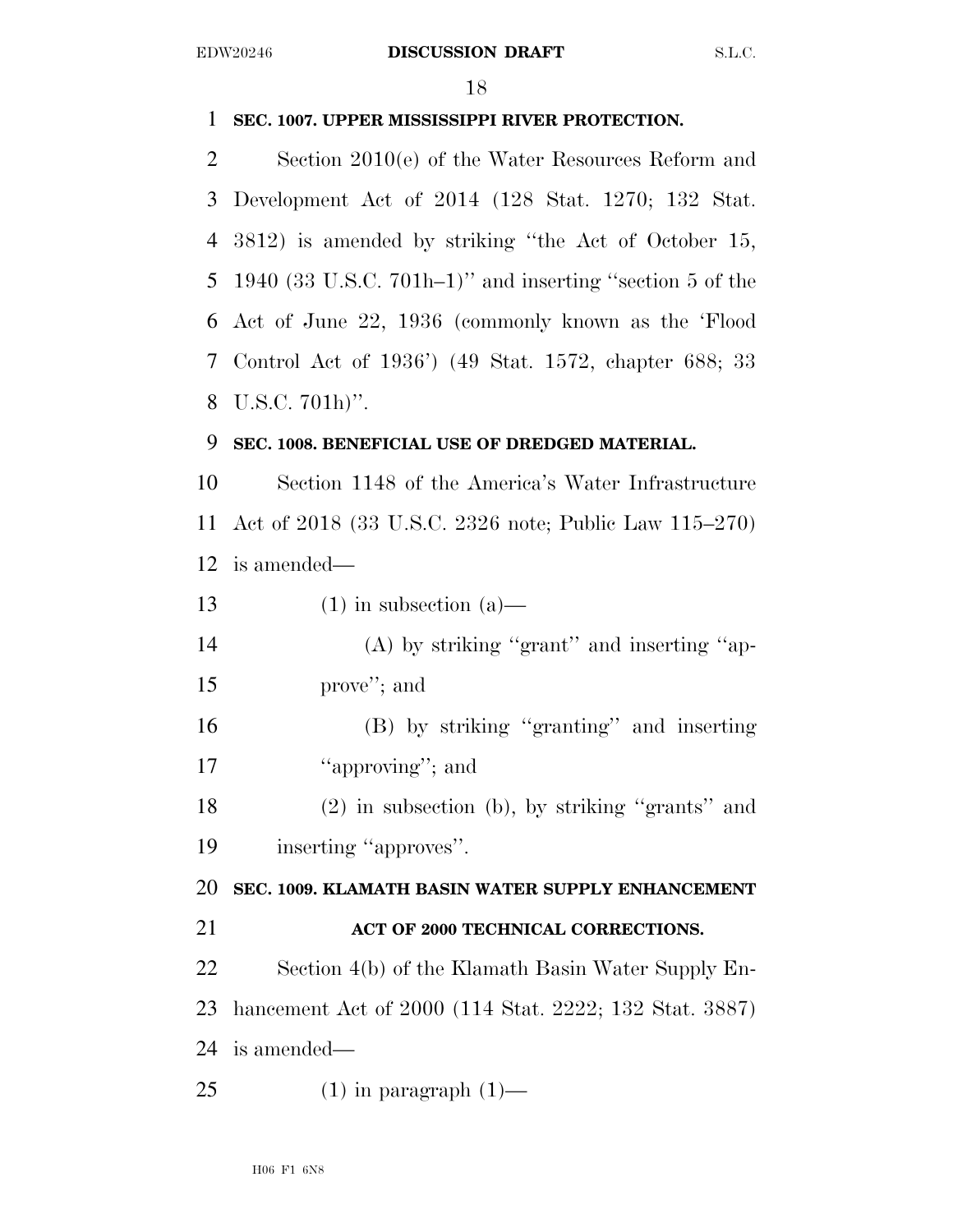**SEC. 1007. UPPER MISSISSIPPI RIVER PROTECTION.**

Section 2010(e) of the Water Resources Reform and Development Act of 2014 (128 Stat. 1270; 132 Stat. 3812) is amended by striking ''the Act of October 15, 1940 (33 U.S.C. 701h–1)'' and inserting ''section 5 of the Act of June 22, 1936 (commonly known as the 'Flood Control Act of 1936') (49 Stat. 1572, chapter 688; 33 U.S.C. 701h)''.

**SEC. 1008. BENEFICIAL USE OF DREDGED MATERIAL.**

Section 1148 of the America's Water Infrastructure Act of 2018 (33 U.S.C. 2326 note; Public Law 115–270) is amended—

(1) in subsection (a)—

(A) by striking ''grant'' and inserting ''approve''; and

(B) by striking ''granting'' and inserting ''approving''; and

(2) in subsection (b), by striking ''grants'' and inserting ''approves''.

**SEC. 1009. KLAMATH BASIN WATER SUPPLY ENHANCEMENT ACT OF 2000 TECHNICAL CORRECTIONS.**

Section 4(b) of the Klamath Basin Water Supply Enhancement Act of 2000 (114 Stat. 2222; 132 Stat. 3887) is amended—

(1) in paragraph (1)—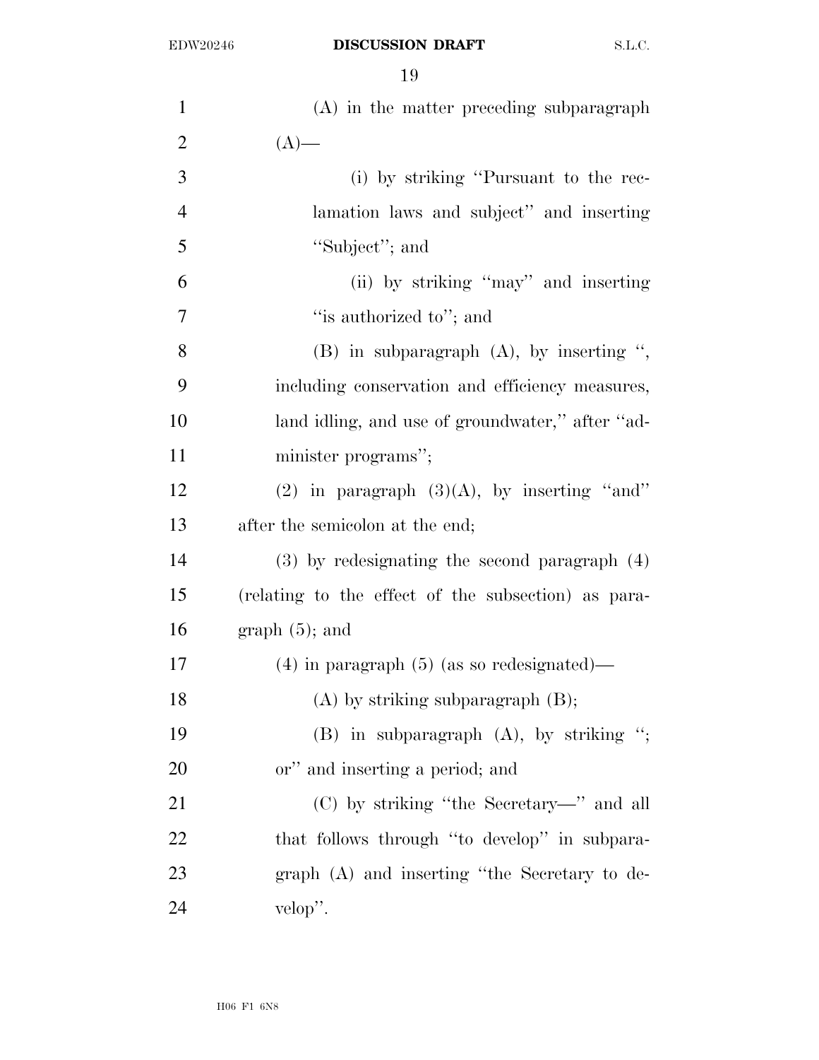(A) in the matter preceding subparagraph (A)—

(i) by striking ''Pursuant to the reclamation laws and subject'' and inserting ''Subject''; and

(ii) by striking ''may'' and inserting ''is authorized to''; and

(B) in subparagraph (A), by inserting '', including conservation and efficiency measures, land idling, and use of groundwater,'' after ''administer programs'';

(2) in paragraph (3)(A), by inserting ''and'' after the semicolon at the end;

(3) by redesignating the second paragraph (4) (relating to the effect of the subsection) as paragraph (5); and

(4) in paragraph (5) (as so redesignated)—

(A) by striking subparagraph (B);

(B) in subparagraph (A), by striking ''; or'' and inserting a period; and

(C) by striking ''the Secretary—'' and all that follows through ''to develop'' in subparagraph (A) and inserting ''the Secretary to develop''.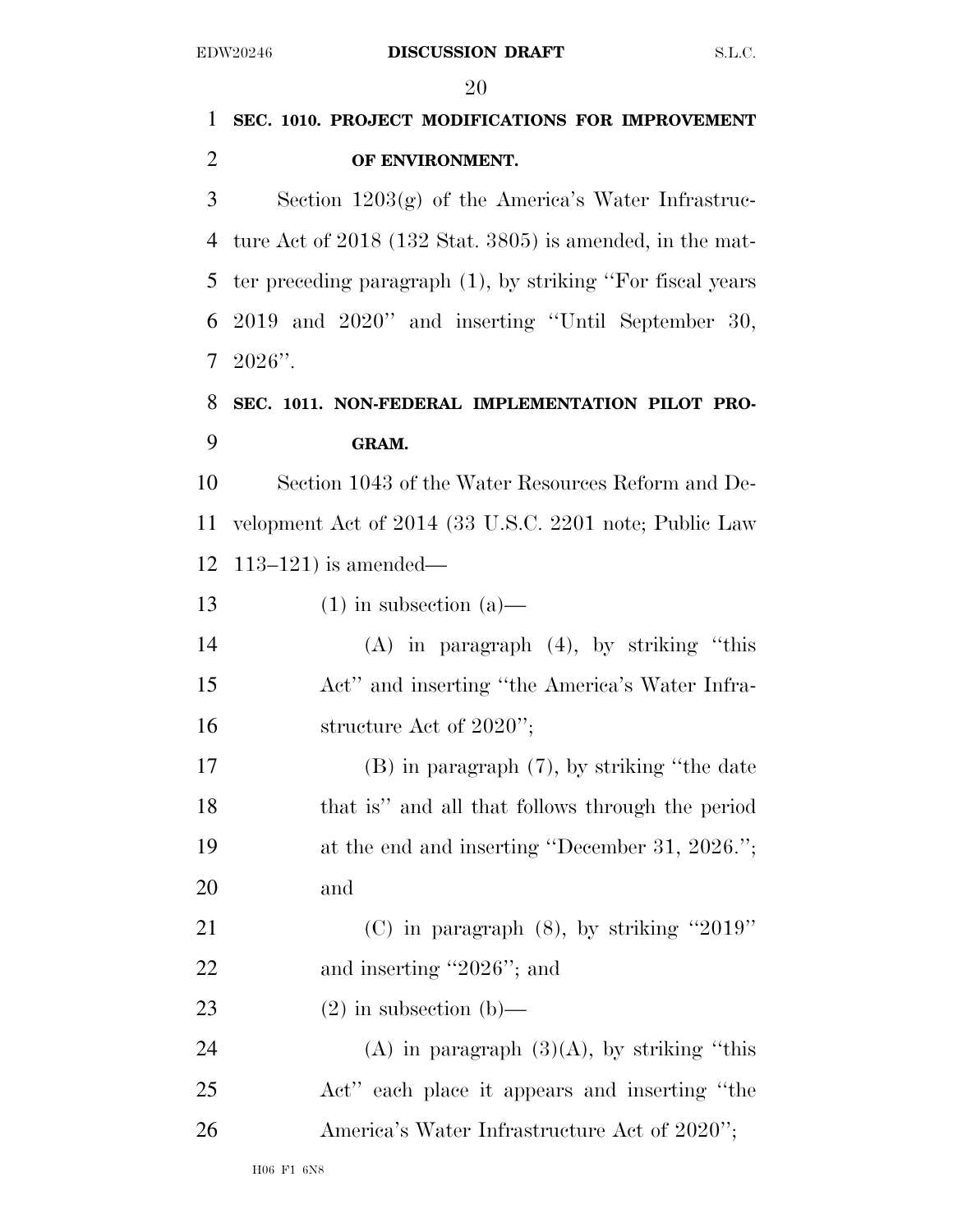**SEC. 1010. PROJECT MODIFICATIONS FOR IMPROVEMENT OF ENVIRONMENT.**

Section 1203(g) of the America's Water Infrastructure Act of 2018 (132 Stat. 3805) is amended, in the matter preceding paragraph (1), by striking "For fiscal years 2019 and 2020" and inserting "Until September 30, 2026".

**SEC. 1011. NON-FEDERAL IMPLEMENTATION PILOT PROGRAM.**

Section 1043 of the Water Resources Reform and Development Act of 2014 (33 U.S.C. 2201 note; Public Law 113–121) is amended—

(1) in subsection (a)—

(A) in paragraph (4), by striking "this Act" and inserting "the America's Water Infrastructure Act of 2020";

(B) in paragraph (7), by striking "the date that is" and all that follows through the period at the end and inserting "December 31, 2026."; and

(C) in paragraph (8), by striking "2019" and inserting "2026"; and

(2) in subsection (b)—

(A) in paragraph (3)(A), by striking "this Act" each place it appears and inserting "the America's Water Infrastructure Act of 2020";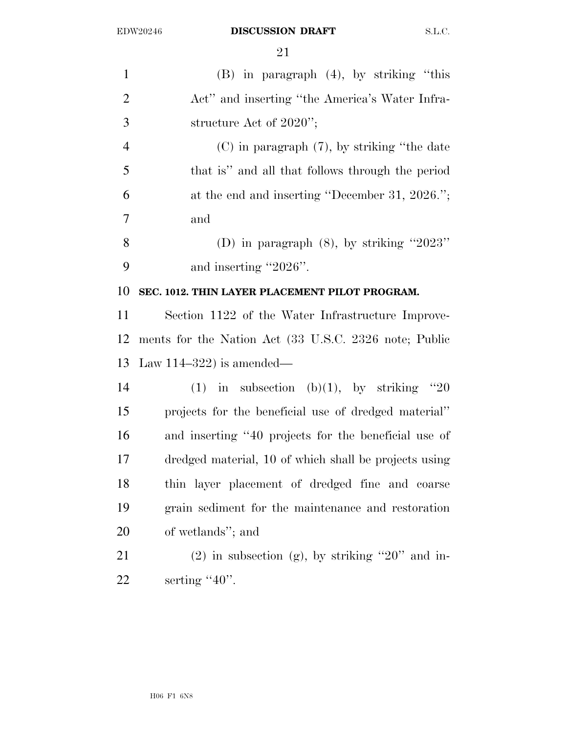(B) in paragraph (4), by striking "this Act" and inserting "the America's Water Infrastructure Act of 2020";

(C) in paragraph (7), by striking "the date that is" and all that follows through the period at the end and inserting "December 31, 2026."; and

(D) in paragraph (8), by striking "2023" and inserting "2026".

**SEC. 1012. THIN LAYER PLACEMENT PILOT PROGRAM.**

Section 1122 of the Water Infrastructure Improvements for the Nation Act (33 U.S.C. 2326 note; Public Law 114–322) is amended—

(1) in subsection (b)(1), by striking "20 projects for the beneficial use of dredged material" and inserting "40 projects for the beneficial use of dredged material, 10 of which shall be projects using thin layer placement of dredged fine and coarse grain sediment for the maintenance and restoration of wetlands"; and

(2) in subsection (g), by striking "20" and inserting "40".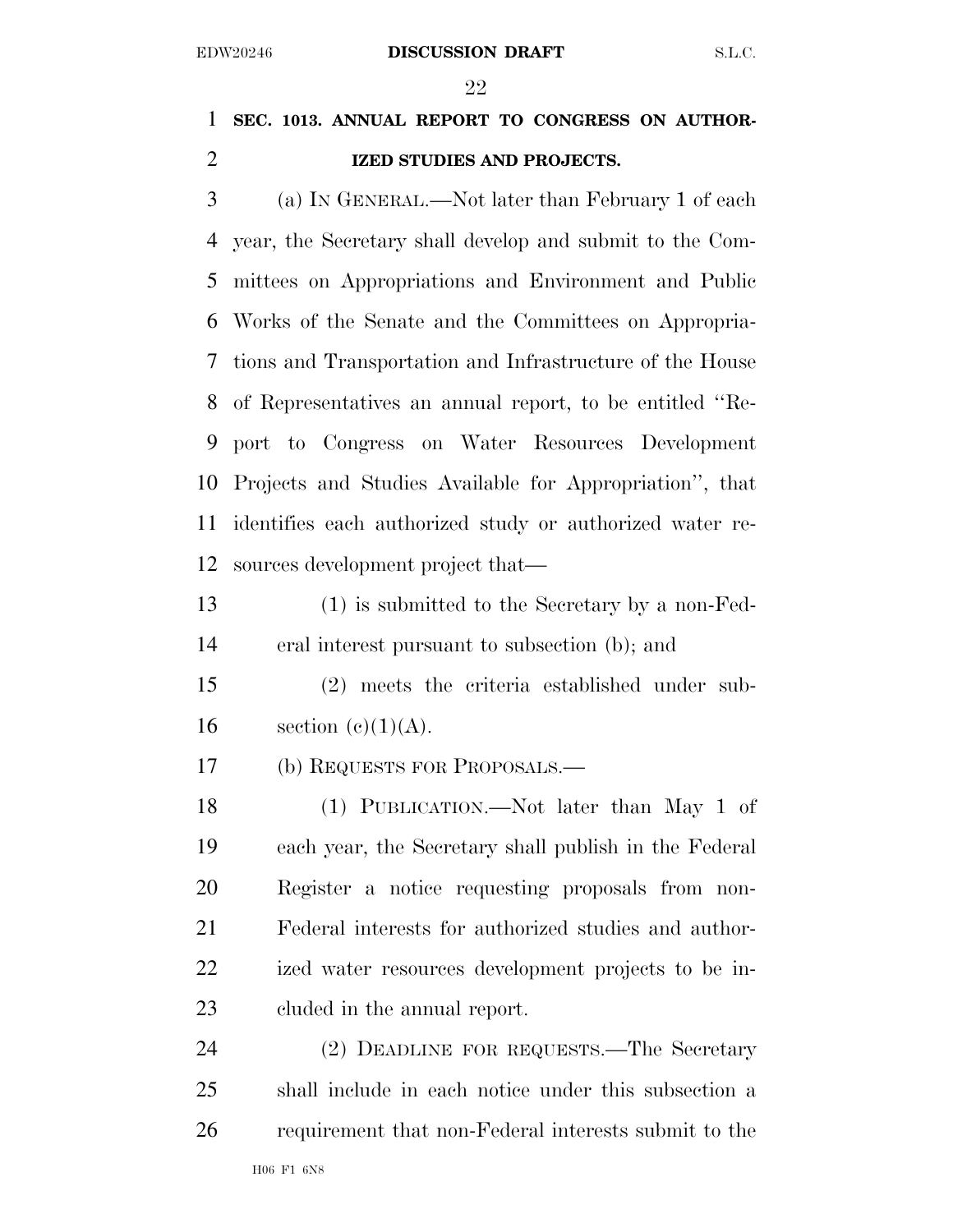**SEC. 1013. ANNUAL REPORT TO CONGRESS ON AUTHORIZED STUDIES AND PROJECTS.**

(a) IN GENERAL.—Not later than February 1 of each year, the Secretary shall develop and submit to the Committees on Appropriations and Environment and Public Works of the Senate and the Committees on Appropriations and Transportation and Infrastructure of the House of Representatives an annual report, to be entitled "Report to Congress on Water Resources Development Projects and Studies Available for Appropriation", that identifies each authorized study or authorized water resources development project that—

(1) is submitted to the Secretary by a non-Federal interest pursuant to subsection (b); and

(2) meets the criteria established under subsection (c)(1)(A).

(b) REQUESTS FOR PROPOSALS.—

(1) PUBLICATION.—Not later than May 1 of each year, the Secretary shall publish in the Federal Register a notice requesting proposals from non-Federal interests for authorized studies and authorized water resources development projects to be included in the annual report.

(2) DEADLINE FOR REQUESTS.—The Secretary shall include in each notice under this subsection a requirement that non-Federal interests submit to the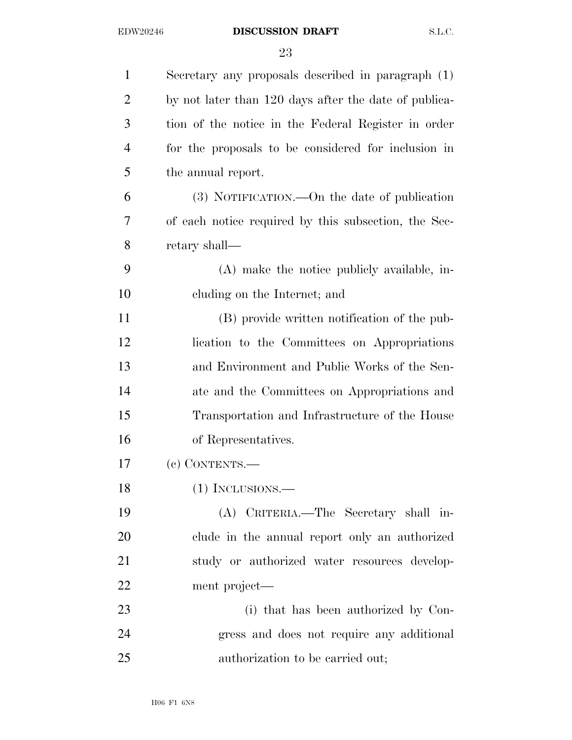Secretary any proposals described in paragraph (1) by not later than 120 days after the date of publication of the notice in the Federal Register in order for the proposals to be considered for inclusion in the annual report.

(3) NOTIFICATION.—On the date of publication of each notice required by this subsection, the Secretary shall—

(A) make the notice publicly available, including on the Internet; and

(B) provide written notification of the publication to the Committees on Appropriations and Environment and Public Works of the Senate and the Committees on Appropriations and Transportation and Infrastructure of the House of Representatives.

(c) CONTENTS.—

(1) INCLUSIONS.—

(A) CRITERIA.—The Secretary shall include in the annual report only an authorized study or authorized water resources development project—

(i) that has been authorized by Congress and does not require any additional authorization to be carried out;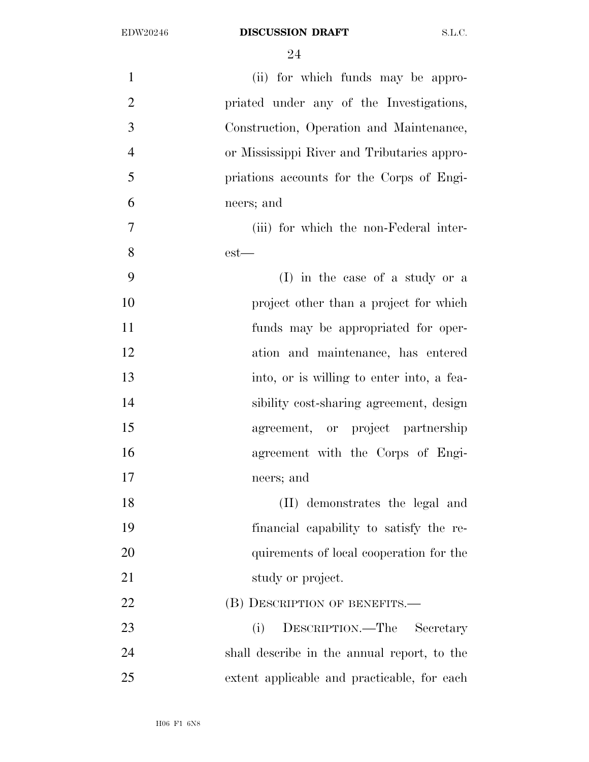(ii) for which funds may be appropriated under any of the Investigations, Construction, Operation and Maintenance, or Mississippi River and Tributaries appropriations accounts for the Corps of Engineers; and

(iii) for which the non-Federal interest—

(I) in the case of a study or a project other than a project for which funds may be appropriated for operation and maintenance, has entered into, or is willing to enter into, a feasibility cost-sharing agreement, design agreement, or project partnership agreement with the Corps of Engineers; and

(II) demonstrates the legal and financial capability to satisfy the requirements of local cooperation for the study or project.

(B) DESCRIPTION OF BENEFITS.—

(i) DESCRIPTION.—The Secretary shall describe in the annual report, to the extent applicable and practicable, for each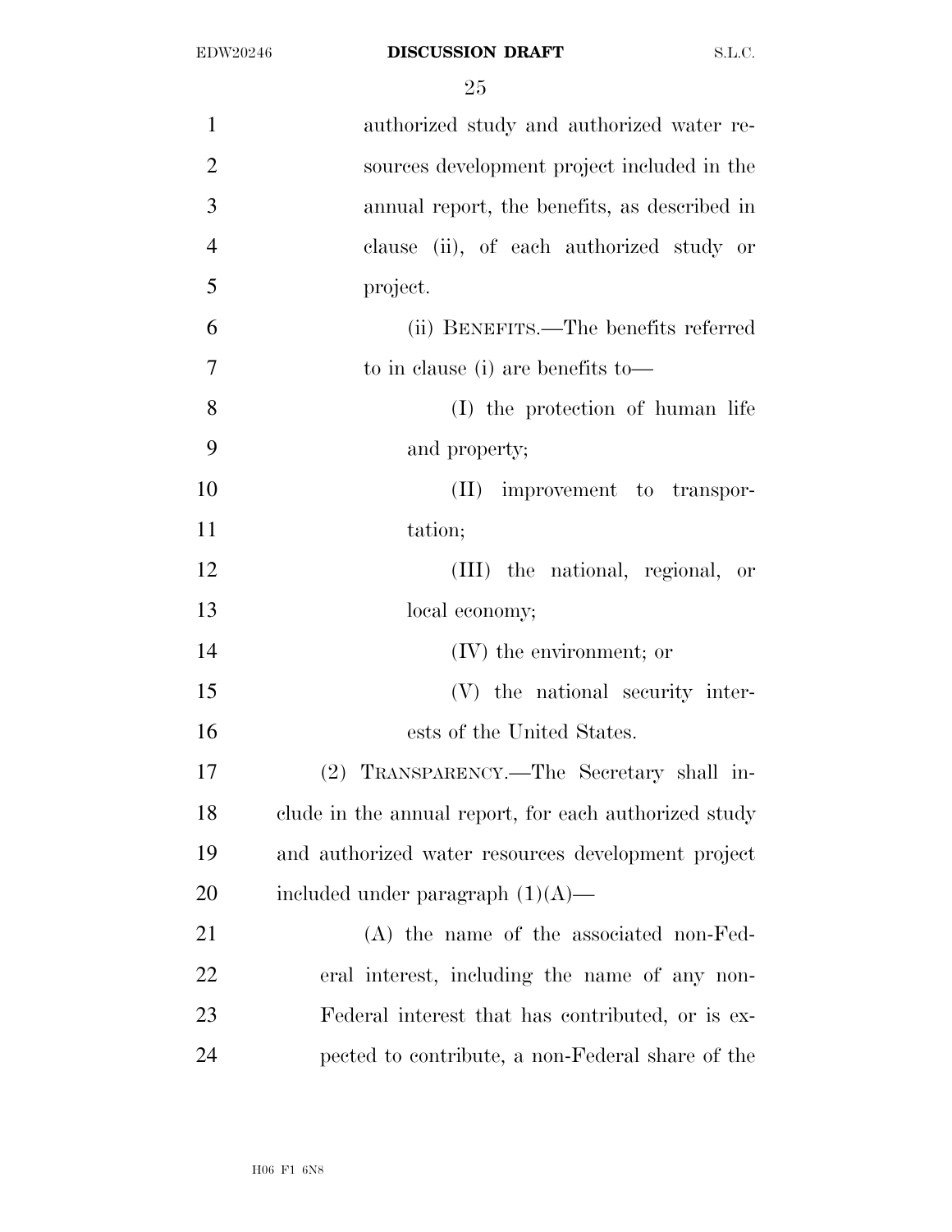authorized study and authorized water resources development project included in the annual report, the benefits, as described in clause (ii), of each authorized study or project.

(ii) BENEFITS.—The benefits referred to in clause (i) are benefits to—

(I) the protection of human life and property;

(II) improvement to transportation;

(III) the national, regional, or local economy;

(IV) the environment; or

(V) the national security interests of the United States.

(2) TRANSPARENCY.—The Secretary shall include in the annual report, for each authorized study and authorized water resources development project included under paragraph (1)(A)—

(A) the name of the associated non-Federal interest, including the name of any non-Federal interest that has contributed, or is expected to contribute, a non-Federal share of the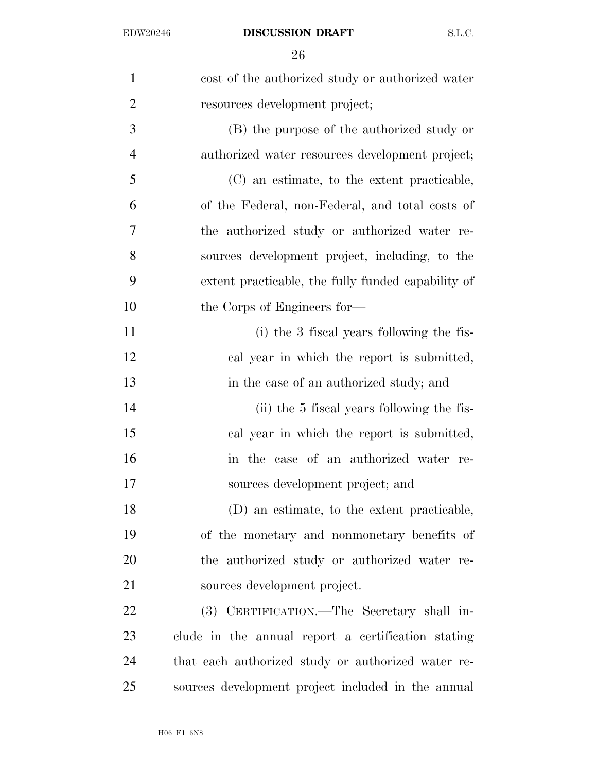cost of the authorized study or authorized water resources development project;

(B) the purpose of the authorized study or authorized water resources development project;

(C) an estimate, to the extent practicable, of the Federal, non-Federal, and total costs of the authorized study or authorized water resources development project, including, to the extent practicable, the fully funded capability of the Corps of Engineers for—

(i) the 3 fiscal years following the fiscal year in which the report is submitted, in the case of an authorized study; and

(ii) the 5 fiscal years following the fiscal year in which the report is submitted, in the case of an authorized water resources development project; and

(D) an estimate, to the extent practicable, of the monetary and nonmonetary benefits of the authorized study or authorized water resources development project.

(3) CERTIFICATION.—The Secretary shall include in the annual report a certification stating that each authorized study or authorized water resources development project included in the annual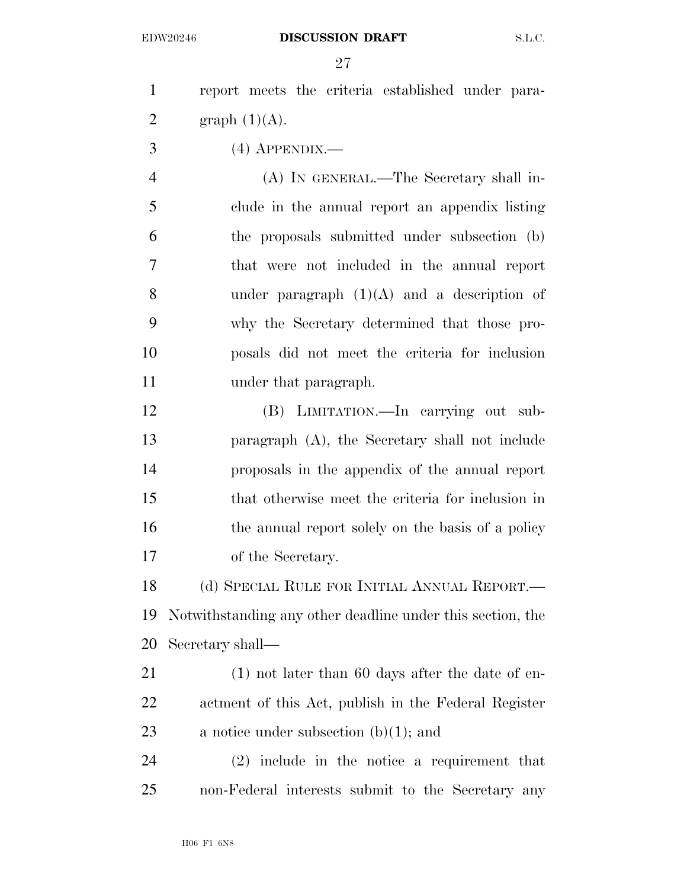report meets the criteria established under paragraph (1)(A).

(4) APPENDIX.—

(A) IN GENERAL.—The Secretary shall include in the annual report an appendix listing the proposals submitted under subsection (b) that were not included in the annual report under paragraph (1)(A) and a description of why the Secretary determined that those proposals did not meet the criteria for inclusion under that paragraph.

(B) LIMITATION.—In carrying out subparagraph (A), the Secretary shall not include proposals in the appendix of the annual report that otherwise meet the criteria for inclusion in the annual report solely on the basis of a policy of the Secretary.

(d) SPECIAL RULE FOR INITIAL ANNUAL REPORT.—Notwithstanding any other deadline under this section, the Secretary shall—

(1) not later than 60 days after the date of enactment of this Act, publish in the Federal Register a notice under subsection (b)(1); and

(2) include in the notice a requirement that non-Federal interests submit to the Secretary any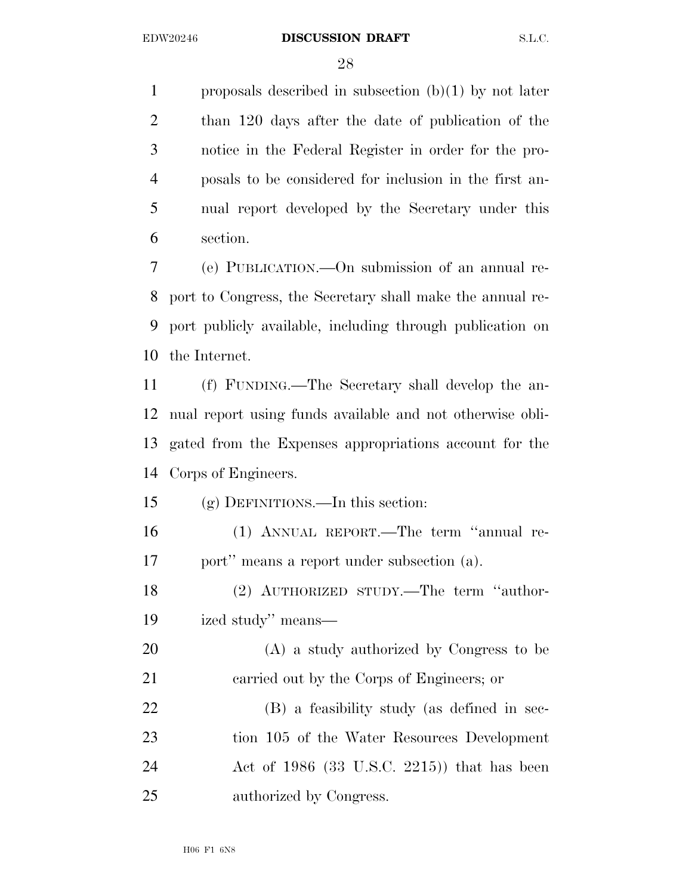proposals described in subsection (b)(1) by not later than 120 days after the date of publication of the notice in the Federal Register in order for the proposals to be considered for inclusion in the first annual report developed by the Secretary under this section.

(e) PUBLICATION.—On submission of an annual report to Congress, the Secretary shall make the annual report publicly available, including through publication on the Internet.

(f) FUNDING.—The Secretary shall develop the annual report using funds available and not otherwise obligated from the Expenses appropriations account for the Corps of Engineers.

(g) DEFINITIONS.—In this section:

(1) ANNUAL REPORT.—The term ''annual report'' means a report under subsection (a).

(2) AUTHORIZED STUDY.—The term ''authorized study'' means—

(A) a study authorized by Congress to be carried out by the Corps of Engineers; or

(B) a feasibility study (as defined in section 105 of the Water Resources Development Act of 1986 (33 U.S.C. 2215)) that has been authorized by Congress.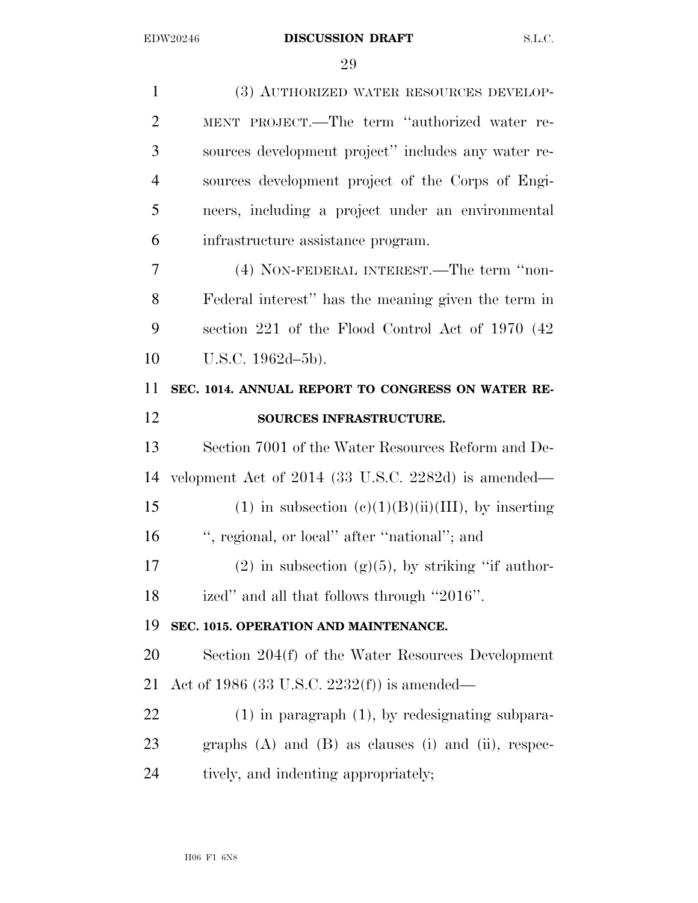(3) AUTHORIZED WATER RESOURCES DEVELOPMENT PROJECT.—The term ''authorized water resources development project'' includes any water resources development project of the Corps of Engineers, including a project under an environmental infrastructure assistance program.

(4) NON-FEDERAL INTEREST.—The term ''non-Federal interest'' has the meaning given the term in section 221 of the Flood Control Act of 1970 (42 U.S.C. 1962d–5b).

**SEC. 1014. ANNUAL REPORT TO CONGRESS ON WATER RESOURCES INFRASTRUCTURE.**

Section 7001 of the Water Resources Reform and Development Act of 2014 (33 U.S.C. 2282d) is amended—

(1) in subsection (c)(1)(B)(ii)(III), by inserting '', regional, or local'' after ''national''; and

(2) in subsection (g)(5), by striking ''if authorized'' and all that follows through ''2016''.

**SEC. 1015. OPERATION AND MAINTENANCE.**

Section 204(f) of the Water Resources Development Act of 1986 (33 U.S.C. 2232(f)) is amended—

(1) in paragraph (1), by redesignating subparagraphs (A) and (B) as clauses (i) and (ii), respectively, and indenting appropriately;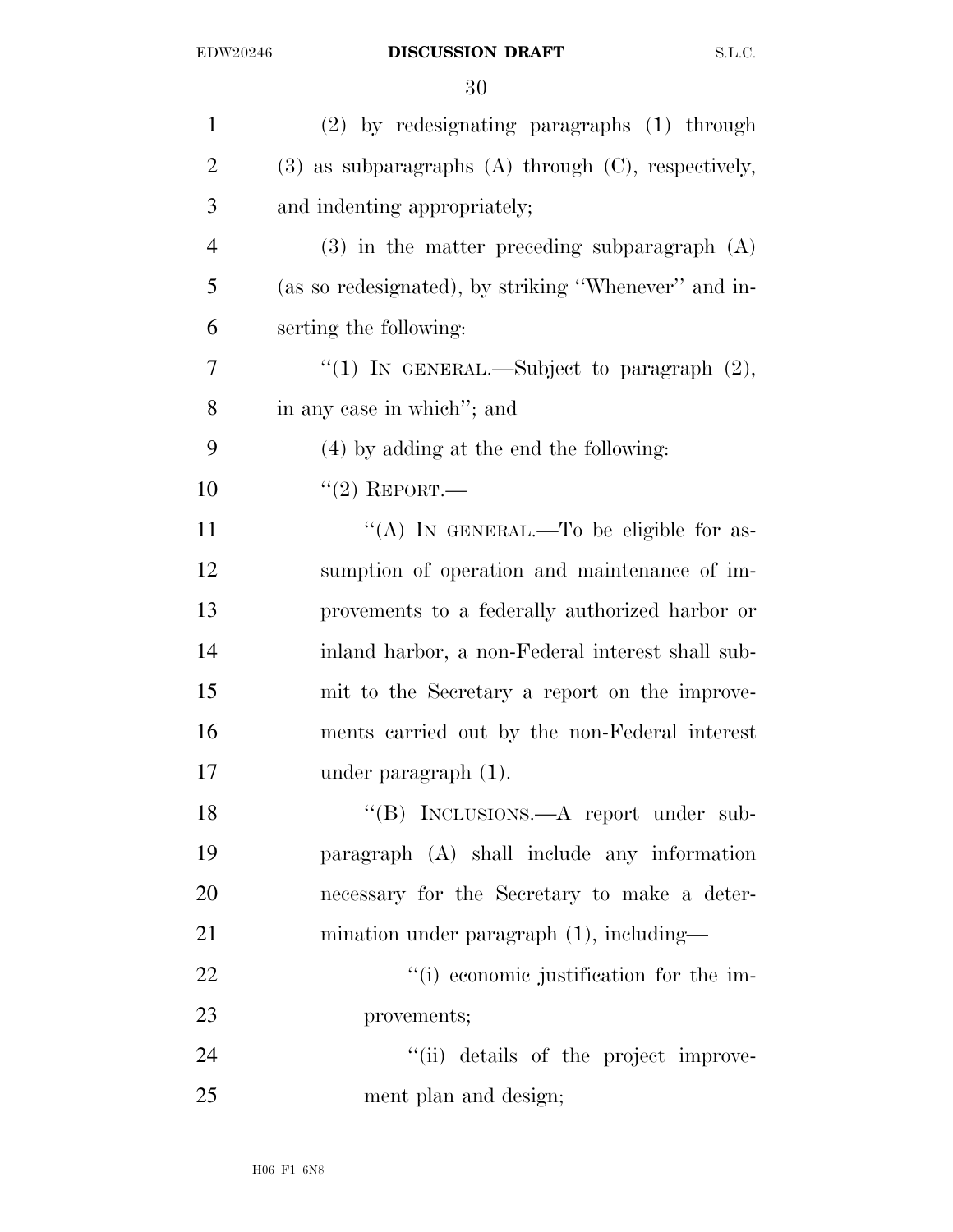(2) by redesignating paragraphs (1) through (3) as subparagraphs (A) through (C), respectively, and indenting appropriately;

(3) in the matter preceding subparagraph (A) (as so redesignated), by striking "Whenever" and inserting the following:

"(1) IN GENERAL.—Subject to paragraph (2), in any case in which"; and

(4) by adding at the end the following:

"(2) REPORT.—

"(A) IN GENERAL.—To be eligible for assumption of operation and maintenance of improvements to a federally authorized harbor or inland harbor, a non-Federal interest shall submit to the Secretary a report on the improvements carried out by the non-Federal interest under paragraph (1).

"(B) INCLUSIONS.—A report under subparagraph (A) shall include any information necessary for the Secretary to make a determination under paragraph (1), including—

"(i) economic justification for the improvements;

"(ii) details of the project improvement plan and design;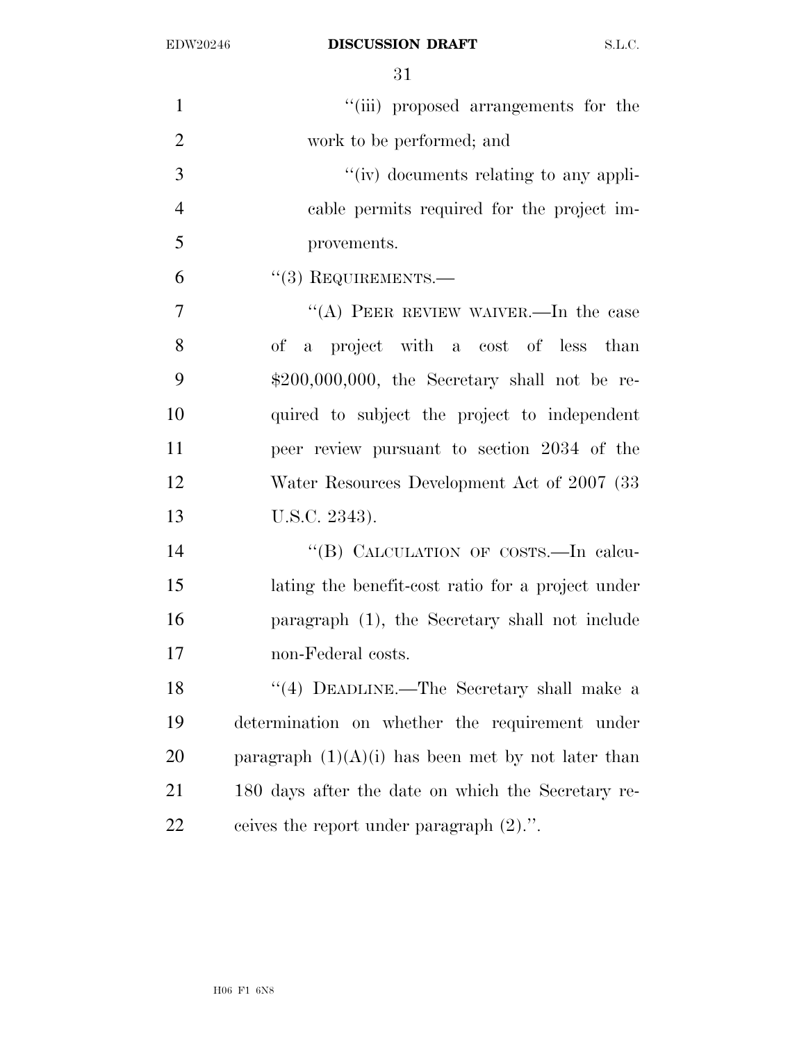"(iii) proposed arrangements for the work to be performed; and

"(iv) documents relating to any applicable permits required for the project improvements.

"(3) REQUIREMENTS.—

"(A) PEER REVIEW WAIVER.—In the case of a project with a cost of less than $200,000,000, the Secretary shall not be required to subject the project to independent peer review pursuant to section 2034 of the Water Resources Development Act of 2007 (33 U.S.C. 2343).

"(B) CALCULATION OF COSTS.—In calculating the benefit-cost ratio for a project under paragraph (1), the Secretary shall not include non-Federal costs.

"(4) DEADLINE.—The Secretary shall make a determination on whether the requirement under paragraph (1)(A)(i) has been met by not later than 180 days after the date on which the Secretary receives the report under paragraph (2).".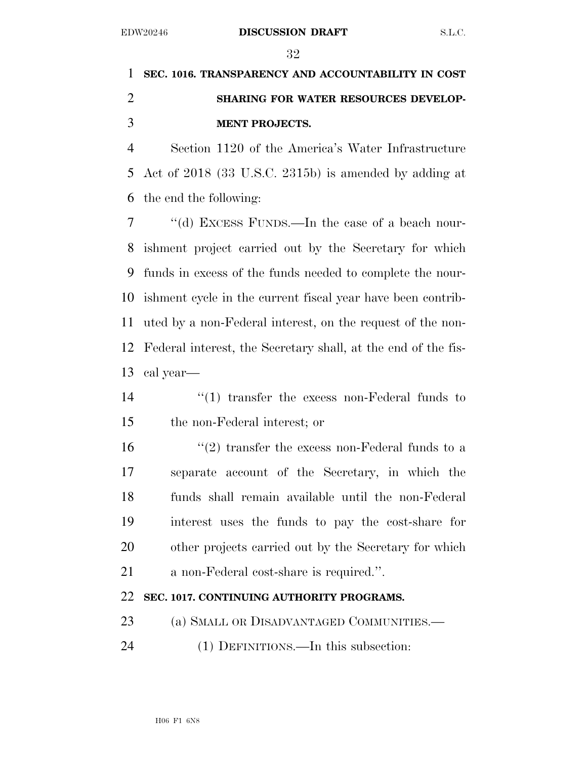**SEC. 1016. TRANSPARENCY AND ACCOUNTABILITY IN COST SHARING FOR WATER RESOURCES DEVELOPMENT PROJECTS.**

Section 1120 of the America's Water Infrastructure Act of 2018 (33 U.S.C. 2315b) is amended by adding at the end the following:

"(d) EXCESS FUNDS.—In the case of a beach nourishment project carried out by the Secretary for which funds in excess of the funds needed to complete the nourishment cycle in the current fiscal year have been contributed by a non-Federal interest, on the request of the non-Federal interest, the Secretary shall, at the end of the fiscal year—

"(1) transfer the excess non-Federal funds to the non-Federal interest; or

"(2) transfer the excess non-Federal funds to a separate account of the Secretary, in which the funds shall remain available until the non-Federal interest uses the funds to pay the cost-share for other projects carried out by the Secretary for which a non-Federal cost-share is required.".

**SEC. 1017. CONTINUING AUTHORITY PROGRAMS.**

(a) SMALL OR DISADVANTAGED COMMUNITIES.—

(1) DEFINITIONS.—In this subsection: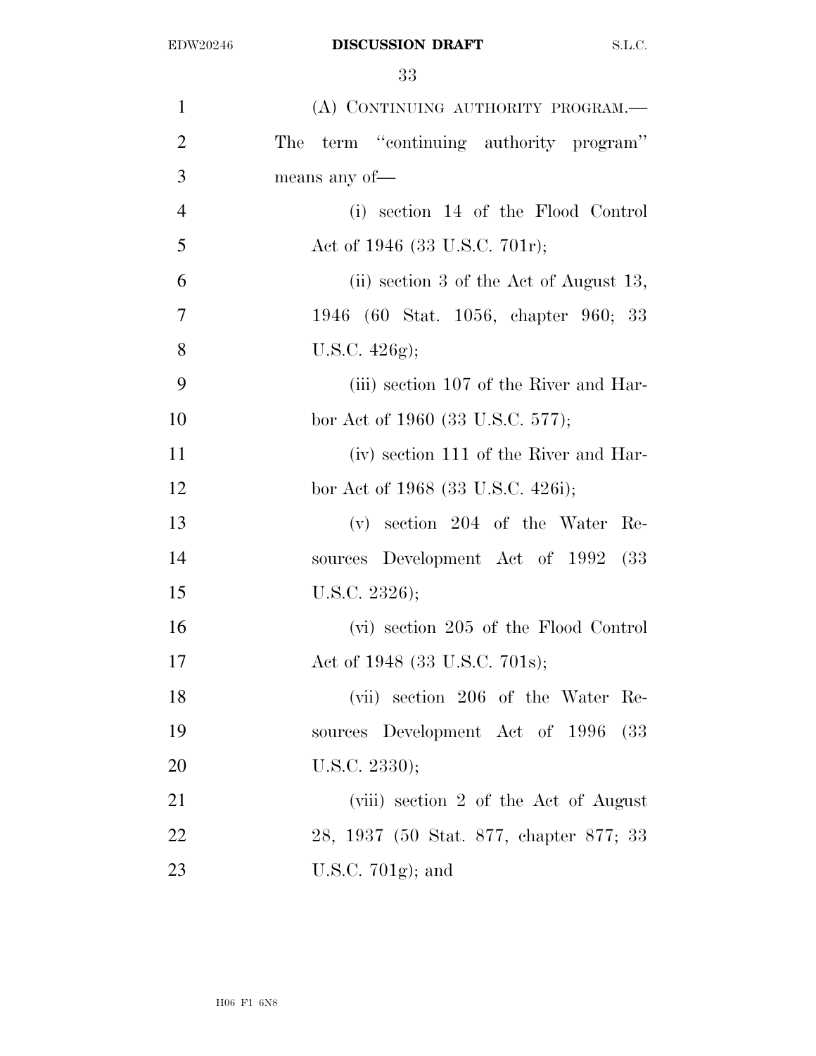(A) CONTINUING AUTHORITY PROGRAM.— The term "continuing authority program" means any of—

(i) section 14 of the Flood Control Act of 1946 (33 U.S.C. 701r);

(ii) section 3 of the Act of August 13, 1946 (60 Stat. 1056, chapter 960; 33 U.S.C. 426g);

(iii) section 107 of the River and Harbor Act of 1960 (33 U.S.C. 577);

(iv) section 111 of the River and Harbor Act of 1968 (33 U.S.C. 426i);

(v) section 204 of the Water Resources Development Act of 1992 (33 U.S.C. 2326);

(vi) section 205 of the Flood Control Act of 1948 (33 U.S.C. 701s);

(vii) section 206 of the Water Resources Development Act of 1996 (33 U.S.C. 2330);

(viii) section 2 of the Act of August 28, 1937 (50 Stat. 877, chapter 877; 33 U.S.C. 701g); and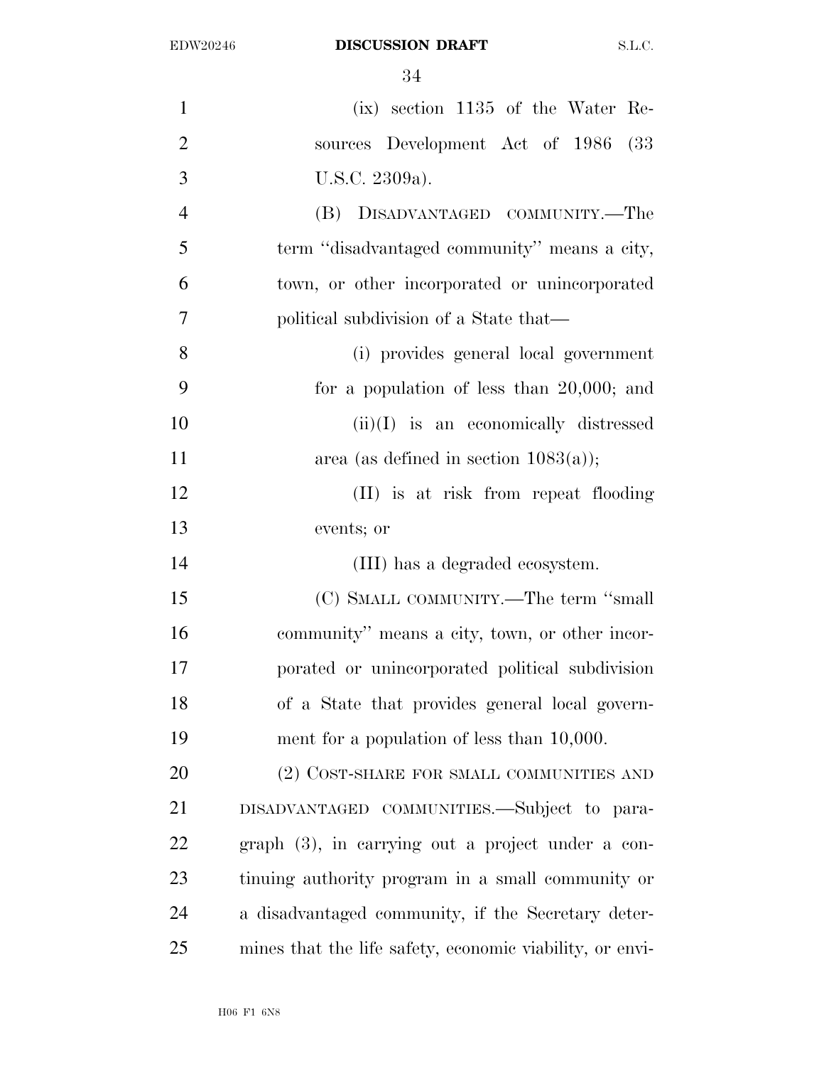(ix) section 1135 of the Water Resources Development Act of 1986 (33 U.S.C. 2309a).

(B) DISADVANTAGED COMMUNITY.—The term ''disadvantaged community'' means a city, town, or other incorporated or unincorporated political subdivision of a State that—

(i) provides general local government for a population of less than 20,000; and

(ii)(I) is an economically distressed area (as defined in section 1083(a));

(II) is at risk from repeat flooding events; or

(III) has a degraded ecosystem.

(C) SMALL COMMUNITY.—The term ''small community'' means a city, town, or other incorporated or unincorporated political subdivision of a State that provides general local government for a population of less than 10,000.

(2) COST-SHARE FOR SMALL COMMUNITIES AND DISADVANTAGED COMMUNITIES.—Subject to paragraph (3), in carrying out a project under a continuing authority program in a small community or a disadvantaged community, if the Secretary determines that the life safety, economic viability, or envi-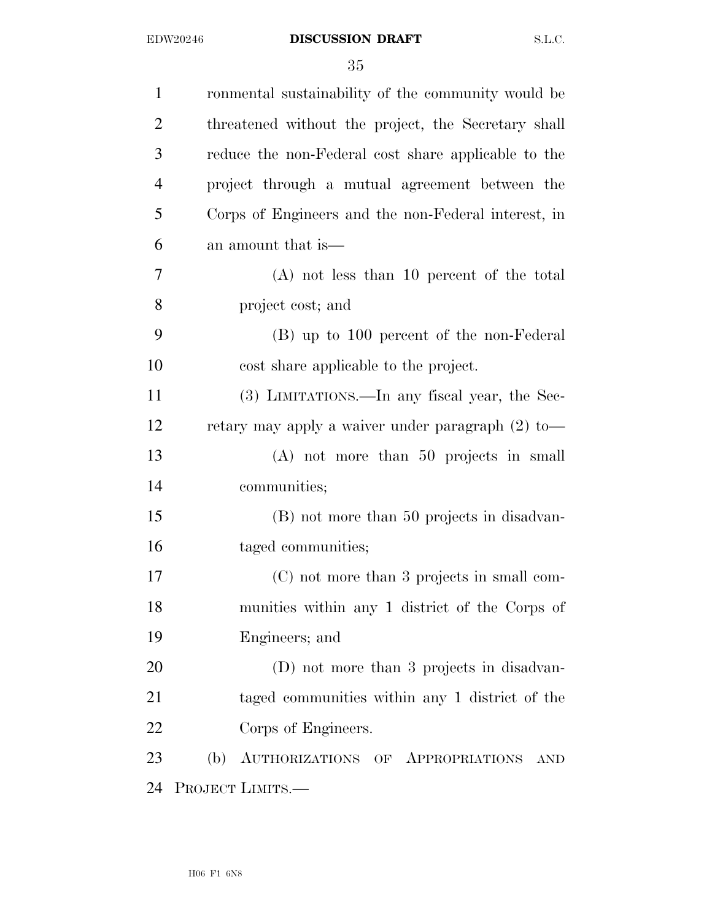ronmental sustainability of the community would be threatened without the project, the Secretary shall reduce the non-Federal cost share applicable to the project through a mutual agreement between the Corps of Engineers and the non-Federal interest, in an amount that is—

(A) not less than 10 percent of the total project cost; and

(B) up to 100 percent of the non-Federal cost share applicable to the project.

(3) LIMITATIONS.—In any fiscal year, the Secretary may apply a waiver under paragraph (2) to—

(A) not more than 50 projects in small communities;

(B) not more than 50 projects in disadvantaged communities;

(C) not more than 3 projects in small communities within any 1 district of the Corps of Engineers; and

(D) not more than 3 projects in disadvantaged communities within any 1 district of the Corps of Engineers.

(b) AUTHORIZATIONS OF APPROPRIATIONS AND PROJECT LIMITS.—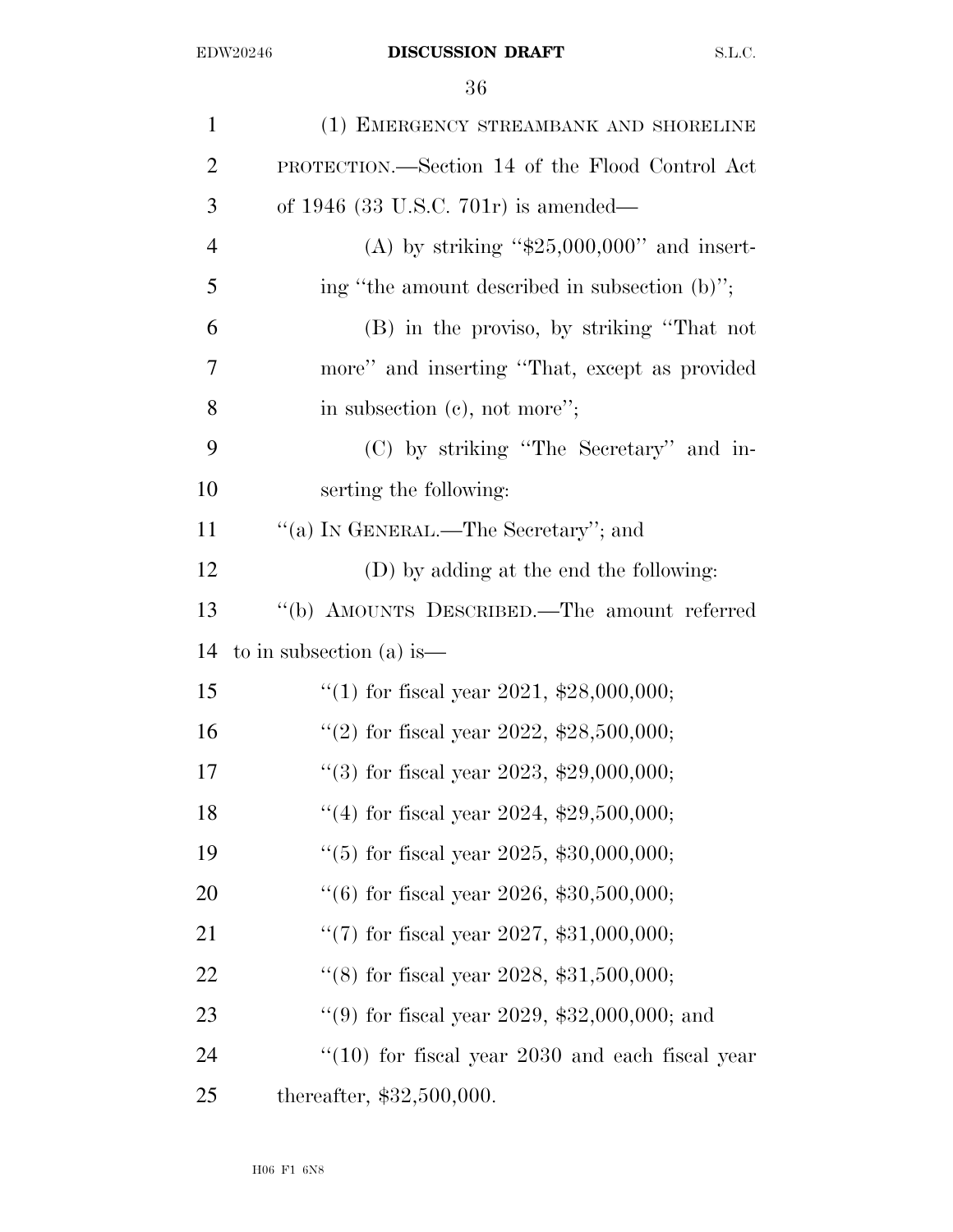(1) EMERGENCY STREAMBANK AND SHORELINE PROTECTION.—Section 14 of the Flood Control Act of 1946 (33 U.S.C. 701r) is amended—

(A) by striking "$25,000,000" and inserting "the amount described in subsection (b)";

(B) in the proviso, by striking "That not more" and inserting "That, except as provided in subsection (c), not more";

(C) by striking "The Secretary" and inserting the following:

"(a) IN GENERAL.—The Secretary"; and

(D) by adding at the end the following:

"(b) AMOUNTS DESCRIBED.—The amount referred to in subsection (a) is—

"(1) for fiscal year 2021, $28,000,000;

"(2) for fiscal year 2022, $28,500,000;

"(3) for fiscal year 2023, $29,000,000;

"(4) for fiscal year 2024, $29,500,000;

"(5) for fiscal year 2025, $30,000,000;

"(6) for fiscal year 2026, $30,500,000;

"(7) for fiscal year 2027, $31,000,000;

"(8) for fiscal year 2028, $31,500,000;

"(9) for fiscal year 2029, $32,000,000; and

"(10) for fiscal year 2030 and each fiscal year thereafter, $32,500,000.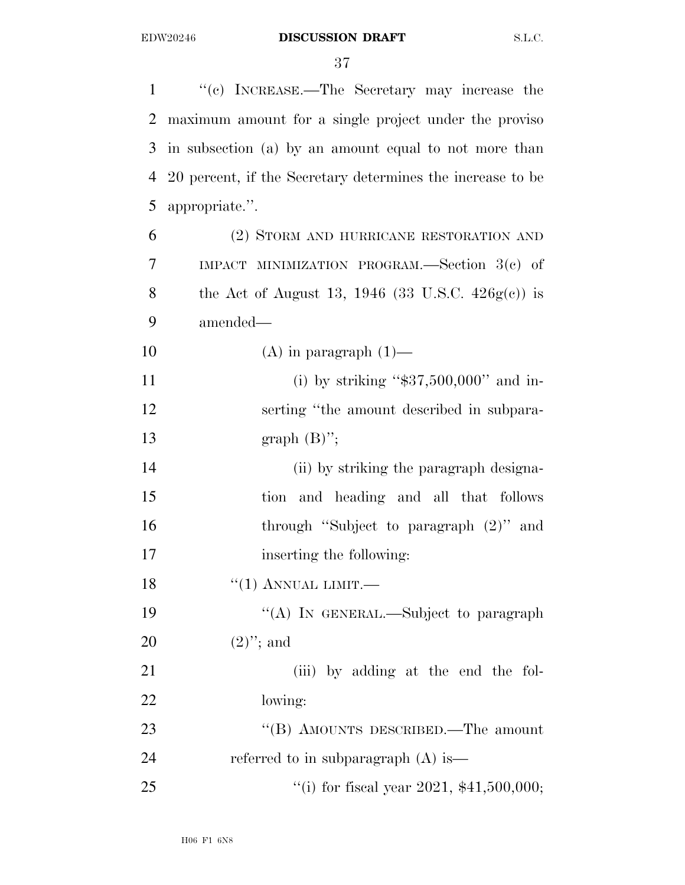"(c) INCREASE.—The Secretary may increase the maximum amount for a single project under the proviso in subsection (a) by an amount equal to not more than 20 percent, if the Secretary determines the increase to be appropriate.".

(2) STORM AND HURRICANE RESTORATION AND IMPACT MINIMIZATION PROGRAM.—Section 3(c) of the Act of August 13, 1946 (33 U.S.C. 426g(c)) is amended—

(A) in paragraph (1)—

(i) by striking "$37,500,000" and inserting "the amount described in subparagraph (B)";

(ii) by striking the paragraph designation and heading and all that follows through "Subject to paragraph (2)" and inserting the following:

"(1) ANNUAL LIMIT.—

"(A) IN GENERAL.—Subject to paragraph (2)"; and

(iii) by adding at the end the following:

"(B) AMOUNTS DESCRIBED.—The amount referred to in subparagraph (A) is—

"(i) for fiscal year 2021, $41,500,000;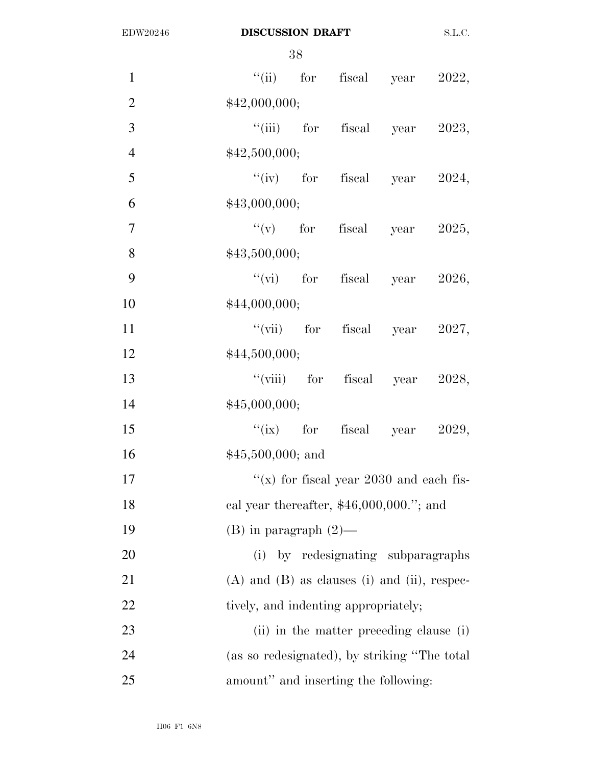"(ii) for fiscal year 2022, $42,000,000;

"(iii) for fiscal year 2023, $42,500,000;

"(iv) for fiscal year 2024, $43,000,000;

"(v) for fiscal year 2025, $43,500,000;

"(vi) for fiscal year 2026, $44,000,000;

"(vii) for fiscal year 2027, $44,500,000;

"(viii) for fiscal year 2028, $45,000,000;

"(ix) for fiscal year 2029, $45,500,000; and

"(x) for fiscal year 2030 and each fiscal year thereafter, $46,000,000."; and

(B) in paragraph (2)—

(i) by redesignating subparagraphs (A) and (B) as clauses (i) and (ii), respectively, and indenting appropriately;

(ii) in the matter preceding clause (i) (as so redesignated), by striking "The total amount" and inserting the following: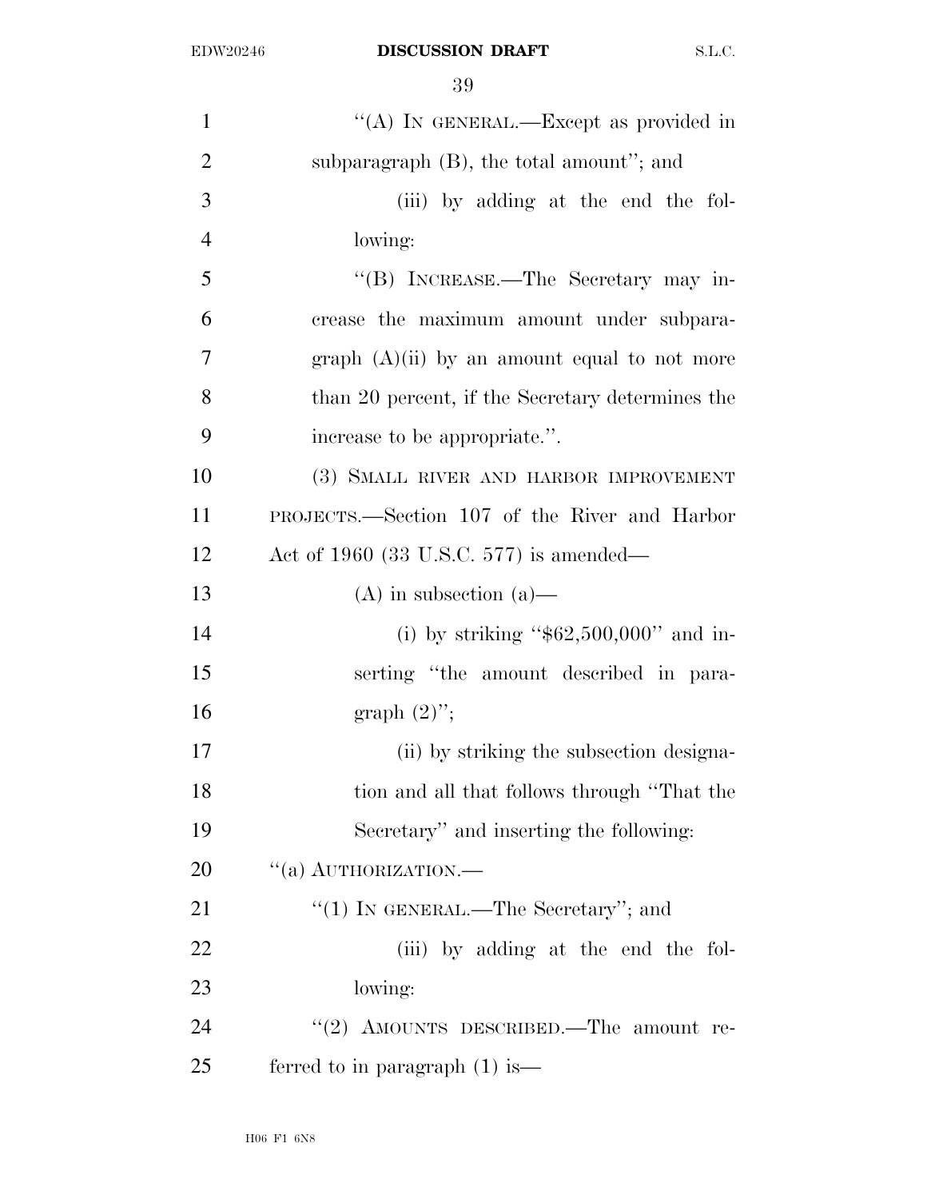"(A) IN GENERAL.—Except as provided in subparagraph (B), the total amount"; and

(iii) by adding at the end the following:

"(B) INCREASE.—The Secretary may increase the maximum amount under subparagraph (A)(ii) by an amount equal to not more than 20 percent, if the Secretary determines the increase to be appropriate.".

(3) SMALL RIVER AND HARBOR IMPROVEMENT PROJECTS.—Section 107 of the River and Harbor Act of 1960 (33 U.S.C. 577) is amended—

(A) in subsection (a)—

(i) by striking "$62,500,000" and inserting "the amount described in paragraph (2)";

(ii) by striking the subsection designation and all that follows through "That the Secretary" and inserting the following:

"(a) AUTHORIZATION.—

"(1) IN GENERAL.—The Secretary"; and

(iii) by adding at the end the following:

"(2) AMOUNTS DESCRIBED.—The amount referred to in paragraph (1) is—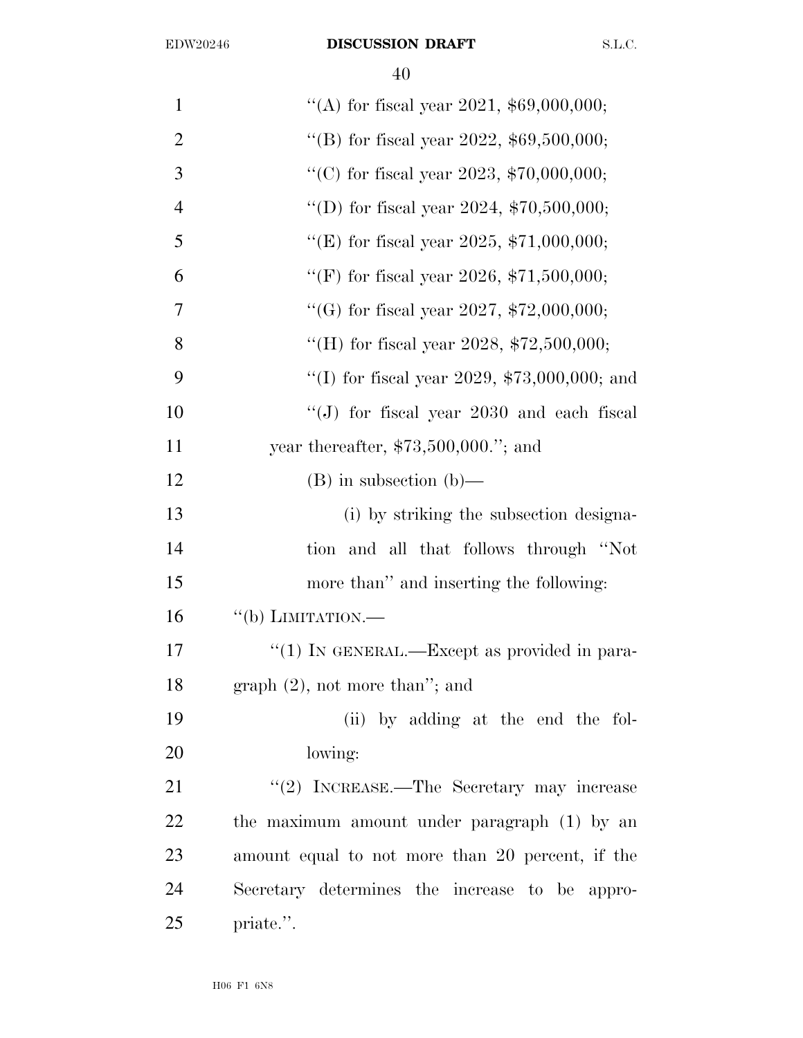"(A) for fiscal year 2021, $69,000,000;

"(B) for fiscal year 2022, $69,500,000;

"(C) for fiscal year 2023, $70,000,000;

"(D) for fiscal year 2024, $70,500,000;

"(E) for fiscal year 2025, $71,000,000;

"(F) for fiscal year 2026, $71,500,000;

"(G) for fiscal year 2027, $72,000,000;

"(H) for fiscal year 2028, $72,500,000;

"(I) for fiscal year 2029, $73,000,000; and

"(J) for fiscal year 2030 and each fiscal year thereafter, $73,500,000."; and

(B) in subsection (b)—

(i) by striking the subsection designation and all that follows through "Not more than" and inserting the following:

"(b) LIMITATION.—

"(1) IN GENERAL.—Except as provided in paragraph (2), not more than"; and

(ii) by adding at the end the following:

"(2) INCREASE.—The Secretary may increase the maximum amount under paragraph (1) by an amount equal to not more than 20 percent, if the Secretary determines the increase to be appropriate.".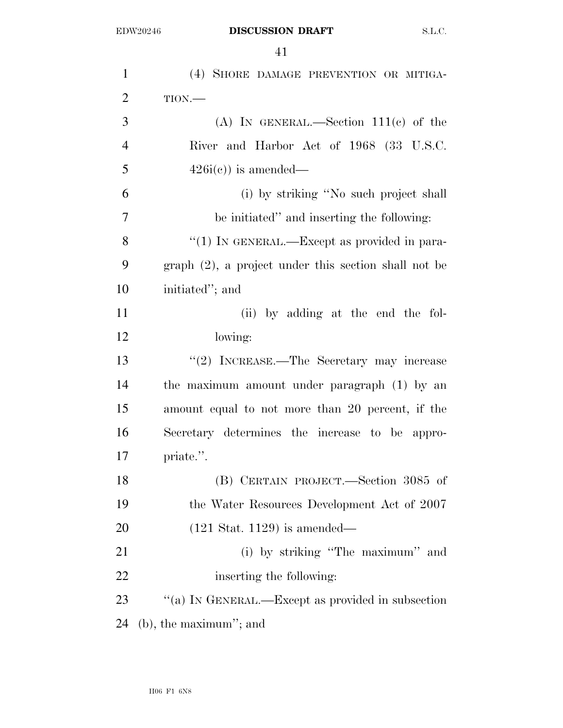(4) SHORE DAMAGE PREVENTION OR MITIGATION.—

(A) IN GENERAL.—Section 111(c) of the River and Harbor Act of 1968 (33 U.S.C. 426i(c)) is amended—

(i) by striking ''No such project shall be initiated'' and inserting the following:

''(1) IN GENERAL.—Except as provided in paragraph (2), a project under this section shall not be initiated''; and

(ii) by adding at the end the following:

''(2) INCREASE.—The Secretary may increase the maximum amount under paragraph (1) by an amount equal to not more than 20 percent, if the Secretary determines the increase to be appropriate.''.

(B) CERTAIN PROJECT.—Section 3085 of the Water Resources Development Act of 2007 (121 Stat. 1129) is amended—

(i) by striking ''The maximum'' and inserting the following:

''(a) IN GENERAL.—Except as provided in subsection (b), the maximum''; and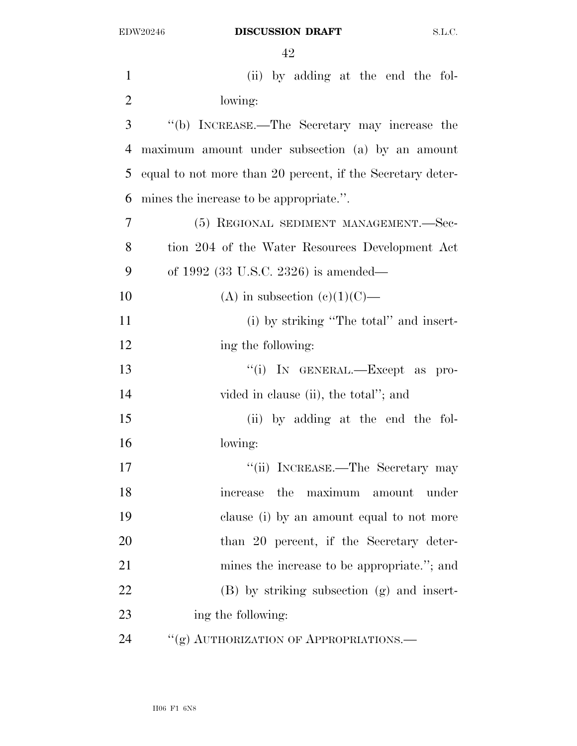(ii) by adding at the end the following:

"(b) INCREASE.—The Secretary may increase the maximum amount under subsection (a) by an amount equal to not more than 20 percent, if the Secretary determines the increase to be appropriate.".

(5) REGIONAL SEDIMENT MANAGEMENT.—Section 204 of the Water Resources Development Act of 1992 (33 U.S.C. 2326) is amended—

(A) in subsection (c)(1)(C)—

(i) by striking "The total" and inserting the following:

"(i) IN GENERAL.—Except as provided in clause (ii), the total"; and

(ii) by adding at the end the following:

"(ii) INCREASE.—The Secretary may increase the maximum amount under clause (i) by an amount equal to not more than 20 percent, if the Secretary determines the increase to be appropriate."; and

(B) by striking subsection (g) and inserting the following:

"(g) AUTHORIZATION OF APPROPRIATIONS.—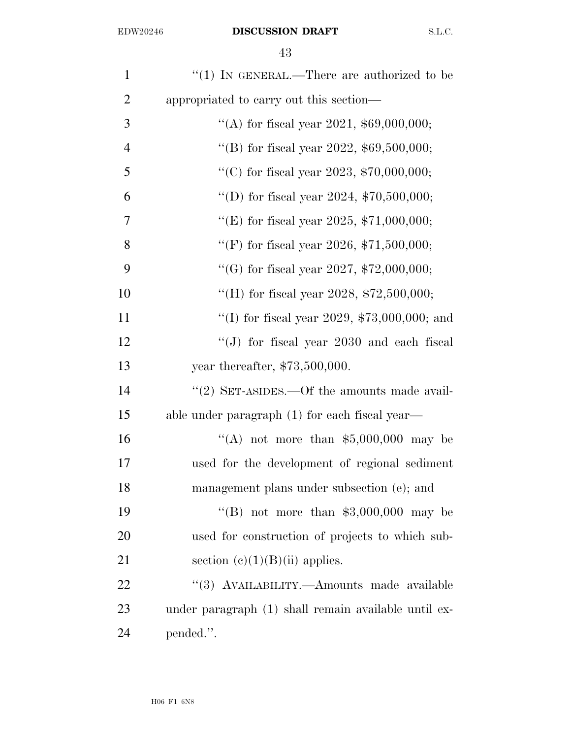"(1) IN GENERAL.—There are authorized to be appropriated to carry out this section—

"(A) for fiscal year 2021, $69,000,000;

"(B) for fiscal year 2022, $69,500,000;

"(C) for fiscal year 2023, $70,000,000;

"(D) for fiscal year 2024, $70,500,000;

"(E) for fiscal year 2025, $71,000,000;

"(F) for fiscal year 2026, $71,500,000;

"(G) for fiscal year 2027, $72,000,000;

"(H) for fiscal year 2028, $72,500,000;

"(I) for fiscal year 2029, $73,000,000; and

"(J) for fiscal year 2030 and each fiscal year thereafter, $73,500,000.

"(2) SET-ASIDES.—Of the amounts made available under paragraph (1) for each fiscal year—

"(A) not more than $5,000,000 may be used for the development of regional sediment management plans under subsection (e); and

"(B) not more than $3,000,000 may be used for construction of projects to which subsection (c)(1)(B)(ii) applies.

"(3) AVAILABILITY.—Amounts made available under paragraph (1) shall remain available until expended.".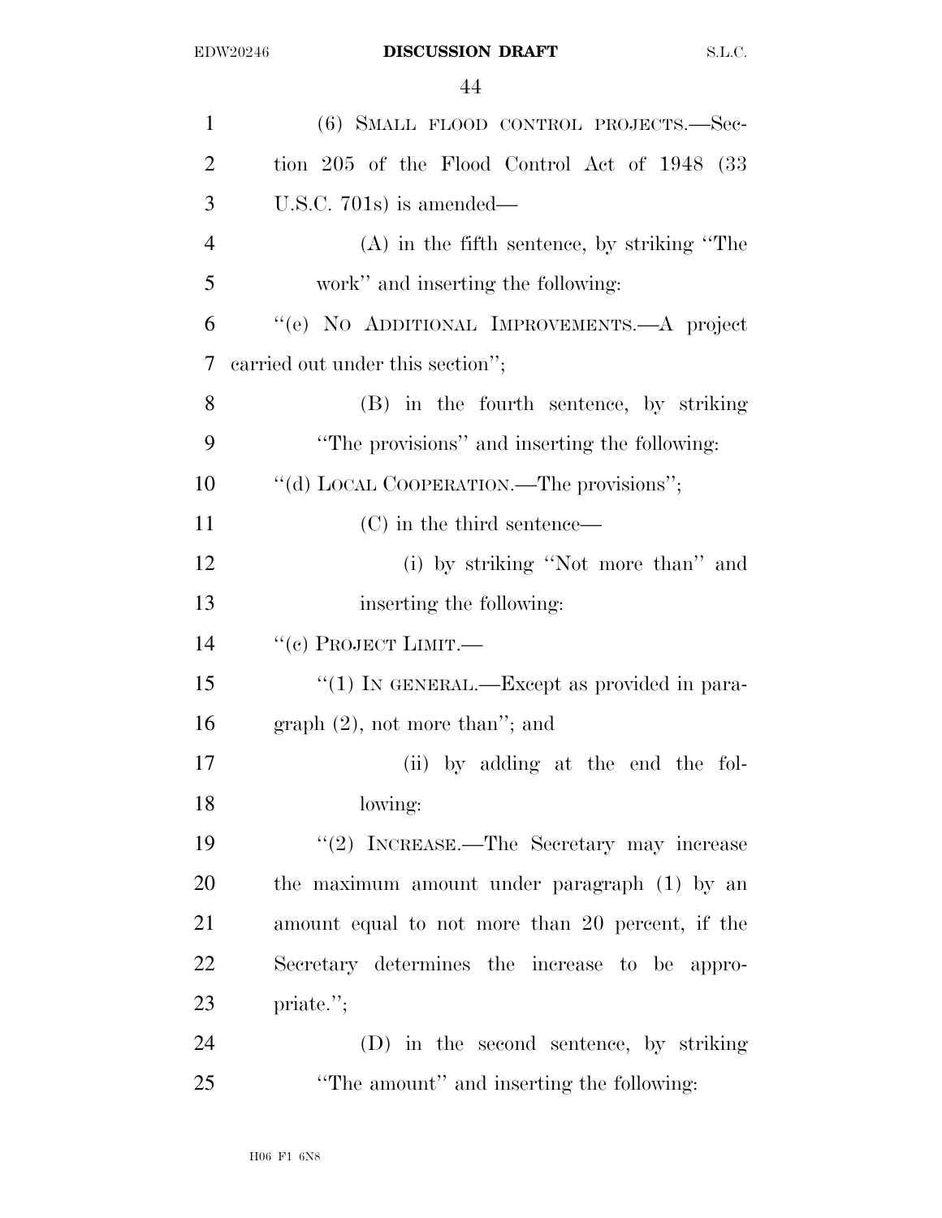(6) SMALL FLOOD CONTROL PROJECTS.—Section 205 of the Flood Control Act of 1948 (33 U.S.C. 701s) is amended—

(A) in the fifth sentence, by striking ''The work'' and inserting the following:

''(e) NO ADDITIONAL IMPROVEMENTS.—A project carried out under this section'';

(B) in the fourth sentence, by striking ''The provisions'' and inserting the following:

''(d) LOCAL COOPERATION.—The provisions'';

(C) in the third sentence—

(i) by striking ''Not more than'' and inserting the following:

''(c) PROJECT LIMIT.—

''(1) IN GENERAL.—Except as provided in paragraph (2), not more than''; and

(ii) by adding at the end the following:

''(2) INCREASE.—The Secretary may increase the maximum amount under paragraph (1) by an amount equal to not more than 20 percent, if the Secretary determines the increase to be appropriate.'';

(D) in the second sentence, by striking ''The amount'' and inserting the following: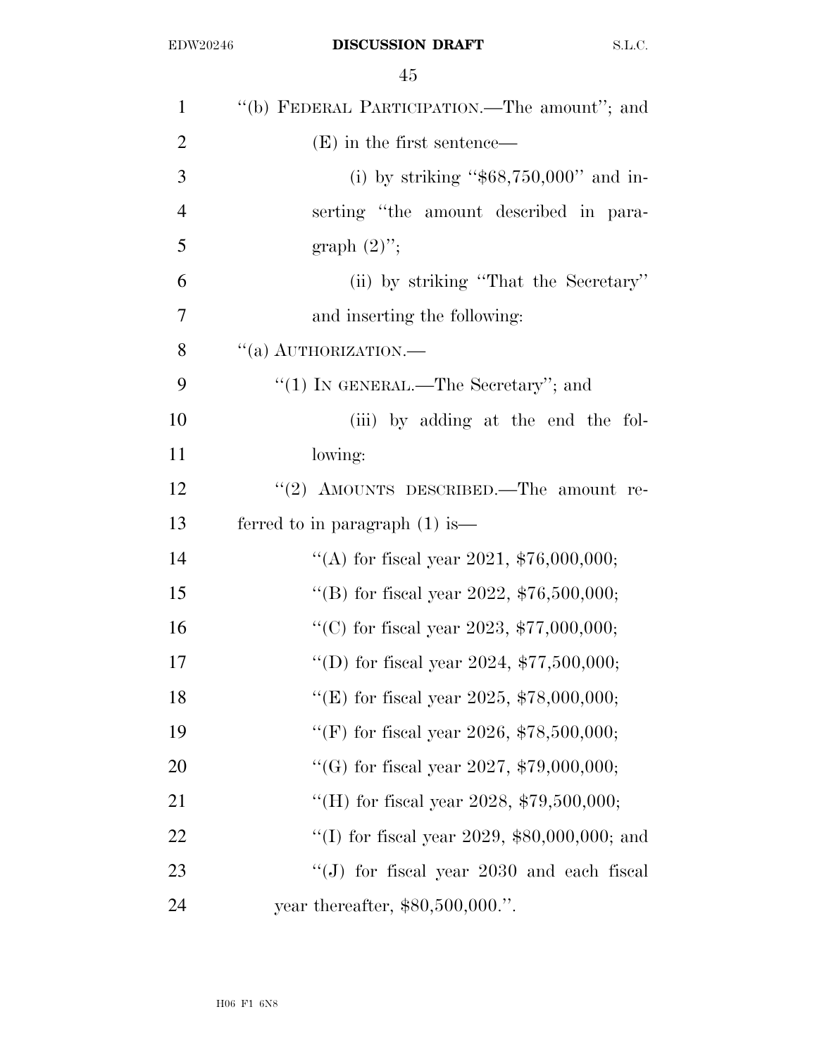"(b) FEDERAL PARTICIPATION.—The amount"; and

(E) in the first sentence—

(i) by striking "$68,750,000" and inserting "the amount described in paragraph (2)";

(ii) by striking "That the Secretary" and inserting the following:

"(a) AUTHORIZATION.—

"(1) IN GENERAL.—The Secretary"; and

(iii) by adding at the end the following:

"(2) AMOUNTS DESCRIBED.—The amount referred to in paragraph (1) is—

"(A) for fiscal year 2021, $76,000,000;

"(B) for fiscal year 2022, $76,500,000;

"(C) for fiscal year 2023, $77,000,000;

"(D) for fiscal year 2024, $77,500,000;

"(E) for fiscal year 2025, $78,000,000;

"(F) for fiscal year 2026, $78,500,000;

"(G) for fiscal year 2027, $79,000,000;

"(H) for fiscal year 2028, $79,500,000;

"(I) for fiscal year 2029, $80,000,000; and

"(J) for fiscal year 2030 and each fiscal year thereafter, $80,500,000.".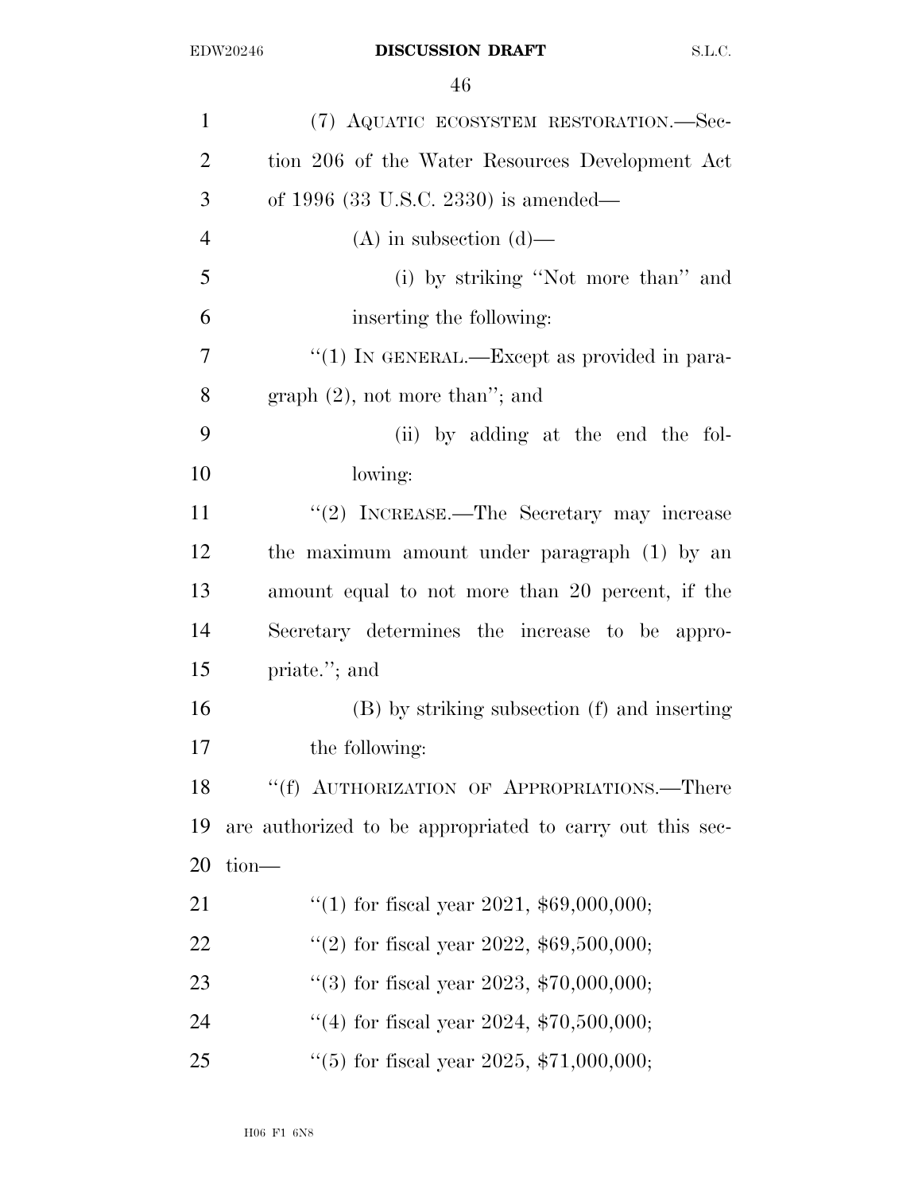(7) AQUATIC ECOSYSTEM RESTORATION.—Section 206 of the Water Resources Development Act of 1996 (33 U.S.C. 2330) is amended—

(A) in subsection (d)—

(i) by striking "Not more than" and inserting the following:

"(1) IN GENERAL.—Except as provided in paragraph (2), not more than"; and

(ii) by adding at the end the following:

"(2) INCREASE.—The Secretary may increase the maximum amount under paragraph (1) by an amount equal to not more than 20 percent, if the Secretary determines the increase to be appropriate."; and

(B) by striking subsection (f) and inserting the following:

"(f) AUTHORIZATION OF APPROPRIATIONS.—There are authorized to be appropriated to carry out this section—

"(1) for fiscal year 2021, $69,000,000;

"(2) for fiscal year 2022, $69,500,000;

"(3) for fiscal year 2023, $70,000,000;

"(4) for fiscal year 2024, $70,500,000;

"(5) for fiscal year 2025, $71,000,000;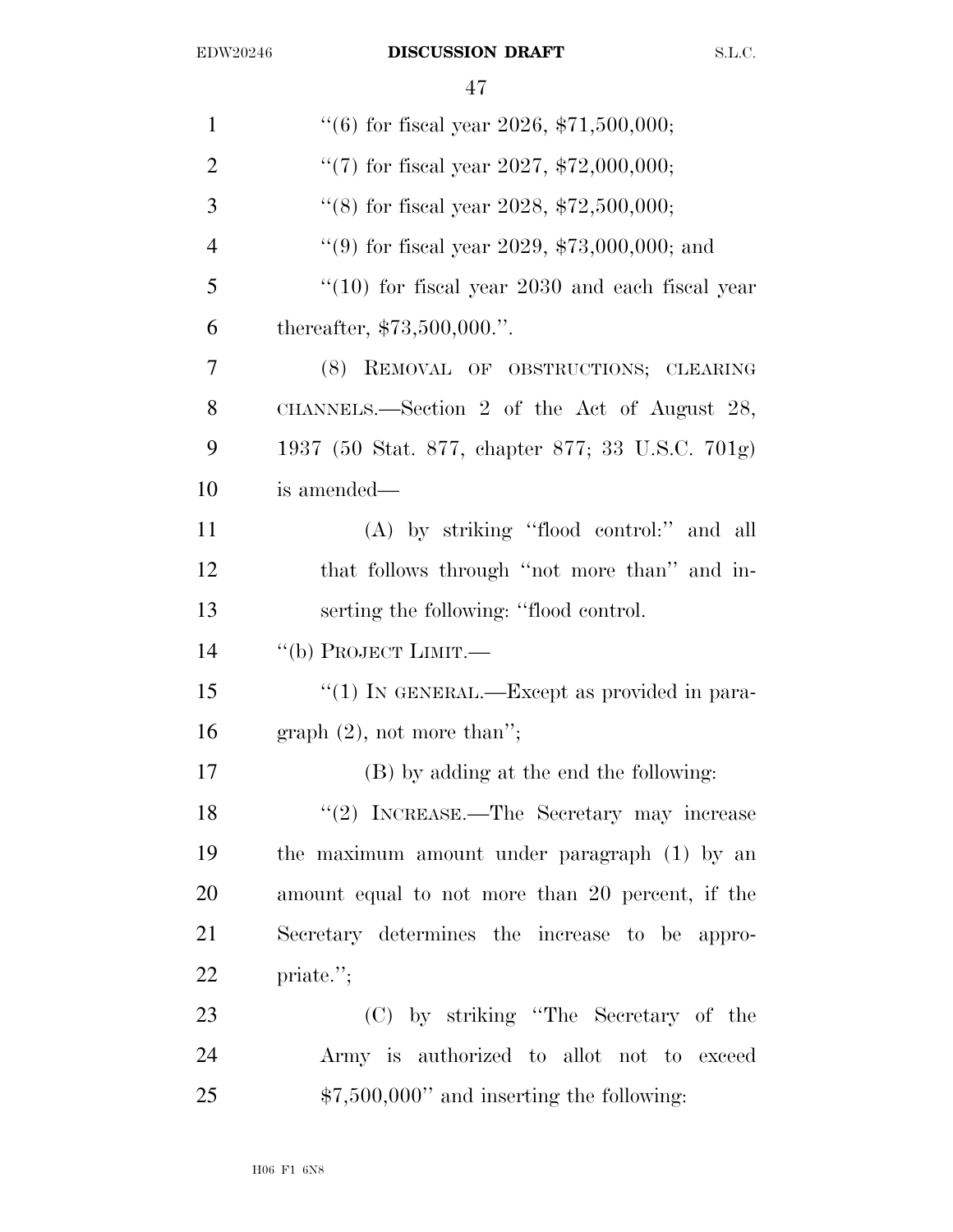''(6) for fiscal year 2026, $71,500,000;

''(7) for fiscal year 2027, $72,000,000;

''(8) for fiscal year 2028, $72,500,000;

''(9) for fiscal year 2029, $73,000,000; and

''(10) for fiscal year 2030 and each fiscal year thereafter, $73,500,000.''.

(8) REMOVAL OF OBSTRUCTIONS; CLEARING CHANNELS.—Section 2 of the Act of August 28, 1937 (50 Stat. 877, chapter 877; 33 U.S.C. 701g) is amended—

(A) by striking ''flood control:'' and all that follows through ''not more than'' and inserting the following: ''flood control.

''(b) PROJECT LIMIT.—

''(1) IN GENERAL.—Except as provided in paragraph (2), not more than'';

(B) by adding at the end the following:

''(2) INCREASE.—The Secretary may increase the maximum amount under paragraph (1) by an amount equal to not more than 20 percent, if the Secretary determines the increase to be appropriate.'';

(C) by striking ''The Secretary of the Army is authorized to allot not to exceed $7,500,000'' and inserting the following: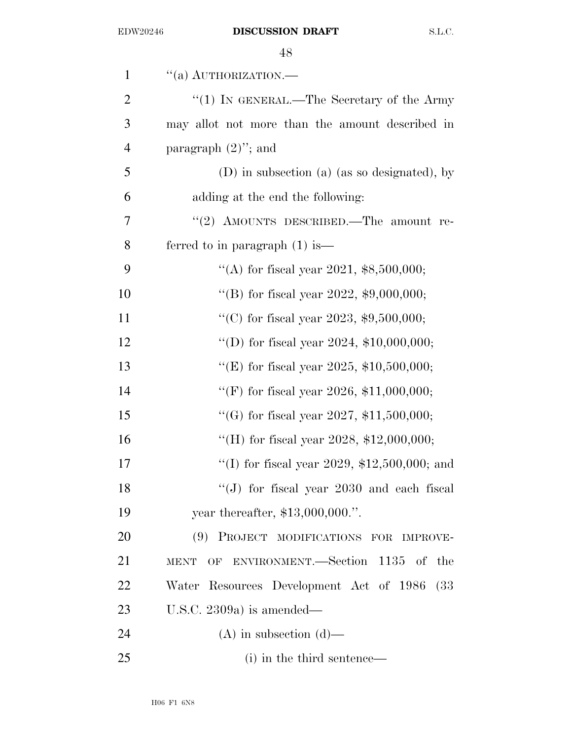"(a) AUTHORIZATION.—

"(1) IN GENERAL.—The Secretary of the Army may allot not more than the amount described in paragraph (2)"; and

(D) in subsection (a) (as so designated), by adding at the end the following:

"(2) AMOUNTS DESCRIBED.—The amount referred to in paragraph (1) is—

"(A) for fiscal year 2021, $8,500,000;

"(B) for fiscal year 2022, $9,000,000;

"(C) for fiscal year 2023, $9,500,000;

"(D) for fiscal year 2024, $10,000,000;

"(E) for fiscal year 2025, $10,500,000;

"(F) for fiscal year 2026, $11,000,000;

"(G) for fiscal year 2027, $11,500,000;

"(H) for fiscal year 2028, $12,000,000;

"(I) for fiscal year 2029, $12,500,000; and

"(J) for fiscal year 2030 and each fiscal year thereafter, $13,000,000.".

(9) PROJECT MODIFICATIONS FOR IMPROVEMENT OF ENVIRONMENT.—Section 1135 of the Water Resources Development Act of 1986 (33 U.S.C. 2309a) is amended—

(A) in subsection (d)—

(i) in the third sentence—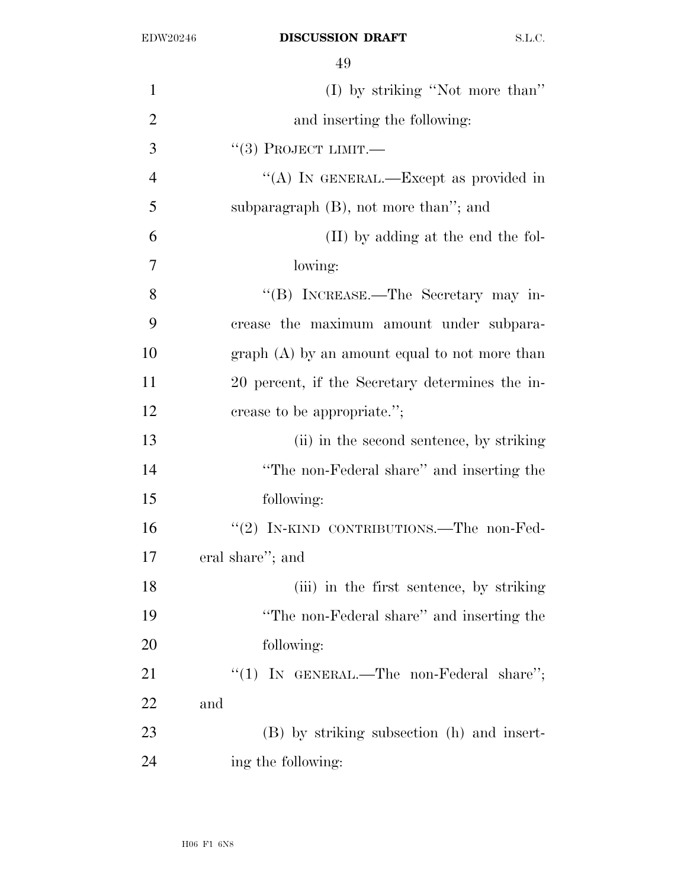(I) by striking ''Not more than'' and inserting the following:

''(3) PROJECT LIMIT.—

''(A) IN GENERAL.—Except as provided in subparagraph (B), not more than''; and

(II) by adding at the end the following:

''(B) INCREASE.—The Secretary may increase the maximum amount under subparagraph (A) by an amount equal to not more than 20 percent, if the Secretary determines the increase to be appropriate.'';

(ii) in the second sentence, by striking ''The non-Federal share'' and inserting the following:

''(2) IN-KIND CONTRIBUTIONS.—The non-Federal share''; and

(iii) in the first sentence, by striking ''The non-Federal share'' and inserting the following:

''(1) IN GENERAL.—The non-Federal share''; and

(B) by striking subsection (h) and inserting the following: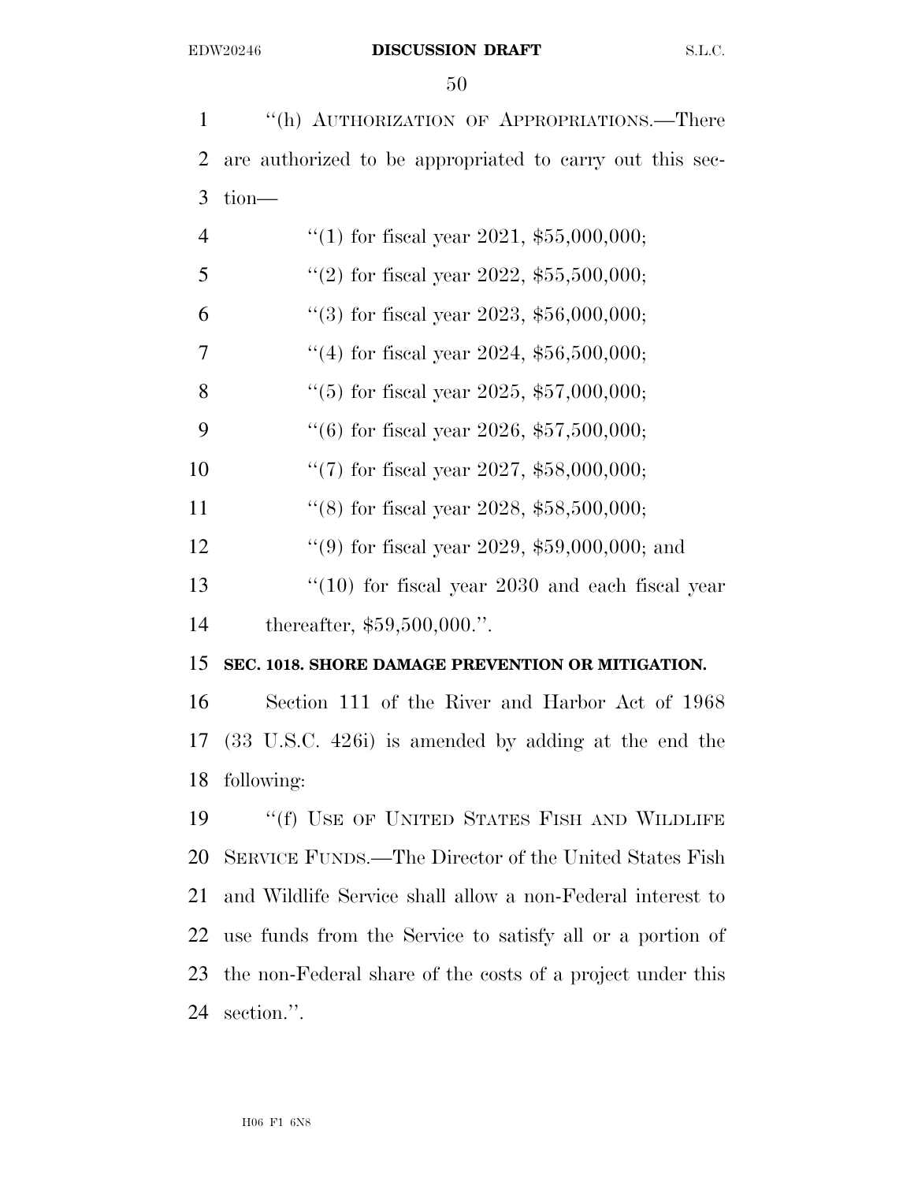"(h) AUTHORIZATION OF APPROPRIATIONS.—There are authorized to be appropriated to carry out this section—

"(1) for fiscal year 2021, $55,000,000;

"(2) for fiscal year 2022, $55,500,000;

"(3) for fiscal year 2023, $56,000,000;

"(4) for fiscal year 2024, $56,500,000;

"(5) for fiscal year 2025, $57,000,000;

"(6) for fiscal year 2026, $57,500,000;

"(7) for fiscal year 2027, $58,000,000;

"(8) for fiscal year 2028, $58,500,000;

"(9) for fiscal year 2029, $59,000,000; and

"(10) for fiscal year 2030 and each fiscal year thereafter, $59,500,000.".

**SEC. 1018. SHORE DAMAGE PREVENTION OR MITIGATION.**

Section 111 of the River and Harbor Act of 1968 (33 U.S.C. 426i) is amended by adding at the end the following:

"(f) USE OF UNITED STATES FISH AND WILDLIFE SERVICE FUNDS.—The Director of the United States Fish and Wildlife Service shall allow a non-Federal interest to use funds from the Service to satisfy all or a portion of the non-Federal share of the costs of a project under this section.".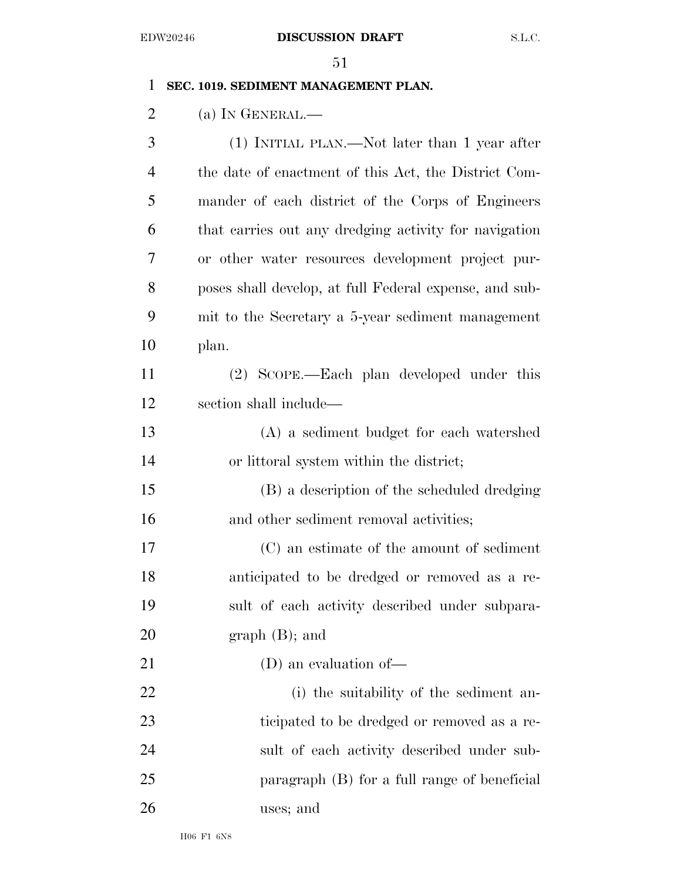**SEC. 1019. SEDIMENT MANAGEMENT PLAN.**

(a) IN GENERAL.—

(1) INITIAL PLAN.—Not later than 1 year after the date of enactment of this Act, the District Commander of each district of the Corps of Engineers that carries out any dredging activity for navigation or other water resources development project purposes shall develop, at full Federal expense, and submit to the Secretary a 5-year sediment management plan.

(2) SCOPE.—Each plan developed under this section shall include—

(A) a sediment budget for each watershed or littoral system within the district;

(B) a description of the scheduled dredging and other sediment removal activities;

(C) an estimate of the amount of sediment anticipated to be dredged or removed as a result of each activity described under subparagraph (B); and

(D) an evaluation of—

(i) the suitability of the sediment anticipated to be dredged or removed as a result of each activity described under subparagraph (B) for a full range of beneficial uses; and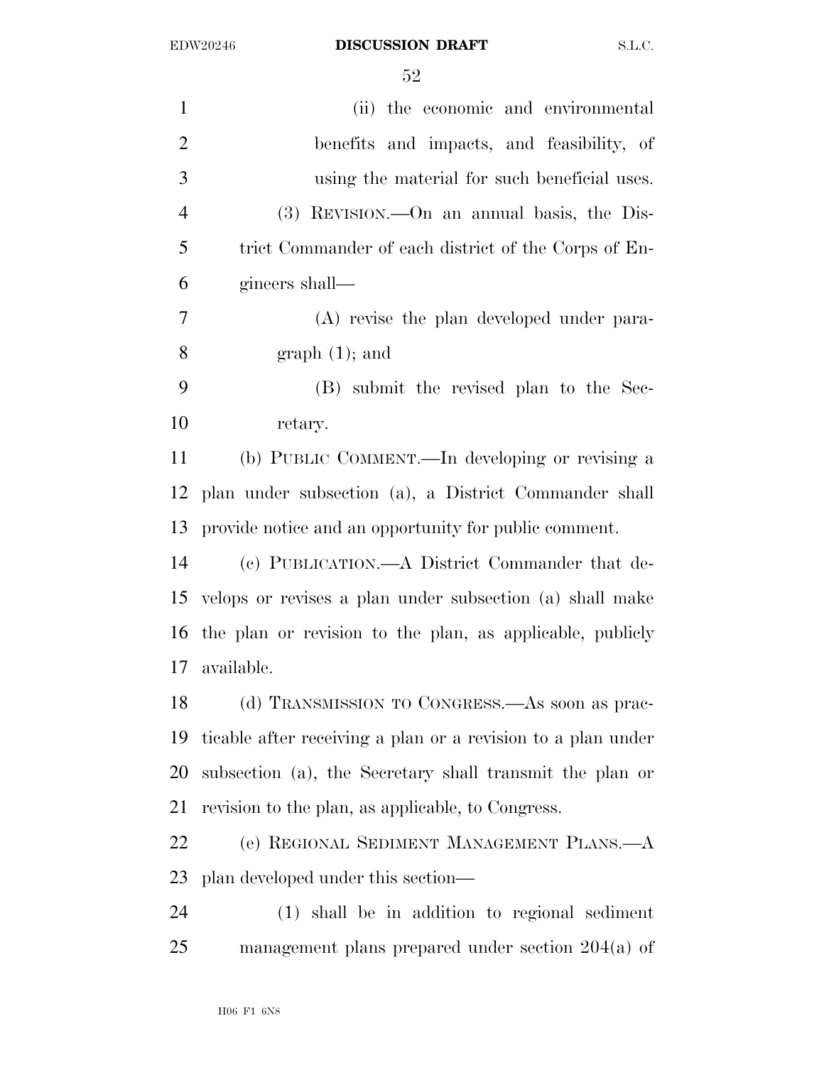(ii) the economic and environmental benefits and impacts, and feasibility, of using the material for such beneficial uses.

(3) REVISION.—On an annual basis, the District Commander of each district of the Corps of Engineers shall—

(A) revise the plan developed under paragraph (1); and

(B) submit the revised plan to the Secretary.

(b) PUBLIC COMMENT.—In developing or revising a plan under subsection (a), a District Commander shall provide notice and an opportunity for public comment.

(c) PUBLICATION.—A District Commander that develops or revises a plan under subsection (a) shall make the plan or revision to the plan, as applicable, publicly available.

(d) TRANSMISSION TO CONGRESS.—As soon as practicable after receiving a plan or a revision to a plan under subsection (a), the Secretary shall transmit the plan or revision to the plan, as applicable, to Congress.

(e) REGIONAL SEDIMENT MANAGEMENT PLANS.—A plan developed under this section—

(1) shall be in addition to regional sediment management plans prepared under section 204(a) of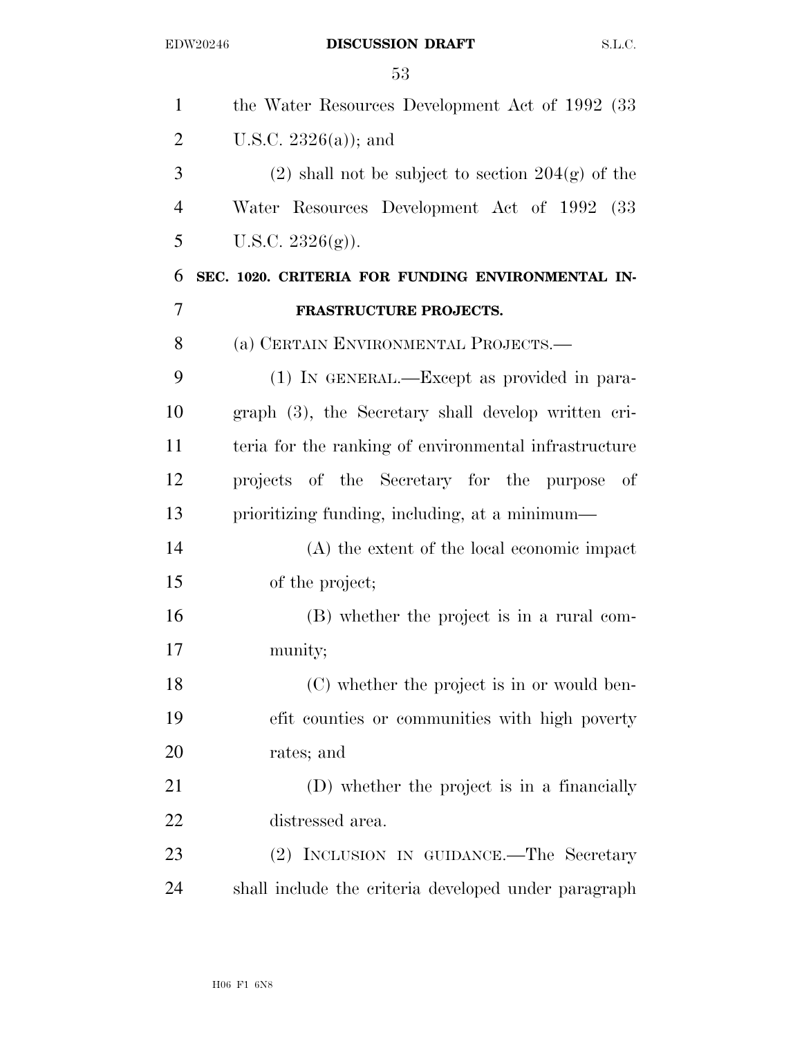the Water Resources Development Act of 1992 (33 U.S.C. 2326(a)); and

(2) shall not be subject to section 204(g) of the Water Resources Development Act of 1992 (33 U.S.C. 2326(g)).

## SEC. 1020. CRITERIA FOR FUNDING ENVIRONMENTAL INFRASTRUCTURE PROJECTS.

(a) CERTAIN ENVIRONMENTAL PROJECTS.—

(1) IN GENERAL.—Except as provided in paragraph (3), the Secretary shall develop written criteria for the ranking of environmental infrastructure projects of the Secretary for the purpose of prioritizing funding, including, at a minimum—

(A) the extent of the local economic impact of the project;

(B) whether the project is in a rural community;

(C) whether the project is in or would benefit counties or communities with high poverty rates; and

(D) whether the project is in a financially distressed area.

(2) INCLUSION IN GUIDANCE.—The Secretary shall include the criteria developed under paragraph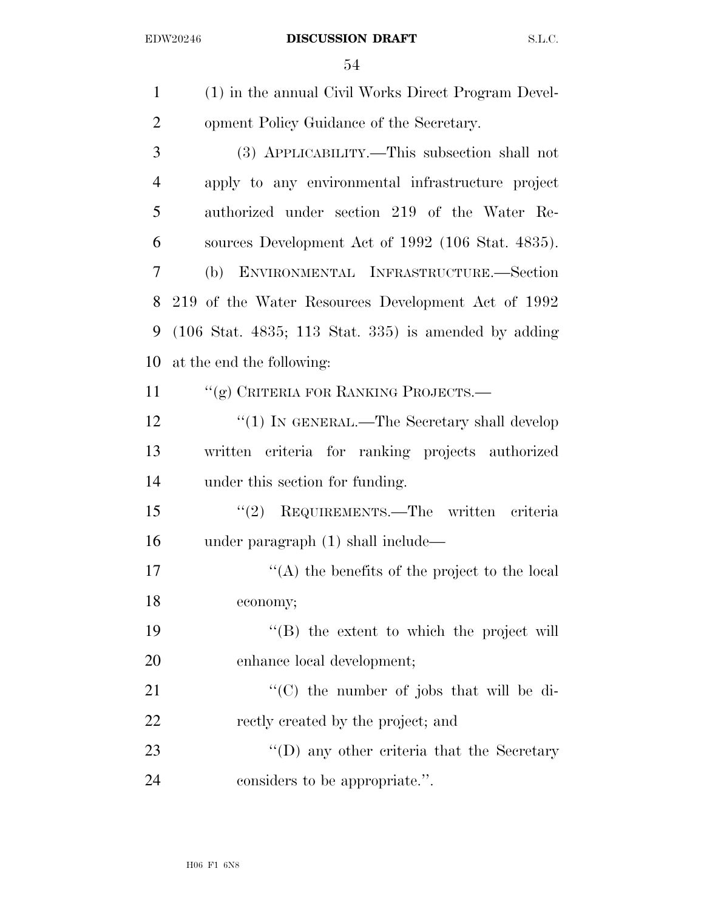(1) in the annual Civil Works Direct Program Development Policy Guidance of the Secretary.

(3) APPLICABILITY.—This subsection shall not apply to any environmental infrastructure project authorized under section 219 of the Water Resources Development Act of 1992 (106 Stat. 4835).

(b) ENVIRONMENTAL INFRASTRUCTURE.—Section 219 of the Water Resources Development Act of 1992 (106 Stat. 4835; 113 Stat. 335) is amended by adding at the end the following:

"(g) CRITERIA FOR RANKING PROJECTS.—

"(1) IN GENERAL.—The Secretary shall develop written criteria for ranking projects authorized under this section for funding.

"(2) REQUIREMENTS.—The written criteria under paragraph (1) shall include—

"(A) the benefits of the project to the local economy;

"(B) the extent to which the project will enhance local development;

"(C) the number of jobs that will be directly created by the project; and

"(D) any other criteria that the Secretary considers to be appropriate.".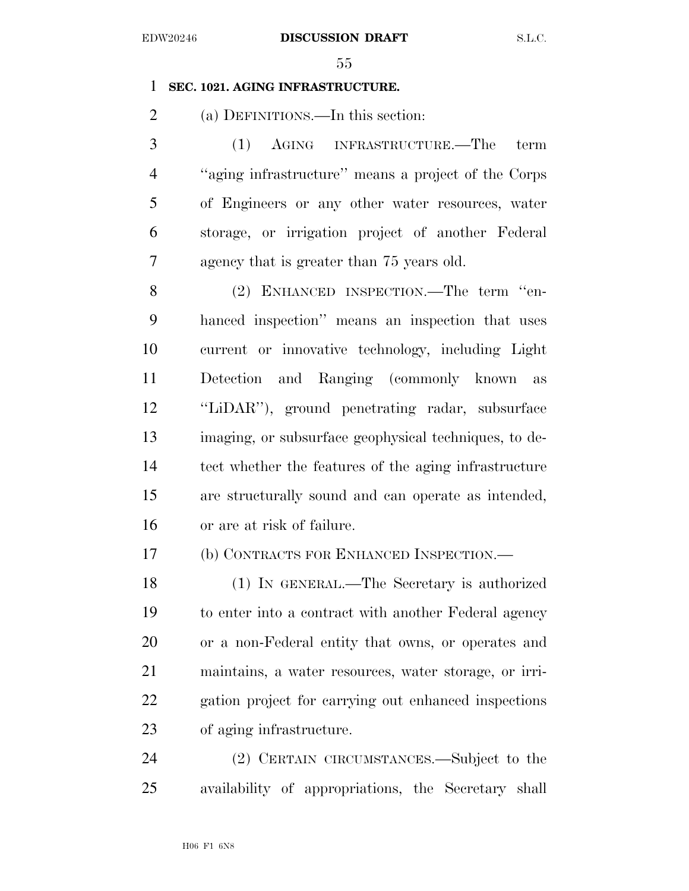**SEC. 1021. AGING INFRASTRUCTURE.**

(a) DEFINITIONS.—In this section:

(1) AGING INFRASTRUCTURE.—The term ''aging infrastructure'' means a project of the Corps of Engineers or any other water resources, water storage, or irrigation project of another Federal agency that is greater than 75 years old.

(2) ENHANCED INSPECTION.—The term ''enhanced inspection'' means an inspection that uses current or innovative technology, including Light Detection and Ranging (commonly known as ''LiDAR''), ground penetrating radar, subsurface imaging, or subsurface geophysical techniques, to detect whether the features of the aging infrastructure are structurally sound and can operate as intended, or are at risk of failure.

(b) CONTRACTS FOR ENHANCED INSPECTION.—

(1) IN GENERAL.—The Secretary is authorized to enter into a contract with another Federal agency or a non-Federal entity that owns, or operates and maintains, a water resources, water storage, or irrigation project for carrying out enhanced inspections of aging infrastructure.

(2) CERTAIN CIRCUMSTANCES.—Subject to the availability of appropriations, the Secretary shall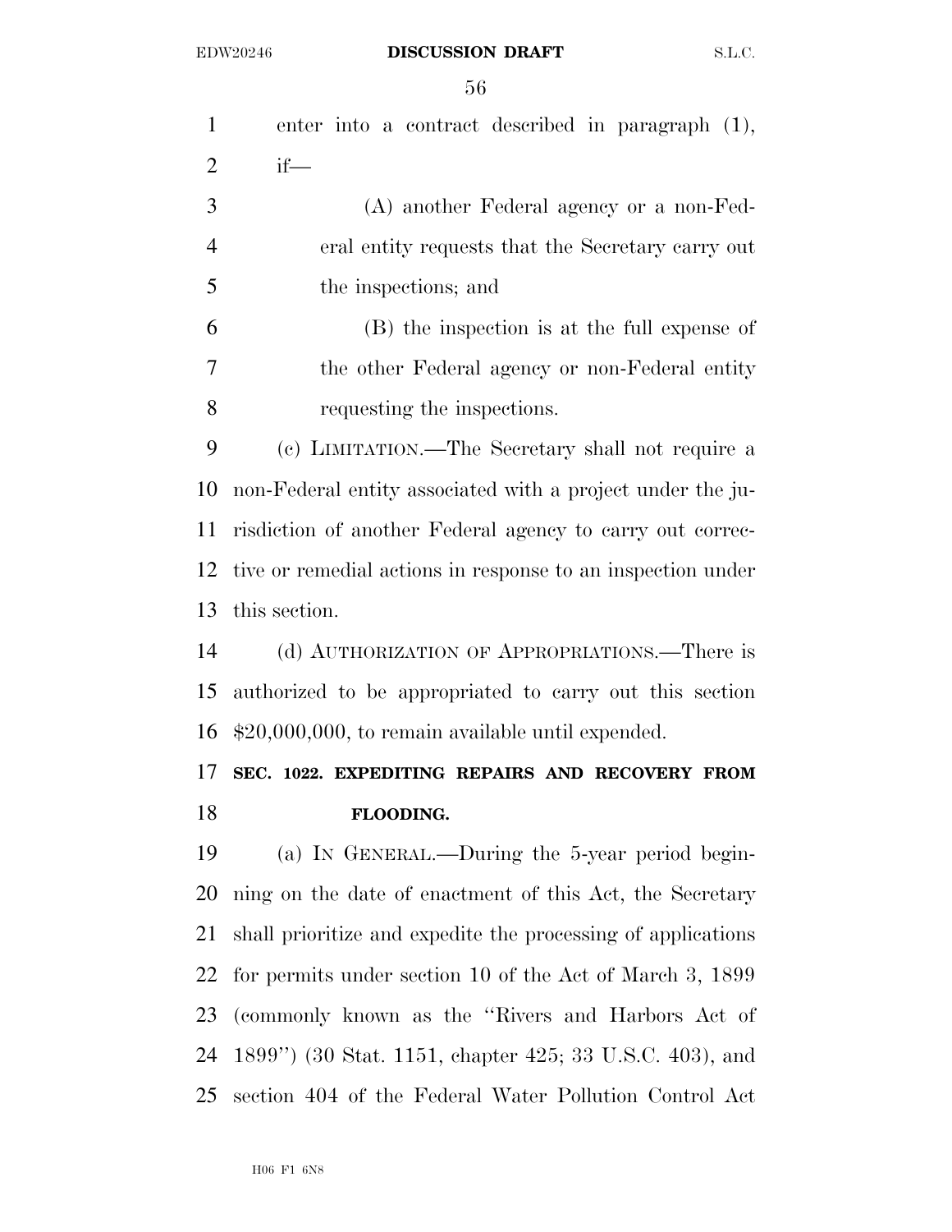enter into a contract described in paragraph (1), if—

(A) another Federal agency or a non-Federal entity requests that the Secretary carry out the inspections; and

(B) the inspection is at the full expense of the other Federal agency or non-Federal entity requesting the inspections.

(c) LIMITATION.—The Secretary shall not require a non-Federal entity associated with a project under the jurisdiction of another Federal agency to carry out corrective or remedial actions in response to an inspection under this section.

(d) AUTHORIZATION OF APPROPRIATIONS.—There is authorized to be appropriated to carry out this section $20,000,000, to remain available until expended.

**SEC. 1022. EXPEDITING REPAIRS AND RECOVERY FROM FLOODING.**

(a) IN GENERAL.—During the 5-year period beginning on the date of enactment of this Act, the Secretary shall prioritize and expedite the processing of applications for permits under section 10 of the Act of March 3, 1899 (commonly known as the "Rivers and Harbors Act of 1899") (30 Stat. 1151, chapter 425; 33 U.S.C. 403), and section 404 of the Federal Water Pollution Control Act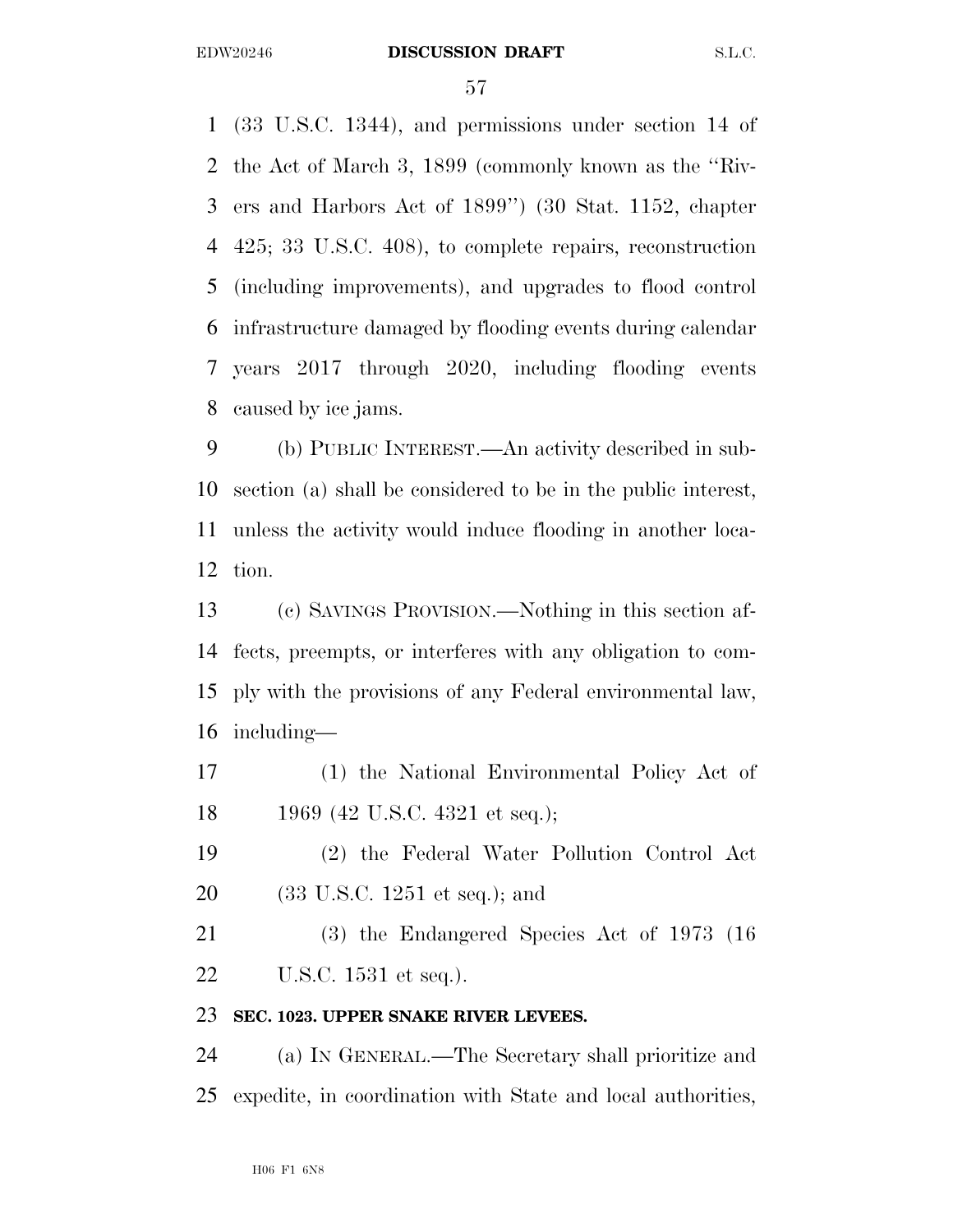(33 U.S.C. 1344), and permissions under section 14 of the Act of March 3, 1899 (commonly known as the ''Rivers and Harbors Act of 1899'') (30 Stat. 1152, chapter 425; 33 U.S.C. 408), to complete repairs, reconstruction (including improvements), and upgrades to flood control infrastructure damaged by flooding events during calendar years 2017 through 2020, including flooding events caused by ice jams.

(b) PUBLIC INTEREST.—An activity described in subsection (a) shall be considered to be in the public interest, unless the activity would induce flooding in another location.

(c) SAVINGS PROVISION.—Nothing in this section affects, preempts, or interferes with any obligation to comply with the provisions of any Federal environmental law, including—

(1) the National Environmental Policy Act of 1969 (42 U.S.C. 4321 et seq.);

(2) the Federal Water Pollution Control Act (33 U.S.C. 1251 et seq.); and

(3) the Endangered Species Act of 1973 (16 U.S.C. 1531 et seq.).

**SEC. 1023. UPPER SNAKE RIVER LEVEES.**

(a) IN GENERAL.—The Secretary shall prioritize and expedite, in coordination with State and local authorities,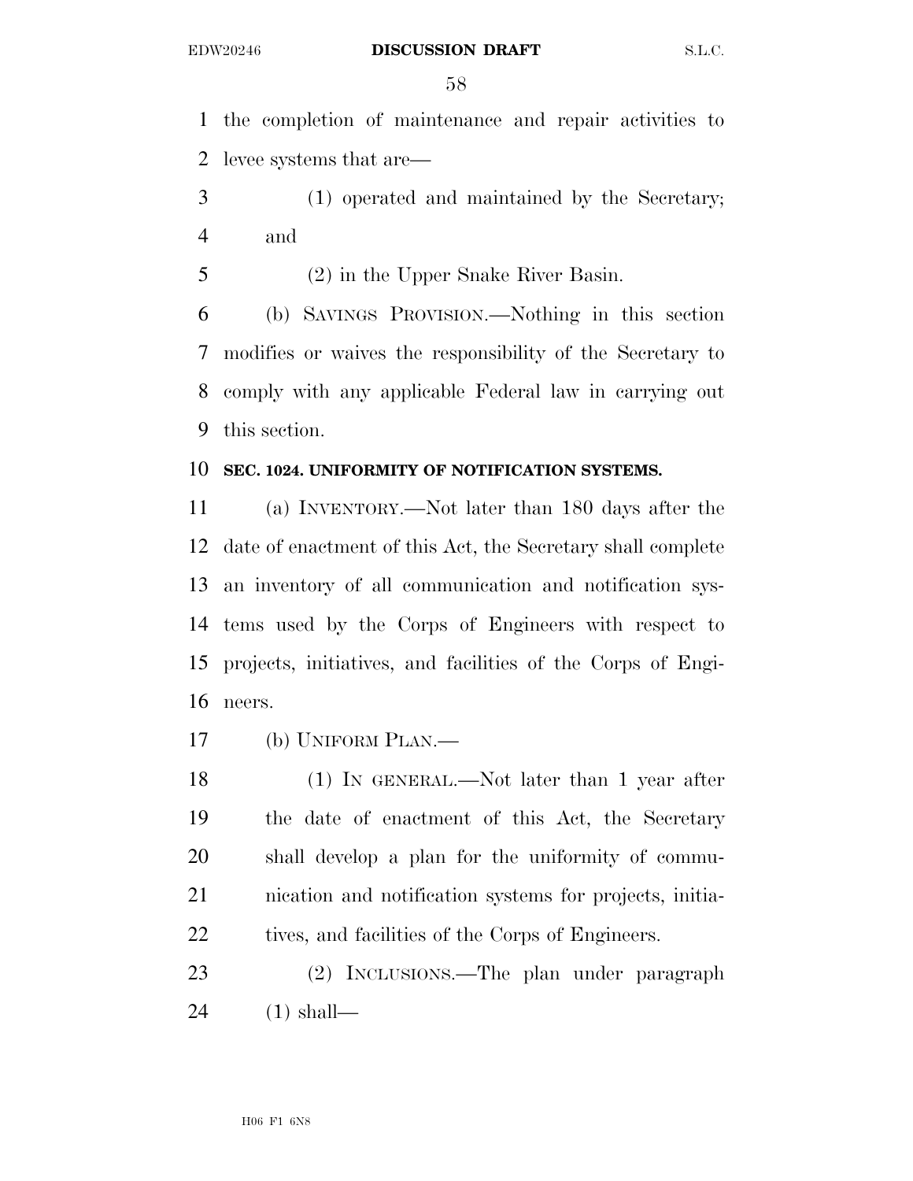the completion of maintenance and repair activities to levee systems that are—

(1) operated and maintained by the Secretary; and

(2) in the Upper Snake River Basin.

(b) SAVINGS PROVISION.—Nothing in this section modifies or waives the responsibility of the Secretary to comply with any applicable Federal law in carrying out this section.

**SEC. 1024. UNIFORMITY OF NOTIFICATION SYSTEMS.**

(a) INVENTORY.—Not later than 180 days after the date of enactment of this Act, the Secretary shall complete an inventory of all communication and notification systems used by the Corps of Engineers with respect to projects, initiatives, and facilities of the Corps of Engineers.

(b) UNIFORM PLAN.—

(1) IN GENERAL.—Not later than 1 year after the date of enactment of this Act, the Secretary shall develop a plan for the uniformity of communication and notification systems for projects, initiatives, and facilities of the Corps of Engineers.

(2) INCLUSIONS.—The plan under paragraph (1) shall—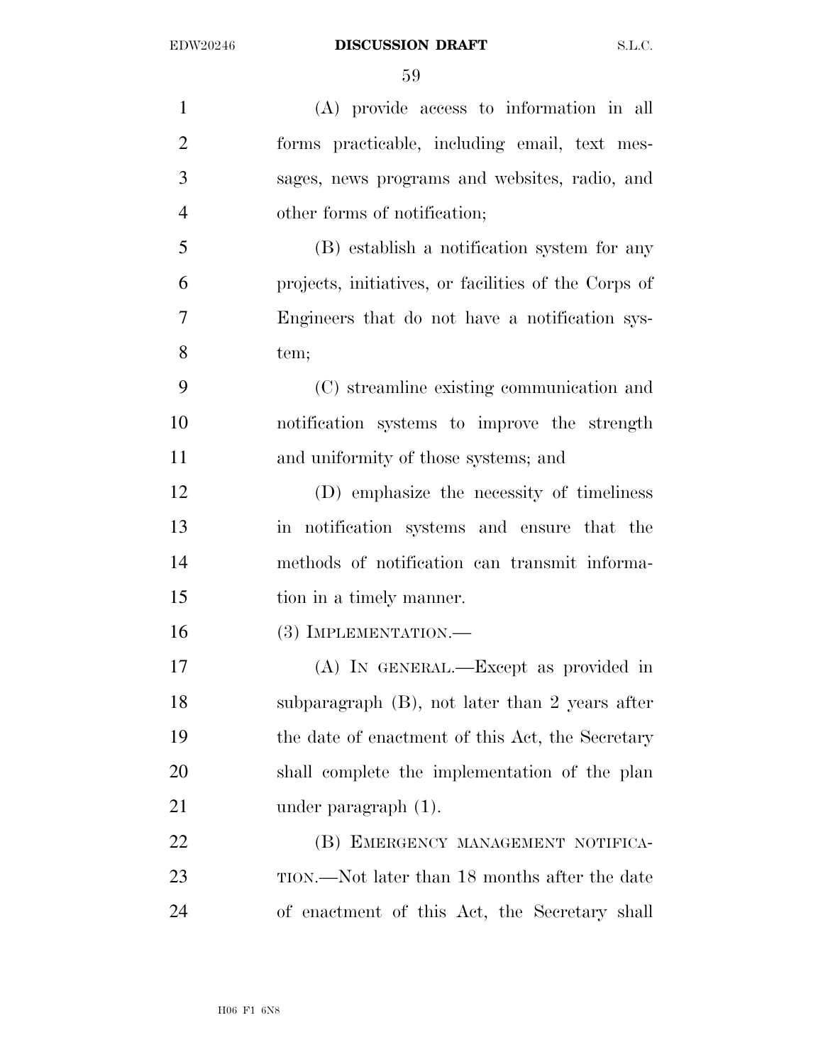(A) provide access to information in all forms practicable, including email, text messages, news programs and websites, radio, and other forms of notification;

(B) establish a notification system for any projects, initiatives, or facilities of the Corps of Engineers that do not have a notification system;

(C) streamline existing communication and notification systems to improve the strength and uniformity of those systems; and

(D) emphasize the necessity of timeliness in notification systems and ensure that the methods of notification can transmit information in a timely manner.

(3) IMPLEMENTATION.—

(A) IN GENERAL.—Except as provided in subparagraph (B), not later than 2 years after the date of enactment of this Act, the Secretary shall complete the implementation of the plan under paragraph (1).

(B) EMERGENCY MANAGEMENT NOTIFICATION.—Not later than 18 months after the date of enactment of this Act, the Secretary shall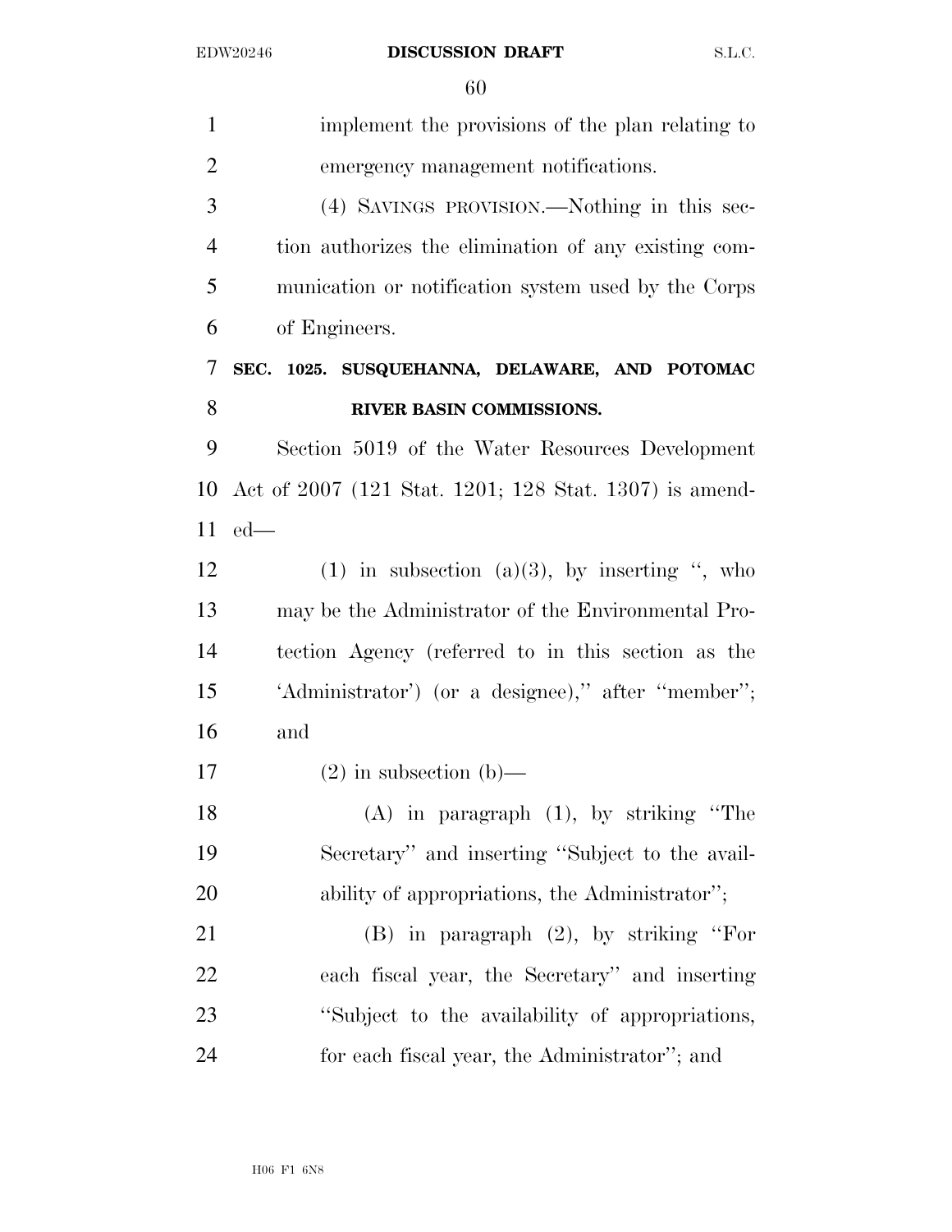implement the provisions of the plan relating to emergency management notifications.

(4) SAVINGS PROVISION.—Nothing in this section authorizes the elimination of any existing communication or notification system used by the Corps of Engineers.

**SEC. 1025. SUSQUEHANNA, DELAWARE, AND POTOMAC RIVER BASIN COMMISSIONS.**

Section 5019 of the Water Resources Development Act of 2007 (121 Stat. 1201; 128 Stat. 1307) is amended—

(1) in subsection (a)(3), by inserting ", who may be the Administrator of the Environmental Protection Agency (referred to in this section as the 'Administrator') (or a designee)," after "member"; and

(2) in subsection (b)—

(A) in paragraph (1), by striking "The Secretary" and inserting "Subject to the availability of appropriations, the Administrator";

(B) in paragraph (2), by striking "For each fiscal year, the Secretary" and inserting "Subject to the availability of appropriations, for each fiscal year, the Administrator"; and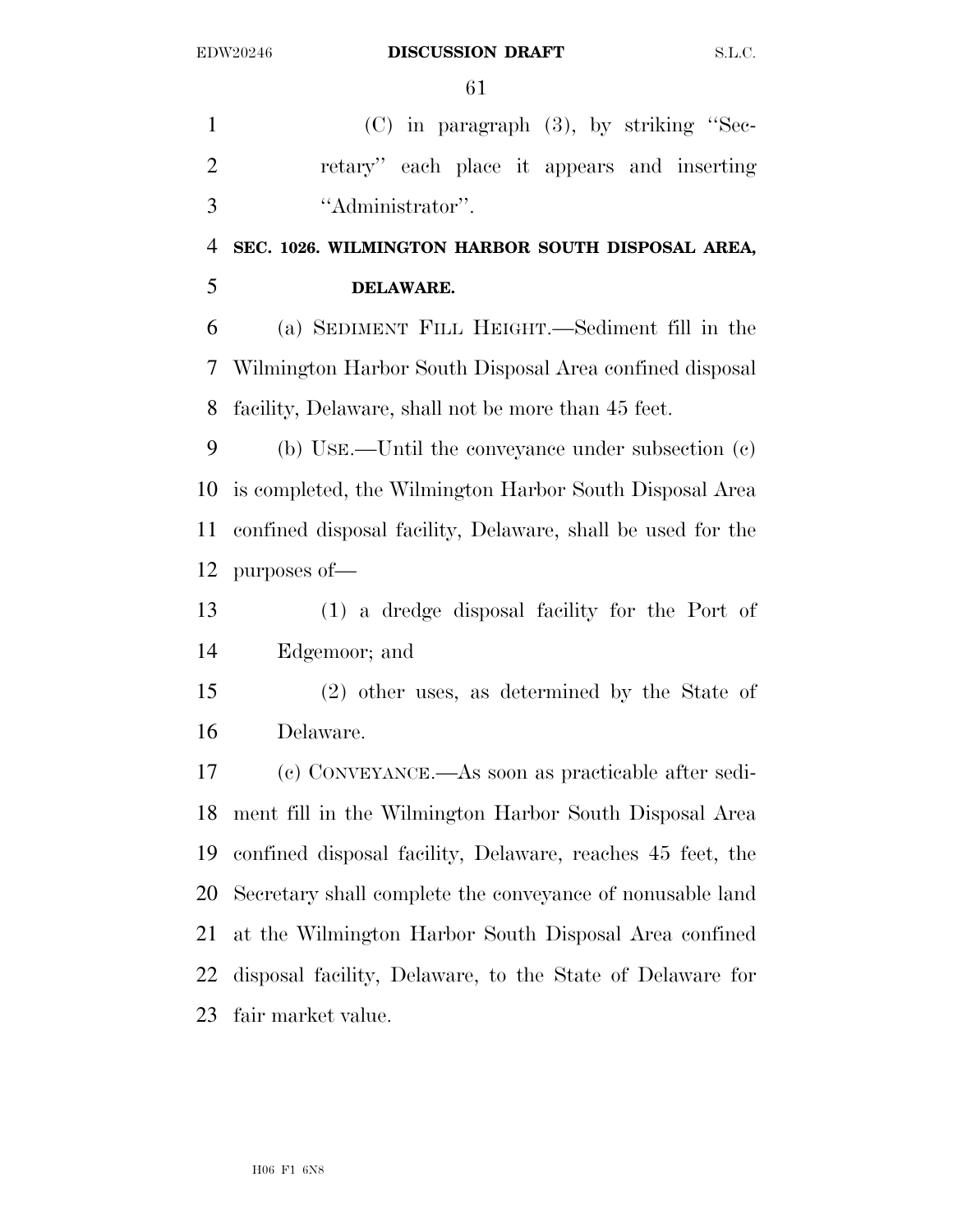(C) in paragraph (3), by striking ''Secretary'' each place it appears and inserting ''Administrator''.

**SEC. 1026. WILMINGTON HARBOR SOUTH DISPOSAL AREA, DELAWARE.**

(a) SEDIMENT FILL HEIGHT.—Sediment fill in the Wilmington Harbor South Disposal Area confined disposal facility, Delaware, shall not be more than 45 feet.

(b) USE.—Until the conveyance under subsection (c) is completed, the Wilmington Harbor South Disposal Area confined disposal facility, Delaware, shall be used for the purposes of—

(1) a dredge disposal facility for the Port of Edgemoor; and

(2) other uses, as determined by the State of Delaware.

(c) CONVEYANCE.—As soon as practicable after sediment fill in the Wilmington Harbor South Disposal Area confined disposal facility, Delaware, reaches 45 feet, the Secretary shall complete the conveyance of nonusable land at the Wilmington Harbor South Disposal Area confined disposal facility, Delaware, to the State of Delaware for fair market value.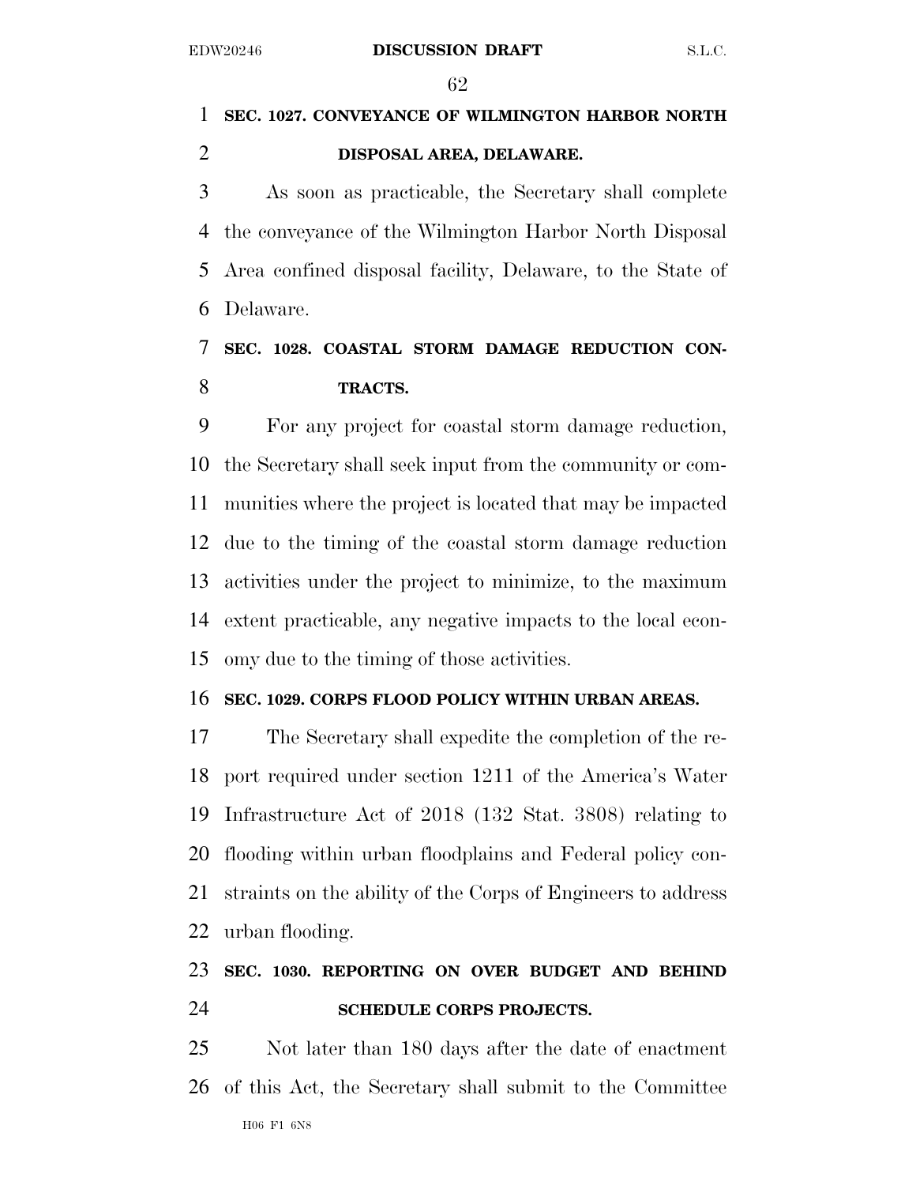**SEC. 1027. CONVEYANCE OF WILMINGTON HARBOR NORTH DISPOSAL AREA, DELAWARE.**

As soon as practicable, the Secretary shall complete the conveyance of the Wilmington Harbor North Disposal Area confined disposal facility, Delaware, to the State of Delaware.

**SEC. 1028. COASTAL STORM DAMAGE REDUCTION CONTRACTS.**

For any project for coastal storm damage reduction, the Secretary shall seek input from the community or communities where the project is located that may be impacted due to the timing of the coastal storm damage reduction activities under the project to minimize, to the maximum extent practicable, any negative impacts to the local economy due to the timing of those activities.

**SEC. 1029. CORPS FLOOD POLICY WITHIN URBAN AREAS.**

The Secretary shall expedite the completion of the report required under section 1211 of the America's Water Infrastructure Act of 2018 (132 Stat. 3808) relating to flooding within urban floodplains and Federal policy constraints on the ability of the Corps of Engineers to address urban flooding.

**SEC. 1030. REPORTING ON OVER BUDGET AND BEHIND SCHEDULE CORPS PROJECTS.**

Not later than 180 days after the date of enactment of this Act, the Secretary shall submit to the Committee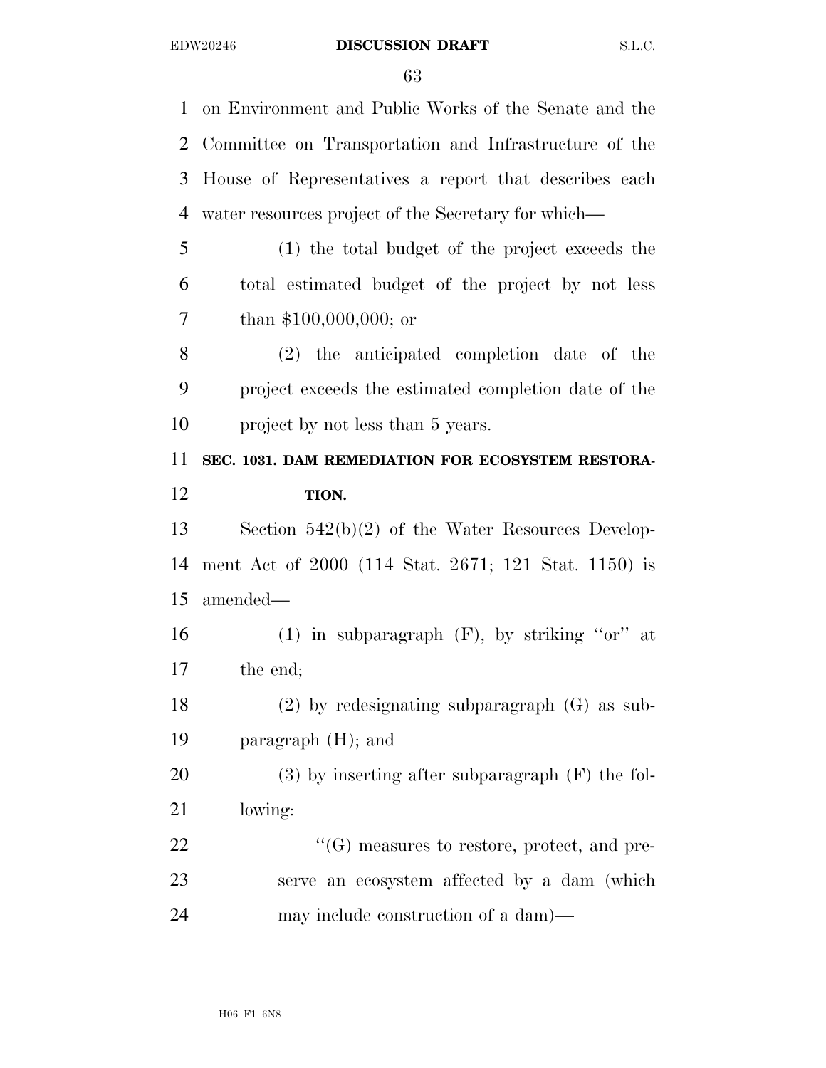on Environment and Public Works of the Senate and the Committee on Transportation and Infrastructure of the House of Representatives a report that describes each water resources project of the Secretary for which—

(1) the total budget of the project exceeds the total estimated budget of the project by not less than $100,000,000; or

(2) the anticipated completion date of the project exceeds the estimated completion date of the project by not less than 5 years.

**SEC. 1031. DAM REMEDIATION FOR ECOSYSTEM RESTORATION.**

Section 542(b)(2) of the Water Resources Development Act of 2000 (114 Stat. 2671; 121 Stat. 1150) is amended—

(1) in subparagraph (F), by striking ''or'' at the end;

(2) by redesignating subparagraph (G) as subparagraph (H); and

(3) by inserting after subparagraph (F) the following:

''(G) measures to restore, protect, and preserve an ecosystem affected by a dam (which may include construction of a dam)—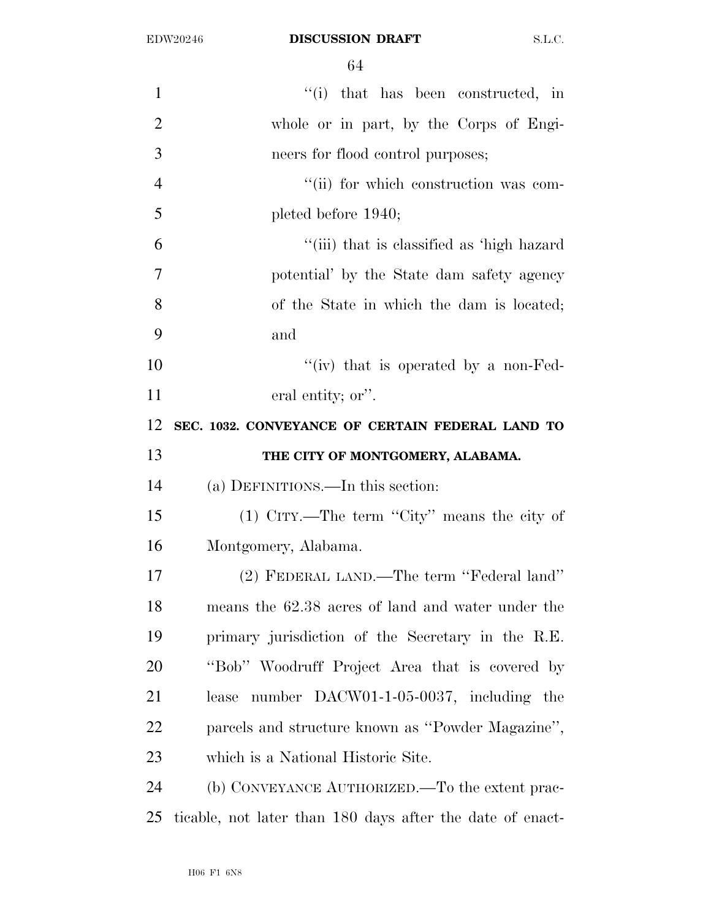"(i) that has been constructed, in whole or in part, by the Corps of Engineers for flood control purposes;

"(ii) for which construction was completed before 1940;

"(iii) that is classified as 'high hazard potential' by the State dam safety agency of the State in which the dam is located; and

"(iv) that is operated by a non-Federal entity; or".

**SEC. 1032. CONVEYANCE OF CERTAIN FEDERAL LAND TO THE CITY OF MONTGOMERY, ALABAMA.**

(a) DEFINITIONS.—In this section:

(1) CITY.—The term "City" means the city of Montgomery, Alabama.

(2) FEDERAL LAND.—The term "Federal land" means the 62.38 acres of land and water under the primary jurisdiction of the Secretary in the R.E. "Bob" Woodruff Project Area that is covered by lease number DACW01-1-05-0037, including the parcels and structure known as "Powder Magazine", which is a National Historic Site.

(b) CONVEYANCE AUTHORIZED.—To the extent practicable, not later than 180 days after the date of enact-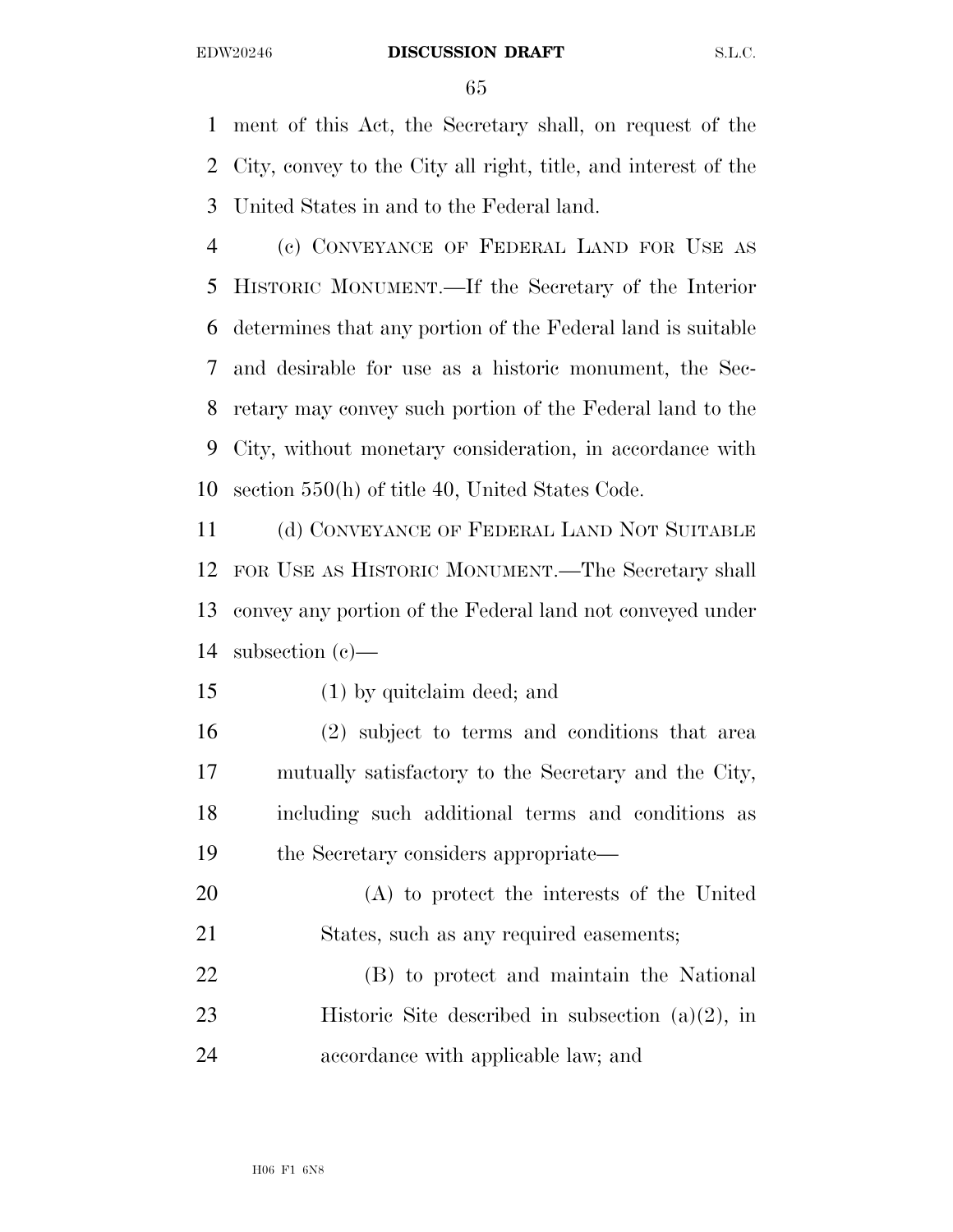ment of this Act, the Secretary shall, on request of the City, convey to the City all right, title, and interest of the United States in and to the Federal land.

(c) CONVEYANCE OF FEDERAL LAND FOR USE AS HISTORIC MONUMENT.—If the Secretary of the Interior determines that any portion of the Federal land is suitable and desirable for use as a historic monument, the Secretary may convey such portion of the Federal land to the City, without monetary consideration, in accordance with section 550(h) of title 40, United States Code.

(d) CONVEYANCE OF FEDERAL LAND NOT SUITABLE FOR USE AS HISTORIC MONUMENT.—The Secretary shall convey any portion of the Federal land not conveyed under subsection (c)—

(1) by quitclaim deed; and

(2) subject to terms and conditions that area mutually satisfactory to the Secretary and the City, including such additional terms and conditions as the Secretary considers appropriate—

(A) to protect the interests of the United States, such as any required easements;

(B) to protect and maintain the National Historic Site described in subsection (a)(2), in accordance with applicable law; and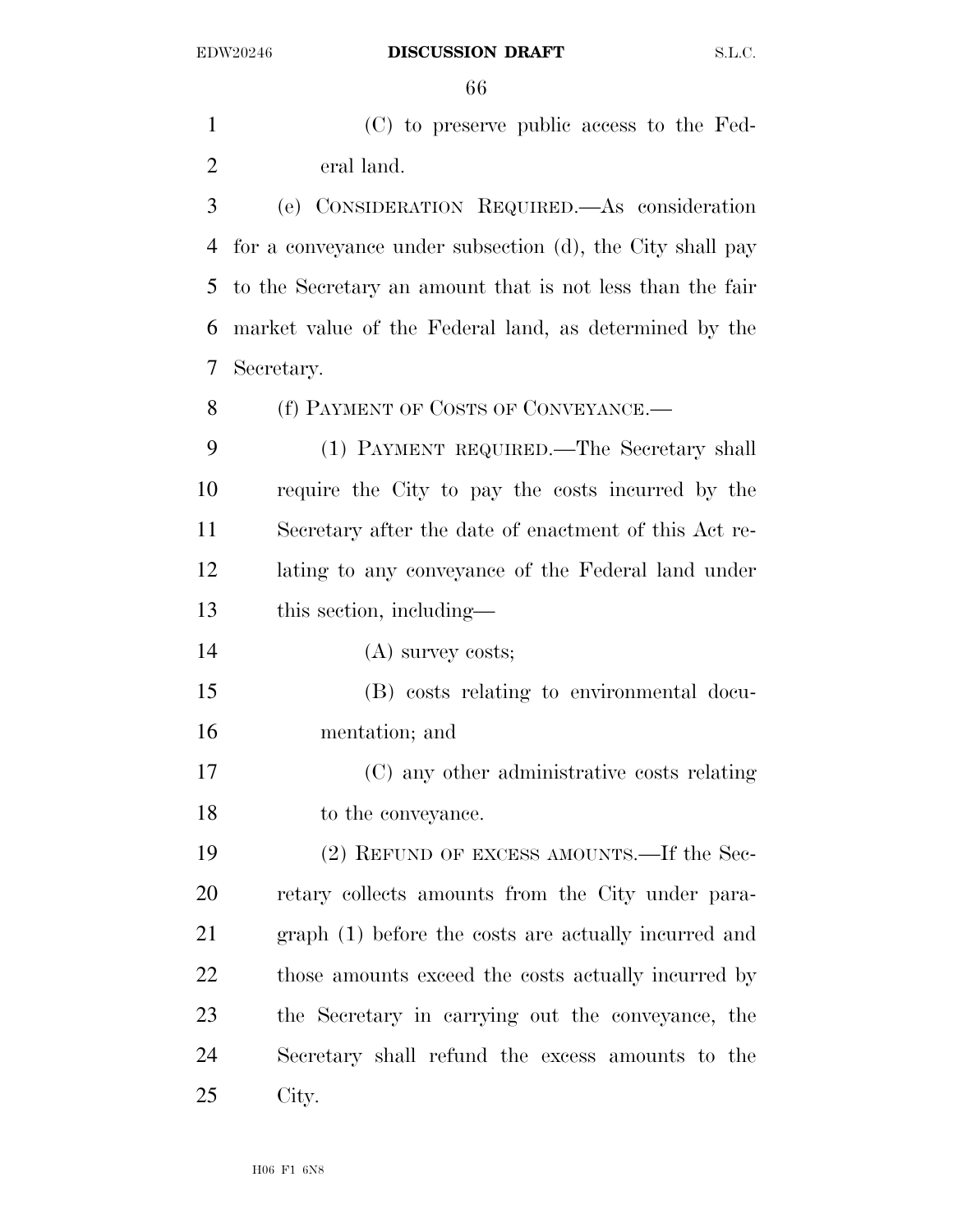(C) to preserve public access to the Federal land.

(e) CONSIDERATION REQUIRED.—As consideration for a conveyance under subsection (d), the City shall pay to the Secretary an amount that is not less than the fair market value of the Federal land, as determined by the Secretary.

(f) PAYMENT OF COSTS OF CONVEYANCE.—

(1) PAYMENT REQUIRED.—The Secretary shall require the City to pay the costs incurred by the Secretary after the date of enactment of this Act relating to any conveyance of the Federal land under this section, including—

(A) survey costs;

(B) costs relating to environmental documentation; and

(C) any other administrative costs relating to the conveyance.

(2) REFUND OF EXCESS AMOUNTS.—If the Secretary collects amounts from the City under paragraph (1) before the costs are actually incurred and those amounts exceed the costs actually incurred by the Secretary in carrying out the conveyance, the Secretary shall refund the excess amounts to the City.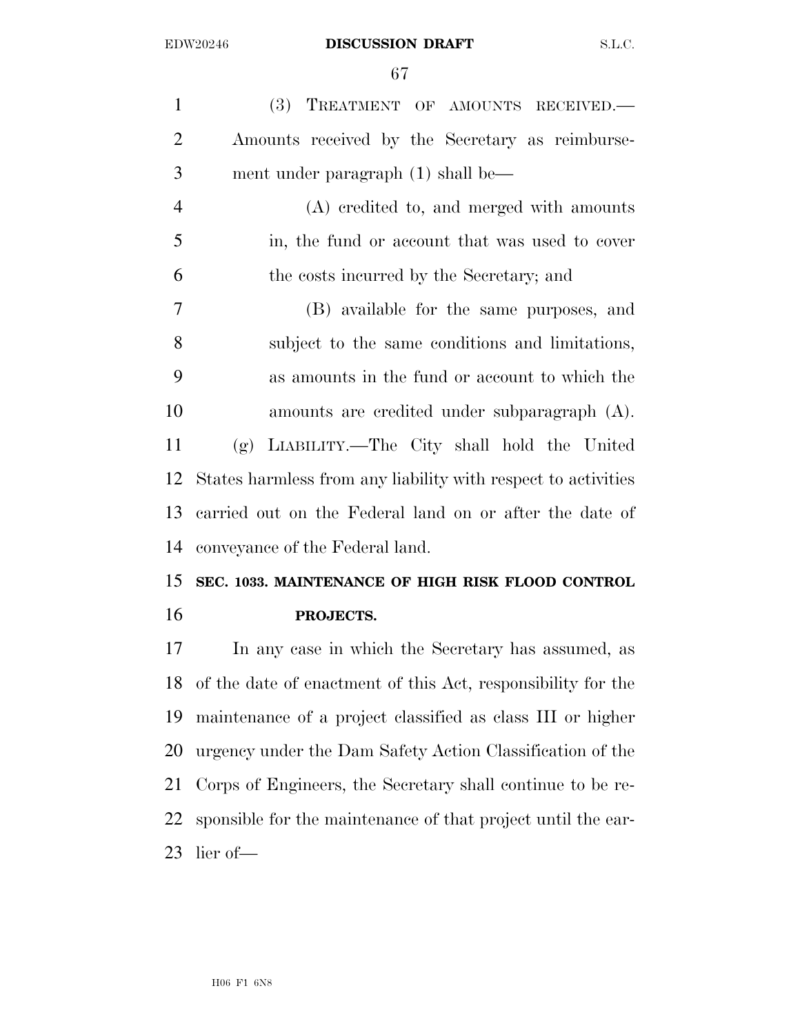(3) TREATMENT OF AMOUNTS RECEIVED.—Amounts received by the Secretary as reimbursement under paragraph (1) shall be—

(A) credited to, and merged with amounts in, the fund or account that was used to cover the costs incurred by the Secretary; and

(B) available for the same purposes, and subject to the same conditions and limitations, as amounts in the fund or account to which the amounts are credited under subparagraph (A).

(g) LIABILITY.—The City shall hold the United States harmless from any liability with respect to activities carried out on the Federal land on or after the date of conveyance of the Federal land.

**SEC. 1033. MAINTENANCE OF HIGH RISK FLOOD CONTROL PROJECTS.**

In any case in which the Secretary has assumed, as of the date of enactment of this Act, responsibility for the maintenance of a project classified as class III or higher urgency under the Dam Safety Action Classification of the Corps of Engineers, the Secretary shall continue to be responsible for the maintenance of that project until the earlier of—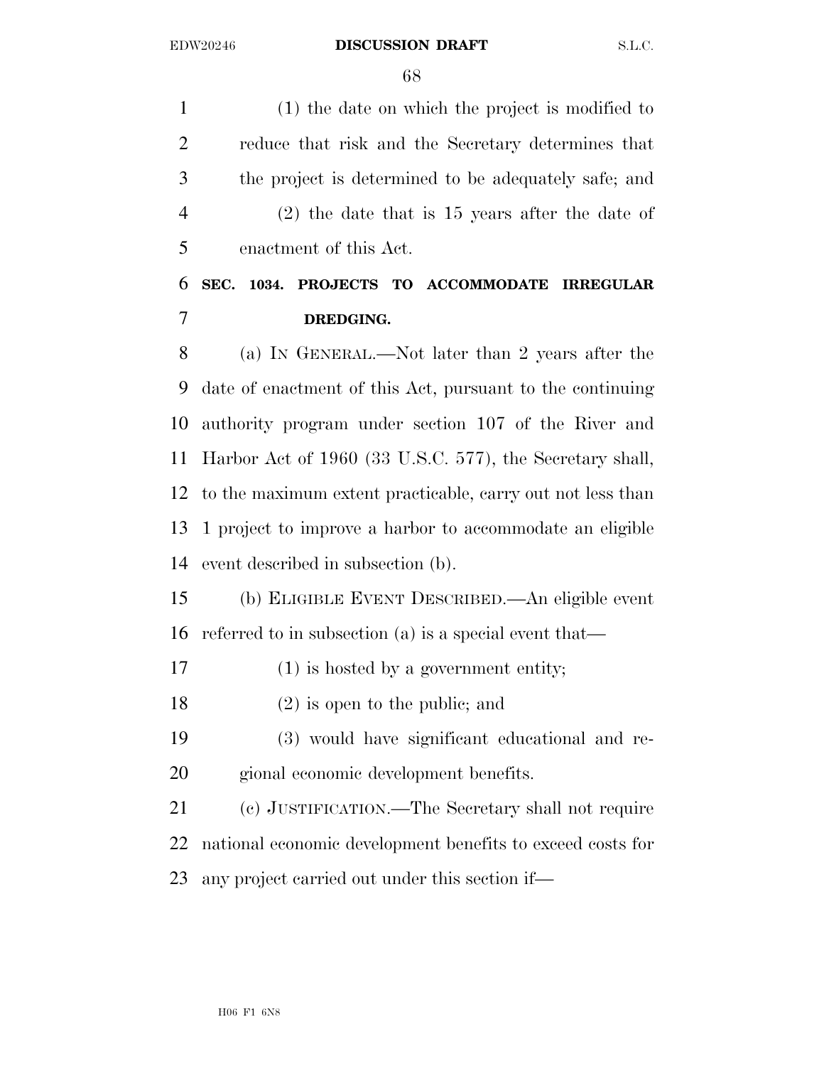(1) the date on which the project is modified to reduce that risk and the Secretary determines that the project is determined to be adequately safe; and

(2) the date that is 15 years after the date of enactment of this Act.

## SEC. 1034. PROJECTS TO ACCOMMODATE IRREGULAR DREDGING.

(a) IN GENERAL.—Not later than 2 years after the date of enactment of this Act, pursuant to the continuing authority program under section 107 of the River and Harbor Act of 1960 (33 U.S.C. 577), the Secretary shall, to the maximum extent practicable, carry out not less than 1 project to improve a harbor to accommodate an eligible event described in subsection (b).

(b) ELIGIBLE EVENT DESCRIBED.—An eligible event referred to in subsection (a) is a special event that—

(1) is hosted by a government entity;

(2) is open to the public; and

(3) would have significant educational and regional economic development benefits.

(c) JUSTIFICATION.—The Secretary shall not require national economic development benefits to exceed costs for any project carried out under this section if—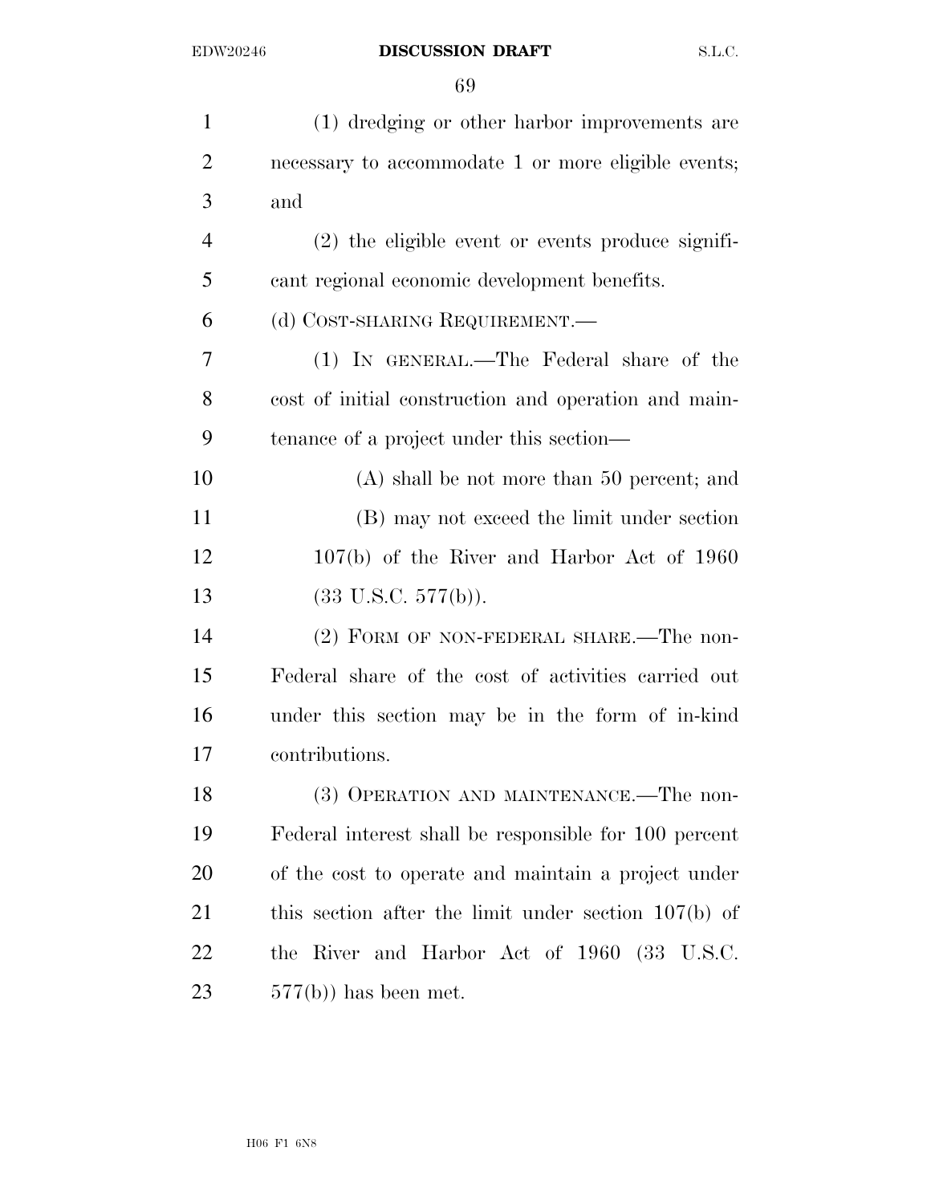(1) dredging or other harbor improvements are necessary to accommodate 1 or more eligible events; and

(2) the eligible event or events produce significant regional economic development benefits.

(d) COST-SHARING REQUIREMENT.—

(1) IN GENERAL.—The Federal share of the cost of initial construction and operation and maintenance of a project under this section—

(A) shall be not more than 50 percent; and

(B) may not exceed the limit under section 107(b) of the River and Harbor Act of 1960 (33 U.S.C. 577(b)).

(2) FORM OF NON-FEDERAL SHARE.—The non-Federal share of the cost of activities carried out under this section may be in the form of in-kind contributions.

(3) OPERATION AND MAINTENANCE.—The non-Federal interest shall be responsible for 100 percent of the cost to operate and maintain a project under this section after the limit under section 107(b) of the River and Harbor Act of 1960 (33 U.S.C. 577(b)) has been met.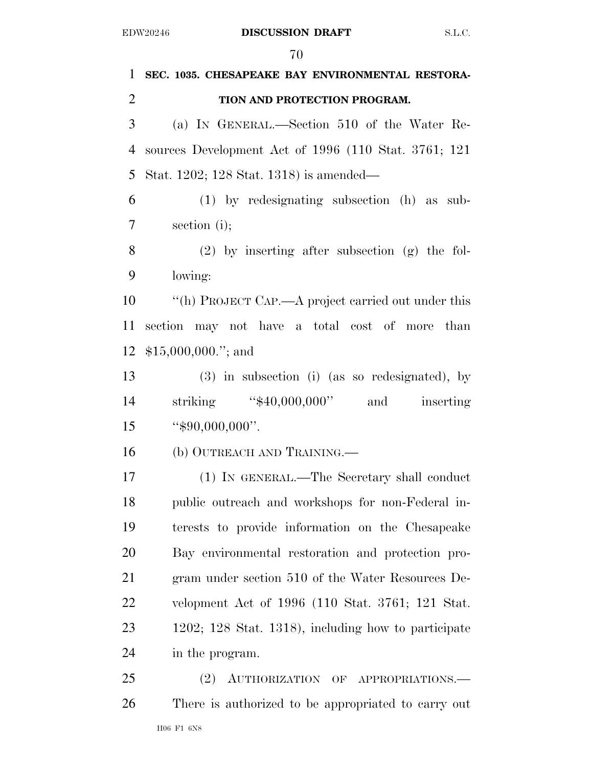**SEC. 1035. CHESAPEAKE BAY ENVIRONMENTAL RESTORATION AND PROTECTION PROGRAM.**

(a) IN GENERAL.—Section 510 of the Water Resources Development Act of 1996 (110 Stat. 3761; 121 Stat. 1202; 128 Stat. 1318) is amended—

(1) by redesignating subsection (h) as subsection (i);

(2) by inserting after subsection (g) the following:

"(h) PROJECT CAP.—A project carried out under this section may not have a total cost of more than $15,000,000."; and

(3) in subsection (i) (as so redesignated), by striking "$40,000,000" and inserting "$90,000,000".

(b) OUTREACH AND TRAINING.—

(1) IN GENERAL.—The Secretary shall conduct public outreach and workshops for non-Federal interests to provide information on the Chesapeake Bay environmental restoration and protection program under section 510 of the Water Resources Development Act of 1996 (110 Stat. 3761; 121 Stat. 1202; 128 Stat. 1318), including how to participate in the program.

(2) AUTHORIZATION OF APPROPRIATIONS.—There is authorized to be appropriated to carry out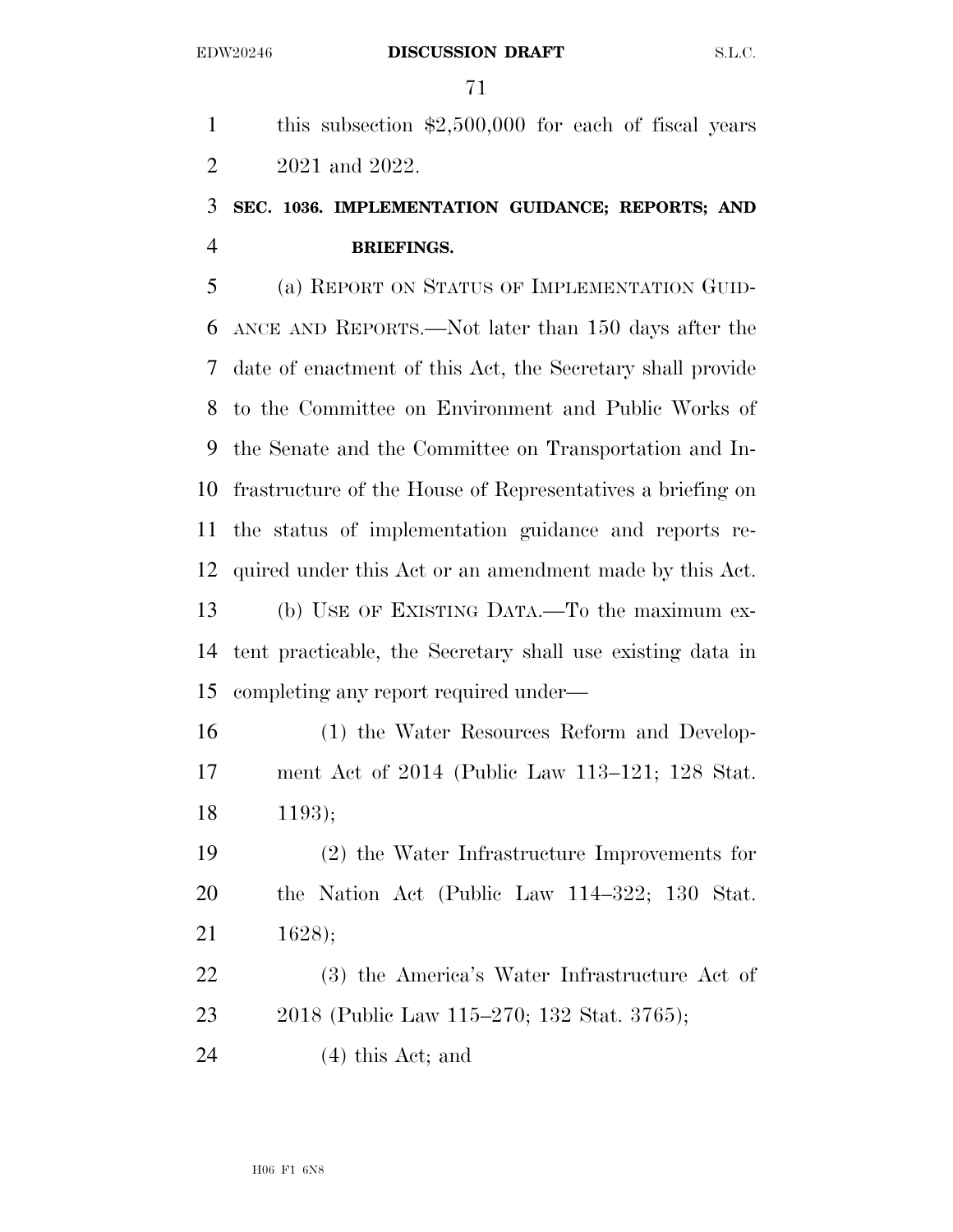this subsection $2,500,000 for each of fiscal years 2021 and 2022.

### SEC. 1036. IMPLEMENTATION GUIDANCE; REPORTS; AND BRIEFINGS.

(a) REPORT ON STATUS OF IMPLEMENTATION GUIDANCE AND REPORTS.—Not later than 150 days after the date of enactment of this Act, the Secretary shall provide to the Committee on Environment and Public Works of the Senate and the Committee on Transportation and Infrastructure of the House of Representatives a briefing on the status of implementation guidance and reports required under this Act or an amendment made by this Act.

(b) USE OF EXISTING DATA.—To the maximum extent practicable, the Secretary shall use existing data in completing any report required under—

(1) the Water Resources Reform and Development Act of 2014 (Public Law 113–121; 128 Stat. 1193);

(2) the Water Infrastructure Improvements for the Nation Act (Public Law 114–322; 130 Stat. 1628);

(3) the America's Water Infrastructure Act of 2018 (Public Law 115–270; 132 Stat. 3765);

(4) this Act; and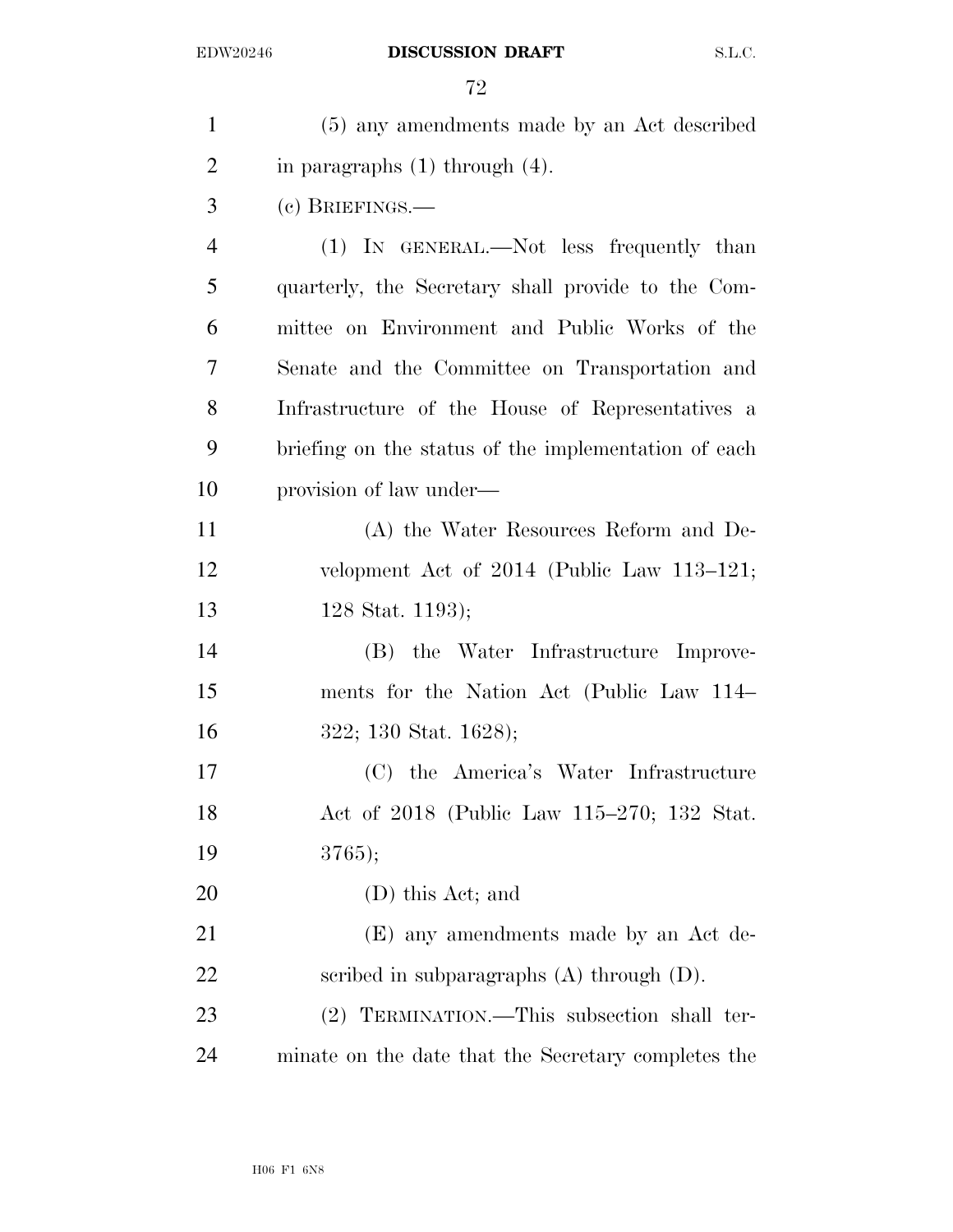(5) any amendments made by an Act described in paragraphs (1) through (4).

(c) BRIEFINGS.—

(1) IN GENERAL.—Not less frequently than quarterly, the Secretary shall provide to the Committee on Environment and Public Works of the Senate and the Committee on Transportation and Infrastructure of the House of Representatives a briefing on the status of the implementation of each provision of law under—

(A) the Water Resources Reform and Development Act of 2014 (Public Law 113–121; 128 Stat. 1193);

(B) the Water Infrastructure Improvements for the Nation Act (Public Law 114–322; 130 Stat. 1628);

(C) the America's Water Infrastructure Act of 2018 (Public Law 115–270; 132 Stat. 3765);

(D) this Act; and

(E) any amendments made by an Act described in subparagraphs (A) through (D).

(2) TERMINATION.—This subsection shall terminate on the date that the Secretary completes the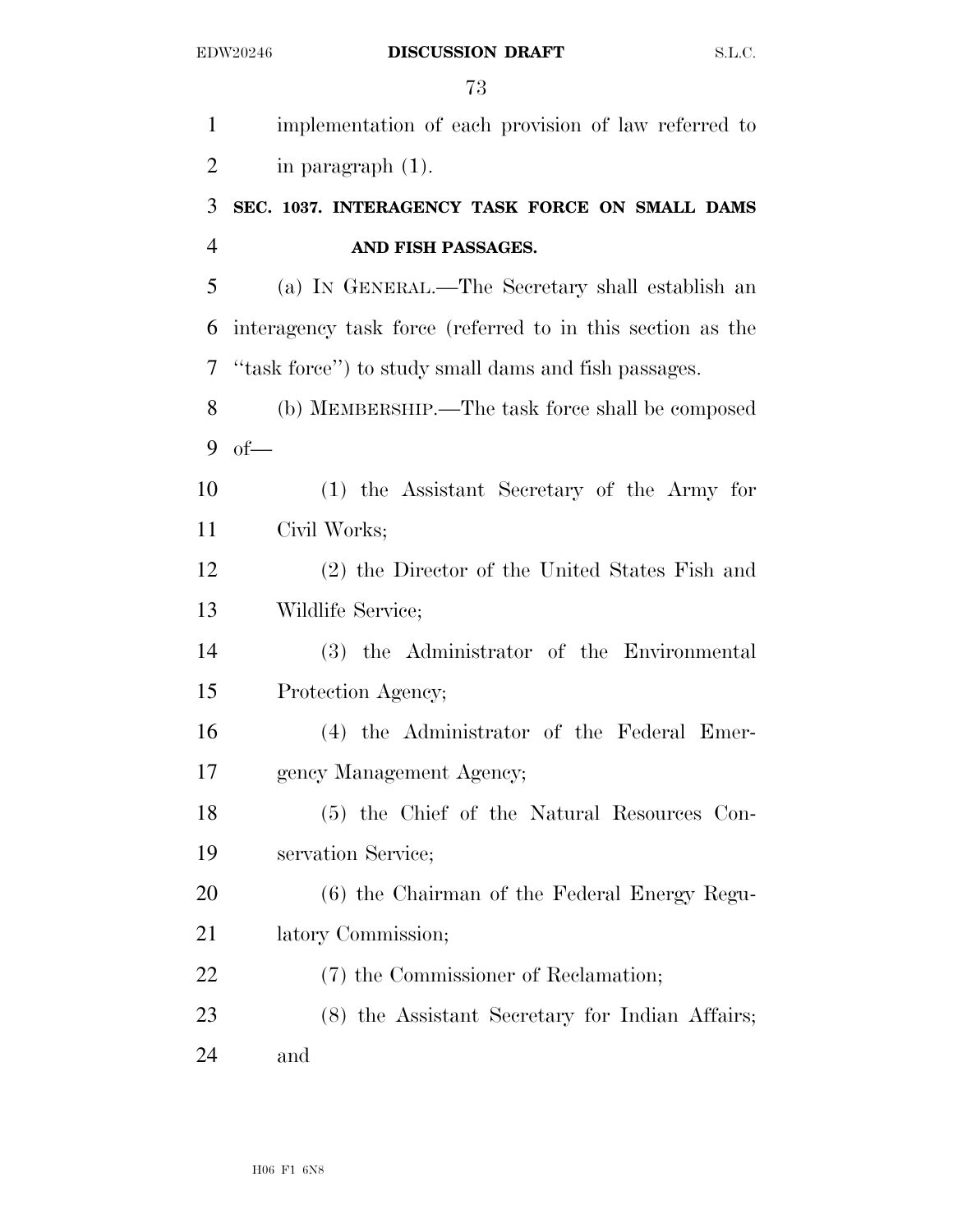implementation of each provision of law referred to in paragraph (1).

**SEC. 1037. INTERAGENCY TASK FORCE ON SMALL DAMS AND FISH PASSAGES.**

(a) IN GENERAL.—The Secretary shall establish an interagency task force (referred to in this section as the "task force") to study small dams and fish passages.

(b) MEMBERSHIP.—The task force shall be composed of—

(1) the Assistant Secretary of the Army for Civil Works;

(2) the Director of the United States Fish and Wildlife Service;

(3) the Administrator of the Environmental Protection Agency;

(4) the Administrator of the Federal Emergency Management Agency;

(5) the Chief of the Natural Resources Conservation Service;

(6) the Chairman of the Federal Energy Regulatory Commission;

(7) the Commissioner of Reclamation;

(8) the Assistant Secretary for Indian Affairs; and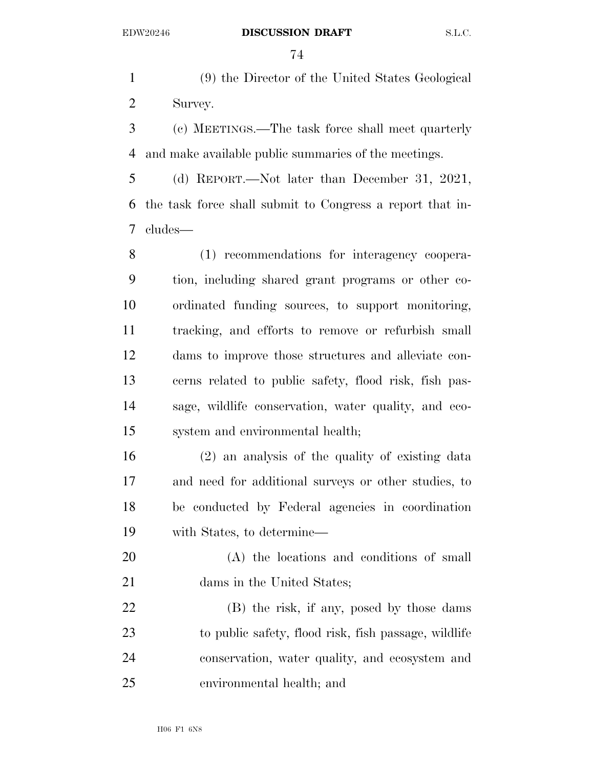(9) the Director of the United States Geological Survey.

(c) MEETINGS.—The task force shall meet quarterly and make available public summaries of the meetings.

(d) REPORT.—Not later than December 31, 2021, the task force shall submit to Congress a report that includes—

(1) recommendations for interagency cooperation, including shared grant programs or other coordinated funding sources, to support monitoring, tracking, and efforts to remove or refurbish small dams to improve those structures and alleviate concerns related to public safety, flood risk, fish passage, wildlife conservation, water quality, and ecosystem and environmental health;

(2) an analysis of the quality of existing data and need for additional surveys or other studies, to be conducted by Federal agencies in coordination with States, to determine—

(A) the locations and conditions of small dams in the United States;

(B) the risk, if any, posed by those dams to public safety, flood risk, fish passage, wildlife conservation, water quality, and ecosystem and environmental health; and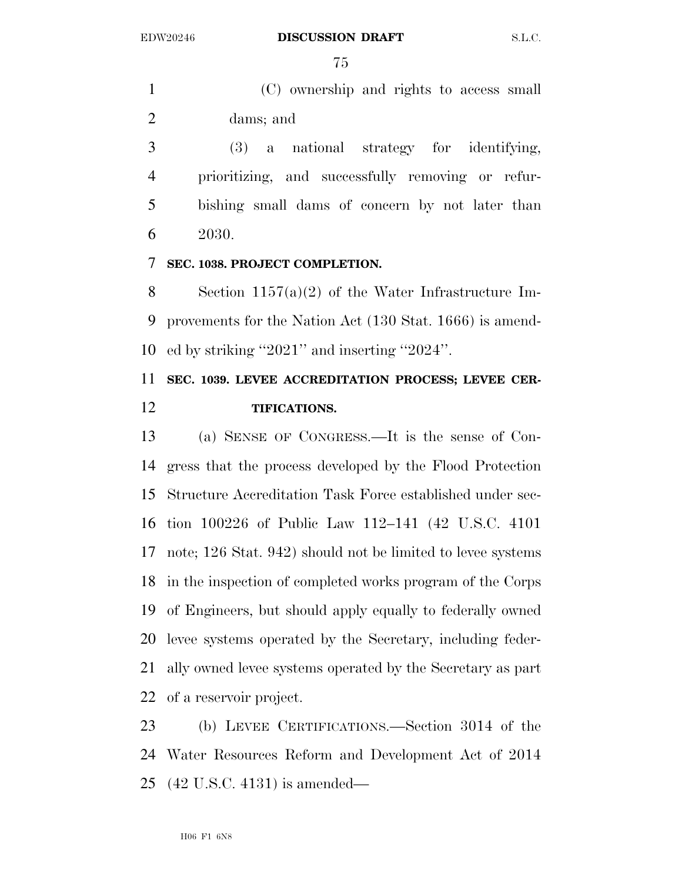(C) ownership and rights to access small dams; and

(3) a national strategy for identifying, prioritizing, and successfully removing or refurbishing small dams of concern by not later than 2030.

**SEC. 1038. PROJECT COMPLETION.**

Section 1157(a)(2) of the Water Infrastructure Improvements for the Nation Act (130 Stat. 1666) is amended by striking ''2021'' and inserting ''2024''.

**SEC. 1039. LEVEE ACCREDITATION PROCESS; LEVEE CERTIFICATIONS.**

(a) SENSE OF CONGRESS.—It is the sense of Congress that the process developed by the Flood Protection Structure Accreditation Task Force established under section 100226 of Public Law 112–141 (42 U.S.C. 4101 note; 126 Stat. 942) should not be limited to levee systems in the inspection of completed works program of the Corps of Engineers, but should apply equally to federally owned levee systems operated by the Secretary, including federally owned levee systems operated by the Secretary as part of a reservoir project.

(b) LEVEE CERTIFICATIONS.—Section 3014 of the Water Resources Reform and Development Act of 2014 (42 U.S.C. 4131) is amended—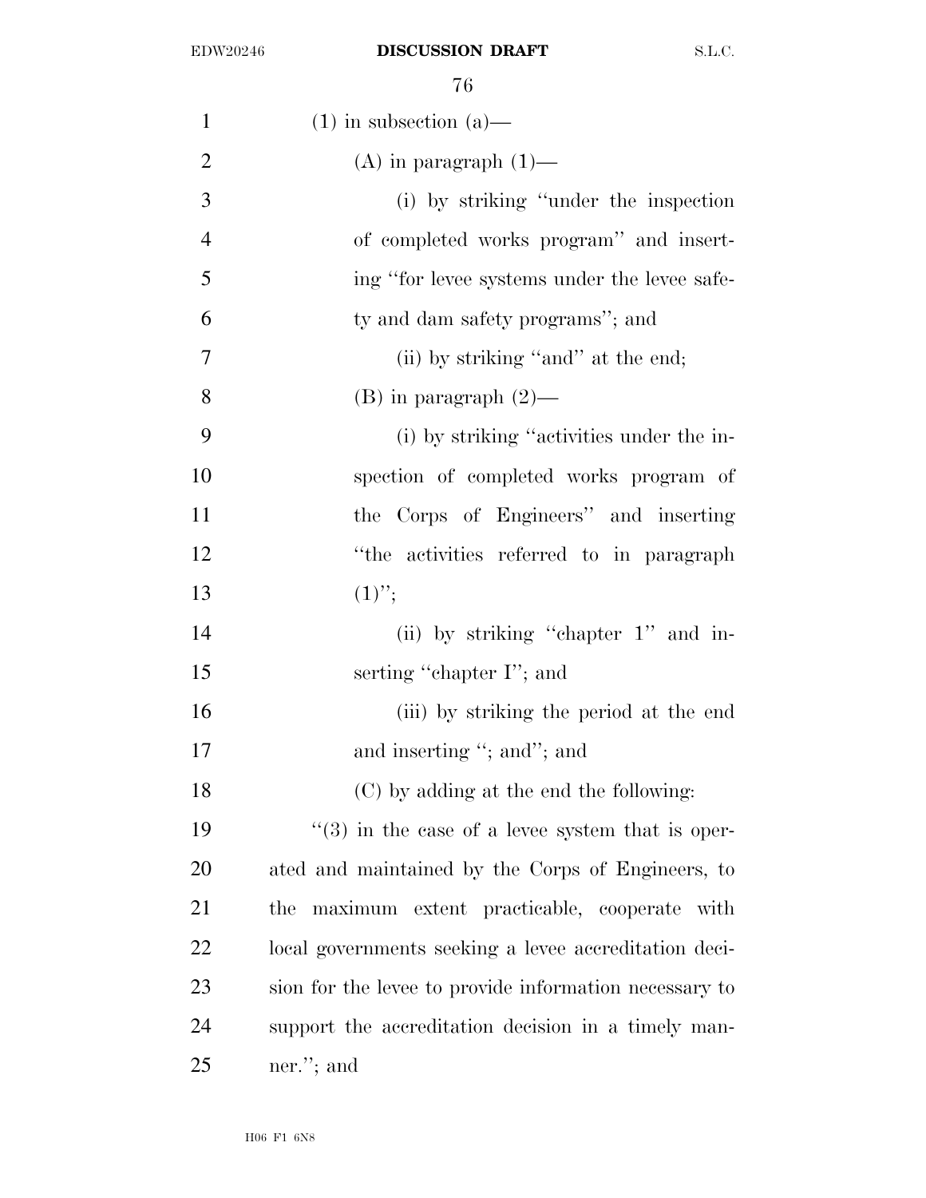(1) in subsection (a)—

(A) in paragraph (1)—

(i) by striking "under the inspection of completed works program" and inserting "for levee systems under the levee safety and dam safety programs"; and

(ii) by striking "and" at the end;

(B) in paragraph (2)—

(i) by striking "activities under the inspection of completed works program of the Corps of Engineers" and inserting "the activities referred to in paragraph (1)";

(ii) by striking "chapter 1" and inserting "chapter I"; and

(iii) by striking the period at the end and inserting "; and"; and

(C) by adding at the end the following:

"(3) in the case of a levee system that is operated and maintained by the Corps of Engineers, to the maximum extent practicable, cooperate with local governments seeking a levee accreditation decision for the levee to provide information necessary to support the accreditation decision in a timely manner."; and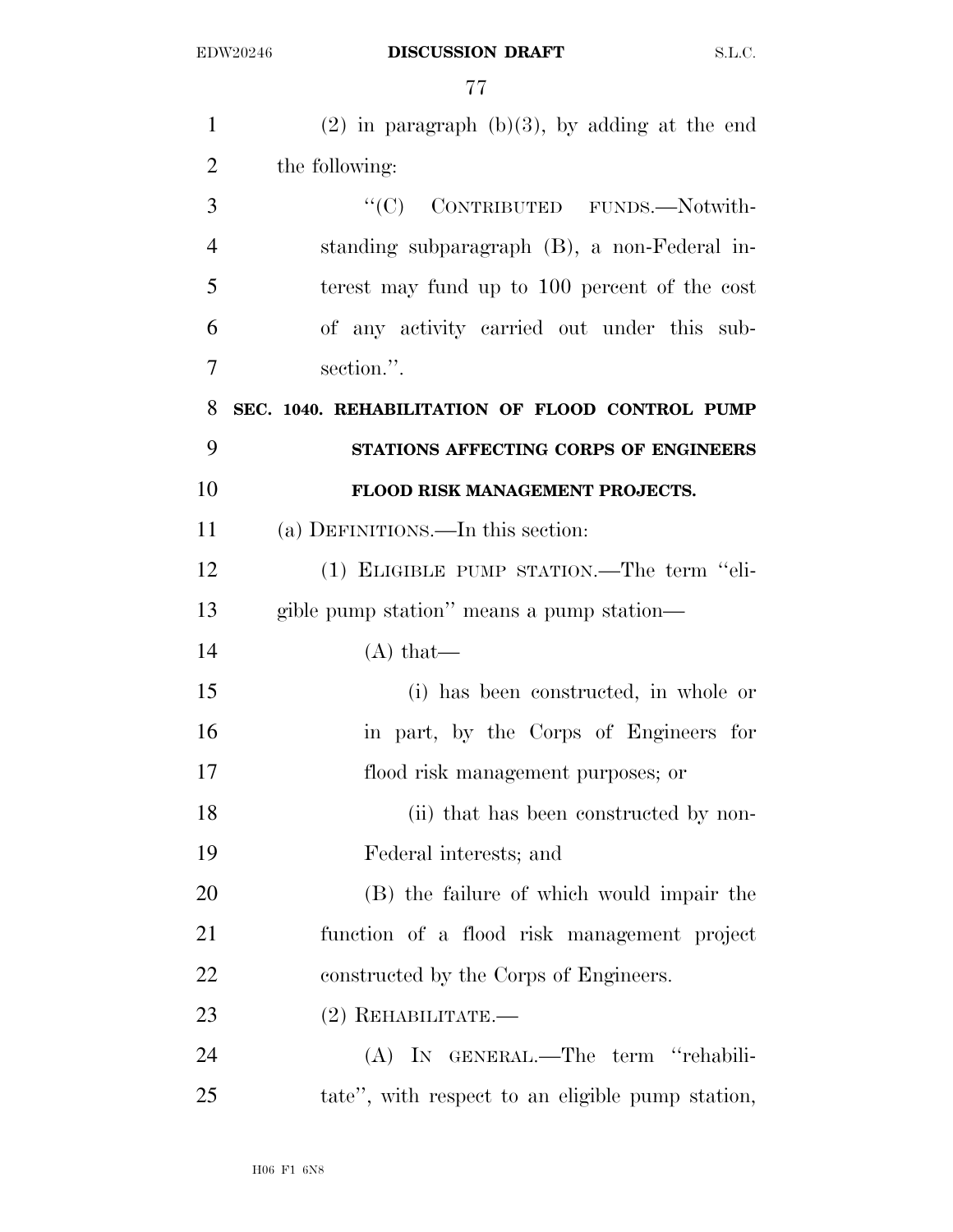(2) in paragraph (b)(3), by adding at the end the following:

"(C) CONTRIBUTED FUNDS.—Notwithstanding subparagraph (B), a non-Federal interest may fund up to 100 percent of the cost of any activity carried out under this subsection.".

**SEC. 1040. REHABILITATION OF FLOOD CONTROL PUMP STATIONS AFFECTING CORPS OF ENGINEERS FLOOD RISK MANAGEMENT PROJECTS.**

(a) DEFINITIONS.—In this section:

(1) ELIGIBLE PUMP STATION.—The term "eligible pump station" means a pump station—

(A) that—

(i) has been constructed, in whole or in part, by the Corps of Engineers for flood risk management purposes; or

(ii) that has been constructed by non-Federal interests; and

(B) the failure of which would impair the function of a flood risk management project constructed by the Corps of Engineers.

(2) REHABILITATE.—

(A) IN GENERAL.—The term "rehabilitate", with respect to an eligible pump station,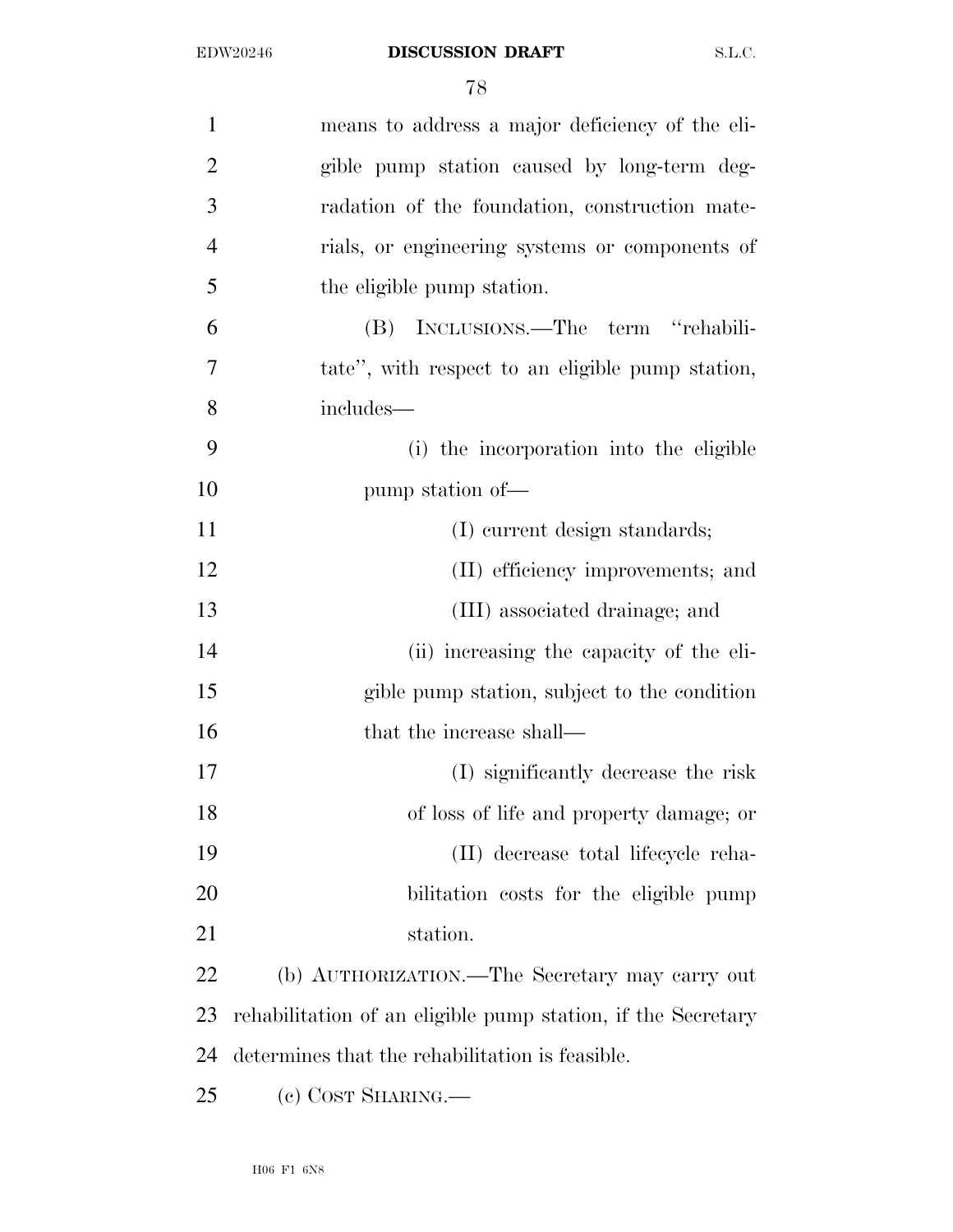means to address a major deficiency of the eligible pump station caused by long-term degradation of the foundation, construction materials, or engineering systems or components of the eligible pump station.

(B) INCLUSIONS.—The term "rehabilitate", with respect to an eligible pump station, includes—

(i) the incorporation into the eligible pump station of—

(I) current design standards;

(II) efficiency improvements; and

(III) associated drainage; and

(ii) increasing the capacity of the eligible pump station, subject to the condition that the increase shall—

(I) significantly decrease the risk of loss of life and property damage; or

(II) decrease total lifecycle rehabilitation costs for the eligible pump station.

(b) AUTHORIZATION.—The Secretary may carry out rehabilitation of an eligible pump station, if the Secretary determines that the rehabilitation is feasible.

(c) COST SHARING.—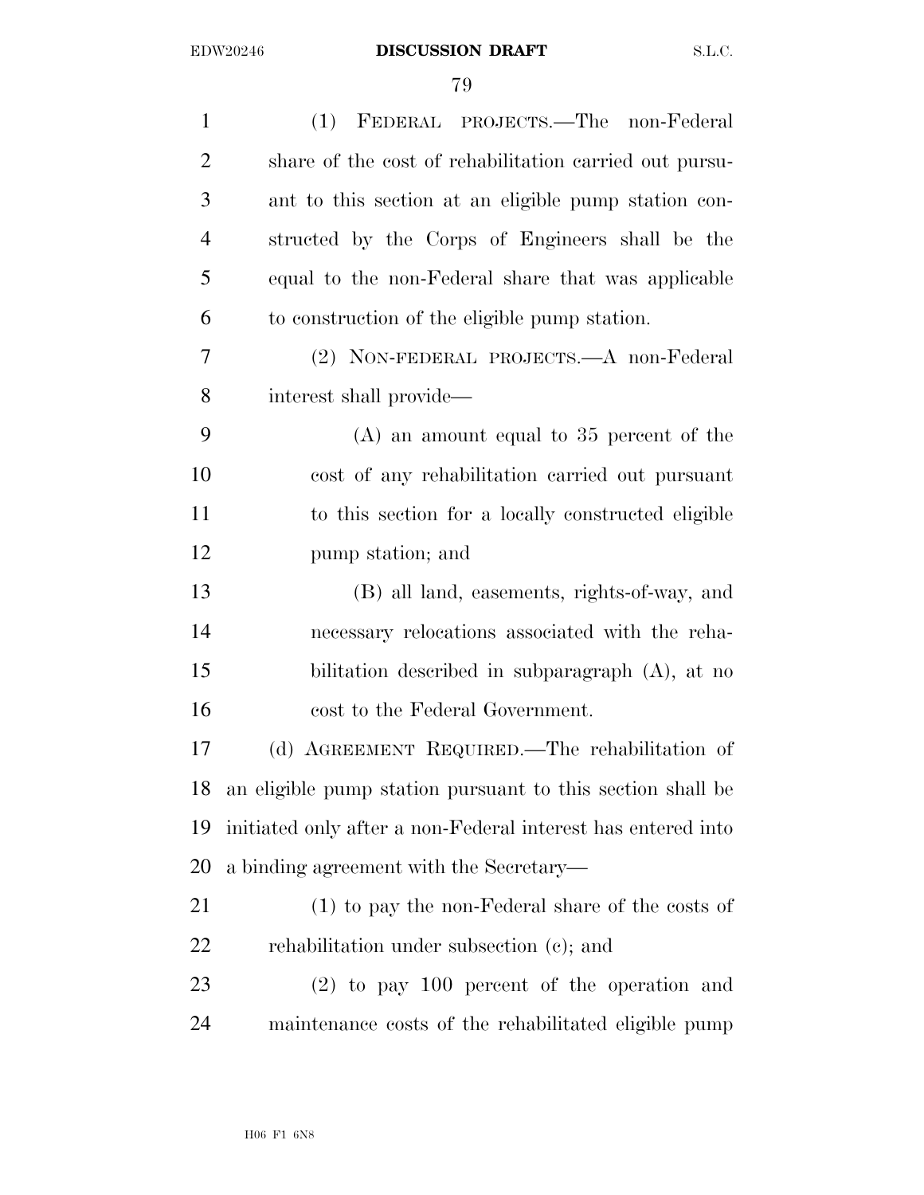(1) FEDERAL PROJECTS.—The non-Federal share of the cost of rehabilitation carried out pursuant to this section at an eligible pump station constructed by the Corps of Engineers shall be the equal to the non-Federal share that was applicable to construction of the eligible pump station.

(2) NON-FEDERAL PROJECTS.—A non-Federal interest shall provide—

(A) an amount equal to 35 percent of the cost of any rehabilitation carried out pursuant to this section for a locally constructed eligible pump station; and

(B) all land, easements, rights-of-way, and necessary relocations associated with the rehabilitation described in subparagraph (A), at no cost to the Federal Government.

(d) AGREEMENT REQUIRED.—The rehabilitation of an eligible pump station pursuant to this section shall be initiated only after a non-Federal interest has entered into a binding agreement with the Secretary—

(1) to pay the non-Federal share of the costs of rehabilitation under subsection (c); and

(2) to pay 100 percent of the operation and maintenance costs of the rehabilitated eligible pump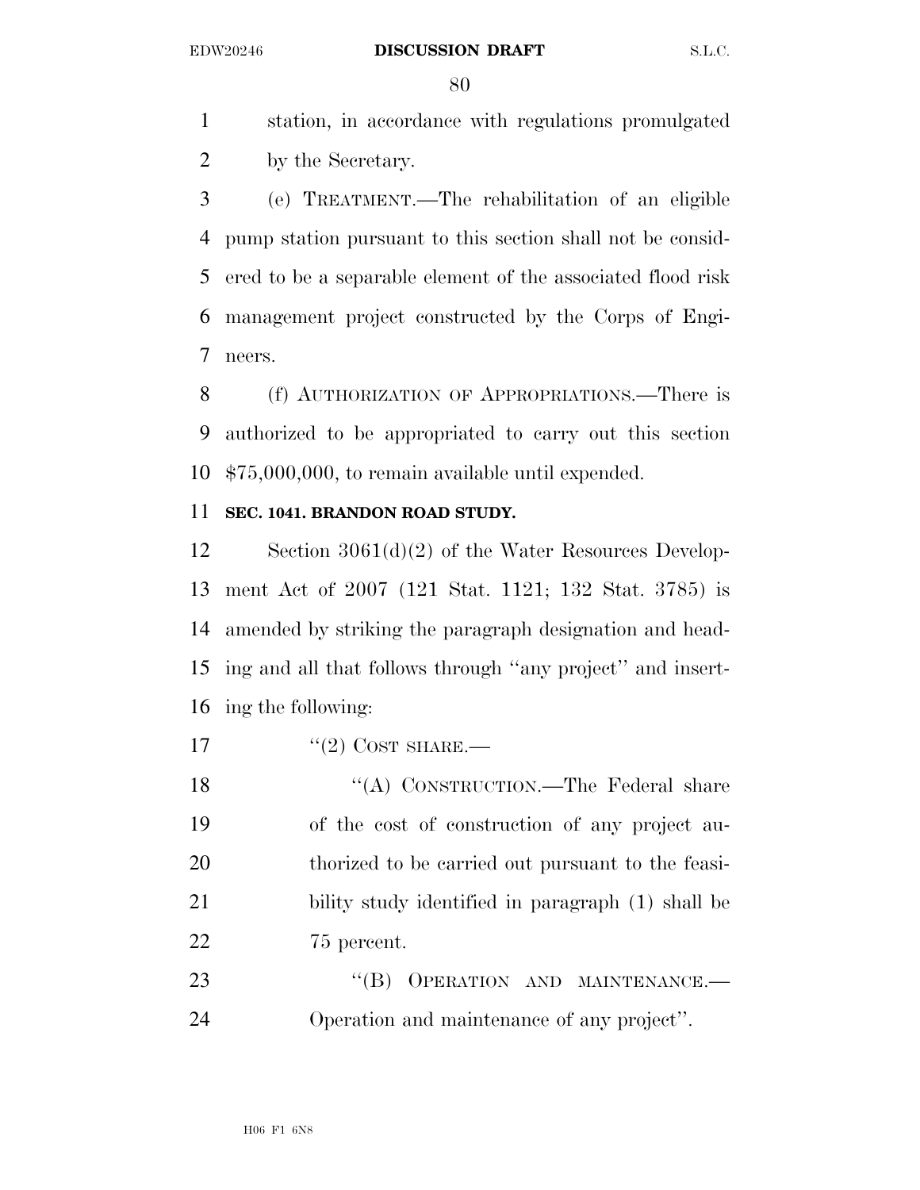station, in accordance with regulations promulgated by the Secretary.

(e) TREATMENT.—The rehabilitation of an eligible pump station pursuant to this section shall not be considered to be a separable element of the associated flood risk management project constructed by the Corps of Engineers.

(f) AUTHORIZATION OF APPROPRIATIONS.—There is authorized to be appropriated to carry out this section $75,000,000, to remain available until expended.

**SEC. 1041. BRANDON ROAD STUDY.**

Section 3061(d)(2) of the Water Resources Development Act of 2007 (121 Stat. 1121; 132 Stat. 3785) is amended by striking the paragraph designation and heading and all that follows through ''any project'' and inserting the following:

''(2) COST SHARE.—

''(A) CONSTRUCTION.—The Federal share of the cost of construction of any project authorized to be carried out pursuant to the feasibility study identified in paragraph (1) shall be 75 percent.

''(B) OPERATION AND MAINTENANCE.—Operation and maintenance of any project''.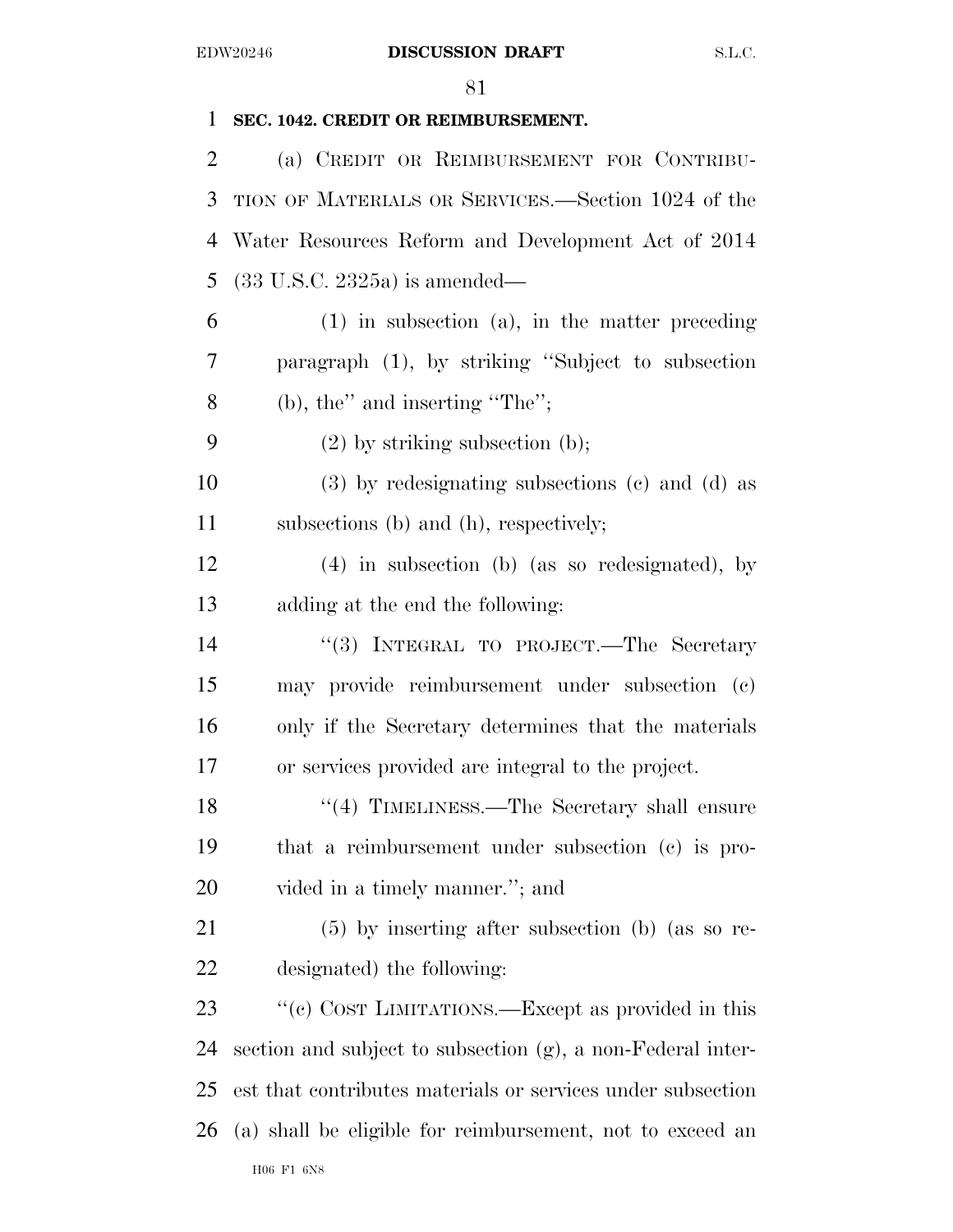**SEC. 1042. CREDIT OR REIMBURSEMENT.**

(a) CREDIT OR REIMBURSEMENT FOR CONTRIBUTION OF MATERIALS OR SERVICES.—Section 1024 of the Water Resources Reform and Development Act of 2014 (33 U.S.C. 2325a) is amended—

(1) in subsection (a), in the matter preceding paragraph (1), by striking "Subject to subsection (b), the" and inserting "The";

(2) by striking subsection (b);

(3) by redesignating subsections (c) and (d) as subsections (b) and (h), respectively;

(4) in subsection (b) (as so redesignated), by adding at the end the following:

"(3) INTEGRAL TO PROJECT.—The Secretary may provide reimbursement under subsection (c) only if the Secretary determines that the materials or services provided are integral to the project.

"(4) TIMELINESS.—The Secretary shall ensure that a reimbursement under subsection (c) is provided in a timely manner."; and

(5) by inserting after subsection (b) (as so redesignated) the following:

"(c) COST LIMITATIONS.—Except as provided in this section and subject to subsection (g), a non-Federal interest that contributes materials or services under subsection (a) shall be eligible for reimbursement, not to exceed an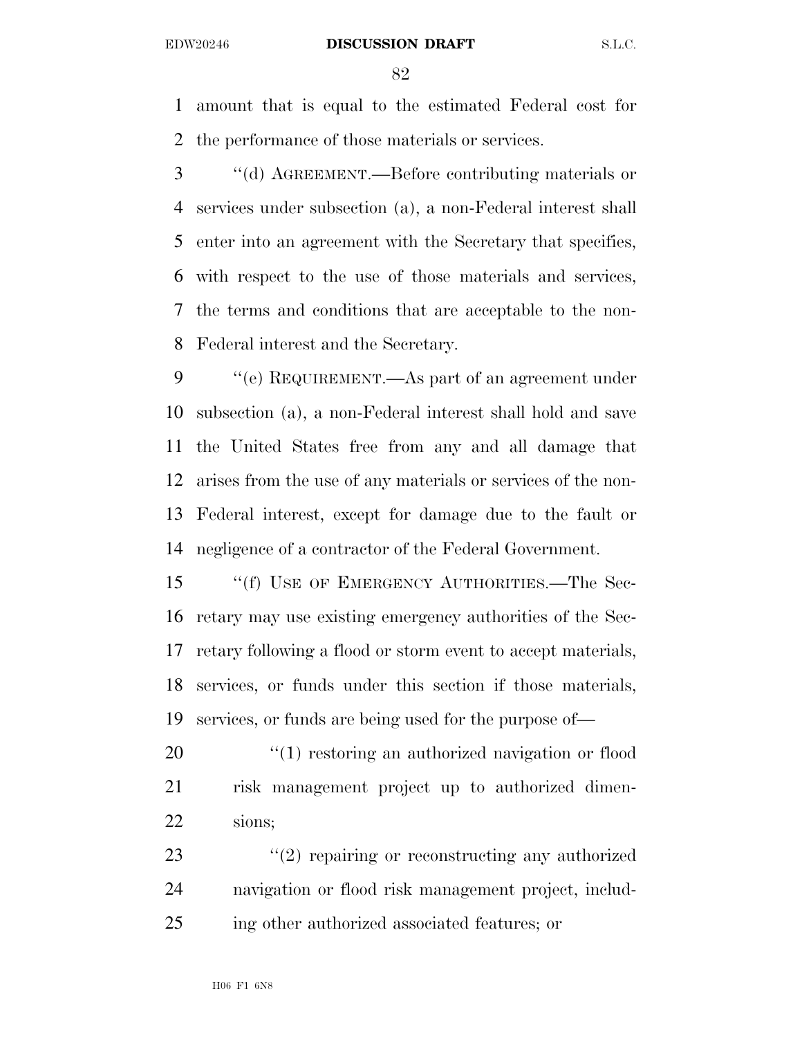amount that is equal to the estimated Federal cost for the performance of those materials or services.

''(d) AGREEMENT.—Before contributing materials or services under subsection (a), a non-Federal interest shall enter into an agreement with the Secretary that specifies, with respect to the use of those materials and services, the terms and conditions that are acceptable to the non-Federal interest and the Secretary.

''(e) REQUIREMENT.—As part of an agreement under subsection (a), a non-Federal interest shall hold and save the United States free from any and all damage that arises from the use of any materials or services of the non-Federal interest, except for damage due to the fault or negligence of a contractor of the Federal Government.

''(f) USE OF EMERGENCY AUTHORITIES.—The Secretary may use existing emergency authorities of the Secretary following a flood or storm event to accept materials, services, or funds under this section if those materials, services, or funds are being used for the purpose of—

''(1) restoring an authorized navigation or flood risk management project up to authorized dimensions;

''(2) repairing or reconstructing any authorized navigation or flood risk management project, including other authorized associated features; or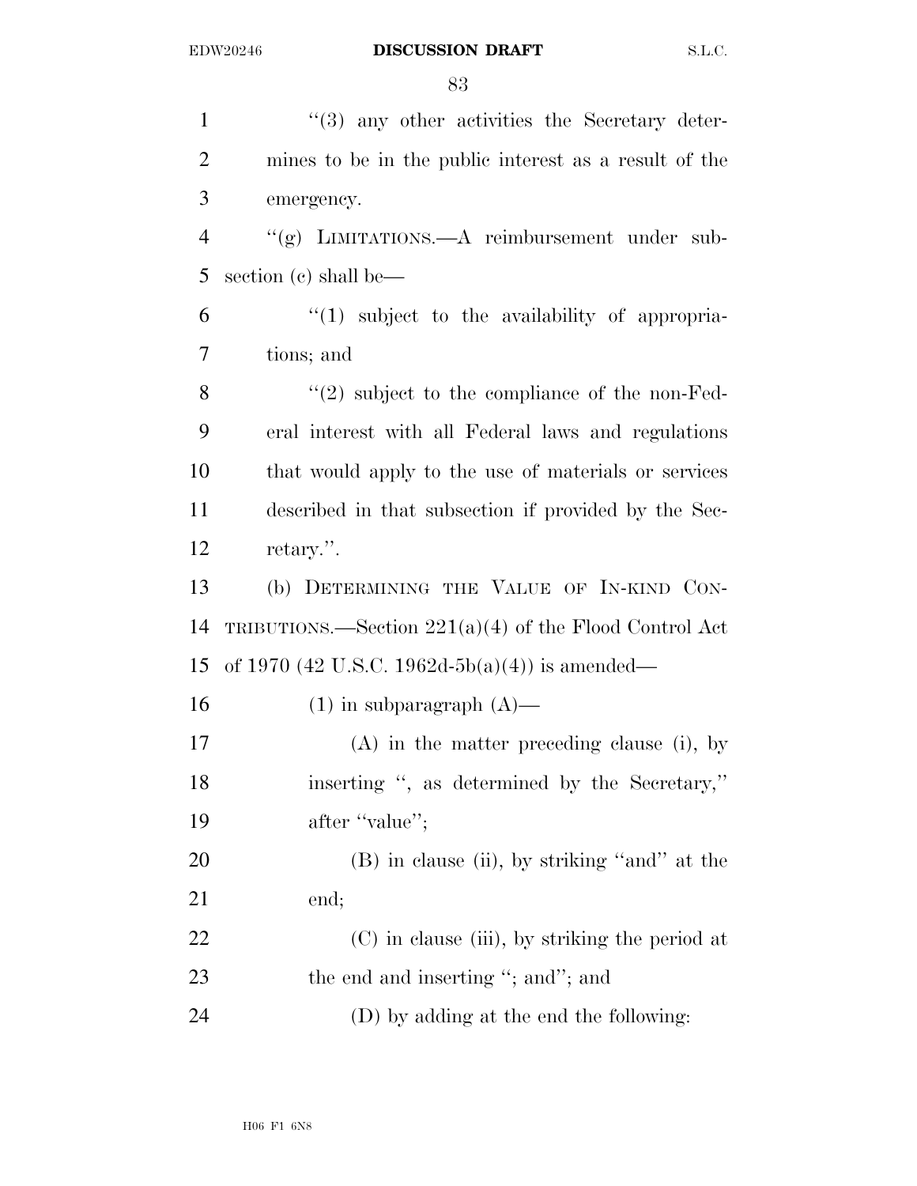''(3) any other activities the Secretary determines to be in the public interest as a result of the emergency.

''(g) LIMITATIONS.—A reimbursement under subsection (c) shall be—

''(1) subject to the availability of appropriations; and

''(2) subject to the compliance of the non-Federal interest with all Federal laws and regulations that would apply to the use of materials or services described in that subsection if provided by the Secretary.''.

(b) DETERMINING THE VALUE OF IN-KIND CONTRIBUTIONS.—Section 221(a)(4) of the Flood Control Act of 1970 (42 U.S.C. 1962d-5b(a)(4)) is amended—

(1) in subparagraph (A)—

(A) in the matter preceding clause (i), by inserting '', as determined by the Secretary,'' after ''value'';

(B) in clause (ii), by striking ''and'' at the end;

(C) in clause (iii), by striking the period at the end and inserting ''; and''; and

(D) by adding at the end the following: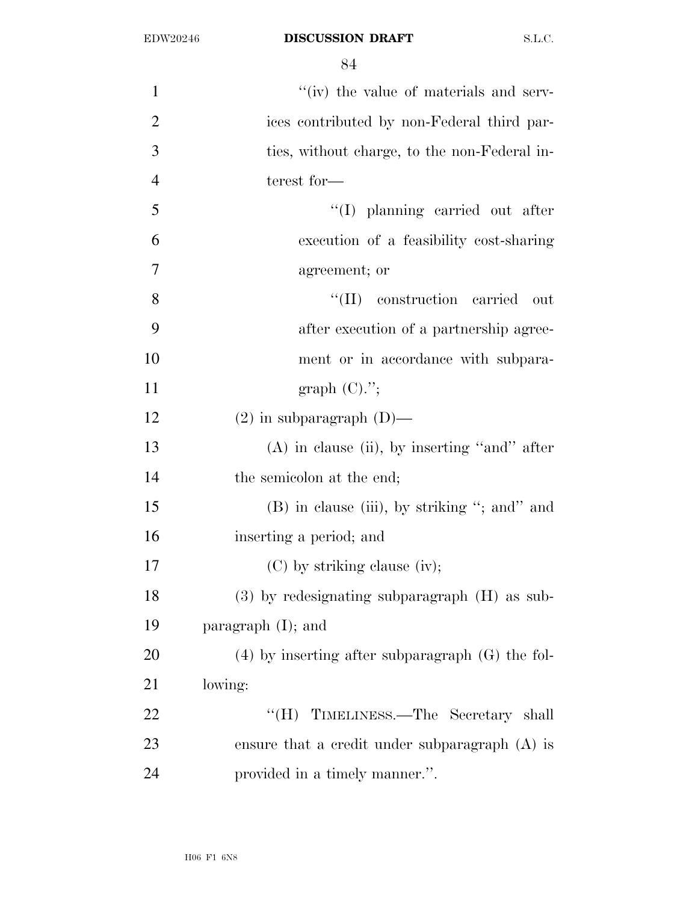"(iv) the value of materials and services contributed by non-Federal third parties, without charge, to the non-Federal interest for—

"(I) planning carried out after execution of a feasibility cost-sharing agreement; or

"(II) construction carried out after execution of a partnership agreement or in accordance with subparagraph (C).";

(2) in subparagraph (D)—

(A) in clause (ii), by inserting "and" after the semicolon at the end;

(B) in clause (iii), by striking "; and" and inserting a period; and

(C) by striking clause (iv);

(3) by redesignating subparagraph (H) as subparagraph (I); and

(4) by inserting after subparagraph (G) the following:

"(H) TIMELINESS.—The Secretary shall ensure that a credit under subparagraph (A) is provided in a timely manner.".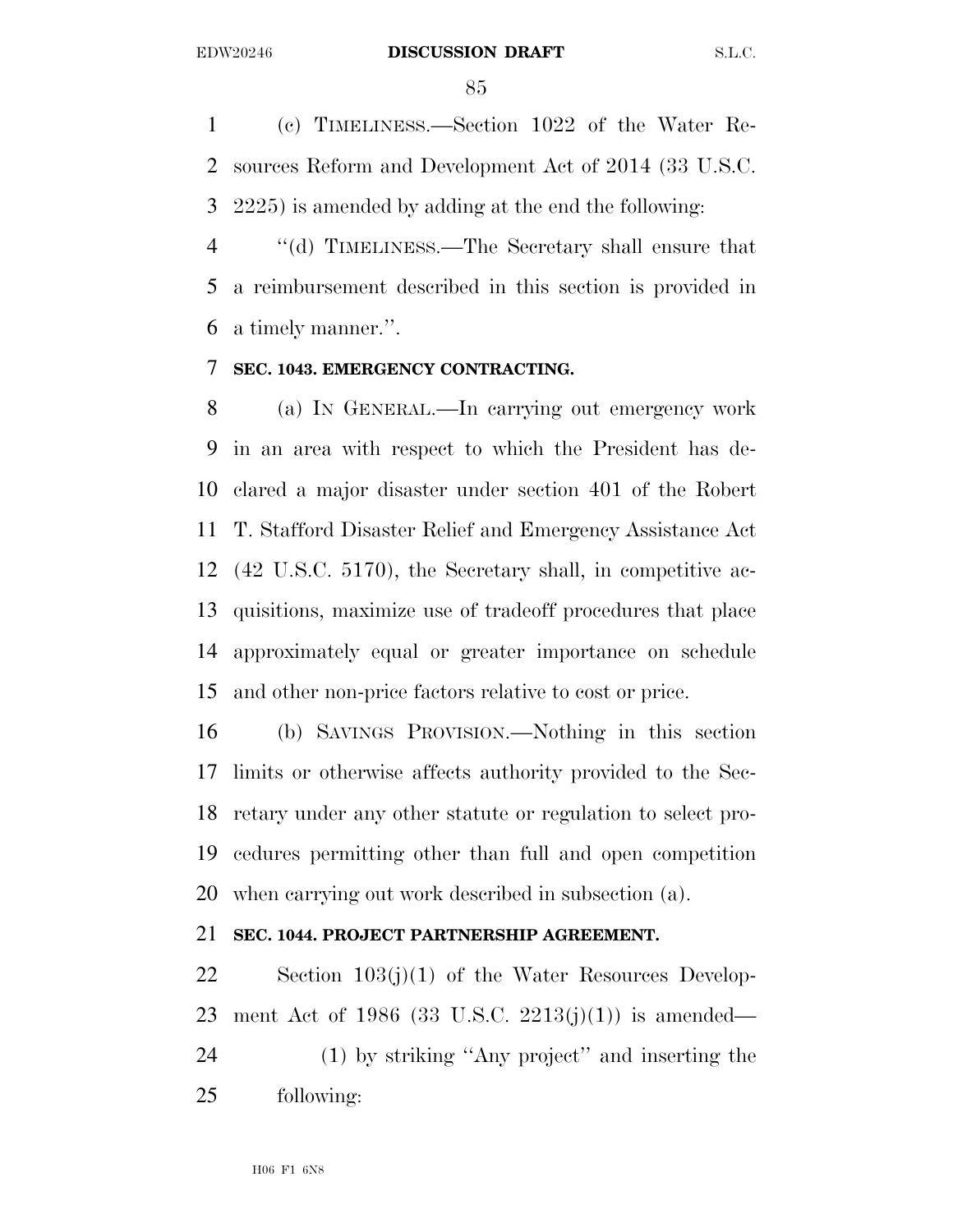(c) TIMELINESS.—Section 1022 of the Water Resources Reform and Development Act of 2014 (33 U.S.C. 2225) is amended by adding at the end the following:

"(d) TIMELINESS.—The Secretary shall ensure that a reimbursement described in this section is provided in a timely manner.".

**SEC. 1043. EMERGENCY CONTRACTING.**

(a) IN GENERAL.—In carrying out emergency work in an area with respect to which the President has declared a major disaster under section 401 of the Robert T. Stafford Disaster Relief and Emergency Assistance Act (42 U.S.C. 5170), the Secretary shall, in competitive acquisitions, maximize use of tradeoff procedures that place approximately equal or greater importance on schedule and other non-price factors relative to cost or price.

(b) SAVINGS PROVISION.—Nothing in this section limits or otherwise affects authority provided to the Secretary under any other statute or regulation to select procedures permitting other than full and open competition when carrying out work described in subsection (a).

**SEC. 1044. PROJECT PARTNERSHIP AGREEMENT.**

Section 103(j)(1) of the Water Resources Development Act of 1986 (33 U.S.C. 2213(j)(1)) is amended—

(1) by striking "Any project" and inserting the following: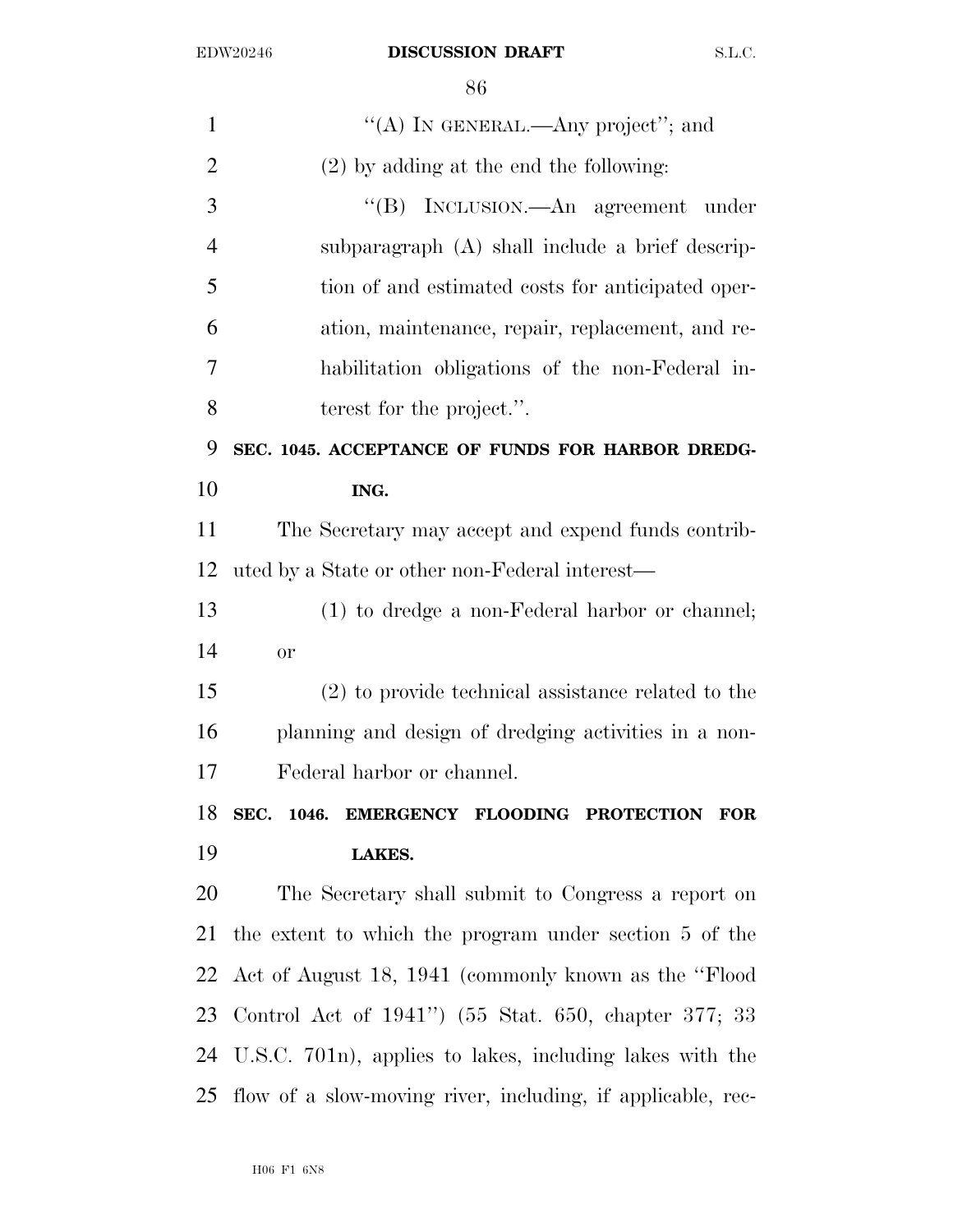"(A) IN GENERAL.—Any project"; and

(2) by adding at the end the following:

"(B) INCLUSION.—An agreement under subparagraph (A) shall include a brief description of and estimated costs for anticipated operation, maintenance, repair, replacement, and rehabilitation obligations of the non-Federal interest for the project.".

**SEC. 1045. ACCEPTANCE OF FUNDS FOR HARBOR DREDGING.**

The Secretary may accept and expend funds contributed by a State or other non-Federal interest—

(1) to dredge a non-Federal harbor or channel; or

(2) to provide technical assistance related to the planning and design of dredging activities in a non-Federal harbor or channel.

**SEC. 1046. EMERGENCY FLOODING PROTECTION FOR LAKES.**

The Secretary shall submit to Congress a report on the extent to which the program under section 5 of the Act of August 18, 1941 (commonly known as the "Flood Control Act of 1941") (55 Stat. 650, chapter 377; 33 U.S.C. 701n), applies to lakes, including lakes with the flow of a slow-moving river, including, if applicable, rec-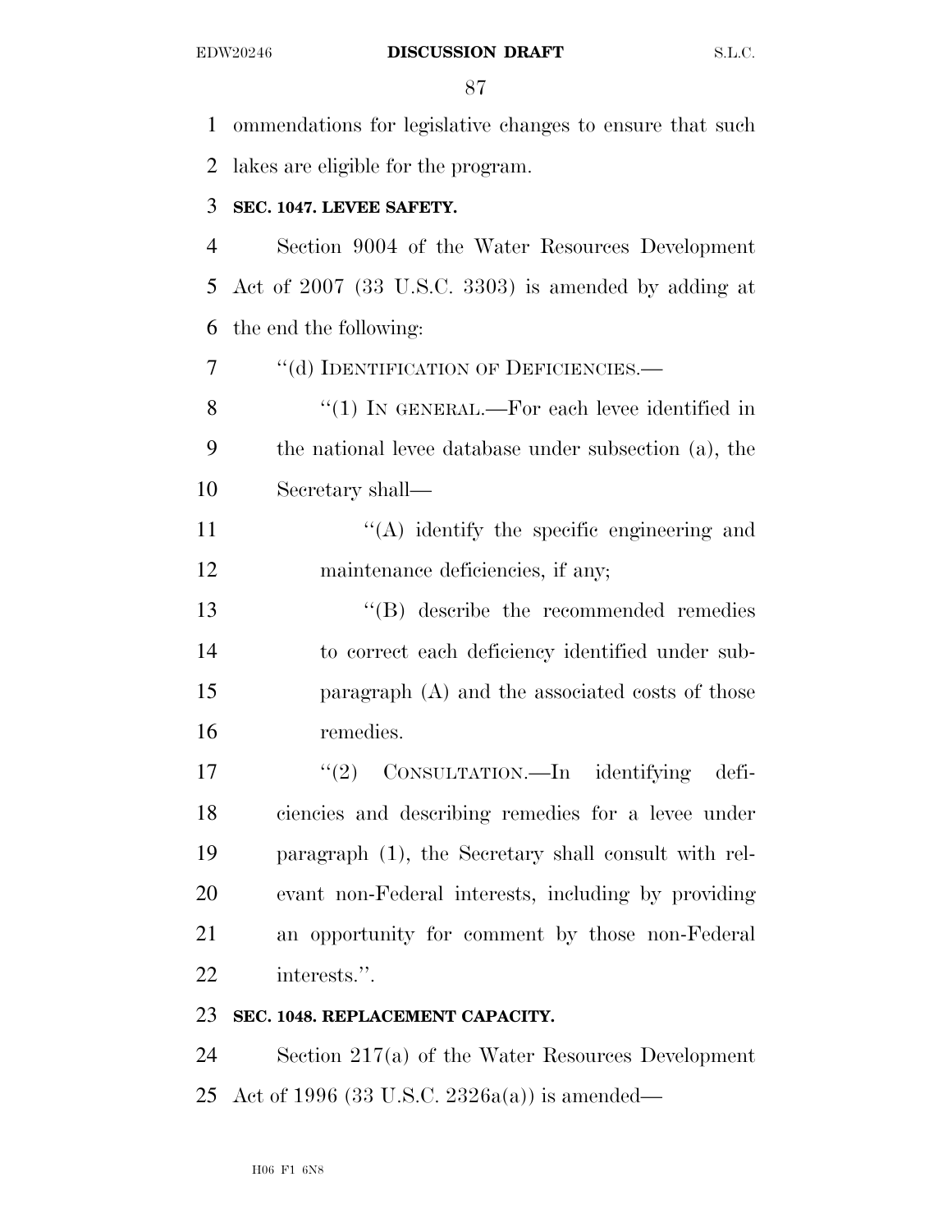ommendations for legislative changes to ensure that such lakes are eligible for the program.

**SEC. 1047. LEVEE SAFETY.**

Section 9004 of the Water Resources Development Act of 2007 (33 U.S.C. 3303) is amended by adding at the end the following:

"(d) IDENTIFICATION OF DEFICIENCIES.—

"(1) IN GENERAL.—For each levee identified in the national levee database under subsection (a), the Secretary shall—

"(A) identify the specific engineering and maintenance deficiencies, if any;

"(B) describe the recommended remedies to correct each deficiency identified under subparagraph (A) and the associated costs of those remedies.

"(2) CONSULTATION.—In identifying deficiencies and describing remedies for a levee under paragraph (1), the Secretary shall consult with relevant non-Federal interests, including by providing an opportunity for comment by those non-Federal interests.".

**SEC. 1048. REPLACEMENT CAPACITY.**

Section 217(a) of the Water Resources Development Act of 1996 (33 U.S.C. 2326a(a)) is amended—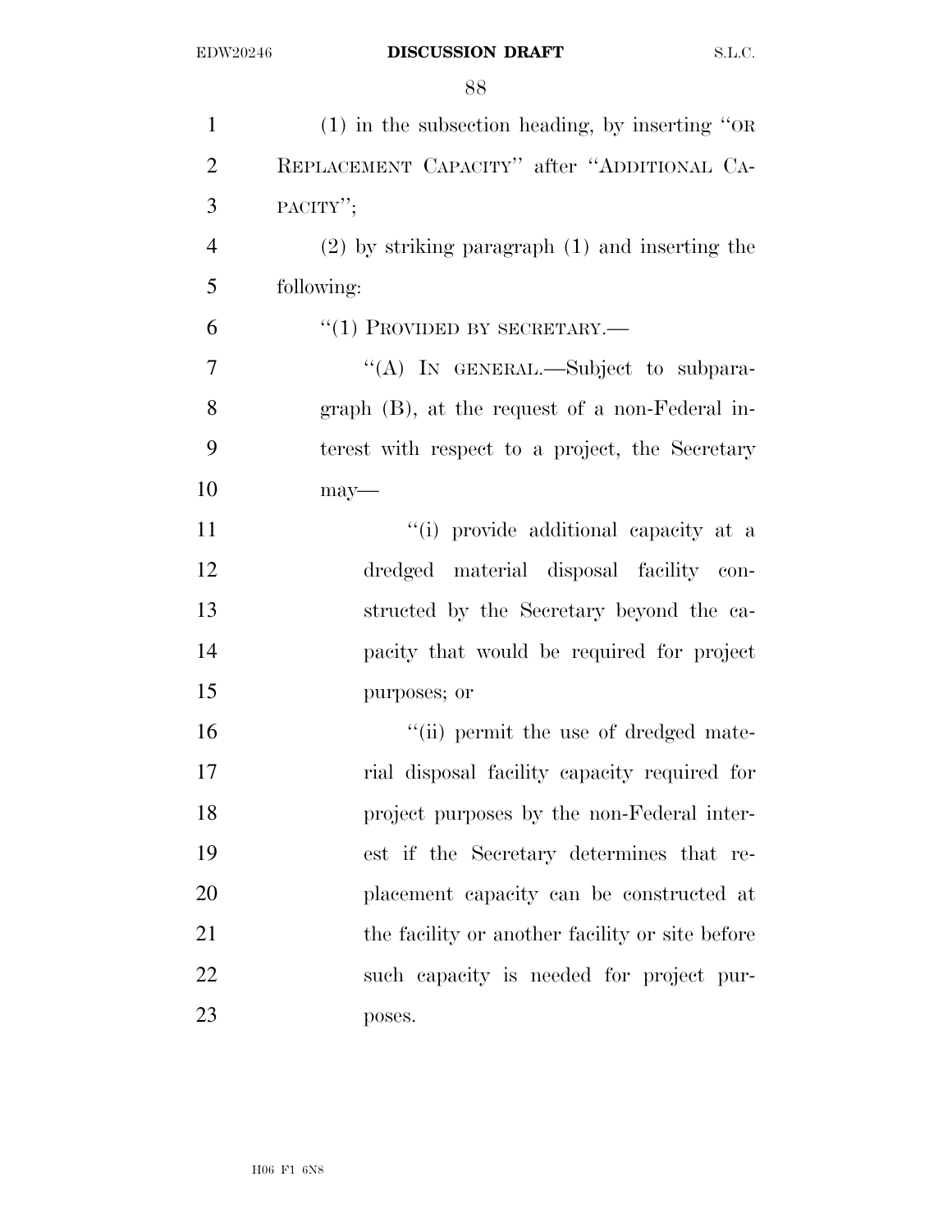(1) in the subsection heading, by inserting "OR REPLACEMENT CAPACITY" after "ADDITIONAL CAPACITY";

(2) by striking paragraph (1) and inserting the following:

"(1) PROVIDED BY SECRETARY.—

"(A) IN GENERAL.—Subject to subparagraph (B), at the request of a non-Federal interest with respect to a project, the Secretary may—

"(i) provide additional capacity at a dredged material disposal facility constructed by the Secretary beyond the capacity that would be required for project purposes; or

"(ii) permit the use of dredged material disposal facility capacity required for project purposes by the non-Federal interest if the Secretary determines that replacement capacity can be constructed at the facility or another facility or site before such capacity is needed for project purposes.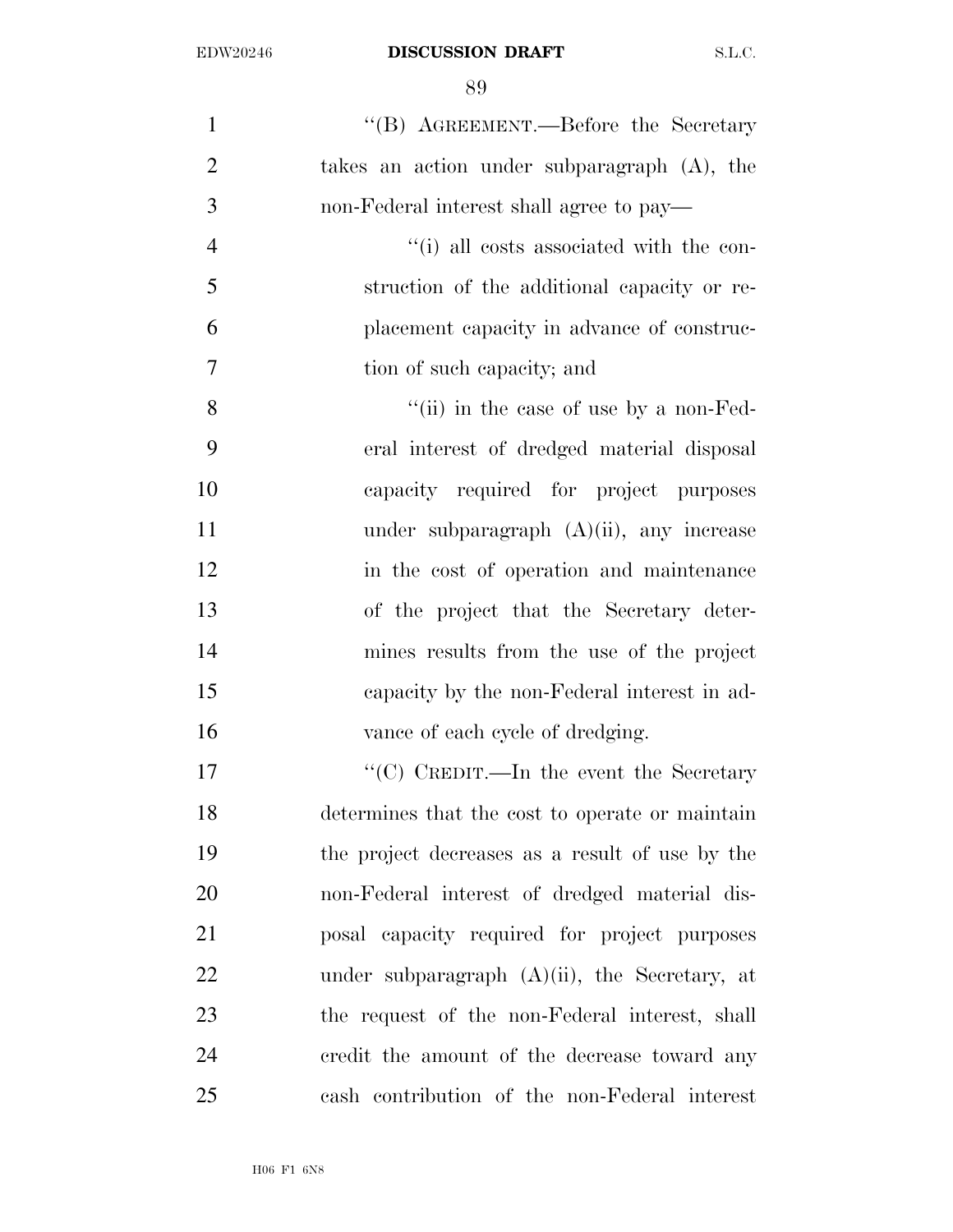''(B) AGREEMENT.—Before the Secretary takes an action under subparagraph (A), the non-Federal interest shall agree to pay—

''(i) all costs associated with the construction of the additional capacity or replacement capacity in advance of construction of such capacity; and

''(ii) in the case of use by a non-Federal interest of dredged material disposal capacity required for project purposes under subparagraph (A)(ii), any increase in the cost of operation and maintenance of the project that the Secretary determines results from the use of the project capacity by the non-Federal interest in advance of each cycle of dredging.

''(C) CREDIT.—In the event the Secretary determines that the cost to operate or maintain the project decreases as a result of use by the non-Federal interest of dredged material disposal capacity required for project purposes under subparagraph (A)(ii), the Secretary, at the request of the non-Federal interest, shall credit the amount of the decrease toward any cash contribution of the non-Federal interest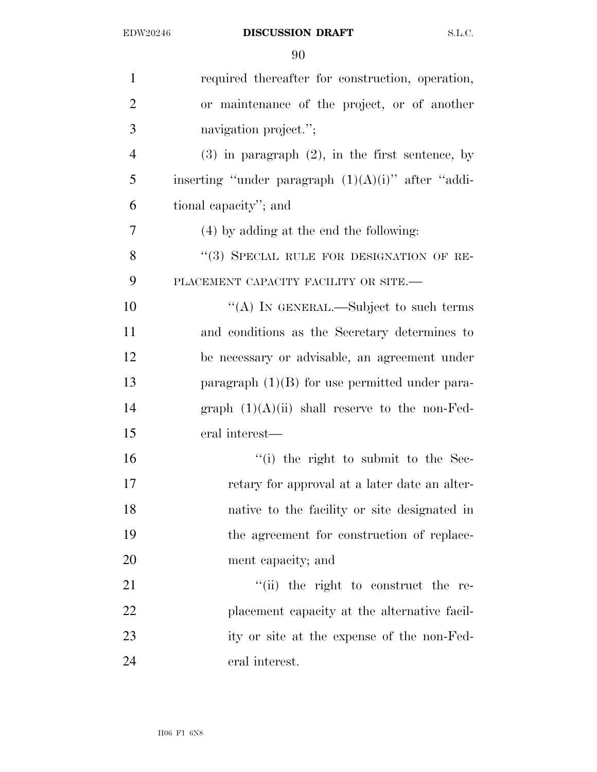required thereafter for construction, operation, or maintenance of the project, or of another navigation project.'';

(3) in paragraph (2), in the first sentence, by inserting ''under paragraph (1)(A)(i)'' after ''additional capacity''; and

(4) by adding at the end the following:

''(3) SPECIAL RULE FOR DESIGNATION OF REPLACEMENT CAPACITY FACILITY OR SITE.—

''(A) IN GENERAL.—Subject to such terms and conditions as the Secretary determines to be necessary or advisable, an agreement under paragraph (1)(B) for use permitted under paragraph (1)(A)(ii) shall reserve to the non-Federal interest—

''(i) the right to submit to the Secretary for approval at a later date an alternative to the facility or site designated in the agreement for construction of replacement capacity; and

''(ii) the right to construct the replacement capacity at the alternative facility or site at the expense of the non-Federal interest.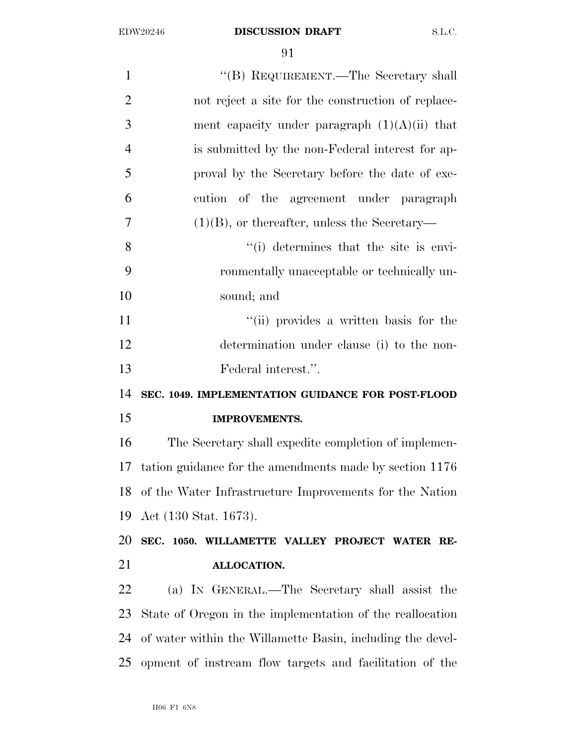"(B) REQUIREMENT.—The Secretary shall not reject a site for the construction of replacement capacity under paragraph (1)(A)(ii) that is submitted by the non-Federal interest for approval by the Secretary before the date of execution of the agreement under paragraph (1)(B), or thereafter, unless the Secretary—

"(i) determines that the site is environmentally unacceptable or technically unsound; and

"(ii) provides a written basis for the determination under clause (i) to the non-Federal interest.".

**SEC. 1049. IMPLEMENTATION GUIDANCE FOR POST-FLOOD IMPROVEMENTS.**

The Secretary shall expedite completion of implementation guidance for the amendments made by section 1176 of the Water Infrastructure Improvements for the Nation Act (130 Stat. 1673).

**SEC. 1050. WILLAMETTE VALLEY PROJECT WATER REALLOCATION.**

(a) IN GENERAL.—The Secretary shall assist the State of Oregon in the implementation of the reallocation of water within the Willamette Basin, including the development of instream flow targets and facilitation of the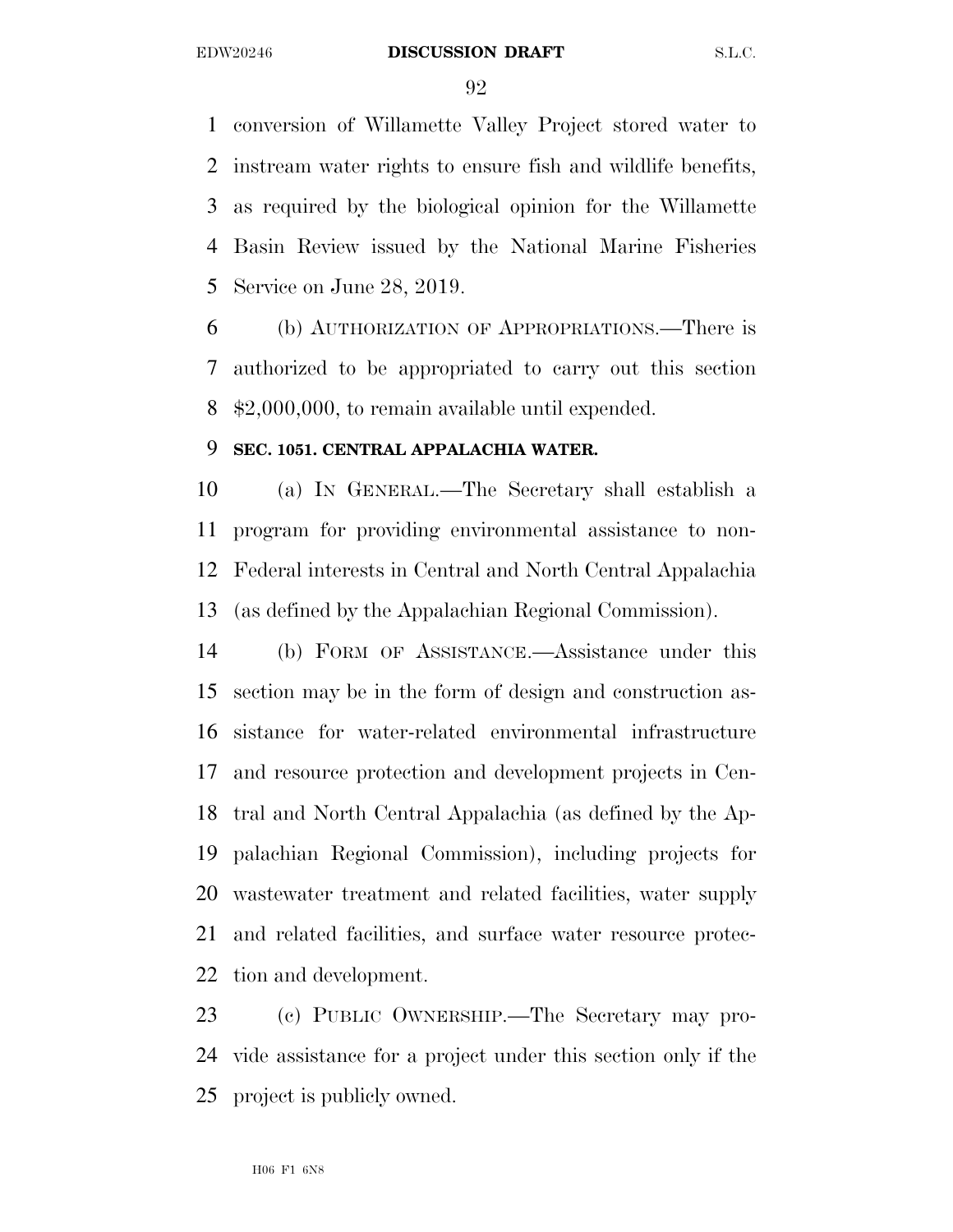conversion of Willamette Valley Project stored water to instream water rights to ensure fish and wildlife benefits, as required by the biological opinion for the Willamette Basin Review issued by the National Marine Fisheries Service on June 28, 2019.

(b) AUTHORIZATION OF APPROPRIATIONS.—There is authorized to be appropriated to carry out this section $2,000,000, to remain available until expended.

**SEC. 1051. CENTRAL APPALACHIA WATER.**

(a) IN GENERAL.—The Secretary shall establish a program for providing environmental assistance to non-Federal interests in Central and North Central Appalachia (as defined by the Appalachian Regional Commission).

(b) FORM OF ASSISTANCE.—Assistance under this section may be in the form of design and construction assistance for water-related environmental infrastructure and resource protection and development projects in Central and North Central Appalachia (as defined by the Appalachian Regional Commission), including projects for wastewater treatment and related facilities, water supply and related facilities, and surface water resource protection and development.

(c) PUBLIC OWNERSHIP.—The Secretary may provide assistance for a project under this section only if the project is publicly owned.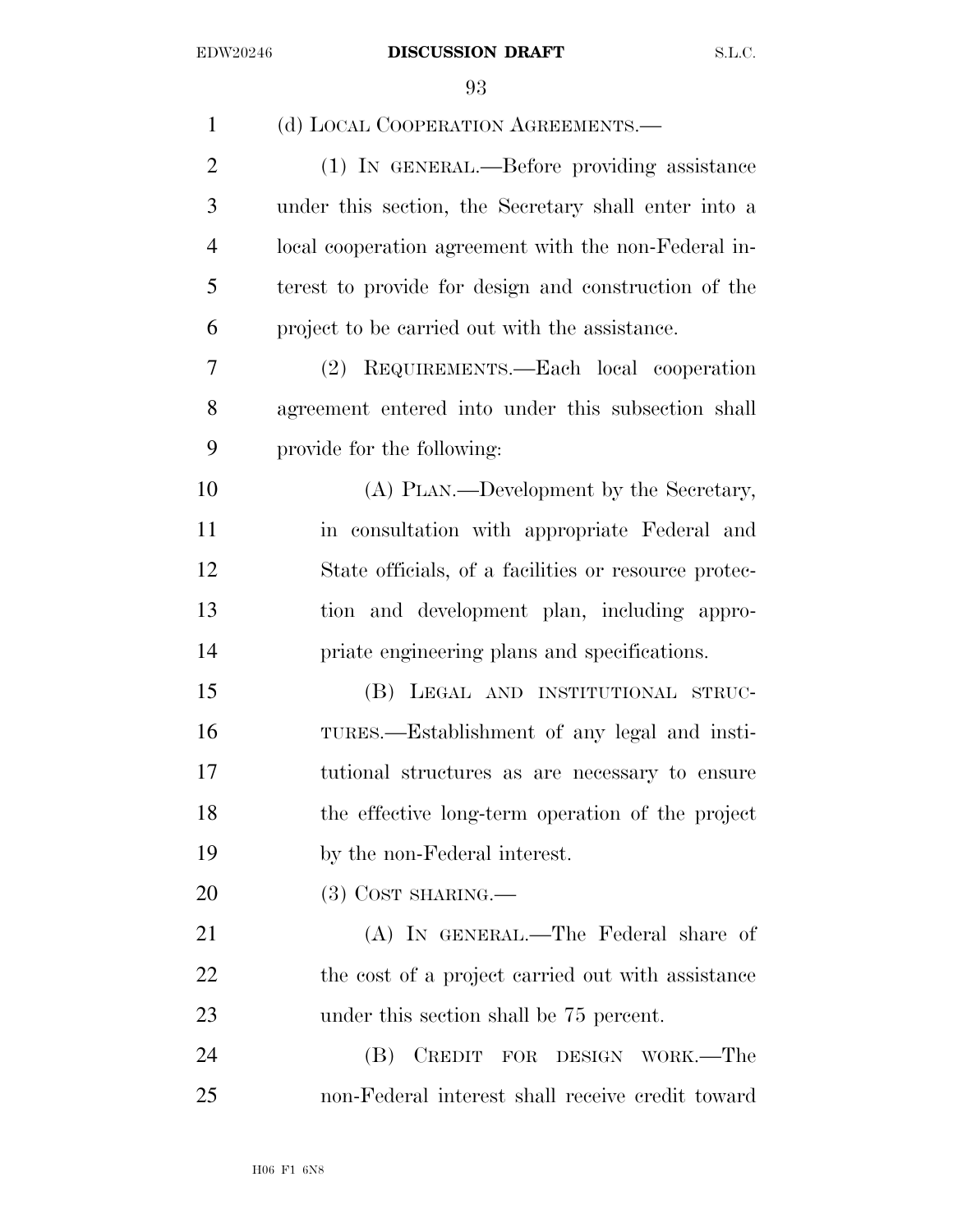(d) LOCAL COOPERATION AGREEMENTS.—

(1) IN GENERAL.—Before providing assistance under this section, the Secretary shall enter into a local cooperation agreement with the non-Federal interest to provide for design and construction of the project to be carried out with the assistance.

(2) REQUIREMENTS.—Each local cooperation agreement entered into under this subsection shall provide for the following:

(A) PLAN.—Development by the Secretary, in consultation with appropriate Federal and State officials, of a facilities or resource protection and development plan, including appropriate engineering plans and specifications.

(B) LEGAL AND INSTITUTIONAL STRUCTURES.—Establishment of any legal and institutional structures as are necessary to ensure the effective long-term operation of the project by the non-Federal interest.

(3) COST SHARING.—

(A) IN GENERAL.—The Federal share of the cost of a project carried out with assistance under this section shall be 75 percent.

(B) CREDIT FOR DESIGN WORK.—The non-Federal interest shall receive credit toward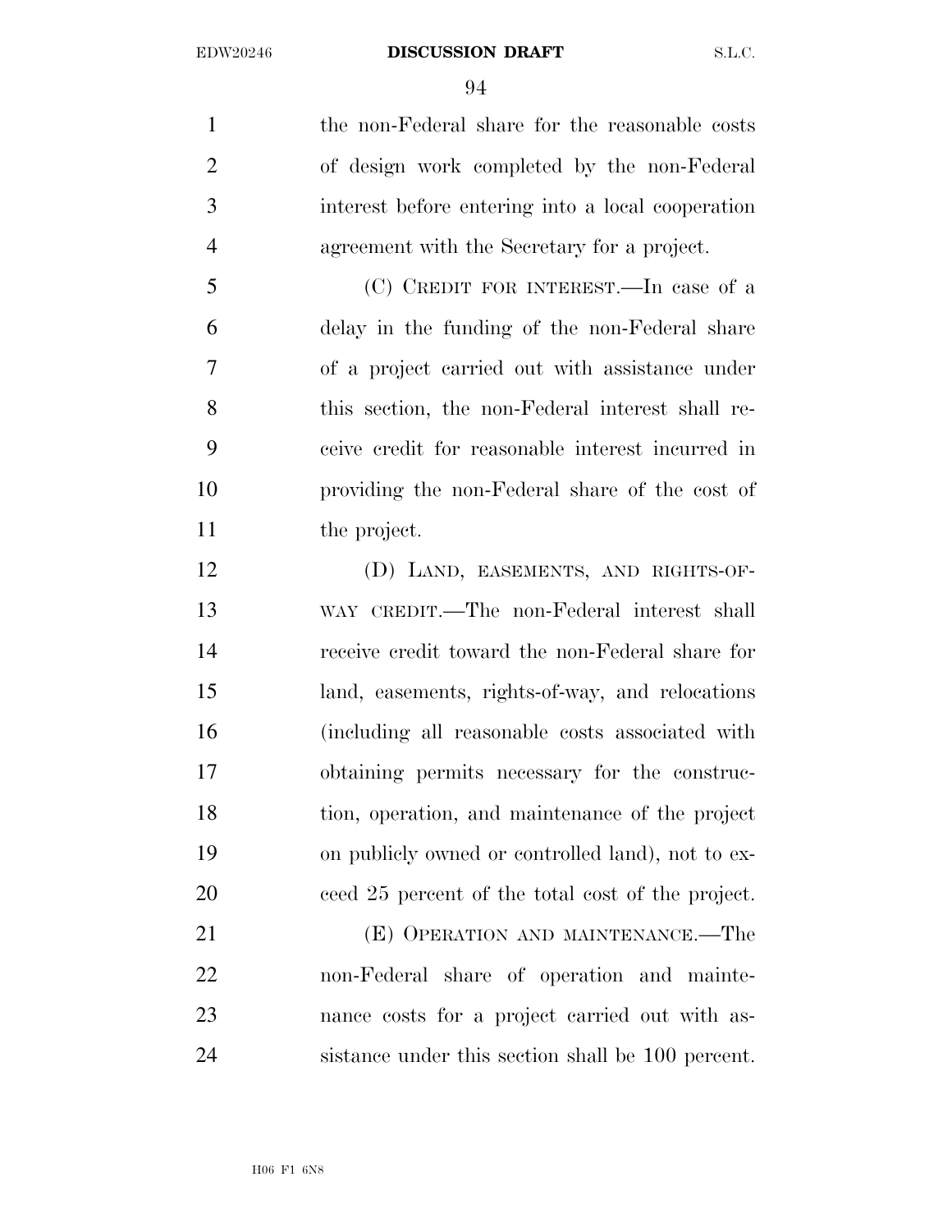the non-Federal share for the reasonable costs of design work completed by the non-Federal interest before entering into a local cooperation agreement with the Secretary for a project.

(C) CREDIT FOR INTEREST.—In case of a delay in the funding of the non-Federal share of a project carried out with assistance under this section, the non-Federal interest shall receive credit for reasonable interest incurred in providing the non-Federal share of the cost of the project.

(D) LAND, EASEMENTS, AND RIGHTS-OF-WAY CREDIT.—The non-Federal interest shall receive credit toward the non-Federal share for land, easements, rights-of-way, and relocations (including all reasonable costs associated with obtaining permits necessary for the construction, operation, and maintenance of the project on publicly owned or controlled land), not to exceed 25 percent of the total cost of the project.

(E) OPERATION AND MAINTENANCE.—The non-Federal share of operation and maintenance costs for a project carried out with assistance under this section shall be 100 percent.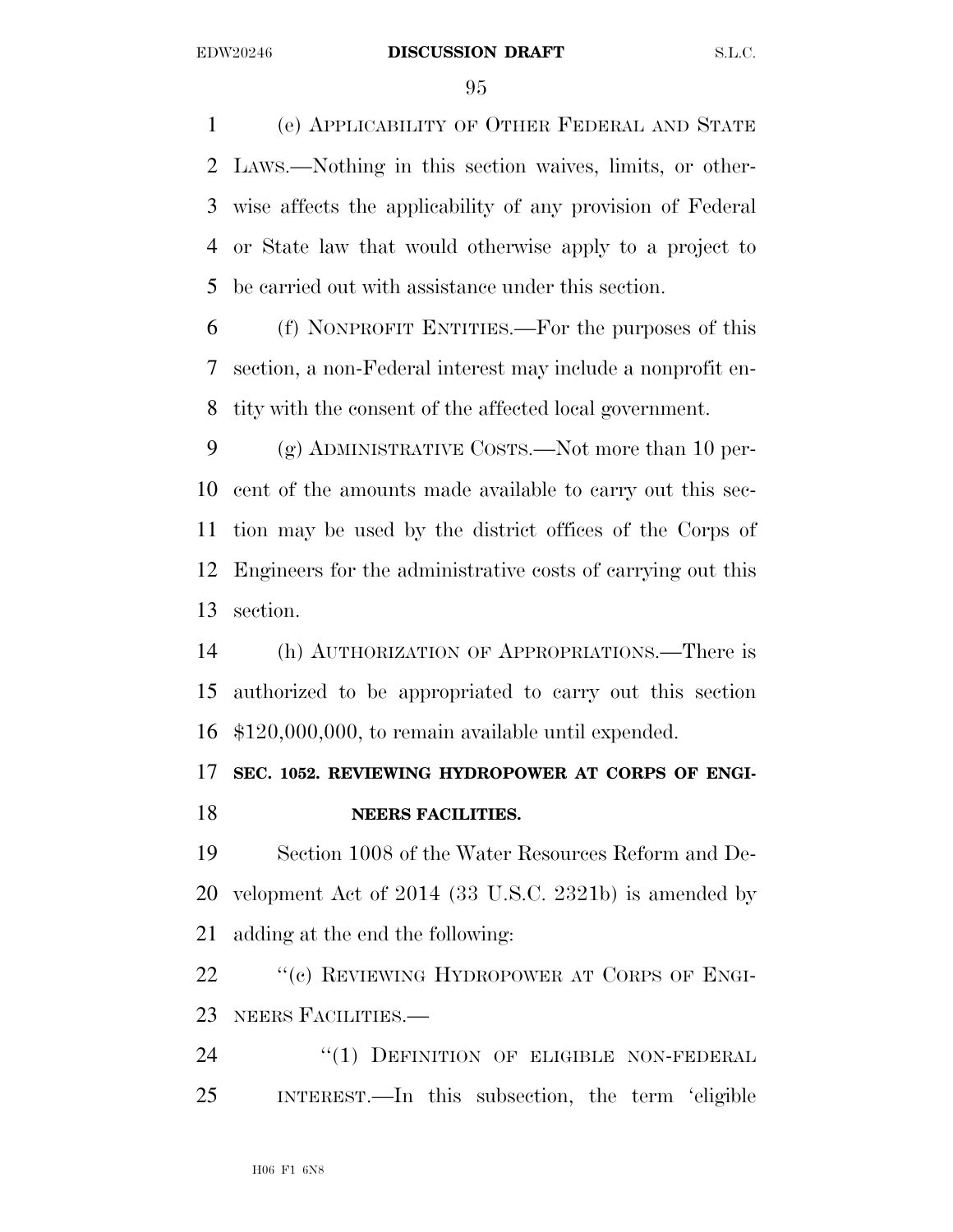(e) APPLICABILITY OF OTHER FEDERAL AND STATE LAWS.—Nothing in this section waives, limits, or otherwise affects the applicability of any provision of Federal or State law that would otherwise apply to a project to be carried out with assistance under this section.

(f) NONPROFIT ENTITIES.—For the purposes of this section, a non-Federal interest may include a nonprofit entity with the consent of the affected local government.

(g) ADMINISTRATIVE COSTS.—Not more than 10 percent of the amounts made available to carry out this section may be used by the district offices of the Corps of Engineers for the administrative costs of carrying out this section.

(h) AUTHORIZATION OF APPROPRIATIONS.—There is authorized to be appropriated to carry out this section $120,000,000, to remain available until expended.

**SEC. 1052. REVIEWING HYDROPOWER AT CORPS OF ENGINEERS FACILITIES.**

Section 1008 of the Water Resources Reform and Development Act of 2014 (33 U.S.C. 2321b) is amended by adding at the end the following:

"(c) REVIEWING HYDROPOWER AT CORPS OF ENGINEERS FACILITIES.—

"(1) DEFINITION OF ELIGIBLE NON-FEDERAL INTEREST.—In this subsection, the term 'eligible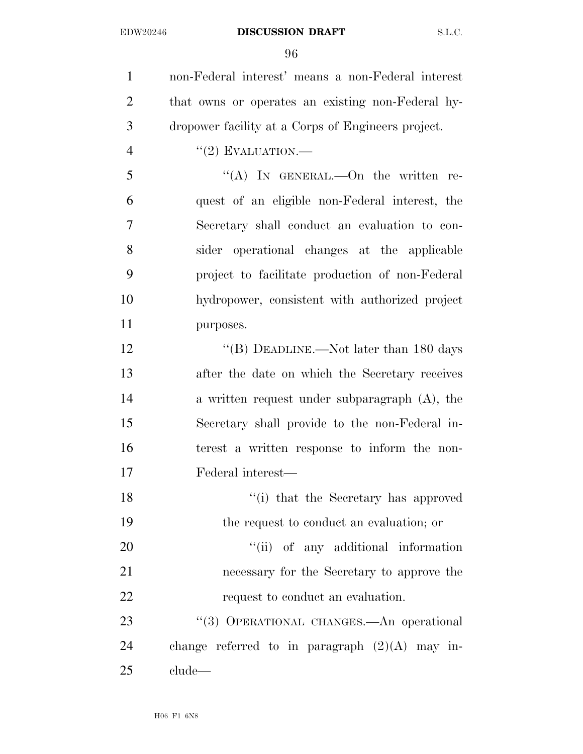non-Federal interest' means a non-Federal interest that owns or operates an existing non-Federal hydropower facility at a Corps of Engineers project.

"(2) EVALUATION.—

"(A) IN GENERAL.—On the written request of an eligible non-Federal interest, the Secretary shall conduct an evaluation to consider operational changes at the applicable project to facilitate production of non-Federal hydropower, consistent with authorized project purposes.

"(B) DEADLINE.—Not later than 180 days after the date on which the Secretary receives a written request under subparagraph (A), the Secretary shall provide to the non-Federal interest a written response to inform the non-Federal interest—

"(i) that the Secretary has approved the request to conduct an evaluation; or

"(ii) of any additional information necessary for the Secretary to approve the request to conduct an evaluation.

"(3) OPERATIONAL CHANGES.—An operational change referred to in paragraph (2)(A) may include—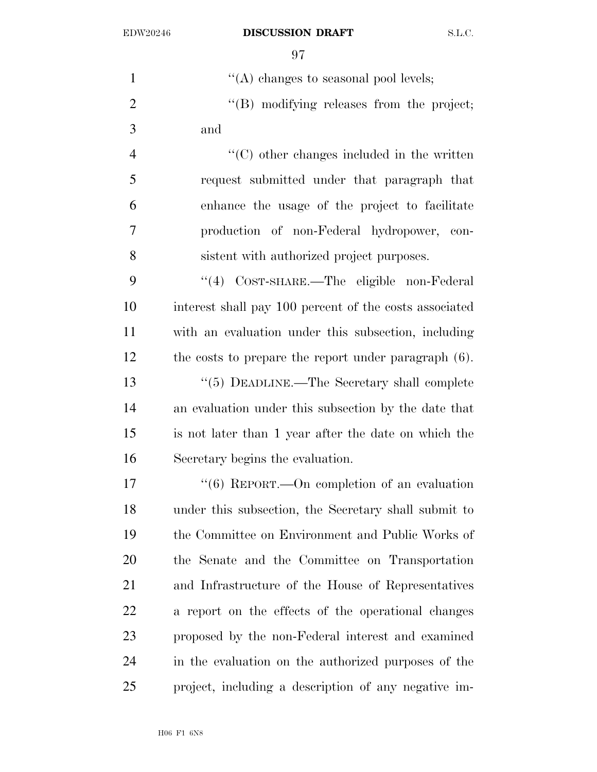''(A) changes to seasonal pool levels;

''(B) modifying releases from the project; and

''(C) other changes included in the written request submitted under that paragraph that enhance the usage of the project to facilitate production of non-Federal hydropower, consistent with authorized project purposes.

''(4) COST-SHARE.—The eligible non-Federal interest shall pay 100 percent of the costs associated with an evaluation under this subsection, including the costs to prepare the report under paragraph (6).

''(5) DEADLINE.—The Secretary shall complete an evaluation under this subsection by the date that is not later than 1 year after the date on which the Secretary begins the evaluation.

''(6) REPORT.—On completion of an evaluation under this subsection, the Secretary shall submit to the Committee on Environment and Public Works of the Senate and the Committee on Transportation and Infrastructure of the House of Representatives a report on the effects of the operational changes proposed by the non-Federal interest and examined in the evaluation on the authorized purposes of the project, including a description of any negative im-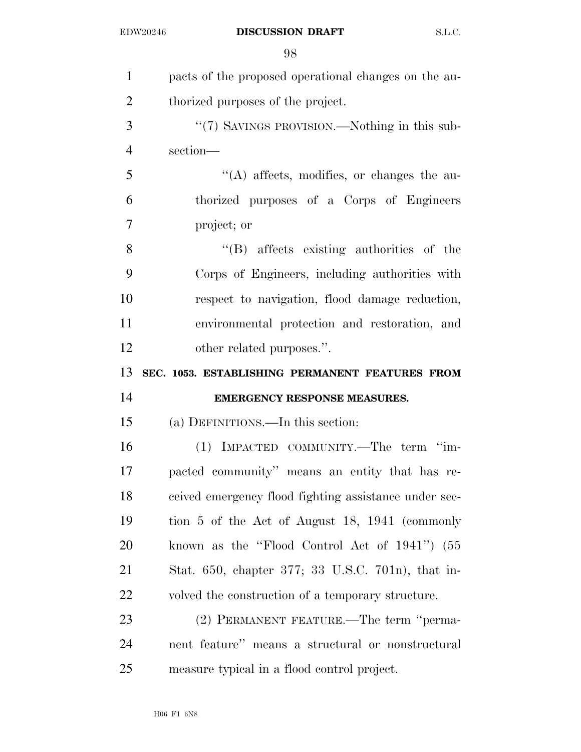pacts of the proposed operational changes on the authorized purposes of the project.

''(7) SAVINGS PROVISION.—Nothing in this subsection—

''(A) affects, modifies, or changes the authorized purposes of a Corps of Engineers project; or

''(B) affects existing authorities of the Corps of Engineers, including authorities with respect to navigation, flood damage reduction, environmental protection and restoration, and other related purposes.''.

**SEC. 1053. ESTABLISHING PERMANENT FEATURES FROM EMERGENCY RESPONSE MEASURES.**

(a) DEFINITIONS.—In this section:

(1) IMPACTED COMMUNITY.—The term ''impacted community'' means an entity that has received emergency flood fighting assistance under section 5 of the Act of August 18, 1941 (commonly known as the ''Flood Control Act of 1941'') (55 Stat. 650, chapter 377; 33 U.S.C. 701n), that involved the construction of a temporary structure.

(2) PERMANENT FEATURE.—The term ''permanent feature'' means a structural or nonstructural measure typical in a flood control project.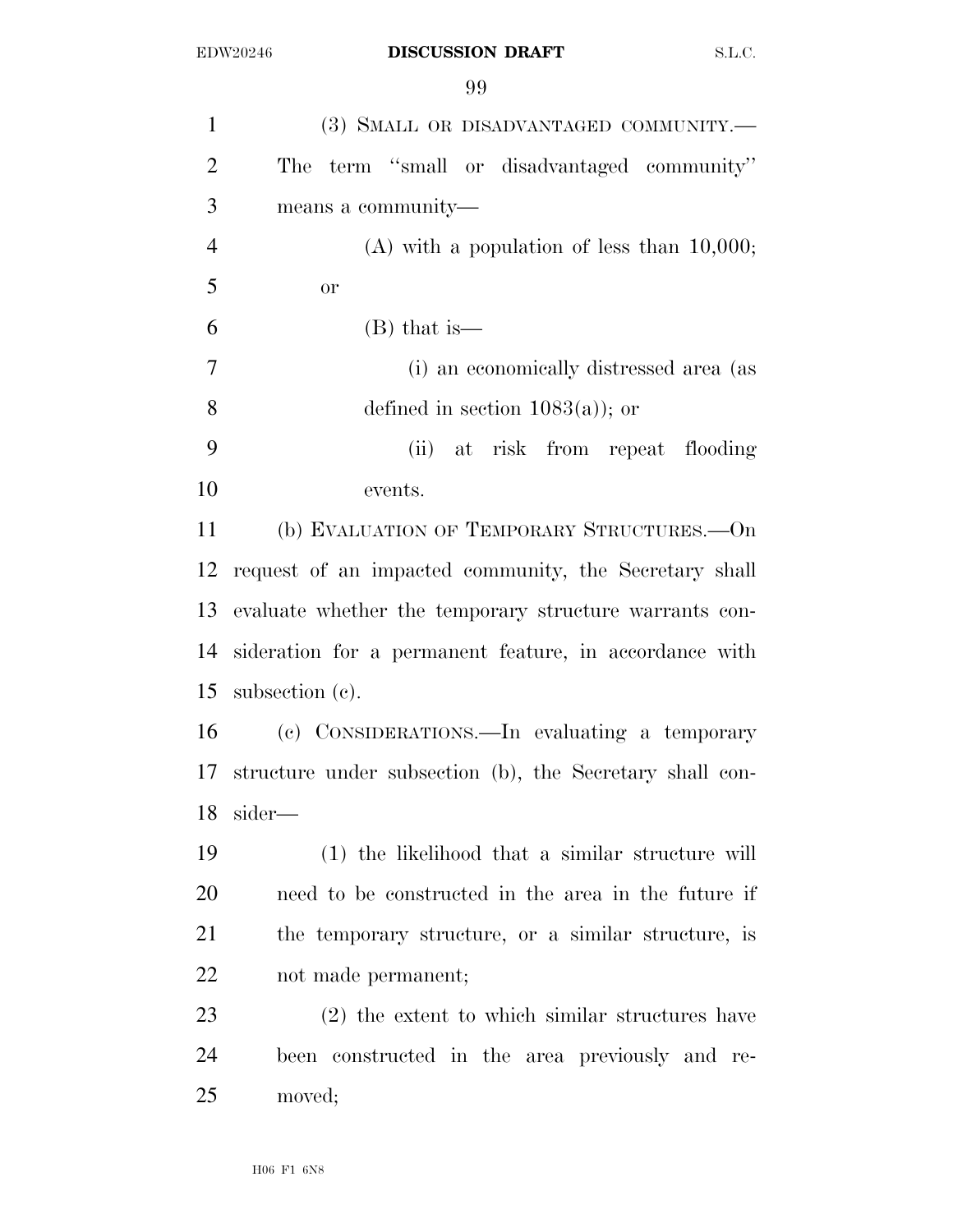(3) SMALL OR DISADVANTAGED COMMUNITY.—The term "small or disadvantaged community" means a community—

(A) with a population of less than 10,000; or

(B) that is—

(i) an economically distressed area (as defined in section 1083(a)); or

(ii) at risk from repeat flooding events.

(b) EVALUATION OF TEMPORARY STRUCTURES.—On request of an impacted community, the Secretary shall evaluate whether the temporary structure warrants consideration for a permanent feature, in accordance with subsection (c).

(c) CONSIDERATIONS.—In evaluating a temporary structure under subsection (b), the Secretary shall consider—

(1) the likelihood that a similar structure will need to be constructed in the area in the future if the temporary structure, or a similar structure, is not made permanent;

(2) the extent to which similar structures have been constructed in the area previously and removed;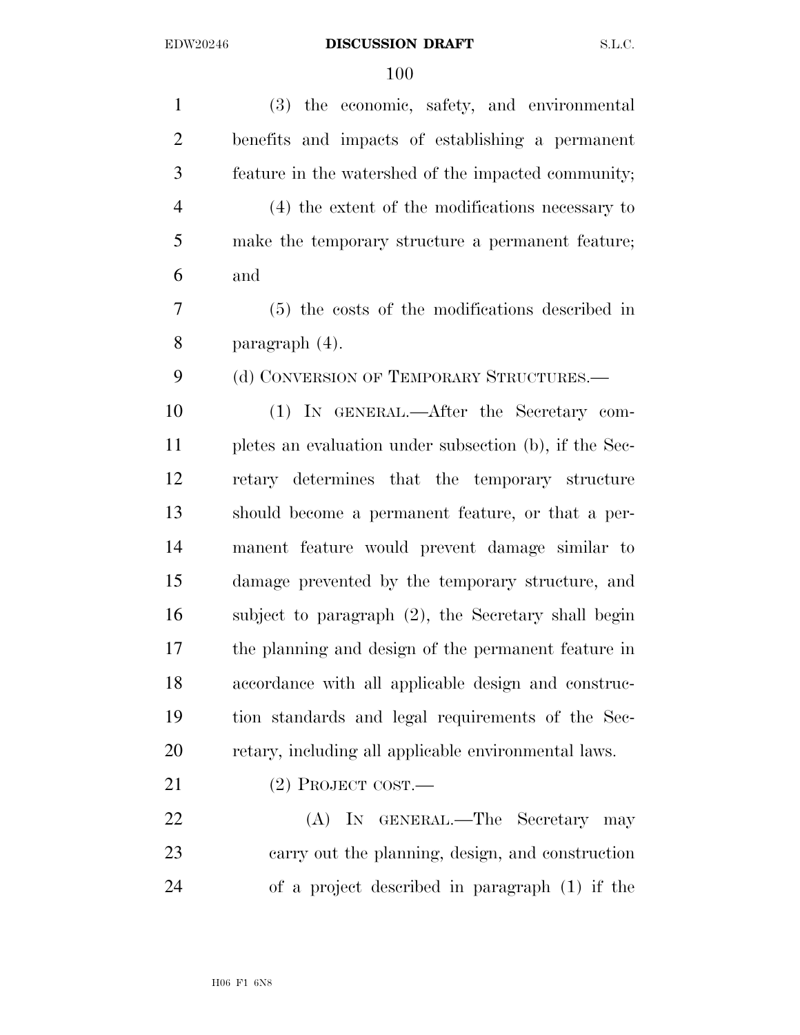(3) the economic, safety, and environmental benefits and impacts of establishing a permanent feature in the watershed of the impacted community;

(4) the extent of the modifications necessary to make the temporary structure a permanent feature; and

(5) the costs of the modifications described in paragraph (4).

(d) CONVERSION OF TEMPORARY STRUCTURES.—

(1) IN GENERAL.—After the Secretary completes an evaluation under subsection (b), if the Secretary determines that the temporary structure should become a permanent feature, or that a permanent feature would prevent damage similar to damage prevented by the temporary structure, and subject to paragraph (2), the Secretary shall begin the planning and design of the permanent feature in accordance with all applicable design and construction standards and legal requirements of the Secretary, including all applicable environmental laws.

(2) PROJECT COST.—

(A) IN GENERAL.—The Secretary may carry out the planning, design, and construction of a project described in paragraph (1) if the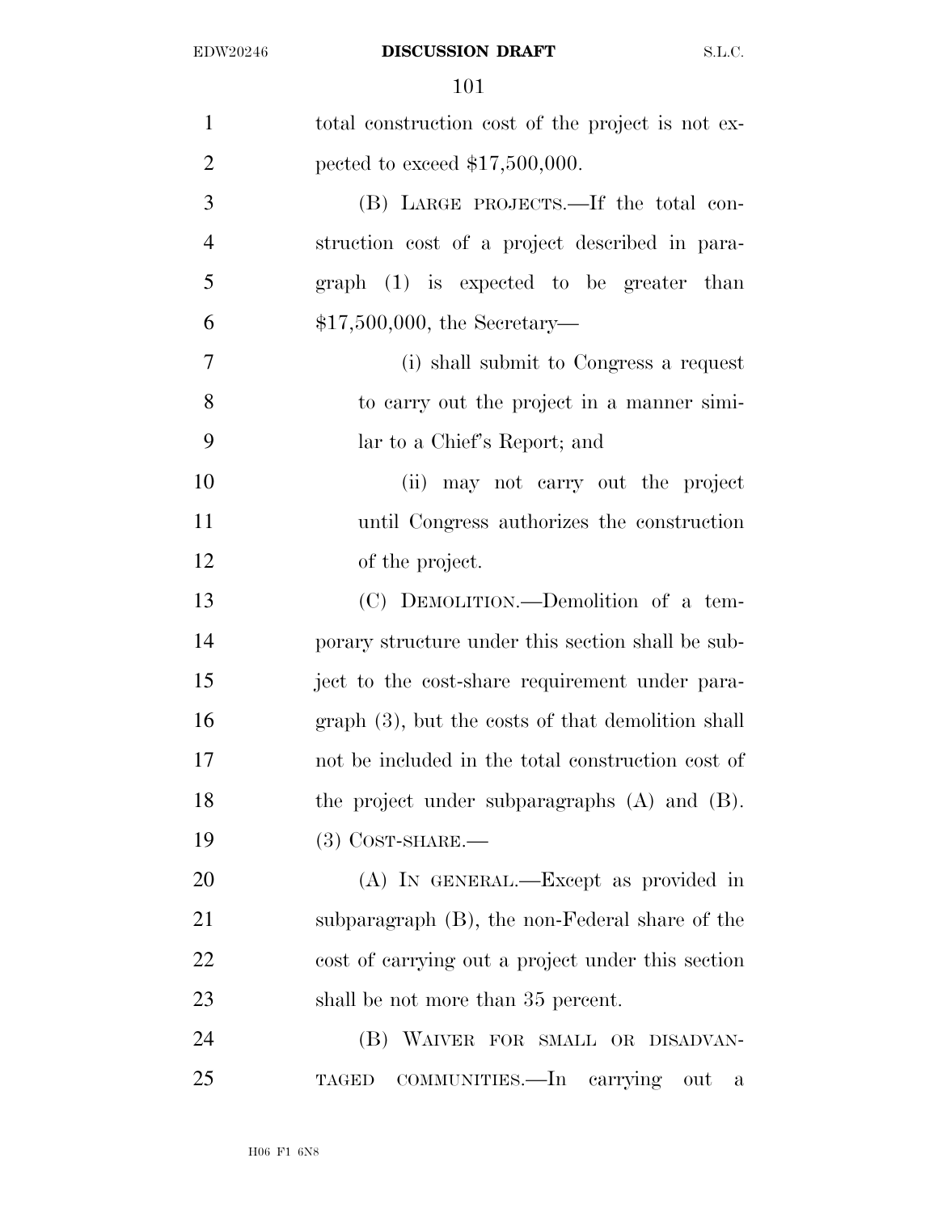total construction cost of the project is not expected to exceed $17,500,000.

(B) LARGE PROJECTS.—If the total construction cost of a project described in paragraph (1) is expected to be greater than $17,500,000, the Secretary—

(i) shall submit to Congress a request to carry out the project in a manner similar to a Chief's Report; and

(ii) may not carry out the project until Congress authorizes the construction of the project.

(C) DEMOLITION.—Demolition of a temporary structure under this section shall be subject to the cost-share requirement under paragraph (3), but the costs of that demolition shall not be included in the total construction cost of the project under subparagraphs (A) and (B).

(3) COST-SHARE.—

(A) IN GENERAL.—Except as provided in subparagraph (B), the non-Federal share of the cost of carrying out a project under this section shall be not more than 35 percent.

(B) WAIVER FOR SMALL OR DISADVANTAGED COMMUNITIES.—In carrying out a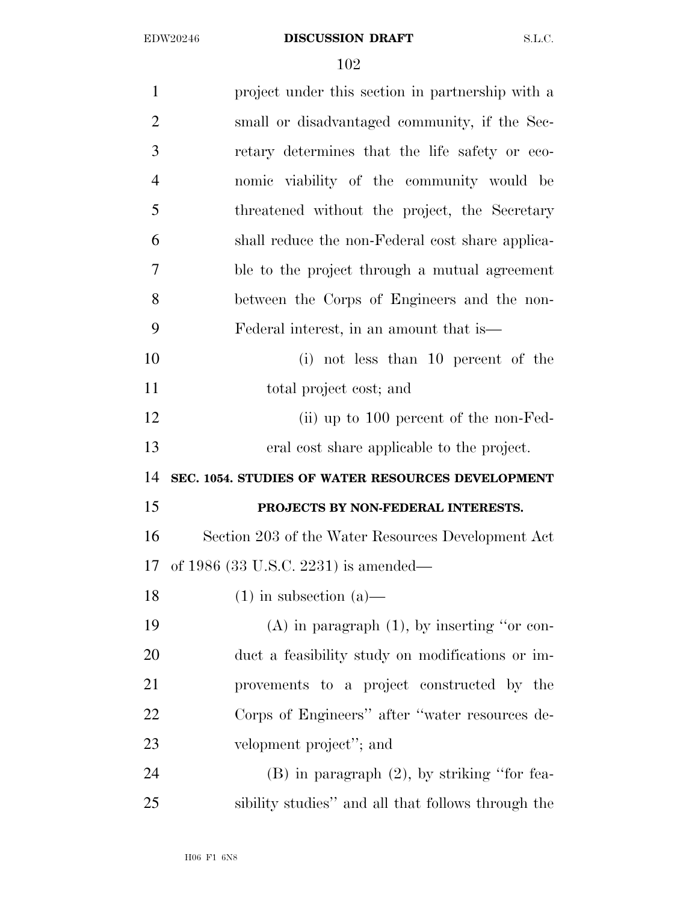project under this section in partnership with a small or disadvantaged community, if the Secretary determines that the life safety or economic viability of the community would be threatened without the project, the Secretary shall reduce the non-Federal cost share applicable to the project through a mutual agreement between the Corps of Engineers and the non-Federal interest, in an amount that is—

(i) not less than 10 percent of the total project cost; and

(ii) up to 100 percent of the non-Federal cost share applicable to the project.

**SEC. 1054. STUDIES OF WATER RESOURCES DEVELOPMENT PROJECTS BY NON-FEDERAL INTERESTS.**

Section 203 of the Water Resources Development Act of 1986 (33 U.S.C. 2231) is amended—

(1) in subsection (a)—

(A) in paragraph (1), by inserting "or conduct a feasibility study on modifications or improvements to a project constructed by the Corps of Engineers" after "water resources development project"; and

(B) in paragraph (2), by striking "for feasibility studies" and all that follows through the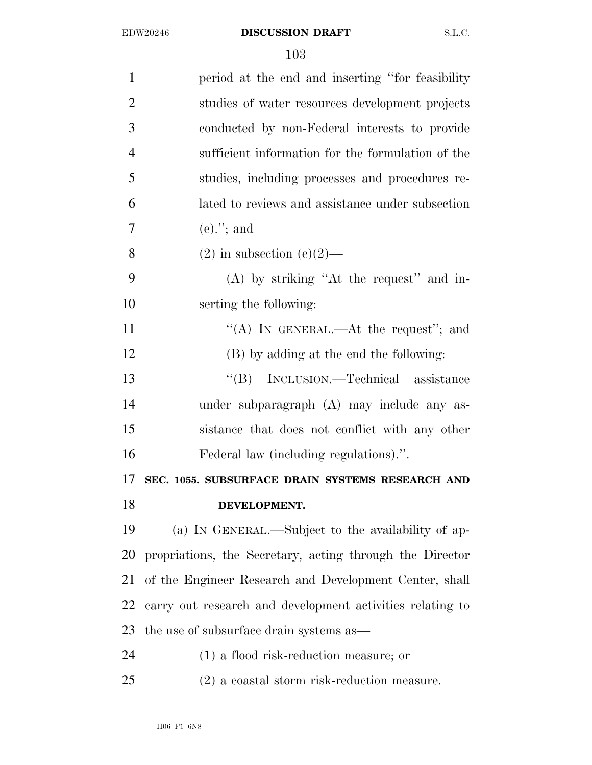period at the end and inserting "for feasibility studies of water resources development projects conducted by non-Federal interests to provide sufficient information for the formulation of the studies, including processes and procedures related to reviews and assistance under subsection (e)."; and

(2) in subsection (e)(2)—

(A) by striking "At the request" and inserting the following:

"(A) IN GENERAL.—At the request"; and

(B) by adding at the end the following:

"(B) INCLUSION.—Technical assistance under subparagraph (A) may include any assistance that does not conflict with any other Federal law (including regulations).".

**SEC. 1055. SUBSURFACE DRAIN SYSTEMS RESEARCH AND DEVELOPMENT.**

(a) IN GENERAL.—Subject to the availability of appropriations, the Secretary, acting through the Director of the Engineer Research and Development Center, shall carry out research and development activities relating to the use of subsurface drain systems as—

(1) a flood risk-reduction measure; or

(2) a coastal storm risk-reduction measure.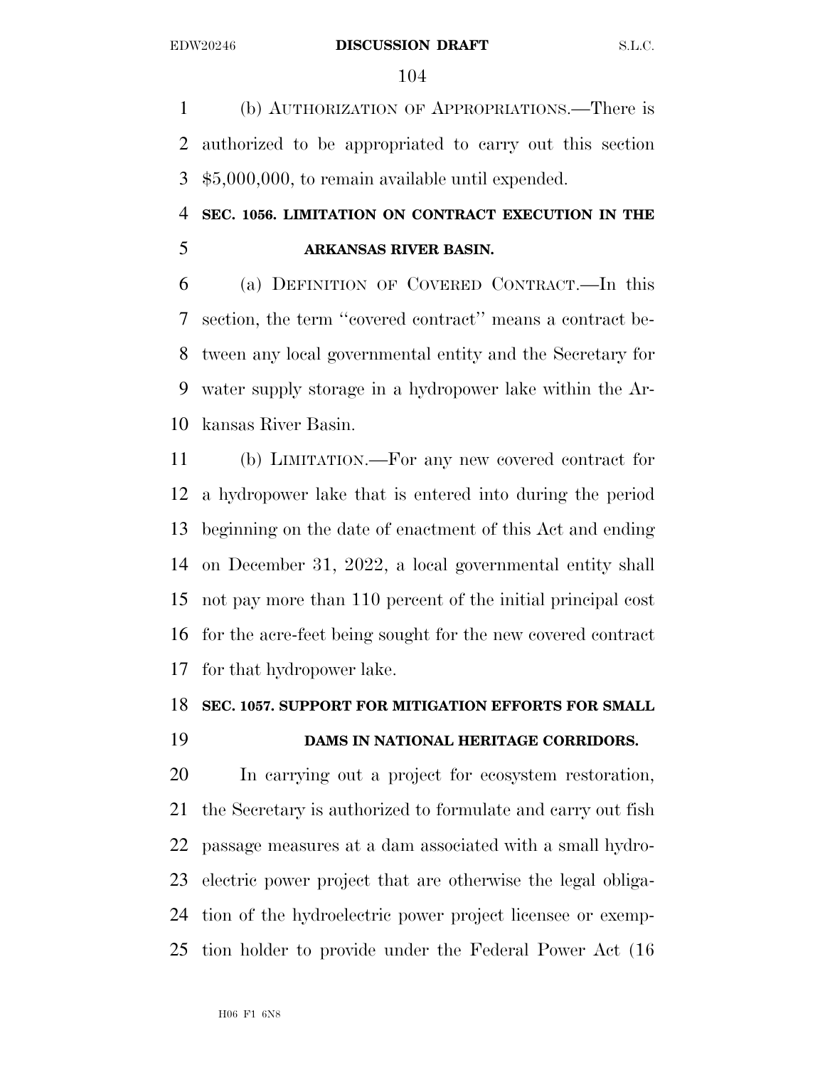(b) AUTHORIZATION OF APPROPRIATIONS.—There is authorized to be appropriated to carry out this section $5,000,000, to remain available until expended.

### SEC. 1056. LIMITATION ON CONTRACT EXECUTION IN THE ARKANSAS RIVER BASIN.

(a) DEFINITION OF COVERED CONTRACT.—In this section, the term ''covered contract'' means a contract between any local governmental entity and the Secretary for water supply storage in a hydropower lake within the Arkansas River Basin.

(b) LIMITATION.—For any new covered contract for a hydropower lake that is entered into during the period beginning on the date of enactment of this Act and ending on December 31, 2022, a local governmental entity shall not pay more than 110 percent of the initial principal cost for the acre-feet being sought for the new covered contract for that hydropower lake.

### SEC. 1057. SUPPORT FOR MITIGATION EFFORTS FOR SMALL DAMS IN NATIONAL HERITAGE CORRIDORS.

In carrying out a project for ecosystem restoration, the Secretary is authorized to formulate and carry out fish passage measures at a dam associated with a small hydroelectric power project that are otherwise the legal obligation of the hydroelectric power project licensee or exemption holder to provide under the Federal Power Act (16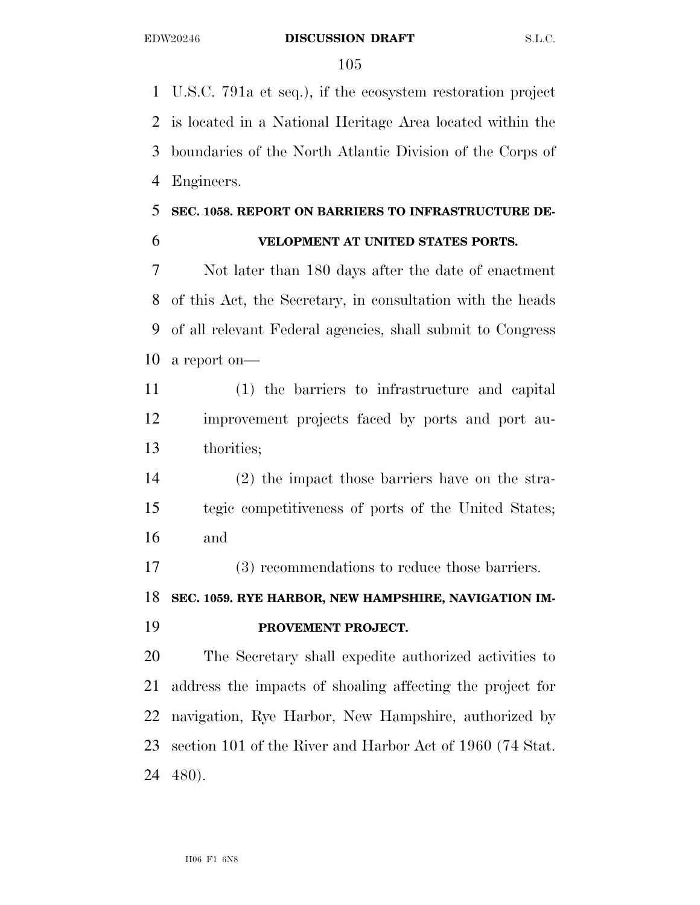U.S.C. 791a et seq.), if the ecosystem restoration project is located in a National Heritage Area located within the boundaries of the North Atlantic Division of the Corps of Engineers.

### SEC. 1058. REPORT ON BARRIERS TO INFRASTRUCTURE DEVELOPMENT AT UNITED STATES PORTS.

Not later than 180 days after the date of enactment of this Act, the Secretary, in consultation with the heads of all relevant Federal agencies, shall submit to Congress a report on—

(1) the barriers to infrastructure and capital improvement projects faced by ports and port authorities;

(2) the impact those barriers have on the strategic competitiveness of ports of the United States; and

(3) recommendations to reduce those barriers.

### SEC. 1059. RYE HARBOR, NEW HAMPSHIRE, NAVIGATION IMPROVEMENT PROJECT.

The Secretary shall expedite authorized activities to address the impacts of shoaling affecting the project for navigation, Rye Harbor, New Hampshire, authorized by section 101 of the River and Harbor Act of 1960 (74 Stat. 480).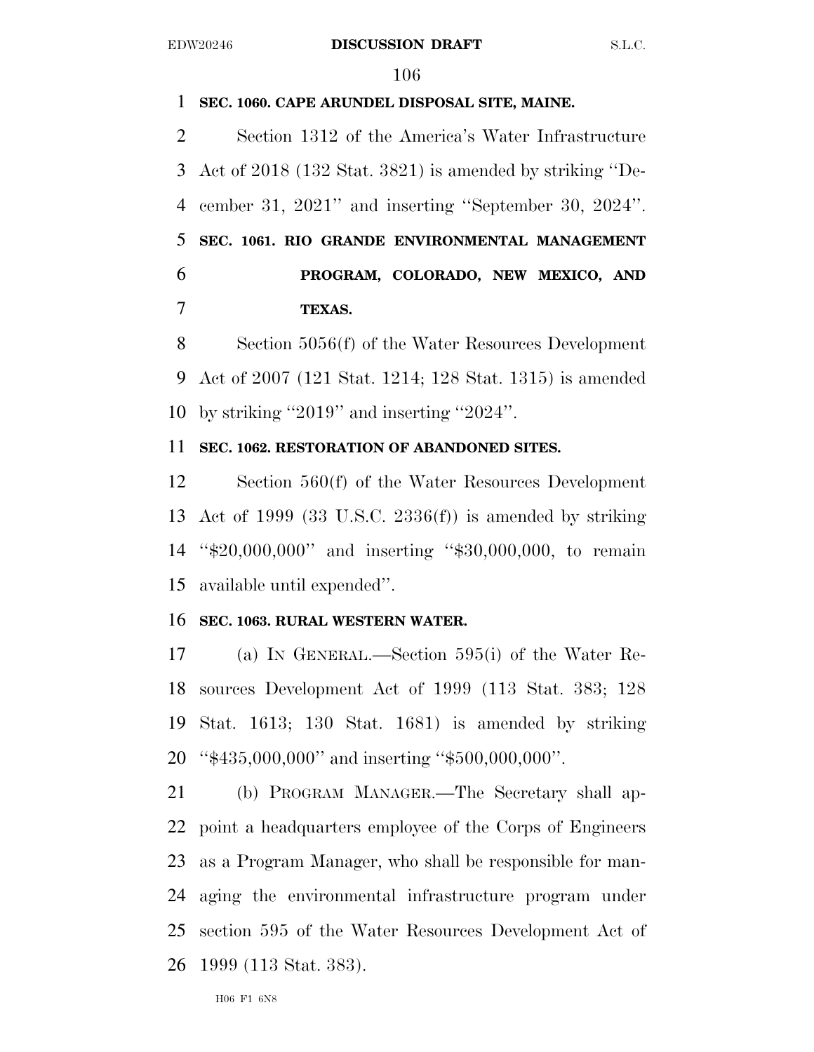**SEC. 1060. CAPE ARUNDEL DISPOSAL SITE, MAINE.**

Section 1312 of the America's Water Infrastructure Act of 2018 (132 Stat. 3821) is amended by striking ''December 31, 2021'' and inserting ''September 30, 2024''.

**SEC. 1061. RIO GRANDE ENVIRONMENTAL MANAGEMENT PROGRAM, COLORADO, NEW MEXICO, AND TEXAS.**

Section 5056(f) of the Water Resources Development Act of 2007 (121 Stat. 1214; 128 Stat. 1315) is amended by striking ''2019'' and inserting ''2024''.

**SEC. 1062. RESTORATION OF ABANDONED SITES.**

Section 560(f) of the Water Resources Development Act of 1999 (33 U.S.C. 2336(f)) is amended by striking ''$20,000,000'' and inserting ''$30,000,000, to remain available until expended''.

**SEC. 1063. RURAL WESTERN WATER.**

(a) IN GENERAL.—Section 595(i) of the Water Resources Development Act of 1999 (113 Stat. 383; 128 Stat. 1613; 130 Stat. 1681) is amended by striking ''$435,000,000'' and inserting ''$500,000,000''.

(b) PROGRAM MANAGER.—The Secretary shall appoint a headquarters employee of the Corps of Engineers as a Program Manager, who shall be responsible for managing the environmental infrastructure program under section 595 of the Water Resources Development Act of 1999 (113 Stat. 383).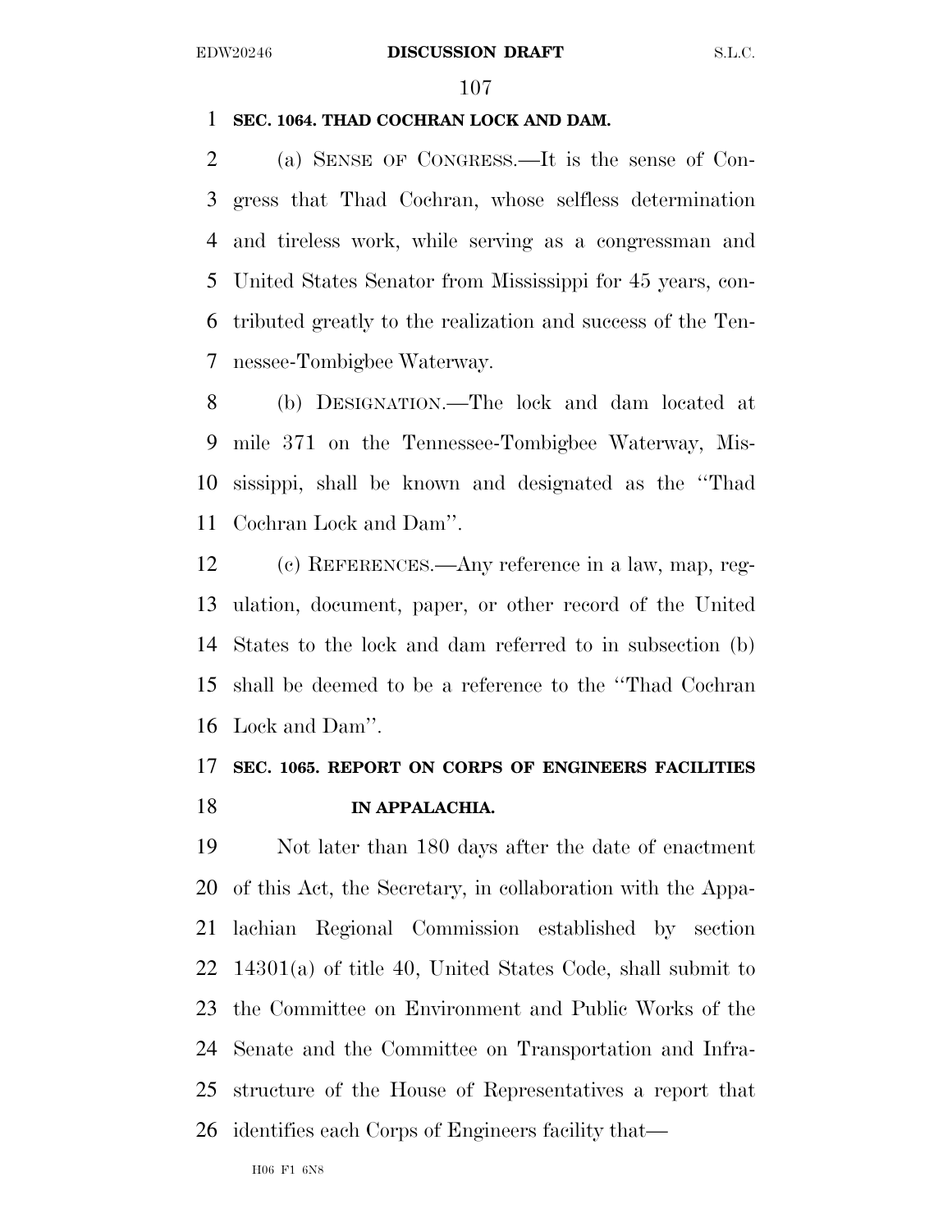**SEC. 1064. THAD COCHRAN LOCK AND DAM.**

(a) SENSE OF CONGRESS.—It is the sense of Congress that Thad Cochran, whose selfless determination and tireless work, while serving as a congressman and United States Senator from Mississippi for 45 years, contributed greatly to the realization and success of the Tennessee-Tombigbee Waterway.

(b) DESIGNATION.—The lock and dam located at mile 371 on the Tennessee-Tombigbee Waterway, Mississippi, shall be known and designated as the ''Thad Cochran Lock and Dam''.

(c) REFERENCES.—Any reference in a law, map, regulation, document, paper, or other record of the United States to the lock and dam referred to in subsection (b) shall be deemed to be a reference to the ''Thad Cochran Lock and Dam''.

**SEC. 1065. REPORT ON CORPS OF ENGINEERS FACILITIES IN APPALACHIA.**

Not later than 180 days after the date of enactment of this Act, the Secretary, in collaboration with the Appalachian Regional Commission established by section 14301(a) of title 40, United States Code, shall submit to the Committee on Environment and Public Works of the Senate and the Committee on Transportation and Infrastructure of the House of Representatives a report that identifies each Corps of Engineers facility that—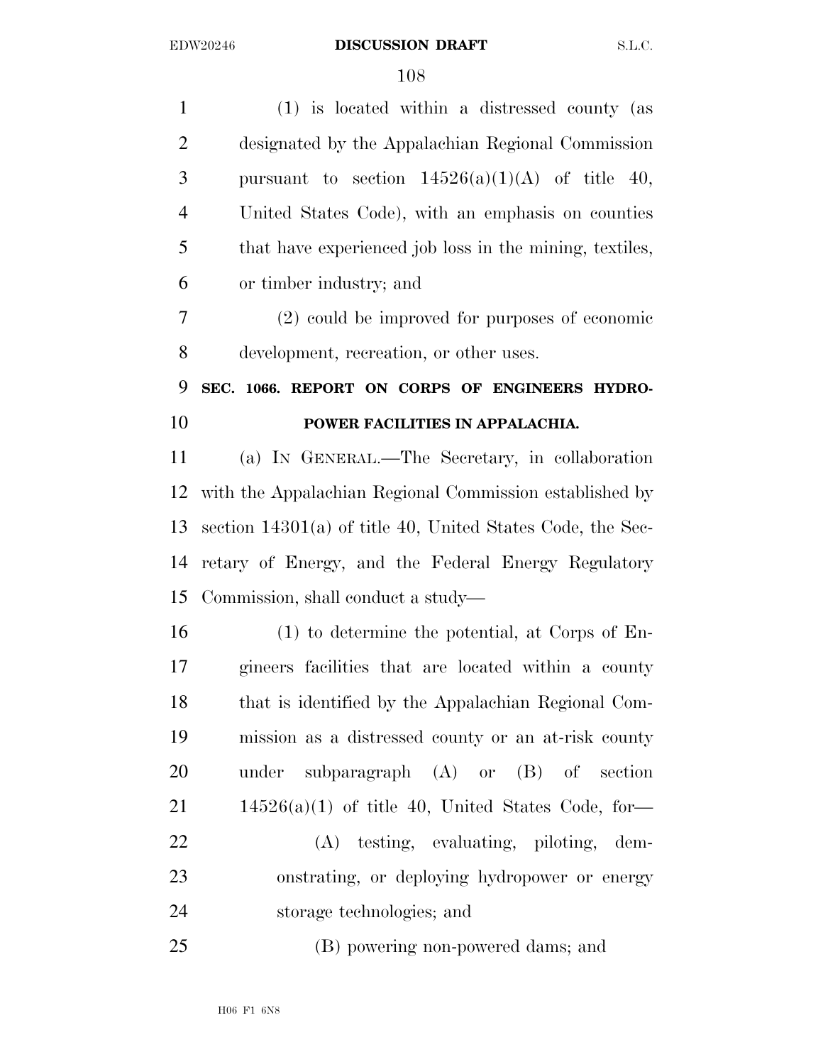(1) is located within a distressed county (as designated by the Appalachian Regional Commission pursuant to section 14526(a)(1)(A) of title 40, United States Code), with an emphasis on counties that have experienced job loss in the mining, textiles, or timber industry; and

(2) could be improved for purposes of economic development, recreation, or other uses.

**SEC. 1066. REPORT ON CORPS OF ENGINEERS HYDROPOWER FACILITIES IN APPALACHIA.**

(a) IN GENERAL.—The Secretary, in collaboration with the Appalachian Regional Commission established by section 14301(a) of title 40, United States Code, the Secretary of Energy, and the Federal Energy Regulatory Commission, shall conduct a study—

(1) to determine the potential, at Corps of Engineers facilities that are located within a county that is identified by the Appalachian Regional Commission as a distressed county or an at-risk county under subparagraph (A) or (B) of section 14526(a)(1) of title 40, United States Code, for—

(A) testing, evaluating, piloting, demonstrating, or deploying hydropower or energy storage technologies; and

(B) powering non-powered dams; and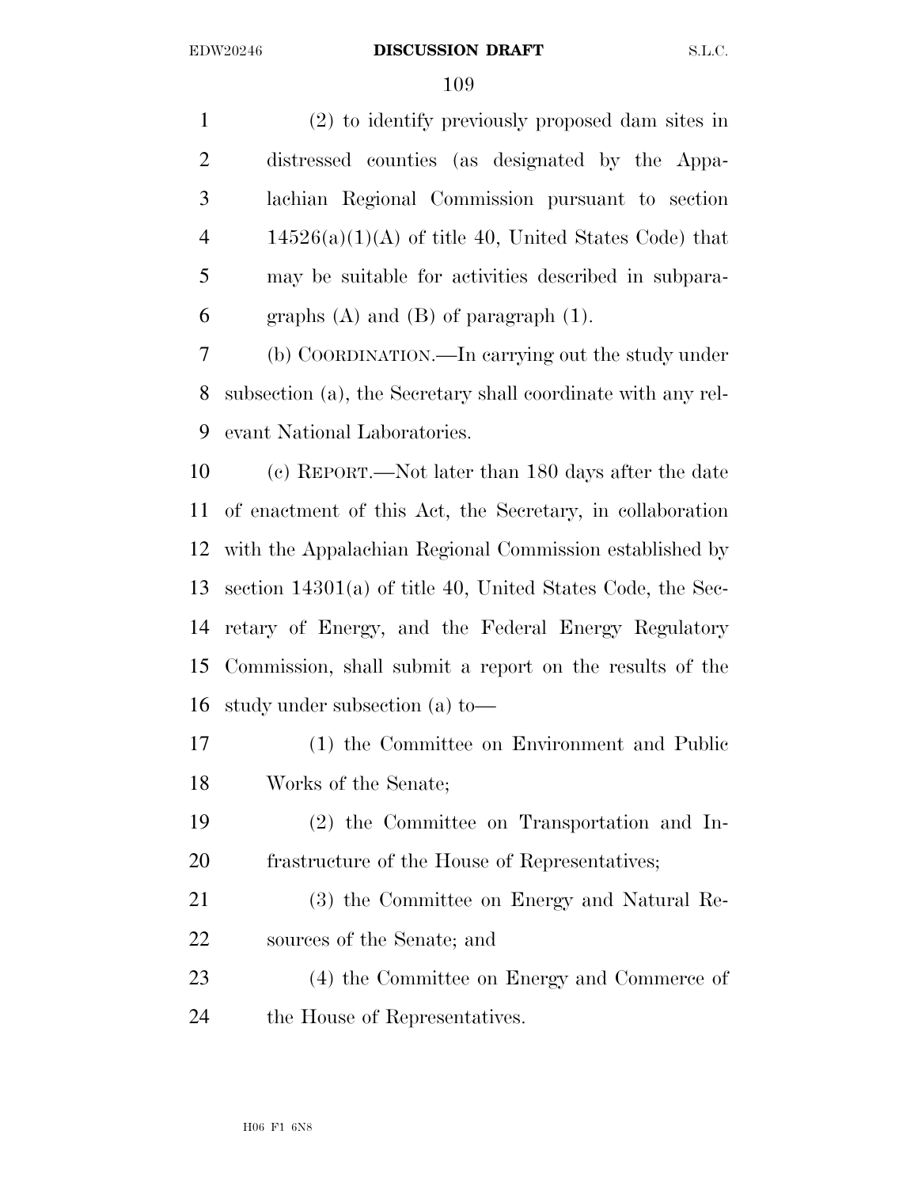(2) to identify previously proposed dam sites in distressed counties (as designated by the Appalachian Regional Commission pursuant to section 14526(a)(1)(A) of title 40, United States Code) that may be suitable for activities described in subparagraphs (A) and (B) of paragraph (1).

(b) COORDINATION.—In carrying out the study under subsection (a), the Secretary shall coordinate with any relevant National Laboratories.

(c) REPORT.—Not later than 180 days after the date of enactment of this Act, the Secretary, in collaboration with the Appalachian Regional Commission established by section 14301(a) of title 40, United States Code, the Secretary of Energy, and the Federal Energy Regulatory Commission, shall submit a report on the results of the study under subsection (a) to—

(1) the Committee on Environment and Public Works of the Senate;

(2) the Committee on Transportation and Infrastructure of the House of Representatives;

(3) the Committee on Energy and Natural Resources of the Senate; and

(4) the Committee on Energy and Commerce of the House of Representatives.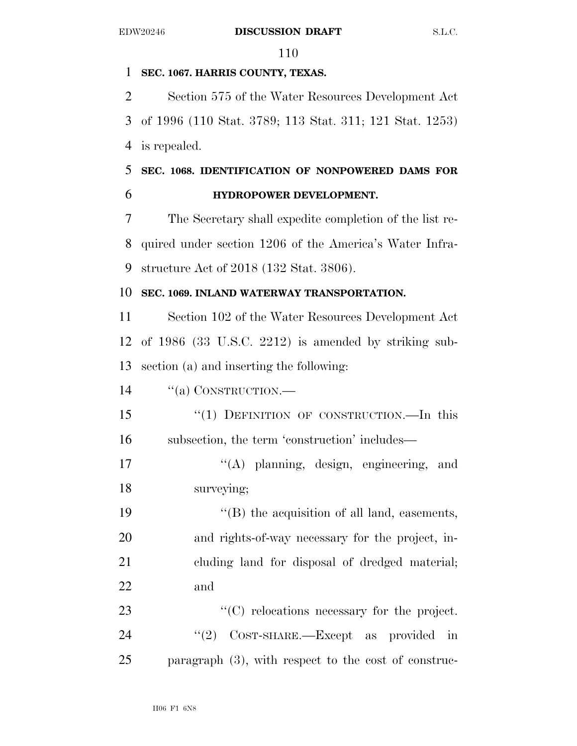**SEC. 1067. HARRIS COUNTY, TEXAS.**

Section 575 of the Water Resources Development Act of 1996 (110 Stat. 3789; 113 Stat. 311; 121 Stat. 1253) is repealed.

**SEC. 1068. IDENTIFICATION OF NONPOWERED DAMS FOR HYDROPOWER DEVELOPMENT.**

The Secretary shall expedite completion of the list required under section 1206 of the America's Water Infrastructure Act of 2018 (132 Stat. 3806).

**SEC. 1069. INLAND WATERWAY TRANSPORTATION.**

Section 102 of the Water Resources Development Act of 1986 (33 U.S.C. 2212) is amended by striking subsection (a) and inserting the following:

"(a) CONSTRUCTION.—

"(1) DEFINITION OF CONSTRUCTION.—In this subsection, the term 'construction' includes—

"(A) planning, design, engineering, and surveying;

"(B) the acquisition of all land, easements, and rights-of-way necessary for the project, including land for disposal of dredged material; and

"(C) relocations necessary for the project.

"(2) COST-SHARE.—Except as provided in paragraph (3), with respect to the cost of construc-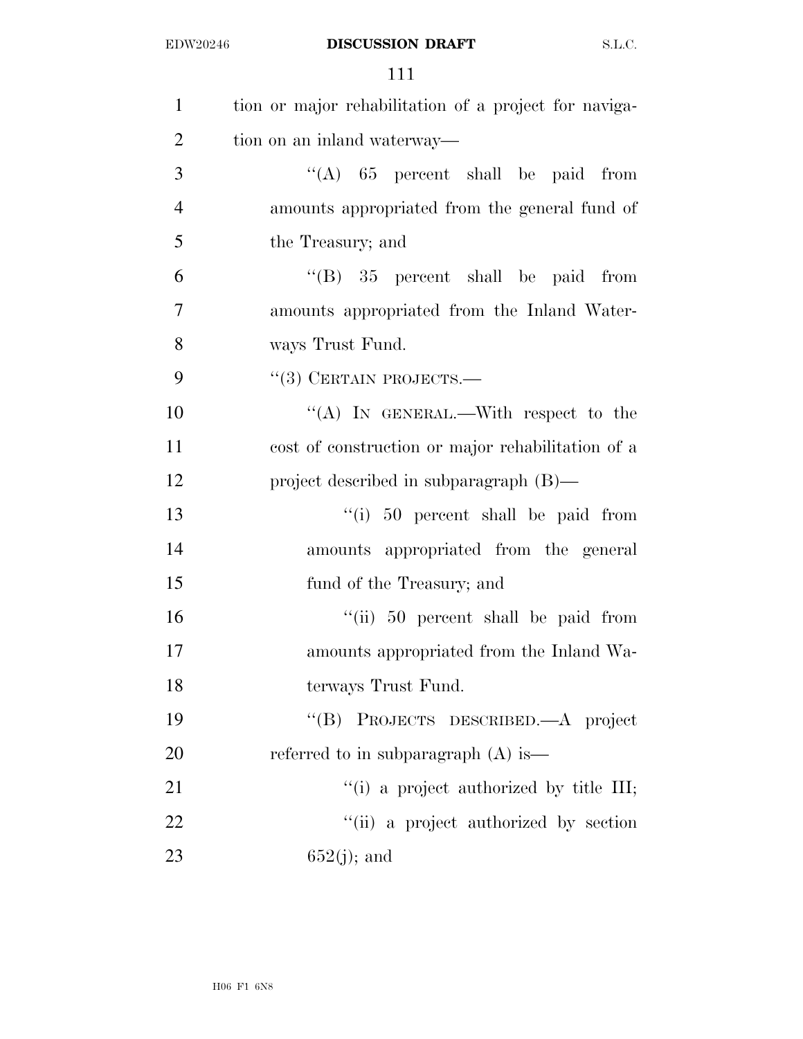tion or major rehabilitation of a project for navigation on an inland waterway—

"(A) 65 percent shall be paid from amounts appropriated from the general fund of the Treasury; and

"(B) 35 percent shall be paid from amounts appropriated from the Inland Waterways Trust Fund.

"(3) CERTAIN PROJECTS.—

"(A) IN GENERAL.—With respect to the cost of construction or major rehabilitation of a project described in subparagraph (B)—

"(i) 50 percent shall be paid from amounts appropriated from the general fund of the Treasury; and

"(ii) 50 percent shall be paid from amounts appropriated from the Inland Waterways Trust Fund.

"(B) PROJECTS DESCRIBED.—A project referred to in subparagraph (A) is—

"(i) a project authorized by title III;

"(ii) a project authorized by section 652(j); and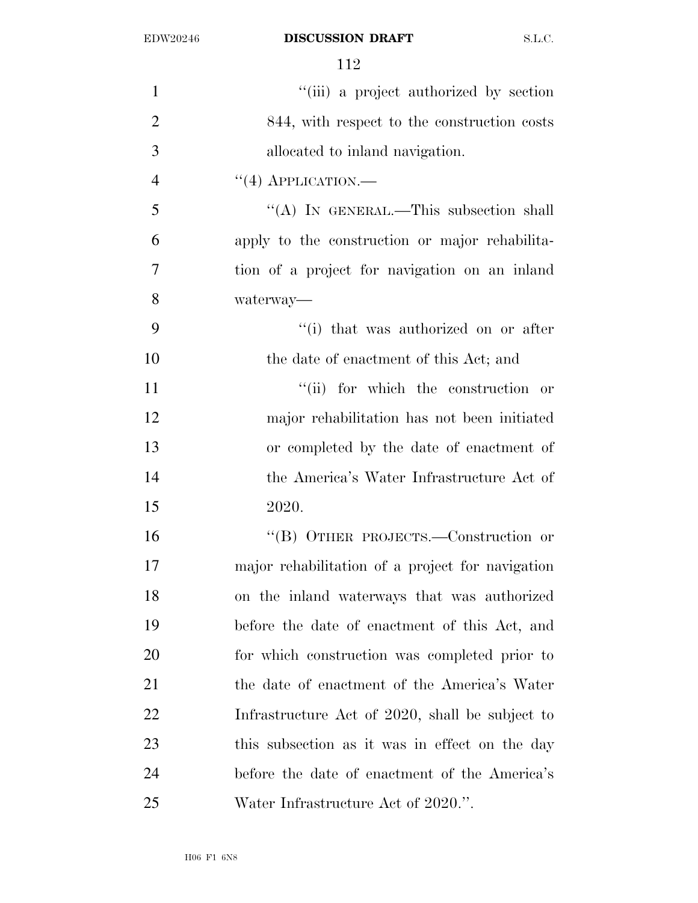"(iii) a project authorized by section 844, with respect to the construction costs allocated to inland navigation.

"(4) APPLICATION.—

"(A) IN GENERAL.—This subsection shall apply to the construction or major rehabilitation of a project for navigation on an inland waterway—

"(i) that was authorized on or after the date of enactment of this Act; and

"(ii) for which the construction or major rehabilitation has not been initiated or completed by the date of enactment of the America's Water Infrastructure Act of 2020.

"(B) OTHER PROJECTS.—Construction or major rehabilitation of a project for navigation on the inland waterways that was authorized before the date of enactment of this Act, and for which construction was completed prior to the date of enactment of the America's Water Infrastructure Act of 2020, shall be subject to this subsection as it was in effect on the day before the date of enactment of the America's Water Infrastructure Act of 2020.".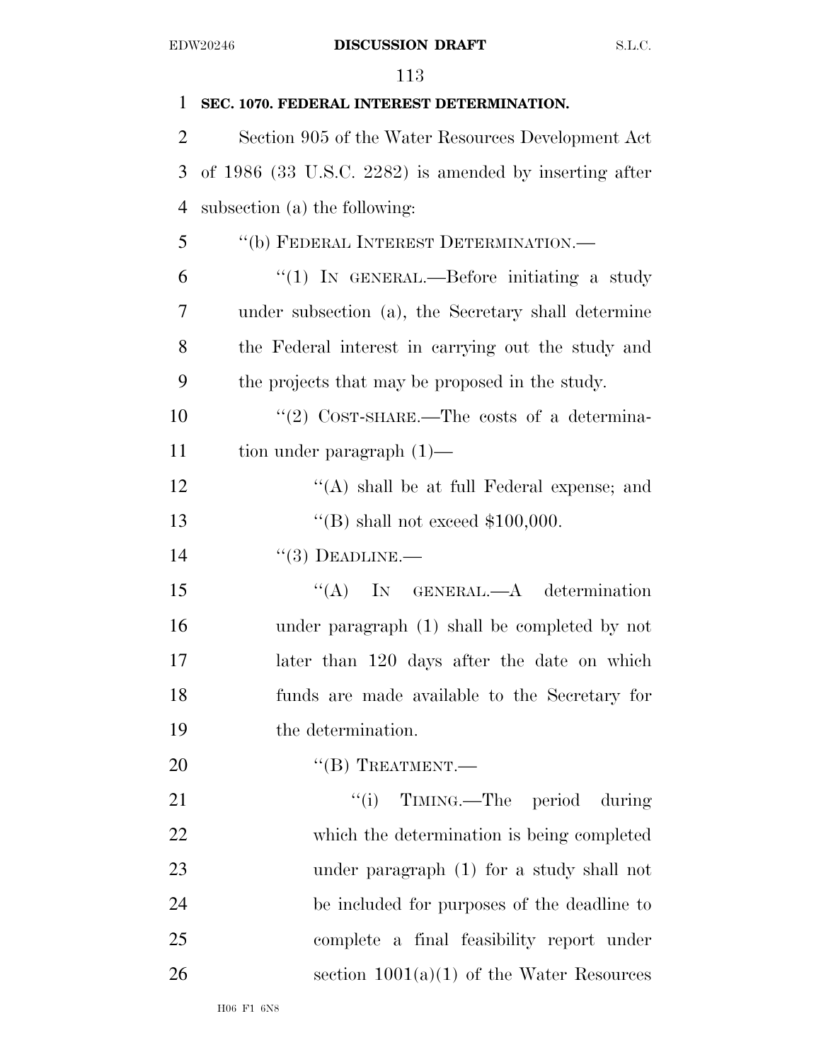**SEC. 1070. FEDERAL INTEREST DETERMINATION.**

Section 905 of the Water Resources Development Act of 1986 (33 U.S.C. 2282) is amended by inserting after subsection (a) the following:

"(b) FEDERAL INTEREST DETERMINATION.—

"(1) IN GENERAL.—Before initiating a study under subsection (a), the Secretary shall determine the Federal interest in carrying out the study and the projects that may be proposed in the study.

"(2) COST-SHARE.—The costs of a determination under paragraph (1)—

"(A) shall be at full Federal expense; and

"(B) shall not exceed $100,000.

"(3) DEADLINE.—

"(A) IN GENERAL.—A determination under paragraph (1) shall be completed by not later than 120 days after the date on which funds are made available to the Secretary for the determination.

"(B) TREATMENT.—

"(i) TIMING.—The period during which the determination is being completed under paragraph (1) for a study shall not be included for purposes of the deadline to complete a final feasibility report under section 1001(a)(1) of the Water Resources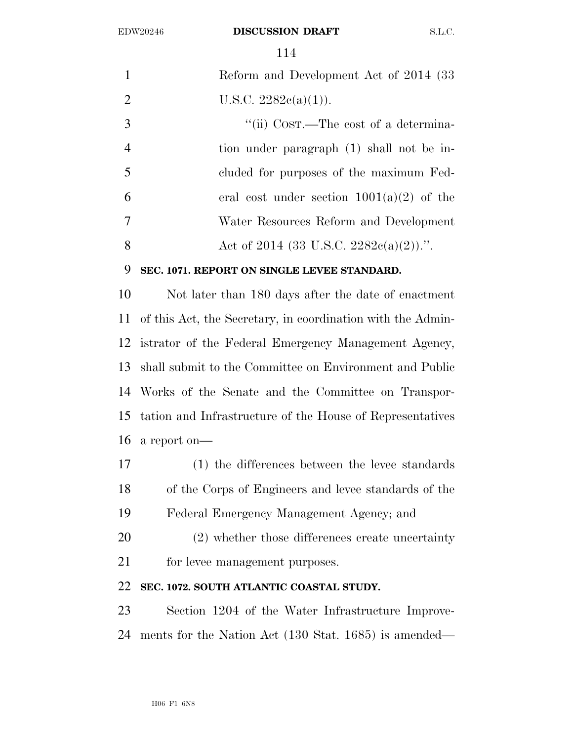Reform and Development Act of 2014 (33 U.S.C. 2282c(a)(1)).

"(ii) COST.—The cost of a determination under paragraph (1) shall not be included for purposes of the maximum Federal cost under section 1001(a)(2) of the Water Resources Reform and Development Act of 2014 (33 U.S.C. 2282c(a)(2)).".

**SEC. 1071. REPORT ON SINGLE LEVEE STANDARD.**

Not later than 180 days after the date of enactment of this Act, the Secretary, in coordination with the Administrator of the Federal Emergency Management Agency, shall submit to the Committee on Environment and Public Works of the Senate and the Committee on Transportation and Infrastructure of the House of Representatives a report on—

(1) the differences between the levee standards of the Corps of Engineers and levee standards of the Federal Emergency Management Agency; and

(2) whether those differences create uncertainty for levee management purposes.

**SEC. 1072. SOUTH ATLANTIC COASTAL STUDY.**

Section 1204 of the Water Infrastructure Improvements for the Nation Act (130 Stat. 1685) is amended—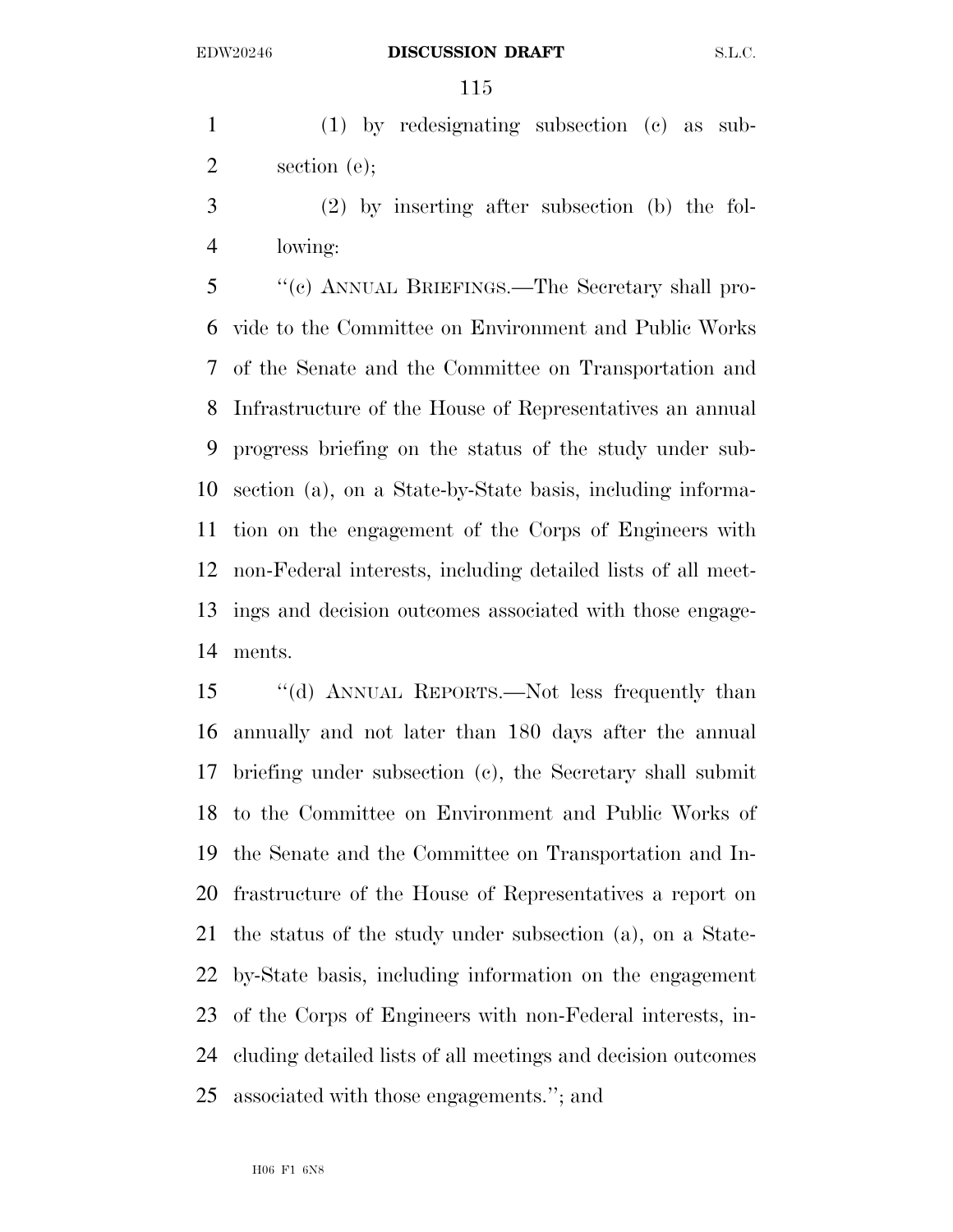(1) by redesignating subsection (c) as subsection (e);

(2) by inserting after subsection (b) the following:

"(c) ANNUAL BRIEFINGS.—The Secretary shall provide to the Committee on Environment and Public Works of the Senate and the Committee on Transportation and Infrastructure of the House of Representatives an annual progress briefing on the status of the study under subsection (a), on a State-by-State basis, including information on the engagement of the Corps of Engineers with non-Federal interests, including detailed lists of all meetings and decision outcomes associated with those engagements.

"(d) ANNUAL REPORTS.—Not less frequently than annually and not later than 180 days after the annual briefing under subsection (c), the Secretary shall submit to the Committee on Environment and Public Works of the Senate and the Committee on Transportation and Infrastructure of the House of Representatives a report on the status of the study under subsection (a), on a State-by-State basis, including information on the engagement of the Corps of Engineers with non-Federal interests, including detailed lists of all meetings and decision outcomes associated with those engagements."; and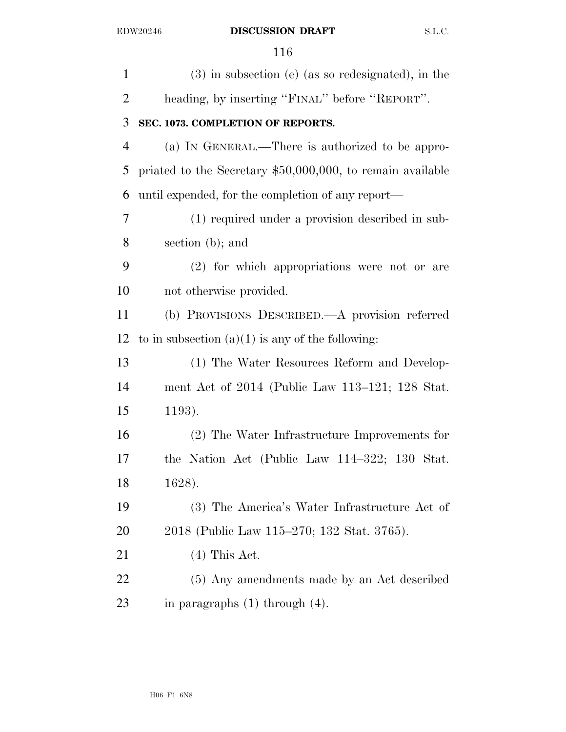(3) in subsection (e) (as so redesignated), in the heading, by inserting ''FINAL'' before ''REPORT''.

### SEC. 1073. COMPLETION OF REPORTS.

(a) IN GENERAL.—There is authorized to be appropriated to the Secretary $50,000,000, to remain available until expended, for the completion of any report—

(1) required under a provision described in subsection (b); and

(2) for which appropriations were not or are not otherwise provided.

(b) PROVISIONS DESCRIBED.—A provision referred to in subsection (a)(1) is any of the following:

(1) The Water Resources Reform and Development Act of 2014 (Public Law 113–121; 128 Stat. 1193).

(2) The Water Infrastructure Improvements for the Nation Act (Public Law 114–322; 130 Stat. 1628).

(3) The America's Water Infrastructure Act of 2018 (Public Law 115–270; 132 Stat. 3765).

(4) This Act.

(5) Any amendments made by an Act described in paragraphs (1) through (4).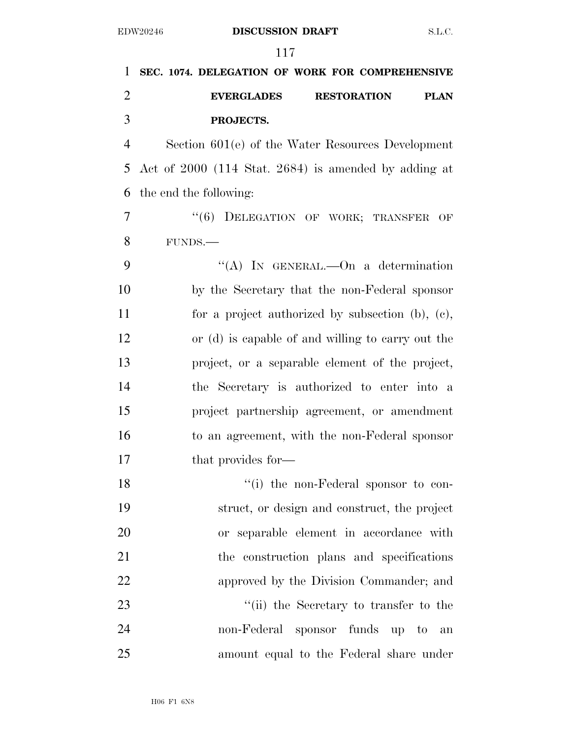**SEC. 1074. DELEGATION OF WORK FOR COMPREHENSIVE EVERGLADES RESTORATION PLAN PROJECTS.**

Section 601(e) of the Water Resources Development Act of 2000 (114 Stat. 2684) is amended by adding at the end the following:

"(6) DELEGATION OF WORK; TRANSFER OF FUNDS.—

"(A) IN GENERAL.—On a determination by the Secretary that the non-Federal sponsor for a project authorized by subsection (b), (c), or (d) is capable of and willing to carry out the project, or a separable element of the project, the Secretary is authorized to enter into a project partnership agreement, or amendment to an agreement, with the non-Federal sponsor that provides for—

"(i) the non-Federal sponsor to construct, or design and construct, the project or separable element in accordance with the construction plans and specifications approved by the Division Commander; and

"(ii) the Secretary to transfer to the non-Federal sponsor funds up to an amount equal to the Federal share under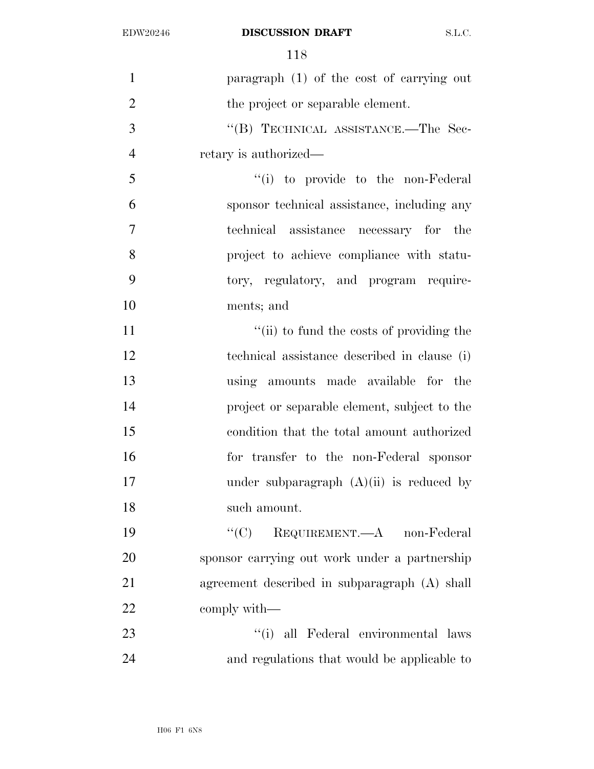paragraph (1) of the cost of carrying out the project or separable element.

"(B) TECHNICAL ASSISTANCE.—The Secretary is authorized—

"(i) to provide to the non-Federal sponsor technical assistance, including any technical assistance necessary for the project to achieve compliance with statutory, regulatory, and program requirements; and

"(ii) to fund the costs of providing the technical assistance described in clause (i) using amounts made available for the project or separable element, subject to the condition that the total amount authorized for transfer to the non-Federal sponsor under subparagraph (A)(ii) is reduced by such amount.

"(C) REQUIREMENT.—A non-Federal sponsor carrying out work under a partnership agreement described in subparagraph (A) shall comply with—

"(i) all Federal environmental laws and regulations that would be applicable to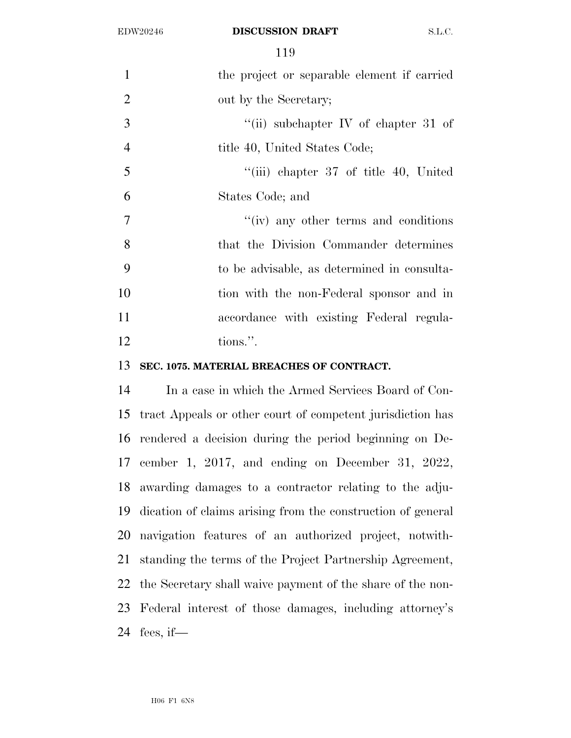the project or separable element if carried out by the Secretary;

"(ii) subchapter IV of chapter 31 of title 40, United States Code;

"(iii) chapter 37 of title 40, United States Code; and

"(iv) any other terms and conditions that the Division Commander determines to be advisable, as determined in consultation with the non-Federal sponsor and in accordance with existing Federal regulations.".

### SEC. 1075. MATERIAL BREACHES OF CONTRACT.

In a case in which the Armed Services Board of Contract Appeals or other court of competent jurisdiction has rendered a decision during the period beginning on December 1, 2017, and ending on December 31, 2022, awarding damages to a contractor relating to the adjudication of claims arising from the construction of general navigation features of an authorized project, notwithstanding the terms of the Project Partnership Agreement, the Secretary shall waive payment of the share of the non-Federal interest of those damages, including attorney's fees, if—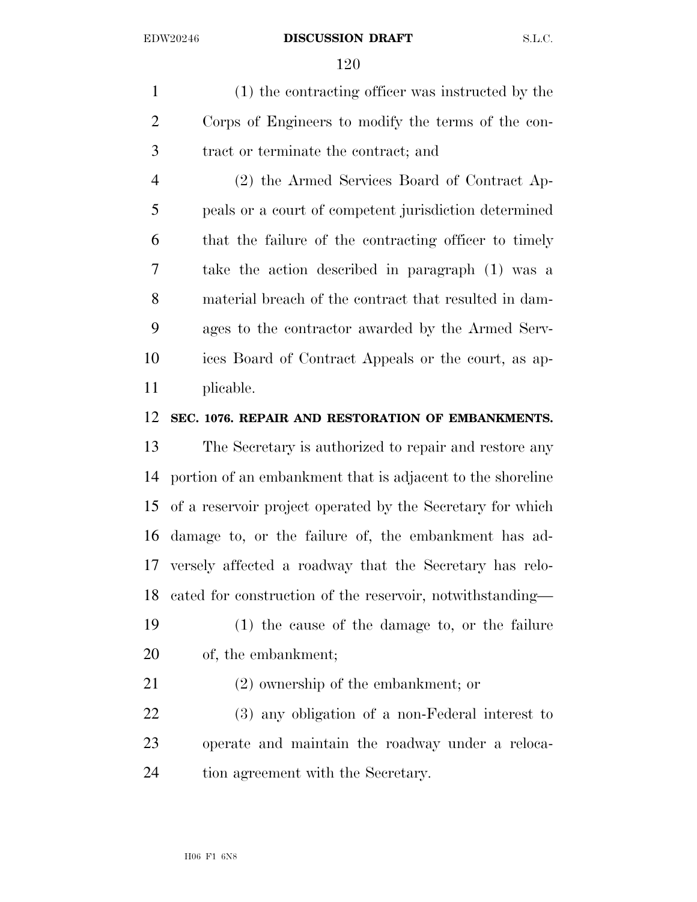(1) the contracting officer was instructed by the Corps of Engineers to modify the terms of the contract or terminate the contract; and

(2) the Armed Services Board of Contract Appeals or a court of competent jurisdiction determined that the failure of the contracting officer to timely take the action described in paragraph (1) was a material breach of the contract that resulted in damages to the contractor awarded by the Armed Services Board of Contract Appeals or the court, as applicable.

**SEC. 1076. REPAIR AND RESTORATION OF EMBANKMENTS.**

The Secretary is authorized to repair and restore any portion of an embankment that is adjacent to the shoreline of a reservoir project operated by the Secretary for which damage to, or the failure of, the embankment has adversely affected a roadway that the Secretary has relocated for construction of the reservoir, notwithstanding—

(1) the cause of the damage to, or the failure of, the embankment;

(2) ownership of the embankment; or

(3) any obligation of a non-Federal interest to operate and maintain the roadway under a relocation agreement with the Secretary.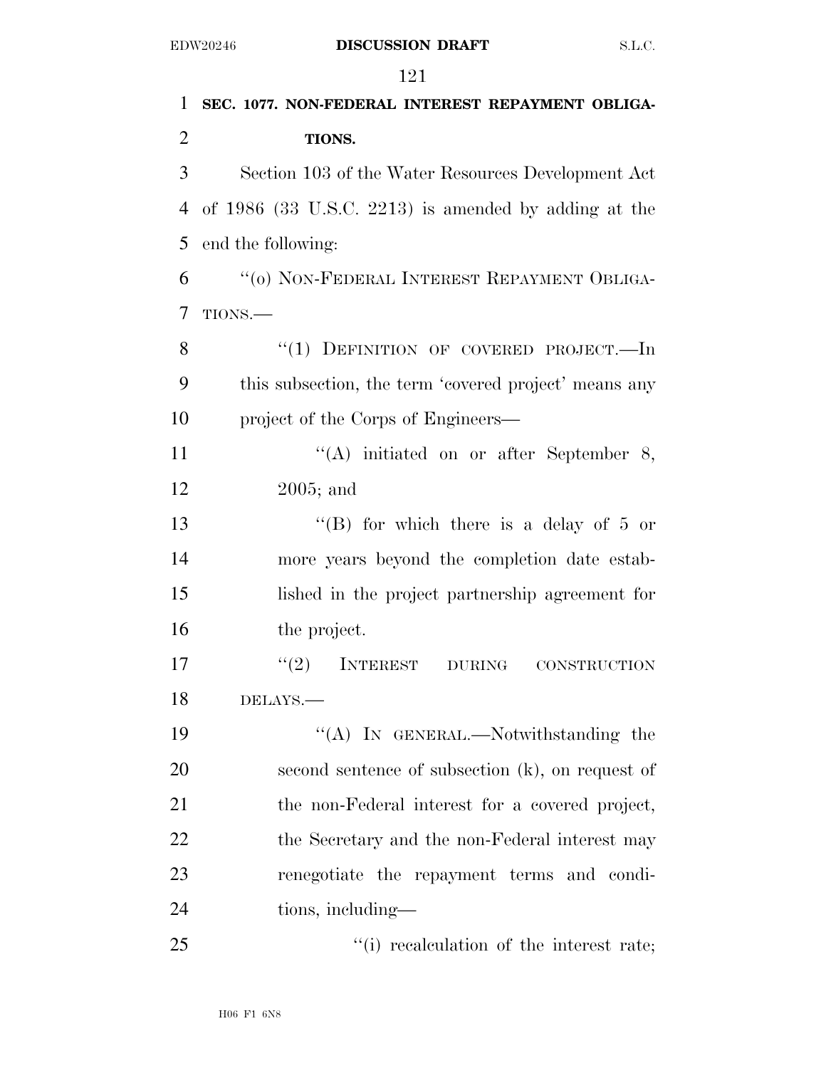**SEC. 1077. NON-FEDERAL INTEREST REPAYMENT OBLIGATIONS.**

Section 103 of the Water Resources Development Act of 1986 (33 U.S.C. 2213) is amended by adding at the end the following:

"(o) NON-FEDERAL INTEREST REPAYMENT OBLIGATIONS.—

"(1) DEFINITION OF COVERED PROJECT.—In this subsection, the term 'covered project' means any project of the Corps of Engineers—

"(A) initiated on or after September 8, 2005; and

"(B) for which there is a delay of 5 or more years beyond the completion date established in the project partnership agreement for the project.

"(2) INTEREST DURING CONSTRUCTION DELAYS.—

"(A) IN GENERAL.—Notwithstanding the second sentence of subsection (k), on request of the non-Federal interest for a covered project, the Secretary and the non-Federal interest may renegotiate the repayment terms and conditions, including—

"(i) recalculation of the interest rate;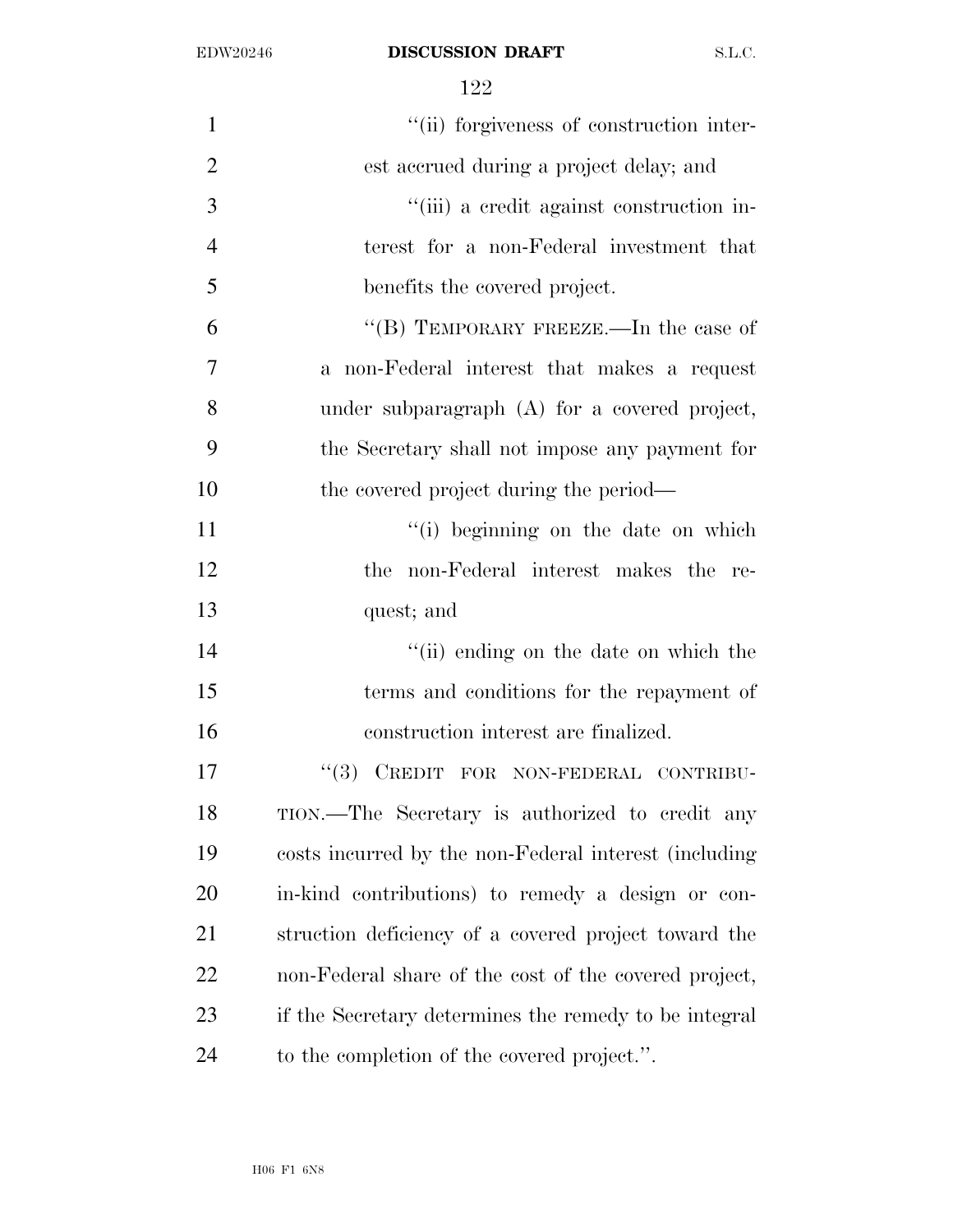"(ii) forgiveness of construction interest accrued during a project delay; and

"(iii) a credit against construction interest for a non-Federal investment that benefits the covered project.

"(B) TEMPORARY FREEZE.—In the case of a non-Federal interest that makes a request under subparagraph (A) for a covered project, the Secretary shall not impose any payment for the covered project during the period—

"(i) beginning on the date on which the non-Federal interest makes the request; and

"(ii) ending on the date on which the terms and conditions for the repayment of construction interest are finalized.

"(3) CREDIT FOR NON-FEDERAL CONTRIBUTION.—The Secretary is authorized to credit any costs incurred by the non-Federal interest (including in-kind contributions) to remedy a design or construction deficiency of a covered project toward the non-Federal share of the cost of the covered project, if the Secretary determines the remedy to be integral to the completion of the covered project.".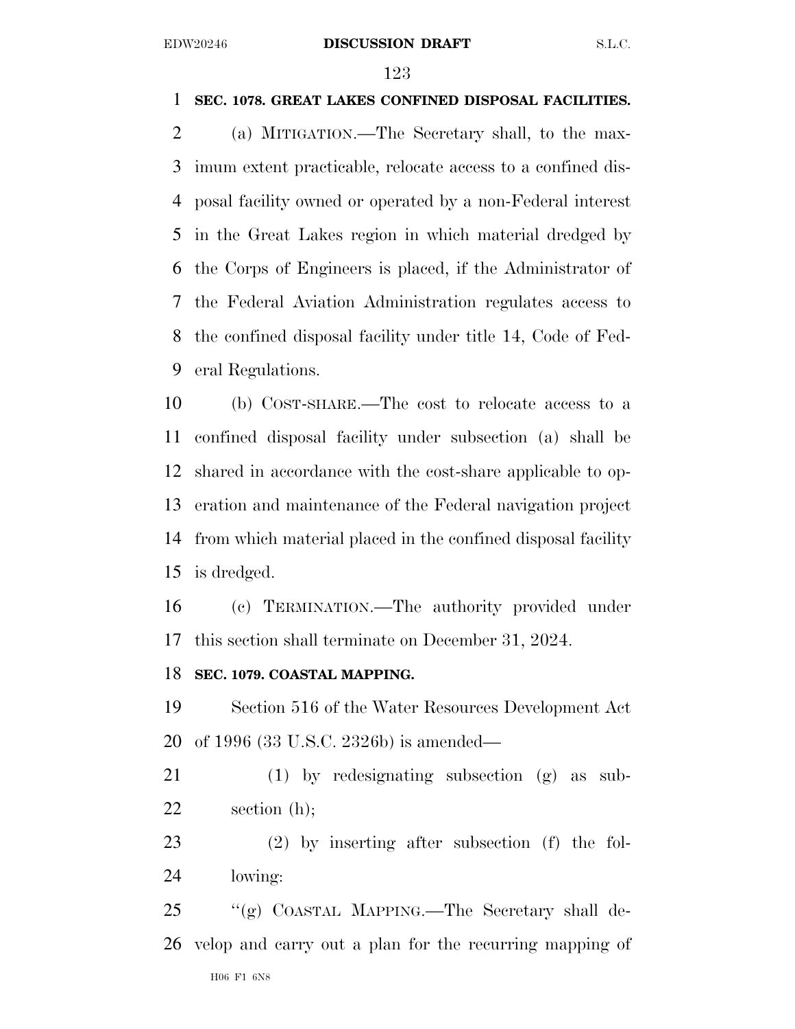**SEC. 1078. GREAT LAKES CONFINED DISPOSAL FACILITIES.**

(a) MITIGATION.—The Secretary shall, to the maximum extent practicable, relocate access to a confined disposal facility owned or operated by a non-Federal interest in the Great Lakes region in which material dredged by the Corps of Engineers is placed, if the Administrator of the Federal Aviation Administration regulates access to the confined disposal facility under title 14, Code of Federal Regulations.

(b) COST-SHARE.—The cost to relocate access to a confined disposal facility under subsection (a) shall be shared in accordance with the cost-share applicable to operation and maintenance of the Federal navigation project from which material placed in the confined disposal facility is dredged.

(c) TERMINATION.—The authority provided under this section shall terminate on December 31, 2024.

**SEC. 1079. COASTAL MAPPING.**

Section 516 of the Water Resources Development Act of 1996 (33 U.S.C. 2326b) is amended—

(1) by redesignating subsection (g) as subsection (h);

(2) by inserting after subsection (f) the following:

"(g) COASTAL MAPPING.—The Secretary shall develop and carry out a plan for the recurring mapping of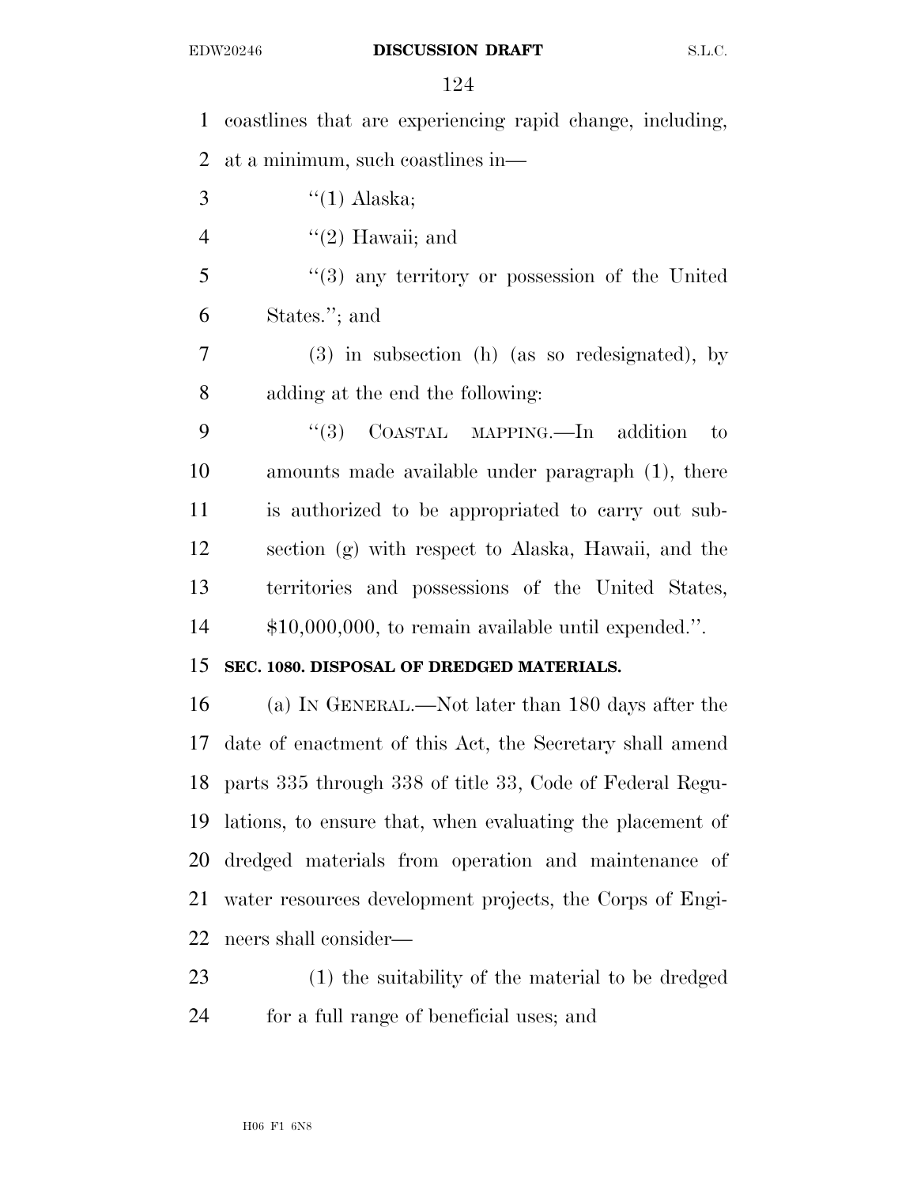coastlines that are experiencing rapid change, including, at a minimum, such coastlines in—

"(1) Alaska;

"(2) Hawaii; and

"(3) any territory or possession of the United States."; and

(3) in subsection (h) (as so redesignated), by adding at the end the following:

"(3) COASTAL MAPPING.—In addition to amounts made available under paragraph (1), there is authorized to be appropriated to carry out subsection (g) with respect to Alaska, Hawaii, and the territories and possessions of the United States, $10,000,000, to remain available until expended.".

**SEC. 1080. DISPOSAL OF DREDGED MATERIALS.**

(a) IN GENERAL.—Not later than 180 days after the date of enactment of this Act, the Secretary shall amend parts 335 through 338 of title 33, Code of Federal Regulations, to ensure that, when evaluating the placement of dredged materials from operation and maintenance of water resources development projects, the Corps of Engineers shall consider—

(1) the suitability of the material to be dredged for a full range of beneficial uses; and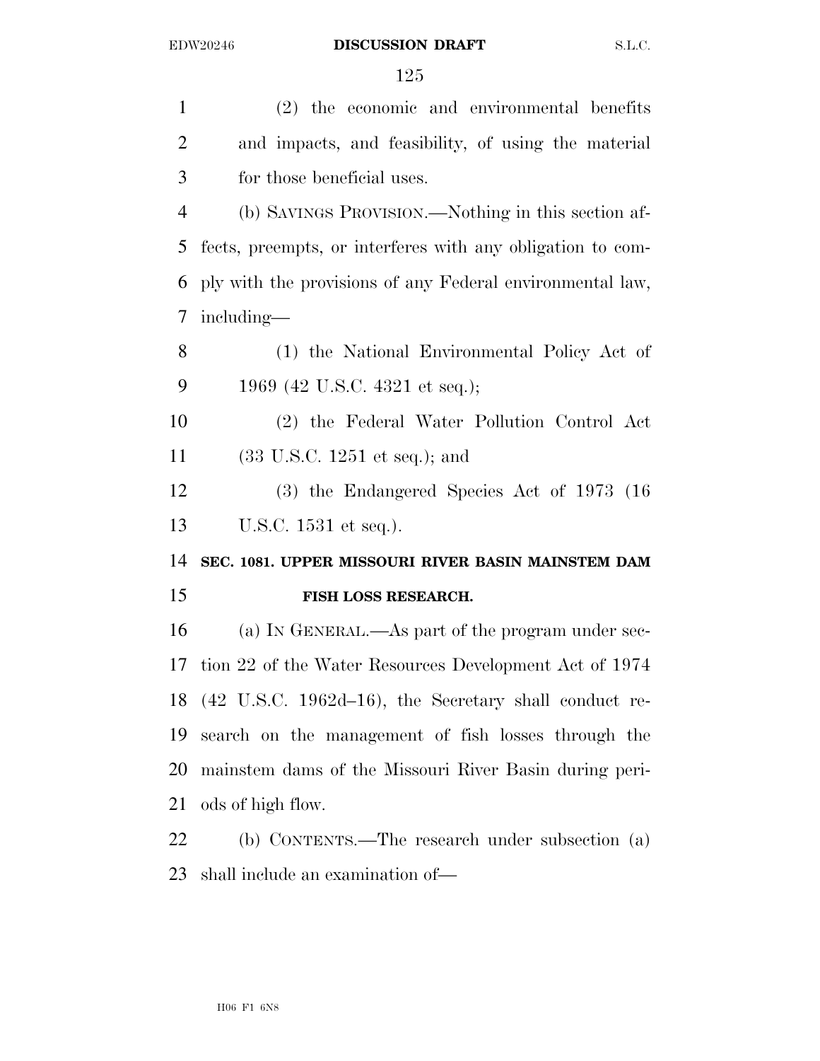(2) the economic and environmental benefits and impacts, and feasibility, of using the material for those beneficial uses.

(b) SAVINGS PROVISION.—Nothing in this section affects, preempts, or interferes with any obligation to comply with the provisions of any Federal environmental law, including—

(1) the National Environmental Policy Act of 1969 (42 U.S.C. 4321 et seq.);

(2) the Federal Water Pollution Control Act (33 U.S.C. 1251 et seq.); and

(3) the Endangered Species Act of 1973 (16 U.S.C. 1531 et seq.).

## SEC. 1081. UPPER MISSOURI RIVER BASIN MAINSTEM DAM FISH LOSS RESEARCH.

(a) IN GENERAL.—As part of the program under section 22 of the Water Resources Development Act of 1974 (42 U.S.C. 1962d–16), the Secretary shall conduct research on the management of fish losses through the mainstem dams of the Missouri River Basin during periods of high flow.

(b) CONTENTS.—The research under subsection (a) shall include an examination of—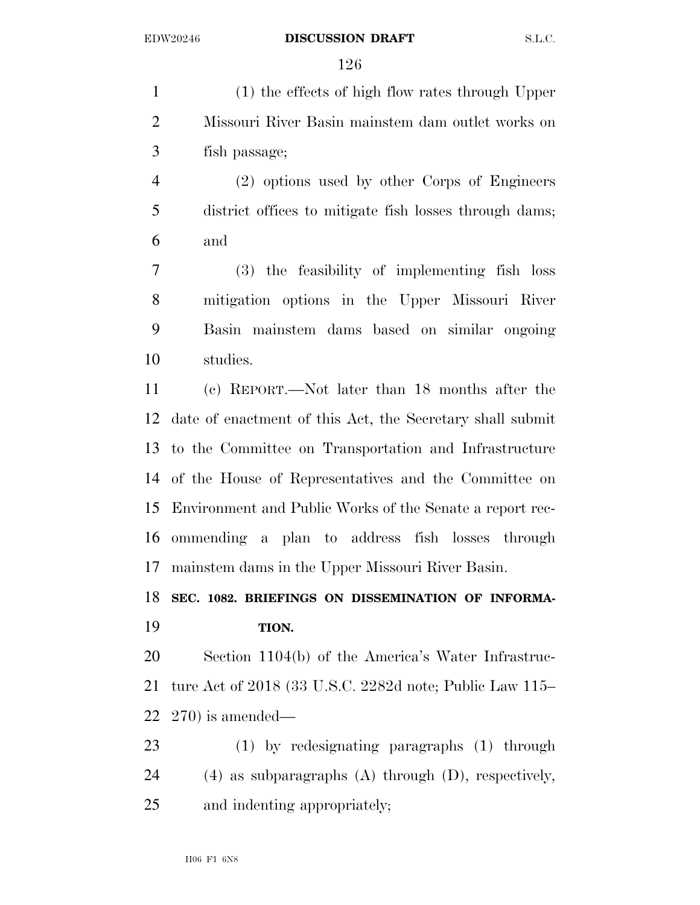(1) the effects of high flow rates through Upper Missouri River Basin mainstem dam outlet works on fish passage;

(2) options used by other Corps of Engineers district offices to mitigate fish losses through dams; and

(3) the feasibility of implementing fish loss mitigation options in the Upper Missouri River Basin mainstem dams based on similar ongoing studies.

(c) REPORT.—Not later than 18 months after the date of enactment of this Act, the Secretary shall submit to the Committee on Transportation and Infrastructure of the House of Representatives and the Committee on Environment and Public Works of the Senate a report recommending a plan to address fish losses through mainstem dams in the Upper Missouri River Basin.

**SEC. 1082. BRIEFINGS ON DISSEMINATION OF INFORMATION.**

Section 1104(b) of the America's Water Infrastructure Act of 2018 (33 U.S.C. 2282d note; Public Law 115–270) is amended—

(1) by redesignating paragraphs (1) through (4) as subparagraphs (A) through (D), respectively, and indenting appropriately;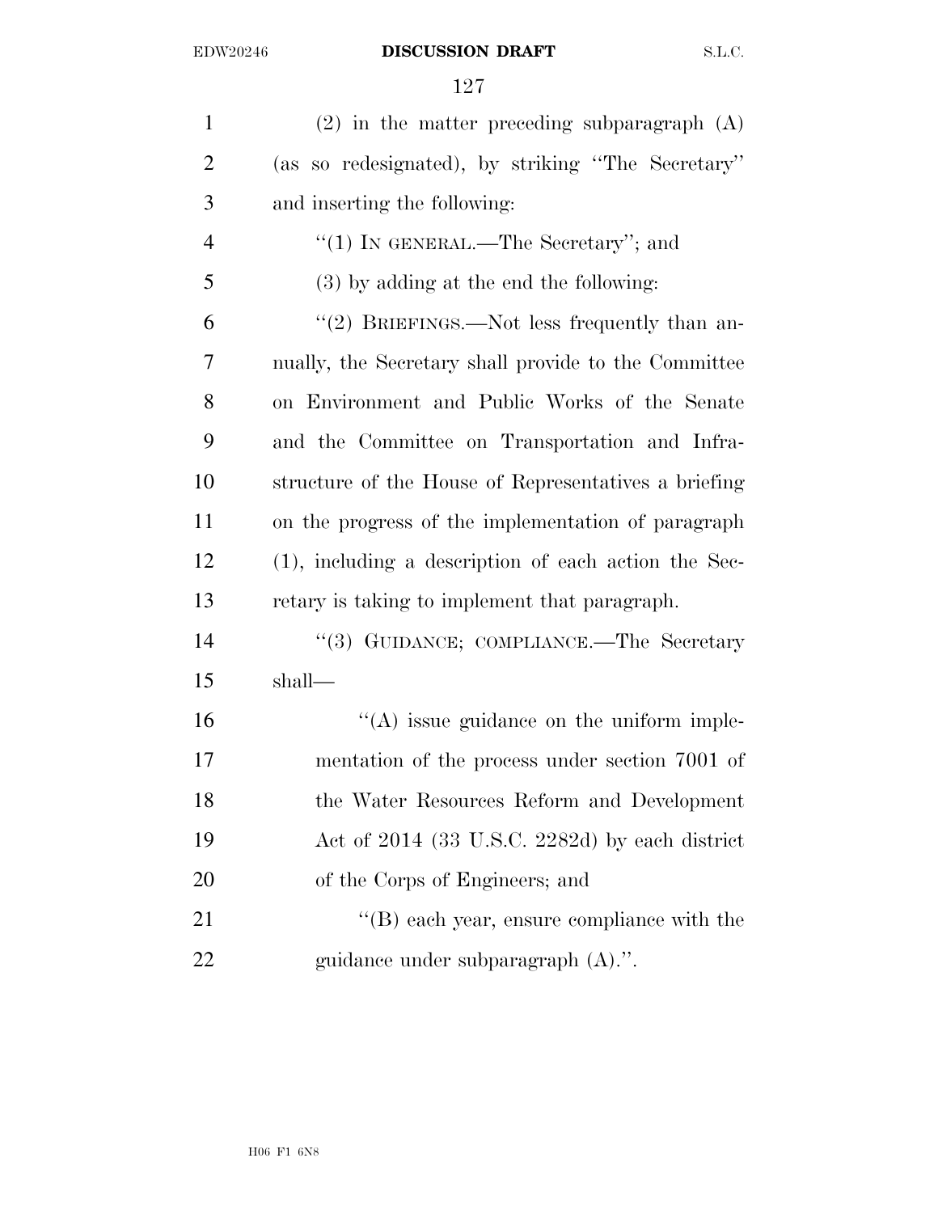(2) in the matter preceding subparagraph (A) (as so redesignated), by striking ''The Secretary'' and inserting the following:

''(1) IN GENERAL.—The Secretary''; and

(3) by adding at the end the following:

''(2) BRIEFINGS.—Not less frequently than annually, the Secretary shall provide to the Committee on Environment and Public Works of the Senate and the Committee on Transportation and Infrastructure of the House of Representatives a briefing on the progress of the implementation of paragraph (1), including a description of each action the Secretary is taking to implement that paragraph.

''(3) GUIDANCE; COMPLIANCE.—The Secretary shall—

''(A) issue guidance on the uniform implementation of the process under section 7001 of the Water Resources Reform and Development Act of 2014 (33 U.S.C. 2282d) by each district of the Corps of Engineers; and

''(B) each year, ensure compliance with the guidance under subparagraph (A).''.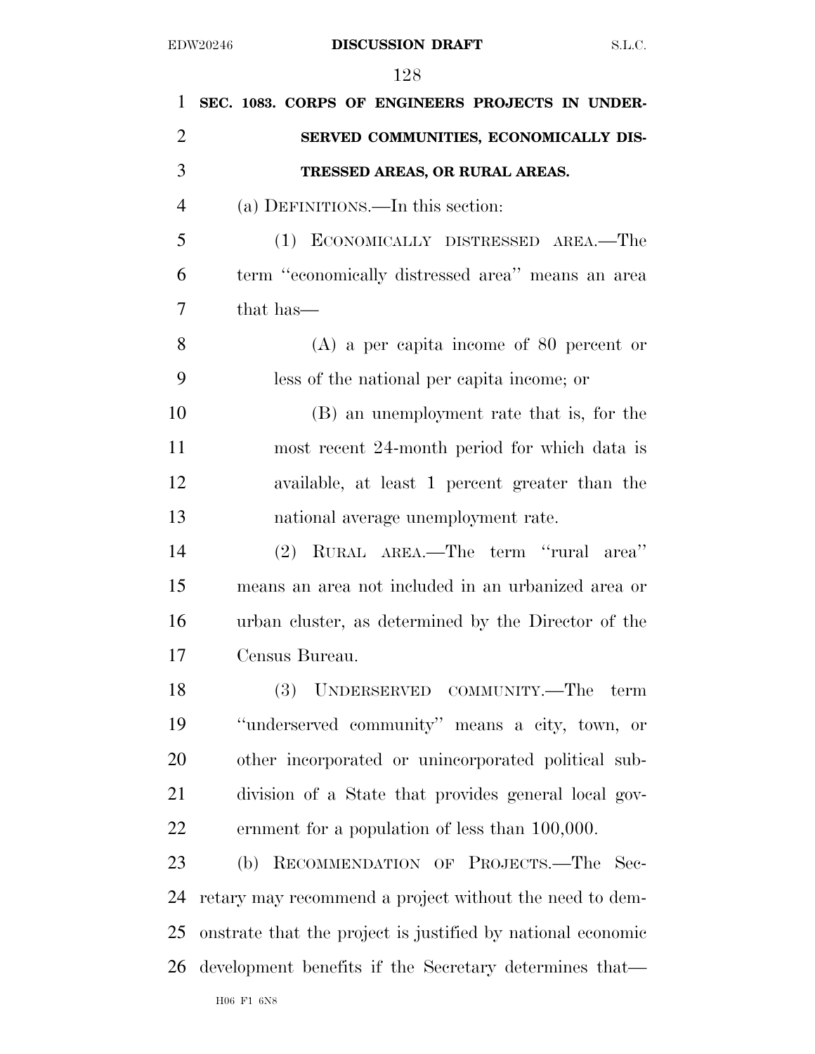**SEC. 1083. CORPS OF ENGINEERS PROJECTS IN UNDERSERVED COMMUNITIES, ECONOMICALLY DISTRESSED AREAS, OR RURAL AREAS.**

(a) DEFINITIONS.—In this section:

(1) ECONOMICALLY DISTRESSED AREA.—The term ''economically distressed area'' means an area that has—

(A) a per capita income of 80 percent or less of the national per capita income; or

(B) an unemployment rate that is, for the most recent 24-month period for which data is available, at least 1 percent greater than the national average unemployment rate.

(2) RURAL AREA.—The term ''rural area'' means an area not included in an urbanized area or urban cluster, as determined by the Director of the Census Bureau.

(3) UNDERSERVED COMMUNITY.—The term ''underserved community'' means a city, town, or other incorporated or unincorporated political subdivision of a State that provides general local government for a population of less than 100,000.

(b) RECOMMENDATION OF PROJECTS.—The Secretary may recommend a project without the need to demonstrate that the project is justified by national economic development benefits if the Secretary determines that—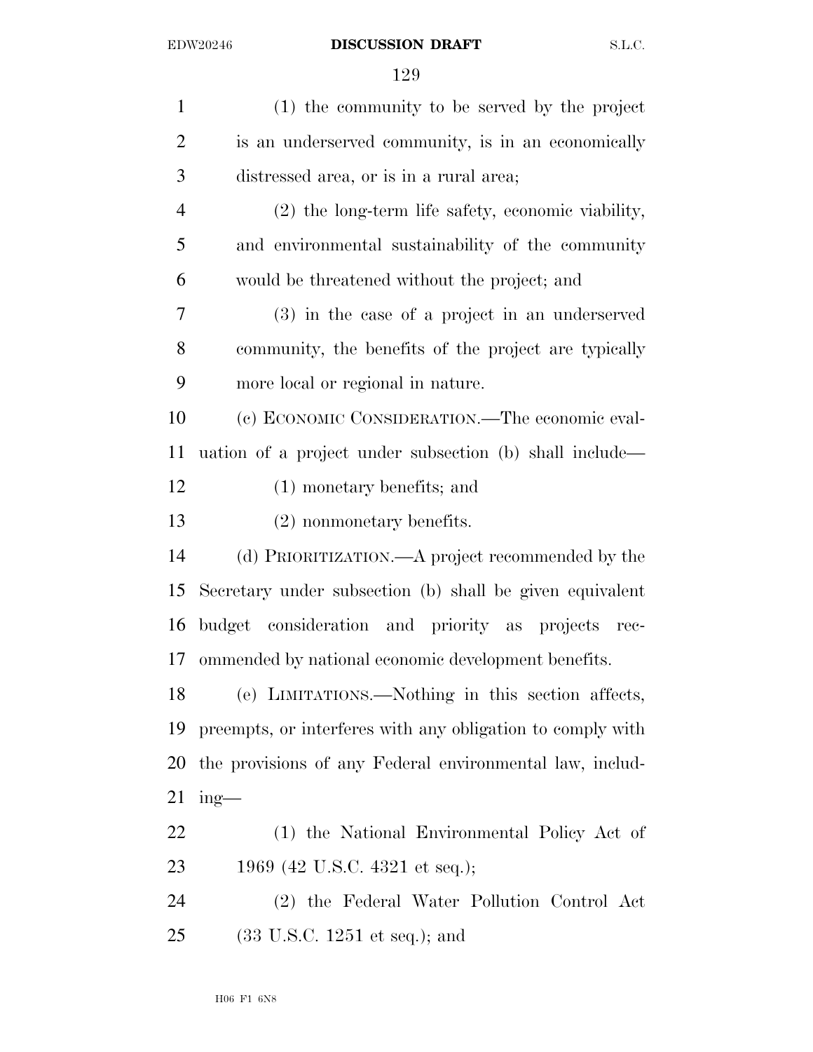(1) the community to be served by the project is an underserved community, is in an economically distressed area, or is in a rural area;

(2) the long-term life safety, economic viability, and environmental sustainability of the community would be threatened without the project; and

(3) in the case of a project in an underserved community, the benefits of the project are typically more local or regional in nature.

(c) ECONOMIC CONSIDERATION.—The economic evaluation of a project under subsection (b) shall include—

(1) monetary benefits; and

(2) nonmonetary benefits.

(d) PRIORITIZATION.—A project recommended by the Secretary under subsection (b) shall be given equivalent budget consideration and priority as projects recommended by national economic development benefits.

(e) LIMITATIONS.—Nothing in this section affects, preempts, or interferes with any obligation to comply with the provisions of any Federal environmental law, including—

(1) the National Environmental Policy Act of 1969 (42 U.S.C. 4321 et seq.);

(2) the Federal Water Pollution Control Act (33 U.S.C. 1251 et seq.); and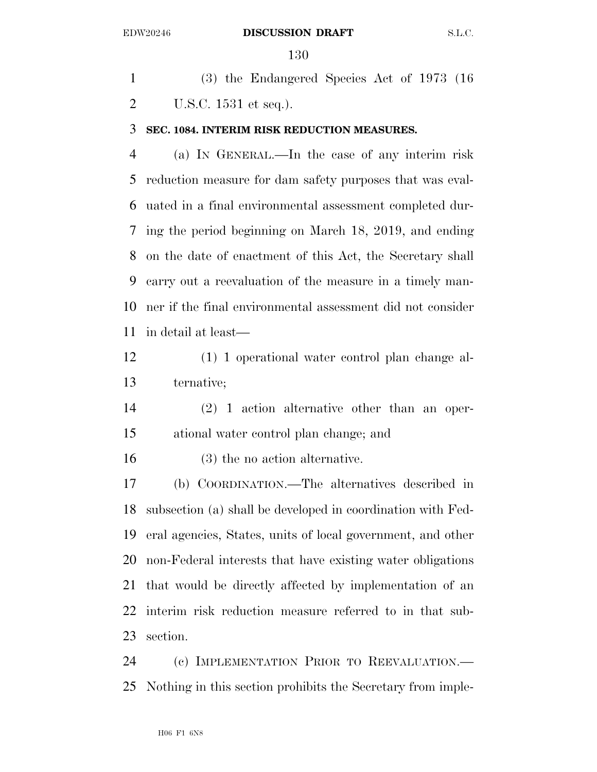(3) the Endangered Species Act of 1973 (16 U.S.C. 1531 et seq.).

**SEC. 1084. INTERIM RISK REDUCTION MEASURES.**

(a) IN GENERAL.—In the case of any interim risk reduction measure for dam safety purposes that was evaluated in a final environmental assessment completed during the period beginning on March 18, 2019, and ending on the date of enactment of this Act, the Secretary shall carry out a reevaluation of the measure in a timely manner if the final environmental assessment did not consider in detail at least—

(1) 1 operational water control plan change alternative;

(2) 1 action alternative other than an operational water control plan change; and

(3) the no action alternative.

(b) COORDINATION.—The alternatives described in subsection (a) shall be developed in coordination with Federal agencies, States, units of local government, and other non-Federal interests that have existing water obligations that would be directly affected by implementation of an interim risk reduction measure referred to in that subsection.

(c) IMPLEMENTATION PRIOR TO REEVALUATION.—Nothing in this section prohibits the Secretary from imple-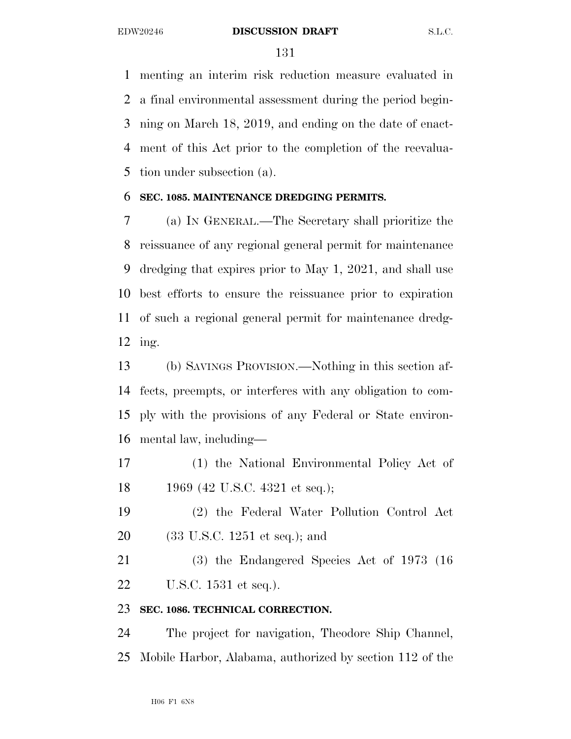menting an interim risk reduction measure evaluated in a final environmental assessment during the period beginning on March 18, 2019, and ending on the date of enactment of this Act prior to the completion of the reevaluation under subsection (a).

**SEC. 1085. MAINTENANCE DREDGING PERMITS.**

(a) IN GENERAL.—The Secretary shall prioritize the reissuance of any regional general permit for maintenance dredging that expires prior to May 1, 2021, and shall use best efforts to ensure the reissuance prior to expiration of such a regional general permit for maintenance dredging.

(b) SAVINGS PROVISION.—Nothing in this section affects, preempts, or interferes with any obligation to comply with the provisions of any Federal or State environmental law, including—

(1) the National Environmental Policy Act of 1969 (42 U.S.C. 4321 et seq.);

(2) the Federal Water Pollution Control Act (33 U.S.C. 1251 et seq.); and

(3) the Endangered Species Act of 1973 (16 U.S.C. 1531 et seq.).

**SEC. 1086. TECHNICAL CORRECTION.**

The project for navigation, Theodore Ship Channel, Mobile Harbor, Alabama, authorized by section 112 of the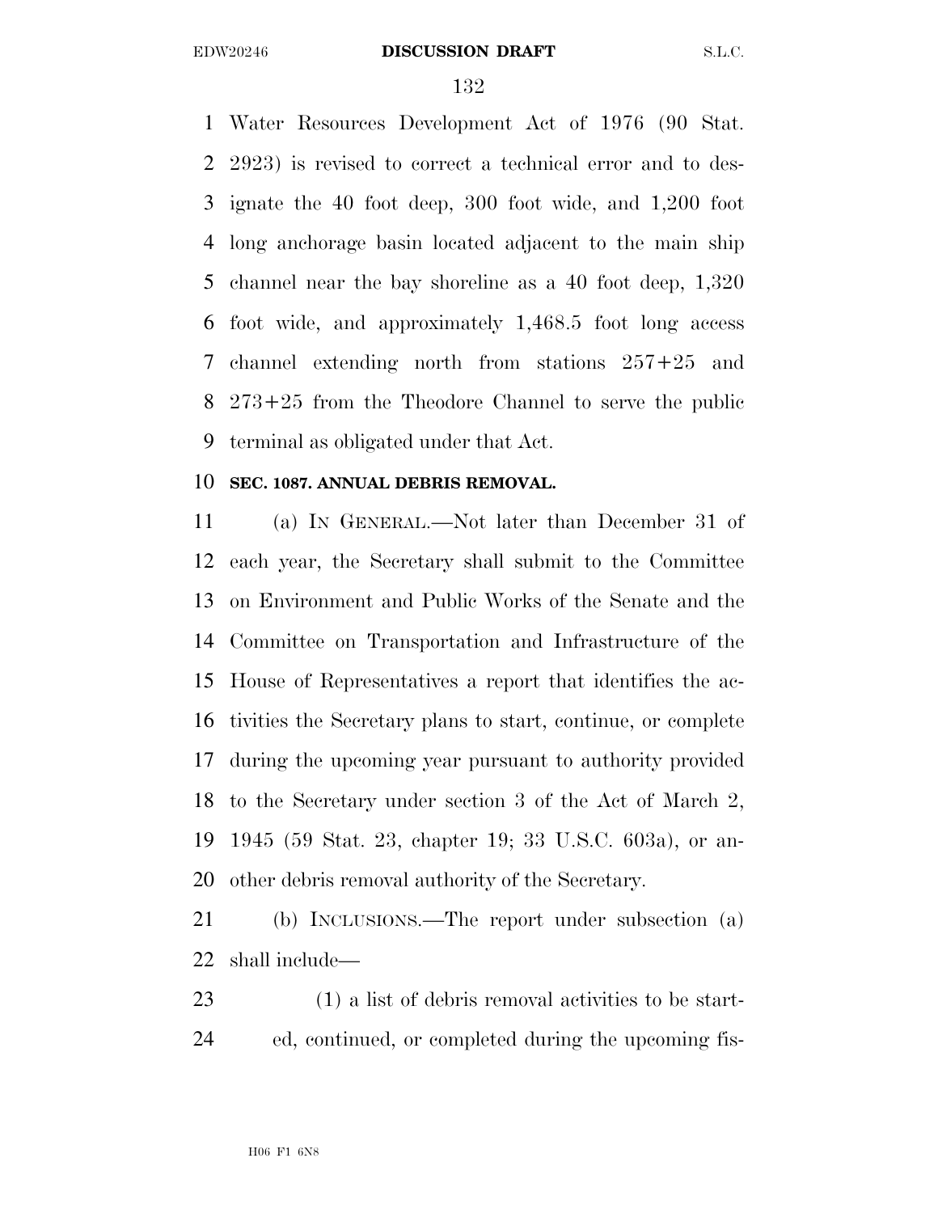Water Resources Development Act of 1976 (90 Stat. 2923) is revised to correct a technical error and to designate the 40 foot deep, 300 foot wide, and 1,200 foot long anchorage basin located adjacent to the main ship channel near the bay shoreline as a 40 foot deep, 1,320 foot wide, and approximately 1,468.5 foot long access channel extending north from stations 257+25 and 273+25 from the Theodore Channel to serve the public terminal as obligated under that Act.

**SEC. 1087. ANNUAL DEBRIS REMOVAL.**

(a) IN GENERAL.—Not later than December 31 of each year, the Secretary shall submit to the Committee on Environment and Public Works of the Senate and the Committee on Transportation and Infrastructure of the House of Representatives a report that identifies the activities the Secretary plans to start, continue, or complete during the upcoming year pursuant to authority provided to the Secretary under section 3 of the Act of March 2, 1945 (59 Stat. 23, chapter 19; 33 U.S.C. 603a), or another debris removal authority of the Secretary.

(b) INCLUSIONS.—The report under subsection (a) shall include—

(1) a list of debris removal activities to be started, continued, or completed during the upcoming fis-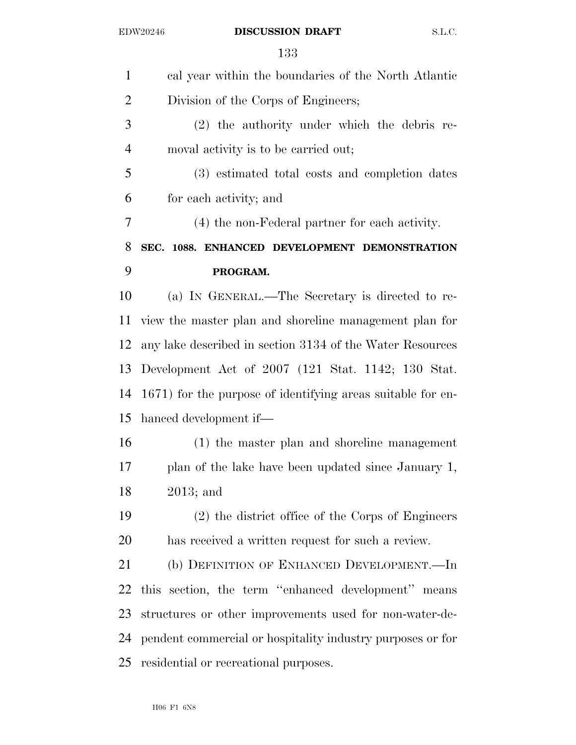cal year within the boundaries of the North Atlantic Division of the Corps of Engineers;

(2) the authority under which the debris removal activity is to be carried out;

(3) estimated total costs and completion dates for each activity; and

(4) the non-Federal partner for each activity.

### SEC. 1088. ENHANCED DEVELOPMENT DEMONSTRATION PROGRAM.

(a) IN GENERAL.—The Secretary is directed to review the master plan and shoreline management plan for any lake described in section 3134 of the Water Resources Development Act of 2007 (121 Stat. 1142; 130 Stat. 1671) for the purpose of identifying areas suitable for enhanced development if—

(1) the master plan and shoreline management plan of the lake have been updated since January 1, 2013; and

(2) the district office of the Corps of Engineers has received a written request for such a review.

(b) DEFINITION OF ENHANCED DEVELOPMENT.—In this section, the term ''enhanced development'' means structures or other improvements used for non-water-dependent commercial or hospitality industry purposes or for residential or recreational purposes.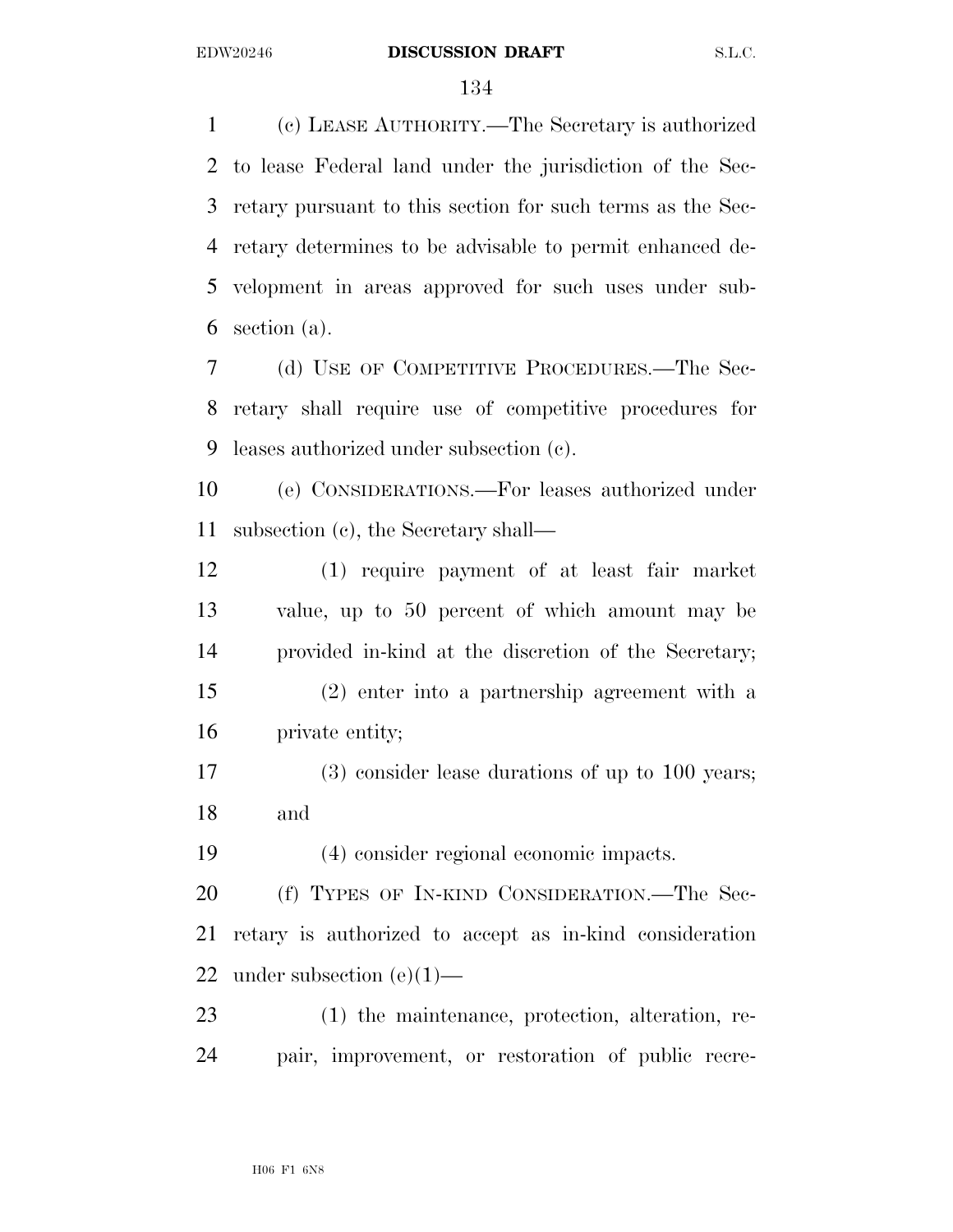(c) LEASE AUTHORITY.—The Secretary is authorized to lease Federal land under the jurisdiction of the Secretary pursuant to this section for such terms as the Secretary determines to be advisable to permit enhanced development in areas approved for such uses under subsection (a).

(d) USE OF COMPETITIVE PROCEDURES.—The Secretary shall require use of competitive procedures for leases authorized under subsection (c).

(e) CONSIDERATIONS.—For leases authorized under subsection (c), the Secretary shall—

(1) require payment of at least fair market value, up to 50 percent of which amount may be provided in-kind at the discretion of the Secretary;

(2) enter into a partnership agreement with a private entity;

(3) consider lease durations of up to 100 years; and

(4) consider regional economic impacts.

(f) TYPES OF IN-KIND CONSIDERATION.—The Secretary is authorized to accept as in-kind consideration under subsection (e)(1)—

(1) the maintenance, protection, alteration, repair, improvement, or restoration of public recre-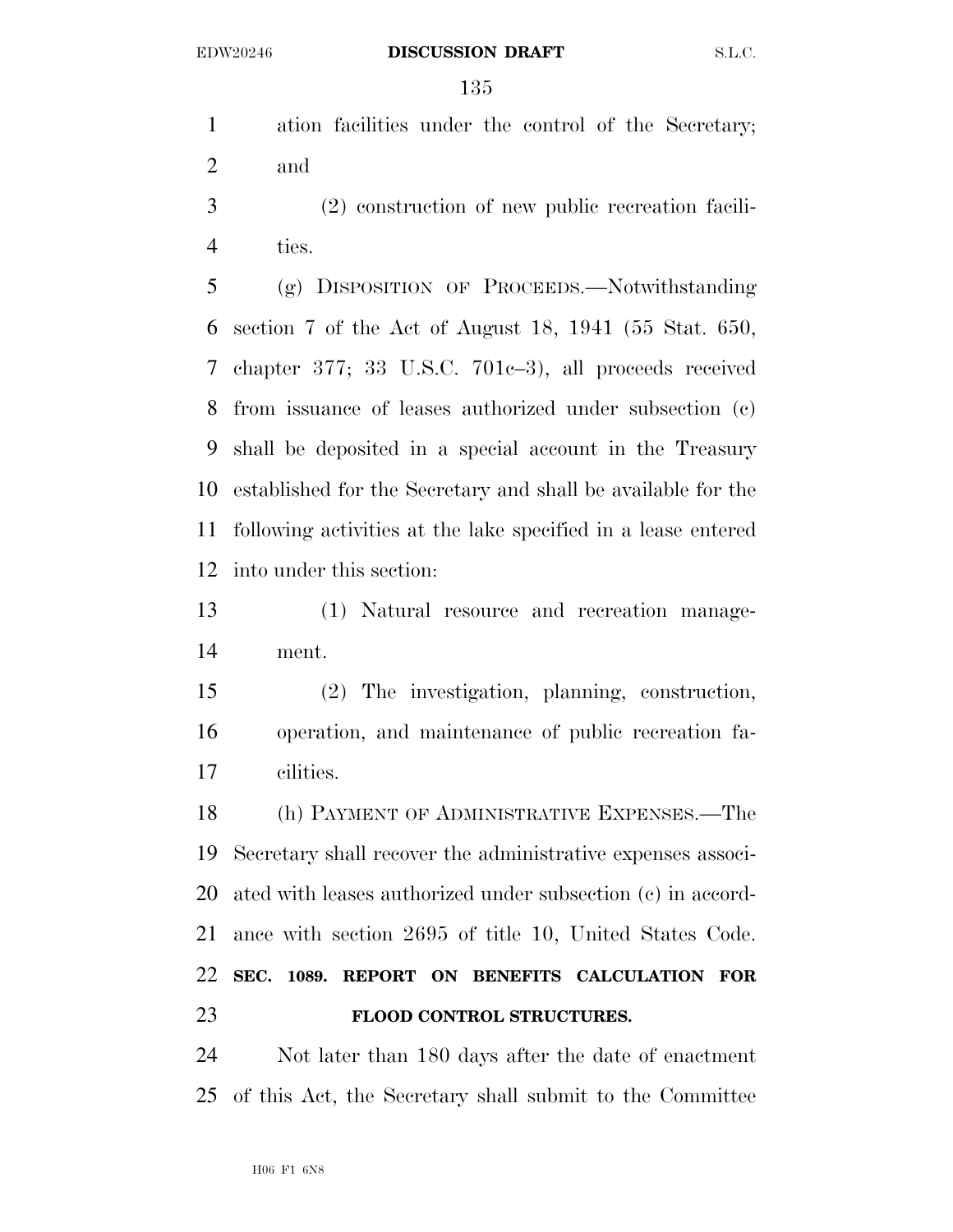ation facilities under the control of the Secretary; and

(2) construction of new public recreation facilities.

(g) DISPOSITION OF PROCEEDS.—Notwithstanding section 7 of the Act of August 18, 1941 (55 Stat. 650, chapter 377; 33 U.S.C. 701c–3), all proceeds received from issuance of leases authorized under subsection (c) shall be deposited in a special account in the Treasury established for the Secretary and shall be available for the following activities at the lake specified in a lease entered into under this section:

(1) Natural resource and recreation management.

(2) The investigation, planning, construction, operation, and maintenance of public recreation facilities.

(h) PAYMENT OF ADMINISTRATIVE EXPENSES.—The Secretary shall recover the administrative expenses associated with leases authorized under subsection (c) in accordance with section 2695 of title 10, United States Code.

**SEC. 1089. REPORT ON BENEFITS CALCULATION FOR FLOOD CONTROL STRUCTURES.**

Not later than 180 days after the date of enactment of this Act, the Secretary shall submit to the Committee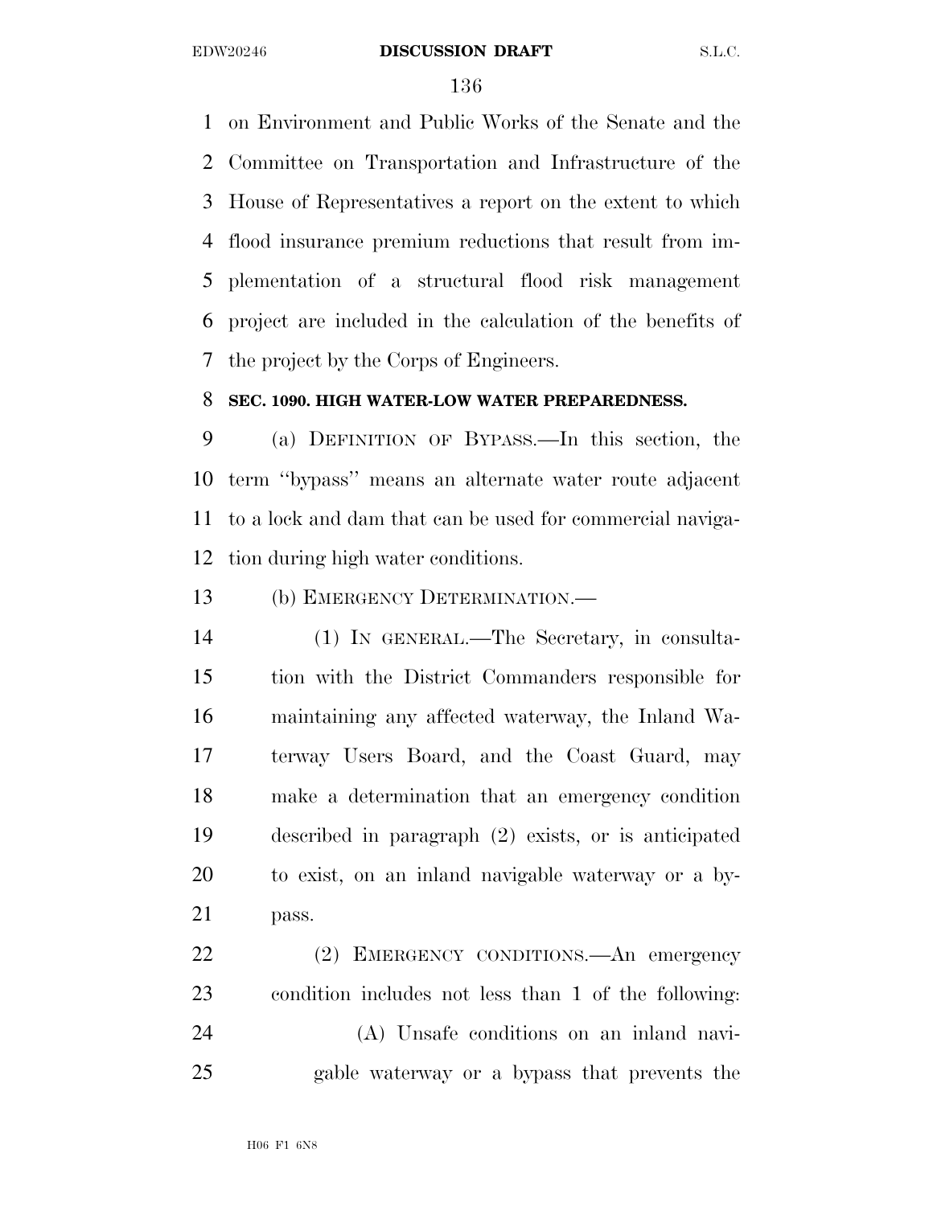on Environment and Public Works of the Senate and the Committee on Transportation and Infrastructure of the House of Representatives a report on the extent to which flood insurance premium reductions that result from implementation of a structural flood risk management project are included in the calculation of the benefits of the project by the Corps of Engineers.

**SEC. 1090. HIGH WATER-LOW WATER PREPAREDNESS.**

(a) DEFINITION OF BYPASS.—In this section, the term ''bypass'' means an alternate water route adjacent to a lock and dam that can be used for commercial navigation during high water conditions.

(b) EMERGENCY DETERMINATION.—

(1) IN GENERAL.—The Secretary, in consultation with the District Commanders responsible for maintaining any affected waterway, the Inland Waterway Users Board, and the Coast Guard, may make a determination that an emergency condition described in paragraph (2) exists, or is anticipated to exist, on an inland navigable waterway or a bypass.

(2) EMERGENCY CONDITIONS.—An emergency condition includes not less than 1 of the following:

(A) Unsafe conditions on an inland navigable waterway or a bypass that prevents the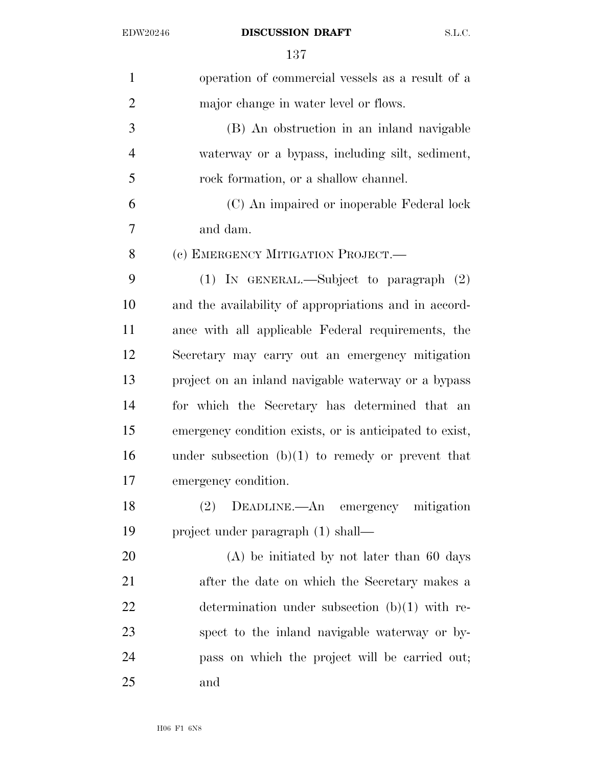operation of commercial vessels as a result of a major change in water level or flows.

(B) An obstruction in an inland navigable waterway or a bypass, including silt, sediment, rock formation, or a shallow channel.

(C) An impaired or inoperable Federal lock and dam.

(c) EMERGENCY MITIGATION PROJECT.—

(1) IN GENERAL.—Subject to paragraph (2) and the availability of appropriations and in accordance with all applicable Federal requirements, the Secretary may carry out an emergency mitigation project on an inland navigable waterway or a bypass for which the Secretary has determined that an emergency condition exists, or is anticipated to exist, under subsection (b)(1) to remedy or prevent that emergency condition.

(2) DEADLINE.—An emergency mitigation project under paragraph (1) shall—

(A) be initiated by not later than 60 days after the date on which the Secretary makes a determination under subsection (b)(1) with respect to the inland navigable waterway or bypass on which the project will be carried out; and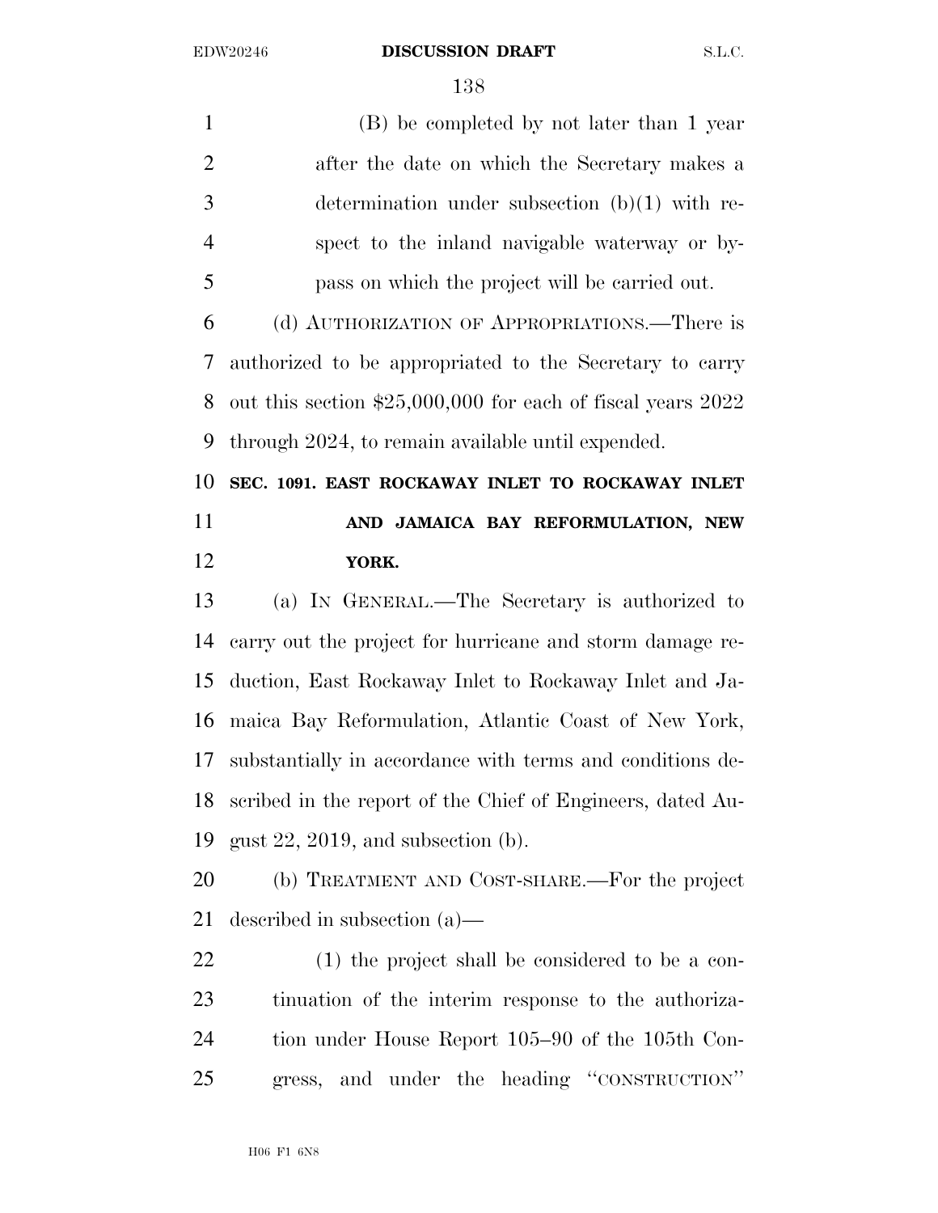(B) be completed by not later than 1 year after the date on which the Secretary makes a determination under subsection (b)(1) with respect to the inland navigable waterway or bypass on which the project will be carried out.

(d) AUTHORIZATION OF APPROPRIATIONS.—There is authorized to be appropriated to the Secretary to carry out this section $25,000,000 for each of fiscal years 2022 through 2024, to remain available until expended.

### SEC. 1091. EAST ROCKAWAY INLET TO ROCKAWAY INLET AND JAMAICA BAY REFORMULATION, NEW YORK.

(a) IN GENERAL.—The Secretary is authorized to carry out the project for hurricane and storm damage reduction, East Rockaway Inlet to Rockaway Inlet and Jamaica Bay Reformulation, Atlantic Coast of New York, substantially in accordance with terms and conditions described in the report of the Chief of Engineers, dated August 22, 2019, and subsection (b).

(b) TREATMENT AND COST-SHARE.—For the project described in subsection (a)—

(1) the project shall be considered to be a continuation of the interim response to the authorization under House Report 105–90 of the 105th Congress, and under the heading ''CONSTRUCTION''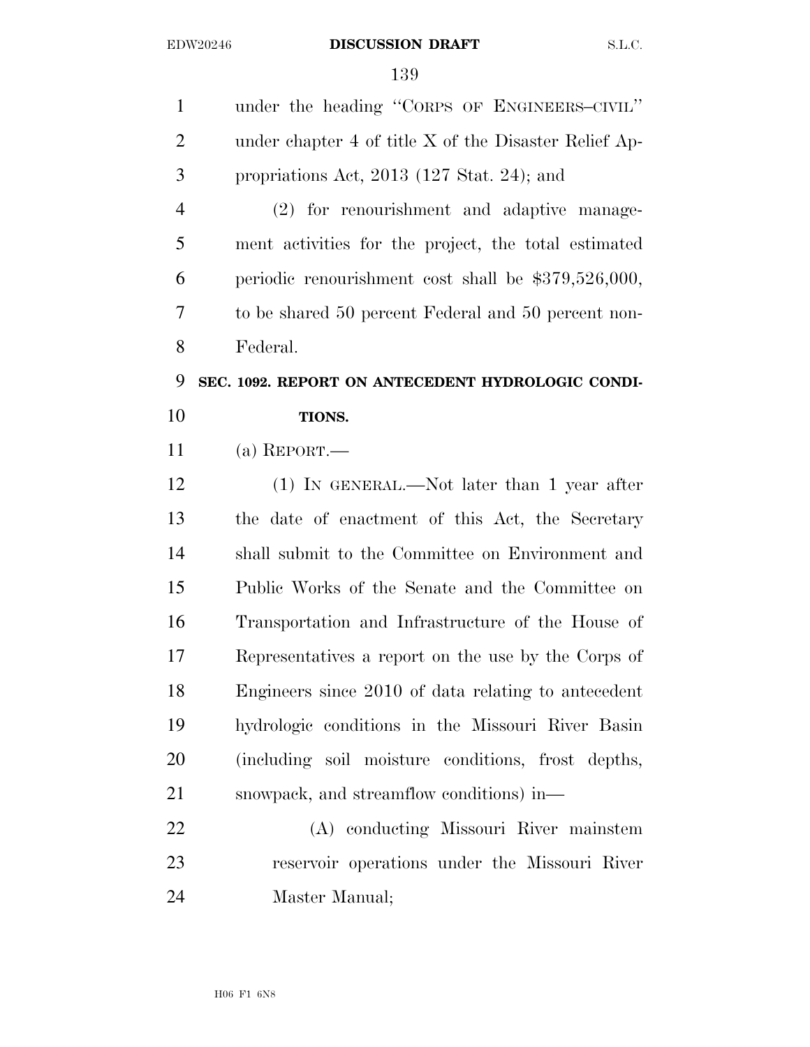under the heading "CORPS OF ENGINEERS–CIVIL" under chapter 4 of title X of the Disaster Relief Appropriations Act, 2013 (127 Stat. 24); and

(2) for renourishment and adaptive management activities for the project, the total estimated periodic renourishment cost shall be $379,526,000, to be shared 50 percent Federal and 50 percent non-Federal.

**SEC. 1092. REPORT ON ANTECEDENT HYDROLOGIC CONDITIONS.**

(a) REPORT.—

(1) IN GENERAL.—Not later than 1 year after the date of enactment of this Act, the Secretary shall submit to the Committee on Environment and Public Works of the Senate and the Committee on Transportation and Infrastructure of the House of Representatives a report on the use by the Corps of Engineers since 2010 of data relating to antecedent hydrologic conditions in the Missouri River Basin (including soil moisture conditions, frost depths, snowpack, and streamflow conditions) in—

(A) conducting Missouri River mainstem reservoir operations under the Missouri River Master Manual;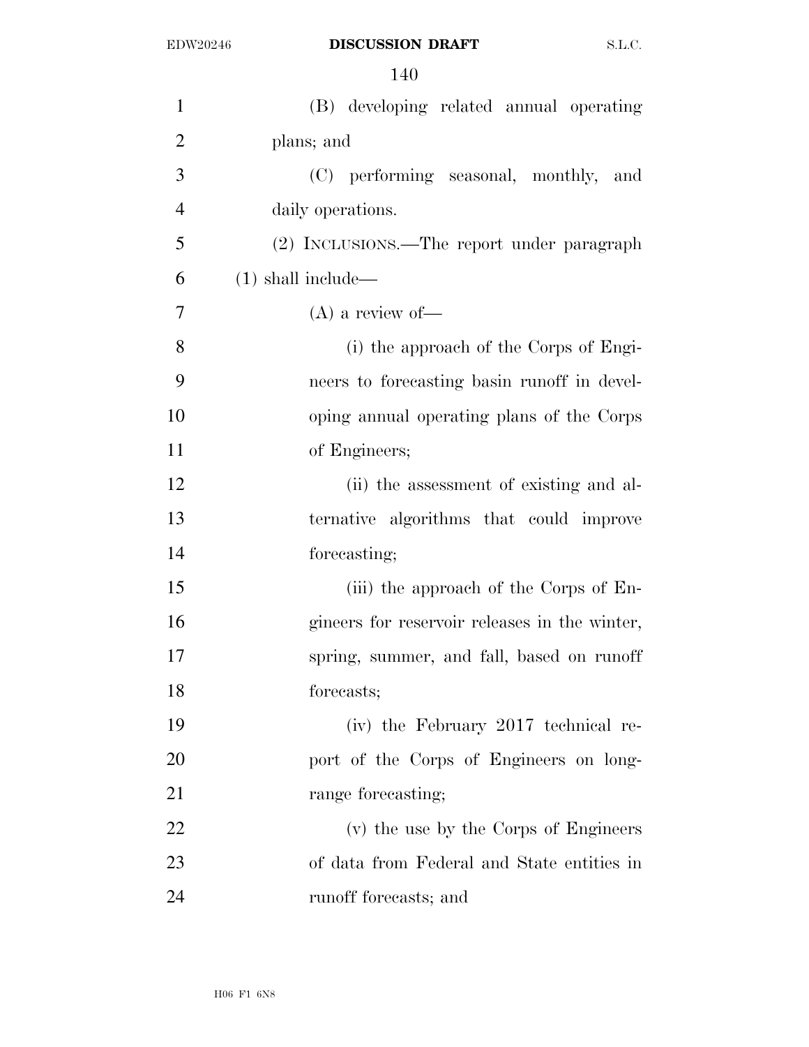(B) developing related annual operating plans; and

(C) performing seasonal, monthly, and daily operations.

(2) INCLUSIONS.—The report under paragraph (1) shall include—

(A) a review of—

(i) the approach of the Corps of Engineers to forecasting basin runoff in developing annual operating plans of the Corps of Engineers;

(ii) the assessment of existing and alternative algorithms that could improve forecasting;

(iii) the approach of the Corps of Engineers for reservoir releases in the winter, spring, summer, and fall, based on runoff forecasts;

(iv) the February 2017 technical report of the Corps of Engineers on long-range forecasting;

(v) the use by the Corps of Engineers of data from Federal and State entities in runoff forecasts; and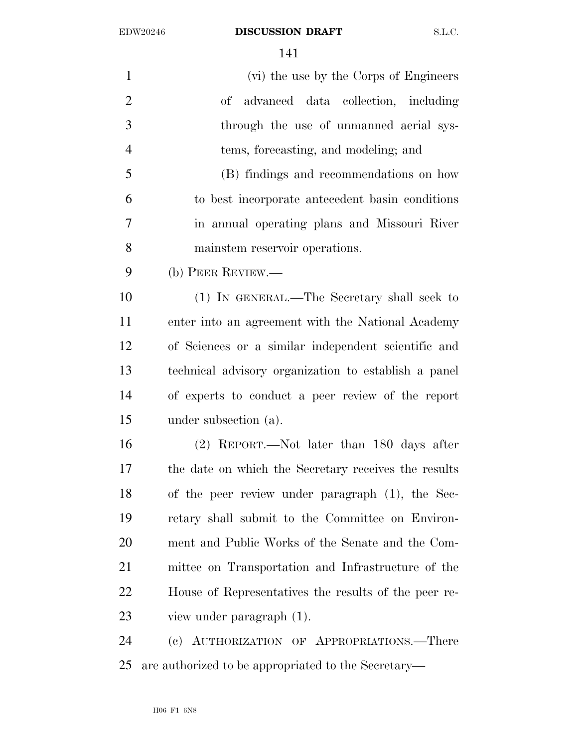(vi) the use by the Corps of Engineers of advanced data collection, including through the use of unmanned aerial systems, forecasting, and modeling; and

(B) findings and recommendations on how to best incorporate antecedent basin conditions in annual operating plans and Missouri River mainstem reservoir operations.

(b) PEER REVIEW.—

(1) IN GENERAL.—The Secretary shall seek to enter into an agreement with the National Academy of Sciences or a similar independent scientific and technical advisory organization to establish a panel of experts to conduct a peer review of the report under subsection (a).

(2) REPORT.—Not later than 180 days after the date on which the Secretary receives the results of the peer review under paragraph (1), the Secretary shall submit to the Committee on Environment and Public Works of the Senate and the Committee on Transportation and Infrastructure of the House of Representatives the results of the peer review under paragraph (1).

(c) AUTHORIZATION OF APPROPRIATIONS.—There are authorized to be appropriated to the Secretary—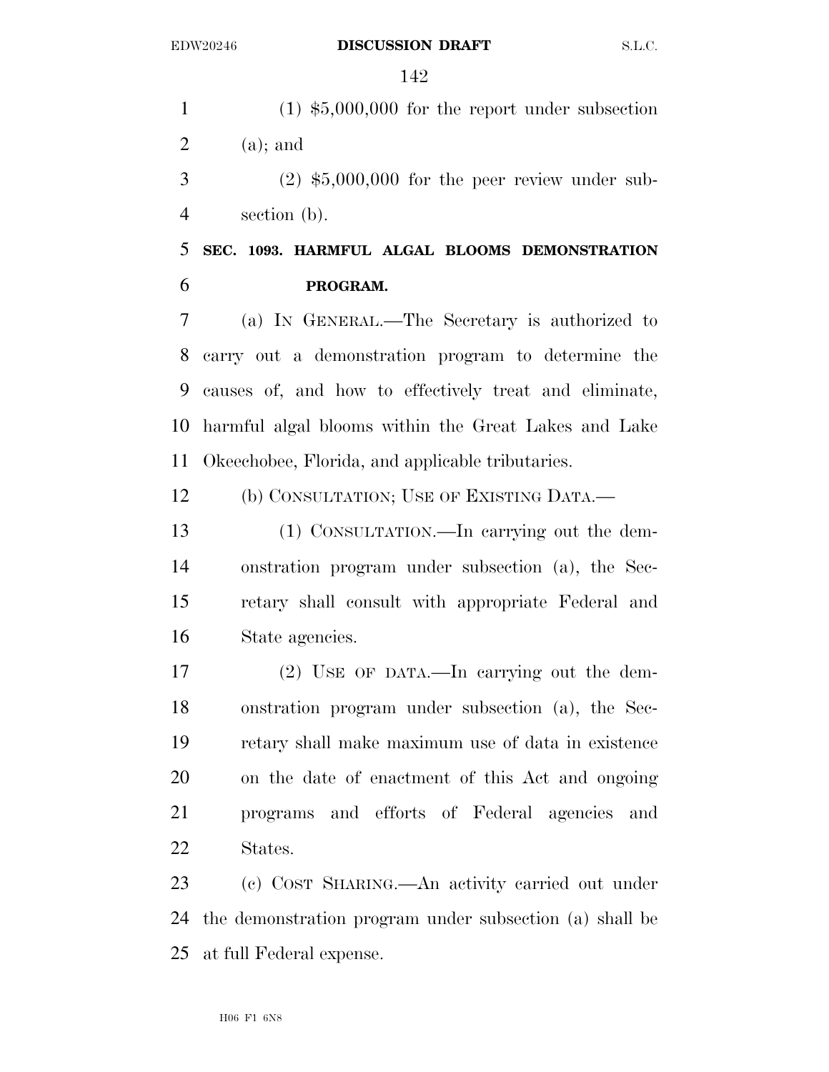(1) $5,000,000 for the report under subsection (a); and

(2) $5,000,000 for the peer review under subsection (b).

**SEC. 1093. HARMFUL ALGAL BLOOMS DEMONSTRATION PROGRAM.**

(a) IN GENERAL.—The Secretary is authorized to carry out a demonstration program to determine the causes of, and how to effectively treat and eliminate, harmful algal blooms within the Great Lakes and Lake Okeechobee, Florida, and applicable tributaries.

(b) CONSULTATION; USE OF EXISTING DATA.—

(1) CONSULTATION.—In carrying out the demonstration program under subsection (a), the Secretary shall consult with appropriate Federal and State agencies.

(2) USE OF DATA.—In carrying out the demonstration program under subsection (a), the Secretary shall make maximum use of data in existence on the date of enactment of this Act and ongoing programs and efforts of Federal agencies and States.

(c) COST SHARING.—An activity carried out under the demonstration program under subsection (a) shall be at full Federal expense.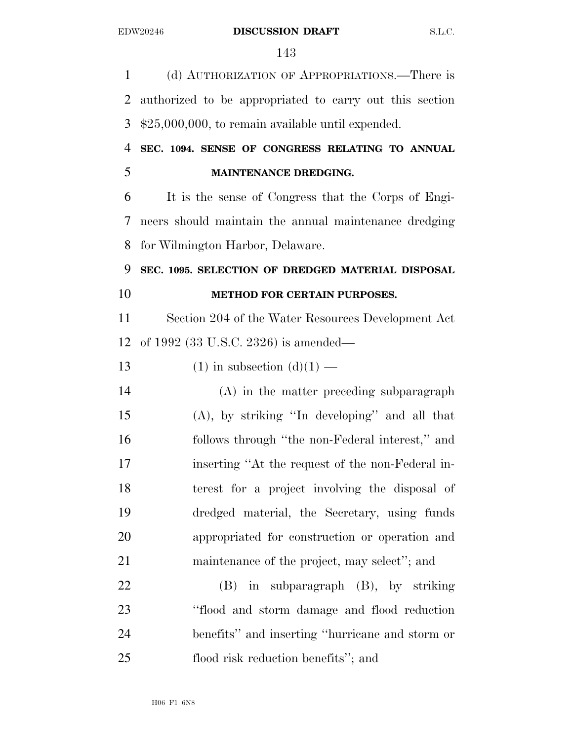(d) AUTHORIZATION OF APPROPRIATIONS.—There is authorized to be appropriated to carry out this section $25,000,000, to remain available until expended.

**SEC. 1094. SENSE OF CONGRESS RELATING TO ANNUAL MAINTENANCE DREDGING.**

It is the sense of Congress that the Corps of Engineers should maintain the annual maintenance dredging for Wilmington Harbor, Delaware.

**SEC. 1095. SELECTION OF DREDGED MATERIAL DISPOSAL METHOD FOR CERTAIN PURPOSES.**

Section 204 of the Water Resources Development Act of 1992 (33 U.S.C. 2326) is amended—

(1) in subsection (d)(1) —

(A) in the matter preceding subparagraph (A), by striking "In developing" and all that follows through "the non-Federal interest," and inserting "At the request of the non-Federal interest for a project involving the disposal of dredged material, the Secretary, using funds appropriated for construction or operation and maintenance of the project, may select"; and

(B) in subparagraph (B), by striking "flood and storm damage and flood reduction benefits" and inserting "hurricane and storm or flood risk reduction benefits"; and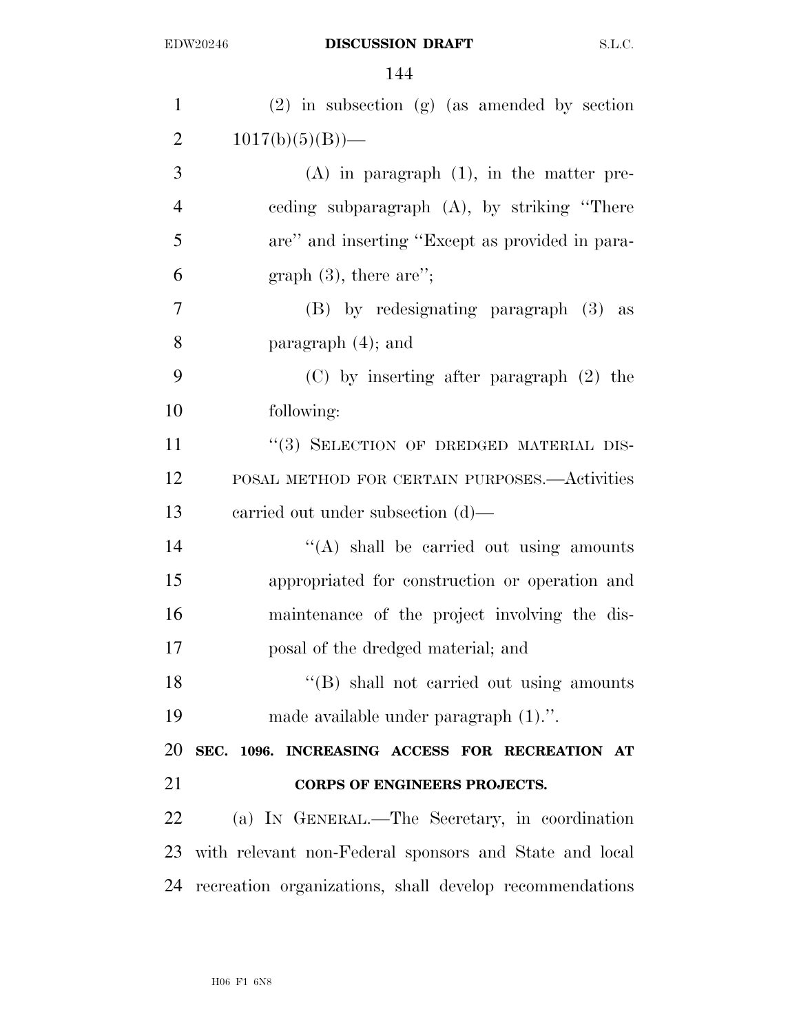(2) in subsection (g) (as amended by section 1017(b)(5)(B))—

(A) in paragraph (1), in the matter preceding subparagraph (A), by striking ''There are'' and inserting ''Except as provided in paragraph (3), there are'';

(B) by redesignating paragraph (3) as paragraph (4); and

(C) by inserting after paragraph (2) the following:

''(3) SELECTION OF DREDGED MATERIAL DISPOSAL METHOD FOR CERTAIN PURPOSES.—Activities carried out under subsection (d)—

''(A) shall be carried out using amounts appropriated for construction or operation and maintenance of the project involving the disposal of the dredged material; and

''(B) shall not carried out using amounts made available under paragraph (1).''.

**SEC. 1096. INCREASING ACCESS FOR RECREATION AT CORPS OF ENGINEERS PROJECTS.**

(a) IN GENERAL.—The Secretary, in coordination with relevant non-Federal sponsors and State and local recreation organizations, shall develop recommendations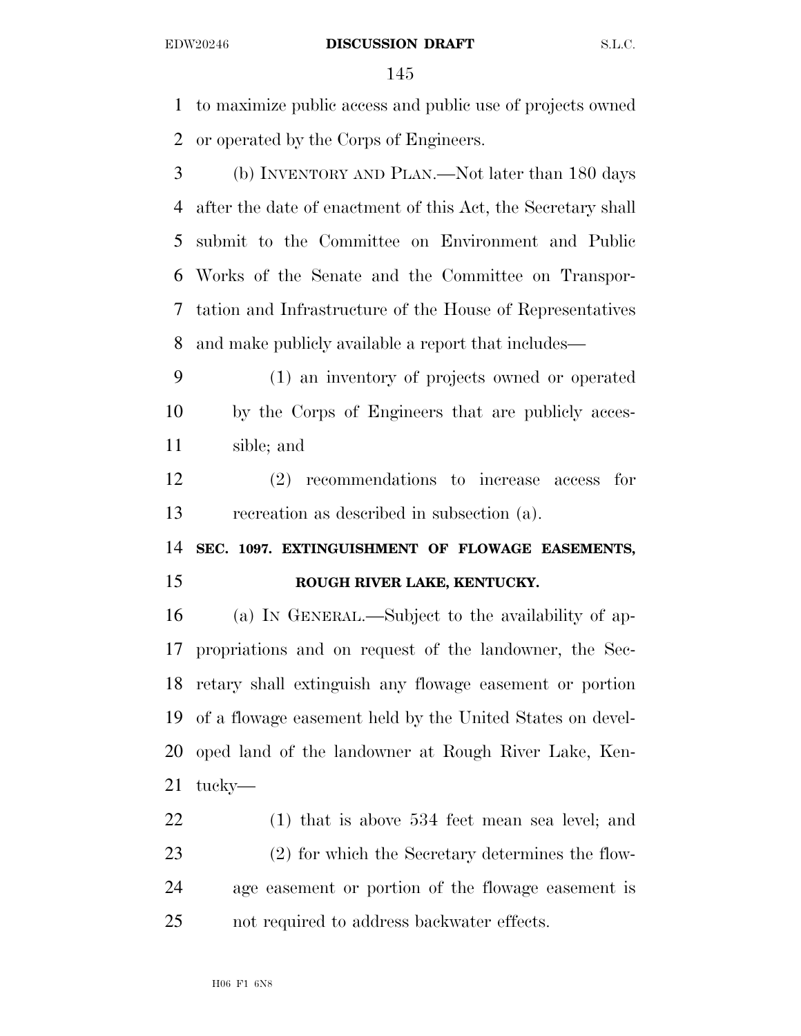to maximize public access and public use of projects owned or operated by the Corps of Engineers.

(b) INVENTORY AND PLAN.—Not later than 180 days after the date of enactment of this Act, the Secretary shall submit to the Committee on Environment and Public Works of the Senate and the Committee on Transportation and Infrastructure of the House of Representatives and make publicly available a report that includes—

(1) an inventory of projects owned or operated by the Corps of Engineers that are publicly accessible; and

(2) recommendations to increase access for recreation as described in subsection (a).

**SEC. 1097. EXTINGUISHMENT OF FLOWAGE EASEMENTS, ROUGH RIVER LAKE, KENTUCKY.**

(a) IN GENERAL.—Subject to the availability of appropriations and on request of the landowner, the Secretary shall extinguish any flowage easement or portion of a flowage easement held by the United States on developed land of the landowner at Rough River Lake, Kentucky—

(1) that is above 534 feet mean sea level; and

(2) for which the Secretary determines the flowage easement or portion of the flowage easement is not required to address backwater effects.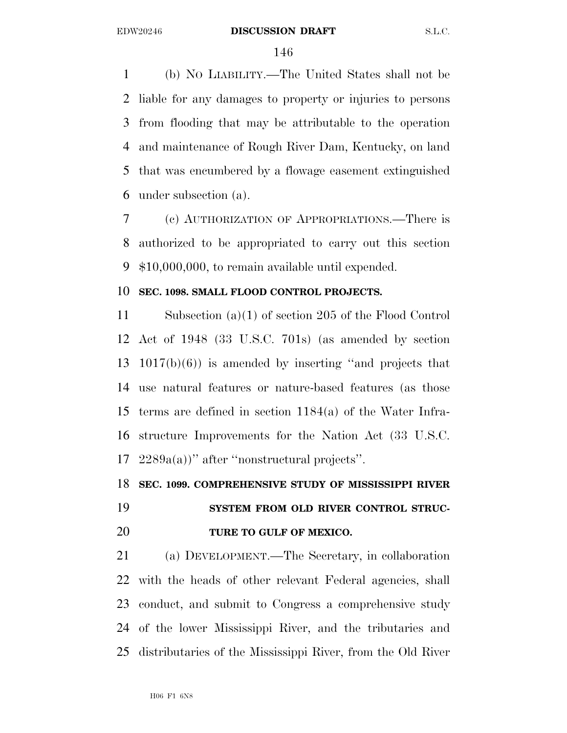(b) NO LIABILITY.—The United States shall not be liable for any damages to property or injuries to persons from flooding that may be attributable to the operation and maintenance of Rough River Dam, Kentucky, on land that was encumbered by a flowage easement extinguished under subsection (a).

(c) AUTHORIZATION OF APPROPRIATIONS.—There is authorized to be appropriated to carry out this section $10,000,000, to remain available until expended.

**SEC. 1098. SMALL FLOOD CONTROL PROJECTS.**

Subsection (a)(1) of section 205 of the Flood Control Act of 1948 (33 U.S.C. 701s) (as amended by section 1017(b)(6)) is amended by inserting ''and projects that use natural features or nature-based features (as those terms are defined in section 1184(a) of the Water Infrastructure Improvements for the Nation Act (33 U.S.C. 2289a(a))'' after ''nonstructural projects''.

**SEC. 1099. COMPREHENSIVE STUDY OF MISSISSIPPI RIVER SYSTEM FROM OLD RIVER CONTROL STRUCTURE TO GULF OF MEXICO.**

(a) DEVELOPMENT.—The Secretary, in collaboration with the heads of other relevant Federal agencies, shall conduct, and submit to Congress a comprehensive study of the lower Mississippi River, and the tributaries and distributaries of the Mississippi River, from the Old River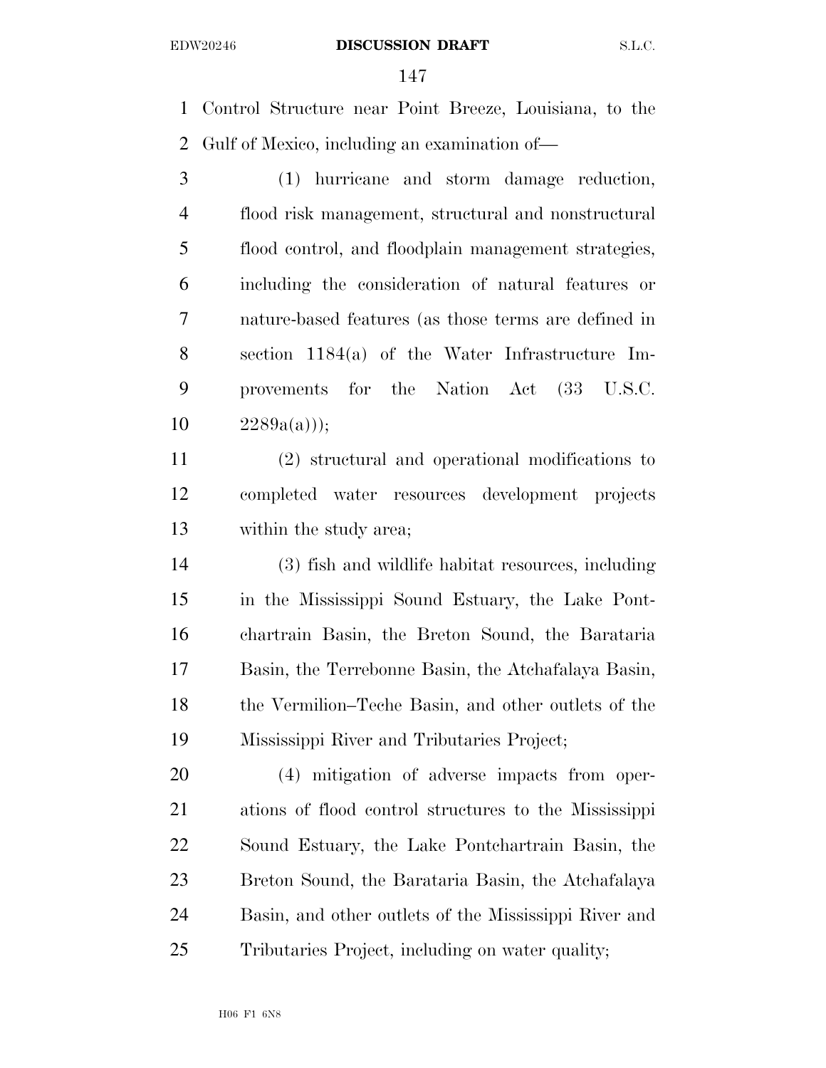Control Structure near Point Breeze, Louisiana, to the Gulf of Mexico, including an examination of—

(1) hurricane and storm damage reduction, flood risk management, structural and nonstructural flood control, and floodplain management strategies, including the consideration of natural features or nature-based features (as those terms are defined in section 1184(a) of the Water Infrastructure Improvements for the Nation Act (33 U.S.C. 2289a(a)));

(2) structural and operational modifications to completed water resources development projects within the study area;

(3) fish and wildlife habitat resources, including in the Mississippi Sound Estuary, the Lake Pontchartrain Basin, the Breton Sound, the Barataria Basin, the Terrebonne Basin, the Atchafalaya Basin, the Vermilion–Teche Basin, and other outlets of the Mississippi River and Tributaries Project;

(4) mitigation of adverse impacts from operations of flood control structures to the Mississippi Sound Estuary, the Lake Pontchartrain Basin, the Breton Sound, the Barataria Basin, the Atchafalaya Basin, and other outlets of the Mississippi River and Tributaries Project, including on water quality;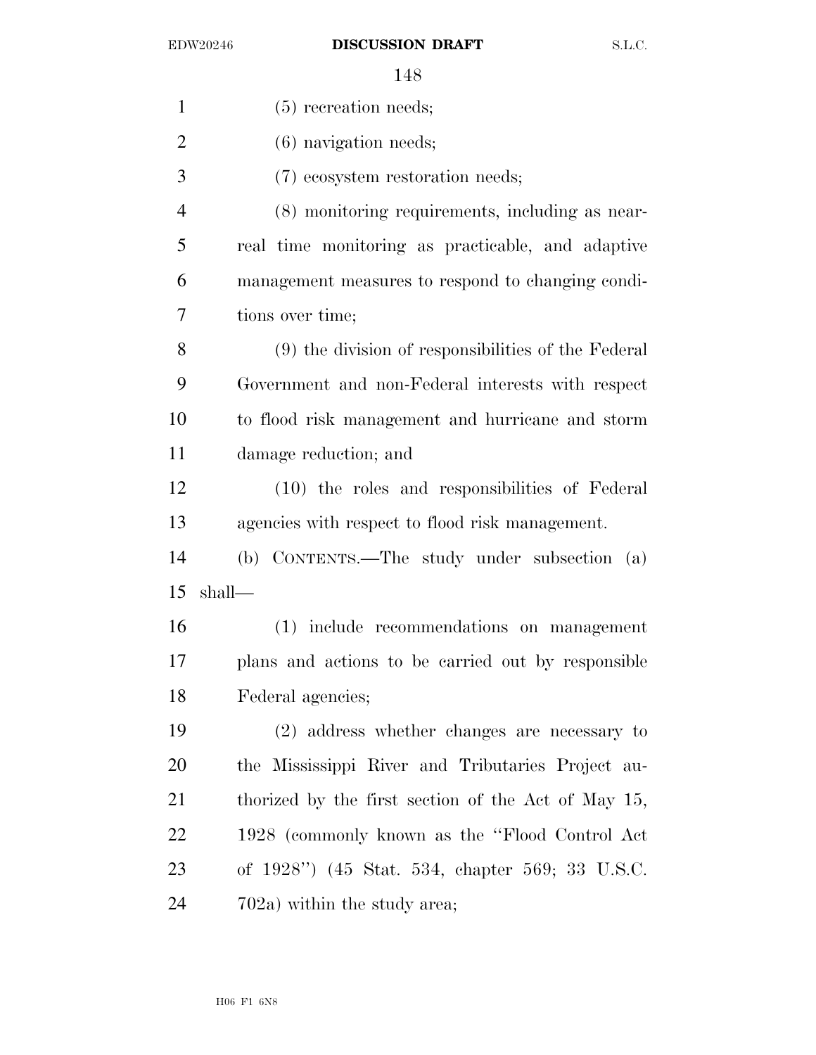(5) recreation needs;

(6) navigation needs;

(7) ecosystem restoration needs;

(8) monitoring requirements, including as near-real time monitoring as practicable, and adaptive management measures to respond to changing conditions over time;

(9) the division of responsibilities of the Federal Government and non-Federal interests with respect to flood risk management and hurricane and storm damage reduction; and

(10) the roles and responsibilities of Federal agencies with respect to flood risk management.

(b) CONTENTS.—The study under subsection (a) shall—

(1) include recommendations on management plans and actions to be carried out by responsible Federal agencies;

(2) address whether changes are necessary to the Mississippi River and Tributaries Project authorized by the first section of the Act of May 15, 1928 (commonly known as the "Flood Control Act of 1928") (45 Stat. 534, chapter 569; 33 U.S.C. 702a) within the study area;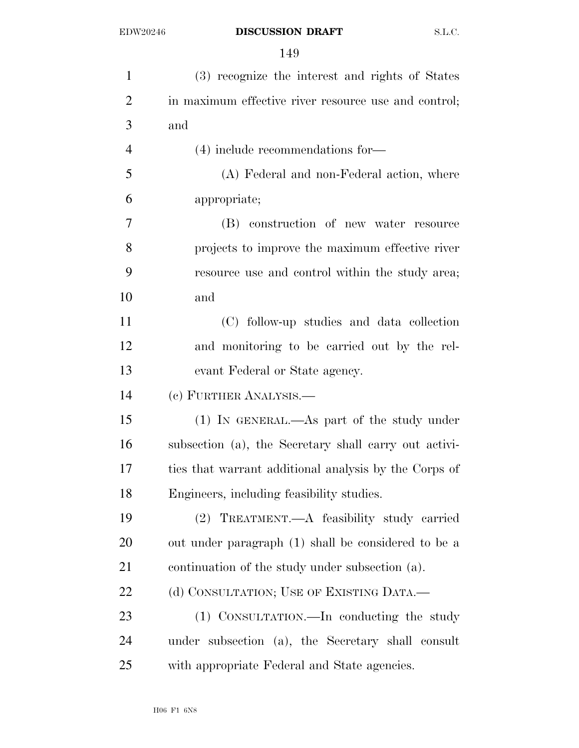(3) recognize the interest and rights of States in maximum effective river resource use and control; and

(4) include recommendations for—

(A) Federal and non-Federal action, where appropriate;

(B) construction of new water resource projects to improve the maximum effective river resource use and control within the study area; and

(C) follow-up studies and data collection and monitoring to be carried out by the relevant Federal or State agency.

(c) FURTHER ANALYSIS.—

(1) IN GENERAL.—As part of the study under subsection (a), the Secretary shall carry out activities that warrant additional analysis by the Corps of Engineers, including feasibility studies.

(2) TREATMENT.—A feasibility study carried out under paragraph (1) shall be considered to be a continuation of the study under subsection (a).

(d) CONSULTATION; USE OF EXISTING DATA.—

(1) CONSULTATION.—In conducting the study under subsection (a), the Secretary shall consult with appropriate Federal and State agencies.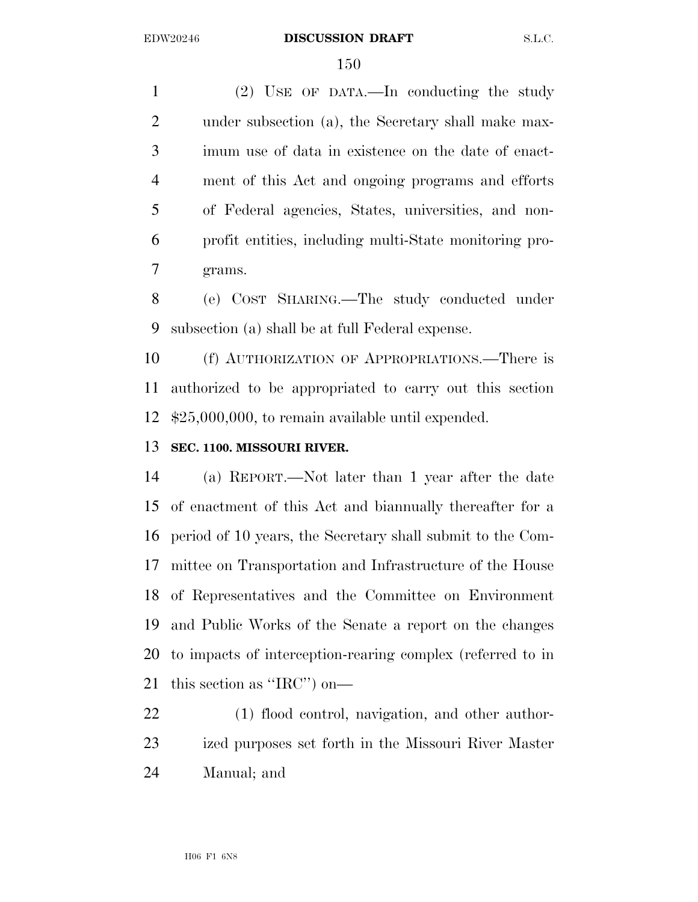(2) USE OF DATA.—In conducting the study under subsection (a), the Secretary shall make maximum use of data in existence on the date of enactment of this Act and ongoing programs and efforts of Federal agencies, States, universities, and nonprofit entities, including multi-State monitoring programs.

(e) COST SHARING.—The study conducted under subsection (a) shall be at full Federal expense.

(f) AUTHORIZATION OF APPROPRIATIONS.—There is authorized to be appropriated to carry out this section $25,000,000, to remain available until expended.

**SEC. 1100. MISSOURI RIVER.**

(a) REPORT.—Not later than 1 year after the date of enactment of this Act and biannually thereafter for a period of 10 years, the Secretary shall submit to the Committee on Transportation and Infrastructure of the House of Representatives and the Committee on Environment and Public Works of the Senate a report on the changes to impacts of interception-rearing complex (referred to in this section as ''IRC'') on—

(1) flood control, navigation, and other authorized purposes set forth in the Missouri River Master Manual; and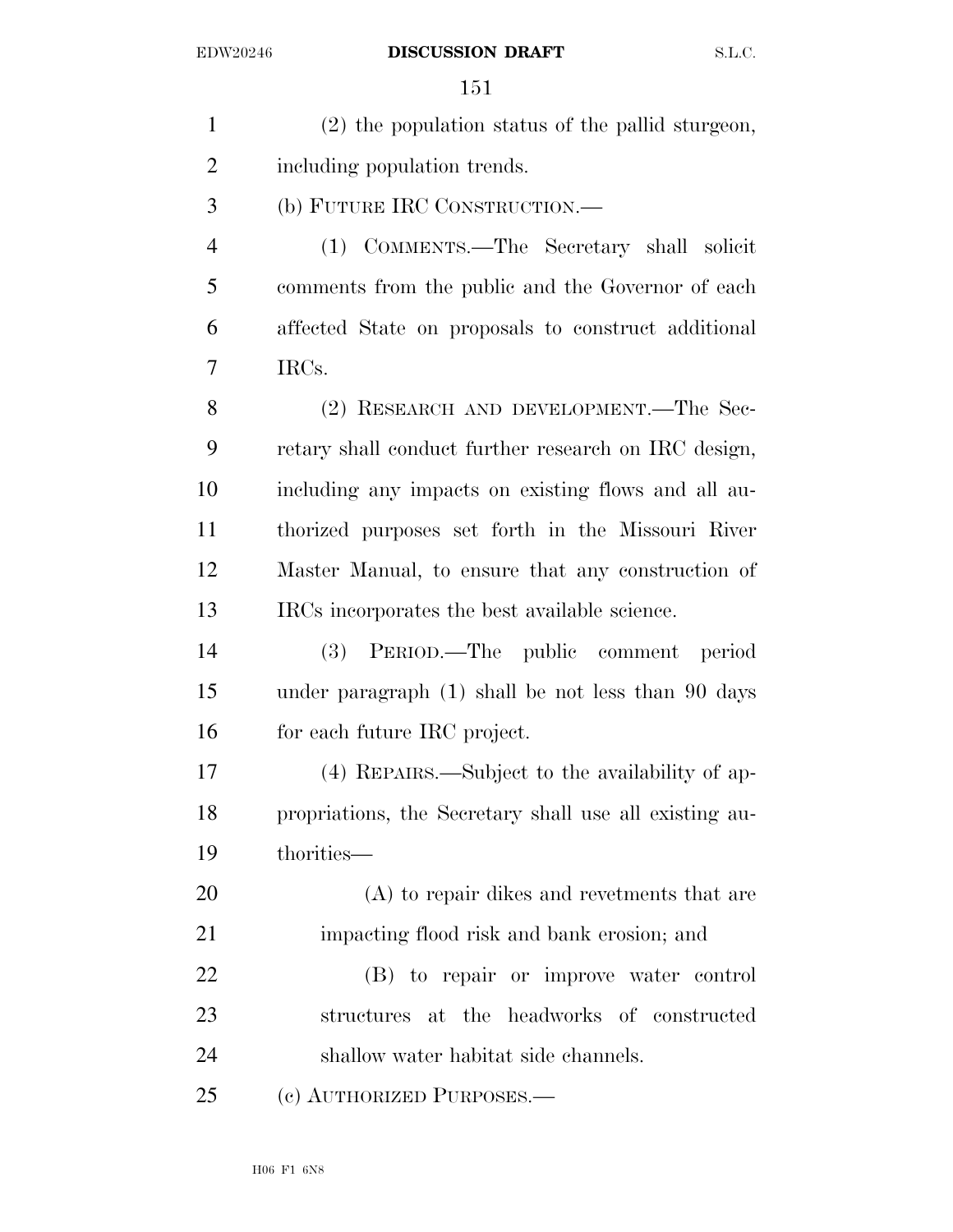(2) the population status of the pallid sturgeon, including population trends.

(b) FUTURE IRC CONSTRUCTION.—

(1) COMMENTS.—The Secretary shall solicit comments from the public and the Governor of each affected State on proposals to construct additional IRCs.

(2) RESEARCH AND DEVELOPMENT.—The Secretary shall conduct further research on IRC design, including any impacts on existing flows and all authorized purposes set forth in the Missouri River Master Manual, to ensure that any construction of IRCs incorporates the best available science.

(3) PERIOD.—The public comment period under paragraph (1) shall be not less than 90 days for each future IRC project.

(4) REPAIRS.—Subject to the availability of appropriations, the Secretary shall use all existing authorities—

(A) to repair dikes and revetments that are impacting flood risk and bank erosion; and

(B) to repair or improve water control structures at the headworks of constructed shallow water habitat side channels.

(c) AUTHORIZED PURPOSES.—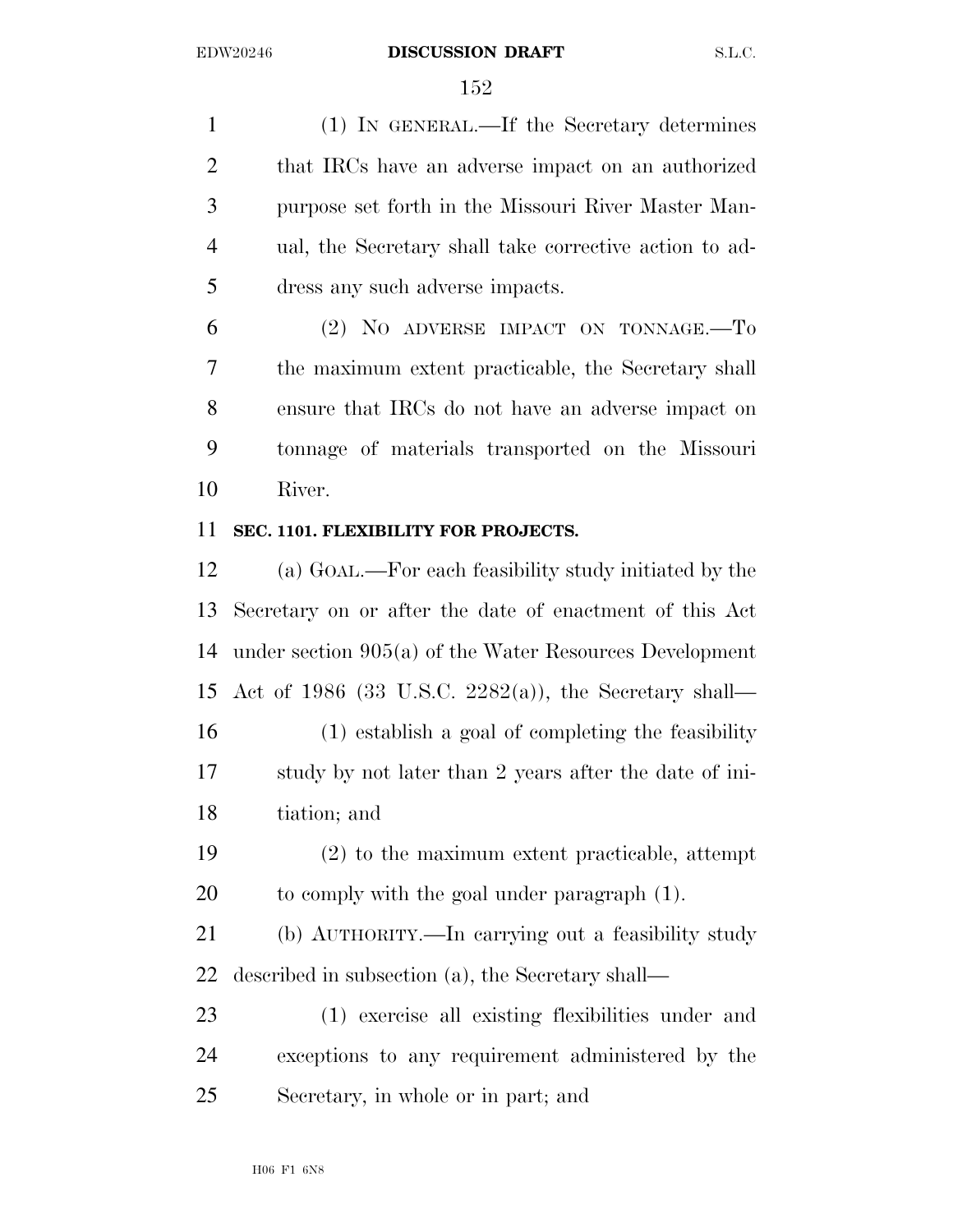(1) IN GENERAL.—If the Secretary determines that IRCs have an adverse impact on an authorized purpose set forth in the Missouri River Master Manual, the Secretary shall take corrective action to address any such adverse impacts.

(2) NO ADVERSE IMPACT ON TONNAGE.—To the maximum extent practicable, the Secretary shall ensure that IRCs do not have an adverse impact on tonnage of materials transported on the Missouri River.

**SEC. 1101. FLEXIBILITY FOR PROJECTS.**

(a) GOAL.—For each feasibility study initiated by the Secretary on or after the date of enactment of this Act under section 905(a) of the Water Resources Development Act of 1986 (33 U.S.C. 2282(a)), the Secretary shall—

(1) establish a goal of completing the feasibility study by not later than 2 years after the date of initiation; and

(2) to the maximum extent practicable, attempt to comply with the goal under paragraph (1).

(b) AUTHORITY.—In carrying out a feasibility study described in subsection (a), the Secretary shall—

(1) exercise all existing flexibilities under and exceptions to any requirement administered by the Secretary, in whole or in part; and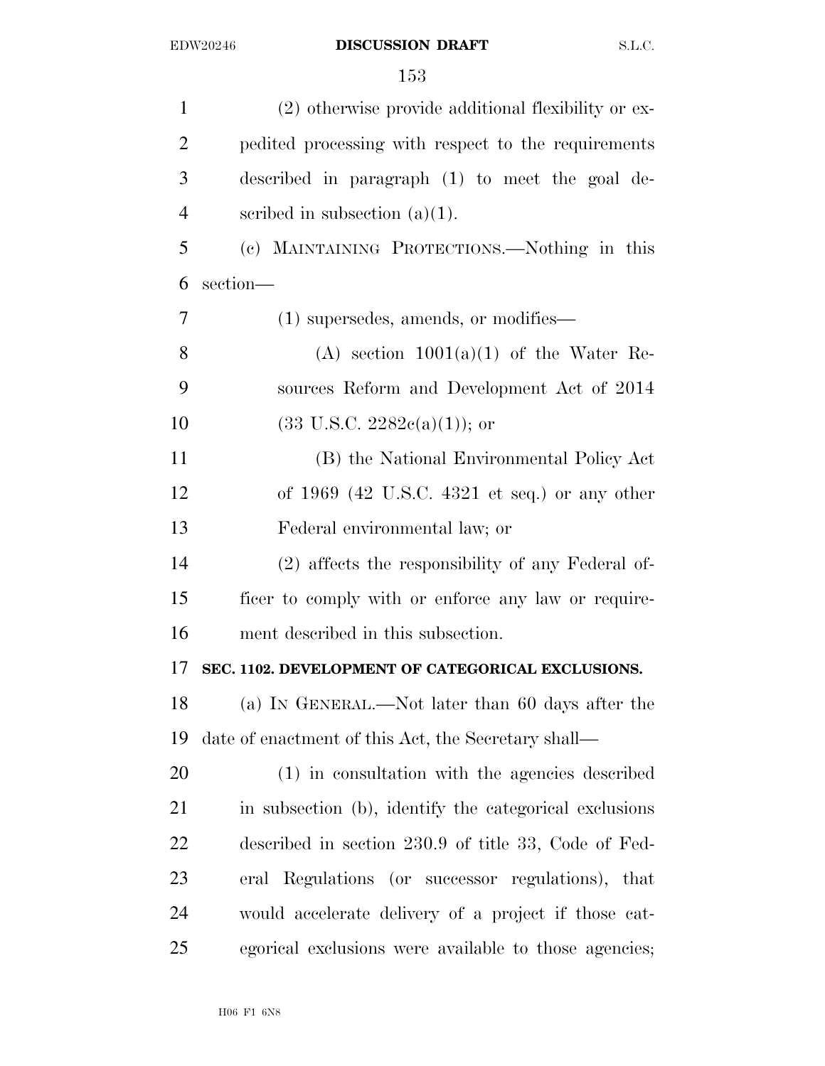(2) otherwise provide additional flexibility or expedited processing with respect to the requirements described in paragraph (1) to meet the goal described in subsection (a)(1).

(c) MAINTAINING PROTECTIONS.—Nothing in this section—

(1) supersedes, amends, or modifies—

(A) section 1001(a)(1) of the Water Resources Reform and Development Act of 2014 (33 U.S.C. 2282c(a)(1)); or

(B) the National Environmental Policy Act of 1969 (42 U.S.C. 4321 et seq.) or any other Federal environmental law; or

(2) affects the responsibility of any Federal officer to comply with or enforce any law or requirement described in this subsection.

**SEC. 1102. DEVELOPMENT OF CATEGORICAL EXCLUSIONS.**

(a) IN GENERAL.—Not later than 60 days after the date of enactment of this Act, the Secretary shall—

(1) in consultation with the agencies described in subsection (b), identify the categorical exclusions described in section 230.9 of title 33, Code of Federal Regulations (or successor regulations), that would accelerate delivery of a project if those categorical exclusions were available to those agencies;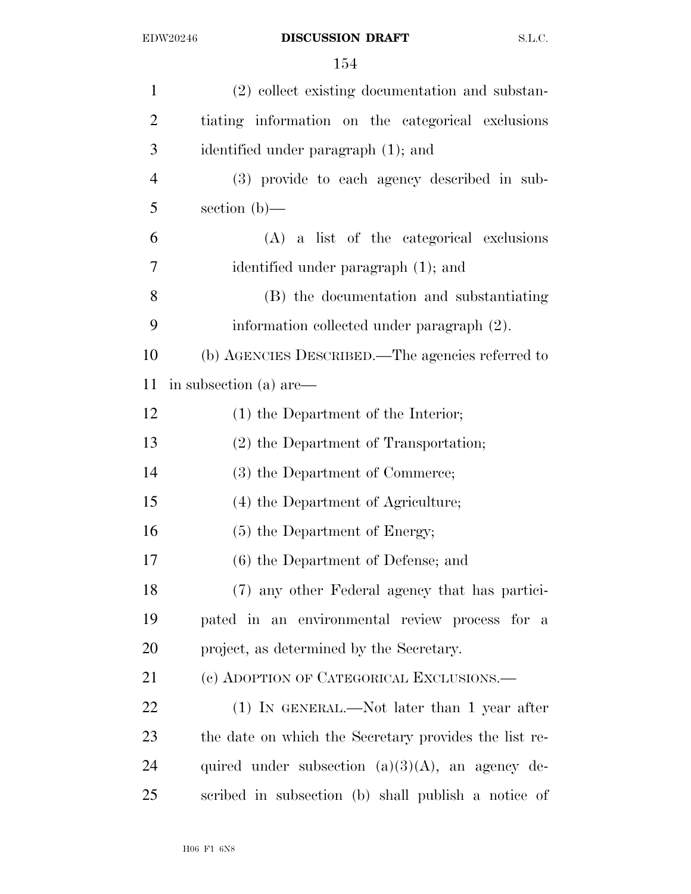(2) collect existing documentation and substantiating information on the categorical exclusions identified under paragraph (1); and

(3) provide to each agency described in subsection (b)—

(A) a list of the categorical exclusions identified under paragraph (1); and

(B) the documentation and substantiating information collected under paragraph (2).

(b) AGENCIES DESCRIBED.—The agencies referred to in subsection (a) are—

(1) the Department of the Interior;

(2) the Department of Transportation;

(3) the Department of Commerce;

(4) the Department of Agriculture;

(5) the Department of Energy;

(6) the Department of Defense; and

(7) any other Federal agency that has participated in an environmental review process for a project, as determined by the Secretary.

(c) ADOPTION OF CATEGORICAL EXCLUSIONS.—

(1) IN GENERAL.—Not later than 1 year after the date on which the Secretary provides the list required under subsection (a)(3)(A), an agency described in subsection (b) shall publish a notice of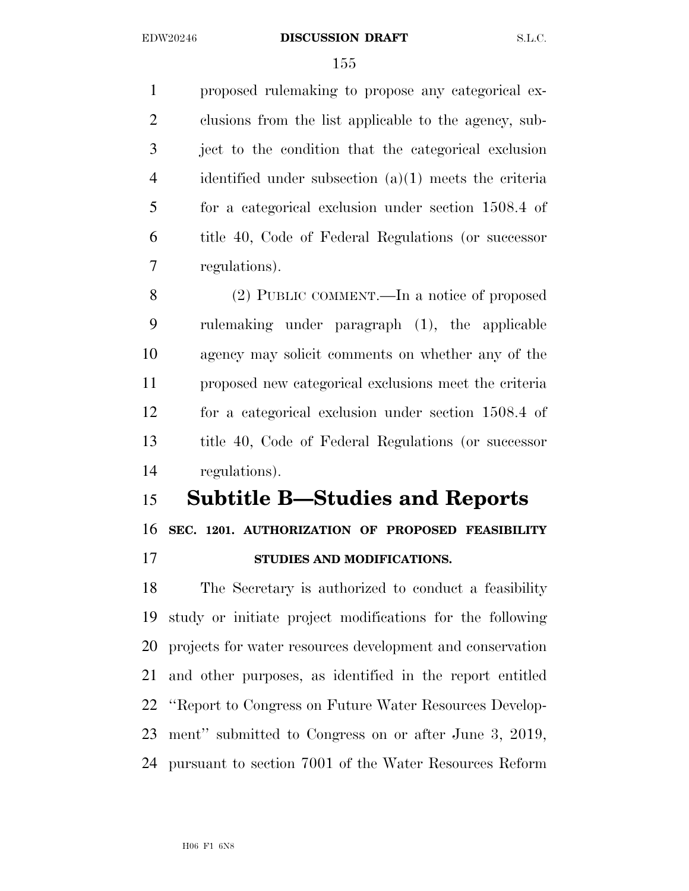proposed rulemaking to propose any categorical exclusions from the list applicable to the agency, subject to the condition that the categorical exclusion identified under subsection (a)(1) meets the criteria for a categorical exclusion under section 1508.4 of title 40, Code of Federal Regulations (or successor regulations).

(2) PUBLIC COMMENT.—In a notice of proposed rulemaking under paragraph (1), the applicable agency may solicit comments on whether any of the proposed new categorical exclusions meet the criteria for a categorical exclusion under section 1508.4 of title 40, Code of Federal Regulations (or successor regulations).

## Subtitle B—Studies and Reports

### SEC. 1201. AUTHORIZATION OF PROPOSED FEASIBILITY STUDIES AND MODIFICATIONS.

The Secretary is authorized to conduct a feasibility study or initiate project modifications for the following projects for water resources development and conservation and other purposes, as identified in the report entitled ''Report to Congress on Future Water Resources Development'' submitted to Congress on or after June 3, 2019, pursuant to section 7001 of the Water Resources Reform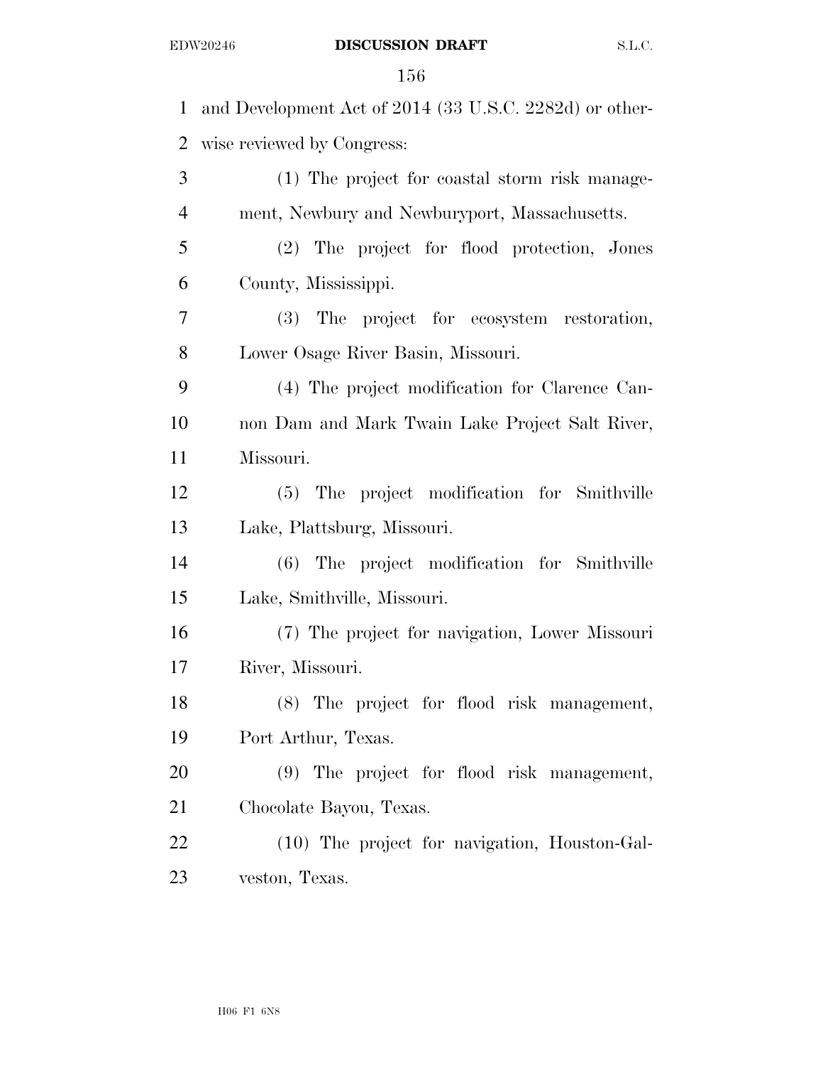and Development Act of 2014 (33 U.S.C. 2282d) or otherwise reviewed by Congress:

(1) The project for coastal storm risk management, Newbury and Newburyport, Massachusetts.

(2) The project for flood protection, Jones County, Mississippi.

(3) The project for ecosystem restoration, Lower Osage River Basin, Missouri.

(4) The project modification for Clarence Cannon Dam and Mark Twain Lake Project Salt River, Missouri.

(5) The project modification for Smithville Lake, Plattsburg, Missouri.

(6) The project modification for Smithville Lake, Smithville, Missouri.

(7) The project for navigation, Lower Missouri River, Missouri.

(8) The project for flood risk management, Port Arthur, Texas.

(9) The project for flood risk management, Chocolate Bayou, Texas.

(10) The project for navigation, Houston-Galveston, Texas.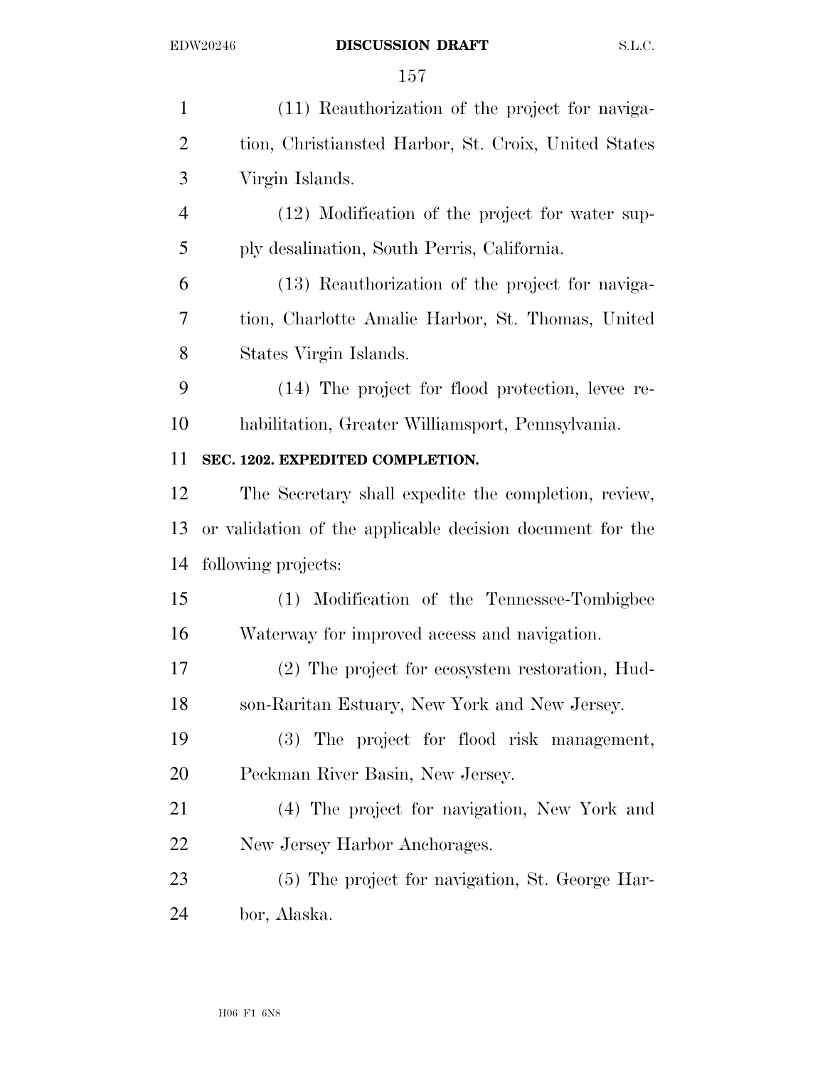(11) Reauthorization of the project for navigation, Christiansted Harbor, St. Croix, United States Virgin Islands.

(12) Modification of the project for water supply desalination, South Perris, California.

(13) Reauthorization of the project for navigation, Charlotte Amalie Harbor, St. Thomas, United States Virgin Islands.

(14) The project for flood protection, levee rehabilitation, Greater Williamsport, Pennsylvania.

**SEC. 1202. EXPEDITED COMPLETION.**

The Secretary shall expedite the completion, review, or validation of the applicable decision document for the following projects:

(1) Modification of the Tennessee-Tombigbee Waterway for improved access and navigation.

(2) The project for ecosystem restoration, Hudson-Raritan Estuary, New York and New Jersey.

(3) The project for flood risk management, Peckman River Basin, New Jersey.

(4) The project for navigation, New York and New Jersey Harbor Anchorages.

(5) The project for navigation, St. George Harbor, Alaska.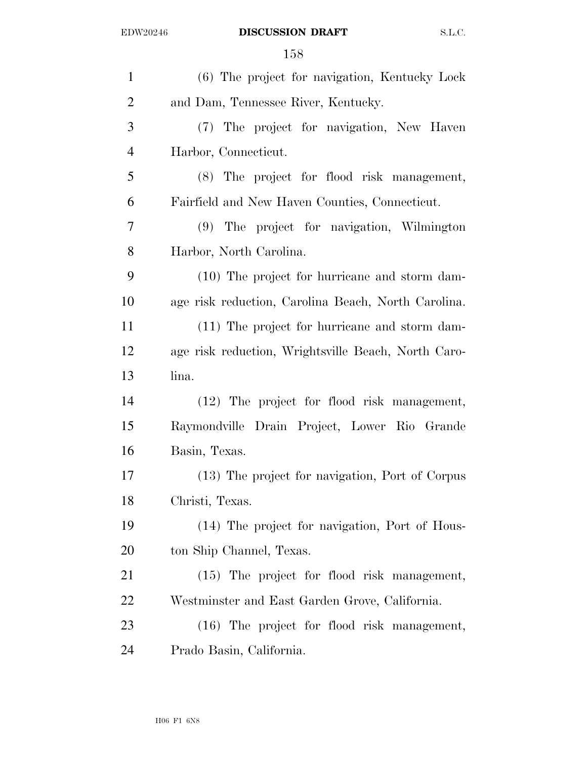(6) The project for navigation, Kentucky Lock and Dam, Tennessee River, Kentucky.

(7) The project for navigation, New Haven Harbor, Connecticut.

(8) The project for flood risk management, Fairfield and New Haven Counties, Connecticut.

(9) The project for navigation, Wilmington Harbor, North Carolina.

(10) The project for hurricane and storm damage risk reduction, Carolina Beach, North Carolina.

(11) The project for hurricane and storm damage risk reduction, Wrightsville Beach, North Carolina.

(12) The project for flood risk management, Raymondville Drain Project, Lower Rio Grande Basin, Texas.

(13) The project for navigation, Port of Corpus Christi, Texas.

(14) The project for navigation, Port of Houston Ship Channel, Texas.

(15) The project for flood risk management, Westminster and East Garden Grove, California.

(16) The project for flood risk management, Prado Basin, California.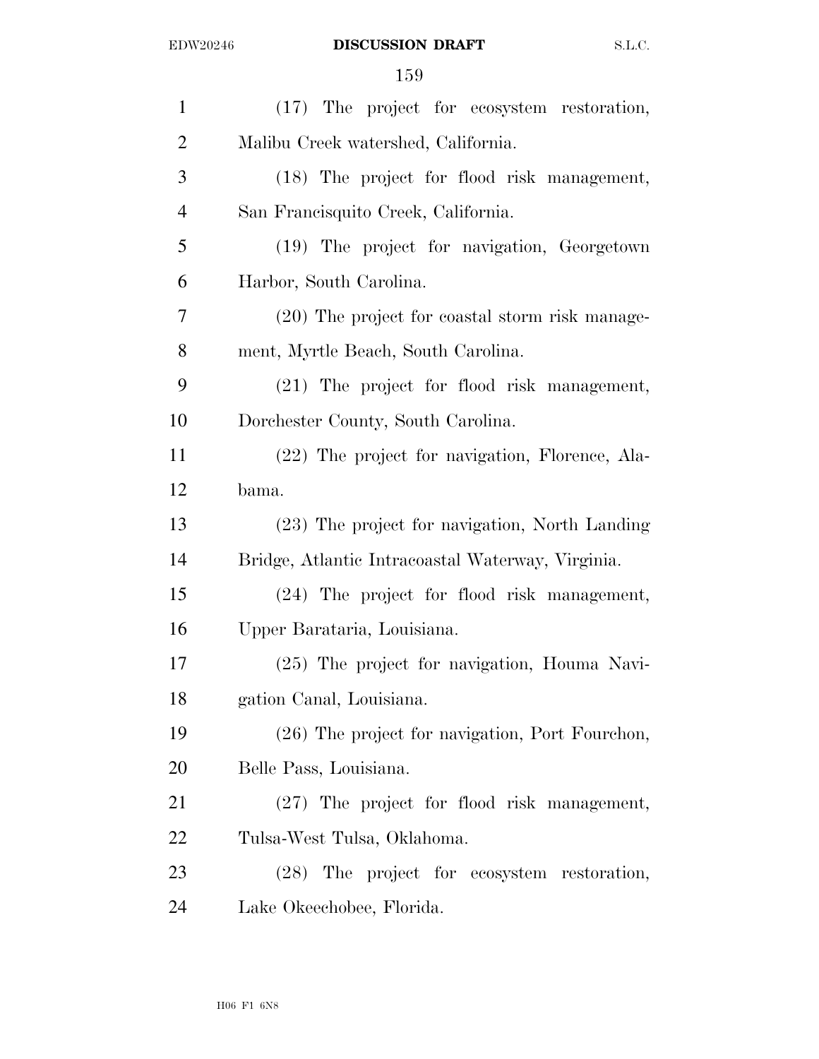(17) The project for ecosystem restoration, Malibu Creek watershed, California.

(18) The project for flood risk management, San Francisquito Creek, California.

(19) The project for navigation, Georgetown Harbor, South Carolina.

(20) The project for coastal storm risk management, Myrtle Beach, South Carolina.

(21) The project for flood risk management, Dorchester County, South Carolina.

(22) The project for navigation, Florence, Alabama.

(23) The project for navigation, North Landing Bridge, Atlantic Intracoastal Waterway, Virginia.

(24) The project for flood risk management, Upper Barataria, Louisiana.

(25) The project for navigation, Houma Navigation Canal, Louisiana.

(26) The project for navigation, Port Fourchon, Belle Pass, Louisiana.

(27) The project for flood risk management, Tulsa-West Tulsa, Oklahoma.

(28) The project for ecosystem restoration, Lake Okeechobee, Florida.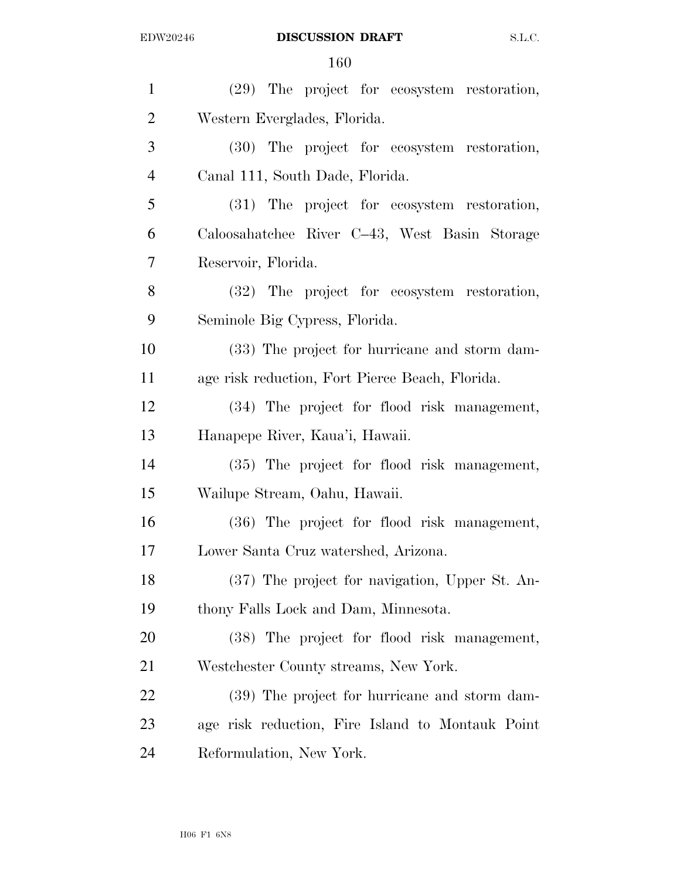(29) The project for ecosystem restoration, Western Everglades, Florida.

(30) The project for ecosystem restoration, Canal 111, South Dade, Florida.

(31) The project for ecosystem restoration, Caloosahatchee River C–43, West Basin Storage Reservoir, Florida.

(32) The project for ecosystem restoration, Seminole Big Cypress, Florida.

(33) The project for hurricane and storm damage risk reduction, Fort Pierce Beach, Florida.

(34) The project for flood risk management, Hanapepe River, Kaua'i, Hawaii.

(35) The project for flood risk management, Wailupe Stream, Oahu, Hawaii.

(36) The project for flood risk management, Lower Santa Cruz watershed, Arizona.

(37) The project for navigation, Upper St. Anthony Falls Lock and Dam, Minnesota.

(38) The project for flood risk management, Westchester County streams, New York.

(39) The project for hurricane and storm damage risk reduction, Fire Island to Montauk Point Reformulation, New York.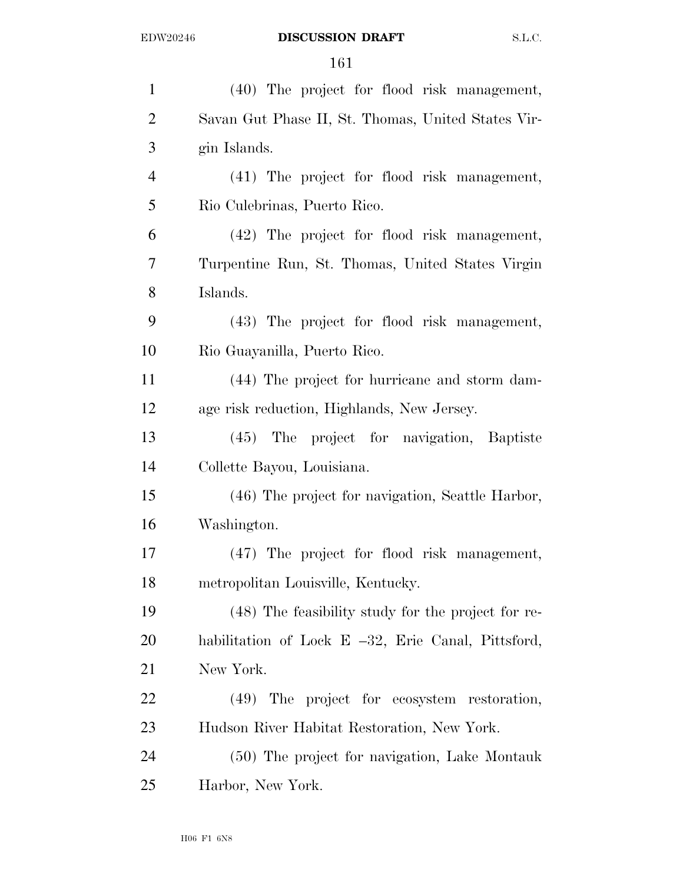(40) The project for flood risk management, Savan Gut Phase II, St. Thomas, United States Virgin Islands.

(41) The project for flood risk management, Rio Culebrinas, Puerto Rico.

(42) The project for flood risk management, Turpentine Run, St. Thomas, United States Virgin Islands.

(43) The project for flood risk management, Rio Guayanilla, Puerto Rico.

(44) The project for hurricane and storm damage risk reduction, Highlands, New Jersey.

(45) The project for navigation, Baptiste Collette Bayou, Louisiana.

(46) The project for navigation, Seattle Harbor, Washington.

(47) The project for flood risk management, metropolitan Louisville, Kentucky.

(48) The feasibility study for the project for rehabilitation of Lock E –32, Erie Canal, Pittsford, New York.

(49) The project for ecosystem restoration, Hudson River Habitat Restoration, New York.

(50) The project for navigation, Lake Montauk Harbor, New York.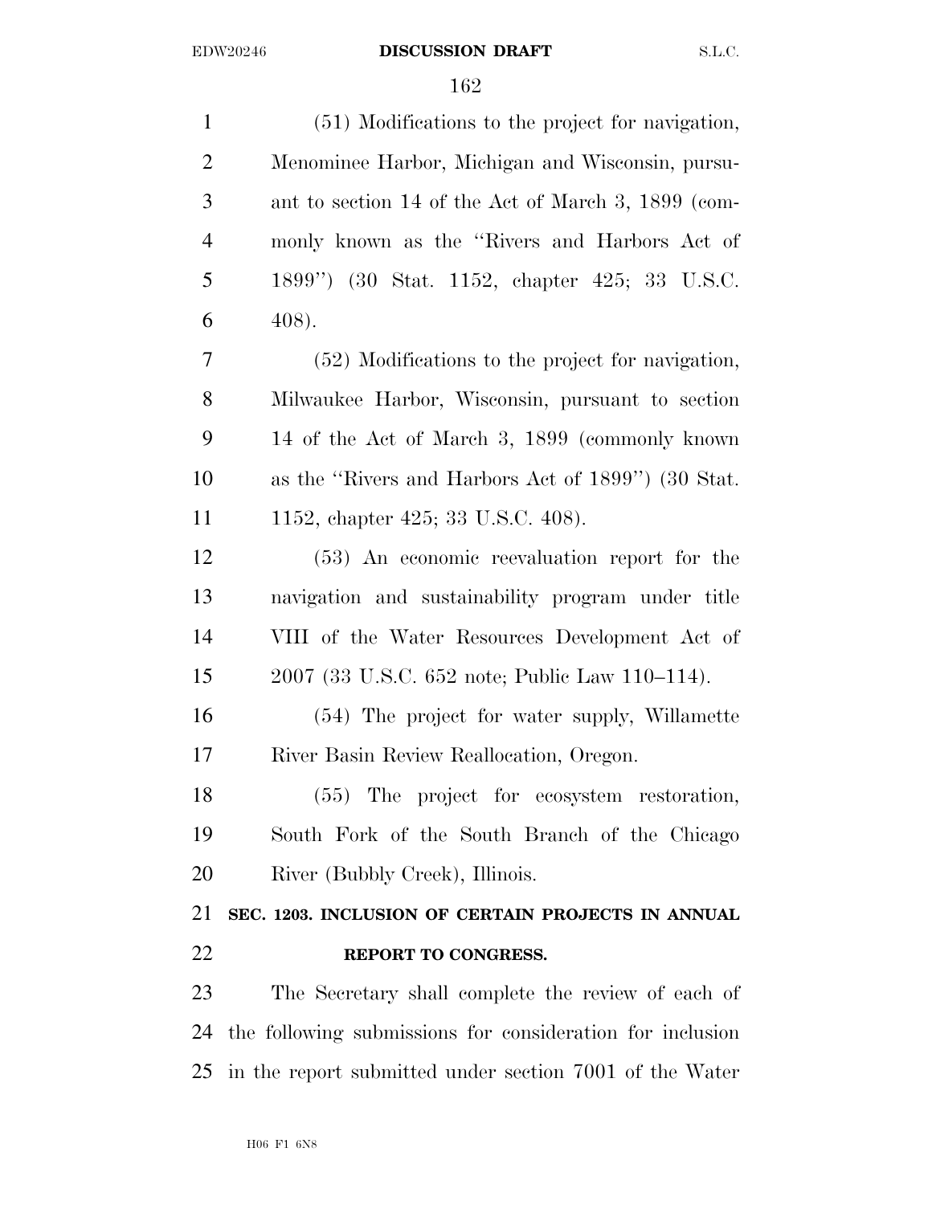(51) Modifications to the project for navigation, Menominee Harbor, Michigan and Wisconsin, pursuant to section 14 of the Act of March 3, 1899 (commonly known as the ''Rivers and Harbors Act of 1899'') (30 Stat. 1152, chapter 425; 33 U.S.C. 408).

(52) Modifications to the project for navigation, Milwaukee Harbor, Wisconsin, pursuant to section 14 of the Act of March 3, 1899 (commonly known as the ''Rivers and Harbors Act of 1899'') (30 Stat. 1152, chapter 425; 33 U.S.C. 408).

(53) An economic reevaluation report for the navigation and sustainability program under title VIII of the Water Resources Development Act of 2007 (33 U.S.C. 652 note; Public Law 110–114).

(54) The project for water supply, Willamette River Basin Review Reallocation, Oregon.

(55) The project for ecosystem restoration, South Fork of the South Branch of the Chicago River (Bubbly Creek), Illinois.

**SEC. 1203. INCLUSION OF CERTAIN PROJECTS IN ANNUAL REPORT TO CONGRESS.**

The Secretary shall complete the review of each of the following submissions for consideration for inclusion in the report submitted under section 7001 of the Water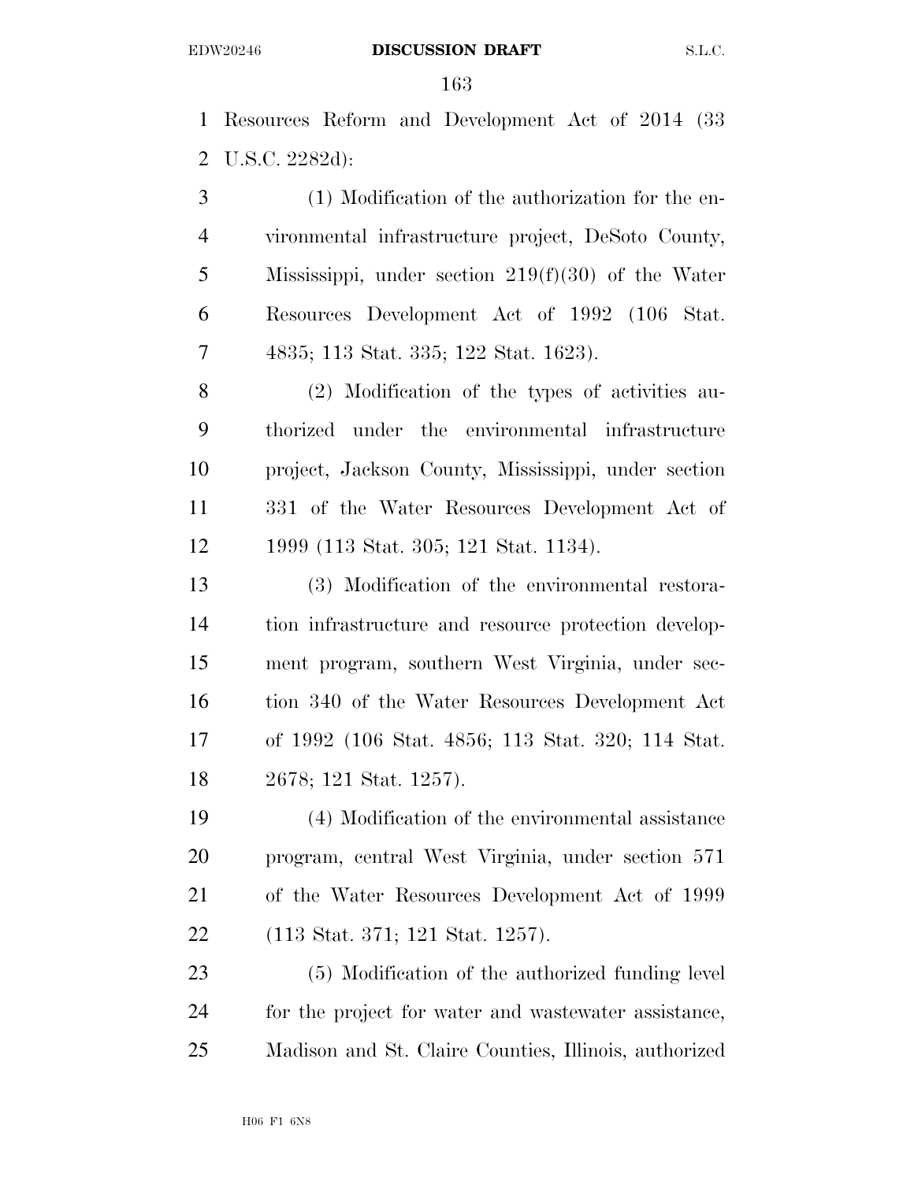Resources Reform and Development Act of 2014 (33 U.S.C. 2282d):

(1) Modification of the authorization for the environmental infrastructure project, DeSoto County, Mississippi, under section 219(f)(30) of the Water Resources Development Act of 1992 (106 Stat. 4835; 113 Stat. 335; 122 Stat. 1623).

(2) Modification of the types of activities authorized under the environmental infrastructure project, Jackson County, Mississippi, under section 331 of the Water Resources Development Act of 1999 (113 Stat. 305; 121 Stat. 1134).

(3) Modification of the environmental restoration infrastructure and resource protection development program, southern West Virginia, under section 340 of the Water Resources Development Act of 1992 (106 Stat. 4856; 113 Stat. 320; 114 Stat. 2678; 121 Stat. 1257).

(4) Modification of the environmental assistance program, central West Virginia, under section 571 of the Water Resources Development Act of 1999 (113 Stat. 371; 121 Stat. 1257).

(5) Modification of the authorized funding level for the project for water and wastewater assistance, Madison and St. Claire Counties, Illinois, authorized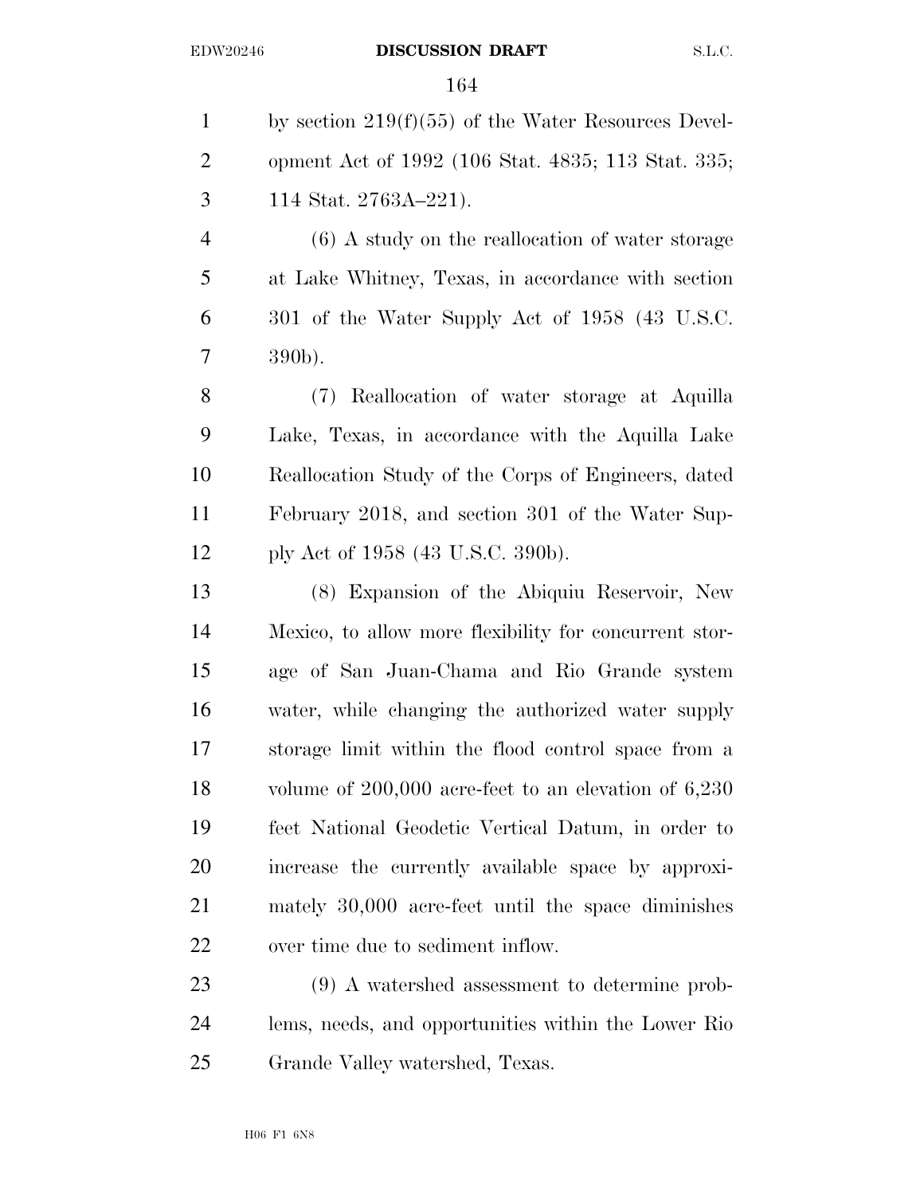by section 219(f)(55) of the Water Resources Development Act of 1992 (106 Stat. 4835; 113 Stat. 335; 114 Stat. 2763A–221).

(6) A study on the reallocation of water storage at Lake Whitney, Texas, in accordance with section 301 of the Water Supply Act of 1958 (43 U.S.C. 390b).

(7) Reallocation of water storage at Aquilla Lake, Texas, in accordance with the Aquilla Lake Reallocation Study of the Corps of Engineers, dated February 2018, and section 301 of the Water Supply Act of 1958 (43 U.S.C. 390b).

(8) Expansion of the Abiquiu Reservoir, New Mexico, to allow more flexibility for concurrent storage of San Juan-Chama and Rio Grande system water, while changing the authorized water supply storage limit within the flood control space from a volume of 200,000 acre-feet to an elevation of 6,230 feet National Geodetic Vertical Datum, in order to increase the currently available space by approximately 30,000 acre-feet until the space diminishes over time due to sediment inflow.

(9) A watershed assessment to determine problems, needs, and opportunities within the Lower Rio Grande Valley watershed, Texas.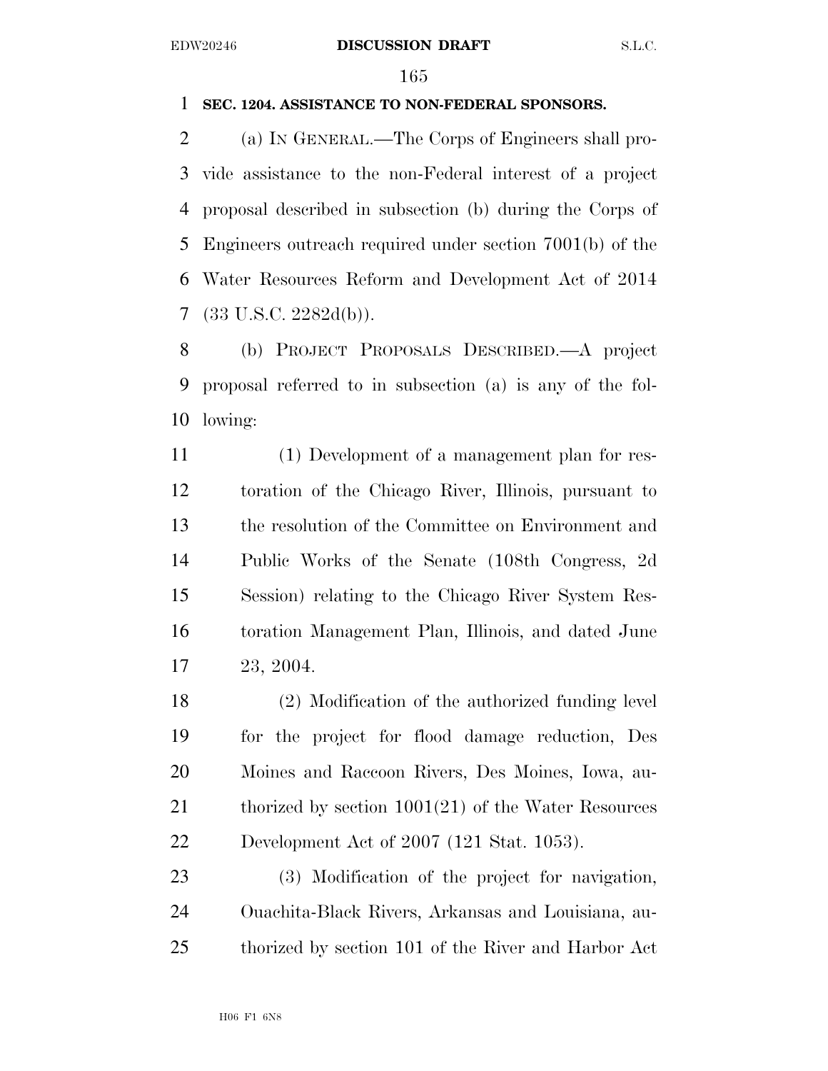**SEC. 1204. ASSISTANCE TO NON-FEDERAL SPONSORS.**

(a) IN GENERAL.—The Corps of Engineers shall provide assistance to the non-Federal interest of a project proposal described in subsection (b) during the Corps of Engineers outreach required under section 7001(b) of the Water Resources Reform and Development Act of 2014 (33 U.S.C. 2282d(b)).

(b) PROJECT PROPOSALS DESCRIBED.—A project proposal referred to in subsection (a) is any of the following:

(1) Development of a management plan for restoration of the Chicago River, Illinois, pursuant to the resolution of the Committee on Environment and Public Works of the Senate (108th Congress, 2d Session) relating to the Chicago River System Restoration Management Plan, Illinois, and dated June 23, 2004.

(2) Modification of the authorized funding level for the project for flood damage reduction, Des Moines and Raccoon Rivers, Des Moines, Iowa, authorized by section 1001(21) of the Water Resources Development Act of 2007 (121 Stat. 1053).

(3) Modification of the project for navigation, Ouachita-Black Rivers, Arkansas and Louisiana, authorized by section 101 of the River and Harbor Act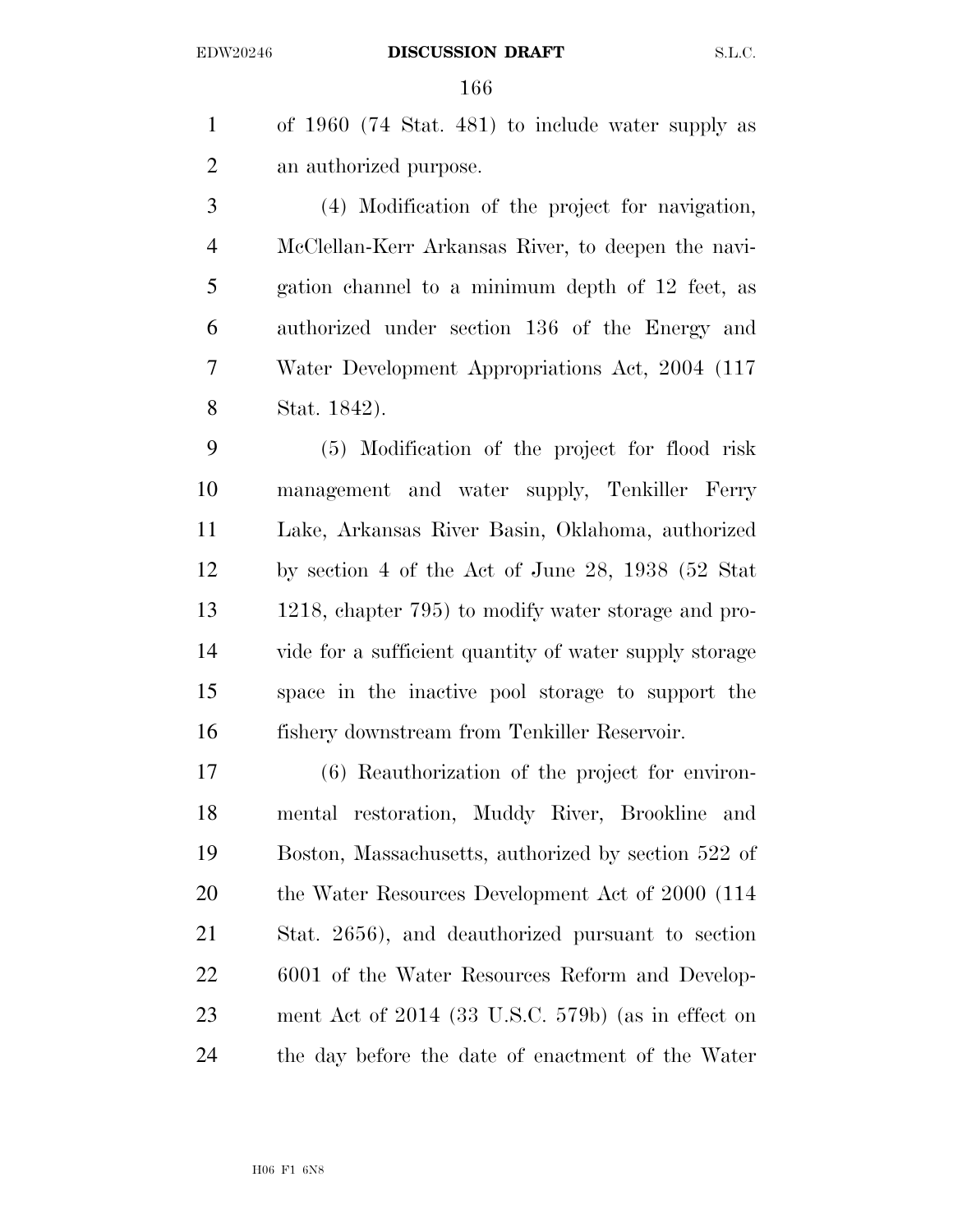of 1960 (74 Stat. 481) to include water supply as an authorized purpose.

(4) Modification of the project for navigation, McClellan-Kerr Arkansas River, to deepen the navigation channel to a minimum depth of 12 feet, as authorized under section 136 of the Energy and Water Development Appropriations Act, 2004 (117 Stat. 1842).

(5) Modification of the project for flood risk management and water supply, Tenkiller Ferry Lake, Arkansas River Basin, Oklahoma, authorized by section 4 of the Act of June 28, 1938 (52 Stat 1218, chapter 795) to modify water storage and provide for a sufficient quantity of water supply storage space in the inactive pool storage to support the fishery downstream from Tenkiller Reservoir.

(6) Reauthorization of the project for environmental restoration, Muddy River, Brookline and Boston, Massachusetts, authorized by section 522 of the Water Resources Development Act of 2000 (114 Stat. 2656), and deauthorized pursuant to section 6001 of the Water Resources Reform and Development Act of 2014 (33 U.S.C. 579b) (as in effect on the day before the date of enactment of the Water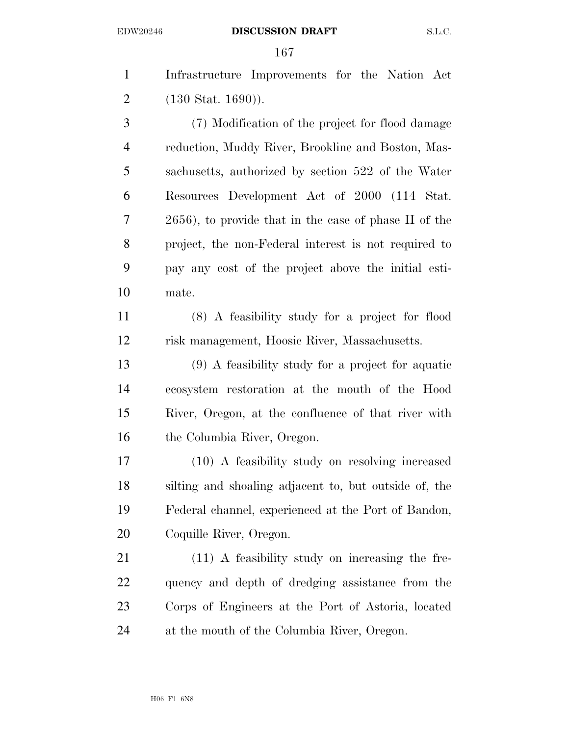Infrastructure Improvements for the Nation Act (130 Stat. 1690)).

(7) Modification of the project for flood damage reduction, Muddy River, Brookline and Boston, Massachusetts, authorized by section 522 of the Water Resources Development Act of 2000 (114 Stat. 2656), to provide that in the case of phase II of the project, the non-Federal interest is not required to pay any cost of the project above the initial estimate.

(8) A feasibility study for a project for flood risk management, Hoosic River, Massachusetts.

(9) A feasibility study for a project for aquatic ecosystem restoration at the mouth of the Hood River, Oregon, at the confluence of that river with the Columbia River, Oregon.

(10) A feasibility study on resolving increased silting and shoaling adjacent to, but outside of, the Federal channel, experienced at the Port of Bandon, Coquille River, Oregon.

(11) A feasibility study on increasing the frequency and depth of dredging assistance from the Corps of Engineers at the Port of Astoria, located at the mouth of the Columbia River, Oregon.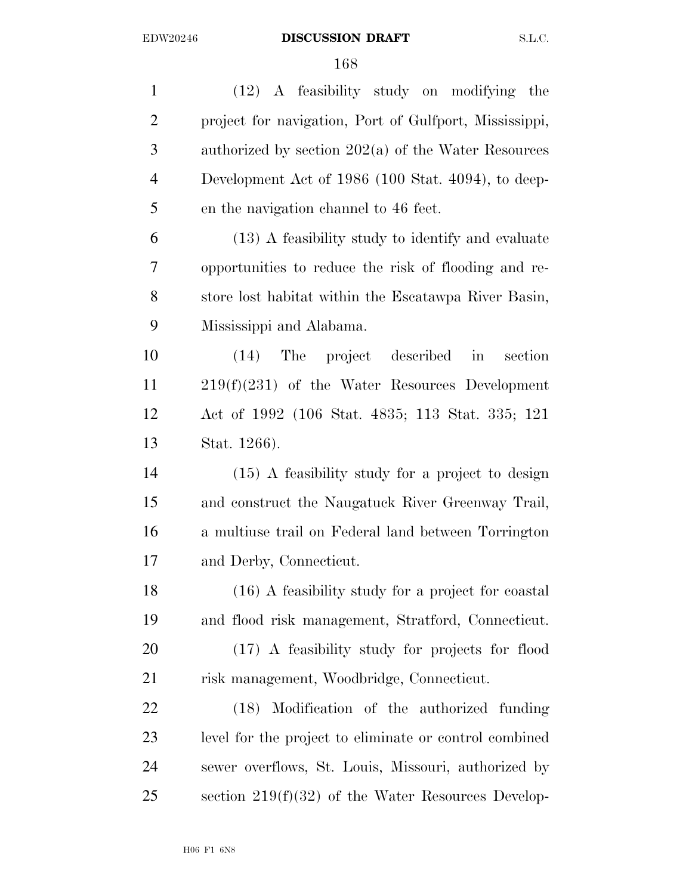(12) A feasibility study on modifying the project for navigation, Port of Gulfport, Mississippi, authorized by section 202(a) of the Water Resources Development Act of 1986 (100 Stat. 4094), to deepen the navigation channel to 46 feet.

(13) A feasibility study to identify and evaluate opportunities to reduce the risk of flooding and restore lost habitat within the Escatawpa River Basin, Mississippi and Alabama.

(14) The project described in section 219(f)(231) of the Water Resources Development Act of 1992 (106 Stat. 4835; 113 Stat. 335; 121 Stat. 1266).

(15) A feasibility study for a project to design and construct the Naugatuck River Greenway Trail, a multiuse trail on Federal land between Torrington and Derby, Connecticut.

(16) A feasibility study for a project for coastal and flood risk management, Stratford, Connecticut.

(17) A feasibility study for projects for flood risk management, Woodbridge, Connecticut.

(18) Modification of the authorized funding level for the project to eliminate or control combined sewer overflows, St. Louis, Missouri, authorized by section 219(f)(32) of the Water Resources Develop-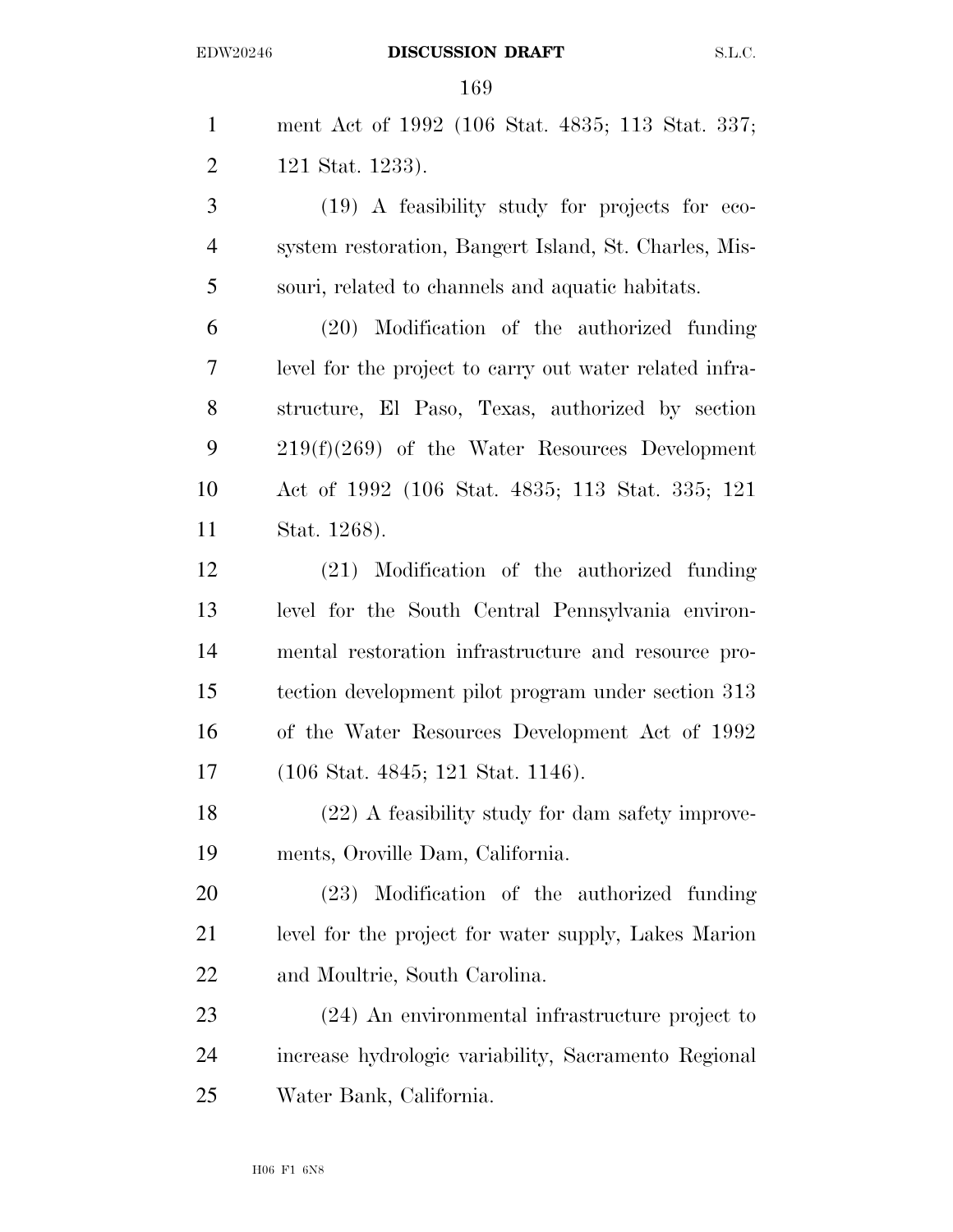ment Act of 1992 (106 Stat. 4835; 113 Stat. 337; 121 Stat. 1233).

(19) A feasibility study for projects for ecosystem restoration, Bangert Island, St. Charles, Missouri, related to channels and aquatic habitats.

(20) Modification of the authorized funding level for the project to carry out water related infrastructure, El Paso, Texas, authorized by section 219(f)(269) of the Water Resources Development Act of 1992 (106 Stat. 4835; 113 Stat. 335; 121 Stat. 1268).

(21) Modification of the authorized funding level for the South Central Pennsylvania environmental restoration infrastructure and resource protection development pilot program under section 313 of the Water Resources Development Act of 1992 (106 Stat. 4845; 121 Stat. 1146).

(22) A feasibility study for dam safety improvements, Oroville Dam, California.

(23) Modification of the authorized funding level for the project for water supply, Lakes Marion and Moultrie, South Carolina.

(24) An environmental infrastructure project to increase hydrologic variability, Sacramento Regional Water Bank, California.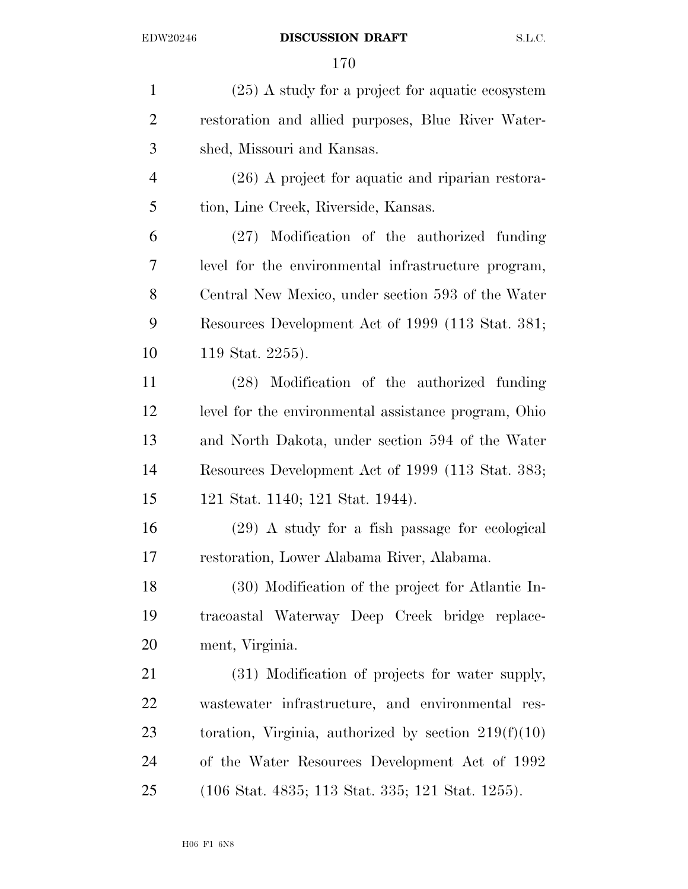(25) A study for a project for aquatic ecosystem restoration and allied purposes, Blue River Watershed, Missouri and Kansas.

(26) A project for aquatic and riparian restoration, Line Creek, Riverside, Kansas.

(27) Modification of the authorized funding level for the environmental infrastructure program, Central New Mexico, under section 593 of the Water Resources Development Act of 1999 (113 Stat. 381; 119 Stat. 2255).

(28) Modification of the authorized funding level for the environmental assistance program, Ohio and North Dakota, under section 594 of the Water Resources Development Act of 1999 (113 Stat. 383; 121 Stat. 1140; 121 Stat. 1944).

(29) A study for a fish passage for ecological restoration, Lower Alabama River, Alabama.

(30) Modification of the project for Atlantic Intracoastal Waterway Deep Creek bridge replacement, Virginia.

(31) Modification of projects for water supply, wastewater infrastructure, and environmental restoration, Virginia, authorized by section 219(f)(10) of the Water Resources Development Act of 1992 (106 Stat. 4835; 113 Stat. 335; 121 Stat. 1255).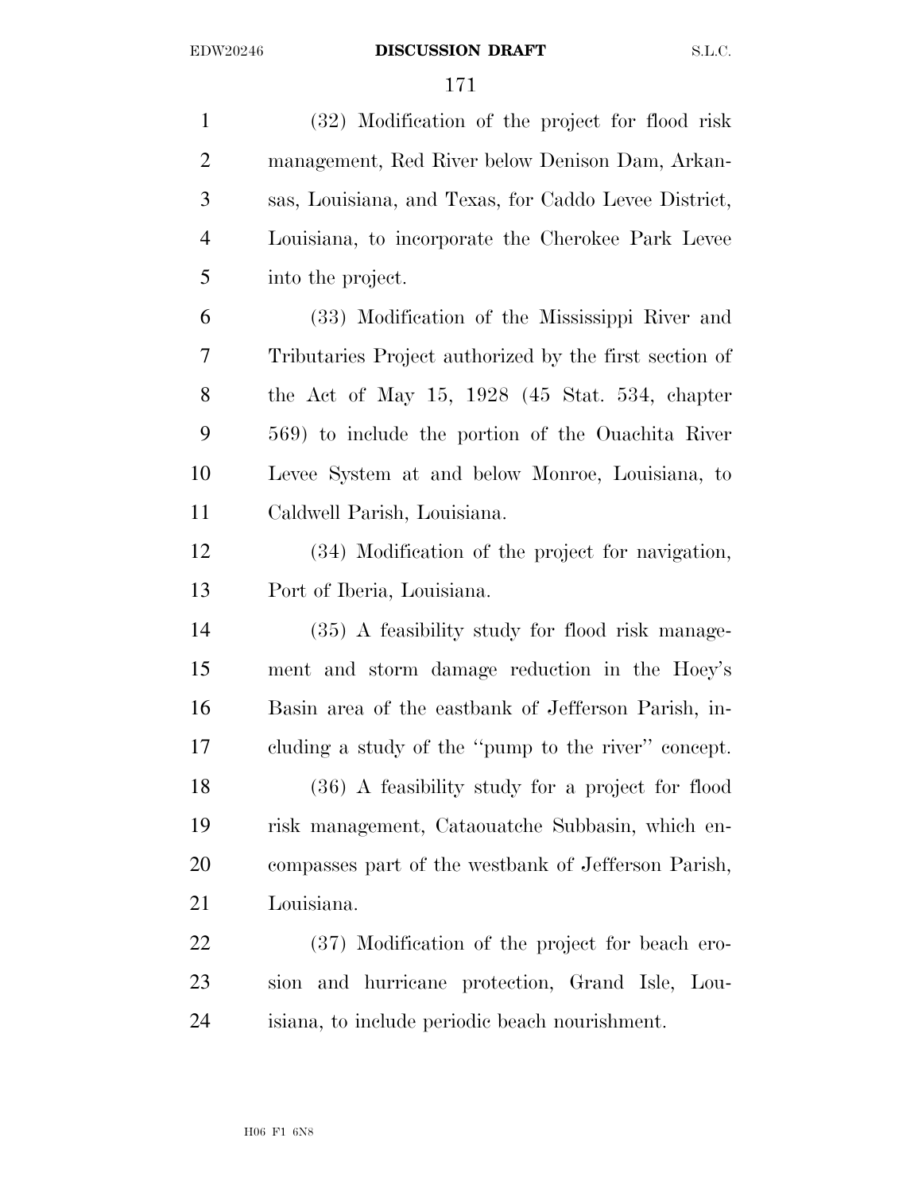(32) Modification of the project for flood risk management, Red River below Denison Dam, Arkansas, Louisiana, and Texas, for Caddo Levee District, Louisiana, to incorporate the Cherokee Park Levee into the project.

(33) Modification of the Mississippi River and Tributaries Project authorized by the first section of the Act of May 15, 1928 (45 Stat. 534, chapter 569) to include the portion of the Ouachita River Levee System at and below Monroe, Louisiana, to Caldwell Parish, Louisiana.

(34) Modification of the project for navigation, Port of Iberia, Louisiana.

(35) A feasibility study for flood risk management and storm damage reduction in the Hoey's Basin area of the eastbank of Jefferson Parish, including a study of the ''pump to the river'' concept.

(36) A feasibility study for a project for flood risk management, Cataouatche Subbasin, which encompasses part of the westbank of Jefferson Parish, Louisiana.

(37) Modification of the project for beach erosion and hurricane protection, Grand Isle, Louisiana, to include periodic beach nourishment.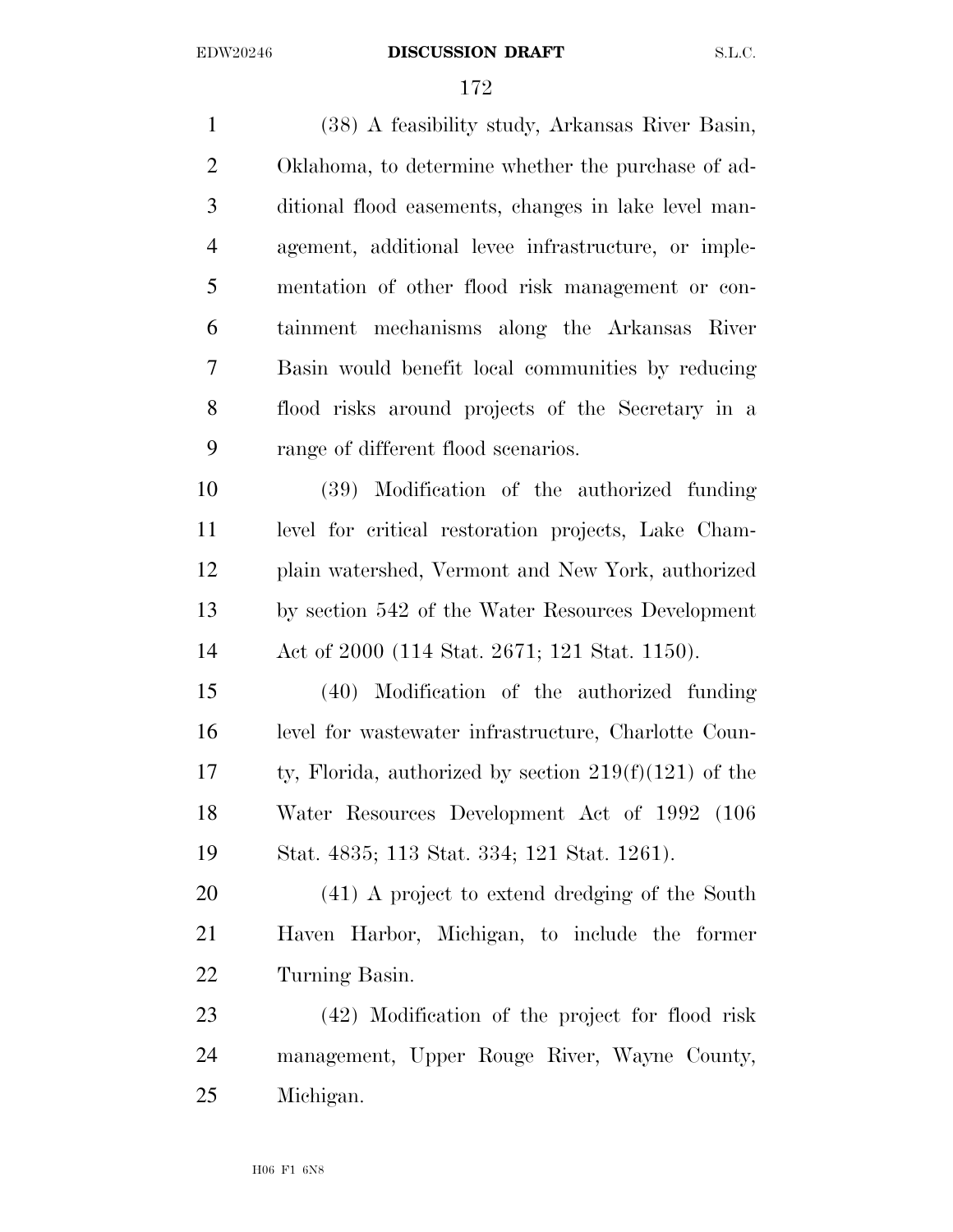(38) A feasibility study, Arkansas River Basin, Oklahoma, to determine whether the purchase of additional flood easements, changes in lake level management, additional levee infrastructure, or implementation of other flood risk management or containment mechanisms along the Arkansas River Basin would benefit local communities by reducing flood risks around projects of the Secretary in a range of different flood scenarios.

(39) Modification of the authorized funding level for critical restoration projects, Lake Champlain watershed, Vermont and New York, authorized by section 542 of the Water Resources Development Act of 2000 (114 Stat. 2671; 121 Stat. 1150).

(40) Modification of the authorized funding level for wastewater infrastructure, Charlotte County, Florida, authorized by section 219(f)(121) of the Water Resources Development Act of 1992 (106 Stat. 4835; 113 Stat. 334; 121 Stat. 1261).

(41) A project to extend dredging of the South Haven Harbor, Michigan, to include the former Turning Basin.

(42) Modification of the project for flood risk management, Upper Rouge River, Wayne County, Michigan.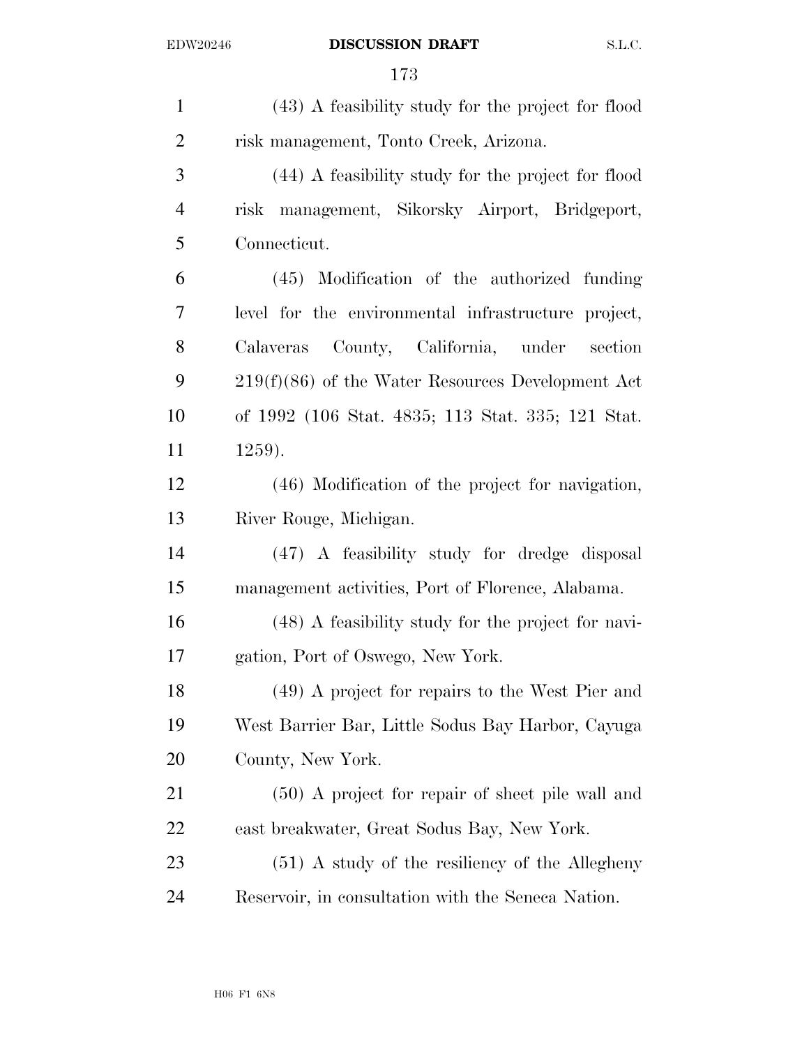(43) A feasibility study for the project for flood risk management, Tonto Creek, Arizona.

(44) A feasibility study for the project for flood risk management, Sikorsky Airport, Bridgeport, Connecticut.

(45) Modification of the authorized funding level for the environmental infrastructure project, Calaveras County, California, under section 219(f)(86) of the Water Resources Development Act of 1992 (106 Stat. 4835; 113 Stat. 335; 121 Stat. 1259).

(46) Modification of the project for navigation, River Rouge, Michigan.

(47) A feasibility study for dredge disposal management activities, Port of Florence, Alabama.

(48) A feasibility study for the project for navigation, Port of Oswego, New York.

(49) A project for repairs to the West Pier and West Barrier Bar, Little Sodus Bay Harbor, Cayuga County, New York.

(50) A project for repair of sheet pile wall and east breakwater, Great Sodus Bay, New York.

(51) A study of the resiliency of the Allegheny Reservoir, in consultation with the Seneca Nation.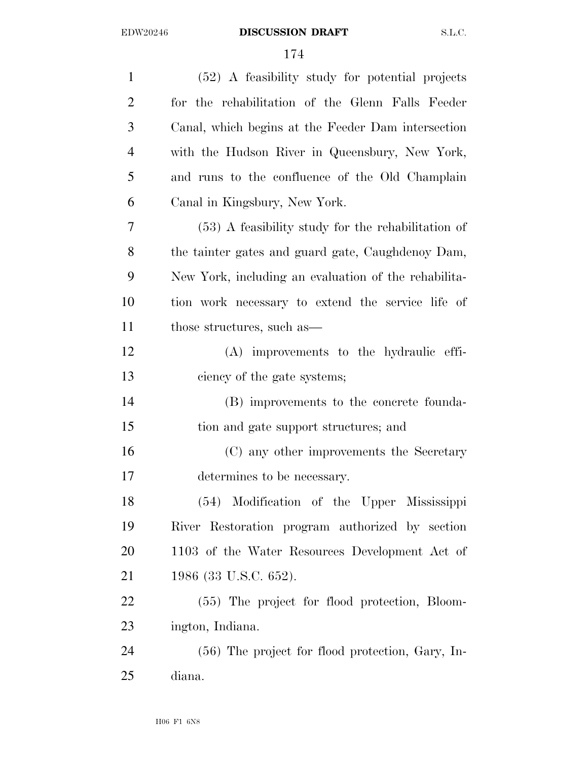(52) A feasibility study for potential projects for the rehabilitation of the Glenn Falls Feeder Canal, which begins at the Feeder Dam intersection with the Hudson River in Queensbury, New York, and runs to the confluence of the Old Champlain Canal in Kingsbury, New York.

(53) A feasibility study for the rehabilitation of the tainter gates and guard gate, Caughdenoy Dam, New York, including an evaluation of the rehabilitation work necessary to extend the service life of those structures, such as—

(A) improvements to the hydraulic efficiency of the gate systems;

(B) improvements to the concrete foundation and gate support structures; and

(C) any other improvements the Secretary determines to be necessary.

(54) Modification of the Upper Mississippi River Restoration program authorized by section 1103 of the Water Resources Development Act of 1986 (33 U.S.C. 652).

(55) The project for flood protection, Bloomington, Indiana.

(56) The project for flood protection, Gary, Indiana.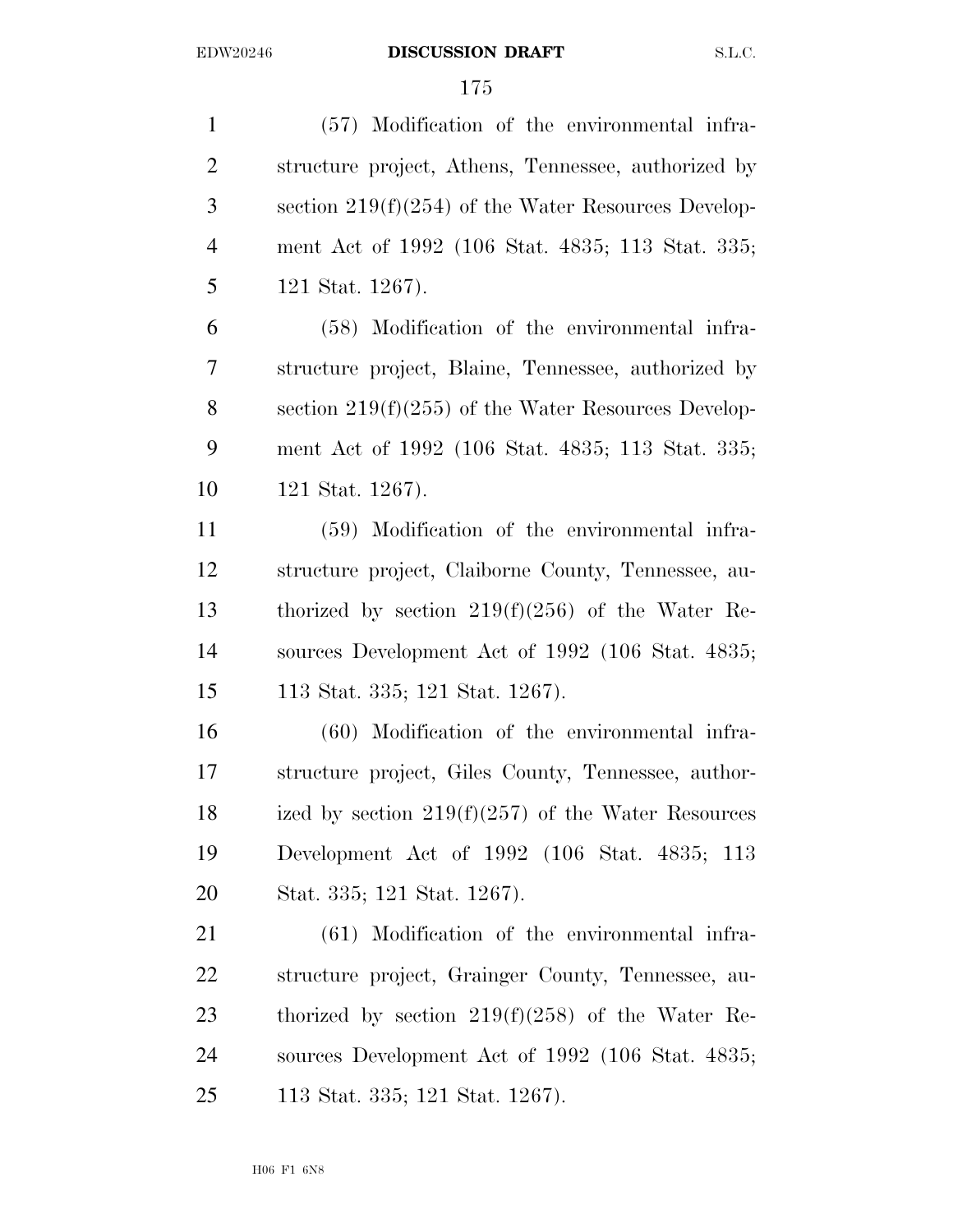(57) Modification of the environmental infrastructure project, Athens, Tennessee, authorized by section 219(f)(254) of the Water Resources Development Act of 1992 (106 Stat. 4835; 113 Stat. 335; 121 Stat. 1267).

(58) Modification of the environmental infrastructure project, Blaine, Tennessee, authorized by section 219(f)(255) of the Water Resources Development Act of 1992 (106 Stat. 4835; 113 Stat. 335; 121 Stat. 1267).

(59) Modification of the environmental infrastructure project, Claiborne County, Tennessee, authorized by section 219(f)(256) of the Water Resources Development Act of 1992 (106 Stat. 4835; 113 Stat. 335; 121 Stat. 1267).

(60) Modification of the environmental infrastructure project, Giles County, Tennessee, authorized by section 219(f)(257) of the Water Resources Development Act of 1992 (106 Stat. 4835; 113 Stat. 335; 121 Stat. 1267).

(61) Modification of the environmental infrastructure project, Grainger County, Tennessee, authorized by section 219(f)(258) of the Water Resources Development Act of 1992 (106 Stat. 4835; 113 Stat. 335; 121 Stat. 1267).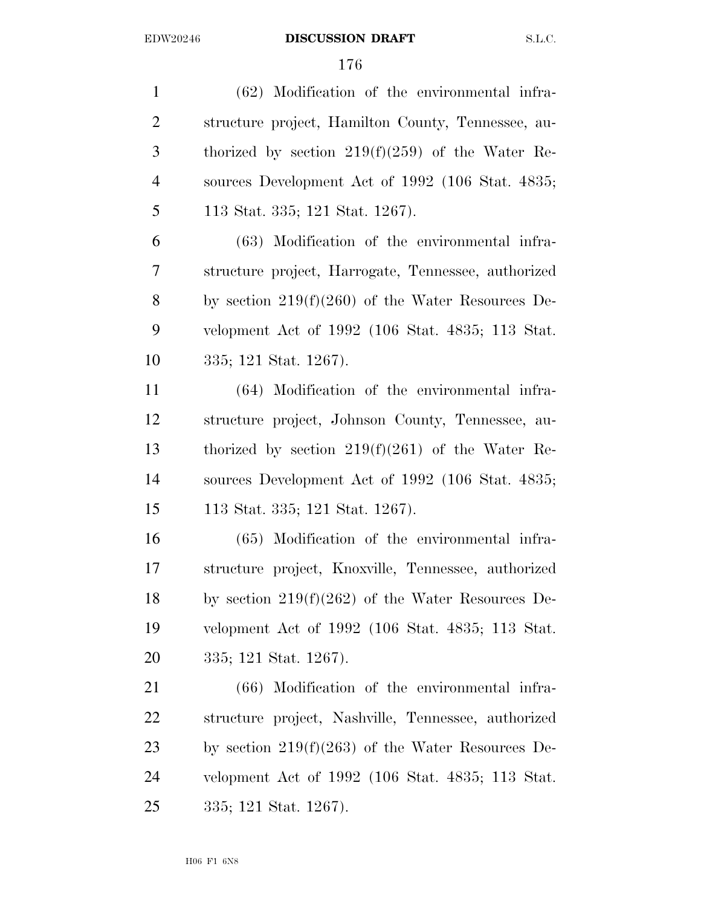(62) Modification of the environmental infrastructure project, Hamilton County, Tennessee, authorized by section 219(f)(259) of the Water Resources Development Act of 1992 (106 Stat. 4835; 113 Stat. 335; 121 Stat. 1267).

(63) Modification of the environmental infrastructure project, Harrogate, Tennessee, authorized by section 219(f)(260) of the Water Resources Development Act of 1992 (106 Stat. 4835; 113 Stat. 335; 121 Stat. 1267).

(64) Modification of the environmental infrastructure project, Johnson County, Tennessee, authorized by section 219(f)(261) of the Water Resources Development Act of 1992 (106 Stat. 4835; 113 Stat. 335; 121 Stat. 1267).

(65) Modification of the environmental infrastructure project, Knoxville, Tennessee, authorized by section 219(f)(262) of the Water Resources Development Act of 1992 (106 Stat. 4835; 113 Stat. 335; 121 Stat. 1267).

(66) Modification of the environmental infrastructure project, Nashville, Tennessee, authorized by section 219(f)(263) of the Water Resources Development Act of 1992 (106 Stat. 4835; 113 Stat. 335; 121 Stat. 1267).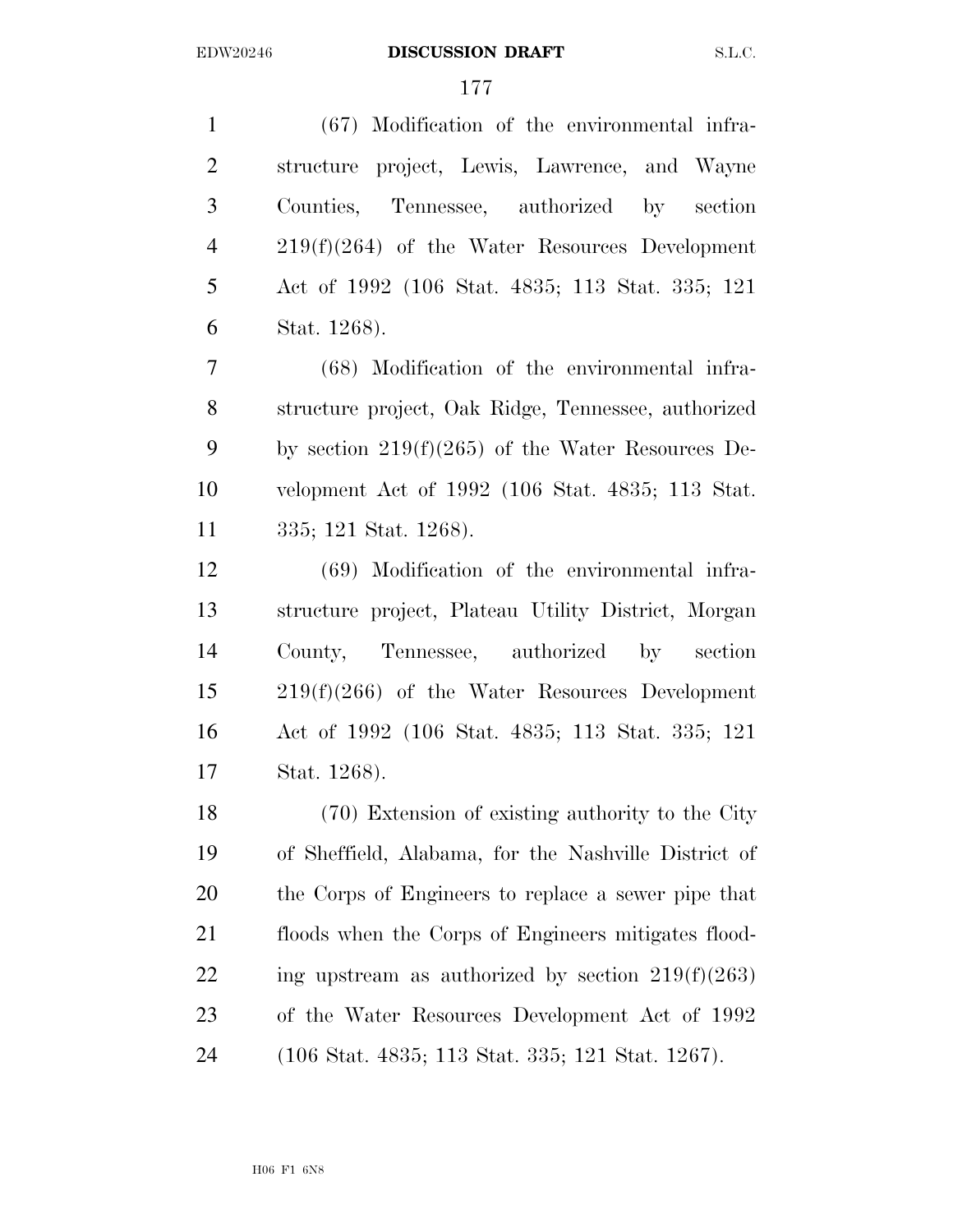(67) Modification of the environmental infrastructure project, Lewis, Lawrence, and Wayne Counties, Tennessee, authorized by section 219(f)(264) of the Water Resources Development Act of 1992 (106 Stat. 4835; 113 Stat. 335; 121 Stat. 1268).

(68) Modification of the environmental infrastructure project, Oak Ridge, Tennessee, authorized by section 219(f)(265) of the Water Resources Development Act of 1992 (106 Stat. 4835; 113 Stat. 335; 121 Stat. 1268).

(69) Modification of the environmental infrastructure project, Plateau Utility District, Morgan County, Tennessee, authorized by section 219(f)(266) of the Water Resources Development Act of 1992 (106 Stat. 4835; 113 Stat. 335; 121 Stat. 1268).

(70) Extension of existing authority to the City of Sheffield, Alabama, for the Nashville District of the Corps of Engineers to replace a sewer pipe that floods when the Corps of Engineers mitigates flooding upstream as authorized by section 219(f)(263) of the Water Resources Development Act of 1992 (106 Stat. 4835; 113 Stat. 335; 121 Stat. 1267).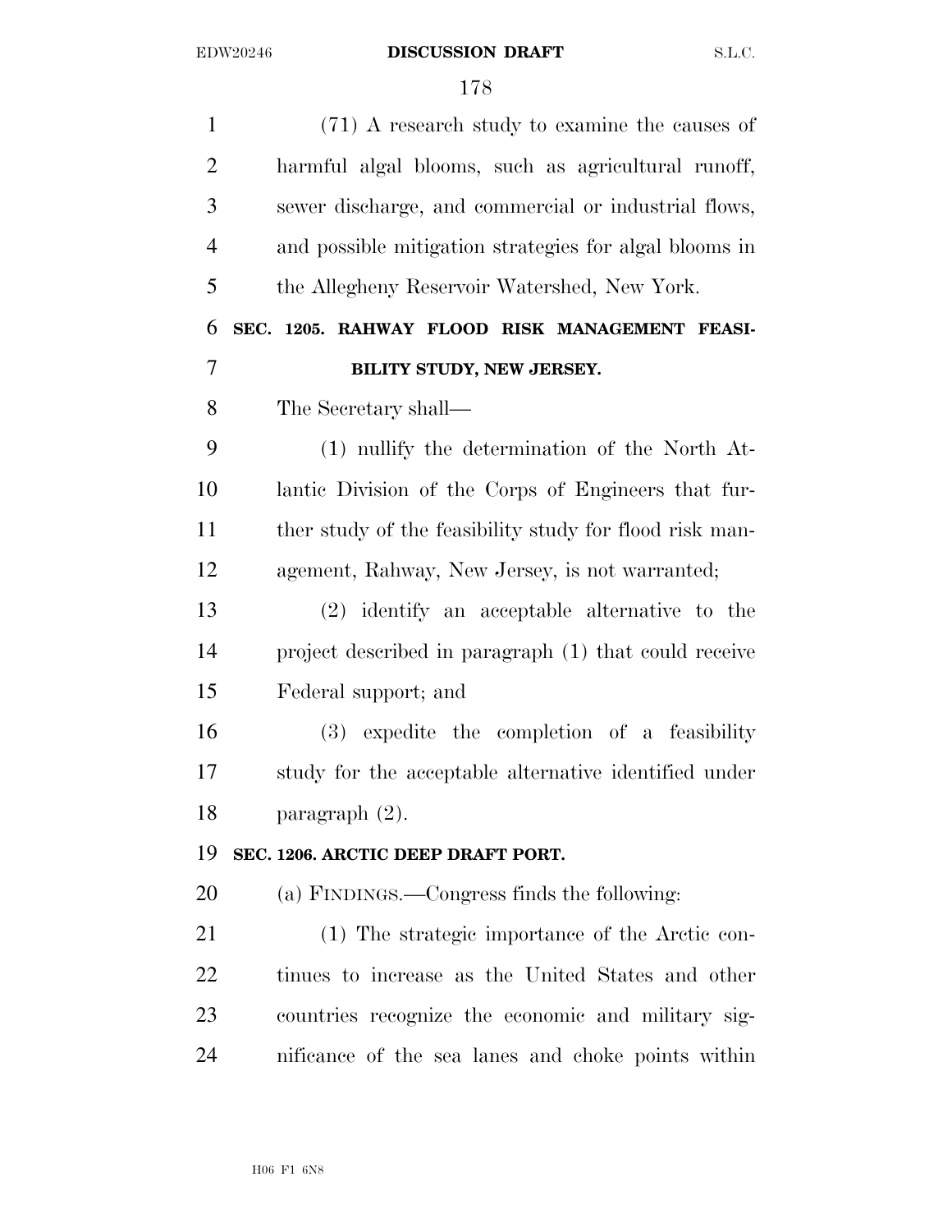(71) A research study to examine the causes of harmful algal blooms, such as agricultural runoff, sewer discharge, and commercial or industrial flows, and possible mitigation strategies for algal blooms in the Allegheny Reservoir Watershed, New York.

**SEC. 1205. RAHWAY FLOOD RISK MANAGEMENT FEASIBILITY STUDY, NEW JERSEY.**

The Secretary shall—

(1) nullify the determination of the North Atlantic Division of the Corps of Engineers that further study of the feasibility study for flood risk management, Rahway, New Jersey, is not warranted;

(2) identify an acceptable alternative to the project described in paragraph (1) that could receive Federal support; and

(3) expedite the completion of a feasibility study for the acceptable alternative identified under paragraph (2).

**SEC. 1206. ARCTIC DEEP DRAFT PORT.**

(a) FINDINGS.—Congress finds the following:

(1) The strategic importance of the Arctic continues to increase as the United States and other countries recognize the economic and military significance of the sea lanes and choke points within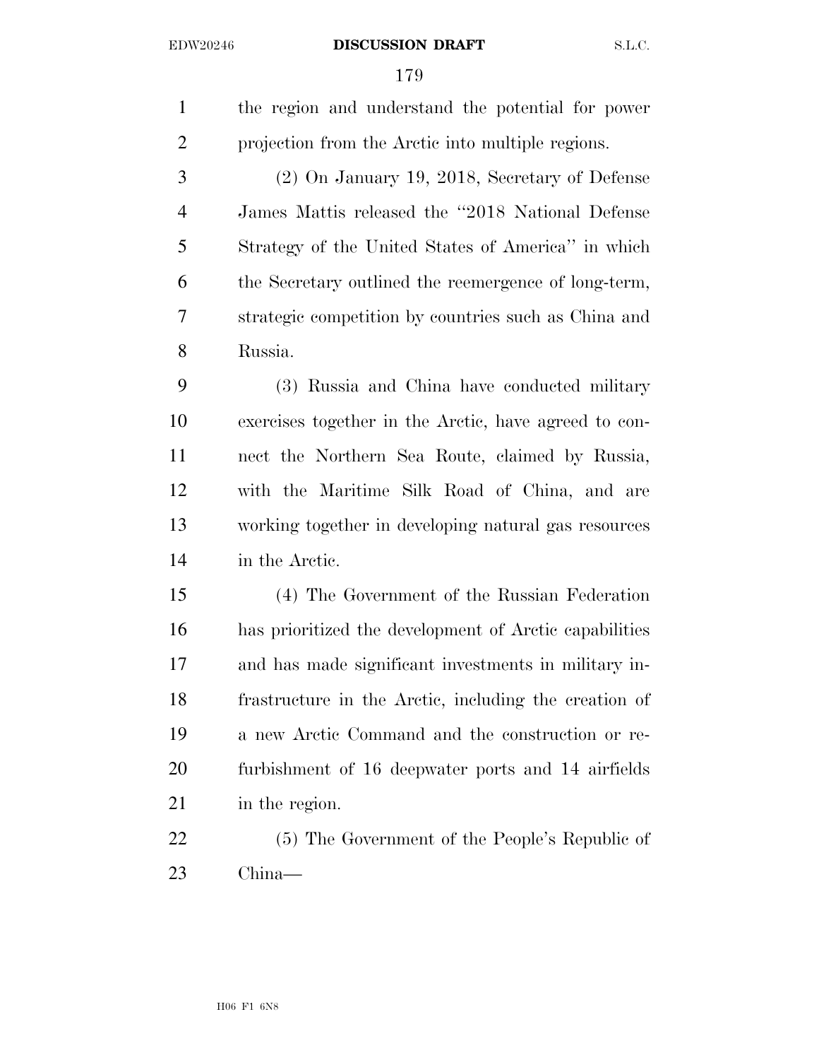the region and understand the potential for power projection from the Arctic into multiple regions.

(2) On January 19, 2018, Secretary of Defense James Mattis released the "2018 National Defense Strategy of the United States of America" in which the Secretary outlined the reemergence of long-term, strategic competition by countries such as China and Russia.

(3) Russia and China have conducted military exercises together in the Arctic, have agreed to connect the Northern Sea Route, claimed by Russia, with the Maritime Silk Road of China, and are working together in developing natural gas resources in the Arctic.

(4) The Government of the Russian Federation has prioritized the development of Arctic capabilities and has made significant investments in military infrastructure in the Arctic, including the creation of a new Arctic Command and the construction or refurbishment of 16 deepwater ports and 14 airfields in the region.

(5) The Government of the People's Republic of China—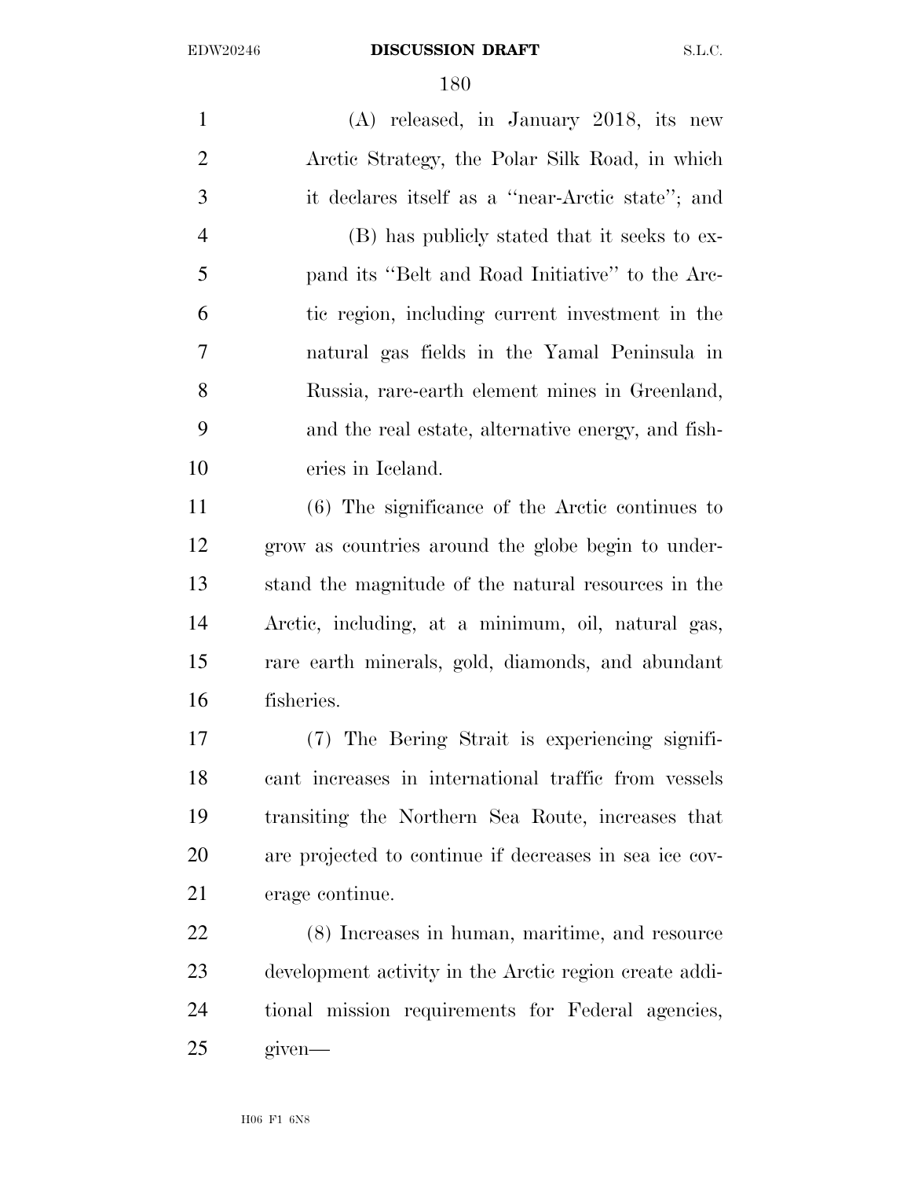(A) released, in January 2018, its new Arctic Strategy, the Polar Silk Road, in which it declares itself as a ''near-Arctic state''; and

(B) has publicly stated that it seeks to expand its ''Belt and Road Initiative'' to the Arctic region, including current investment in the natural gas fields in the Yamal Peninsula in Russia, rare-earth element mines in Greenland, and the real estate, alternative energy, and fisheries in Iceland.

(6) The significance of the Arctic continues to grow as countries around the globe begin to understand the magnitude of the natural resources in the Arctic, including, at a minimum, oil, natural gas, rare earth minerals, gold, diamonds, and abundant fisheries.

(7) The Bering Strait is experiencing significant increases in international traffic from vessels transiting the Northern Sea Route, increases that are projected to continue if decreases in sea ice coverage continue.

(8) Increases in human, maritime, and resource development activity in the Arctic region create additional mission requirements for Federal agencies, given—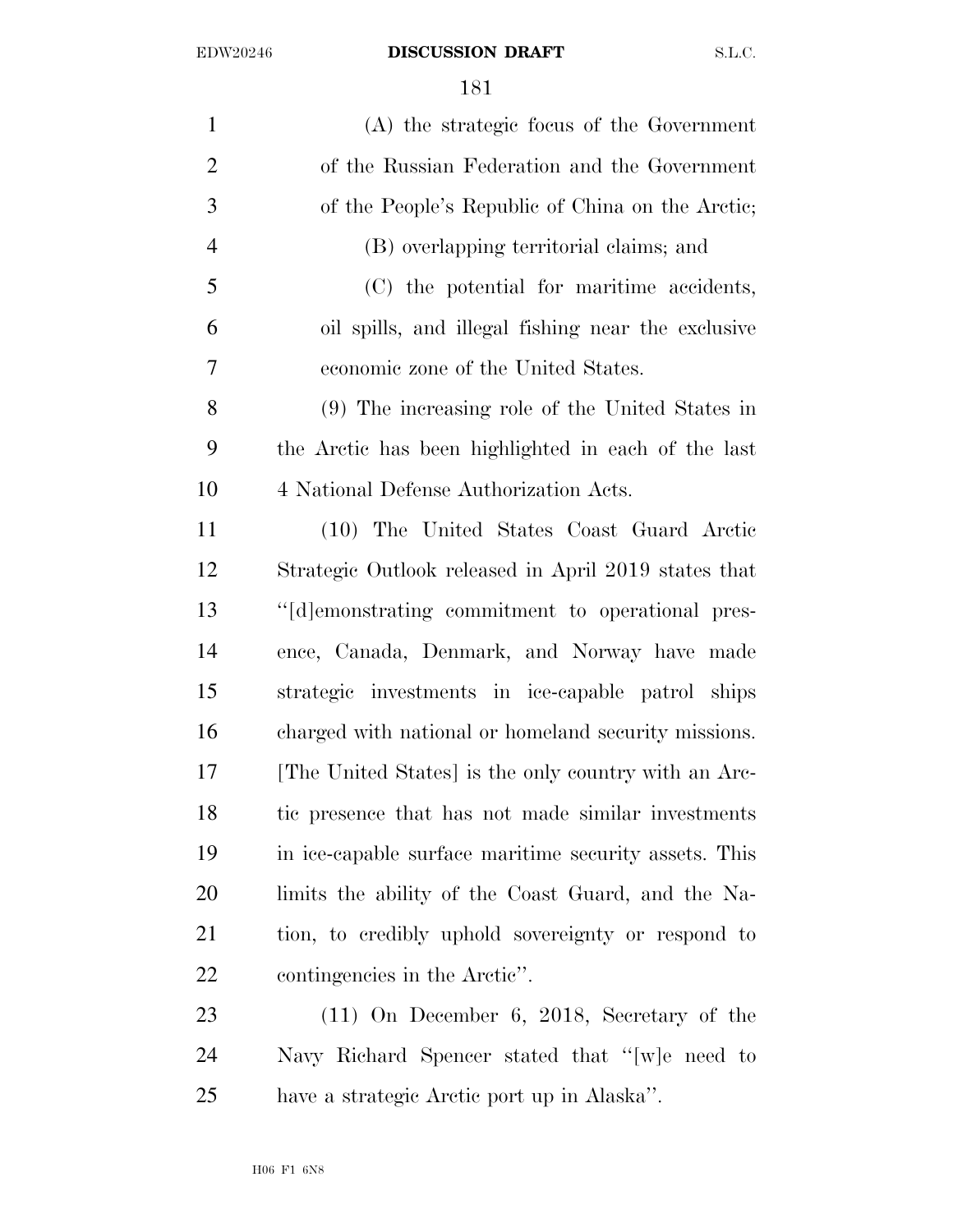(A) the strategic focus of the Government of the Russian Federation and the Government of the People's Republic of China on the Arctic;

(B) overlapping territorial claims; and

(C) the potential for maritime accidents, oil spills, and illegal fishing near the exclusive economic zone of the United States.

(9) The increasing role of the United States in the Arctic has been highlighted in each of the last 4 National Defense Authorization Acts.

(10) The United States Coast Guard Arctic Strategic Outlook released in April 2019 states that ''[d]emonstrating commitment to operational presence, Canada, Denmark, and Norway have made strategic investments in ice-capable patrol ships charged with national or homeland security missions. [The United States] is the only country with an Arctic presence that has not made similar investments in ice-capable surface maritime security assets. This limits the ability of the Coast Guard, and the Nation, to credibly uphold sovereignty or respond to contingencies in the Arctic''.

(11) On December 6, 2018, Secretary of the Navy Richard Spencer stated that ''[w]e need to have a strategic Arctic port up in Alaska''.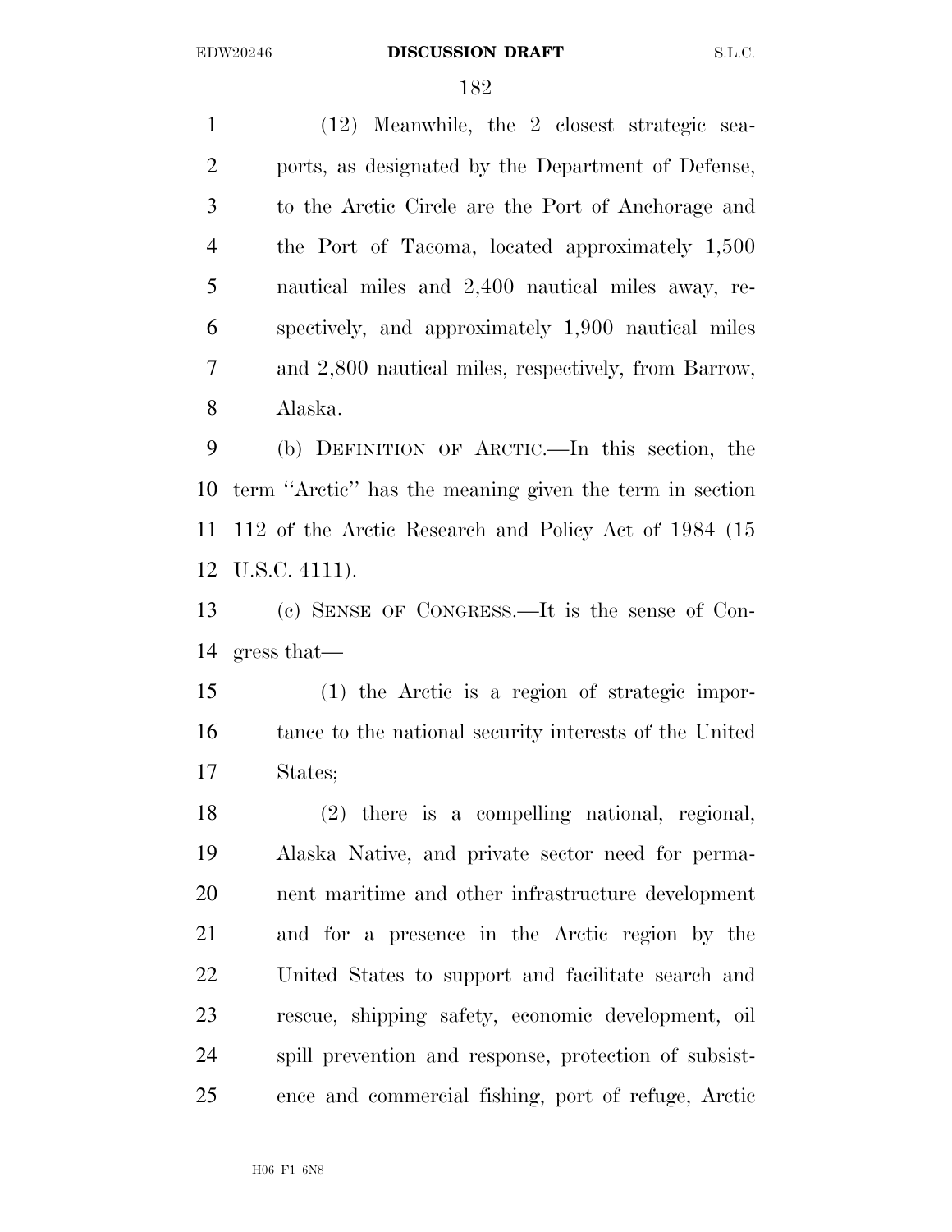(12) Meanwhile, the 2 closest strategic seaports, as designated by the Department of Defense, to the Arctic Circle are the Port of Anchorage and the Port of Tacoma, located approximately 1,500 nautical miles and 2,400 nautical miles away, respectively, and approximately 1,900 nautical miles and 2,800 nautical miles, respectively, from Barrow, Alaska.

(b) DEFINITION OF ARCTIC.—In this section, the term ''Arctic'' has the meaning given the term in section 112 of the Arctic Research and Policy Act of 1984 (15 U.S.C. 4111).

(c) SENSE OF CONGRESS.—It is the sense of Congress that—

(1) the Arctic is a region of strategic importance to the national security interests of the United States;

(2) there is a compelling national, regional, Alaska Native, and private sector need for permanent maritime and other infrastructure development and for a presence in the Arctic region by the United States to support and facilitate search and rescue, shipping safety, economic development, oil spill prevention and response, protection of subsistence and commercial fishing, port of refuge, Arctic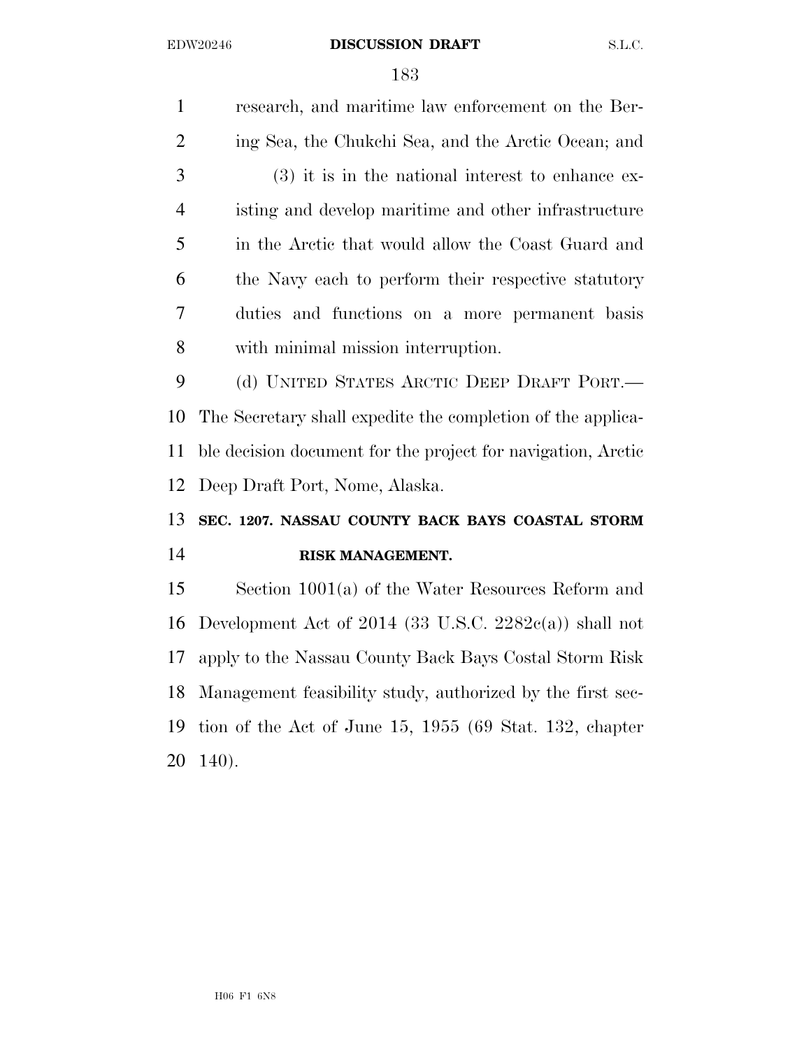research, and maritime law enforcement on the Bering Sea, the Chukchi Sea, and the Arctic Ocean; and

(3) it is in the national interest to enhance existing and develop maritime and other infrastructure in the Arctic that would allow the Coast Guard and the Navy each to perform their respective statutory duties and functions on a more permanent basis with minimal mission interruption.

(d) UNITED STATES ARCTIC DEEP DRAFT PORT.—The Secretary shall expedite the completion of the applicable decision document for the project for navigation, Arctic Deep Draft Port, Nome, Alaska.

**SEC. 1207. NASSAU COUNTY BACK BAYS COASTAL STORM RISK MANAGEMENT.**

Section 1001(a) of the Water Resources Reform and Development Act of 2014 (33 U.S.C. 2282c(a)) shall not apply to the Nassau County Back Bays Costal Storm Risk Management feasibility study, authorized by the first section of the Act of June 15, 1955 (69 Stat. 132, chapter 140).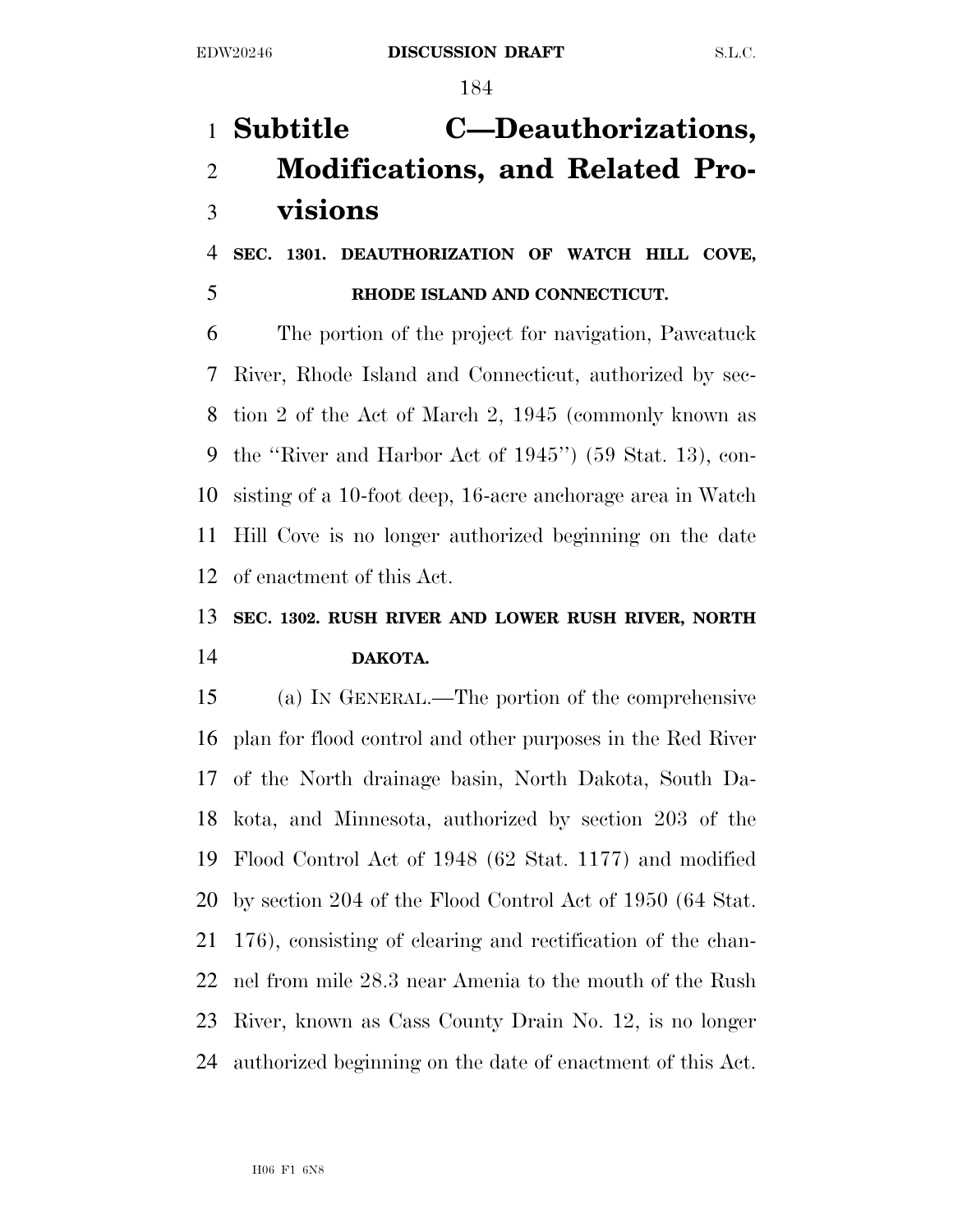# Subtitle C—Deauthorizations, Modifications, and Related Provisions

**SEC. 1301. DEAUTHORIZATION OF WATCH HILL COVE, RHODE ISLAND AND CONNECTICUT.**

The portion of the project for navigation, Pawcatuck River, Rhode Island and Connecticut, authorized by section 2 of the Act of March 2, 1945 (commonly known as the ''River and Harbor Act of 1945'') (59 Stat. 13), consisting of a 10-foot deep, 16-acre anchorage area in Watch Hill Cove is no longer authorized beginning on the date of enactment of this Act.

**SEC. 1302. RUSH RIVER AND LOWER RUSH RIVER, NORTH DAKOTA.**

(a) IN GENERAL.—The portion of the comprehensive plan for flood control and other purposes in the Red River of the North drainage basin, North Dakota, South Dakota, and Minnesota, authorized by section 203 of the Flood Control Act of 1948 (62 Stat. 1177) and modified by section 204 of the Flood Control Act of 1950 (64 Stat. 176), consisting of clearing and rectification of the channel from mile 28.3 near Amenia to the mouth of the Rush River, known as Cass County Drain No. 12, is no longer authorized beginning on the date of enactment of this Act.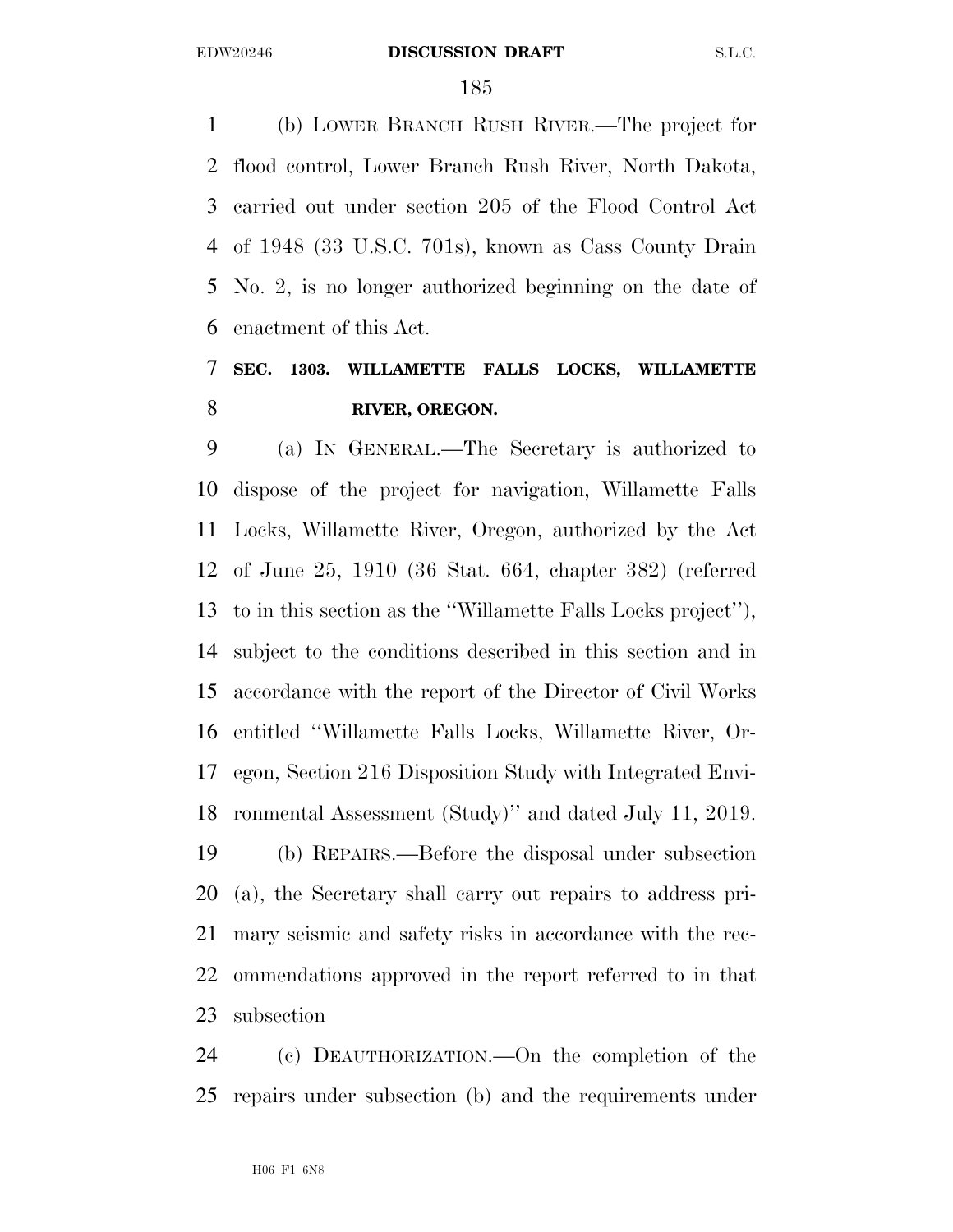(b) LOWER BRANCH RUSH RIVER.—The project for flood control, Lower Branch Rush River, North Dakota, carried out under section 205 of the Flood Control Act of 1948 (33 U.S.C. 701s), known as Cass County Drain No. 2, is no longer authorized beginning on the date of enactment of this Act.

### SEC. 1303. WILLAMETTE FALLS LOCKS, WILLAMETTE RIVER, OREGON.

(a) IN GENERAL.—The Secretary is authorized to dispose of the project for navigation, Willamette Falls Locks, Willamette River, Oregon, authorized by the Act of June 25, 1910 (36 Stat. 664, chapter 382) (referred to in this section as the ''Willamette Falls Locks project''), subject to the conditions described in this section and in accordance with the report of the Director of Civil Works entitled ''Willamette Falls Locks, Willamette River, Oregon, Section 216 Disposition Study with Integrated Environmental Assessment (Study)'' and dated July 11, 2019.

(b) REPAIRS.—Before the disposal under subsection (a), the Secretary shall carry out repairs to address primary seismic and safety risks in accordance with the recommendations approved in the report referred to in that subsection

(c) DEAUTHORIZATION.—On the completion of the repairs under subsection (b) and the requirements under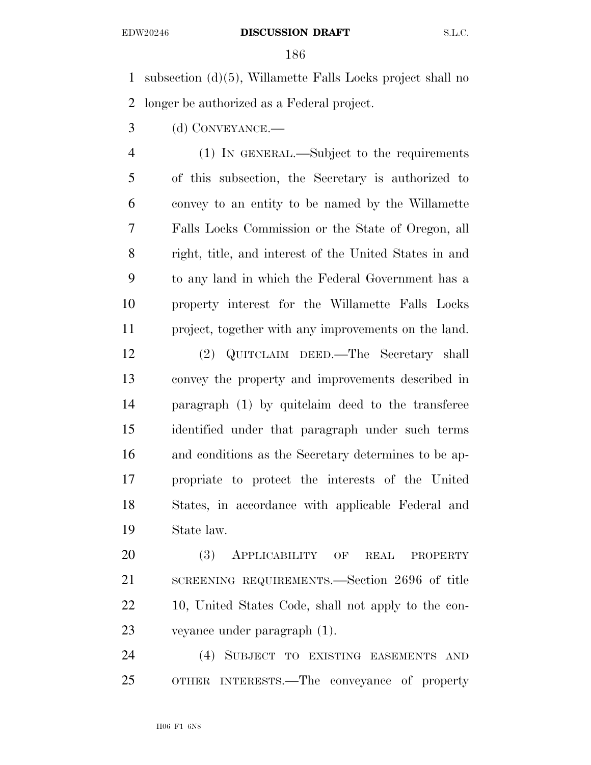subsection (d)(5), Willamette Falls Locks project shall no longer be authorized as a Federal project.

(d) CONVEYANCE.—

(1) IN GENERAL.—Subject to the requirements of this subsection, the Secretary is authorized to convey to an entity to be named by the Willamette Falls Locks Commission or the State of Oregon, all right, title, and interest of the United States in and to any land in which the Federal Government has a property interest for the Willamette Falls Locks project, together with any improvements on the land.

(2) QUITCLAIM DEED.—The Secretary shall convey the property and improvements described in paragraph (1) by quitclaim deed to the transferee identified under that paragraph under such terms and conditions as the Secretary determines to be appropriate to protect the interests of the United States, in accordance with applicable Federal and State law.

(3) APPLICABILITY OF REAL PROPERTY SCREENING REQUIREMENTS.—Section 2696 of title 10, United States Code, shall not apply to the conveyance under paragraph (1).

(4) SUBJECT TO EXISTING EASEMENTS AND OTHER INTERESTS.—The conveyance of property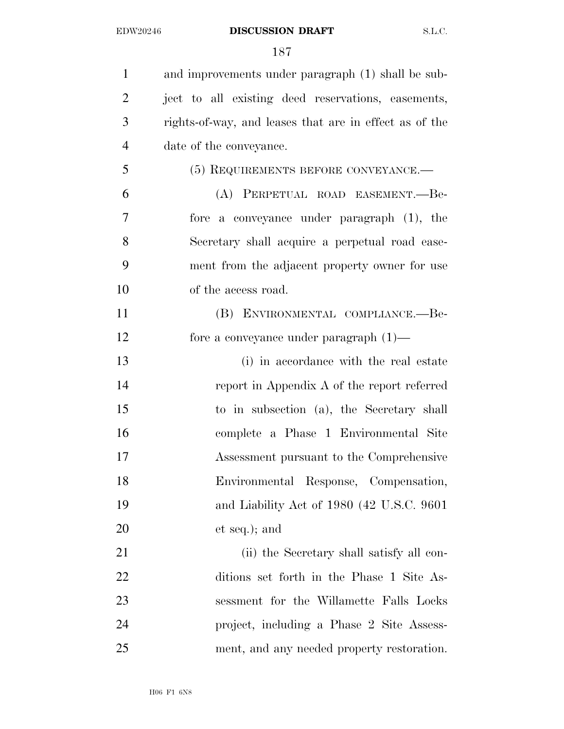and improvements under paragraph (1) shall be subject to all existing deed reservations, easements, rights-of-way, and leases that are in effect as of the date of the conveyance.

(5) REQUIREMENTS BEFORE CONVEYANCE.—

(A) PERPETUAL ROAD EASEMENT.—Before a conveyance under paragraph (1), the Secretary shall acquire a perpetual road easement from the adjacent property owner for use of the access road.

(B) ENVIRONMENTAL COMPLIANCE.—Before a conveyance under paragraph (1)—

(i) in accordance with the real estate report in Appendix A of the report referred to in subsection (a), the Secretary shall complete a Phase 1 Environmental Site Assessment pursuant to the Comprehensive Environmental Response, Compensation, and Liability Act of 1980 (42 U.S.C. 9601 et seq.); and

(ii) the Secretary shall satisfy all conditions set forth in the Phase 1 Site Assessment for the Willamette Falls Locks project, including a Phase 2 Site Assessment, and any needed property restoration.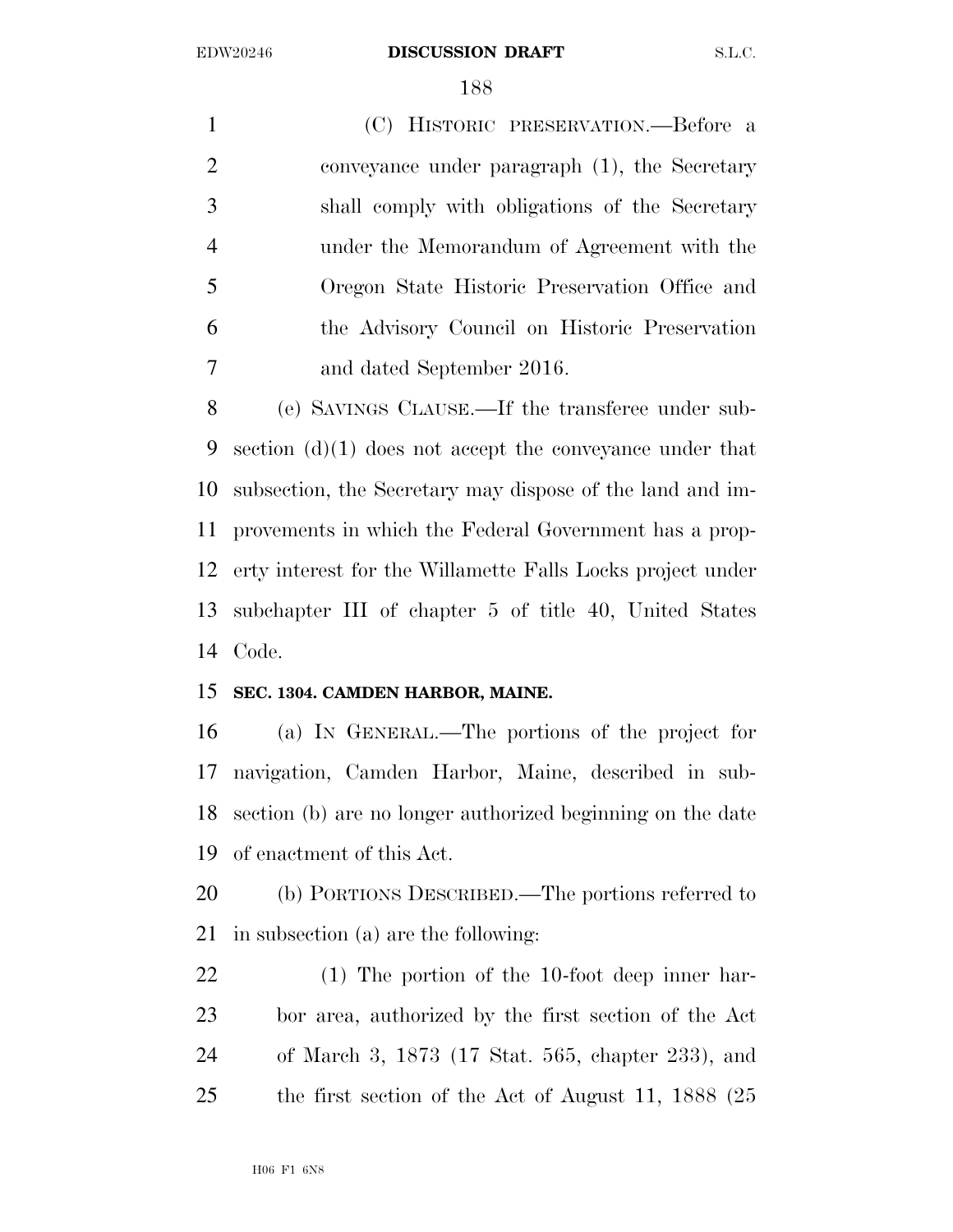(C) HISTORIC PRESERVATION.—Before a conveyance under paragraph (1), the Secretary shall comply with obligations of the Secretary under the Memorandum of Agreement with the Oregon State Historic Preservation Office and the Advisory Council on Historic Preservation and dated September 2016.

(e) SAVINGS CLAUSE.—If the transferee under subsection (d)(1) does not accept the conveyance under that subsection, the Secretary may dispose of the land and improvements in which the Federal Government has a property interest for the Willamette Falls Locks project under subchapter III of chapter 5 of title 40, United States Code.

**SEC. 1304. CAMDEN HARBOR, MAINE.**

(a) IN GENERAL.—The portions of the project for navigation, Camden Harbor, Maine, described in subsection (b) are no longer authorized beginning on the date of enactment of this Act.

(b) PORTIONS DESCRIBED.—The portions referred to in subsection (a) are the following:

(1) The portion of the 10-foot deep inner harbor area, authorized by the first section of the Act of March 3, 1873 (17 Stat. 565, chapter 233), and the first section of the Act of August 11, 1888 (25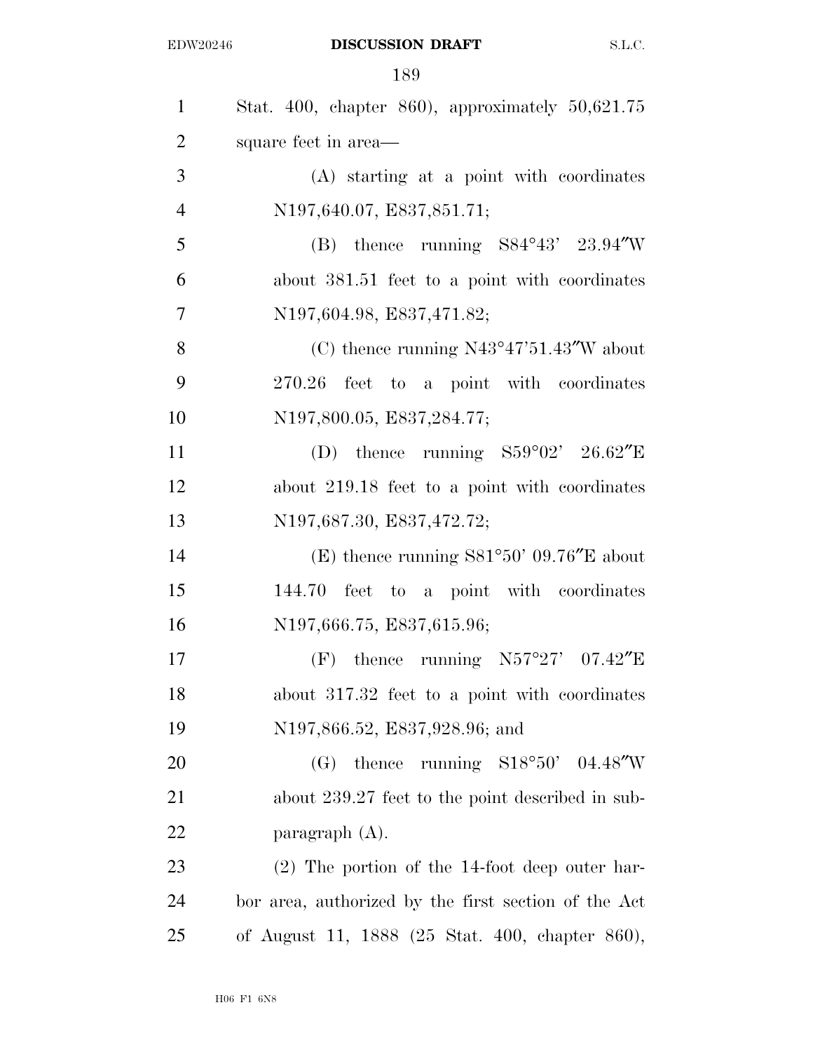Stat. 400, chapter 860), approximately 50,621.75 square feet in area—

(A) starting at a point with coordinates N197,640.07, E837,851.71;

(B) thence running S84°43' 23.94″W about 381.51 feet to a point with coordinates N197,604.98, E837,471.82;

(C) thence running N43°47'51.43″W about 270.26 feet to a point with coordinates N197,800.05, E837,284.77;

(D) thence running S59°02' 26.62″E about 219.18 feet to a point with coordinates N197,687.30, E837,472.72;

(E) thence running S81°50' 09.76″E about 144.70 feet to a point with coordinates N197,666.75, E837,615.96;

(F) thence running N57°27' 07.42″E about 317.32 feet to a point with coordinates N197,866.52, E837,928.96; and

(G) thence running S18°50' 04.48″W about 239.27 feet to the point described in subparagraph (A).

(2) The portion of the 14-foot deep outer harbor area, authorized by the first section of the Act of August 11, 1888 (25 Stat. 400, chapter 860),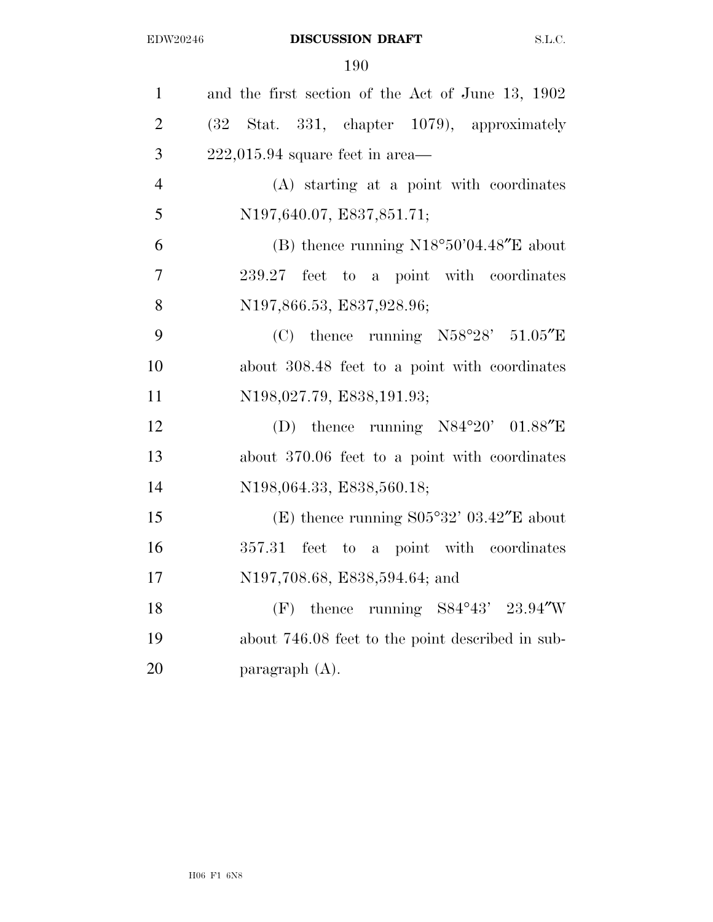and the first section of the Act of June 13, 1902 (32 Stat. 331, chapter 1079), approximately 222,015.94 square feet in area—

(A) starting at a point with coordinates N197,640.07, E837,851.71;

(B) thence running N18°50'04.48″E about 239.27 feet to a point with coordinates N197,866.53, E837,928.96;

(C) thence running N58°28' 51.05″E about 308.48 feet to a point with coordinates N198,027.79, E838,191.93;

(D) thence running N84°20' 01.88″E about 370.06 feet to a point with coordinates N198,064.33, E838,560.18;

(E) thence running S05°32' 03.42″E about 357.31 feet to a point with coordinates N197,708.68, E838,594.64; and

(F) thence running S84°43' 23.94″W about 746.08 feet to the point described in subparagraph (A).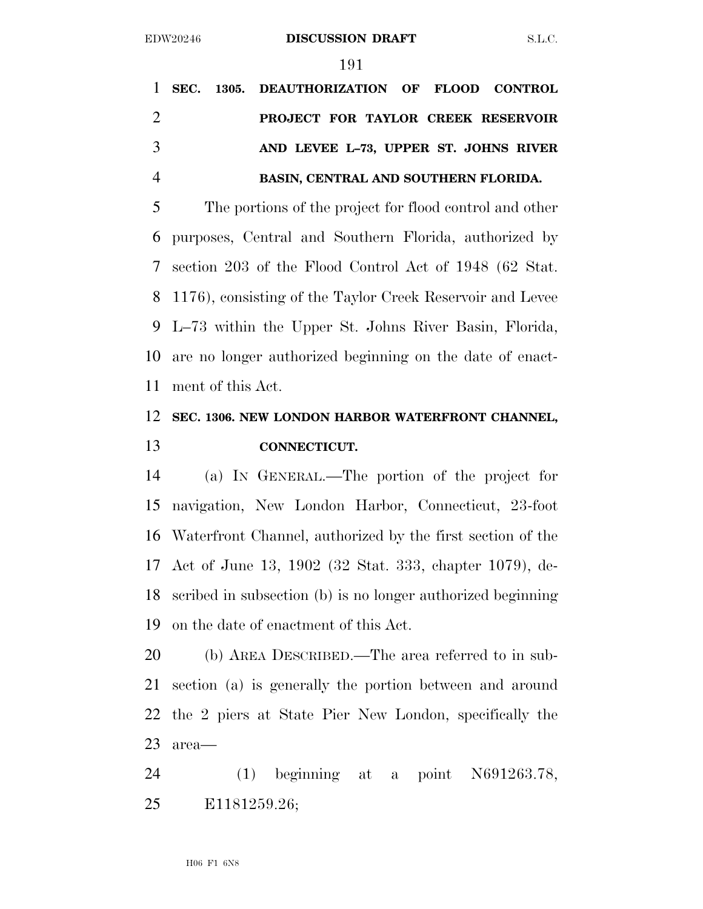### SEC. 1305. DEAUTHORIZATION OF FLOOD CONTROL PROJECT FOR TAYLOR CREEK RESERVOIR AND LEVEE L–73, UPPER ST. JOHNS RIVER BASIN, CENTRAL AND SOUTHERN FLORIDA.

The portions of the project for flood control and other purposes, Central and Southern Florida, authorized by section 203 of the Flood Control Act of 1948 (62 Stat. 1176), consisting of the Taylor Creek Reservoir and Levee L–73 within the Upper St. Johns River Basin, Florida, are no longer authorized beginning on the date of enactment of this Act.

### SEC. 1306. NEW LONDON HARBOR WATERFRONT CHANNEL, CONNECTICUT.

(a) IN GENERAL.—The portion of the project for navigation, New London Harbor, Connecticut, 23-foot Waterfront Channel, authorized by the first section of the Act of June 13, 1902 (32 Stat. 333, chapter 1079), described in subsection (b) is no longer authorized beginning on the date of enactment of this Act.

(b) AREA DESCRIBED.—The area referred to in subsection (a) is generally the portion between and around the 2 piers at State Pier New London, specifically the area—

(1) beginning at a point N691263.78, E1181259.26;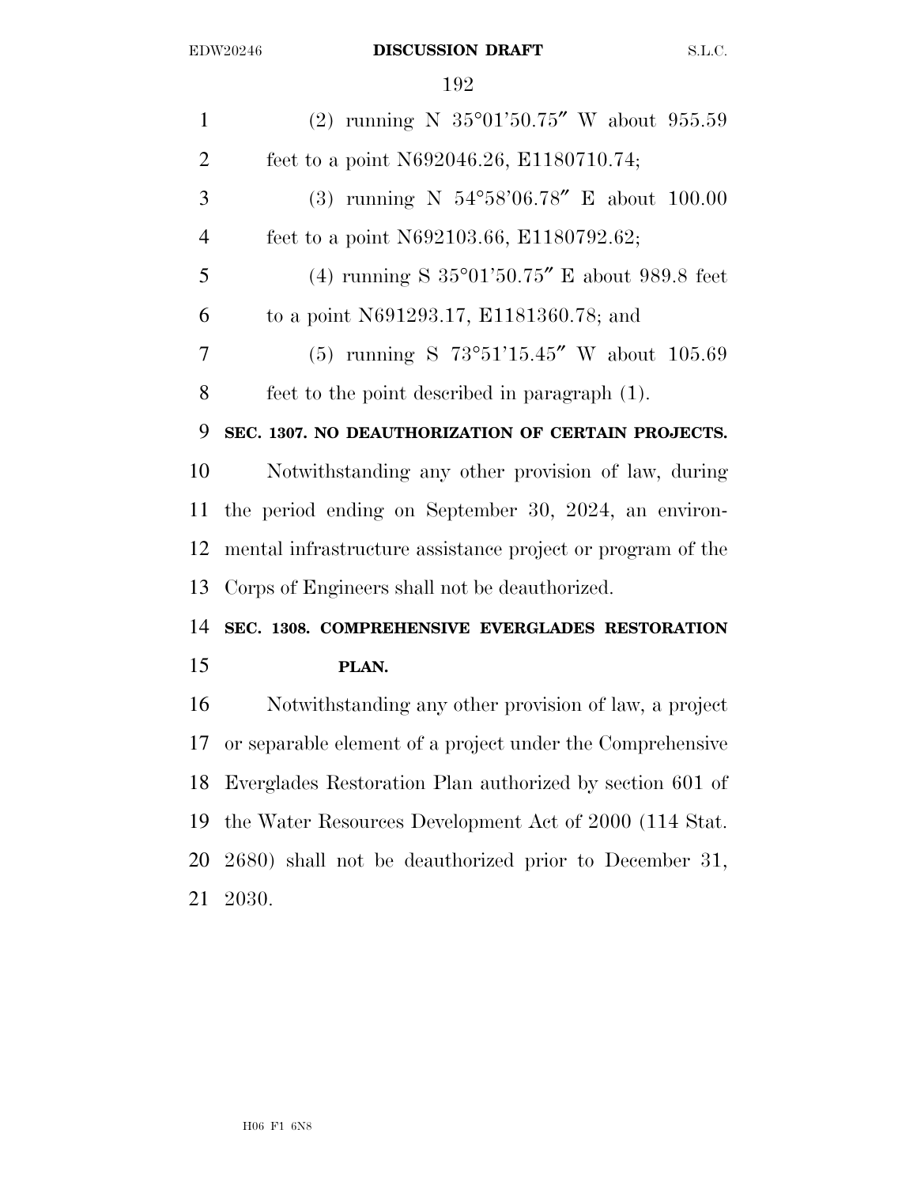(2) running N 35°01’50.75″ W about 955.59 feet to a point N692046.26, E1180710.74;

(3) running N 54°58’06.78″ E about 100.00 feet to a point N692103.66, E1180792.62;

(4) running S 35°01’50.75″ E about 989.8 feet to a point N691293.17, E1181360.78; and

(5) running S 73°51’15.45″ W about 105.69 feet to the point described in paragraph (1).

### SEC. 1307. NO DEAUTHORIZATION OF CERTAIN PROJECTS.

Notwithstanding any other provision of law, during the period ending on September 30, 2024, an environmental infrastructure assistance project or program of the Corps of Engineers shall not be deauthorized.

### SEC. 1308. COMPREHENSIVE EVERGLADES RESTORATION PLAN.

Notwithstanding any other provision of law, a project or separable element of a project under the Comprehensive Everglades Restoration Plan authorized by section 601 of the Water Resources Development Act of 2000 (114 Stat. 2680) shall not be deauthorized prior to December 31, 2030.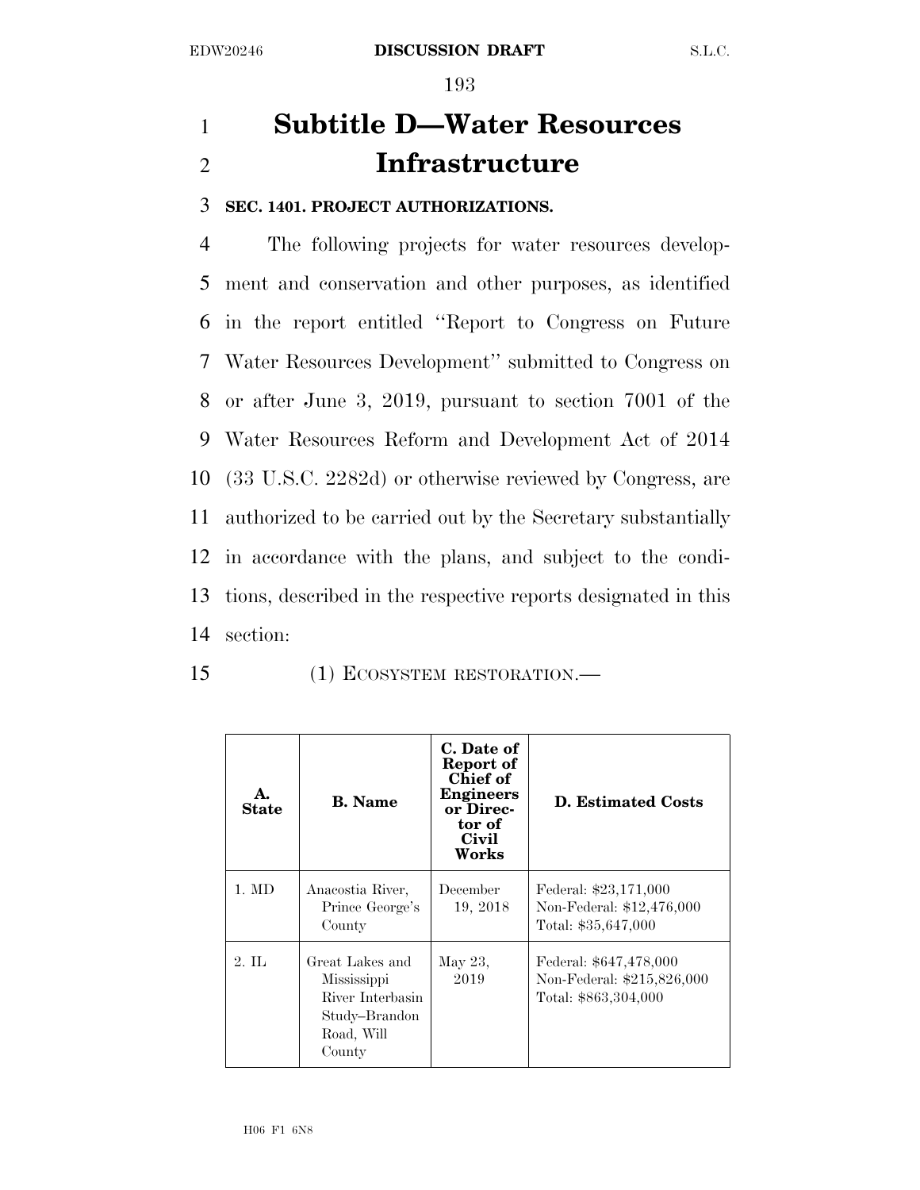# Subtitle D—Water Resources Infrastructure

**SEC. 1401. PROJECT AUTHORIZATIONS.**

The following projects for water resources development and conservation and other purposes, as identified in the report entitled "Report to Congress on Future Water Resources Development" submitted to Congress on or after June 3, 2019, pursuant to section 7001 of the Water Resources Reform and Development Act of 2014 (33 U.S.C. 2282d) or otherwise reviewed by Congress, are authorized to be carried out by the Secretary substantially in accordance with the plans, and subject to the conditions, described in the respective reports designated in this section:

(1) ECOSYSTEM RESTORATION.—

| A. State | B. Name | C. Date of Report of Chief of Engineers or Director of Civil Works | D. Estimated Costs |
|---|---|---|---|
| 1. MD | Anacostia River, Prince George's County | December 19, 2018 | Federal: $23,171,000<br>Non-Federal: $12,476,000<br>Total: $35,647,000 |
| 2. IL | Great Lakes and Mississippi River Interbasin Study–Brandon Road, Will County | May 23, 2019 | Federal: $647,478,000<br>Non-Federal: $215,826,000<br>Total: $863,304,000 |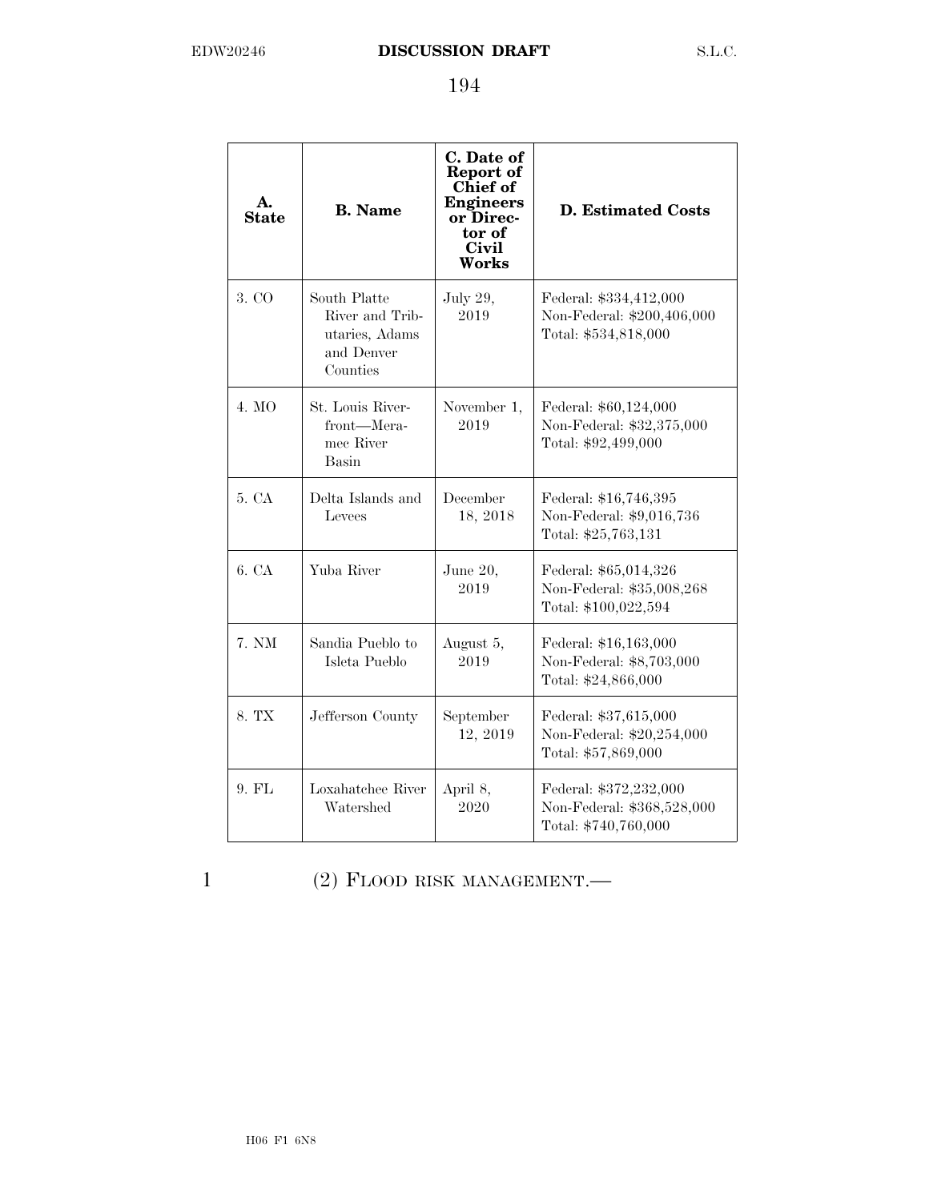| A. State | B. Name | C. Date of Report of Chief of Engineers or Director of Civil Works | D. Estimated Costs |
|---|---|---|---|
| 3. CO | South Platte River and Tributaries, Adams and Denver Counties | July 29, 2019 | Federal: $334,412,000<br>Non-Federal: $200,406,000<br>Total: $534,818,000 |
| 4. MO | St. Louis Riverfront—Meramec River Basin | November 1, 2019 | Federal: $60,124,000<br>Non-Federal: $32,375,000<br>Total: $92,499,000 |
| 5. CA | Delta Islands and Levees | December 18, 2018 | Federal: $16,746,395<br>Non-Federal: $9,016,736<br>Total: $25,763,131 |
| 6. CA | Yuba River | June 20, 2019 | Federal: $65,014,326<br>Non-Federal: $35,008,268<br>Total: $100,022,594 |
| 7. NM | Sandia Pueblo to Isleta Pueblo | August 5, 2019 | Federal: $16,163,000<br>Non-Federal: $8,703,000<br>Total: $24,866,000 |
| 8. TX | Jefferson County | September 12, 2019 | Federal: $37,615,000<br>Non-Federal: $20,254,000<br>Total: $57,869,000 |
| 9. FL | Loxahatchee River Watershed | April 8, 2020 | Federal: $372,232,000<br>Non-Federal: $368,528,000<br>Total: $740,760,000 |

1 (2) FLOOD RISK MANAGEMENT.—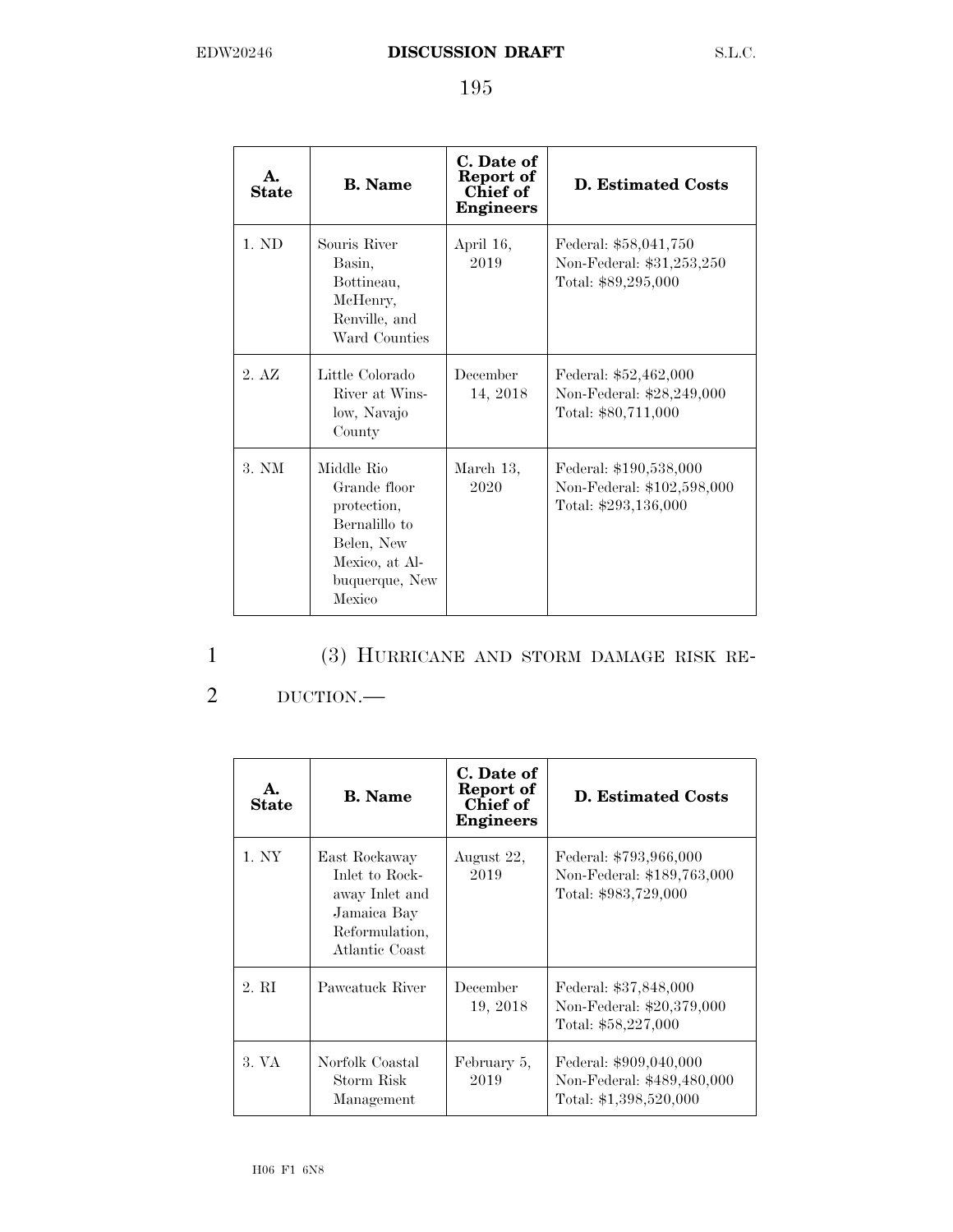| A. State | B. Name | C. Date of Report of Chief of Engineers | D. Estimated Costs |
|---|---|---|---|
| 1. ND | Souris River Basin, Bottineau, McHenry, Renville, and Ward Counties | April 16, 2019 | Federal: $58,041,750<br>Non-Federal: $31,253,250<br>Total: $89,295,000 |
| 2. AZ | Little Colorado River at Winslow, Navajo County | December 14, 2018 | Federal: $52,462,000<br>Non-Federal: $28,249,000<br>Total: $80,711,000 |
| 3. NM | Middle Rio Grande floor protection, Bernalillo to Belen, New Mexico, at Albuquerque, New Mexico | March 13, 2020 | Federal: $190,538,000<br>Non-Federal: $102,598,000<br>Total: $293,136,000 |

(3) HURRICANE AND STORM DAMAGE RISK REDUCTION.—

| A. State | B. Name | C. Date of Report of Chief of Engineers | D. Estimated Costs |
|---|---|---|---|
| 1. NY | East Rockaway Inlet to Rockaway Inlet and Jamaica Bay Reformulation, Atlantic Coast | August 22, 2019 | Federal: $793,966,000<br>Non-Federal: $189,763,000<br>Total: $983,729,000 |
| 2. RI | Pawcatuck River | December 19, 2018 | Federal: $37,848,000<br>Non-Federal: $20,379,000<br>Total: $58,227,000 |
| 3. VA | Norfolk Coastal Storm Risk Management | February 5, 2019 | Federal: $909,040,000<br>Non-Federal: $489,480,000<br>Total: $1,398,520,000 |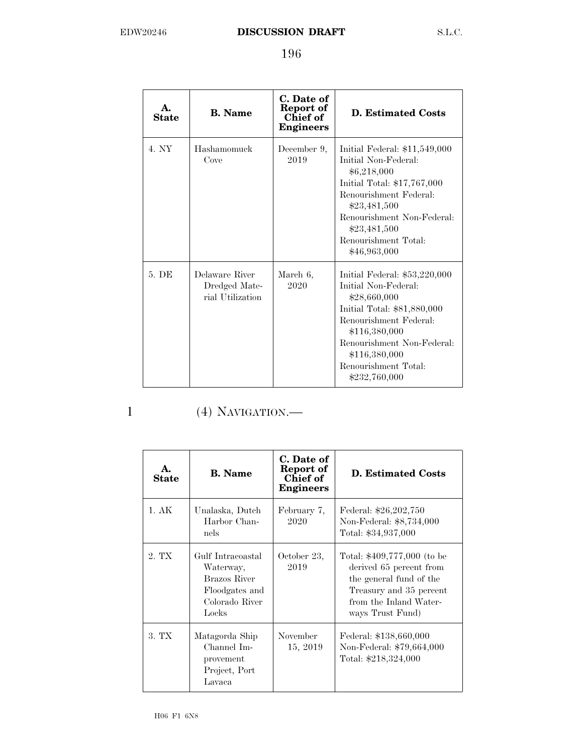| A. State | B. Name | C. Date of Report of Chief of Engineers | D. Estimated Costs |
|---|---|---|---|
| 4. NY | Hashamomuck Cove | December 9, 2019 | Initial Federal: $11,549,000<br>Initial Non-Federal: $6,218,000<br>Initial Total: $17,767,000<br>Renourishment Federal: $23,481,500<br>Renourishment Non-Federal: $23,481,500<br>Renourishment Total: $46,963,000 |
| 5. DE | Delaware River Dredged Material Utilization | March 6, 2020 | Initial Federal: $53,220,000<br>Initial Non-Federal: $28,660,000<br>Initial Total: $81,880,000<br>Renourishment Federal: $116,380,000<br>Renourishment Non-Federal: $116,380,000<br>Renourishment Total: $232,760,000 |

(4) NAVIGATION.—

| A. State | B. Name | C. Date of Report of Chief of Engineers | D. Estimated Costs |
|---|---|---|---|
| 1. AK | Unalaska, Dutch Harbor Channels | February 7, 2020 | Federal: $26,202,750<br>Non-Federal: $8,734,000<br>Total: $34,937,000 |
| 2. TX | Gulf Intracoastal Waterway, Brazos River Floodgates and Colorado River Locks | October 23, 2019 | Total: $409,777,000 (to be derived 65 percent from the general fund of the Treasury and 35 percent from the Inland Waterways Trust Fund) |
| 3. TX | Matagorda Ship Channel Improvement Project, Port Lavaca | November 15, 2019 | Federal: $138,660,000<br>Non-Federal: $79,664,000<br>Total: $218,324,000 |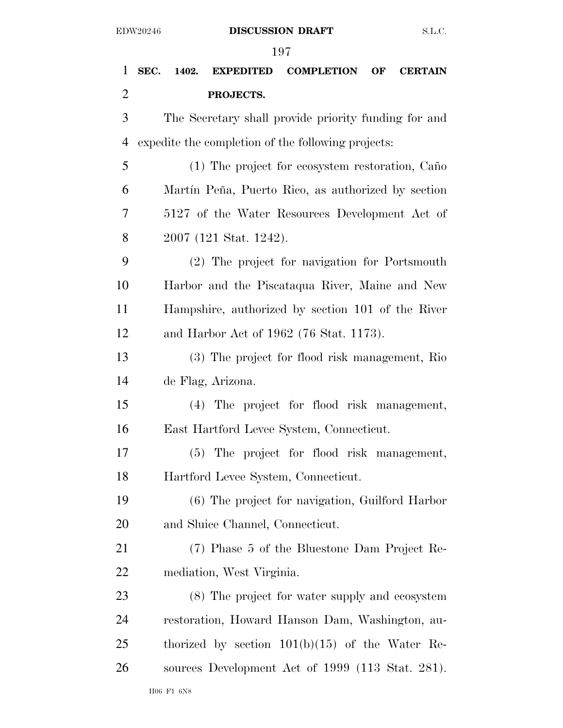**SEC. 1402. EXPEDITED COMPLETION OF CERTAIN PROJECTS.**

The Secretary shall provide priority funding for and expedite the completion of the following projects:

(1) The project for ecosystem restoration, Caño Martín Peña, Puerto Rico, as authorized by section 5127 of the Water Resources Development Act of 2007 (121 Stat. 1242).

(2) The project for navigation for Portsmouth Harbor and the Piscataqua River, Maine and New Hampshire, authorized by section 101 of the River and Harbor Act of 1962 (76 Stat. 1173).

(3) The project for flood risk management, Rio de Flag, Arizona.

(4) The project for flood risk management, East Hartford Levee System, Connecticut.

(5) The project for flood risk management, Hartford Levee System, Connecticut.

(6) The project for navigation, Guilford Harbor and Sluice Channel, Connecticut.

(7) Phase 5 of the Bluestone Dam Project Remediation, West Virginia.

(8) The project for water supply and ecosystem restoration, Howard Hanson Dam, Washington, authorized by section 101(b)(15) of the Water Resources Development Act of 1999 (113 Stat. 281).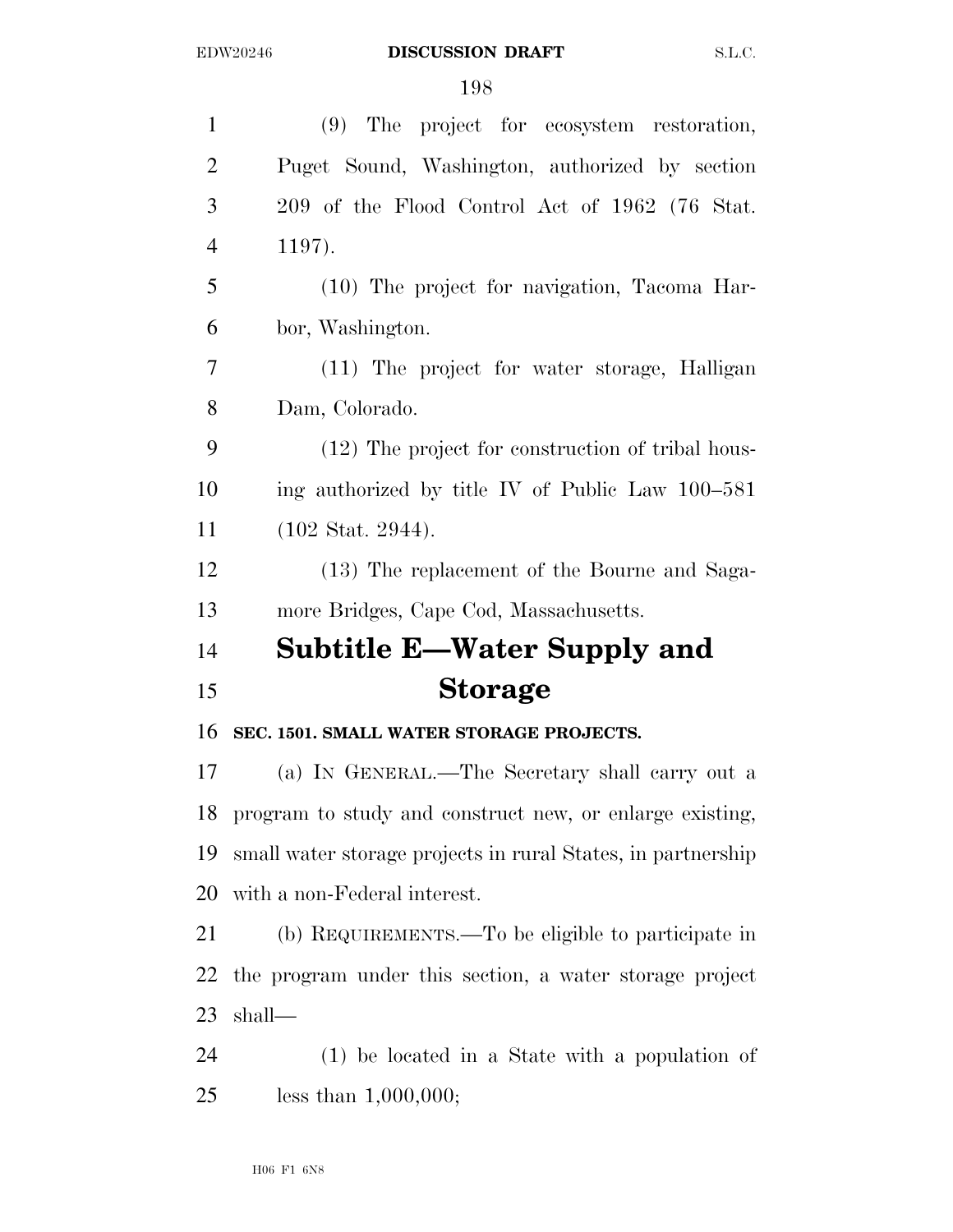(9) The project for ecosystem restoration, Puget Sound, Washington, authorized by section 209 of the Flood Control Act of 1962 (76 Stat. 1197).

(10) The project for navigation, Tacoma Harbor, Washington.

(11) The project for water storage, Halligan Dam, Colorado.

(12) The project for construction of tribal housing authorized by title IV of Public Law 100–581 (102 Stat. 2944).

(13) The replacement of the Bourne and Sagamore Bridges, Cape Cod, Massachusetts.

## Subtitle E—Water Supply and Storage

### SEC. 1501. SMALL WATER STORAGE PROJECTS.

(a) IN GENERAL.—The Secretary shall carry out a program to study and construct new, or enlarge existing, small water storage projects in rural States, in partnership with a non-Federal interest.

(b) REQUIREMENTS.—To be eligible to participate in the program under this section, a water storage project shall—

(1) be located in a State with a population of less than 1,000,000;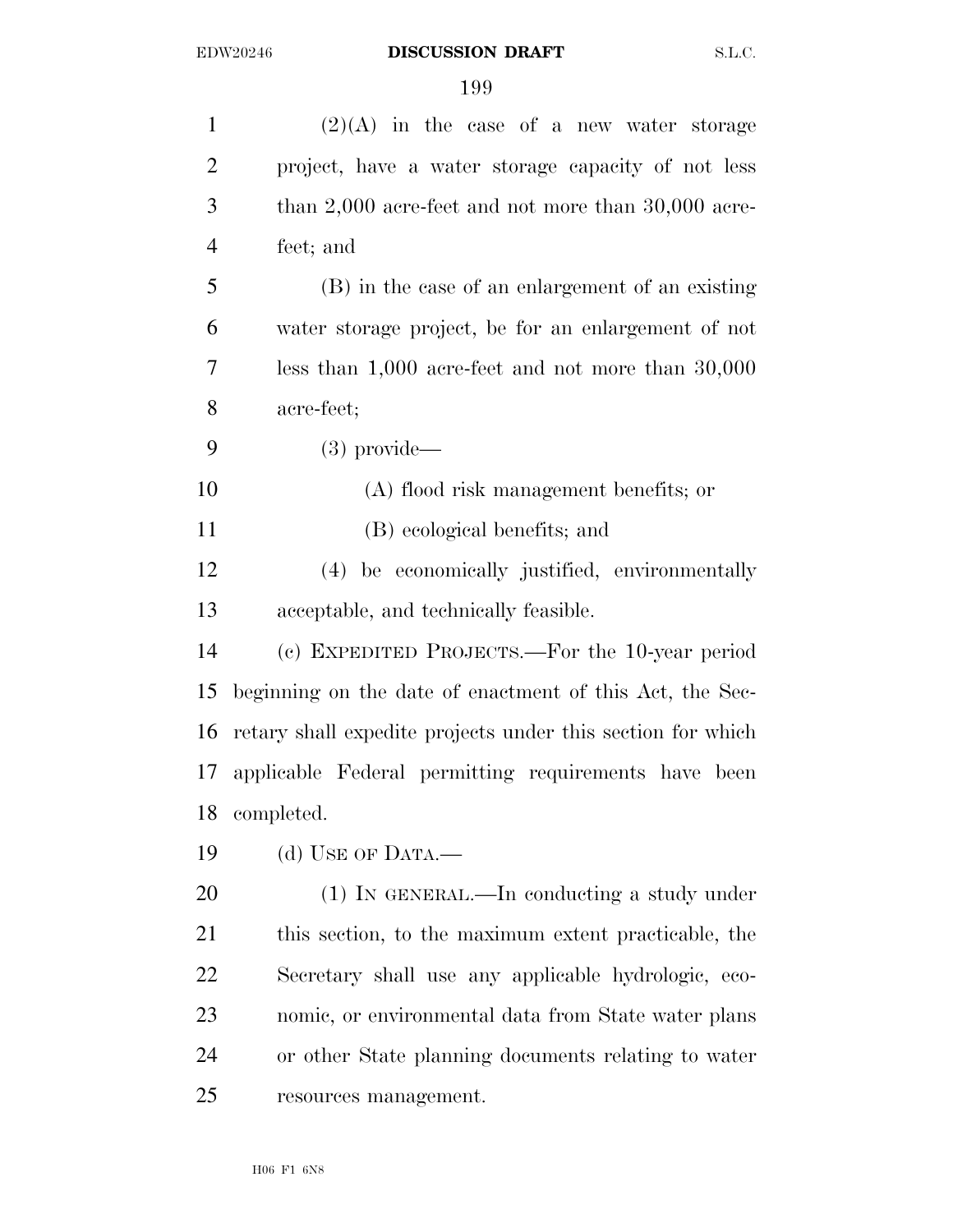(2)(A) in the case of a new water storage project, have a water storage capacity of not less than 2,000 acre-feet and not more than 30,000 acre-feet; and

(B) in the case of an enlargement of an existing water storage project, be for an enlargement of not less than 1,000 acre-feet and not more than 30,000 acre-feet;

(3) provide—

(A) flood risk management benefits; or

(B) ecological benefits; and

(4) be economically justified, environmentally acceptable, and technically feasible.

(c) EXPEDITED PROJECTS.—For the 10-year period beginning on the date of enactment of this Act, the Secretary shall expedite projects under this section for which applicable Federal permitting requirements have been completed.

(d) USE OF DATA.—

(1) IN GENERAL.—In conducting a study under this section, to the maximum extent practicable, the Secretary shall use any applicable hydrologic, economic, or environmental data from State water plans or other State planning documents relating to water resources management.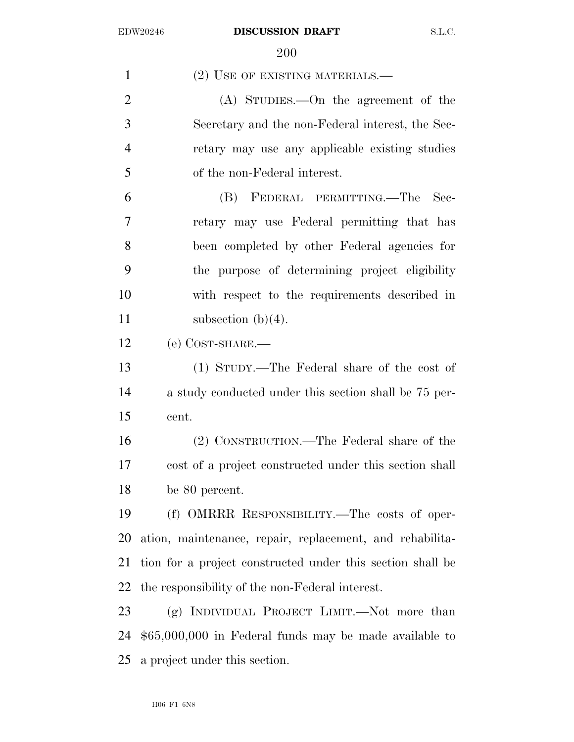(2) USE OF EXISTING MATERIALS.—

(A) STUDIES.—On the agreement of the Secretary and the non-Federal interest, the Secretary may use any applicable existing studies of the non-Federal interest.

(B) FEDERAL PERMITTING.—The Secretary may use Federal permitting that has been completed by other Federal agencies for the purpose of determining project eligibility with respect to the requirements described in subsection (b)(4).

(e) COST-SHARE.—

(1) STUDY.—The Federal share of the cost of a study conducted under this section shall be 75 percent.

(2) CONSTRUCTION.—The Federal share of the cost of a project constructed under this section shall be 80 percent.

(f) OMRRR RESPONSIBILITY.—The costs of operation, maintenance, repair, replacement, and rehabilitation for a project constructed under this section shall be the responsibility of the non-Federal interest.

(g) INDIVIDUAL PROJECT LIMIT.—Not more than $65,000,000 in Federal funds may be made available to a project under this section.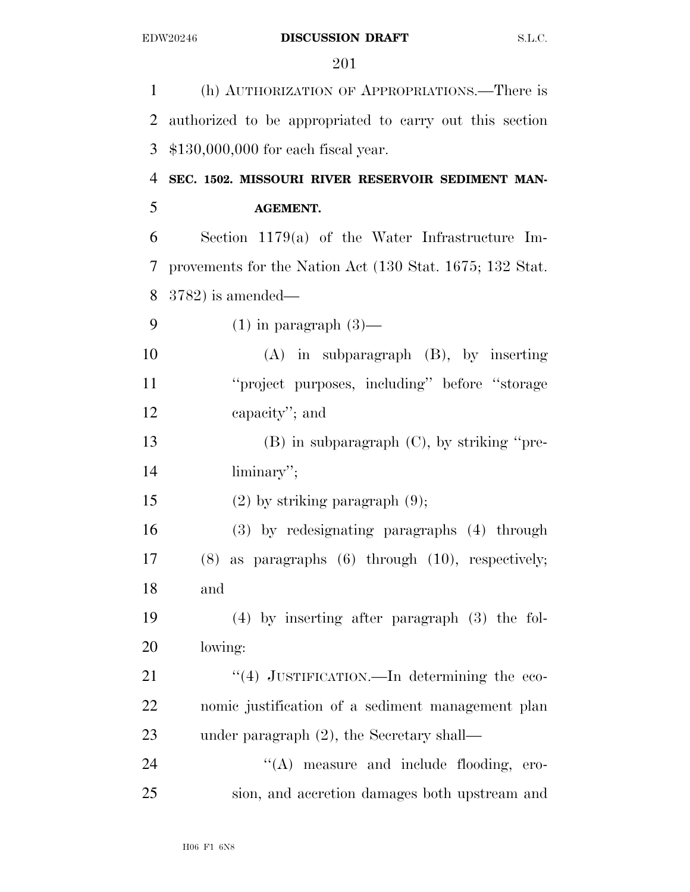(h) AUTHORIZATION OF APPROPRIATIONS.—There is authorized to be appropriated to carry out this section $130,000,000 for each fiscal year.

**SEC. 1502. MISSOURI RIVER RESERVOIR SEDIMENT MANAGEMENT.**

Section 1179(a) of the Water Infrastructure Improvements for the Nation Act (130 Stat. 1675; 132 Stat. 3782) is amended—

(1) in paragraph (3)—

(A) in subparagraph (B), by inserting ''project purposes, including'' before ''storage capacity''; and

(B) in subparagraph (C), by striking ''preliminary'';

(2) by striking paragraph (9);

(3) by redesignating paragraphs (4) through (8) as paragraphs (6) through (10), respectively; and

(4) by inserting after paragraph (3) the following:

''(4) JUSTIFICATION.—In determining the economic justification of a sediment management plan under paragraph (2), the Secretary shall—

''(A) measure and include flooding, erosion, and accretion damages both upstream and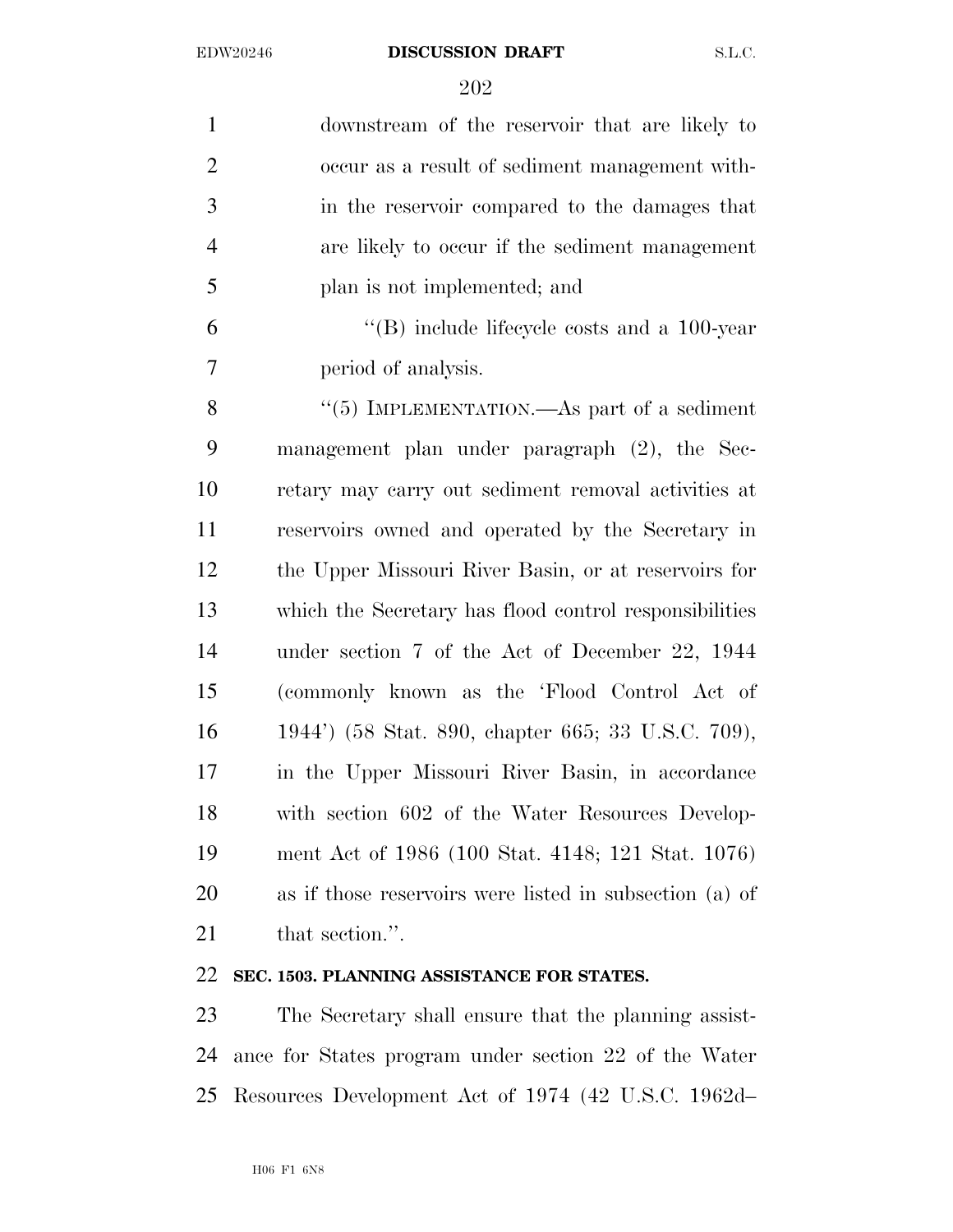downstream of the reservoir that are likely to occur as a result of sediment management within the reservoir compared to the damages that are likely to occur if the sediment management plan is not implemented; and

"(B) include lifecycle costs and a 100-year period of analysis.

"(5) IMPLEMENTATION.—As part of a sediment management plan under paragraph (2), the Secretary may carry out sediment removal activities at reservoirs owned and operated by the Secretary in the Upper Missouri River Basin, or at reservoirs for which the Secretary has flood control responsibilities under section 7 of the Act of December 22, 1944 (commonly known as the 'Flood Control Act of 1944') (58 Stat. 890, chapter 665; 33 U.S.C. 709), in the Upper Missouri River Basin, in accordance with section 602 of the Water Resources Development Act of 1986 (100 Stat. 4148; 121 Stat. 1076) as if those reservoirs were listed in subsection (a) of that section.".

**SEC. 1503. PLANNING ASSISTANCE FOR STATES.**

The Secretary shall ensure that the planning assistance for States program under section 22 of the Water Resources Development Act of 1974 (42 U.S.C. 1962d–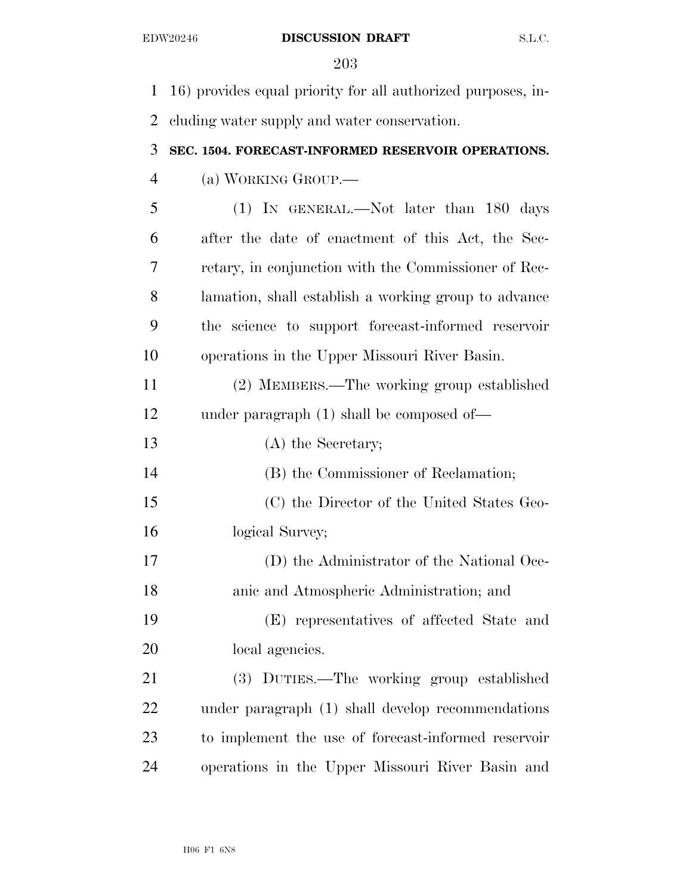16) provides equal priority for all authorized purposes, including water supply and water conservation.

**SEC. 1504. FORECAST-INFORMED RESERVOIR OPERATIONS.**

(a) WORKING GROUP.—

(1) IN GENERAL.—Not later than 180 days after the date of enactment of this Act, the Secretary, in conjunction with the Commissioner of Reclamation, shall establish a working group to advance the science to support forecast-informed reservoir operations in the Upper Missouri River Basin.

(2) MEMBERS.—The working group established under paragraph (1) shall be composed of—

(A) the Secretary;

(B) the Commissioner of Reclamation;

(C) the Director of the United States Geological Survey;

(D) the Administrator of the National Oceanic and Atmospheric Administration; and

(E) representatives of affected State and local agencies.

(3) DUTIES.—The working group established under paragraph (1) shall develop recommendations to implement the use of forecast-informed reservoir operations in the Upper Missouri River Basin and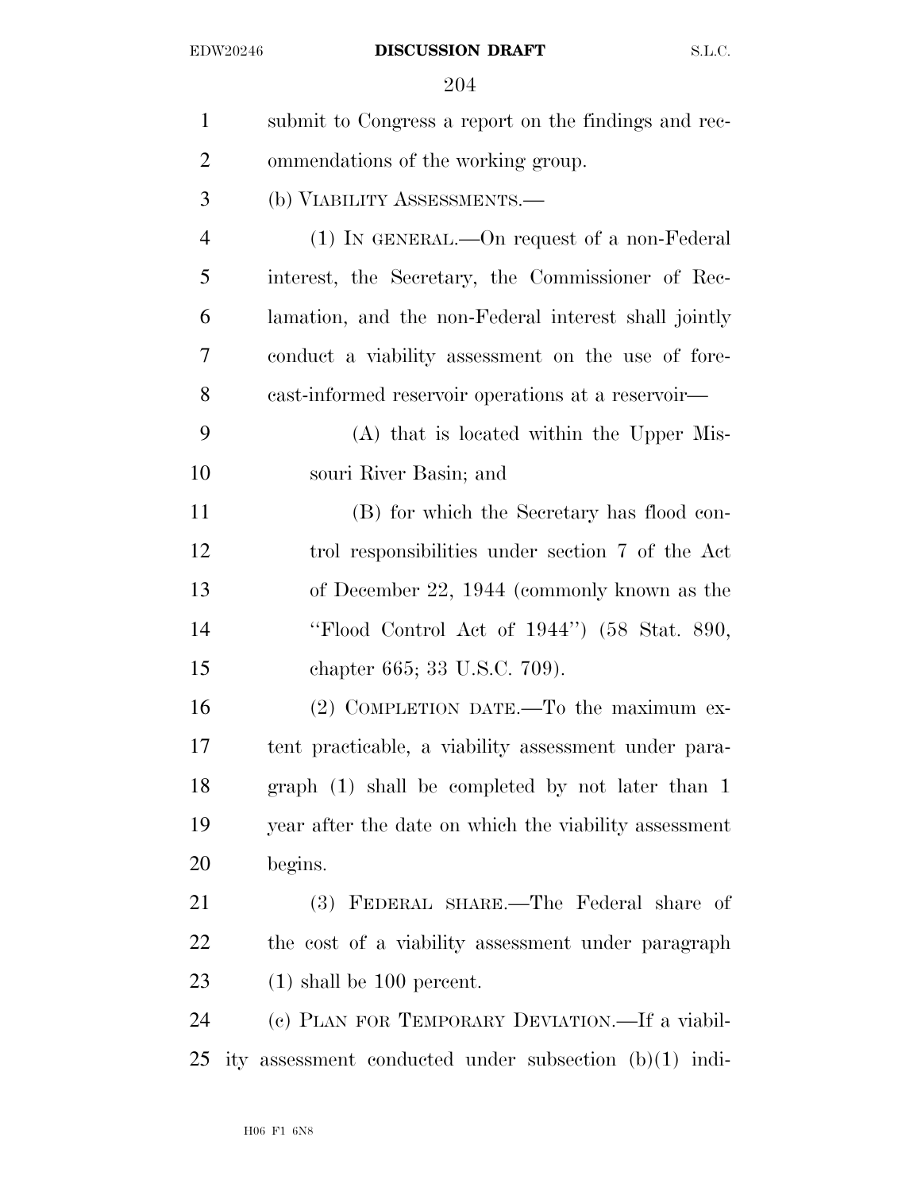submit to Congress a report on the findings and recommendations of the working group.

(b) VIABILITY ASSESSMENTS.—

(1) IN GENERAL.—On request of a non-Federal interest, the Secretary, the Commissioner of Reclamation, and the non-Federal interest shall jointly conduct a viability assessment on the use of forecast-informed reservoir operations at a reservoir—

(A) that is located within the Upper Missouri River Basin; and

(B) for which the Secretary has flood control responsibilities under section 7 of the Act of December 22, 1944 (commonly known as the "Flood Control Act of 1944") (58 Stat. 890, chapter 665; 33 U.S.C. 709).

(2) COMPLETION DATE.—To the maximum extent practicable, a viability assessment under paragraph (1) shall be completed by not later than 1 year after the date on which the viability assessment begins.

(3) FEDERAL SHARE.—The Federal share of the cost of a viability assessment under paragraph (1) shall be 100 percent.

(c) PLAN FOR TEMPORARY DEVIATION.—If a viability assessment conducted under subsection (b)(1) indi-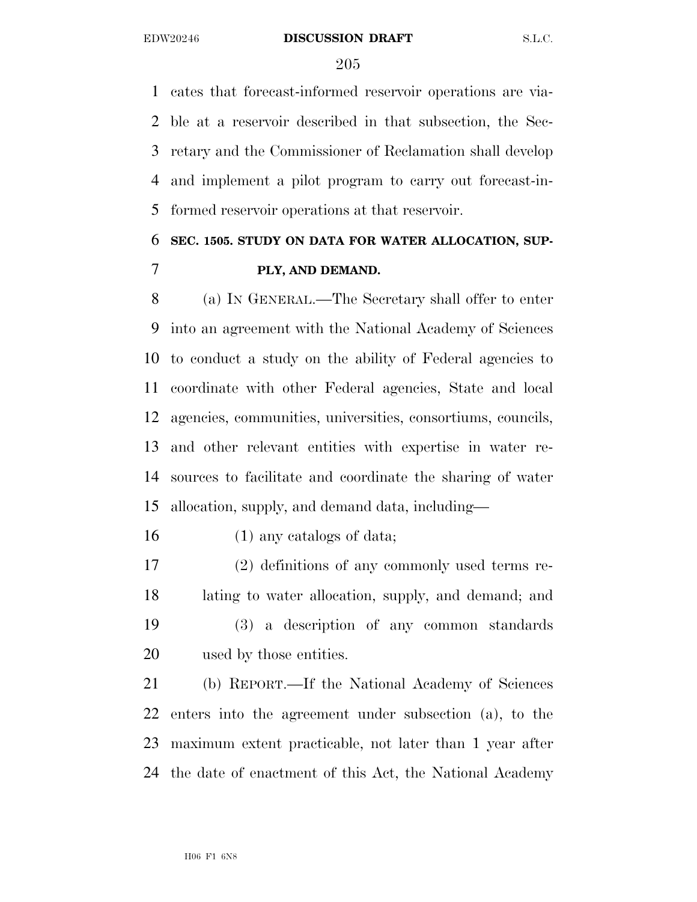cates that forecast-informed reservoir operations are viable at a reservoir described in that subsection, the Secretary and the Commissioner of Reclamation shall develop and implement a pilot program to carry out forecast-informed reservoir operations at that reservoir.

**SEC. 1505. STUDY ON DATA FOR WATER ALLOCATION, SUPPLY, AND DEMAND.**

(a) IN GENERAL.—The Secretary shall offer to enter into an agreement with the National Academy of Sciences to conduct a study on the ability of Federal agencies to coordinate with other Federal agencies, State and local agencies, communities, universities, consortiums, councils, and other relevant entities with expertise in water resources to facilitate and coordinate the sharing of water allocation, supply, and demand data, including—

(1) any catalogs of data;

(2) definitions of any commonly used terms relating to water allocation, supply, and demand; and

(3) a description of any common standards used by those entities.

(b) REPORT.—If the National Academy of Sciences enters into the agreement under subsection (a), to the maximum extent practicable, not later than 1 year after the date of enactment of this Act, the National Academy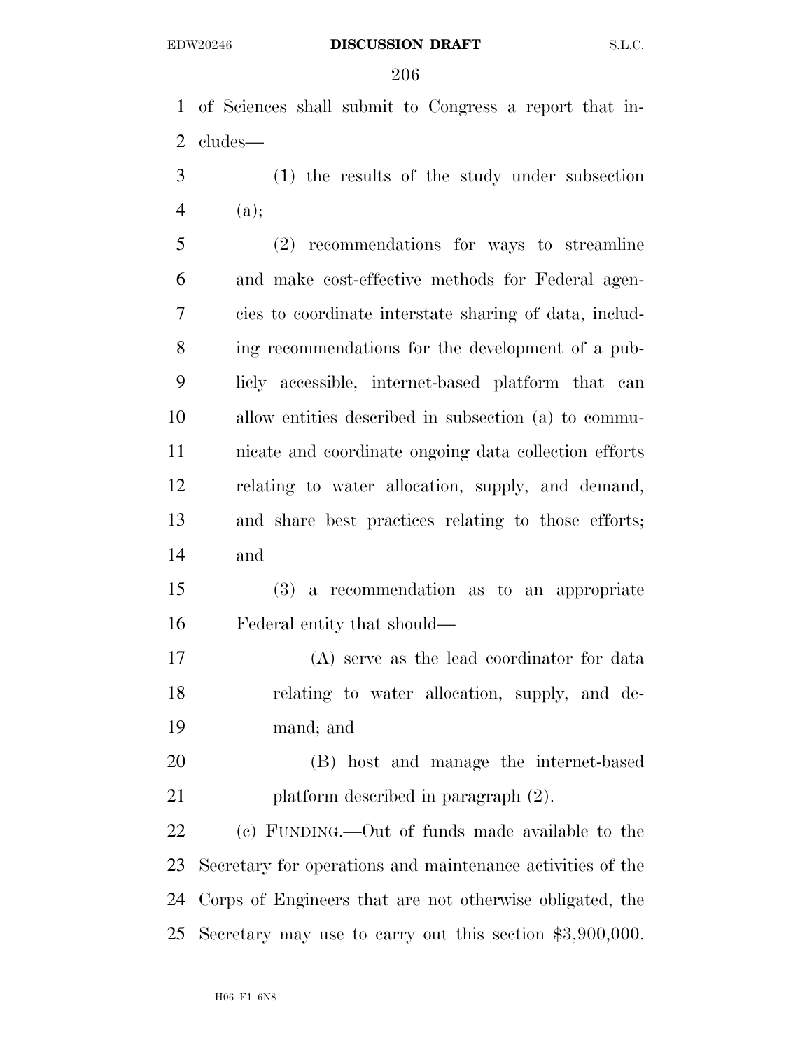of Sciences shall submit to Congress a report that includes—

(1) the results of the study under subsection (a);

(2) recommendations for ways to streamline and make cost-effective methods for Federal agencies to coordinate interstate sharing of data, including recommendations for the development of a publicly accessible, internet-based platform that can allow entities described in subsection (a) to communicate and coordinate ongoing data collection efforts relating to water allocation, supply, and demand, and share best practices relating to those efforts; and

(3) a recommendation as to an appropriate Federal entity that should—

(A) serve as the lead coordinator for data relating to water allocation, supply, and demand; and

(B) host and manage the internet-based platform described in paragraph (2).

(c) FUNDING.—Out of funds made available to the Secretary for operations and maintenance activities of the Corps of Engineers that are not otherwise obligated, the Secretary may use to carry out this section $3,900,000.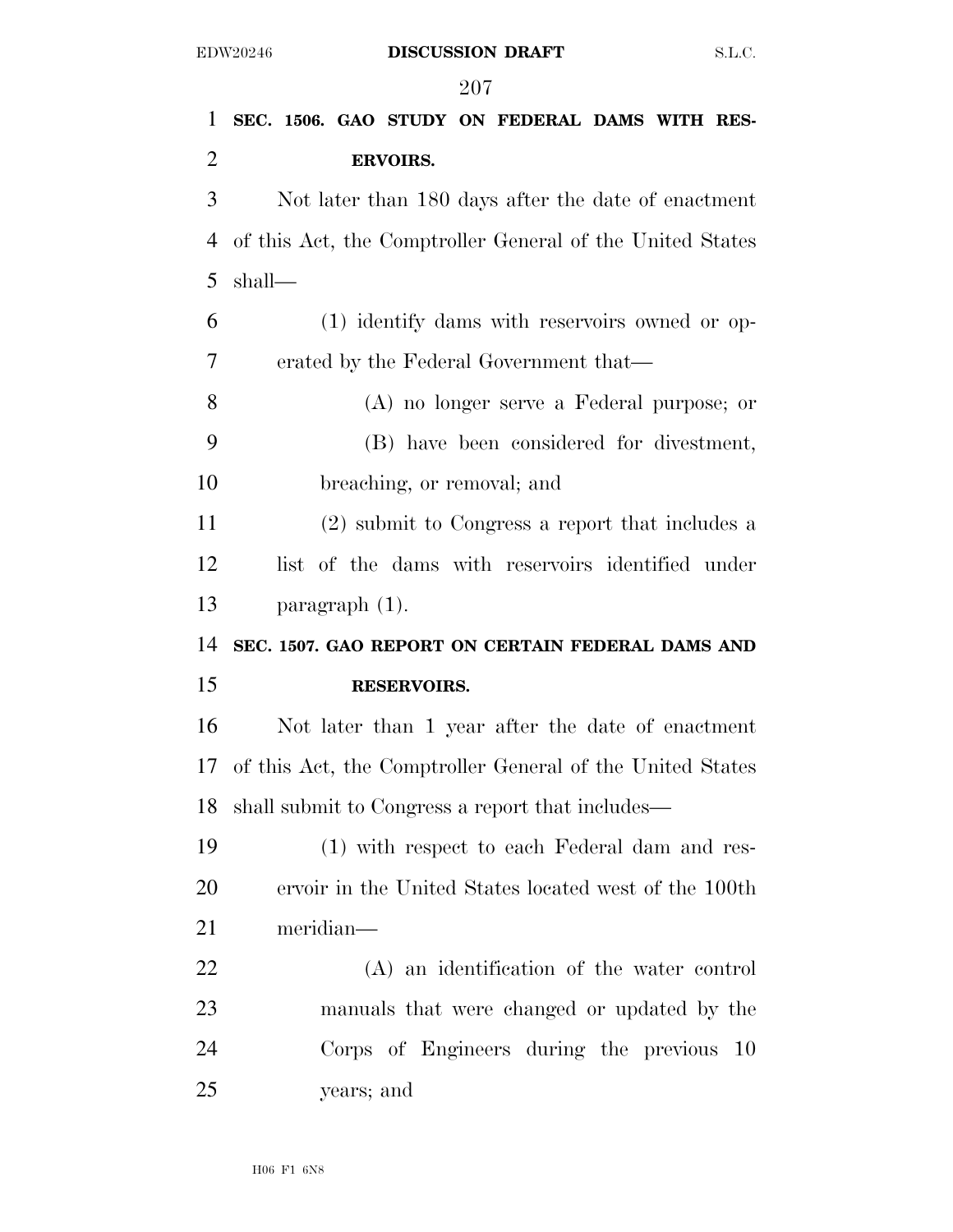**SEC. 1506. GAO STUDY ON FEDERAL DAMS WITH RESERVOIRS.**

Not later than 180 days after the date of enactment of this Act, the Comptroller General of the United States shall—

(1) identify dams with reservoirs owned or operated by the Federal Government that—

(A) no longer serve a Federal purpose; or

(B) have been considered for divestment, breaching, or removal; and

(2) submit to Congress a report that includes a list of the dams with reservoirs identified under paragraph (1).

**SEC. 1507. GAO REPORT ON CERTAIN FEDERAL DAMS AND RESERVOIRS.**

Not later than 1 year after the date of enactment of this Act, the Comptroller General of the United States shall submit to Congress a report that includes—

(1) with respect to each Federal dam and reservoir in the United States located west of the 100th meridian—

(A) an identification of the water control manuals that were changed or updated by the Corps of Engineers during the previous 10 years; and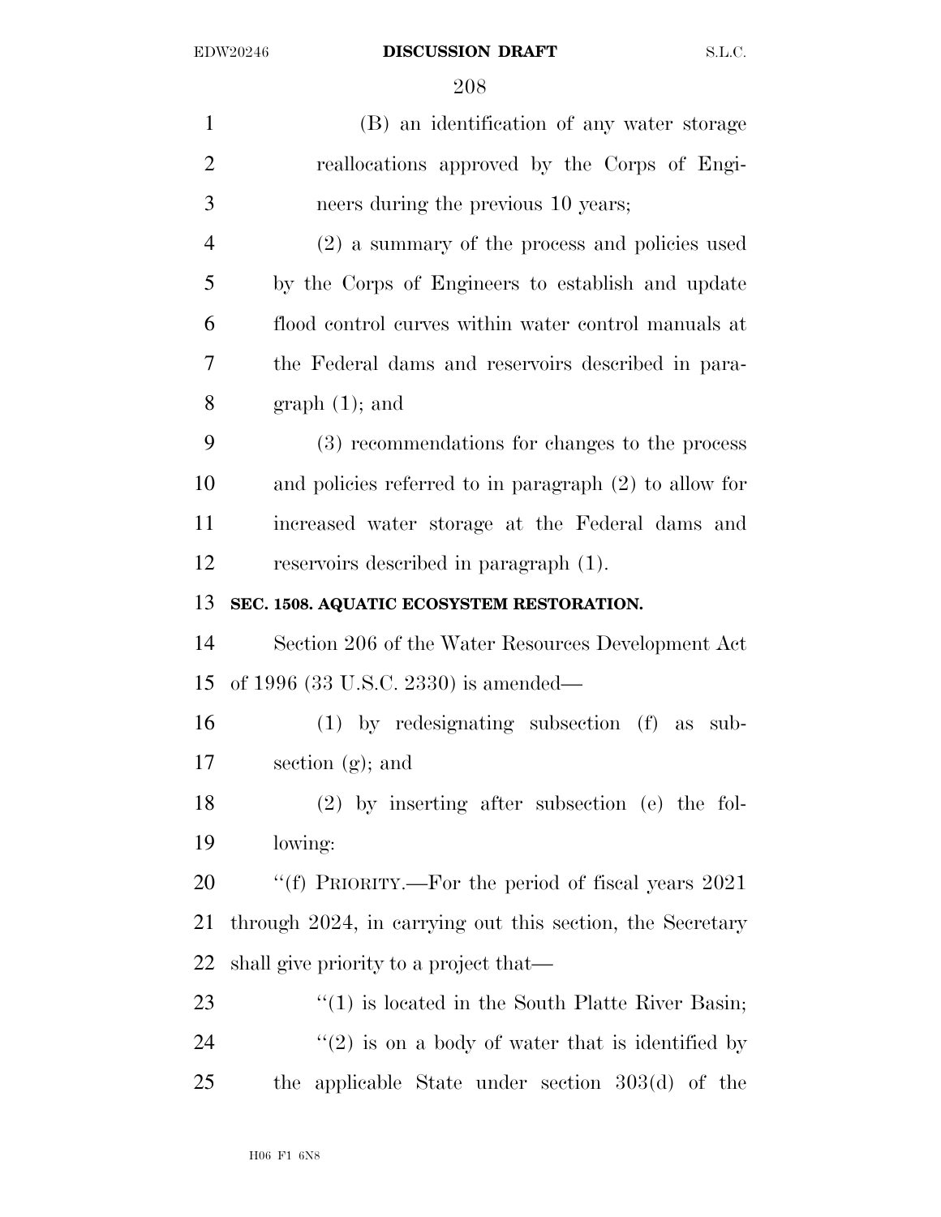(B) an identification of any water storage reallocations approved by the Corps of Engineers during the previous 10 years;

(2) a summary of the process and policies used by the Corps of Engineers to establish and update flood control curves within water control manuals at the Federal dams and reservoirs described in paragraph (1); and

(3) recommendations for changes to the process and policies referred to in paragraph (2) to allow for increased water storage at the Federal dams and reservoirs described in paragraph (1).

**SEC. 1508. AQUATIC ECOSYSTEM RESTORATION.**

Section 206 of the Water Resources Development Act of 1996 (33 U.S.C. 2330) is amended—

(1) by redesignating subsection (f) as subsection (g); and

(2) by inserting after subsection (e) the following:

''(f) PRIORITY.—For the period of fiscal years 2021 through 2024, in carrying out this section, the Secretary shall give priority to a project that—

''(1) is located in the South Platte River Basin;

''(2) is on a body of water that is identified by the applicable State under section 303(d) of the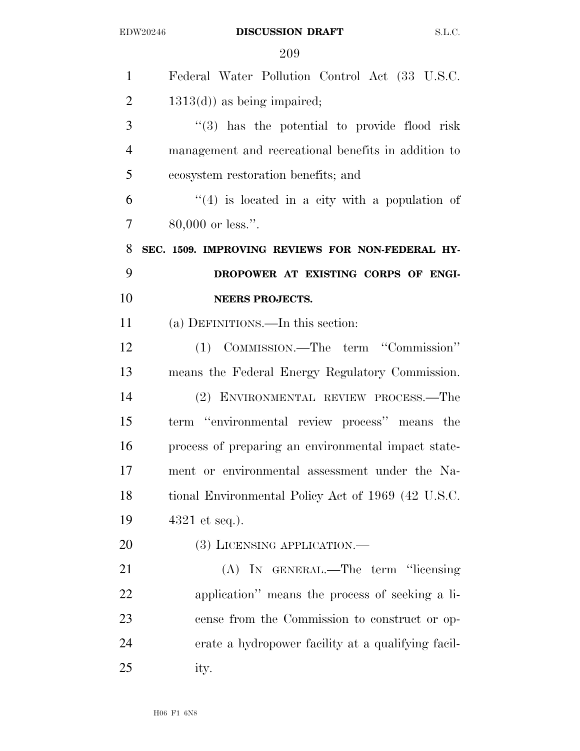Federal Water Pollution Control Act (33 U.S.C. 1313(d)) as being impaired;

"(3) has the potential to provide flood risk management and recreational benefits in addition to ecosystem restoration benefits; and

"(4) is located in a city with a population of 80,000 or less.".

**SEC. 1509. IMPROVING REVIEWS FOR NON-FEDERAL HYDROPOWER AT EXISTING CORPS OF ENGINEERS PROJECTS.**

(a) DEFINITIONS.—In this section:

(1) COMMISSION.—The term "Commission" means the Federal Energy Regulatory Commission.

(2) ENVIRONMENTAL REVIEW PROCESS.—The term "environmental review process" means the process of preparing an environmental impact statement or environmental assessment under the National Environmental Policy Act of 1969 (42 U.S.C. 4321 et seq.).

(3) LICENSING APPLICATION.—

(A) IN GENERAL.—The term "licensing application" means the process of seeking a license from the Commission to construct or operate a hydropower facility at a qualifying facility.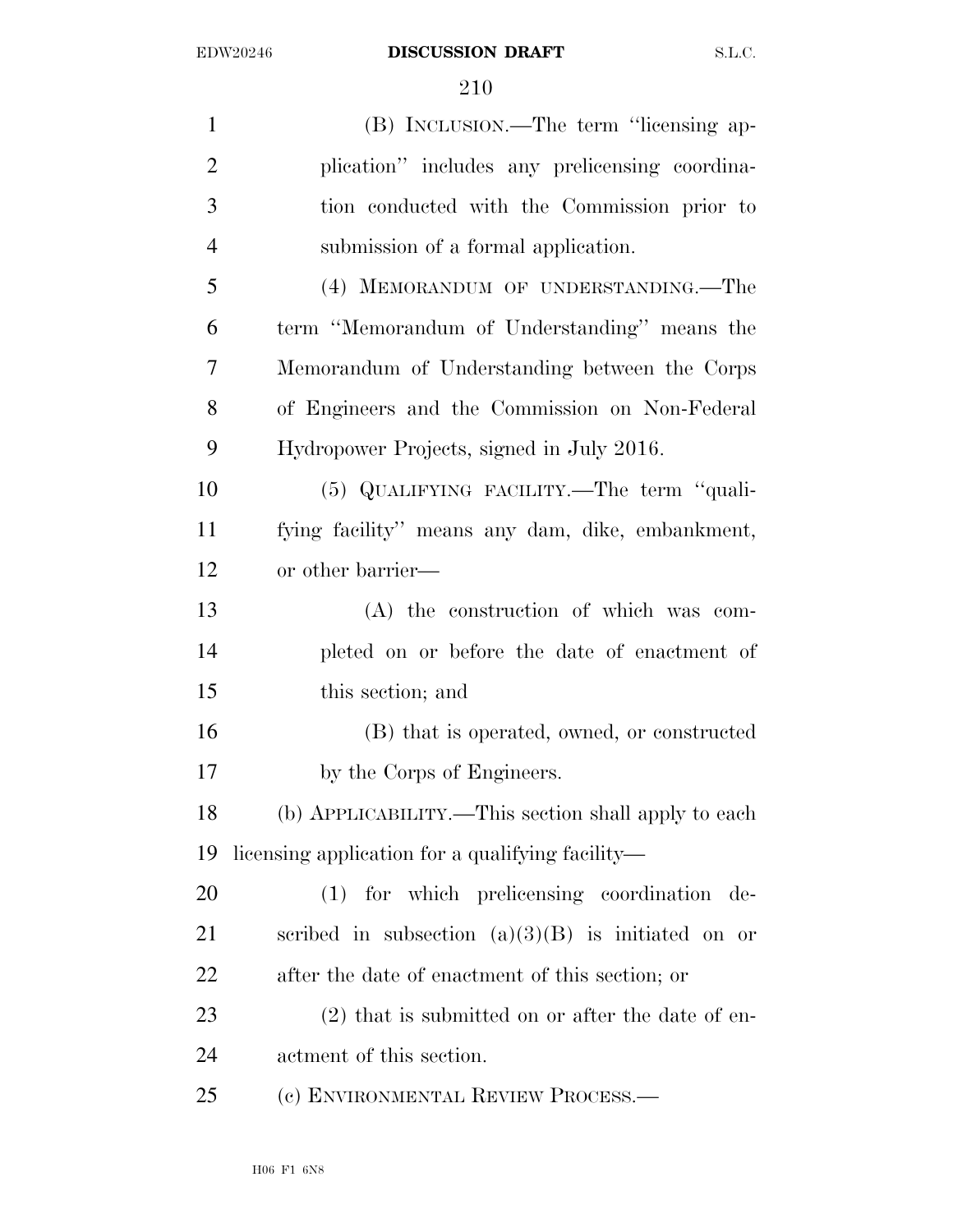(B) INCLUSION.—The term ''licensing application'' includes any prelicensing coordination conducted with the Commission prior to submission of a formal application.

(4) MEMORANDUM OF UNDERSTANDING.—The term ''Memorandum of Understanding'' means the Memorandum of Understanding between the Corps of Engineers and the Commission on Non-Federal Hydropower Projects, signed in July 2016.

(5) QUALIFYING FACILITY.—The term ''qualifying facility'' means any dam, dike, embankment, or other barrier—

(A) the construction of which was completed on or before the date of enactment of this section; and

(B) that is operated, owned, or constructed by the Corps of Engineers.

(b) APPLICABILITY.—This section shall apply to each licensing application for a qualifying facility—

(1) for which prelicensing coordination described in subsection (a)(3)(B) is initiated on or after the date of enactment of this section; or

(2) that is submitted on or after the date of enactment of this section.

(c) ENVIRONMENTAL REVIEW PROCESS.—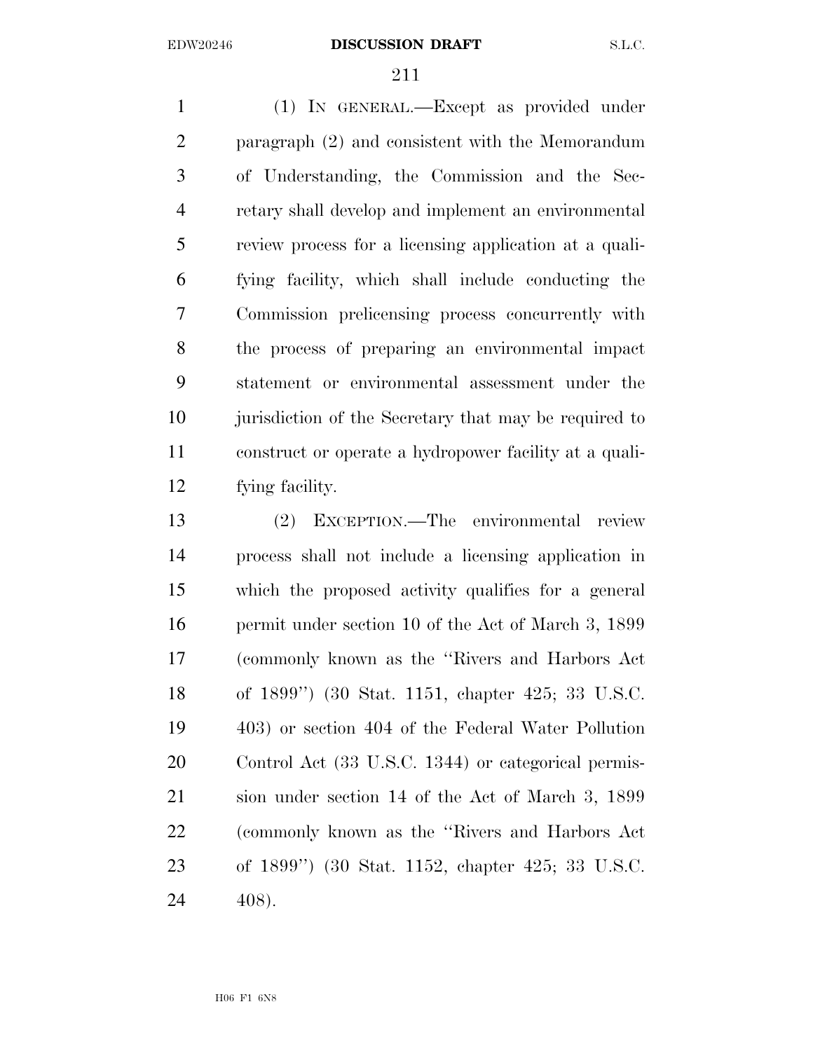(1) IN GENERAL.—Except as provided under paragraph (2) and consistent with the Memorandum of Understanding, the Commission and the Secretary shall develop and implement an environmental review process for a licensing application at a qualifying facility, which shall include conducting the Commission prelicensing process concurrently with the process of preparing an environmental impact statement or environmental assessment under the jurisdiction of the Secretary that may be required to construct or operate a hydropower facility at a qualifying facility.

(2) EXCEPTION.—The environmental review process shall not include a licensing application in which the proposed activity qualifies for a general permit under section 10 of the Act of March 3, 1899 (commonly known as the ''Rivers and Harbors Act of 1899'') (30 Stat. 1151, chapter 425; 33 U.S.C. 403) or section 404 of the Federal Water Pollution Control Act (33 U.S.C. 1344) or categorical permission under section 14 of the Act of March 3, 1899 (commonly known as the ''Rivers and Harbors Act of 1899'') (30 Stat. 1152, chapter 425; 33 U.S.C. 408).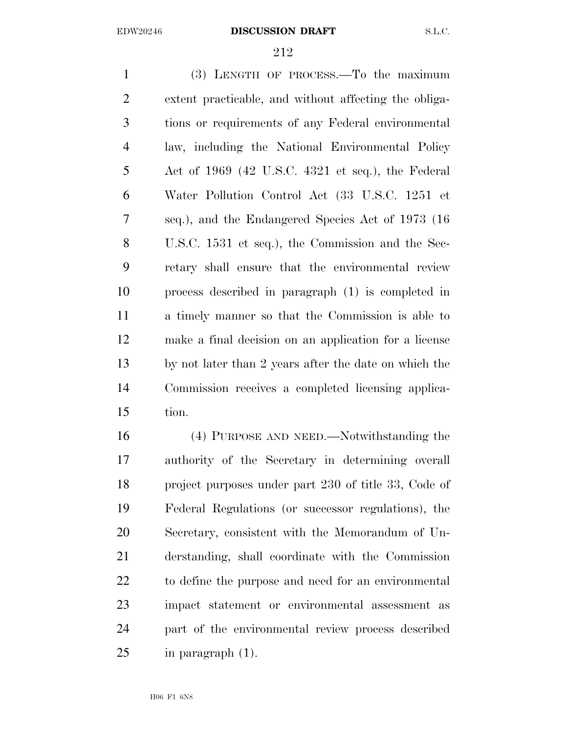(3) LENGTH OF PROCESS.—To the maximum extent practicable, and without affecting the obligations or requirements of any Federal environmental law, including the National Environmental Policy Act of 1969 (42 U.S.C. 4321 et seq.), the Federal Water Pollution Control Act (33 U.S.C. 1251 et seq.), and the Endangered Species Act of 1973 (16 U.S.C. 1531 et seq.), the Commission and the Secretary shall ensure that the environmental review process described in paragraph (1) is completed in a timely manner so that the Commission is able to make a final decision on an application for a license by not later than 2 years after the date on which the Commission receives a completed licensing application.

(4) PURPOSE AND NEED.—Notwithstanding the authority of the Secretary in determining overall project purposes under part 230 of title 33, Code of Federal Regulations (or successor regulations), the Secretary, consistent with the Memorandum of Understanding, shall coordinate with the Commission to define the purpose and need for an environmental impact statement or environmental assessment as part of the environmental review process described in paragraph (1).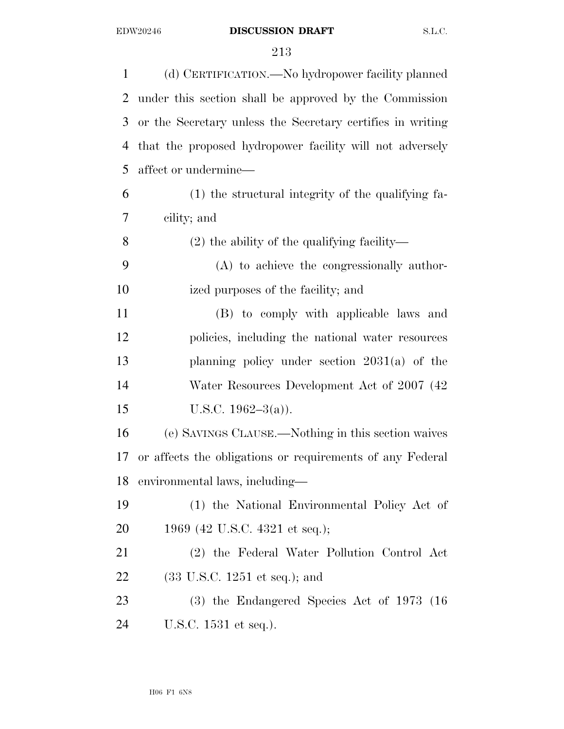(d) CERTIFICATION.—No hydropower facility planned under this section shall be approved by the Commission or the Secretary unless the Secretary certifies in writing that the proposed hydropower facility will not adversely affect or undermine—

(1) the structural integrity of the qualifying facility; and

(2) the ability of the qualifying facility—

(A) to achieve the congressionally authorized purposes of the facility; and

(B) to comply with applicable laws and policies, including the national water resources planning policy under section 2031(a) of the Water Resources Development Act of 2007 (42 U.S.C. 1962–3(a)).

(e) SAVINGS CLAUSE.—Nothing in this section waives or affects the obligations or requirements of any Federal environmental laws, including—

(1) the National Environmental Policy Act of 1969 (42 U.S.C. 4321 et seq.);

(2) the Federal Water Pollution Control Act (33 U.S.C. 1251 et seq.); and

(3) the Endangered Species Act of 1973 (16 U.S.C. 1531 et seq.).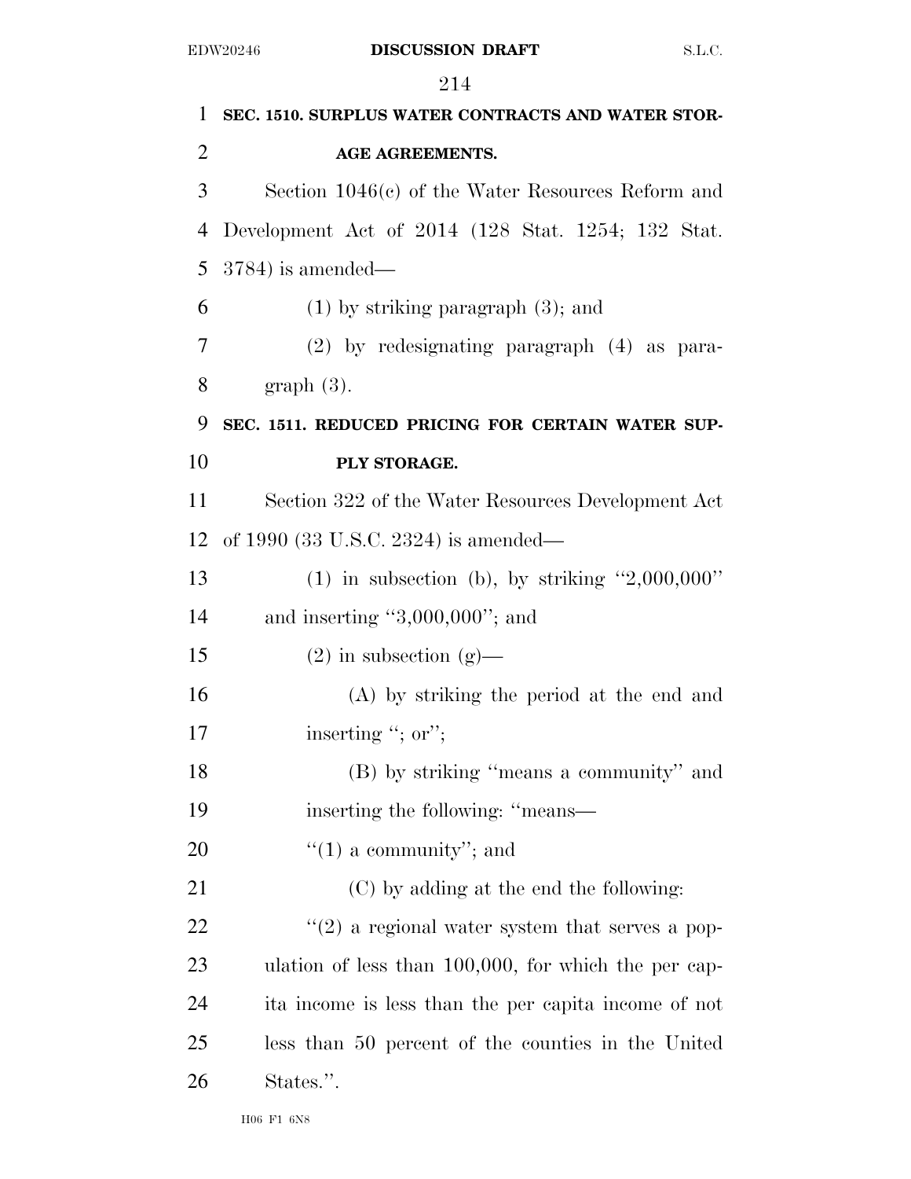**SEC. 1510. SURPLUS WATER CONTRACTS AND WATER STORAGE AGREEMENTS.**

Section 1046(c) of the Water Resources Reform and Development Act of 2014 (128 Stat. 1254; 132 Stat. 3784) is amended—

(1) by striking paragraph (3); and

(2) by redesignating paragraph (4) as paragraph (3).

**SEC. 1511. REDUCED PRICING FOR CERTAIN WATER SUPPLY STORAGE.**

Section 322 of the Water Resources Development Act of 1990 (33 U.S.C. 2324) is amended—

(1) in subsection (b), by striking "2,000,000" and inserting "3,000,000"; and

(2) in subsection (g)—

(A) by striking the period at the end and inserting "; or";

(B) by striking "means a community" and inserting the following: "means—

"(1) a community"; and

(C) by adding at the end the following:

"(2) a regional water system that serves a population of less than 100,000, for which the per capita income is less than the per capita income of not less than 50 percent of the counties in the United States.".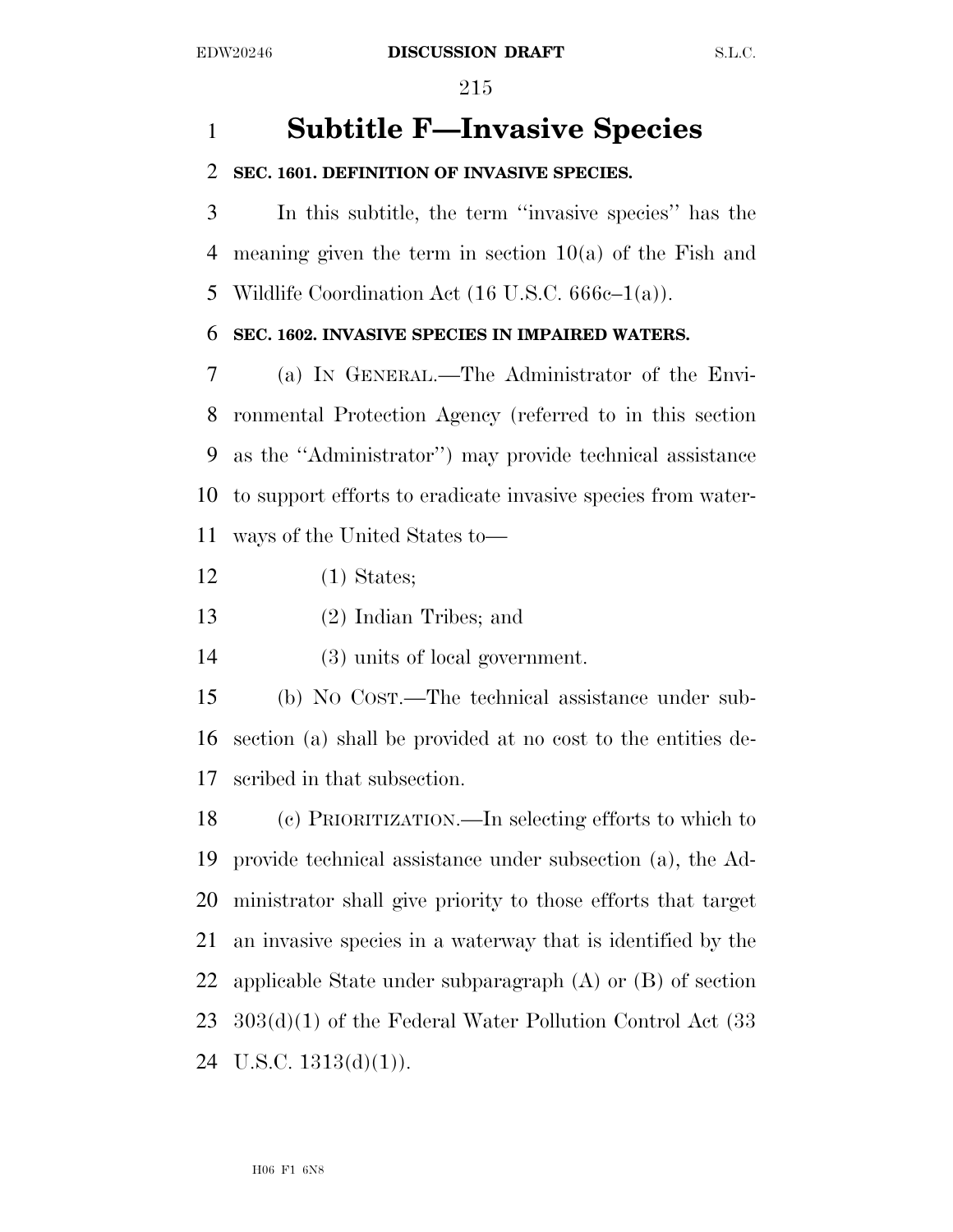# Subtitle F—Invasive Species

**SEC. 1601. DEFINITION OF INVASIVE SPECIES.**

In this subtitle, the term ''invasive species'' has the meaning given the term in section 10(a) of the Fish and Wildlife Coordination Act (16 U.S.C. 666c–1(a)).

**SEC. 1602. INVASIVE SPECIES IN IMPAIRED WATERS.**

(a) IN GENERAL.—The Administrator of the Environmental Protection Agency (referred to in this section as the ''Administrator'') may provide technical assistance to support efforts to eradicate invasive species from waterways of the United States to—

(1) States;

(2) Indian Tribes; and

(3) units of local government.

(b) NO COST.—The technical assistance under subsection (a) shall be provided at no cost to the entities described in that subsection.

(c) PRIORITIZATION.—In selecting efforts to which to provide technical assistance under subsection (a), the Administrator shall give priority to those efforts that target an invasive species in a waterway that is identified by the applicable State under subparagraph (A) or (B) of section 303(d)(1) of the Federal Water Pollution Control Act (33 U.S.C. 1313(d)(1)).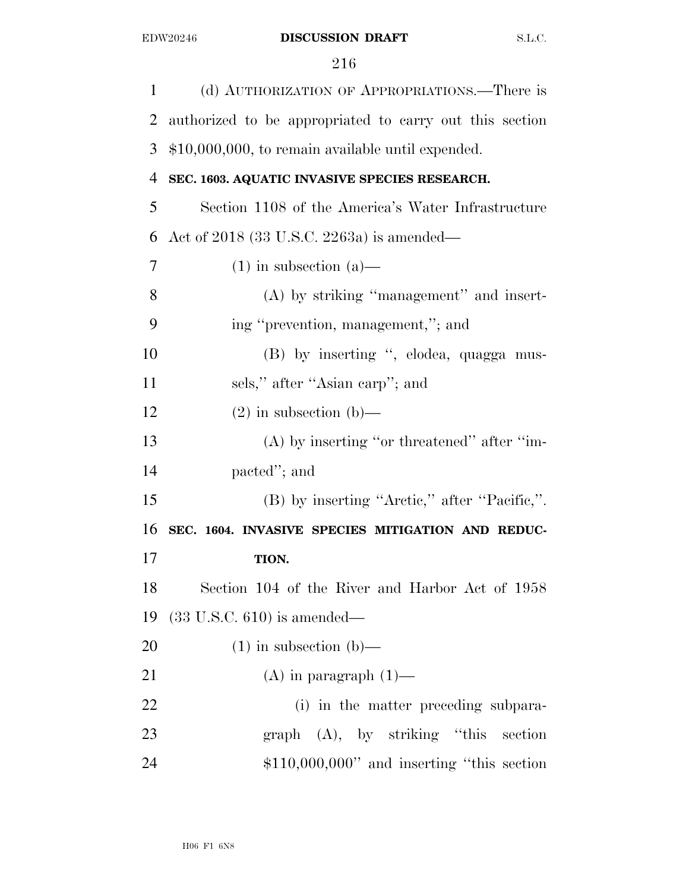(d) AUTHORIZATION OF APPROPRIATIONS.—There is authorized to be appropriated to carry out this section $10,000,000, to remain available until expended.

**SEC. 1603. AQUATIC INVASIVE SPECIES RESEARCH.**

Section 1108 of the America's Water Infrastructure Act of 2018 (33 U.S.C. 2263a) is amended—

(1) in subsection (a)—

(A) by striking "management" and inserting "prevention, management,"; and

(B) by inserting ", elodea, quagga mussels," after "Asian carp"; and

(2) in subsection (b)—

(A) by inserting "or threatened" after "impacted"; and

(B) by inserting "Arctic," after "Pacific,".

**SEC. 1604. INVASIVE SPECIES MITIGATION AND REDUCTION.**

Section 104 of the River and Harbor Act of 1958 (33 U.S.C. 610) is amended—

(1) in subsection (b)—

(A) in paragraph (1)—

(i) in the matter preceding subparagraph (A), by striking "this section $110,000,000" and inserting "this section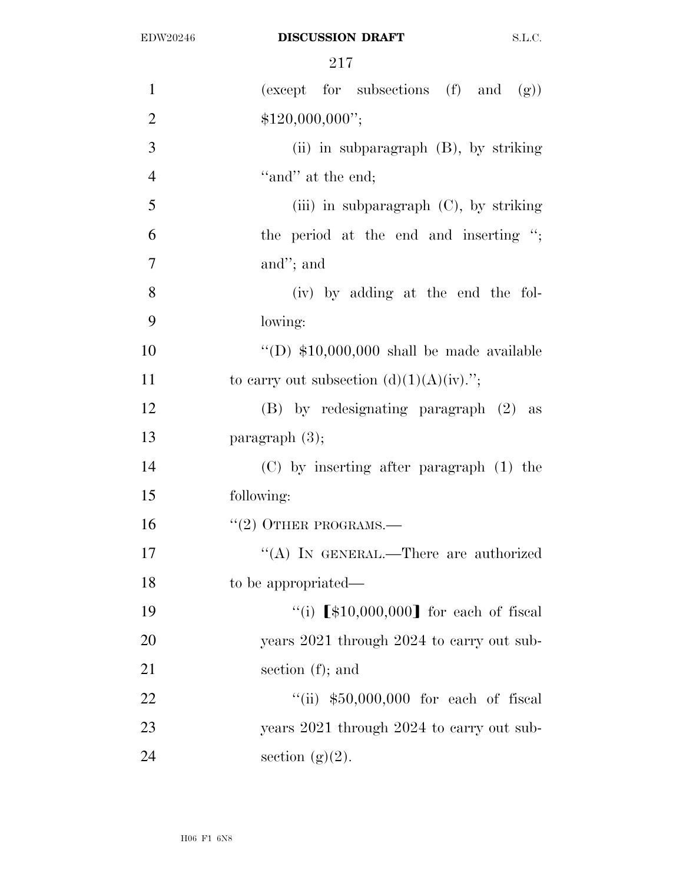(except for subsections (f) and (g)) $120,000,000'';

(ii) in subparagraph (B), by striking ''and'' at the end;

(iii) in subparagraph (C), by striking the period at the end and inserting ''; and''; and

(iv) by adding at the end the following:

''(D) $10,000,000 shall be made available to carry out subsection (d)(1)(A)(iv).'';

(B) by redesignating paragraph (2) as paragraph (3);

(C) by inserting after paragraph (1) the following:

''(2) OTHER PROGRAMS.—

''(A) IN GENERAL.—There are authorized to be appropriated—

''(i) [$10,000,000] for each of fiscal years 2021 through 2024 to carry out subsection (f); and

''(ii) $50,000,000 for each of fiscal years 2021 through 2024 to carry out subsection (g)(2).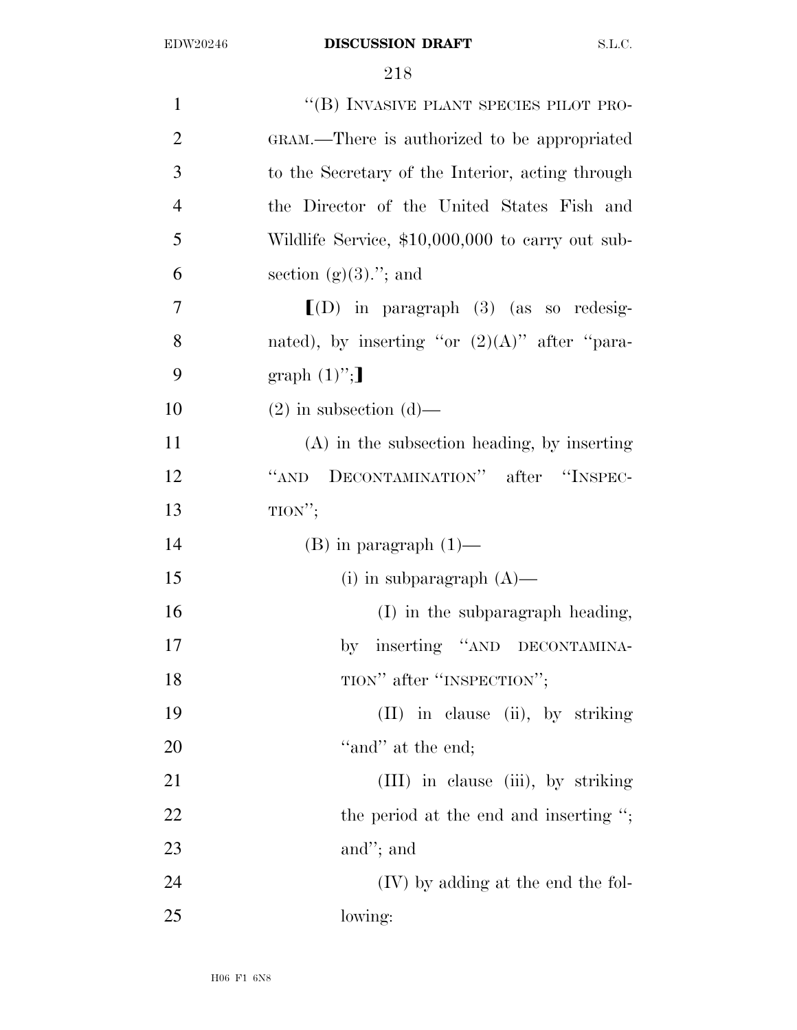"(B) INVASIVE PLANT SPECIES PILOT PROGRAM.—There is authorized to be appropriated to the Secretary of the Interior, acting through the Director of the United States Fish and Wildlife Service, $10,000,000 to carry out subsection (g)(3)."; and

[(D) in paragraph (3) (as so redesignated), by inserting "or (2)(A)" after "paragraph (1)";]

(2) in subsection (d)—

(A) in the subsection heading, by inserting "AND DECONTAMINATION" after "INSPECTION";

(B) in paragraph (1)—

(i) in subparagraph (A)—

(I) in the subparagraph heading, by inserting "AND DECONTAMINATION" after "INSPECTION";

(II) in clause (ii), by striking "and" at the end;

(III) in clause (iii), by striking the period at the end and inserting "; and"; and

(IV) by adding at the end the following: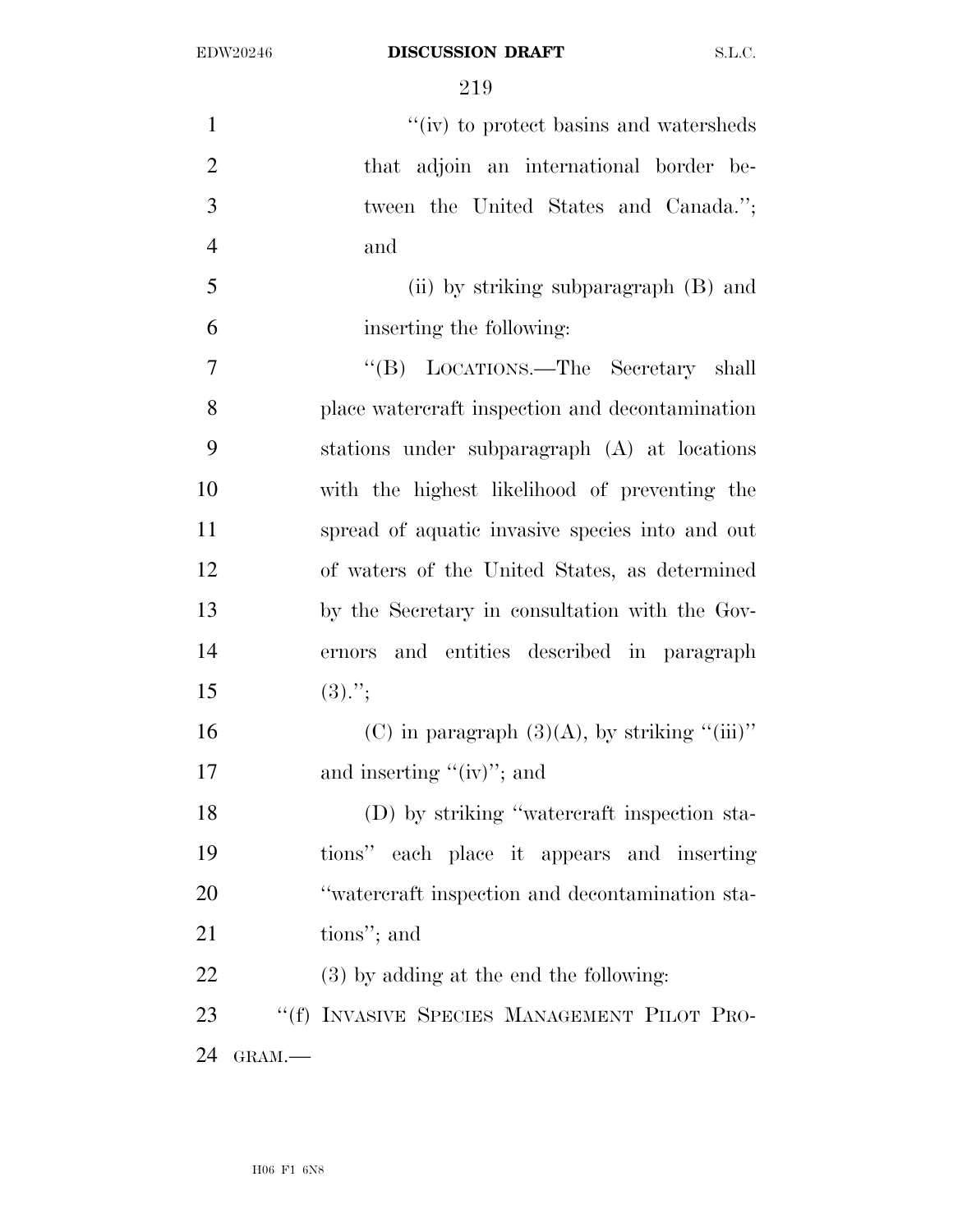"(iv) to protect basins and watersheds that adjoin an international border between the United States and Canada."; and

(ii) by striking subparagraph (B) and inserting the following:

"(B) LOCATIONS.—The Secretary shall place watercraft inspection and decontamination stations under subparagraph (A) at locations with the highest likelihood of preventing the spread of aquatic invasive species into and out of waters of the United States, as determined by the Secretary in consultation with the Governors and entities described in paragraph (3).";

(C) in paragraph (3)(A), by striking "(iii)" and inserting "(iv)"; and

(D) by striking "watercraft inspection stations" each place it appears and inserting "watercraft inspection and decontamination stations"; and

(3) by adding at the end the following:

"(f) INVASIVE SPECIES MANAGEMENT PILOT PROGRAM.—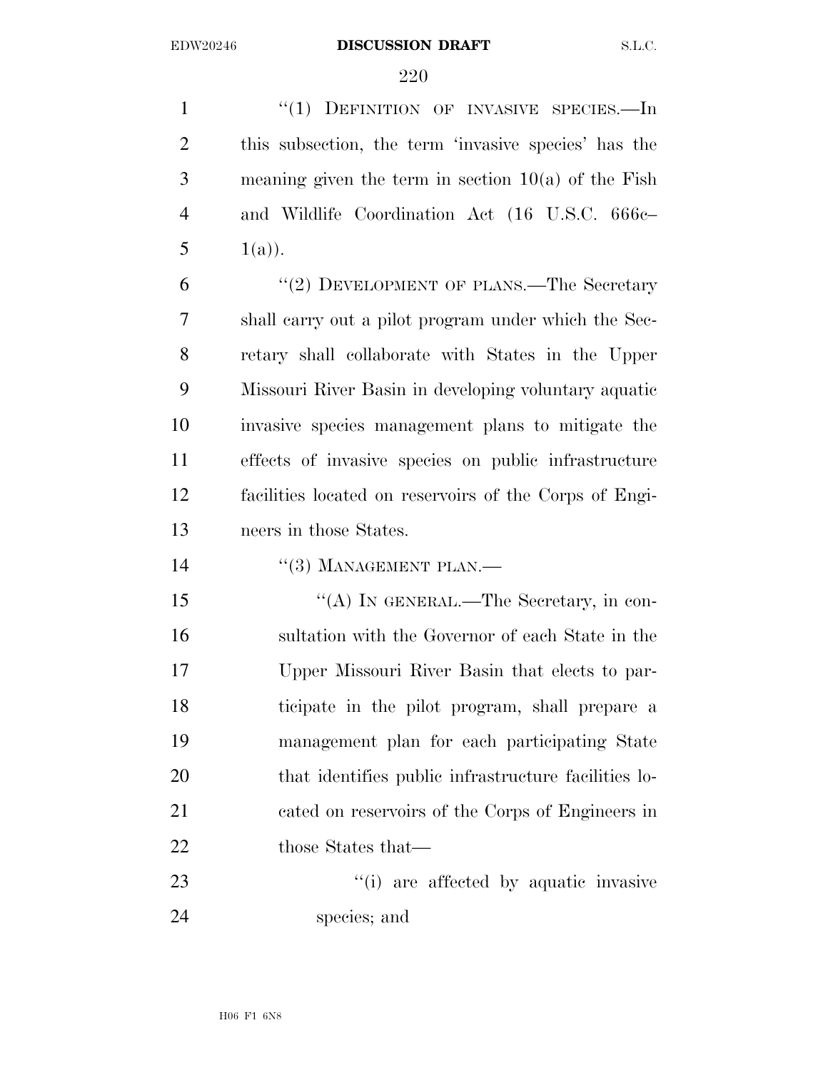"(1) DEFINITION OF INVASIVE SPECIES.—In this subsection, the term 'invasive species' has the meaning given the term in section 10(a) of the Fish and Wildlife Coordination Act (16 U.S.C. 666c–1(a)).

"(2) DEVELOPMENT OF PLANS.—The Secretary shall carry out a pilot program under which the Secretary shall collaborate with States in the Upper Missouri River Basin in developing voluntary aquatic invasive species management plans to mitigate the effects of invasive species on public infrastructure facilities located on reservoirs of the Corps of Engineers in those States.

"(3) MANAGEMENT PLAN.—

"(A) IN GENERAL.—The Secretary, in consultation with the Governor of each State in the Upper Missouri River Basin that elects to participate in the pilot program, shall prepare a management plan for each participating State that identifies public infrastructure facilities located on reservoirs of the Corps of Engineers in those States that—

"(i) are affected by aquatic invasive species; and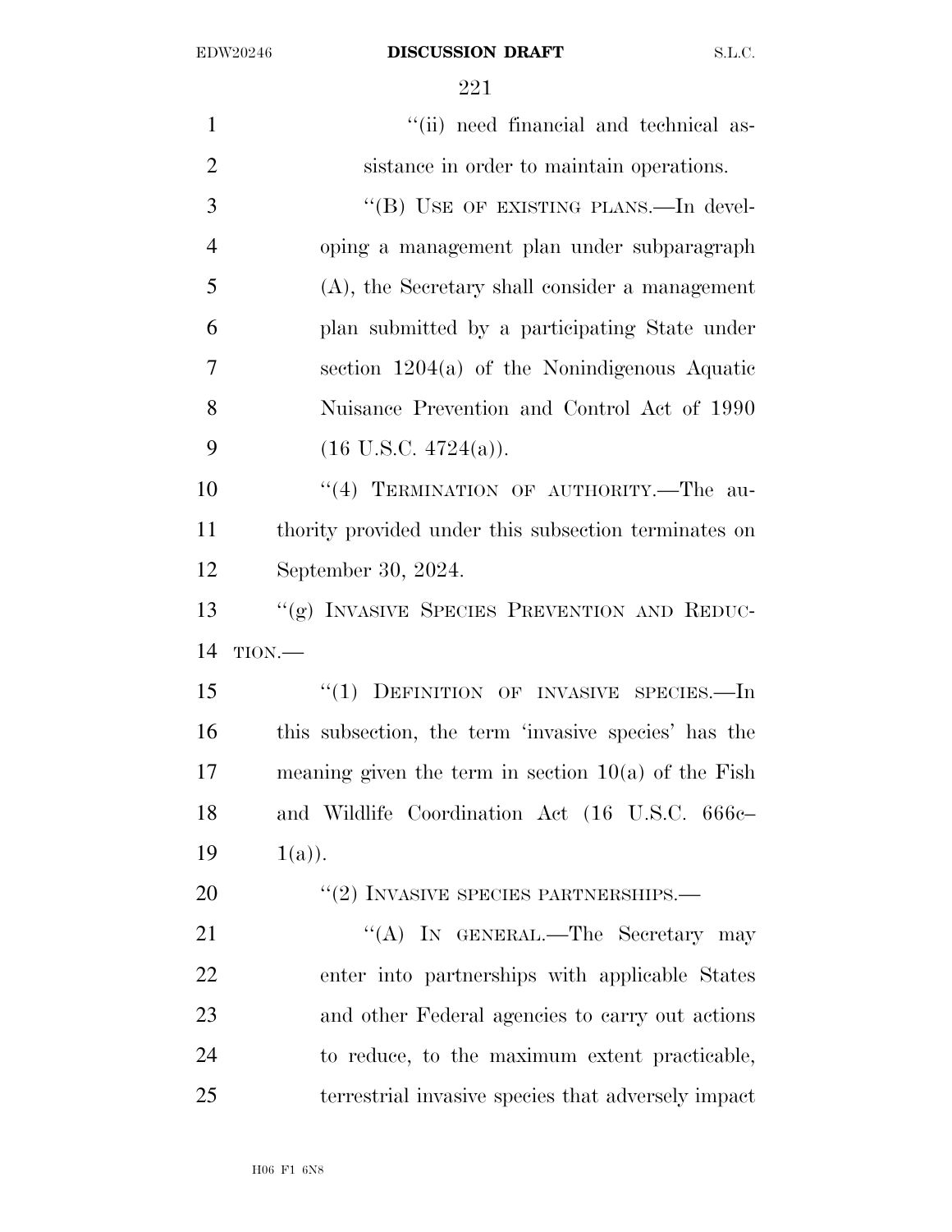"(ii) need financial and technical assistance in order to maintain operations.

"(B) USE OF EXISTING PLANS.—In developing a management plan under subparagraph (A), the Secretary shall consider a management plan submitted by a participating State under section 1204(a) of the Nonindigenous Aquatic Nuisance Prevention and Control Act of 1990 (16 U.S.C. 4724(a)).

"(4) TERMINATION OF AUTHORITY.—The authority provided under this subsection terminates on September 30, 2024.

"(g) INVASIVE SPECIES PREVENTION AND REDUCTION.—

"(1) DEFINITION OF INVASIVE SPECIES.—In this subsection, the term 'invasive species' has the meaning given the term in section 10(a) of the Fish and Wildlife Coordination Act (16 U.S.C. 666c–1(a)).

"(2) INVASIVE SPECIES PARTNERSHIPS.—

"(A) IN GENERAL.—The Secretary may enter into partnerships with applicable States and other Federal agencies to carry out actions to reduce, to the maximum extent practicable, terrestrial invasive species that adversely impact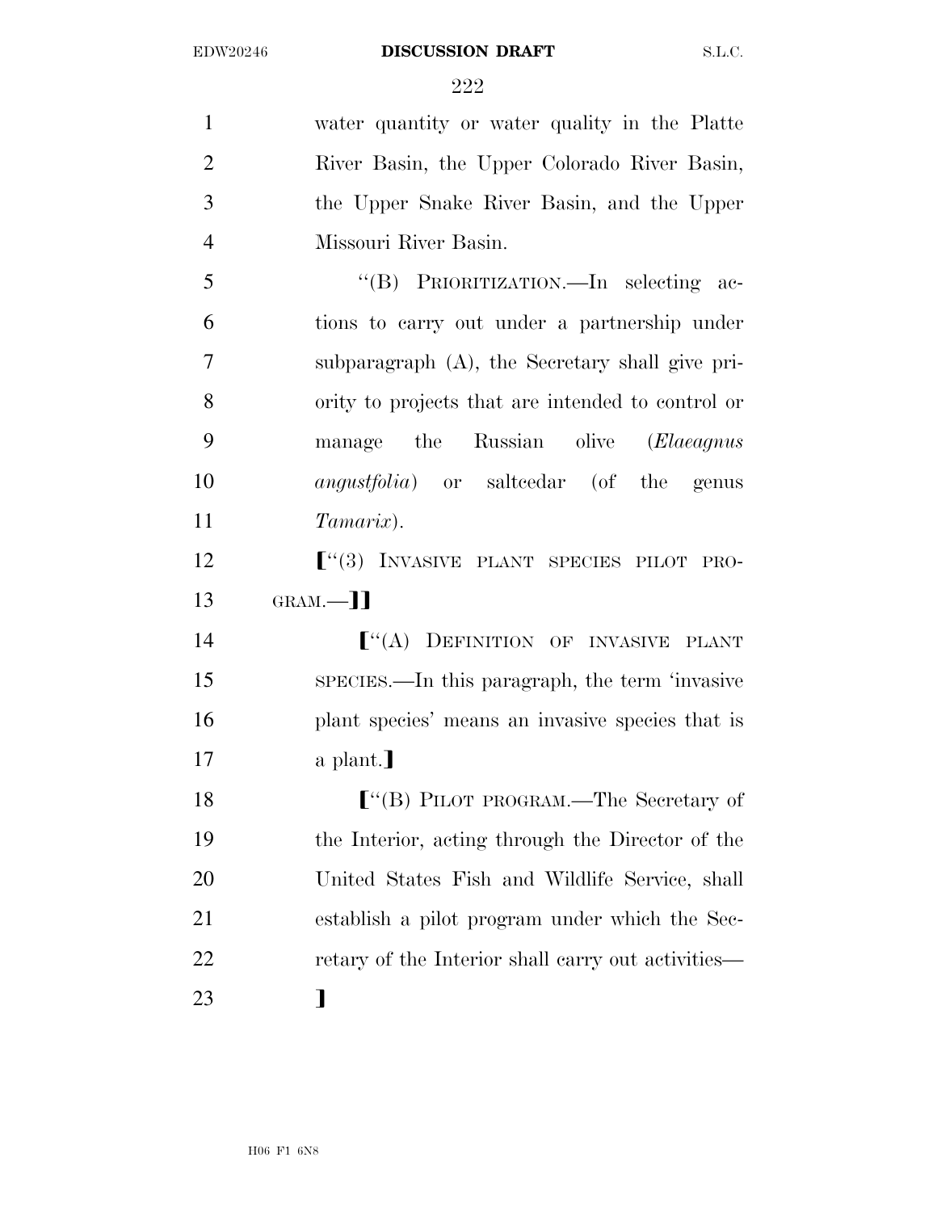water quantity or water quality in the Platte River Basin, the Upper Colorado River Basin, the Upper Snake River Basin, and the Upper Missouri River Basin.

"(B) PRIORITIZATION.—In selecting actions to carry out under a partnership under subparagraph (A), the Secretary shall give priority to projects that are intended to control or manage the Russian olive (*Elaeagnus angustfolia*) or saltcedar (of the genus *Tamarix*).

⟦"(3) INVASIVE PLANT SPECIES PILOT PROGRAM.—⟧⟧

⟦"(A) DEFINITION OF INVASIVE PLANT SPECIES.—In this paragraph, the term 'invasive plant species' means an invasive species that is a plant.⟧

⟦"(B) PILOT PROGRAM.—The Secretary of the Interior, acting through the Director of the United States Fish and Wildlife Service, shall establish a pilot program under which the Secretary of the Interior shall carry out activities—

⟧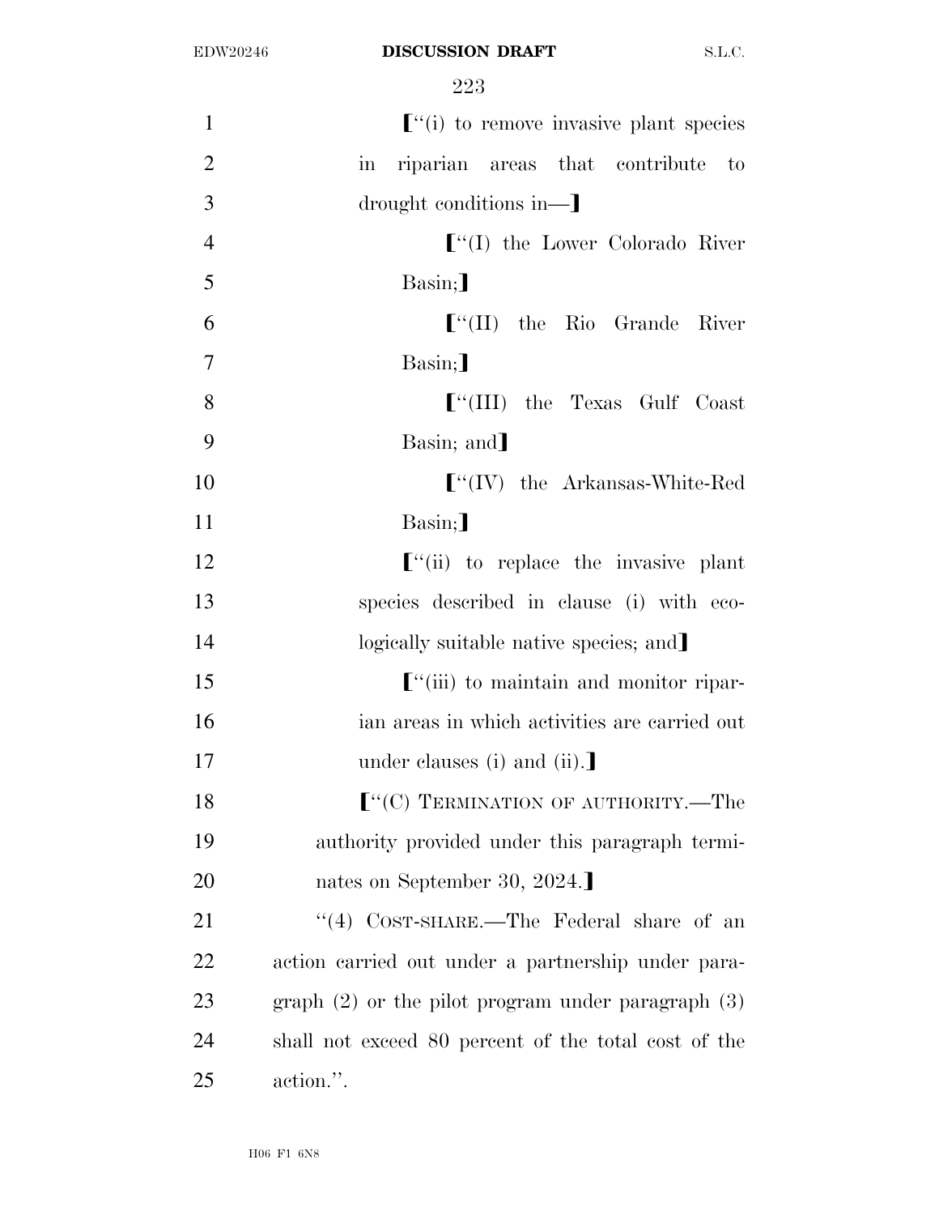⟦"(i) to remove invasive plant species in riparian areas that contribute to drought conditions in—⟧

⟦"(I) the Lower Colorado River Basin;⟧

⟦"(II) the Rio Grande River Basin;⟧

⟦"(III) the Texas Gulf Coast Basin; and⟧

⟦"(IV) the Arkansas-White-Red Basin;⟧

⟦"(ii) to replace the invasive plant species described in clause (i) with ecologically suitable native species; and⟧

⟦"(iii) to maintain and monitor riparian areas in which activities are carried out under clauses (i) and (ii).⟧

⟦"(C) TERMINATION OF AUTHORITY.—The authority provided under this paragraph terminates on September 30, 2024.⟧

"(4) COST-SHARE.—The Federal share of an action carried out under a partnership under paragraph (2) or the pilot program under paragraph (3) shall not exceed 80 percent of the total cost of the action.".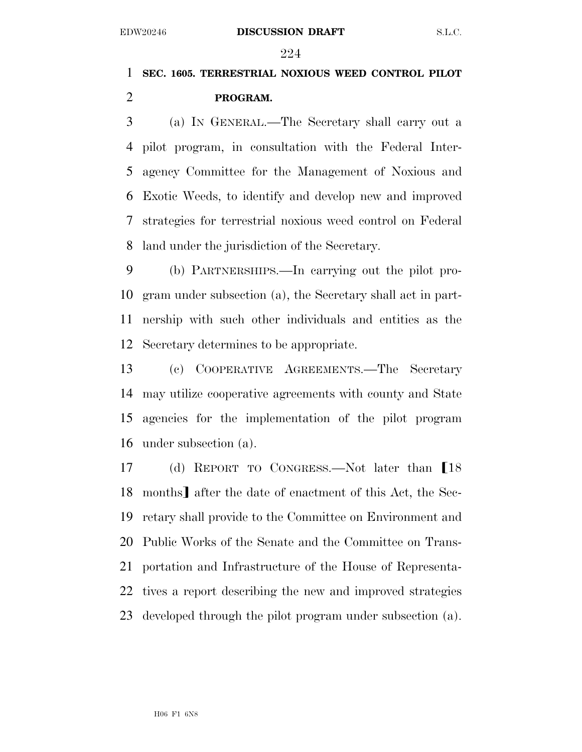**SEC. 1605. TERRESTRIAL NOXIOUS WEED CONTROL PILOT PROGRAM.**

(a) IN GENERAL.—The Secretary shall carry out a pilot program, in consultation with the Federal Interagency Committee for the Management of Noxious and Exotic Weeds, to identify and develop new and improved strategies for terrestrial noxious weed control on Federal land under the jurisdiction of the Secretary.

(b) PARTNERSHIPS.—In carrying out the pilot program under subsection (a), the Secretary shall act in partnership with such other individuals and entities as the Secretary determines to be appropriate.

(c) COOPERATIVE AGREEMENTS.—The Secretary may utilize cooperative agreements with county and State agencies for the implementation of the pilot program under subsection (a).

(d) REPORT TO CONGRESS.—Not later than ⟦18 months⟧ after the date of enactment of this Act, the Secretary shall provide to the Committee on Environment and Public Works of the Senate and the Committee on Transportation and Infrastructure of the House of Representatives a report describing the new and improved strategies developed through the pilot program under subsection (a).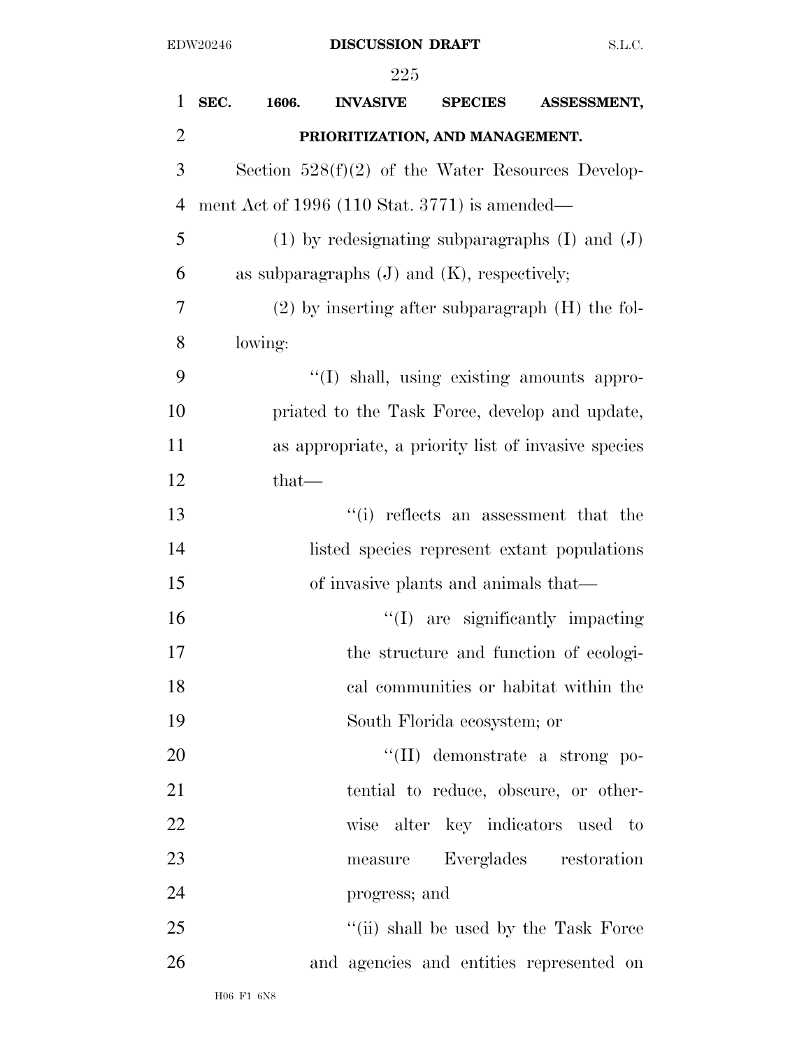**SEC. 1606. INVASIVE SPECIES ASSESSMENT, PRIORITIZATION, AND MANAGEMENT.**

Section 528(f)(2) of the Water Resources Development Act of 1996 (110 Stat. 3771) is amended—

(1) by redesignating subparagraphs (I) and (J) as subparagraphs (J) and (K), respectively;

(2) by inserting after subparagraph (H) the following:

"(I) shall, using existing amounts appropriated to the Task Force, develop and update, as appropriate, a priority list of invasive species that—

"(i) reflects an assessment that the listed species represent extant populations of invasive plants and animals that—

"(I) are significantly impacting the structure and function of ecological communities or habitat within the South Florida ecosystem; or

"(II) demonstrate a strong potential to reduce, obscure, or otherwise alter key indicators used to measure Everglades restoration progress; and

"(ii) shall be used by the Task Force and agencies and entities represented on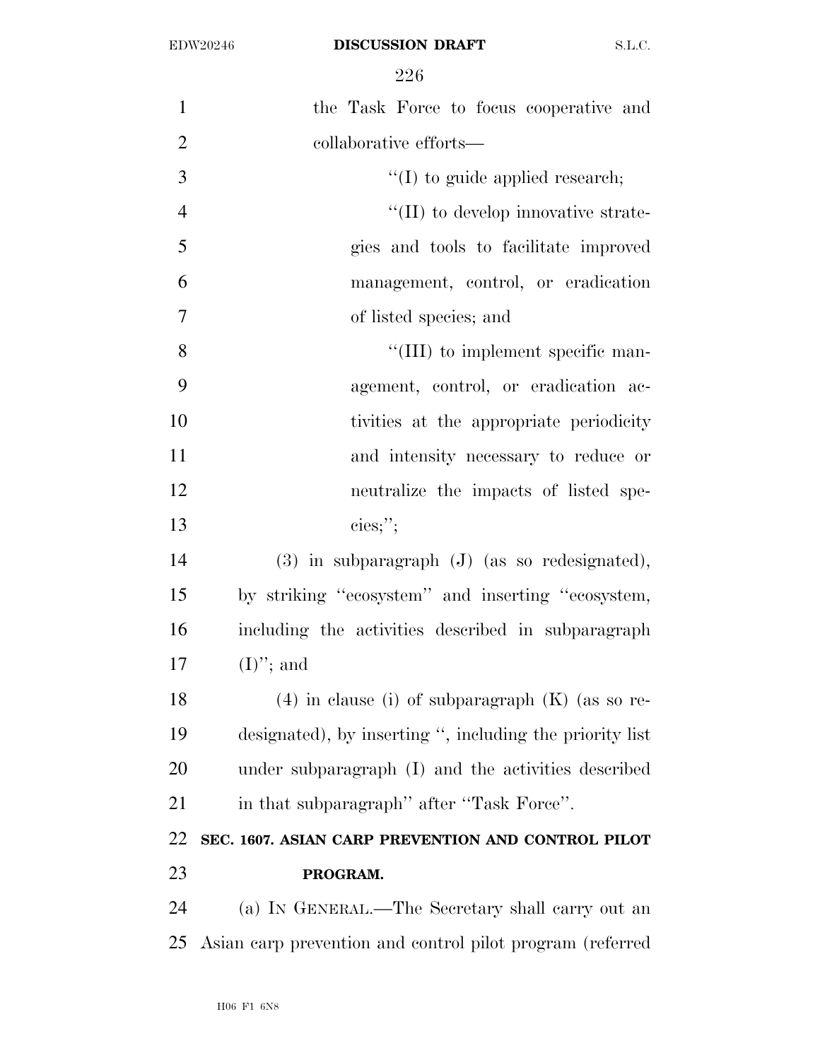the Task Force to focus cooperative and collaborative efforts—

''(I) to guide applied research;

''(II) to develop innovative strategies and tools to facilitate improved management, control, or eradication of listed species; and

''(III) to implement specific management, control, or eradication activities at the appropriate periodicity and intensity necessary to reduce or neutralize the impacts of listed species;'';

(3) in subparagraph (J) (as so redesignated), by striking ''ecosystem'' and inserting ''ecosystem, including the activities described in subparagraph (I)''; and

(4) in clause (i) of subparagraph (K) (as so redesignated), by inserting '', including the priority list under subparagraph (I) and the activities described in that subparagraph'' after ''Task Force''.

**SEC. 1607. ASIAN CARP PREVENTION AND CONTROL PILOT PROGRAM.**

(a) IN GENERAL.—The Secretary shall carry out an Asian carp prevention and control pilot program (referred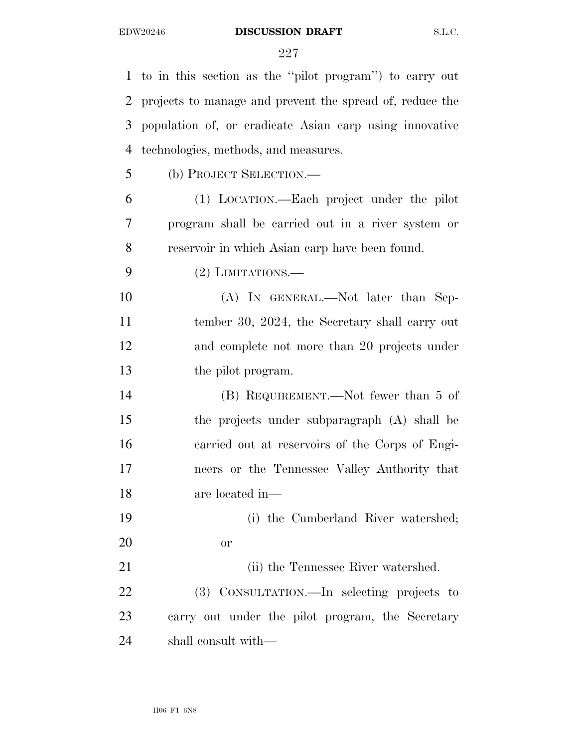to in this section as the ''pilot program'') to carry out projects to manage and prevent the spread of, reduce the population of, or eradicate Asian carp using innovative technologies, methods, and measures.

(b) PROJECT SELECTION.—

(1) LOCATION.—Each project under the pilot program shall be carried out in a river system or reservoir in which Asian carp have been found.

(2) LIMITATIONS.—

(A) IN GENERAL.—Not later than September 30, 2024, the Secretary shall carry out and complete not more than 20 projects under the pilot program.

(B) REQUIREMENT.—Not fewer than 5 of the projects under subparagraph (A) shall be carried out at reservoirs of the Corps of Engineers or the Tennessee Valley Authority that are located in—

(i) the Cumberland River watershed; or

(ii) the Tennessee River watershed.

(3) CONSULTATION.—In selecting projects to carry out under the pilot program, the Secretary shall consult with—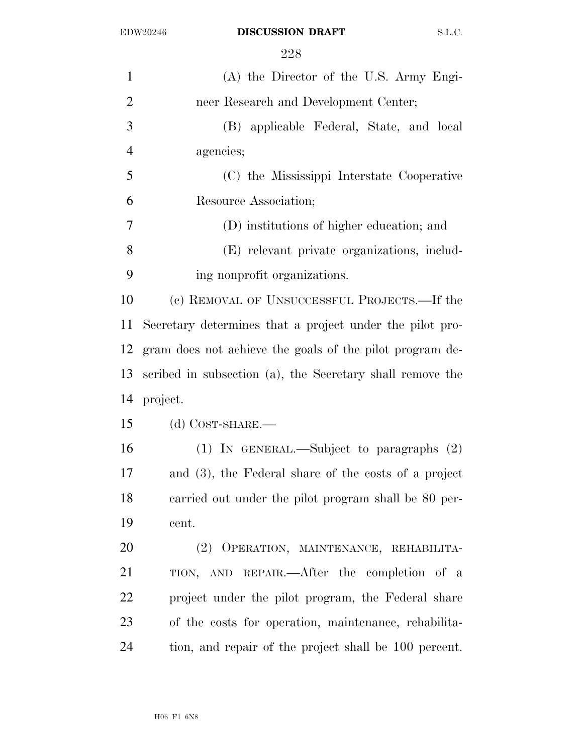(A) the Director of the U.S. Army Engineer Research and Development Center;

(B) applicable Federal, State, and local agencies;

(C) the Mississippi Interstate Cooperative Resource Association;

(D) institutions of higher education; and

(E) relevant private organizations, including nonprofit organizations.

(c) REMOVAL OF UNSUCCESSFUL PROJECTS.—If the Secretary determines that a project under the pilot program does not achieve the goals of the pilot program described in subsection (a), the Secretary shall remove the project.

(d) COST-SHARE.—

(1) IN GENERAL.—Subject to paragraphs (2) and (3), the Federal share of the costs of a project carried out under the pilot program shall be 80 percent.

(2) OPERATION, MAINTENANCE, REHABILITATION, AND REPAIR.—After the completion of a project under the pilot program, the Federal share of the costs for operation, maintenance, rehabilitation, and repair of the project shall be 100 percent.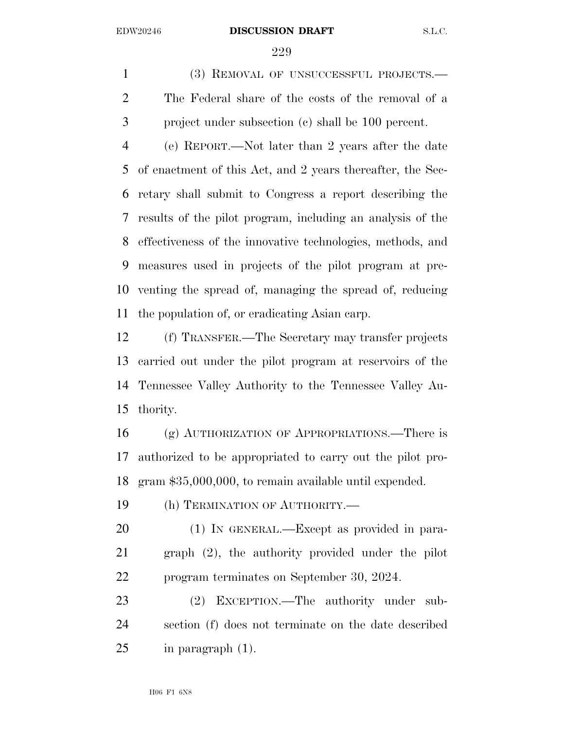(3) REMOVAL OF UNSUCCESSFUL PROJECTS.—The Federal share of the costs of the removal of a project under subsection (c) shall be 100 percent.

(e) REPORT.—Not later than 2 years after the date of enactment of this Act, and 2 years thereafter, the Secretary shall submit to Congress a report describing the results of the pilot program, including an analysis of the effectiveness of the innovative technologies, methods, and measures used in projects of the pilot program at preventing the spread of, managing the spread of, reducing the population of, or eradicating Asian carp.

(f) TRANSFER.—The Secretary may transfer projects carried out under the pilot program at reservoirs of the Tennessee Valley Authority to the Tennessee Valley Authority.

(g) AUTHORIZATION OF APPROPRIATIONS.—There is authorized to be appropriated to carry out the pilot program $35,000,000, to remain available until expended.

(h) TERMINATION OF AUTHORITY.—

(1) IN GENERAL.—Except as provided in paragraph (2), the authority provided under the pilot program terminates on September 30, 2024.

(2) EXCEPTION.—The authority under subsection (f) does not terminate on the date described in paragraph (1).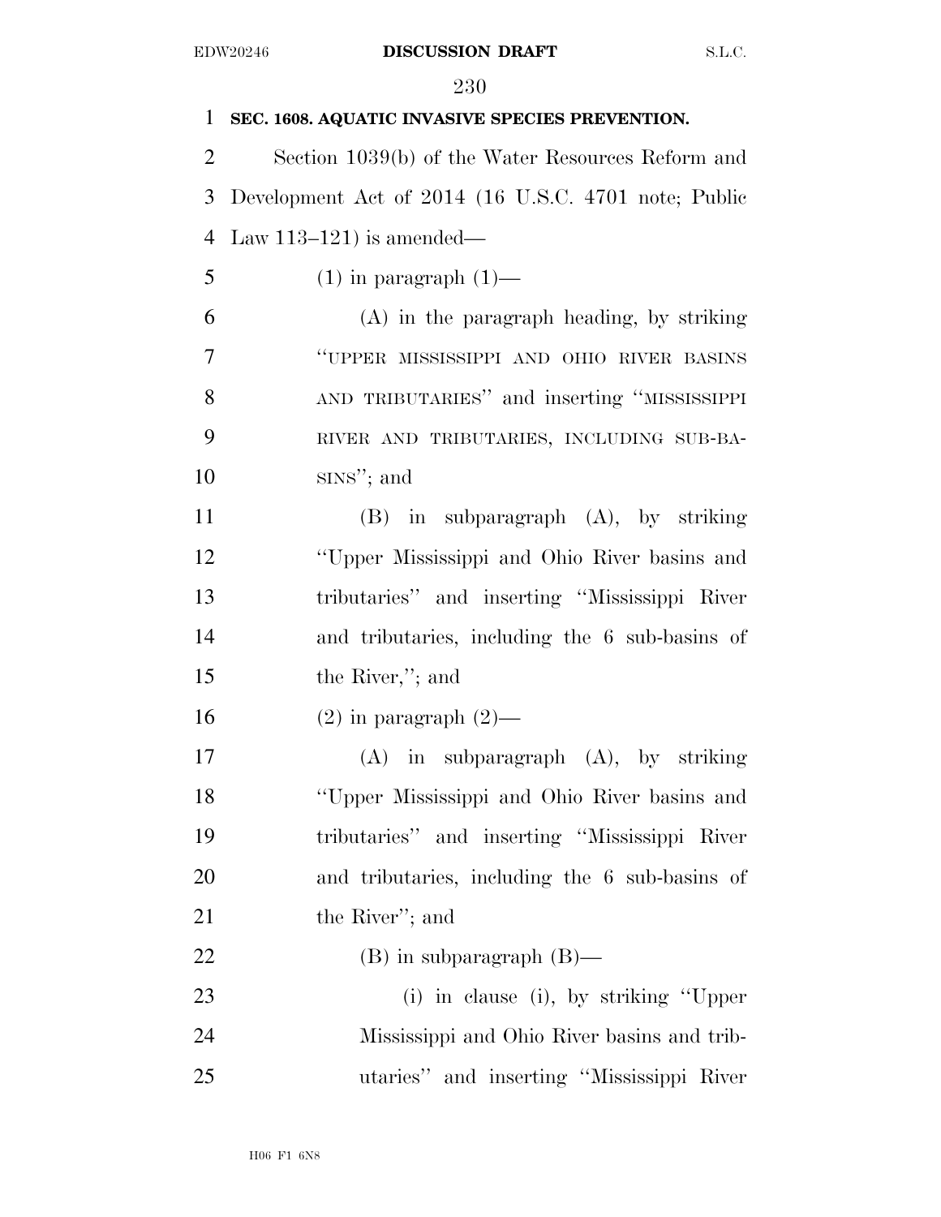**SEC. 1608. AQUATIC INVASIVE SPECIES PREVENTION.**

Section 1039(b) of the Water Resources Reform and Development Act of 2014 (16 U.S.C. 4701 note; Public Law 113–121) is amended—

(1) in paragraph (1)—

(A) in the paragraph heading, by striking "UPPER MISSISSIPPI AND OHIO RIVER BASINS AND TRIBUTARIES" and inserting "MISSISSIPPI RIVER AND TRIBUTARIES, INCLUDING SUB-BASINS"; and

(B) in subparagraph (A), by striking "Upper Mississippi and Ohio River basins and tributaries" and inserting "Mississippi River and tributaries, including the 6 sub-basins of the River,"; and

(2) in paragraph (2)—

(A) in subparagraph (A), by striking "Upper Mississippi and Ohio River basins and tributaries" and inserting "Mississippi River and tributaries, including the 6 sub-basins of the River"; and

(B) in subparagraph (B)—

(i) in clause (i), by striking "Upper Mississippi and Ohio River basins and tributaries" and inserting "Mississippi River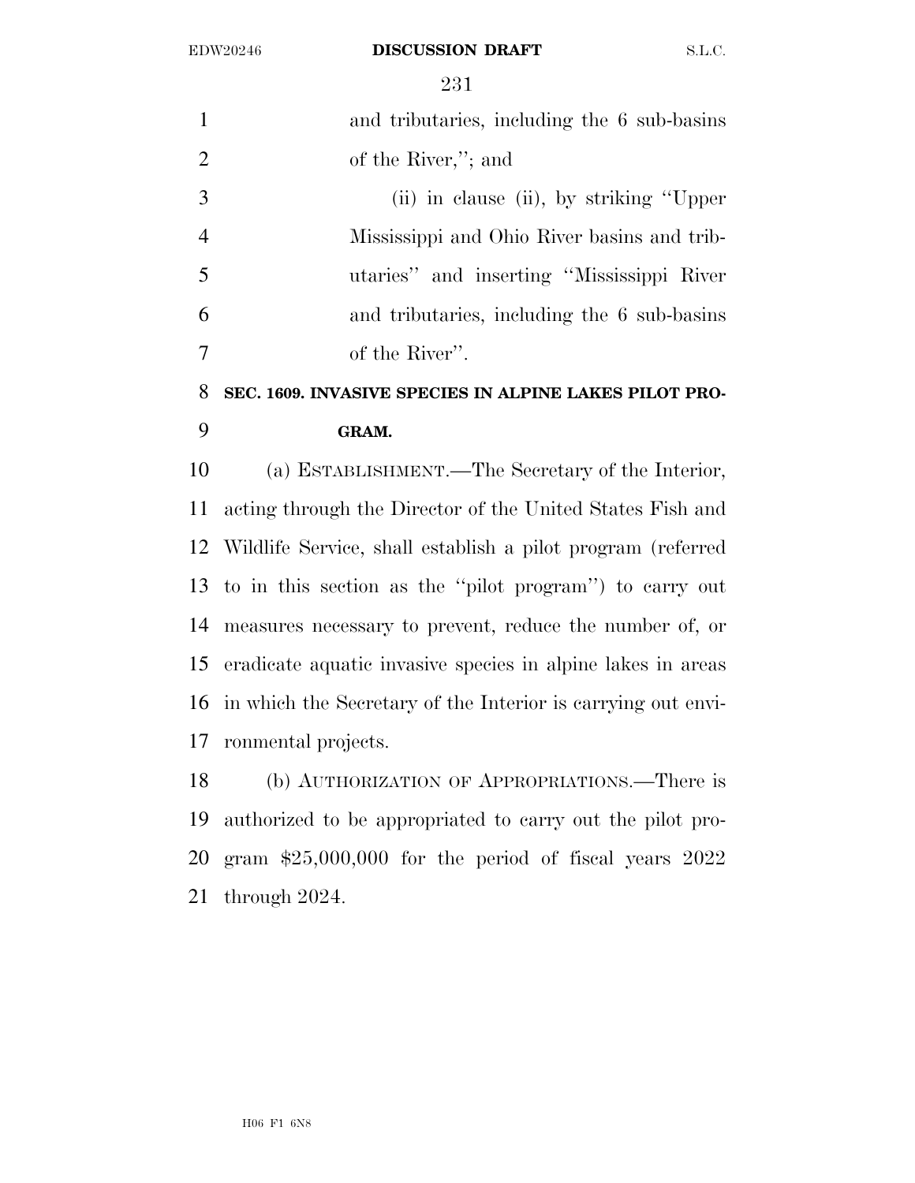and tributaries, including the 6 sub-basins of the River,''; and

(ii) in clause (ii), by striking ''Upper Mississippi and Ohio River basins and tributaries'' and inserting ''Mississippi River and tributaries, including the 6 sub-basins of the River''.

### SEC. 1609. INVASIVE SPECIES IN ALPINE LAKES PILOT PROGRAM.

(a) ESTABLISHMENT.—The Secretary of the Interior, acting through the Director of the United States Fish and Wildlife Service, shall establish a pilot program (referred to in this section as the ''pilot program'') to carry out measures necessary to prevent, reduce the number of, or eradicate aquatic invasive species in alpine lakes in areas in which the Secretary of the Interior is carrying out environmental projects.

(b) AUTHORIZATION OF APPROPRIATIONS.—There is authorized to be appropriated to carry out the pilot program $25,000,000 for the period of fiscal years 2022 through 2024.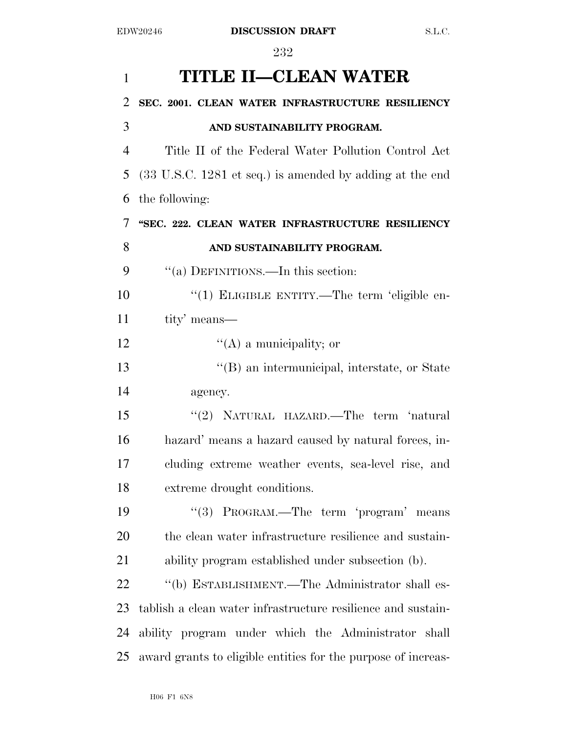# TITLE II—CLEAN WATER

## SEC. 2001. CLEAN WATER INFRASTRUCTURE RESILIENCY AND SUSTAINABILITY PROGRAM.

Title II of the Federal Water Pollution Control Act (33 U.S.C. 1281 et seq.) is amended by adding at the end the following:

### "SEC. 222. CLEAN WATER INFRASTRUCTURE RESILIENCY AND SUSTAINABILITY PROGRAM.

"(a) DEFINITIONS.—In this section:

"(1) ELIGIBLE ENTITY.—The term 'eligible entity' means—

"(A) a municipality; or

"(B) an intermunicipal, interstate, or State agency.

"(2) NATURAL HAZARD.—The term 'natural hazard' means a hazard caused by natural forces, including extreme weather events, sea-level rise, and extreme drought conditions.

"(3) PROGRAM.—The term 'program' means the clean water infrastructure resilience and sustainability program established under subsection (b).

"(b) ESTABLISHMENT.—The Administrator shall establish a clean water infrastructure resilience and sustainability program under which the Administrator shall award grants to eligible entities for the purpose of increas-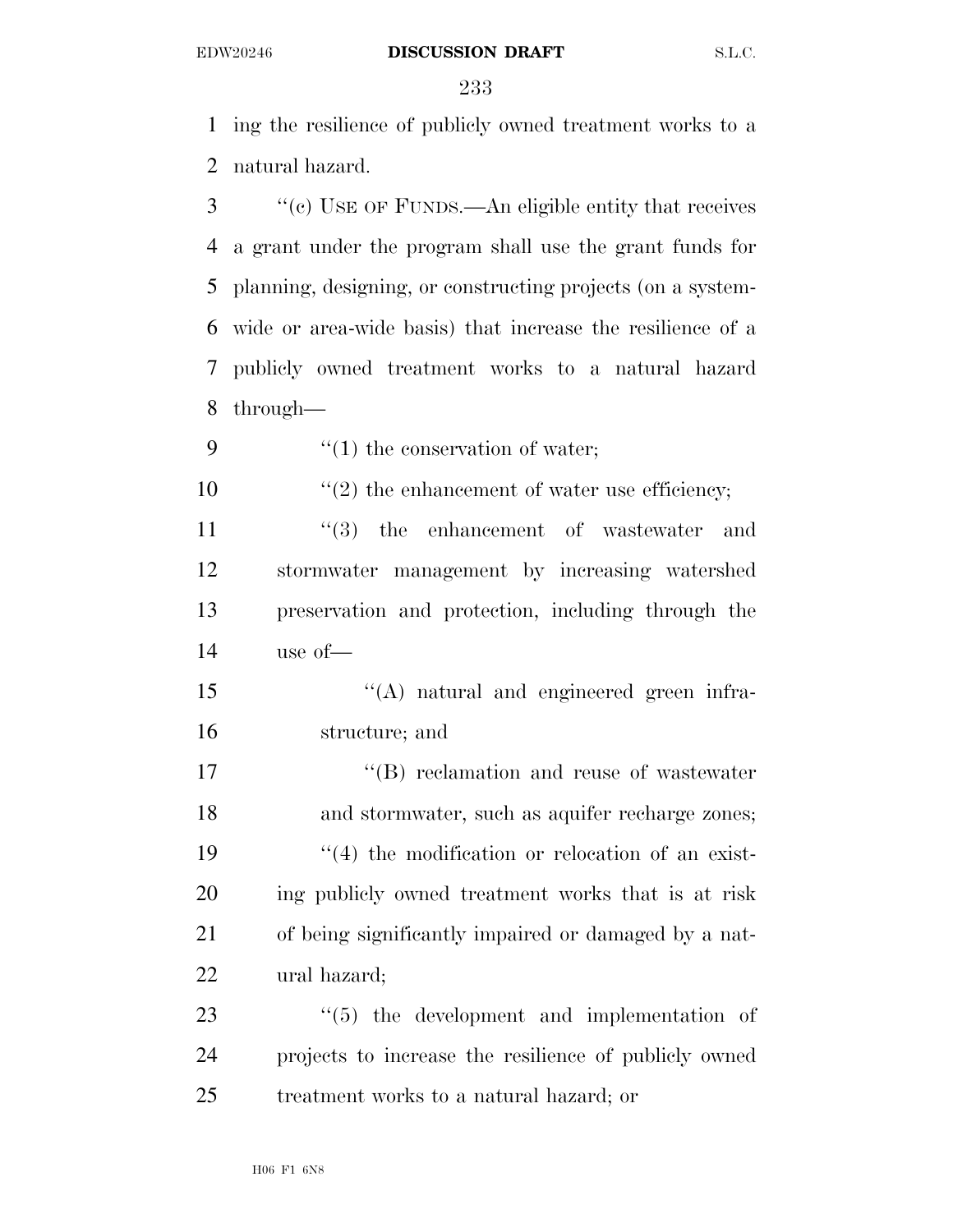ing the resilience of publicly owned treatment works to a natural hazard.

''(c) USE OF FUNDS.—An eligible entity that receives a grant under the program shall use the grant funds for planning, designing, or constructing projects (on a system-wide or area-wide basis) that increase the resilience of a publicly owned treatment works to a natural hazard through—

''(1) the conservation of water;

''(2) the enhancement of water use efficiency;

''(3) the enhancement of wastewater and stormwater management by increasing watershed preservation and protection, including through the use of—

''(A) natural and engineered green infrastructure; and

''(B) reclamation and reuse of wastewater and stormwater, such as aquifer recharge zones;

''(4) the modification or relocation of an existing publicly owned treatment works that is at risk of being significantly impaired or damaged by a natural hazard;

''(5) the development and implementation of projects to increase the resilience of publicly owned treatment works to a natural hazard; or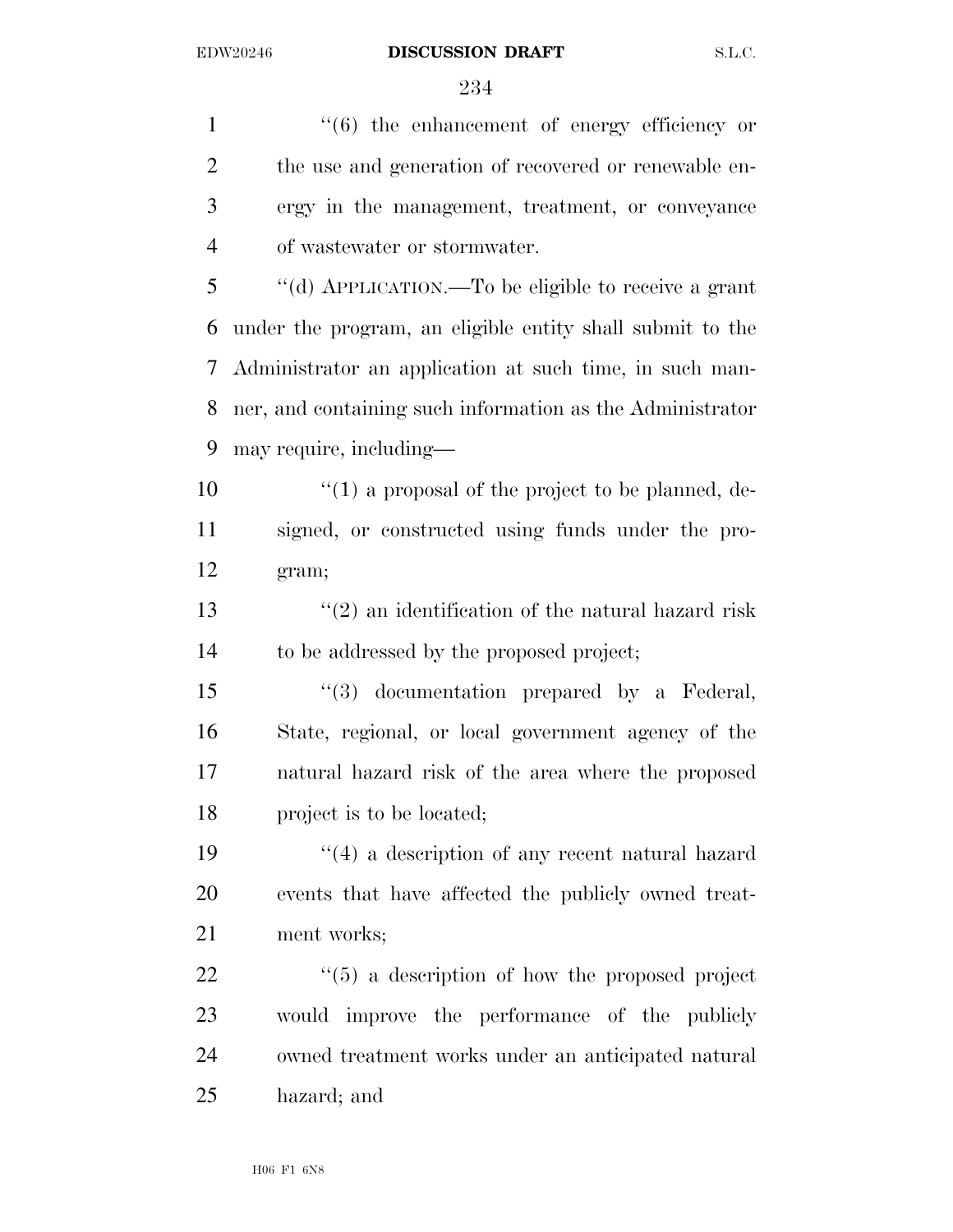"(6) the enhancement of energy efficiency or the use and generation of recovered or renewable energy in the management, treatment, or conveyance of wastewater or stormwater.

"(d) APPLICATION.—To be eligible to receive a grant under the program, an eligible entity shall submit to the Administrator an application at such time, in such manner, and containing such information as the Administrator may require, including—

"(1) a proposal of the project to be planned, designed, or constructed using funds under the program;

"(2) an identification of the natural hazard risk to be addressed by the proposed project;

"(3) documentation prepared by a Federal, State, regional, or local government agency of the natural hazard risk of the area where the proposed project is to be located;

"(4) a description of any recent natural hazard events that have affected the publicly owned treatment works;

"(5) a description of how the proposed project would improve the performance of the publicly owned treatment works under an anticipated natural hazard; and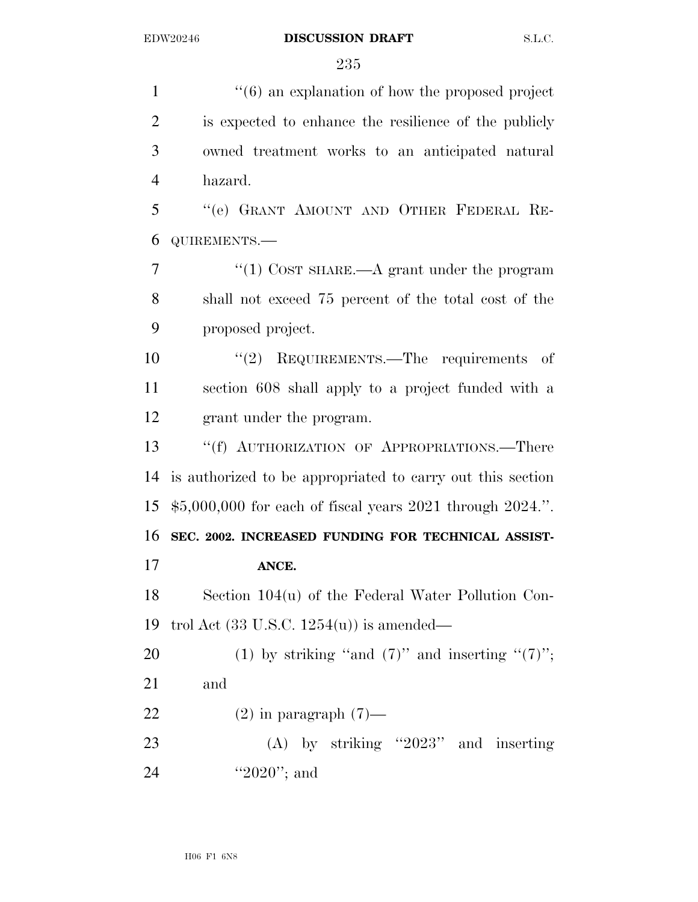''(6) an explanation of how the proposed project is expected to enhance the resilience of the publicly owned treatment works to an anticipated natural hazard.

''(e) GRANT AMOUNT AND OTHER FEDERAL REQUIREMENTS.—

''(1) COST SHARE.—A grant under the program shall not exceed 75 percent of the total cost of the proposed project.

''(2) REQUIREMENTS.—The requirements of section 608 shall apply to a project funded with a grant under the program.

''(f) AUTHORIZATION OF APPROPRIATIONS.—There is authorized to be appropriated to carry out this section $5,000,000 for each of fiscal years 2021 through 2024.''.

**SEC. 2002. INCREASED FUNDING FOR TECHNICAL ASSISTANCE.**

Section 104(u) of the Federal Water Pollution Control Act (33 U.S.C. 1254(u)) is amended—

(1) by striking ''and (7)'' and inserting ''(7)''; and

(2) in paragraph (7)—

(A) by striking ''2023'' and inserting ''2020''; and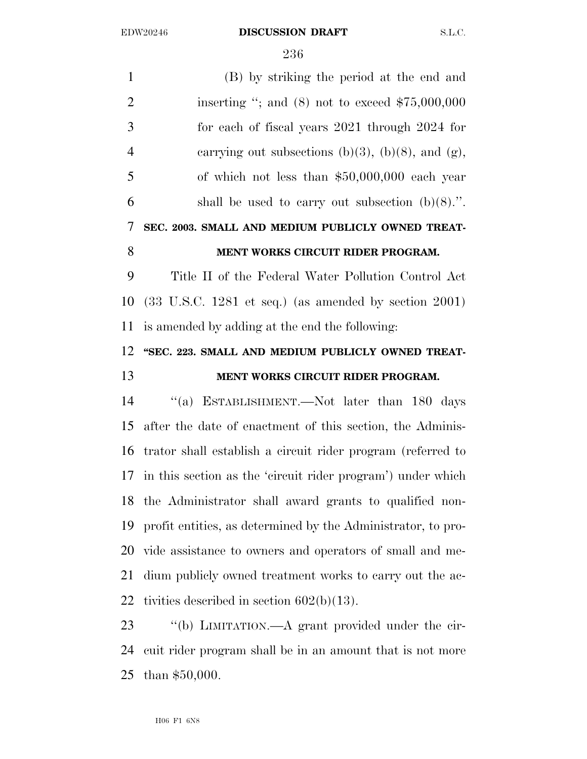(B) by striking the period at the end and inserting "; and (8) not to exceed $75,000,000 for each of fiscal years 2021 through 2024 for carrying out subsections (b)(3), (b)(8), and (g), of which not less than $50,000,000 each year shall be used to carry out subsection (b)(8).".

**SEC. 2003. SMALL AND MEDIUM PUBLICLY OWNED TREATMENT WORKS CIRCUIT RIDER PROGRAM.**

Title II of the Federal Water Pollution Control Act (33 U.S.C. 1281 et seq.) (as amended by section 2001) is amended by adding at the end the following:

**"SEC. 223. SMALL AND MEDIUM PUBLICLY OWNED TREATMENT WORKS CIRCUIT RIDER PROGRAM.**

"(a) ESTABLISHMENT.—Not later than 180 days after the date of enactment of this section, the Administrator shall establish a circuit rider program (referred to in this section as the 'circuit rider program') under which the Administrator shall award grants to qualified nonprofit entities, as determined by the Administrator, to provide assistance to owners and operators of small and medium publicly owned treatment works to carry out the activities described in section 602(b)(13).

"(b) LIMITATION.—A grant provided under the circuit rider program shall be in an amount that is not more than $50,000.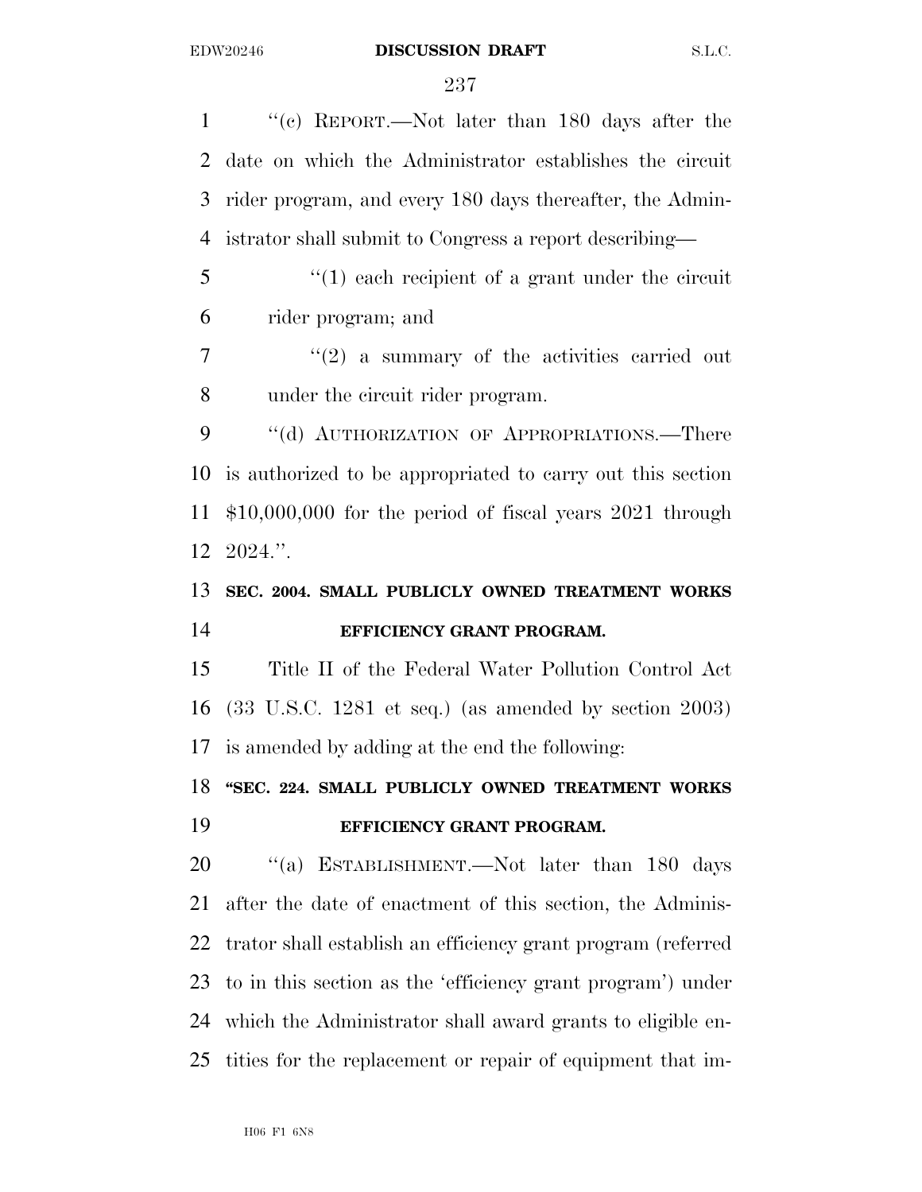"(c) REPORT.—Not later than 180 days after the date on which the Administrator establishes the circuit rider program, and every 180 days thereafter, the Administrator shall submit to Congress a report describing—

"(1) each recipient of a grant under the circuit rider program; and

"(2) a summary of the activities carried out under the circuit rider program.

"(d) AUTHORIZATION OF APPROPRIATIONS.—There is authorized to be appropriated to carry out this section $10,000,000 for the period of fiscal years 2021 through 2024.".

**SEC. 2004. SMALL PUBLICLY OWNED TREATMENT WORKS EFFICIENCY GRANT PROGRAM.**

Title II of the Federal Water Pollution Control Act (33 U.S.C. 1281 et seq.) (as amended by section 2003) is amended by adding at the end the following:

**"SEC. 224. SMALL PUBLICLY OWNED TREATMENT WORKS EFFICIENCY GRANT PROGRAM.**

"(a) ESTABLISHMENT.—Not later than 180 days after the date of enactment of this section, the Administrator shall establish an efficiency grant program (referred to in this section as the 'efficiency grant program') under which the Administrator shall award grants to eligible entities for the replacement or repair of equipment that im-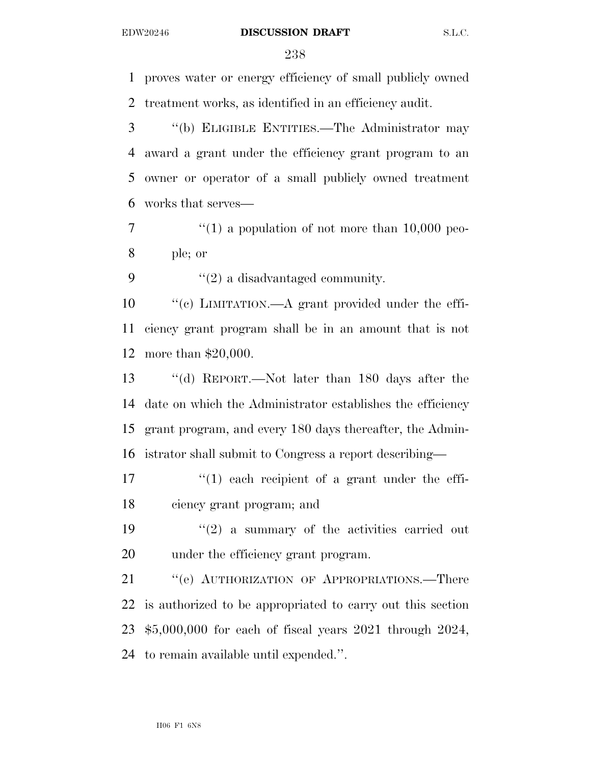proves water or energy efficiency of small publicly owned treatment works, as identified in an efficiency audit.

''(b) ELIGIBLE ENTITIES.—The Administrator may award a grant under the efficiency grant program to an owner or operator of a small publicly owned treatment works that serves—

''(1) a population of not more than 10,000 people; or

''(2) a disadvantaged community.

''(c) LIMITATION.—A grant provided under the efficiency grant program shall be in an amount that is not more than $20,000.

''(d) REPORT.—Not later than 180 days after the date on which the Administrator establishes the efficiency grant program, and every 180 days thereafter, the Administrator shall submit to Congress a report describing—

''(1) each recipient of a grant under the efficiency grant program; and

''(2) a summary of the activities carried out under the efficiency grant program.

''(e) AUTHORIZATION OF APPROPRIATIONS.—There is authorized to be appropriated to carry out this section $5,000,000 for each of fiscal years 2021 through 2024, to remain available until expended.''.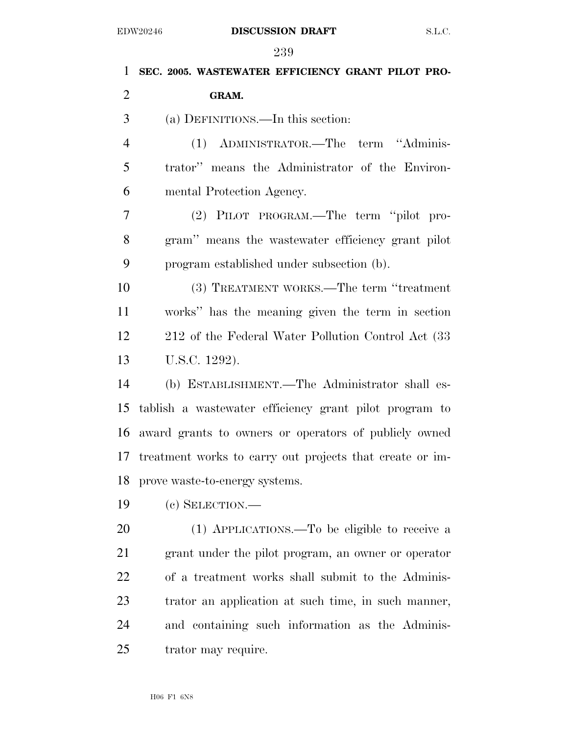**SEC. 2005. WASTEWATER EFFICIENCY GRANT PILOT PROGRAM.**

(a) DEFINITIONS.—In this section:

(1) ADMINISTRATOR.—The term "Administrator" means the Administrator of the Environmental Protection Agency.

(2) PILOT PROGRAM.—The term "pilot program" means the wastewater efficiency grant pilot program established under subsection (b).

(3) TREATMENT WORKS.—The term "treatment works" has the meaning given the term in section 212 of the Federal Water Pollution Control Act (33 U.S.C. 1292).

(b) ESTABLISHMENT.—The Administrator shall establish a wastewater efficiency grant pilot program to award grants to owners or operators of publicly owned treatment works to carry out projects that create or improve waste-to-energy systems.

(c) SELECTION.—

(1) APPLICATIONS.—To be eligible to receive a grant under the pilot program, an owner or operator of a treatment works shall submit to the Administrator an application at such time, in such manner, and containing such information as the Administrator may require.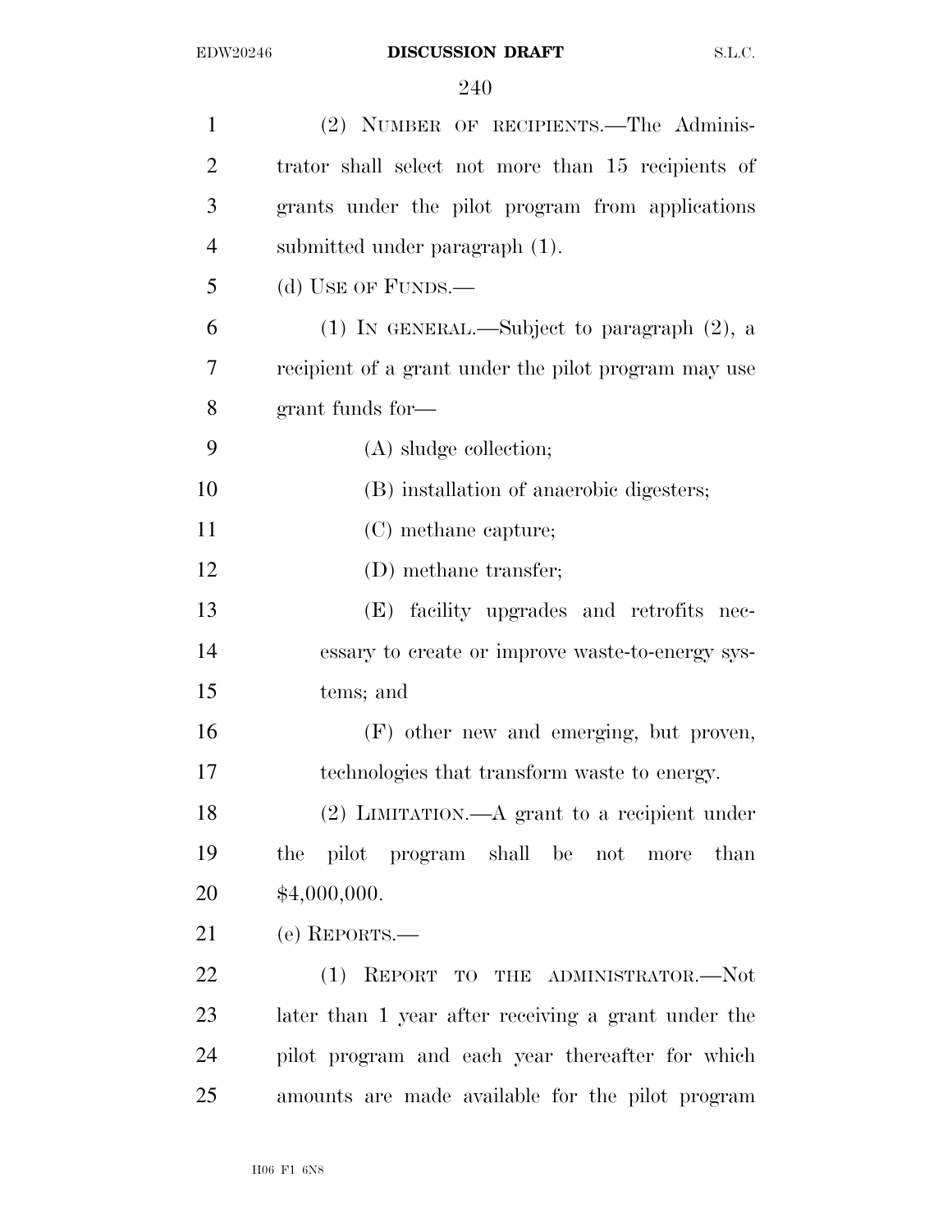(2) NUMBER OF RECIPIENTS.—The Administrator shall select not more than 15 recipients of grants under the pilot program from applications submitted under paragraph (1).

(d) USE OF FUNDS.—

(1) IN GENERAL.—Subject to paragraph (2), a recipient of a grant under the pilot program may use grant funds for—

(A) sludge collection;

(B) installation of anaerobic digesters;

(C) methane capture;

(D) methane transfer;

(E) facility upgrades and retrofits necessary to create or improve waste-to-energy systems; and

(F) other new and emerging, but proven, technologies that transform waste to energy.

(2) LIMITATION.—A grant to a recipient under the pilot program shall be not more than $4,000,000.

(e) REPORTS.—

(1) REPORT TO THE ADMINISTRATOR.—Not later than 1 year after receiving a grant under the pilot program and each year thereafter for which amounts are made available for the pilot program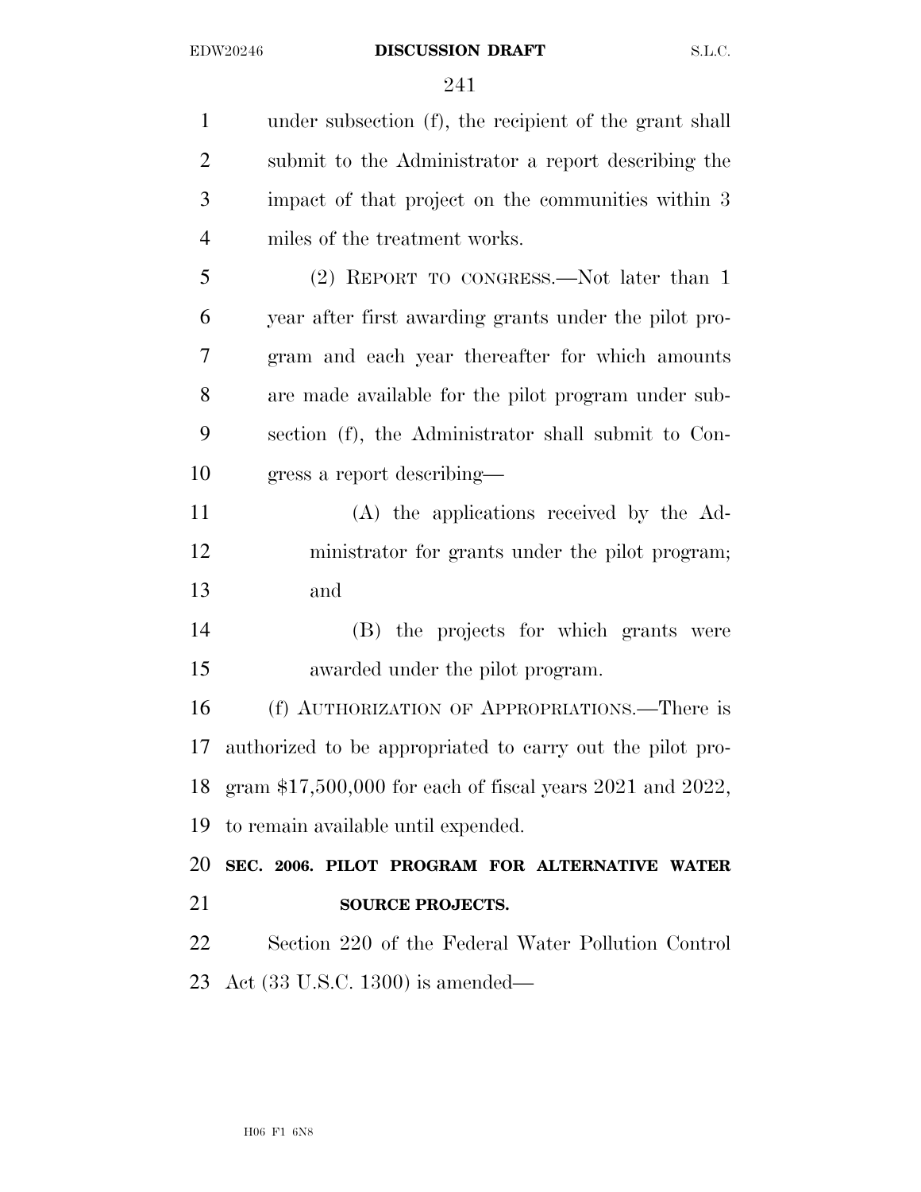under subsection (f), the recipient of the grant shall submit to the Administrator a report describing the impact of that project on the communities within 3 miles of the treatment works.

(2) REPORT TO CONGRESS.—Not later than 1 year after first awarding grants under the pilot program and each year thereafter for which amounts are made available for the pilot program under subsection (f), the Administrator shall submit to Congress a report describing—

(A) the applications received by the Administrator for grants under the pilot program; and

(B) the projects for which grants were awarded under the pilot program.

(f) AUTHORIZATION OF APPROPRIATIONS.—There is authorized to be appropriated to carry out the pilot program $17,500,000 for each of fiscal years 2021 and 2022, to remain available until expended.

**SEC. 2006. PILOT PROGRAM FOR ALTERNATIVE WATER SOURCE PROJECTS.**

Section 220 of the Federal Water Pollution Control Act (33 U.S.C. 1300) is amended—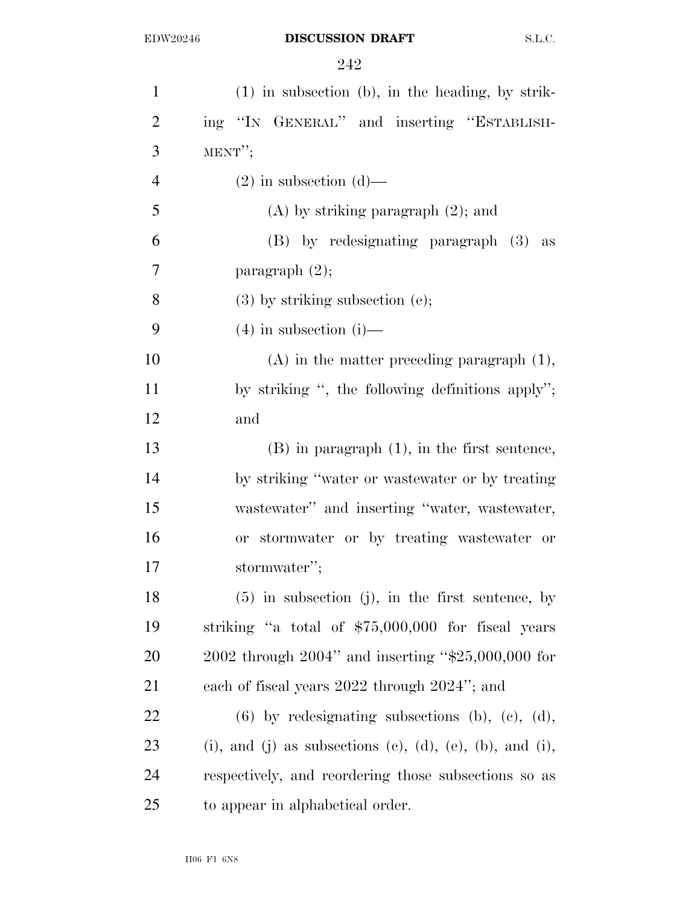(1) in subsection (b), in the heading, by striking "IN GENERAL" and inserting "ESTABLISHMENT";

(2) in subsection (d)—

(A) by striking paragraph (2); and

(B) by redesignating paragraph (3) as paragraph (2);

(3) by striking subsection (e);

(4) in subsection (i)—

(A) in the matter preceding paragraph (1), by striking ", the following definitions apply"; and

(B) in paragraph (1), in the first sentence, by striking "water or wastewater or by treating wastewater" and inserting "water, wastewater, or stormwater or by treating wastewater or stormwater";

(5) in subsection (j), in the first sentence, by striking "a total of $75,000,000 for fiscal years 2002 through 2004" and inserting "$25,000,000 for each of fiscal years 2022 through 2024"; and

(6) by redesignating subsections (b), (c), (d), (i), and (j) as subsections (c), (d), (e), (b), and (i), respectively, and reordering those subsections so as to appear in alphabetical order.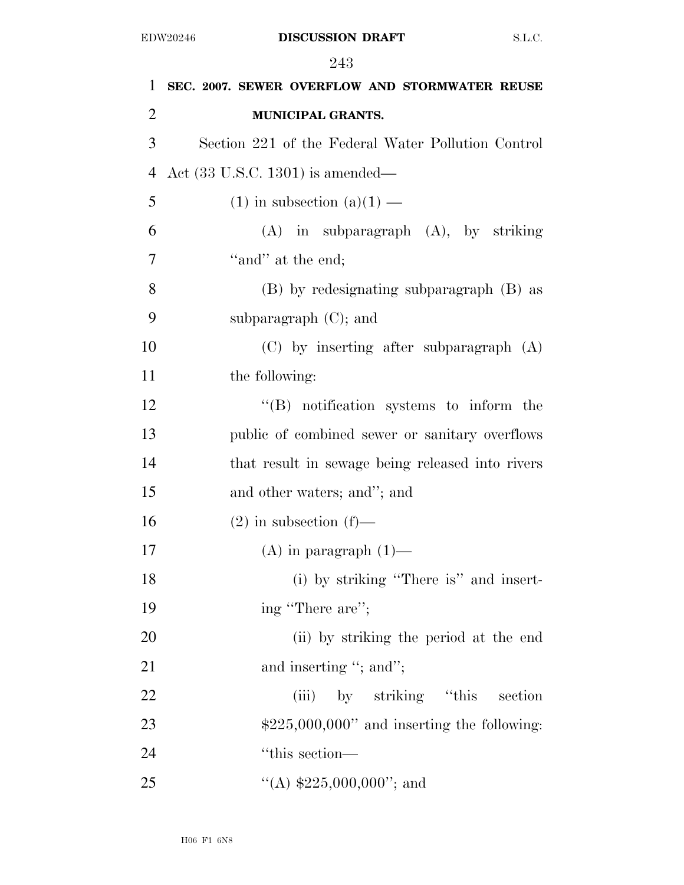**SEC. 2007. SEWER OVERFLOW AND STORMWATER REUSE MUNICIPAL GRANTS.**

Section 221 of the Federal Water Pollution Control Act (33 U.S.C. 1301) is amended—

(1) in subsection (a)(1) —

(A) in subparagraph (A), by striking "and" at the end;

(B) by redesignating subparagraph (B) as subparagraph (C); and

(C) by inserting after subparagraph (A) the following:

"(B) notification systems to inform the public of combined sewer or sanitary overflows that result in sewage being released into rivers and other waters; and"; and

(2) in subsection (f)—

(A) in paragraph (1)—

(i) by striking "There is" and inserting "There are";

(ii) by striking the period at the end and inserting "; and";

(iii) by striking "this section $225,000,000" and inserting the following: "this section—

"(A) $225,000,000"; and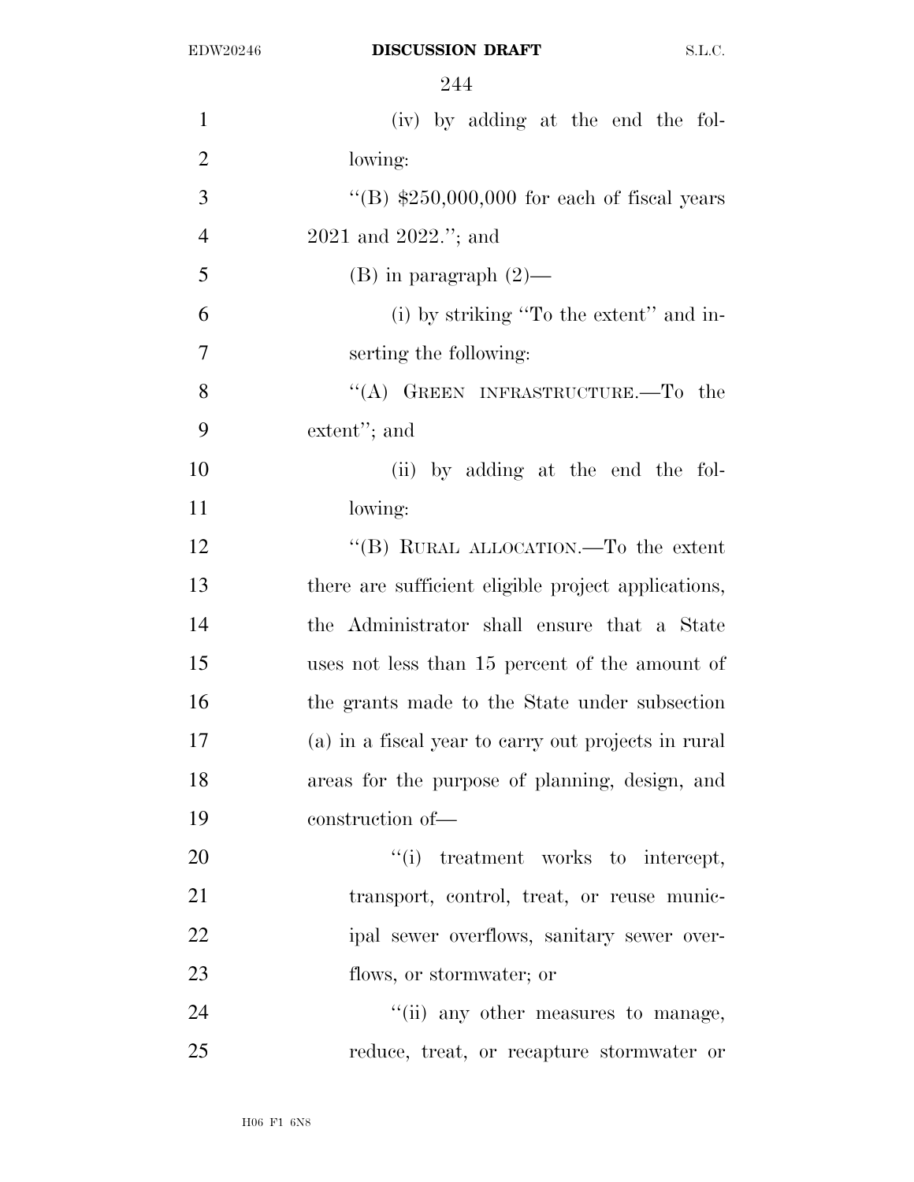(iv) by adding at the end the following:

''(B) $250,000,000 for each of fiscal years 2021 and 2022.''; and

(B) in paragraph (2)—

(i) by striking ''To the extent'' and inserting the following:

''(A) GREEN INFRASTRUCTURE.—To the extent''; and

(ii) by adding at the end the following:

''(B) RURAL ALLOCATION.—To the extent there are sufficient eligible project applications, the Administrator shall ensure that a State uses not less than 15 percent of the amount of the grants made to the State under subsection (a) in a fiscal year to carry out projects in rural areas for the purpose of planning, design, and construction of—

''(i) treatment works to intercept, transport, control, treat, or reuse municipal sewer overflows, sanitary sewer overflows, or stormwater; or

''(ii) any other measures to manage, reduce, treat, or recapture stormwater or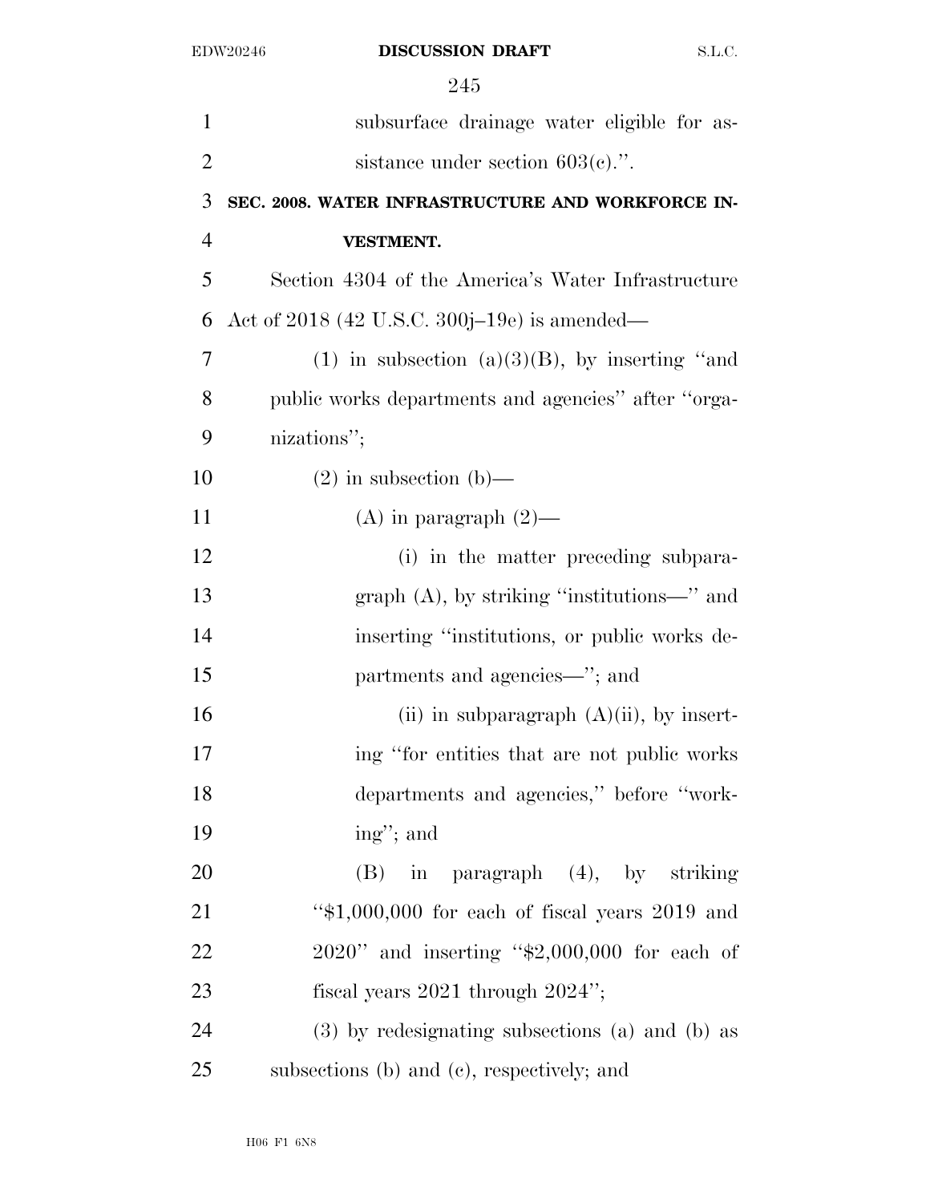subsurface drainage water eligible for assistance under section 603(c).''.

**SEC. 2008. WATER INFRASTRUCTURE AND WORKFORCE INVESTMENT.**

Section 4304 of the America's Water Infrastructure Act of 2018 (42 U.S.C. 300j–19e) is amended—

(1) in subsection (a)(3)(B), by inserting ''and public works departments and agencies'' after ''organizations'';

(2) in subsection (b)—

(A) in paragraph (2)—

(i) in the matter preceding subparagraph (A), by striking ''institutions—'' and inserting ''institutions, or public works departments and agencies—''; and

(ii) in subparagraph (A)(ii), by inserting ''for entities that are not public works departments and agencies,'' before ''working''; and

(B) in paragraph (4), by striking ''$1,000,000 for each of fiscal years 2019 and 2020'' and inserting ''$2,000,000 for each of fiscal years 2021 through 2024'';

(3) by redesignating subsections (a) and (b) as subsections (b) and (c), respectively; and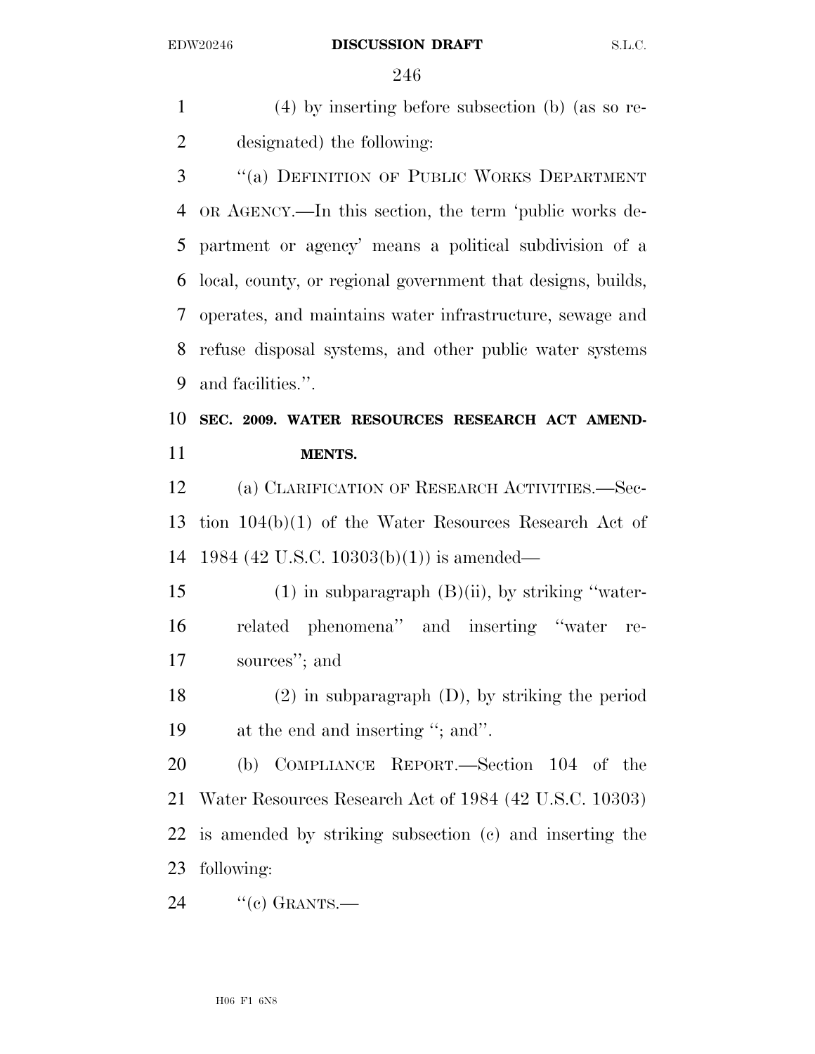(4) by inserting before subsection (b) (as so redesignated) the following:

"(a) DEFINITION OF PUBLIC WORKS DEPARTMENT OR AGENCY.—In this section, the term 'public works department or agency' means a political subdivision of a local, county, or regional government that designs, builds, operates, and maintains water infrastructure, sewage and refuse disposal systems, and other public water systems and facilities.".

**SEC. 2009. WATER RESOURCES RESEARCH ACT AMENDMENTS.**

(a) CLARIFICATION OF RESEARCH ACTIVITIES.—Section 104(b)(1) of the Water Resources Research Act of 1984 (42 U.S.C. 10303(b)(1)) is amended—

(1) in subparagraph (B)(ii), by striking "water-related phenomena" and inserting "water resources"; and

(2) in subparagraph (D), by striking the period at the end and inserting "; and".

(b) COMPLIANCE REPORT.—Section 104 of the Water Resources Research Act of 1984 (42 U.S.C. 10303) is amended by striking subsection (c) and inserting the following:

"(c) GRANTS.—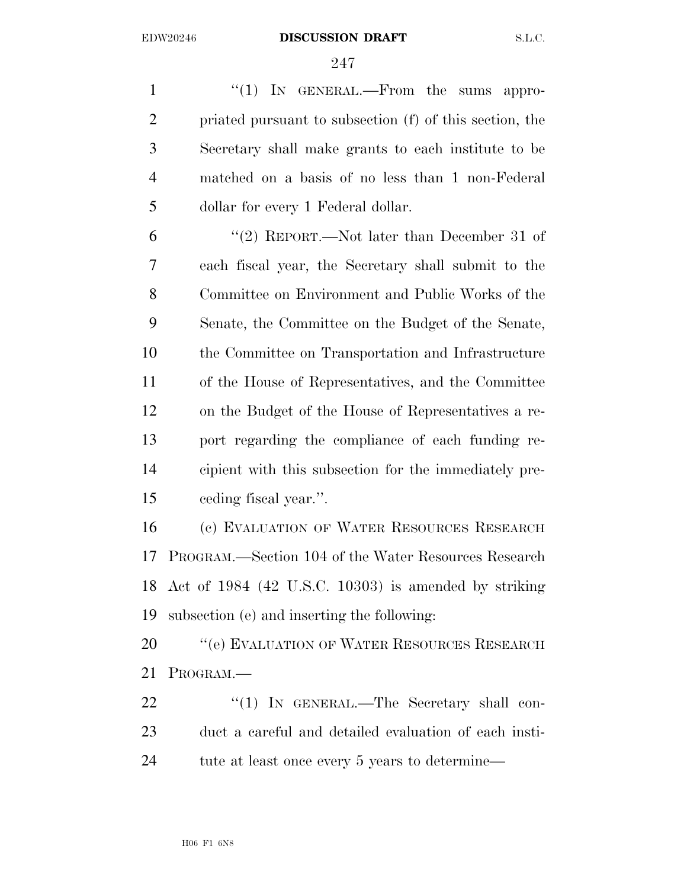"(1) IN GENERAL.—From the sums appropriated pursuant to subsection (f) of this section, the Secretary shall make grants to each institute to be matched on a basis of no less than 1 non-Federal dollar for every 1 Federal dollar.

"(2) REPORT.—Not later than December 31 of each fiscal year, the Secretary shall submit to the Committee on Environment and Public Works of the Senate, the Committee on the Budget of the Senate, the Committee on Transportation and Infrastructure of the House of Representatives, and the Committee on the Budget of the House of Representatives a report regarding the compliance of each funding recipient with this subsection for the immediately preceding fiscal year.".

(c) EVALUATION OF WATER RESOURCES RESEARCH PROGRAM.—Section 104 of the Water Resources Research Act of 1984 (42 U.S.C. 10303) is amended by striking subsection (e) and inserting the following:

"(e) EVALUATION OF WATER RESOURCES RESEARCH PROGRAM.—

"(1) IN GENERAL.—The Secretary shall conduct a careful and detailed evaluation of each institute at least once every 5 years to determine—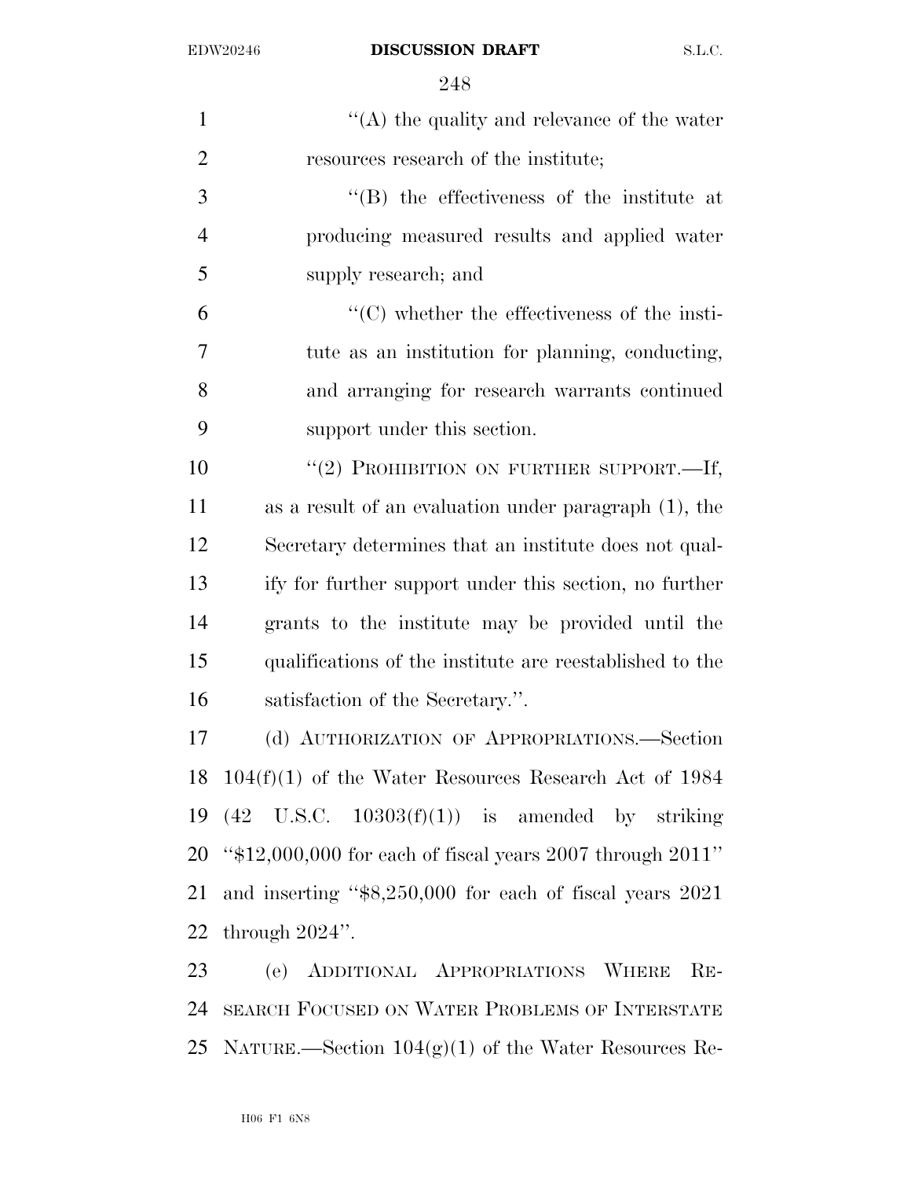"(A) the quality and relevance of the water resources research of the institute;

"(B) the effectiveness of the institute at producing measured results and applied water supply research; and

"(C) whether the effectiveness of the institute as an institution for planning, conducting, and arranging for research warrants continued support under this section.

"(2) PROHIBITION ON FURTHER SUPPORT.—If, as a result of an evaluation under paragraph (1), the Secretary determines that an institute does not qualify for further support under this section, no further grants to the institute may be provided until the qualifications of the institute are reestablished to the satisfaction of the Secretary.".

(d) AUTHORIZATION OF APPROPRIATIONS.—Section 104(f)(1) of the Water Resources Research Act of 1984 (42 U.S.C. 10303(f)(1)) is amended by striking "$12,000,000 for each of fiscal years 2007 through 2011" and inserting "$8,250,000 for each of fiscal years 2021 through 2024".

(e) ADDITIONAL APPROPRIATIONS WHERE RESEARCH FOCUSED ON WATER PROBLEMS OF INTERSTATE NATURE.—Section 104(g)(1) of the Water Resources Re-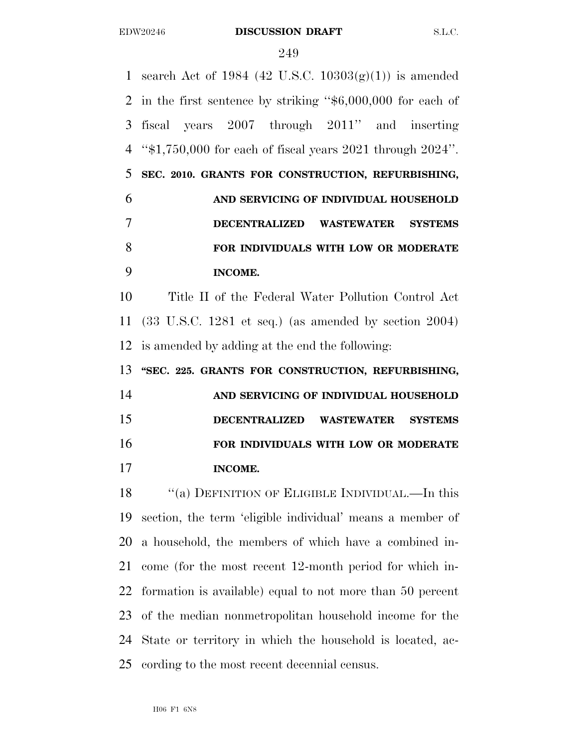search Act of 1984 (42 U.S.C. 10303(g)(1)) is amended in the first sentence by striking ''$6,000,000 for each of fiscal years 2007 through 2011'' and inserting ''$1,750,000 for each of fiscal years 2021 through 2024''.

**SEC. 2010. GRANTS FOR CONSTRUCTION, REFURBISHING, AND SERVICING OF INDIVIDUAL HOUSEHOLD DECENTRALIZED WASTEWATER SYSTEMS FOR INDIVIDUALS WITH LOW OR MODERATE INCOME.**

Title II of the Federal Water Pollution Control Act (33 U.S.C. 1281 et seq.) (as amended by section 2004) is amended by adding at the end the following:

**''SEC. 225. GRANTS FOR CONSTRUCTION, REFURBISHING, AND SERVICING OF INDIVIDUAL HOUSEHOLD DECENTRALIZED WASTEWATER SYSTEMS FOR INDIVIDUALS WITH LOW OR MODERATE INCOME.**

''(a) DEFINITION OF ELIGIBLE INDIVIDUAL.—In this section, the term 'eligible individual' means a member of a household, the members of which have a combined income (for the most recent 12-month period for which information is available) equal to not more than 50 percent of the median nonmetropolitan household income for the State or territory in which the household is located, according to the most recent decennial census.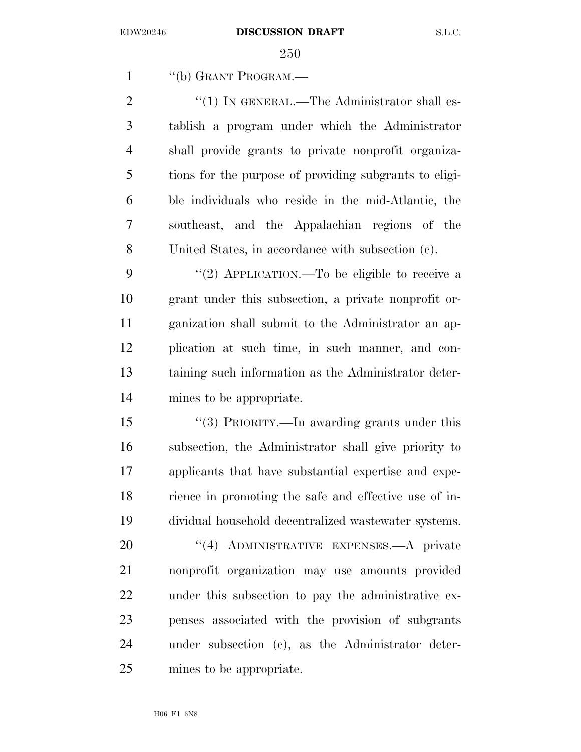''(b) GRANT PROGRAM.—

''(1) IN GENERAL.—The Administrator shall establish a program under which the Administrator shall provide grants to private nonprofit organizations for the purpose of providing subgrants to eligible individuals who reside in the mid-Atlantic, the southeast, and the Appalachian regions of the United States, in accordance with subsection (c).

''(2) APPLICATION.—To be eligible to receive a grant under this subsection, a private nonprofit organization shall submit to the Administrator an application at such time, in such manner, and containing such information as the Administrator determines to be appropriate.

''(3) PRIORITY.—In awarding grants under this subsection, the Administrator shall give priority to applicants that have substantial expertise and experience in promoting the safe and effective use of individual household decentralized wastewater systems.

''(4) ADMINISTRATIVE EXPENSES.—A private nonprofit organization may use amounts provided under this subsection to pay the administrative expenses associated with the provision of subgrants under subsection (c), as the Administrator determines to be appropriate.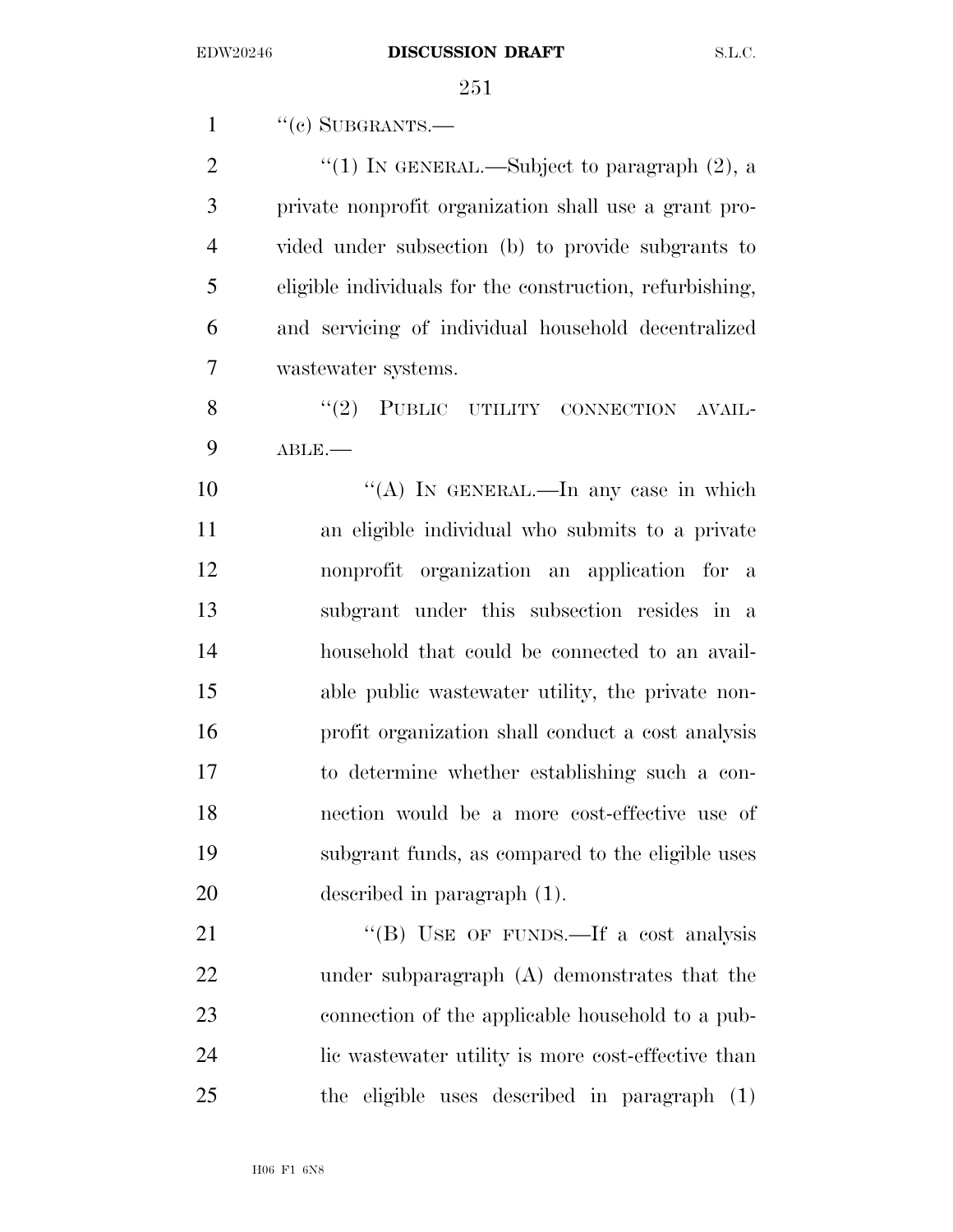''(c) SUBGRANTS.—

''(1) IN GENERAL.—Subject to paragraph (2), a private nonprofit organization shall use a grant provided under subsection (b) to provide subgrants to eligible individuals for the construction, refurbishing, and servicing of individual household decentralized wastewater systems.

''(2) PUBLIC UTILITY CONNECTION AVAILABLE.—

''(A) IN GENERAL.—In any case in which an eligible individual who submits to a private nonprofit organization an application for a subgrant under this subsection resides in a household that could be connected to an available public wastewater utility, the private nonprofit organization shall conduct a cost analysis to determine whether establishing such a connection would be a more cost-effective use of subgrant funds, as compared to the eligible uses described in paragraph (1).

''(B) USE OF FUNDS.—If a cost analysis under subparagraph (A) demonstrates that the connection of the applicable household to a public wastewater utility is more cost-effective than the eligible uses described in paragraph (1)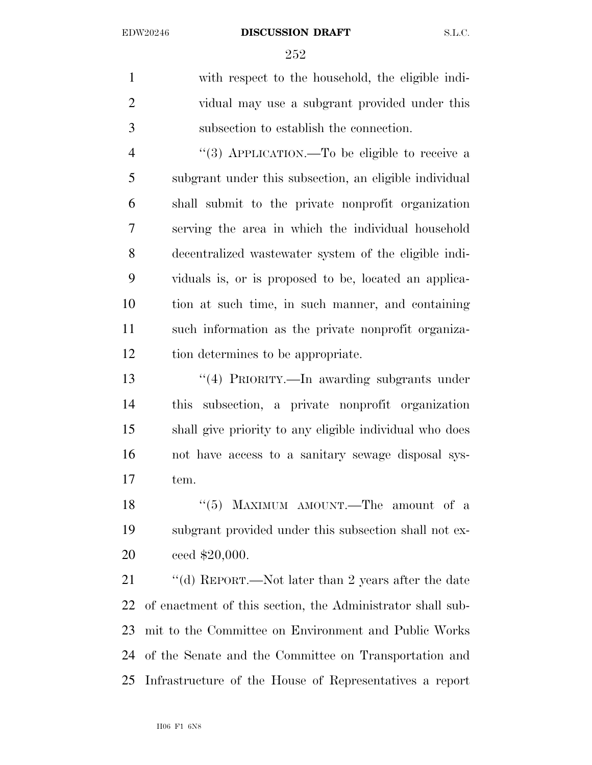with respect to the household, the eligible individual may use a subgrant provided under this subsection to establish the connection.

"(3) APPLICATION.—To be eligible to receive a subgrant under this subsection, an eligible individual shall submit to the private nonprofit organization serving the area in which the individual household decentralized wastewater system of the eligible individuals is, or is proposed to be, located an application at such time, in such manner, and containing such information as the private nonprofit organization determines to be appropriate.

"(4) PRIORITY.—In awarding subgrants under this subsection, a private nonprofit organization shall give priority to any eligible individual who does not have access to a sanitary sewage disposal system.

"(5) MAXIMUM AMOUNT.—The amount of a subgrant provided under this subsection shall not exceed $20,000.

"(d) REPORT.—Not later than 2 years after the date of enactment of this section, the Administrator shall submit to the Committee on Environment and Public Works of the Senate and the Committee on Transportation and Infrastructure of the House of Representatives a report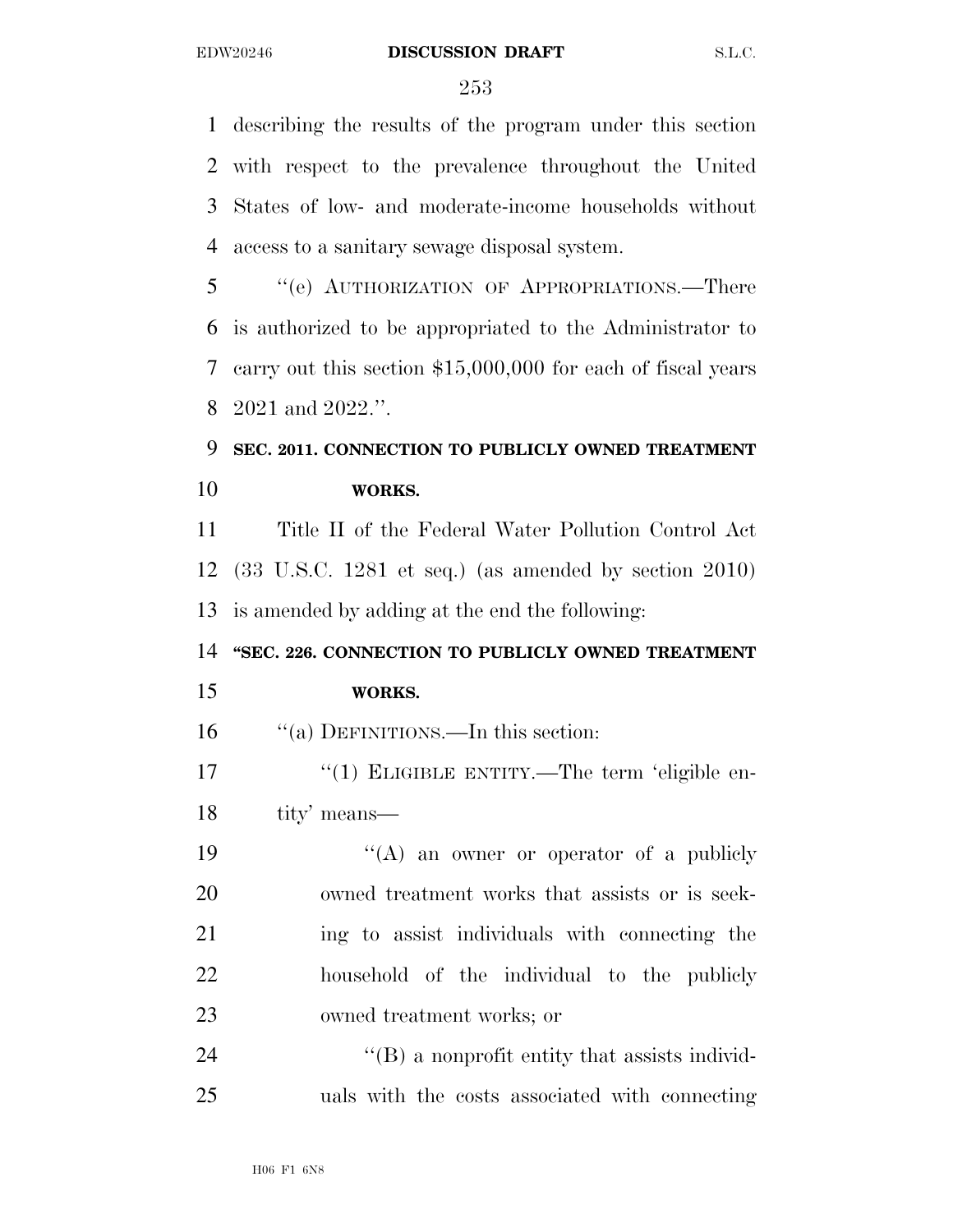describing the results of the program under this section with respect to the prevalence throughout the United States of low- and moderate-income households without access to a sanitary sewage disposal system.

"(e) AUTHORIZATION OF APPROPRIATIONS.—There is authorized to be appropriated to the Administrator to carry out this section $15,000,000 for each of fiscal years 2021 and 2022.".

**SEC. 2011. CONNECTION TO PUBLICLY OWNED TREATMENT WORKS.**

Title II of the Federal Water Pollution Control Act (33 U.S.C. 1281 et seq.) (as amended by section 2010) is amended by adding at the end the following:

**"SEC. 226. CONNECTION TO PUBLICLY OWNED TREATMENT WORKS.**

"(a) DEFINITIONS.—In this section:

"(1) ELIGIBLE ENTITY.—The term 'eligible entity' means—

"(A) an owner or operator of a publicly owned treatment works that assists or is seeking to assist individuals with connecting the household of the individual to the publicly owned treatment works; or

"(B) a nonprofit entity that assists individuals with the costs associated with connecting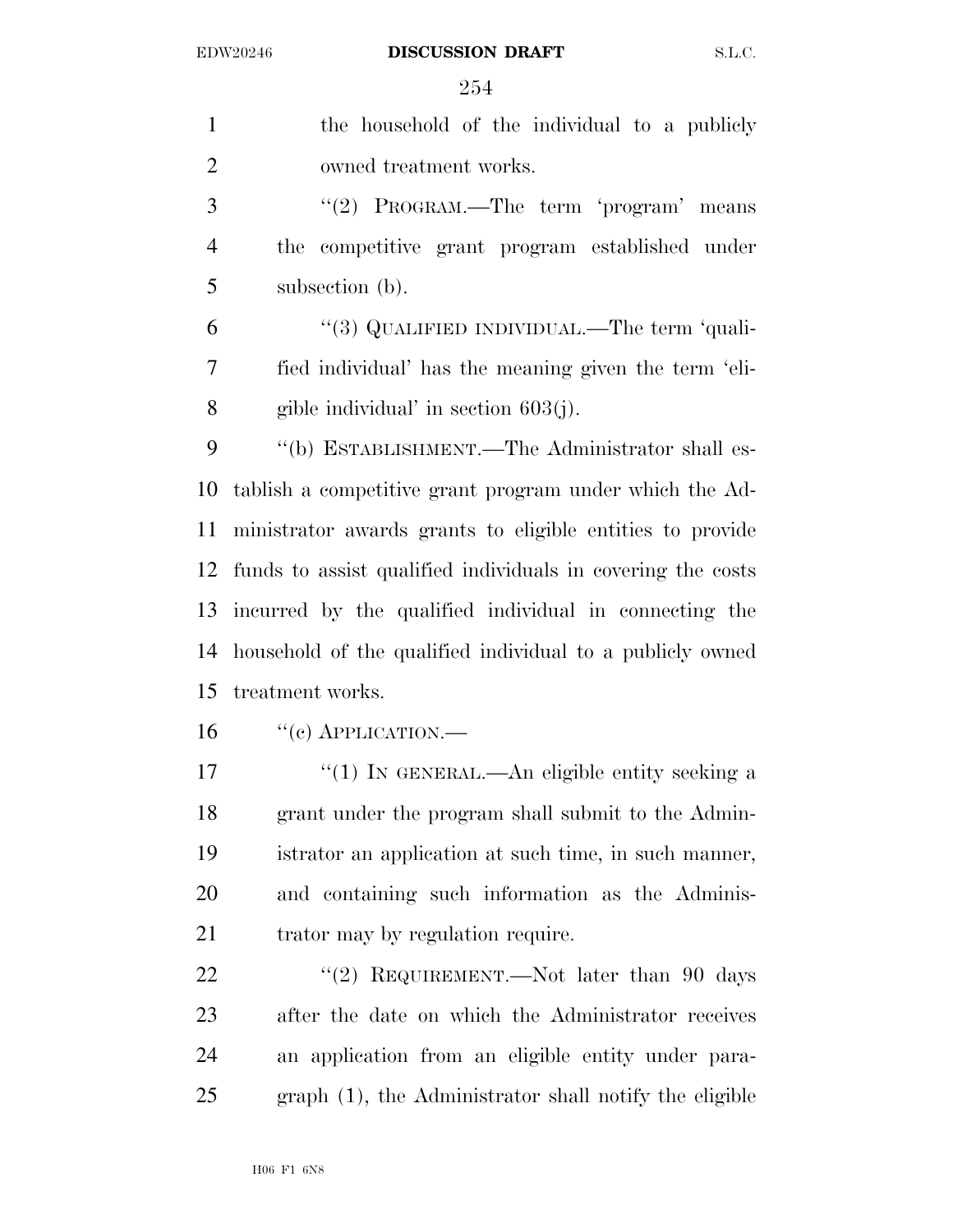the household of the individual to a publicly owned treatment works.

"(2) PROGRAM.—The term 'program' means the competitive grant program established under subsection (b).

"(3) QUALIFIED INDIVIDUAL.—The term 'qualified individual' has the meaning given the term 'eligible individual' in section 603(j).

"(b) ESTABLISHMENT.—The Administrator shall establish a competitive grant program under which the Administrator awards grants to eligible entities to provide funds to assist qualified individuals in covering the costs incurred by the qualified individual in connecting the household of the qualified individual to a publicly owned treatment works.

"(c) APPLICATION.—

"(1) IN GENERAL.—An eligible entity seeking a grant under the program shall submit to the Administrator an application at such time, in such manner, and containing such information as the Administrator may by regulation require.

"(2) REQUIREMENT.—Not later than 90 days after the date on which the Administrator receives an application from an eligible entity under paragraph (1), the Administrator shall notify the eligible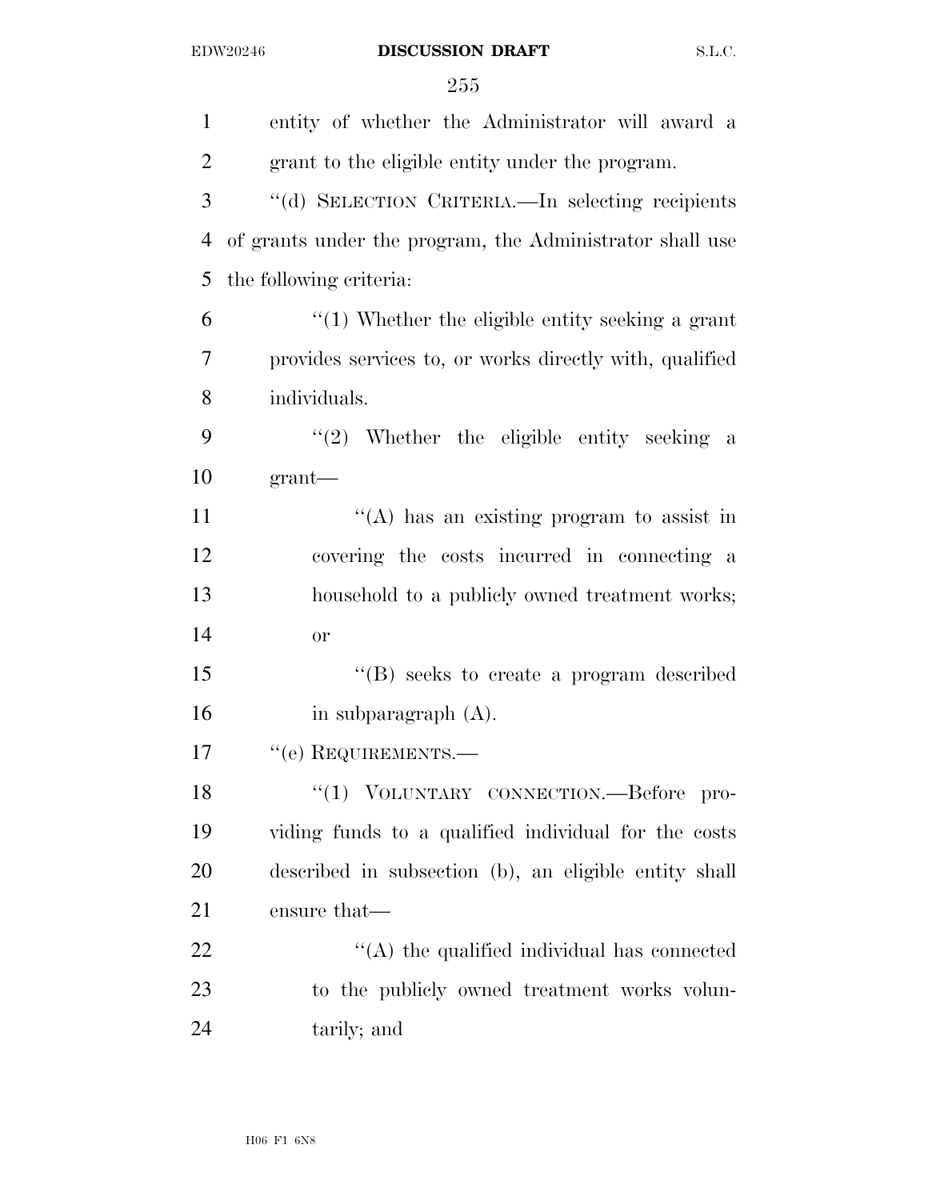entity of whether the Administrator will award a grant to the eligible entity under the program.

''(d) SELECTION CRITERIA.—In selecting recipients of grants under the program, the Administrator shall use the following criteria:

''(1) Whether the eligible entity seeking a grant provides services to, or works directly with, qualified individuals.

''(2) Whether the eligible entity seeking a grant—

''(A) has an existing program to assist in covering the costs incurred in connecting a household to a publicly owned treatment works; or

''(B) seeks to create a program described in subparagraph (A).

''(e) REQUIREMENTS.—

''(1) VOLUNTARY CONNECTION.—Before providing funds to a qualified individual for the costs described in subsection (b), an eligible entity shall ensure that—

''(A) the qualified individual has connected to the publicly owned treatment works voluntarily; and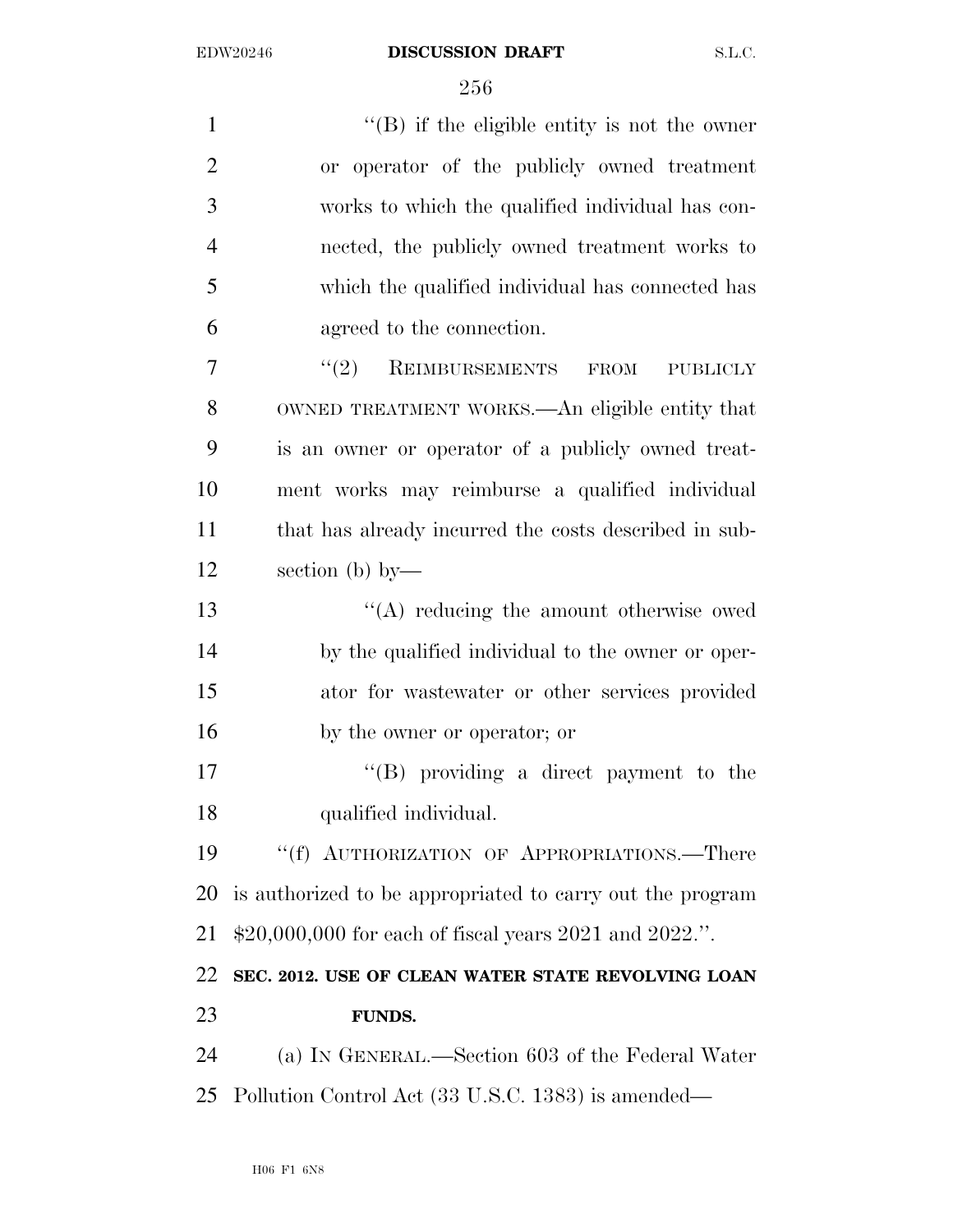''(B) if the eligible entity is not the owner or operator of the publicly owned treatment works to which the qualified individual has connected, the publicly owned treatment works to which the qualified individual has connected has agreed to the connection.

''(2) REIMBURSEMENTS FROM PUBLICLY OWNED TREATMENT WORKS.—An eligible entity that is an owner or operator of a publicly owned treatment works may reimburse a qualified individual that has already incurred the costs described in subsection (b) by—

''(A) reducing the amount otherwise owed by the qualified individual to the owner or operator for wastewater or other services provided by the owner or operator; or

''(B) providing a direct payment to the qualified individual.

''(f) AUTHORIZATION OF APPROPRIATIONS.—There is authorized to be appropriated to carry out the program $20,000,000 for each of fiscal years 2021 and 2022.''.

**SEC. 2012. USE OF CLEAN WATER STATE REVOLVING LOAN FUNDS.**

(a) IN GENERAL.—Section 603 of the Federal Water Pollution Control Act (33 U.S.C. 1383) is amended—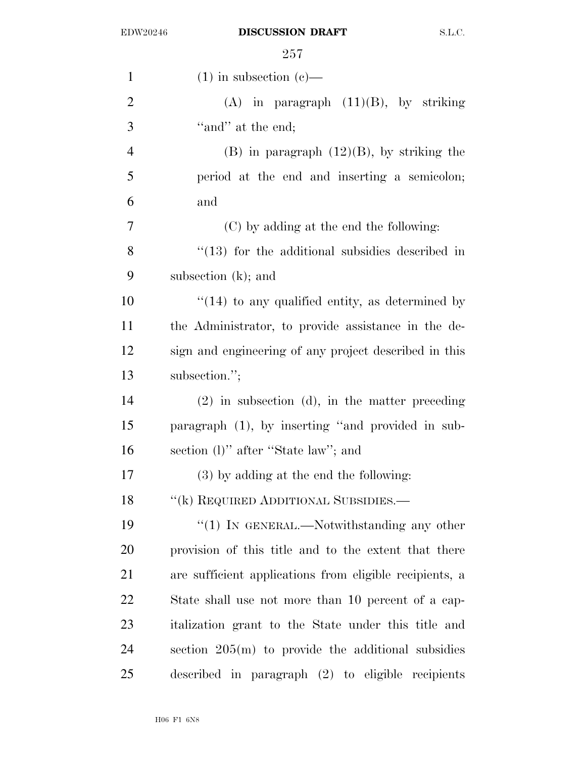(1) in subsection (c)—

(A) in paragraph (11)(B), by striking "and" at the end;

(B) in paragraph (12)(B), by striking the period at the end and inserting a semicolon; and

(C) by adding at the end the following:

"(13) for the additional subsidies described in subsection (k); and

"(14) to any qualified entity, as determined by the Administrator, to provide assistance in the design and engineering of any project described in this subsection.";

(2) in subsection (d), in the matter preceding paragraph (1), by inserting "and provided in subsection (l)" after "State law"; and

(3) by adding at the end the following:

"(k) REQUIRED ADDITIONAL SUBSIDIES.—

"(1) IN GENERAL.—Notwithstanding any other provision of this title and to the extent that there are sufficient applications from eligible recipients, a State shall use not more than 10 percent of a capitalization grant to the State under this title and section 205(m) to provide the additional subsidies described in paragraph (2) to eligible recipients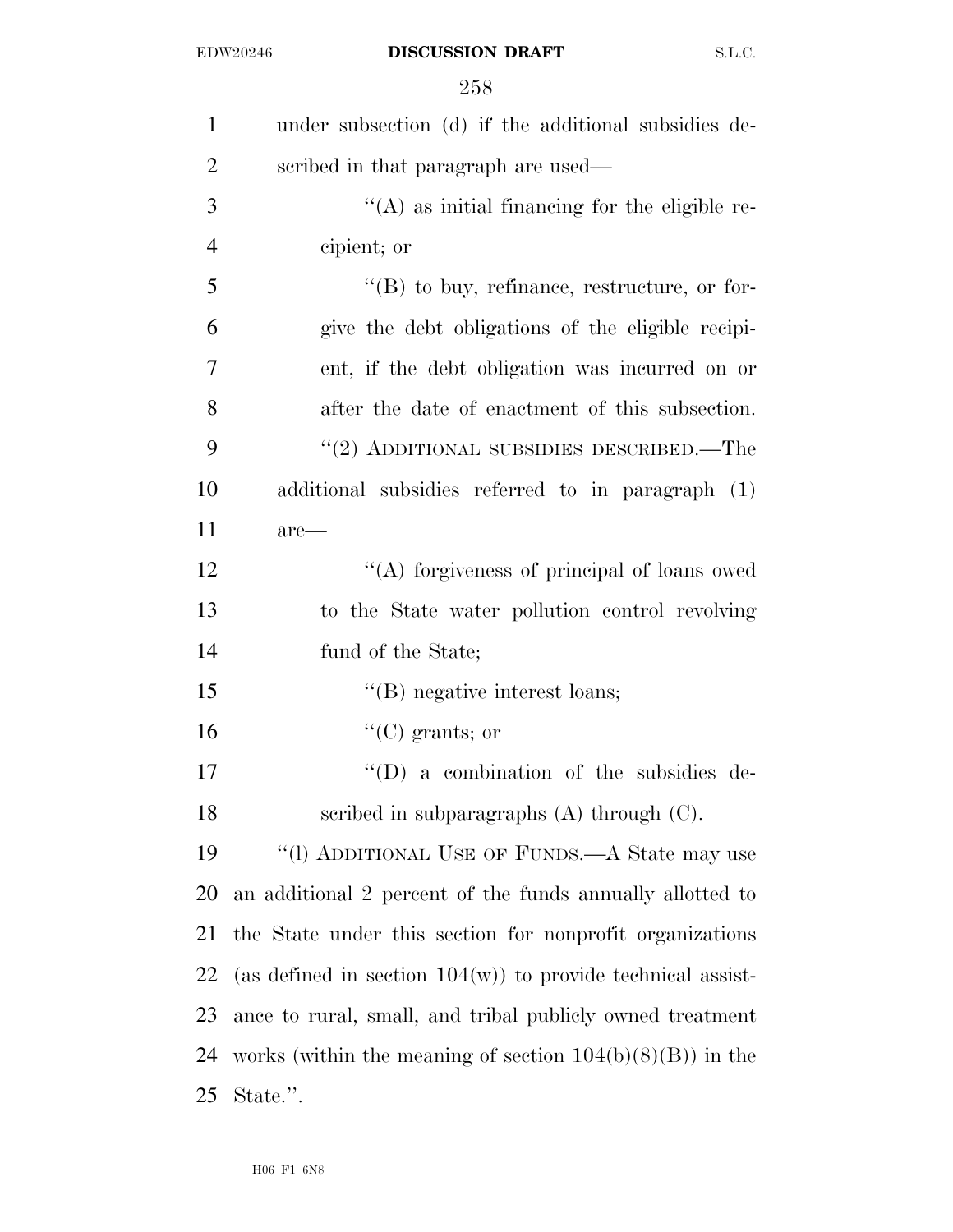under subsection (d) if the additional subsidies described in that paragraph are used—

"(A) as initial financing for the eligible recipient; or

"(B) to buy, refinance, restructure, or forgive the debt obligations of the eligible recipient, if the debt obligation was incurred on or after the date of enactment of this subsection.

"(2) ADDITIONAL SUBSIDIES DESCRIBED.—The additional subsidies referred to in paragraph (1) are—

"(A) forgiveness of principal of loans owed to the State water pollution control revolving fund of the State;

"(B) negative interest loans;

"(C) grants; or

"(D) a combination of the subsidies described in subparagraphs (A) through (C).

"(l) ADDITIONAL USE OF FUNDS.—A State may use an additional 2 percent of the funds annually allotted to the State under this section for nonprofit organizations (as defined in section 104(w)) to provide technical assistance to rural, small, and tribal publicly owned treatment works (within the meaning of section 104(b)(8)(B)) in the State.".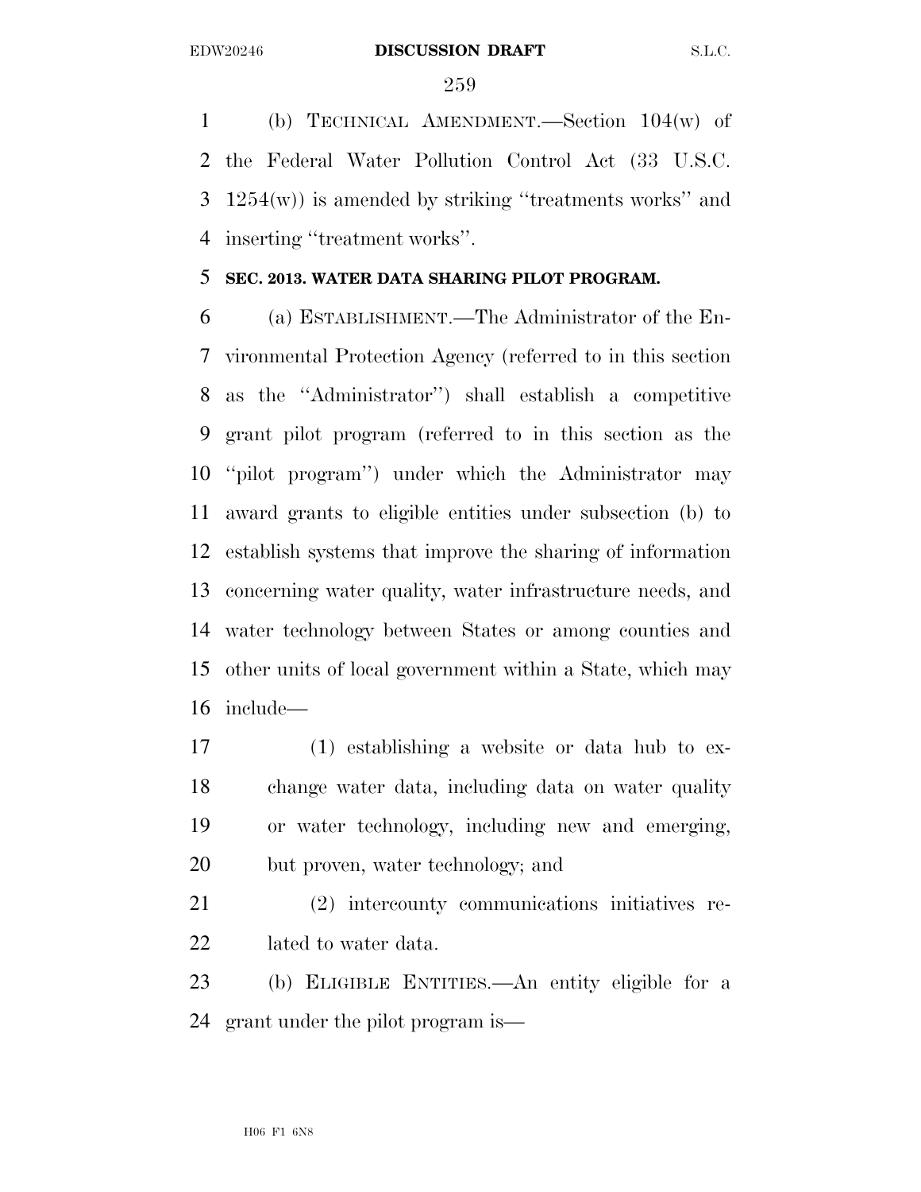(b) TECHNICAL AMENDMENT.—Section 104(w) of the Federal Water Pollution Control Act (33 U.S.C. 1254(w)) is amended by striking ''treatments works'' and inserting ''treatment works''.

**SEC. 2013. WATER DATA SHARING PILOT PROGRAM.**

(a) ESTABLISHMENT.—The Administrator of the Environmental Protection Agency (referred to in this section as the ''Administrator'') shall establish a competitive grant pilot program (referred to in this section as the ''pilot program'') under which the Administrator may award grants to eligible entities under subsection (b) to establish systems that improve the sharing of information concerning water quality, water infrastructure needs, and water technology between States or among counties and other units of local government within a State, which may include—

(1) establishing a website or data hub to exchange water data, including data on water quality or water technology, including new and emerging, but proven, water technology; and

(2) intercounty communications initiatives related to water data.

(b) ELIGIBLE ENTITIES.—An entity eligible for a grant under the pilot program is—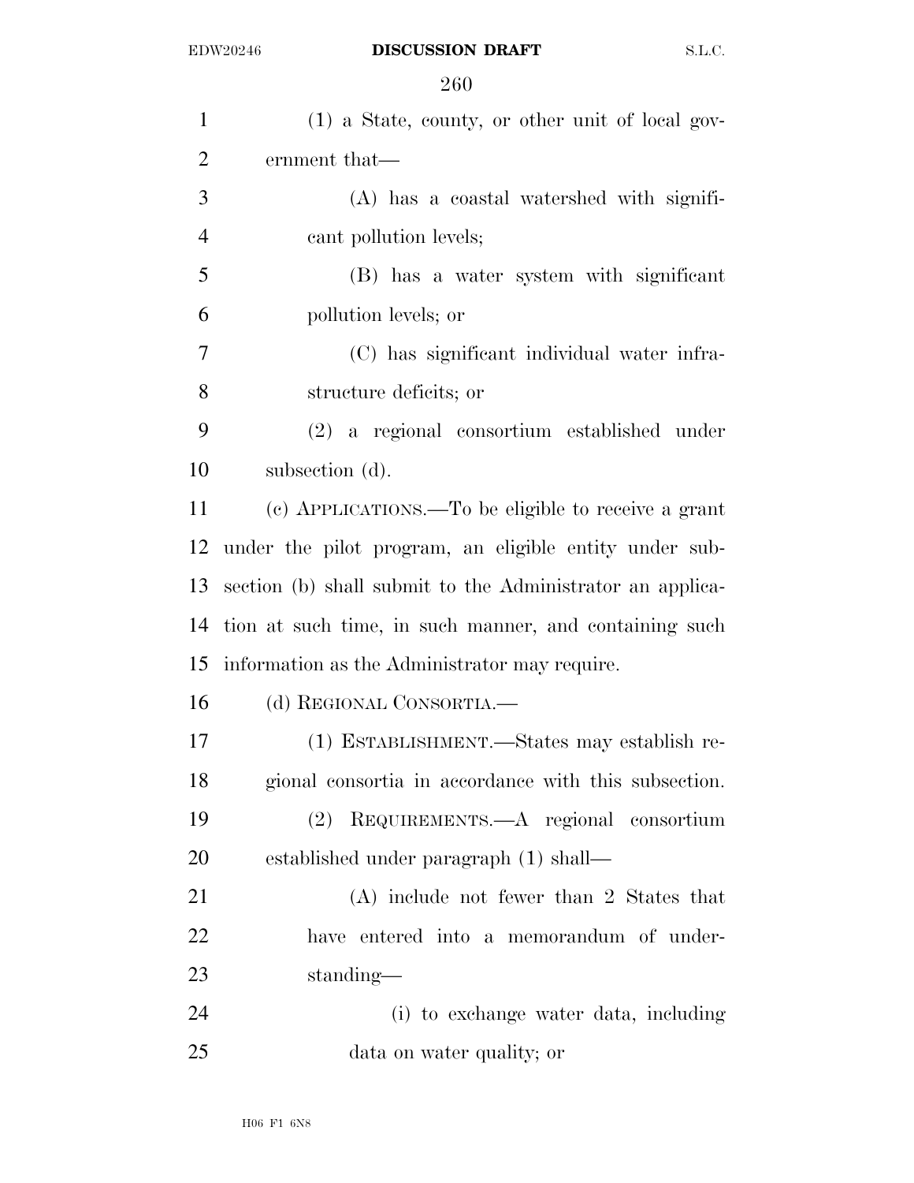(1) a State, county, or other unit of local government that—

(A) has a coastal watershed with significant pollution levels;

(B) has a water system with significant pollution levels; or

(C) has significant individual water infrastructure deficits; or

(2) a regional consortium established under subsection (d).

(c) APPLICATIONS.—To be eligible to receive a grant under the pilot program, an eligible entity under subsection (b) shall submit to the Administrator an application at such time, in such manner, and containing such information as the Administrator may require.

(d) REGIONAL CONSORTIA.—

(1) ESTABLISHMENT.—States may establish regional consortia in accordance with this subsection.

(2) REQUIREMENTS.—A regional consortium established under paragraph (1) shall—

(A) include not fewer than 2 States that have entered into a memorandum of understanding—

(i) to exchange water data, including data on water quality; or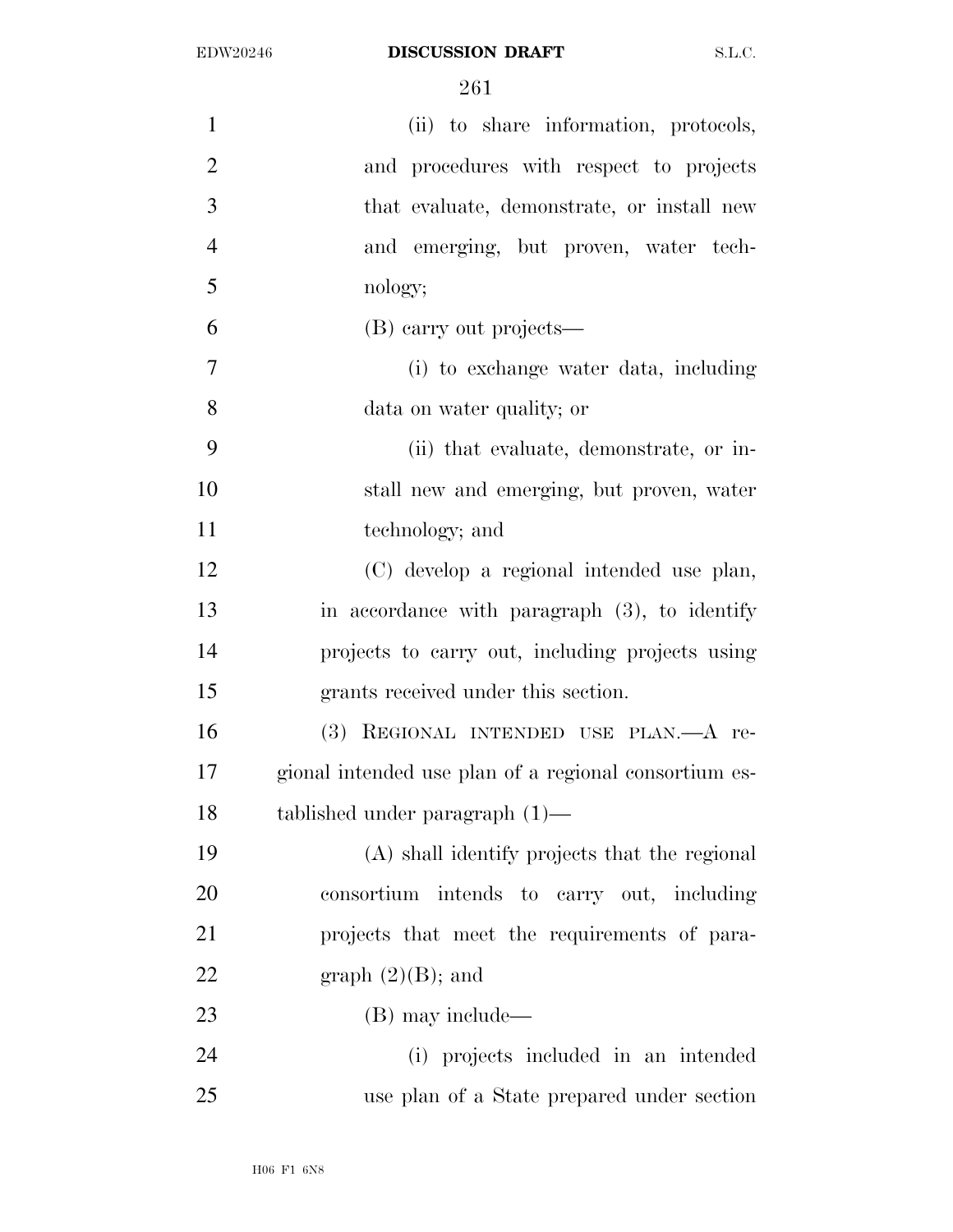(ii) to share information, protocols, and procedures with respect to projects that evaluate, demonstrate, or install new and emerging, but proven, water technology;

(B) carry out projects—

(i) to exchange water data, including data on water quality; or

(ii) that evaluate, demonstrate, or install new and emerging, but proven, water technology; and

(C) develop a regional intended use plan, in accordance with paragraph (3), to identify projects to carry out, including projects using grants received under this section.

(3) REGIONAL INTENDED USE PLAN.—A regional intended use plan of a regional consortium established under paragraph (1)—

(A) shall identify projects that the regional consortium intends to carry out, including projects that meet the requirements of paragraph (2)(B); and

(B) may include—

(i) projects included in an intended use plan of a State prepared under section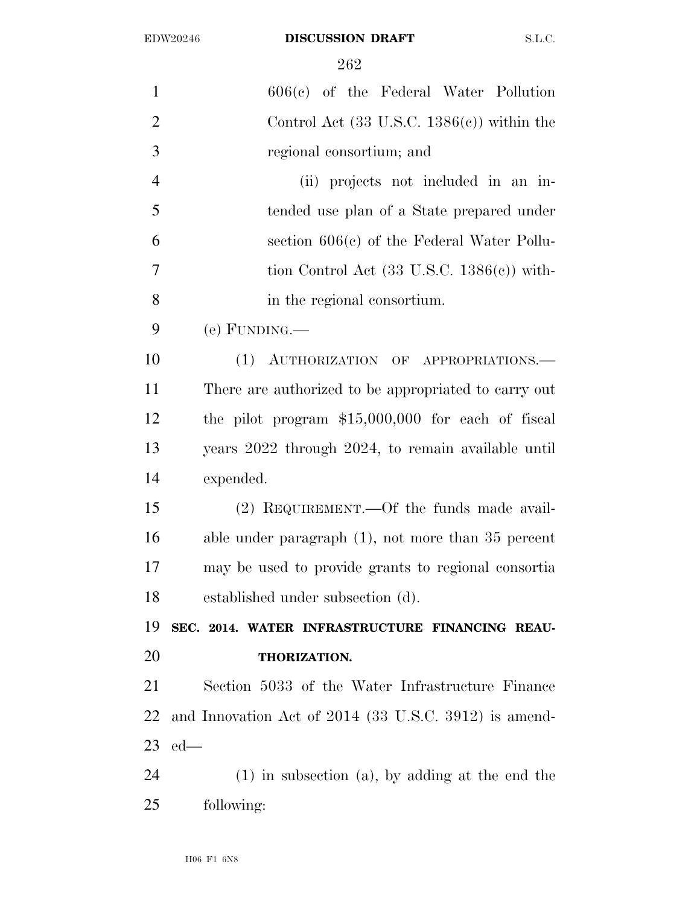606(c) of the Federal Water Pollution Control Act (33 U.S.C. 1386(c)) within the regional consortium; and

(ii) projects not included in an intended use plan of a State prepared under section 606(c) of the Federal Water Pollution Control Act (33 U.S.C. 1386(c)) within the regional consortium.

(e) FUNDING.—

(1) AUTHORIZATION OF APPROPRIATIONS.—There are authorized to be appropriated to carry out the pilot program $15,000,000 for each of fiscal years 2022 through 2024, to remain available until expended.

(2) REQUIREMENT.—Of the funds made available under paragraph (1), not more than 35 percent may be used to provide grants to regional consortia established under subsection (d).

**SEC. 2014. WATER INFRASTRUCTURE FINANCING REAUTHORIZATION.**

Section 5033 of the Water Infrastructure Finance and Innovation Act of 2014 (33 U.S.C. 3912) is amended—

(1) in subsection (a), by adding at the end the following: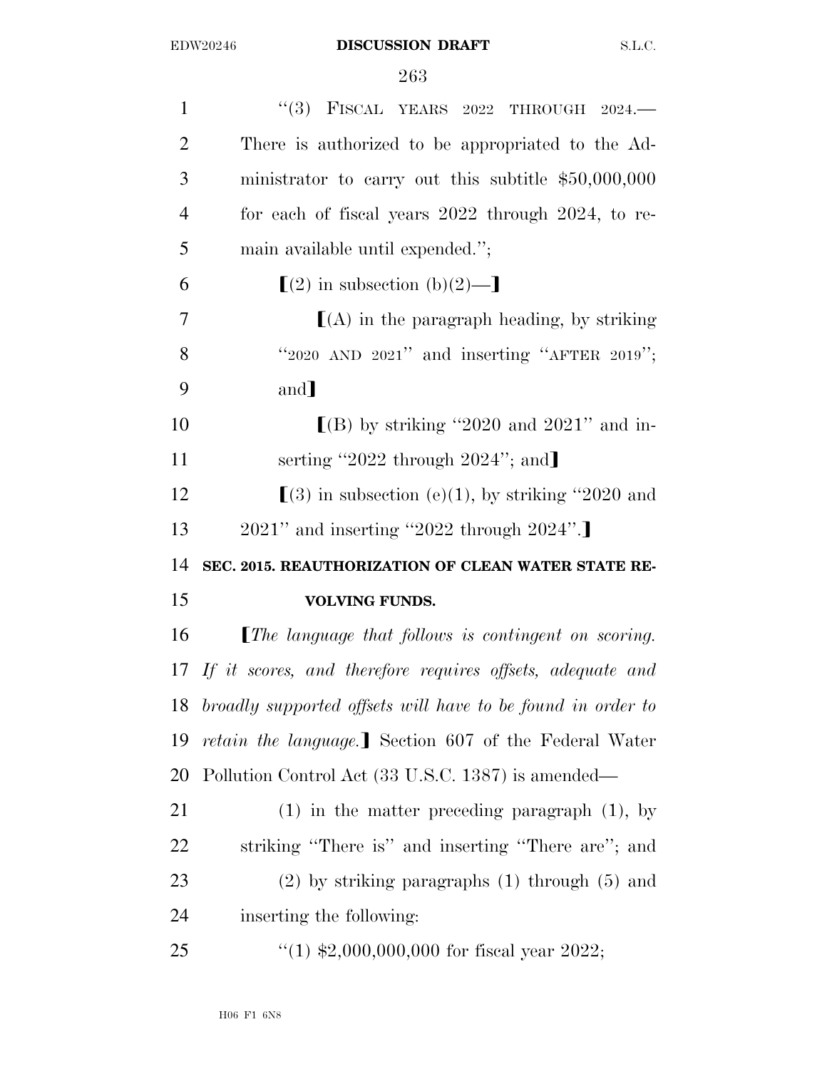"(3) FISCAL YEARS 2022 THROUGH 2024.— There is authorized to be appropriated to the Administrator to carry out this subtitle $50,000,000 for each of fiscal years 2022 through 2024, to remain available until expended.";

⟦(2) in subsection (b)(2)—⟧

⟦(A) in the paragraph heading, by striking "2020 AND 2021" and inserting "AFTER 2019"; and⟧

⟦(B) by striking "2020 and 2021" and inserting "2022 through 2024"; and⟧

⟦(3) in subsection (e)(1), by striking "2020 and 2021" and inserting "2022 through 2024".⟧

**SEC. 2015. REAUTHORIZATION OF CLEAN WATER STATE REVOLVING FUNDS.**

⟦*The language that follows is contingent on scoring. If it scores, and therefore requires offsets, adequate and broadly supported offsets will have to be found in order to retain the language.*⟧ Section 607 of the Federal Water Pollution Control Act (33 U.S.C. 1387) is amended—

(1) in the matter preceding paragraph (1), by striking "There is" and inserting "There are"; and

(2) by striking paragraphs (1) through (5) and inserting the following:

"(1) $2,000,000,000 for fiscal year 2022;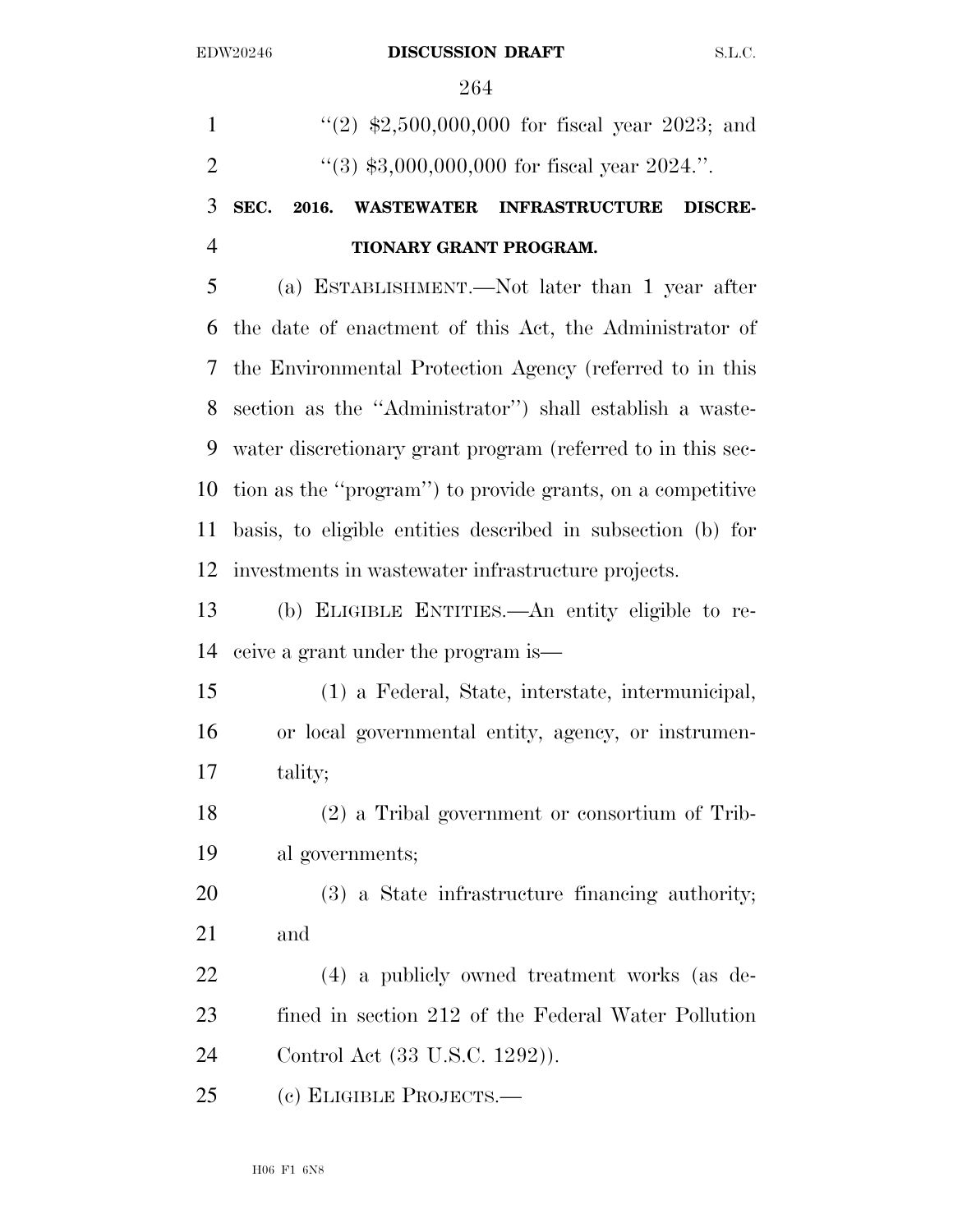''(2) $2,500,000,000 for fiscal year 2023; and

''(3) $3,000,000,000 for fiscal year 2024.''.

**SEC. 2016. WASTEWATER INFRASTRUCTURE DISCRETIONARY GRANT PROGRAM.**

(a) ESTABLISHMENT.—Not later than 1 year after the date of enactment of this Act, the Administrator of the Environmental Protection Agency (referred to in this section as the ''Administrator'') shall establish a wastewater discretionary grant program (referred to in this section as the ''program'') to provide grants, on a competitive basis, to eligible entities described in subsection (b) for investments in wastewater infrastructure projects.

(b) ELIGIBLE ENTITIES.—An entity eligible to receive a grant under the program is—

(1) a Federal, State, interstate, intermunicipal, or local governmental entity, agency, or instrumentality;

(2) a Tribal government or consortium of Tribal governments;

(3) a State infrastructure financing authority; and

(4) a publicly owned treatment works (as defined in section 212 of the Federal Water Pollution Control Act (33 U.S.C. 1292)).

(c) ELIGIBLE PROJECTS.—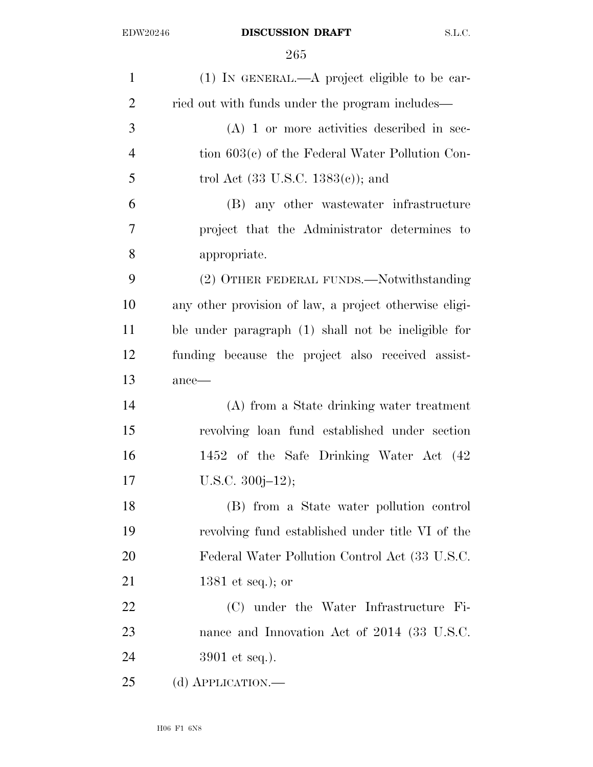(1) IN GENERAL.—A project eligible to be carried out with funds under the program includes—

(A) 1 or more activities described in section 603(c) of the Federal Water Pollution Control Act (33 U.S.C. 1383(c)); and

(B) any other wastewater infrastructure project that the Administrator determines to appropriate.

(2) OTHER FEDERAL FUNDS.—Notwithstanding any other provision of law, a project otherwise eligible under paragraph (1) shall not be ineligible for funding because the project also received assistance—

(A) from a State drinking water treatment revolving loan fund established under section 1452 of the Safe Drinking Water Act (42 U.S.C. 300j–12);

(B) from a State water pollution control revolving fund established under title VI of the Federal Water Pollution Control Act (33 U.S.C. 1381 et seq.); or

(C) under the Water Infrastructure Finance and Innovation Act of 2014 (33 U.S.C. 3901 et seq.).

(d) APPLICATION.—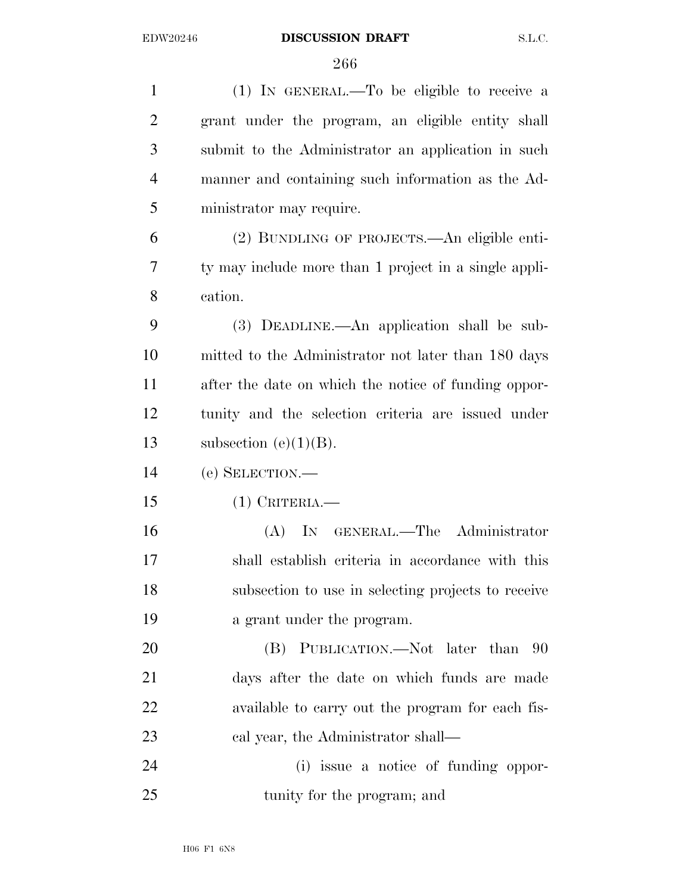(1) IN GENERAL.—To be eligible to receive a grant under the program, an eligible entity shall submit to the Administrator an application in such manner and containing such information as the Administrator may require.

(2) BUNDLING OF PROJECTS.—An eligible entity may include more than 1 project in a single application.

(3) DEADLINE.—An application shall be submitted to the Administrator not later than 180 days after the date on which the notice of funding opportunity and the selection criteria are issued under subsection (e)(1)(B).

(e) SELECTION.—

(1) CRITERIA.—

(A) IN GENERAL.—The Administrator shall establish criteria in accordance with this subsection to use in selecting projects to receive a grant under the program.

(B) PUBLICATION.—Not later than 90 days after the date on which funds are made available to carry out the program for each fiscal year, the Administrator shall—

(i) issue a notice of funding opportunity for the program; and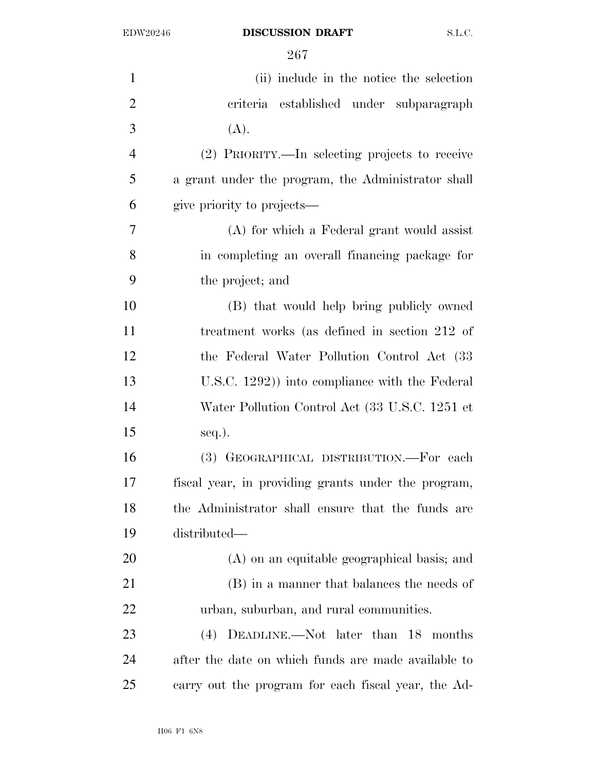(ii) include in the notice the selection criteria established under subparagraph (A).

(2) PRIORITY.—In selecting projects to receive a grant under the program, the Administrator shall give priority to projects—

(A) for which a Federal grant would assist in completing an overall financing package for the project; and

(B) that would help bring publicly owned treatment works (as defined in section 212 of the Federal Water Pollution Control Act (33 U.S.C. 1292)) into compliance with the Federal Water Pollution Control Act (33 U.S.C. 1251 et seq.).

(3) GEOGRAPHICAL DISTRIBUTION.—For each fiscal year, in providing grants under the program, the Administrator shall ensure that the funds are distributed—

(A) on an equitable geographical basis; and

(B) in a manner that balances the needs of urban, suburban, and rural communities.

(4) DEADLINE.—Not later than 18 months after the date on which funds are made available to carry out the program for each fiscal year, the Ad-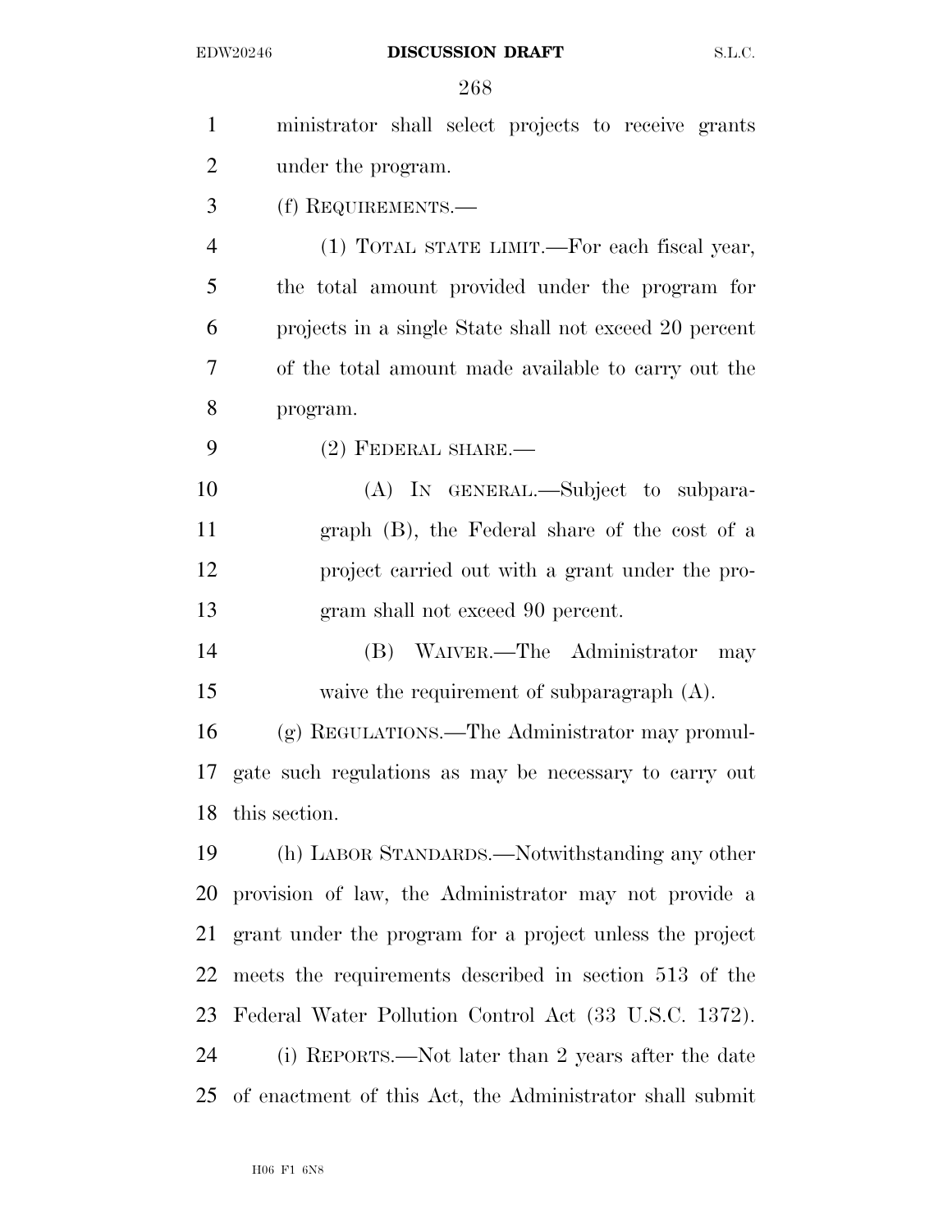ministrator shall select projects to receive grants under the program.

(f) REQUIREMENTS.—

(1) TOTAL STATE LIMIT.—For each fiscal year, the total amount provided under the program for projects in a single State shall not exceed 20 percent of the total amount made available to carry out the program.

(2) FEDERAL SHARE.—

(A) IN GENERAL.—Subject to subparagraph (B), the Federal share of the cost of a project carried out with a grant under the program shall not exceed 90 percent.

(B) WAIVER.—The Administrator may waive the requirement of subparagraph (A).

(g) REGULATIONS.—The Administrator may promulgate such regulations as may be necessary to carry out this section.

(h) LABOR STANDARDS.—Notwithstanding any other provision of law, the Administrator may not provide a grant under the program for a project unless the project meets the requirements described in section 513 of the Federal Water Pollution Control Act (33 U.S.C. 1372).

(i) REPORTS.—Not later than 2 years after the date of enactment of this Act, the Administrator shall submit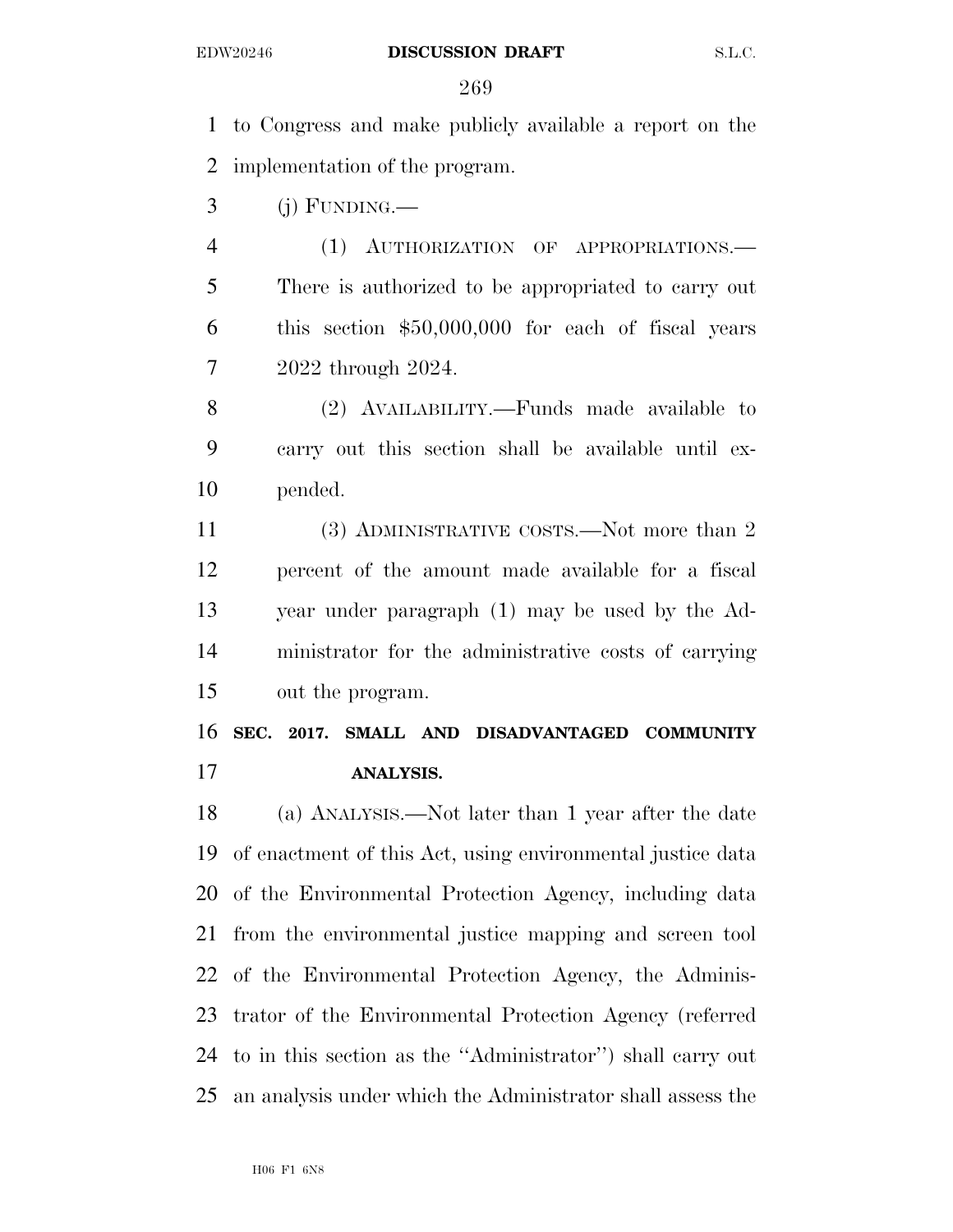to Congress and make publicly available a report on the implementation of the program.

(j) FUNDING.—

(1) AUTHORIZATION OF APPROPRIATIONS.— There is authorized to be appropriated to carry out this section $50,000,000 for each of fiscal years 2022 through 2024.

(2) AVAILABILITY.—Funds made available to carry out this section shall be available until expended.

(3) ADMINISTRATIVE COSTS.—Not more than 2 percent of the amount made available for a fiscal year under paragraph (1) may be used by the Administrator for the administrative costs of carrying out the program.

**SEC. 2017. SMALL AND DISADVANTAGED COMMUNITY ANALYSIS.**

(a) ANALYSIS.—Not later than 1 year after the date of enactment of this Act, using environmental justice data of the Environmental Protection Agency, including data from the environmental justice mapping and screen tool of the Environmental Protection Agency, the Administrator of the Environmental Protection Agency (referred to in this section as the ''Administrator'') shall carry out an analysis under which the Administrator shall assess the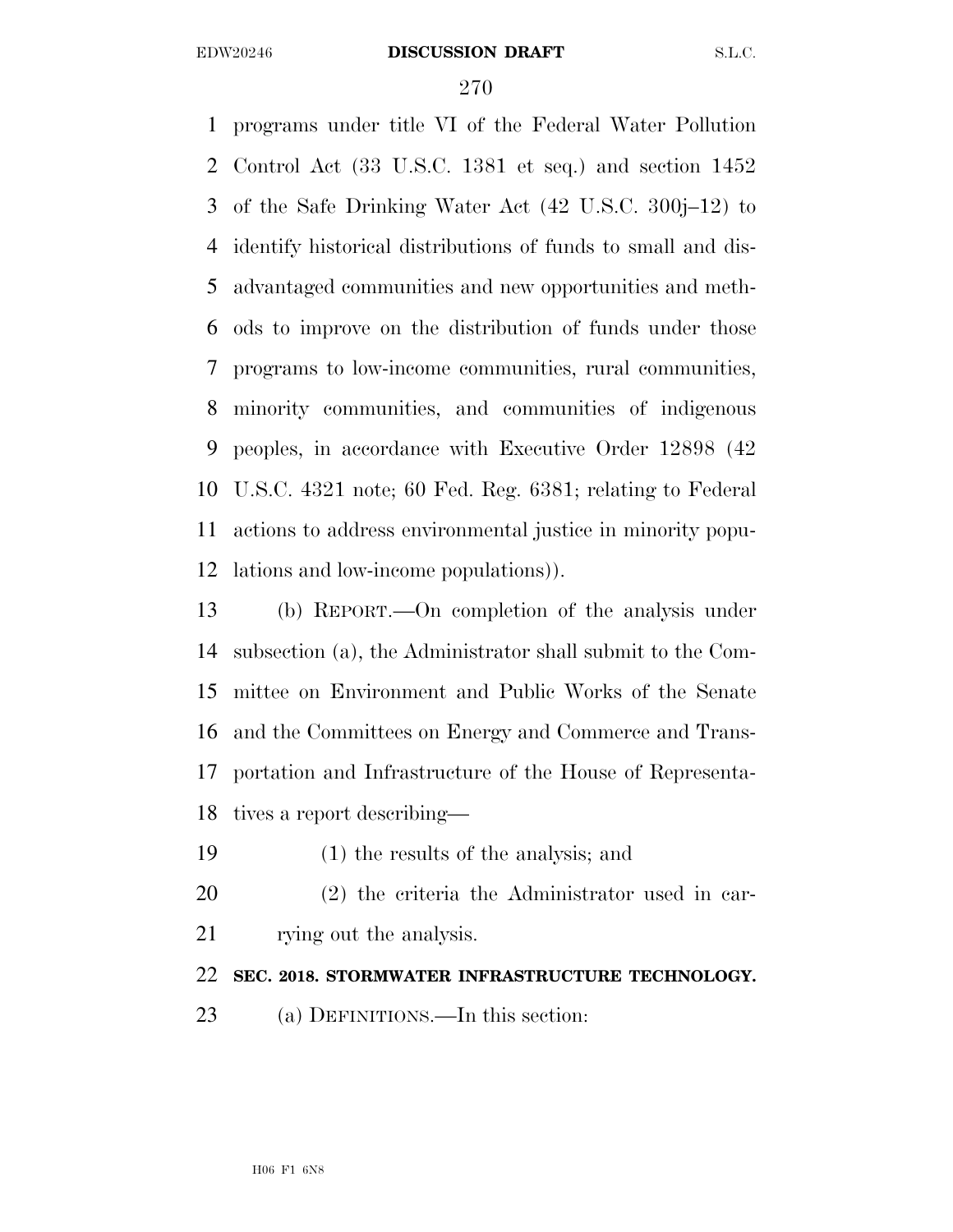programs under title VI of the Federal Water Pollution Control Act (33 U.S.C. 1381 et seq.) and section 1452 of the Safe Drinking Water Act (42 U.S.C. 300j–12) to identify historical distributions of funds to small and disadvantaged communities and new opportunities and methods to improve on the distribution of funds under those programs to low-income communities, rural communities, minority communities, and communities of indigenous peoples, in accordance with Executive Order 12898 (42 U.S.C. 4321 note; 60 Fed. Reg. 6381; relating to Federal actions to address environmental justice in minority populations and low-income populations)).

(b) REPORT.—On completion of the analysis under subsection (a), the Administrator shall submit to the Committee on Environment and Public Works of the Senate and the Committees on Energy and Commerce and Transportation and Infrastructure of the House of Representatives a report describing—

(1) the results of the analysis; and

(2) the criteria the Administrator used in carrying out the analysis.

**SEC. 2018. STORMWATER INFRASTRUCTURE TECHNOLOGY.**

(a) DEFINITIONS.—In this section: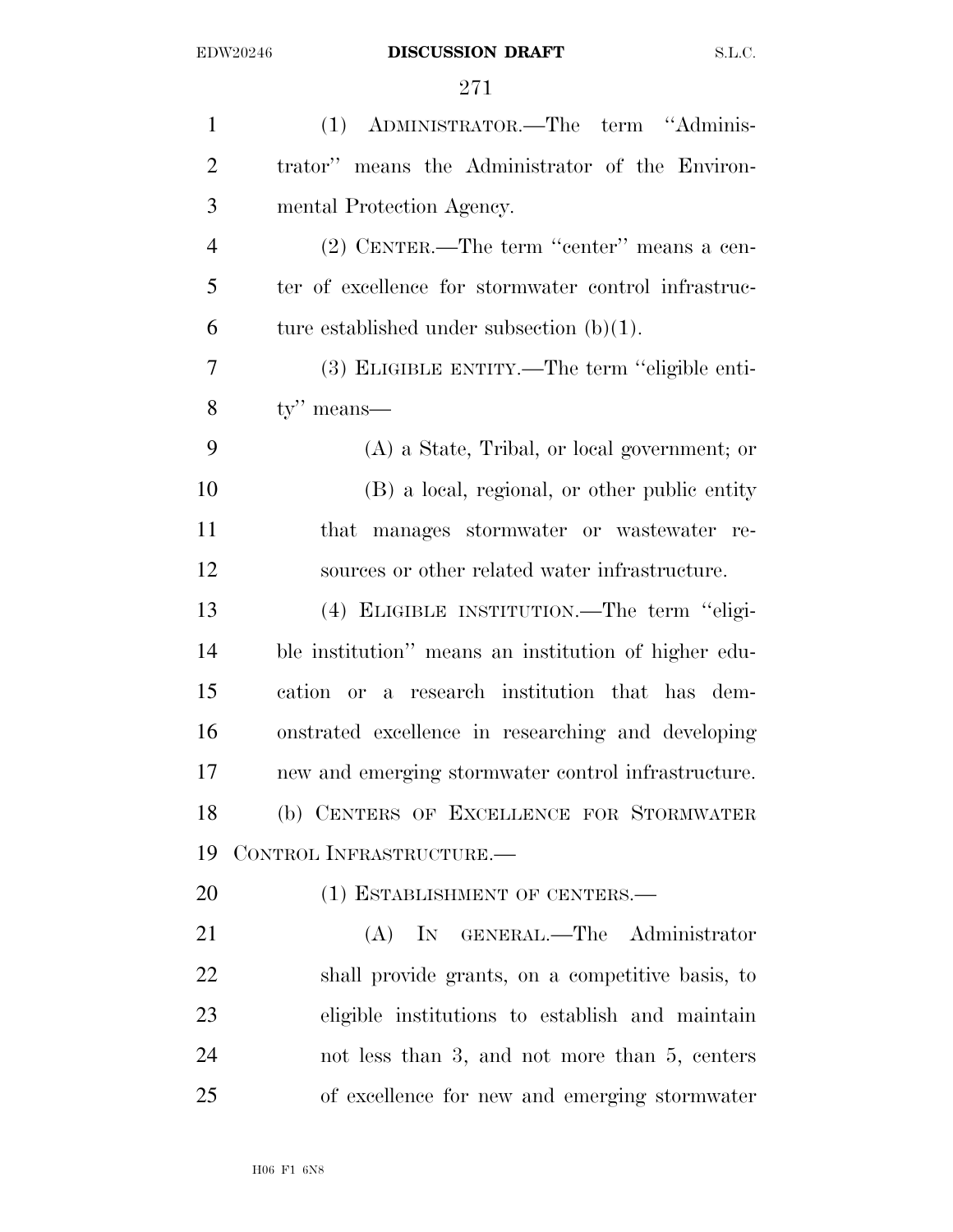(1) ADMINISTRATOR.—The term "Administrator" means the Administrator of the Environmental Protection Agency.

(2) CENTER.—The term "center" means a center of excellence for stormwater control infrastructure established under subsection (b)(1).

(3) ELIGIBLE ENTITY.—The term "eligible entity" means—

(A) a State, Tribal, or local government; or

(B) a local, regional, or other public entity that manages stormwater or wastewater resources or other related water infrastructure.

(4) ELIGIBLE INSTITUTION.—The term "eligible institution" means an institution of higher education or a research institution that has demonstrated excellence in researching and developing new and emerging stormwater control infrastructure.

(b) CENTERS OF EXCELLENCE FOR STORMWATER CONTROL INFRASTRUCTURE.—

(1) ESTABLISHMENT OF CENTERS.—

(A) IN GENERAL.—The Administrator shall provide grants, on a competitive basis, to eligible institutions to establish and maintain not less than 3, and not more than 5, centers of excellence for new and emerging stormwater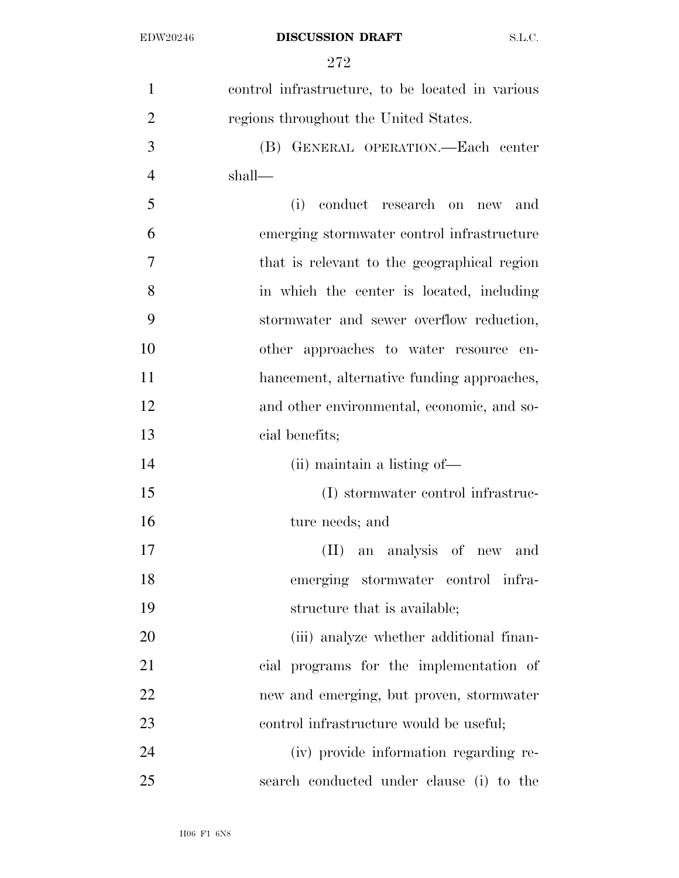control infrastructure, to be located in various regions throughout the United States.

(B) GENERAL OPERATION.—Each center shall—

(i) conduct research on new and emerging stormwater control infrastructure that is relevant to the geographical region in which the center is located, including stormwater and sewer overflow reduction, other approaches to water resource enhancement, alternative funding approaches, and other environmental, economic, and social benefits;

(ii) maintain a listing of—

(I) stormwater control infrastructure needs; and

(II) an analysis of new and emerging stormwater control infrastructure that is available;

(iii) analyze whether additional financial programs for the implementation of new and emerging, but proven, stormwater control infrastructure would be useful;

(iv) provide information regarding research conducted under clause (i) to the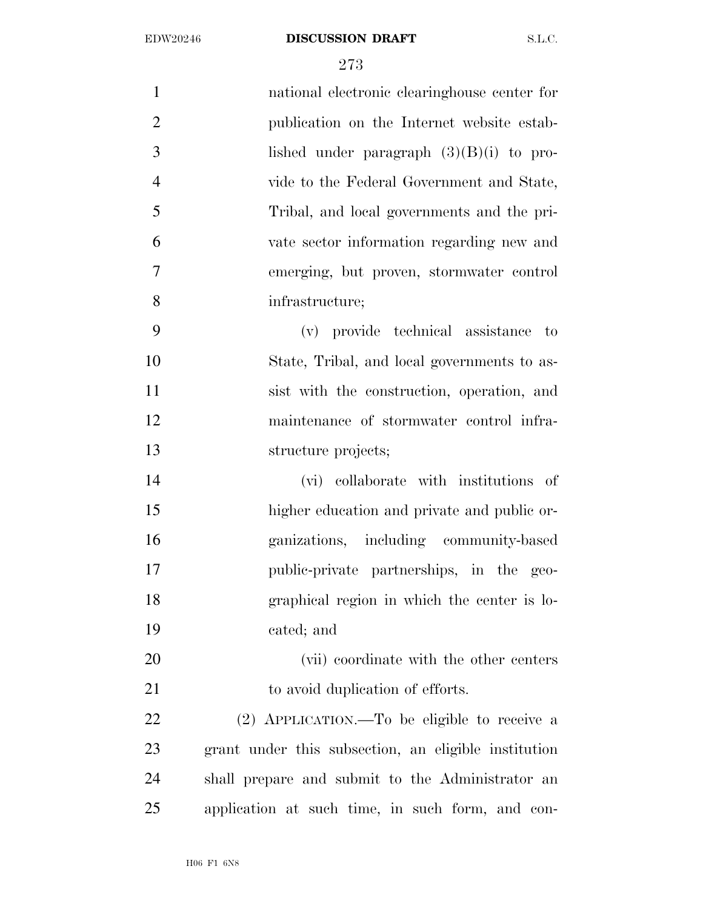national electronic clearinghouse center for publication on the Internet website established under paragraph (3)(B)(i) to provide to the Federal Government and State, Tribal, and local governments and the private sector information regarding new and emerging, but proven, stormwater control infrastructure;

(v) provide technical assistance to State, Tribal, and local governments to assist with the construction, operation, and maintenance of stormwater control infrastructure projects;

(vi) collaborate with institutions of higher education and private and public organizations, including community-based public-private partnerships, in the geographical region in which the center is located; and

(vii) coordinate with the other centers to avoid duplication of efforts.

(2) APPLICATION.—To be eligible to receive a grant under this subsection, an eligible institution shall prepare and submit to the Administrator an application at such time, in such form, and con-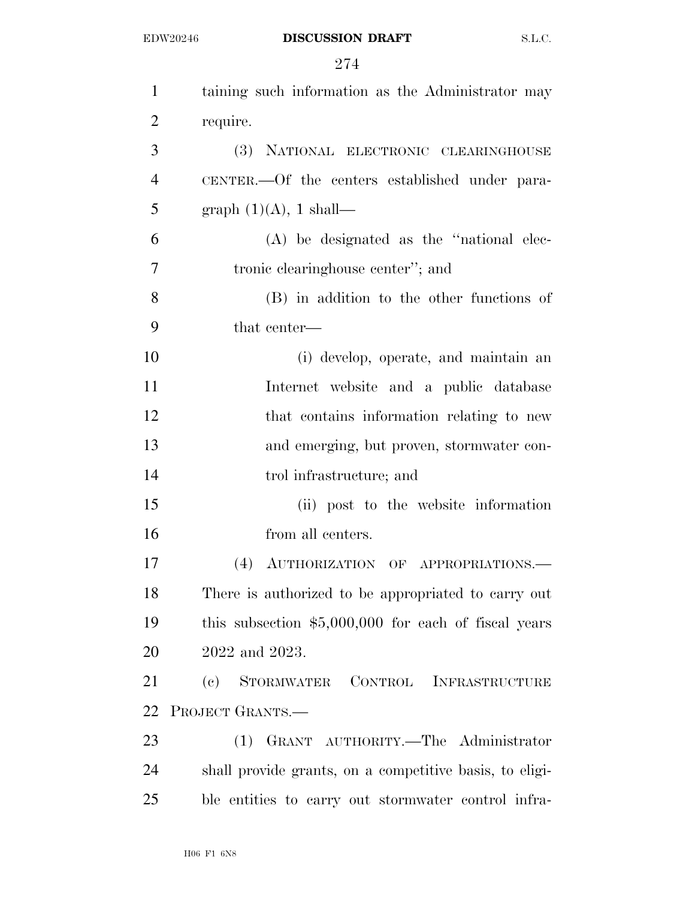taining such information as the Administrator may require.

(3) NATIONAL ELECTRONIC CLEARINGHOUSE CENTER.—Of the centers established under paragraph (1)(A), 1 shall—

(A) be designated as the "national electronic clearinghouse center"; and

(B) in addition to the other functions of that center—

(i) develop, operate, and maintain an Internet website and a public database that contains information relating to new and emerging, but proven, stormwater control infrastructure; and

(ii) post to the website information from all centers.

(4) AUTHORIZATION OF APPROPRIATIONS.—There is authorized to be appropriated to carry out this subsection $5,000,000 for each of fiscal years 2022 and 2023.

(c) STORMWATER CONTROL INFRASTRUCTURE PROJECT GRANTS.—

(1) GRANT AUTHORITY.—The Administrator shall provide grants, on a competitive basis, to eligible entities to carry out stormwater control infra-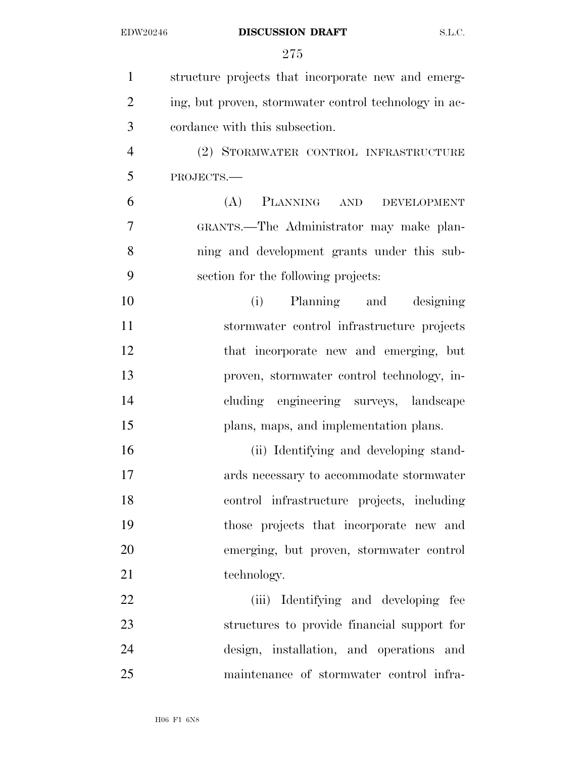structure projects that incorporate new and emerging, but proven, stormwater control technology in accordance with this subsection.

(2) STORMWATER CONTROL INFRASTRUCTURE PROJECTS.—

(A) PLANNING AND DEVELOPMENT GRANTS.—The Administrator may make planning and development grants under this subsection for the following projects:

(i) Planning and designing stormwater control infrastructure projects that incorporate new and emerging, but proven, stormwater control technology, including engineering surveys, landscape plans, maps, and implementation plans.

(ii) Identifying and developing standards necessary to accommodate stormwater control infrastructure projects, including those projects that incorporate new and emerging, but proven, stormwater control technology.

(iii) Identifying and developing fee structures to provide financial support for design, installation, and operations and maintenance of stormwater control infra-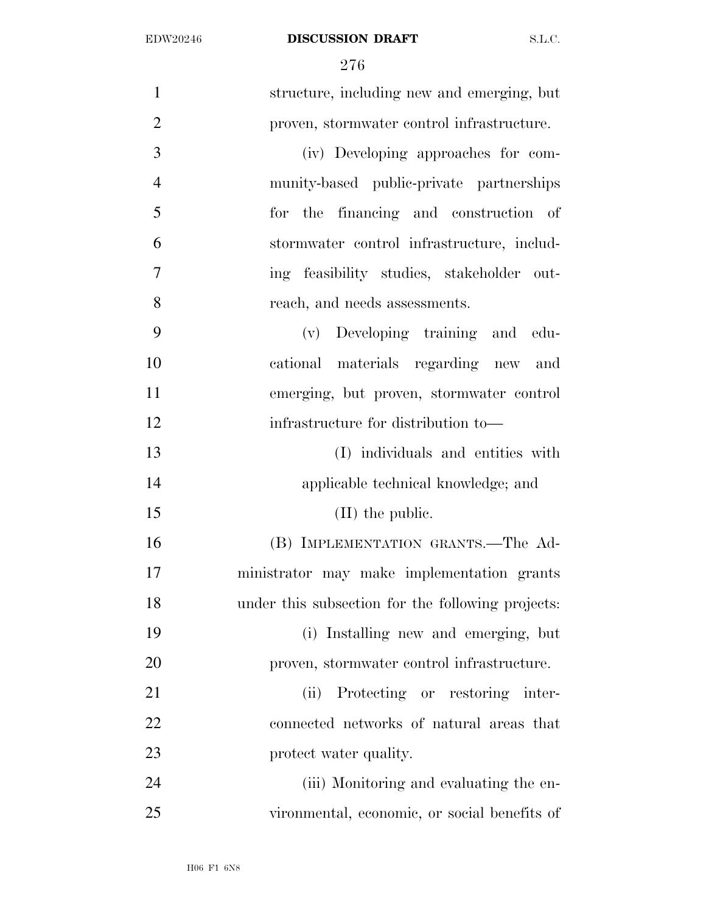structure, including new and emerging, but proven, stormwater control infrastructure.

(iv) Developing approaches for community-based public-private partnerships for the financing and construction of stormwater control infrastructure, including feasibility studies, stakeholder outreach, and needs assessments.

(v) Developing training and educational materials regarding new and emerging, but proven, stormwater control infrastructure for distribution to—

(I) individuals and entities with applicable technical knowledge; and

(II) the public.

(B) IMPLEMENTATION GRANTS.—The Administrator may make implementation grants under this subsection for the following projects:

(i) Installing new and emerging, but proven, stormwater control infrastructure.

(ii) Protecting or restoring interconnected networks of natural areas that protect water quality.

(iii) Monitoring and evaluating the environmental, economic, or social benefits of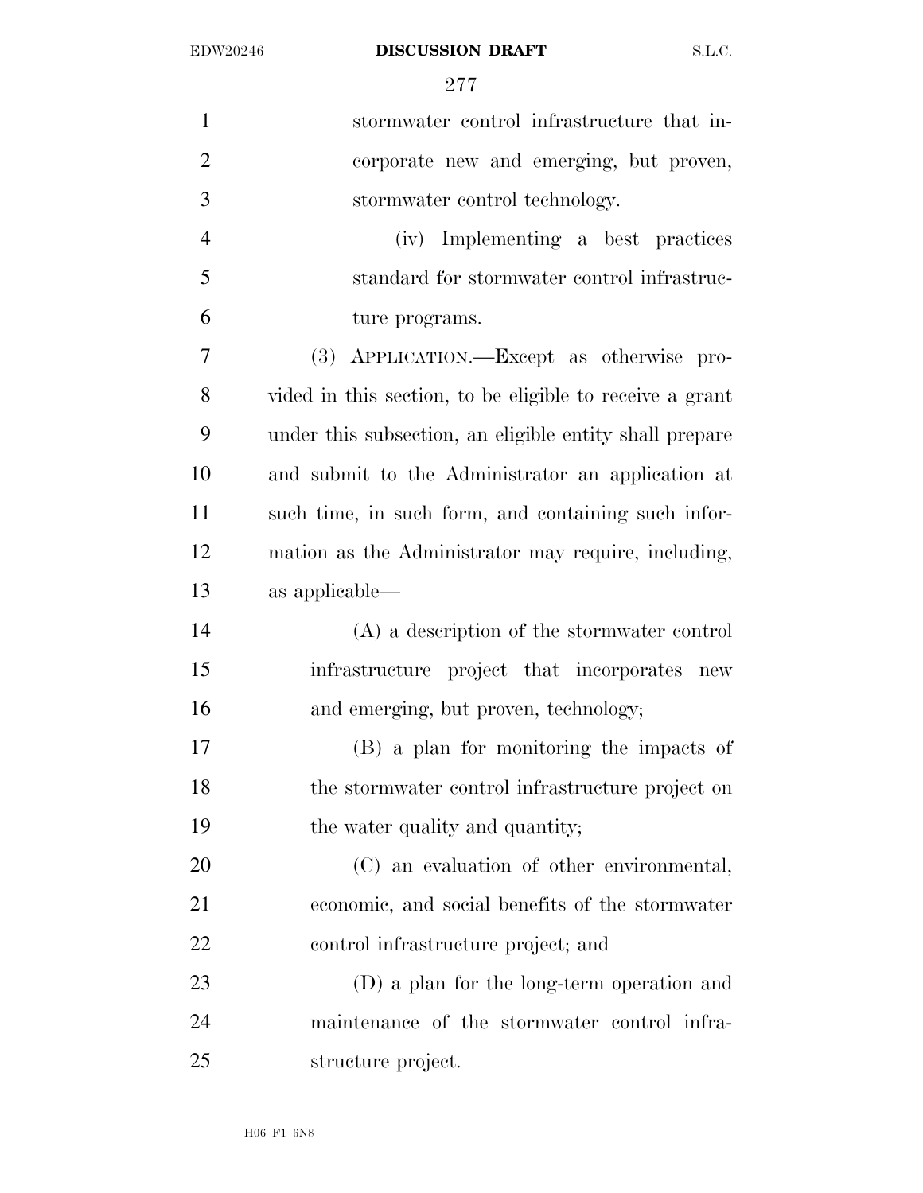stormwater control infrastructure that incorporate new and emerging, but proven, stormwater control technology.

(iv) Implementing a best practices standard for stormwater control infrastructure programs.

(3) APPLICATION.—Except as otherwise provided in this section, to be eligible to receive a grant under this subsection, an eligible entity shall prepare and submit to the Administrator an application at such time, in such form, and containing such information as the Administrator may require, including, as applicable—

(A) a description of the stormwater control infrastructure project that incorporates new and emerging, but proven, technology;

(B) a plan for monitoring the impacts of the stormwater control infrastructure project on the water quality and quantity;

(C) an evaluation of other environmental, economic, and social benefits of the stormwater control infrastructure project; and

(D) a plan for the long-term operation and maintenance of the stormwater control infrastructure project.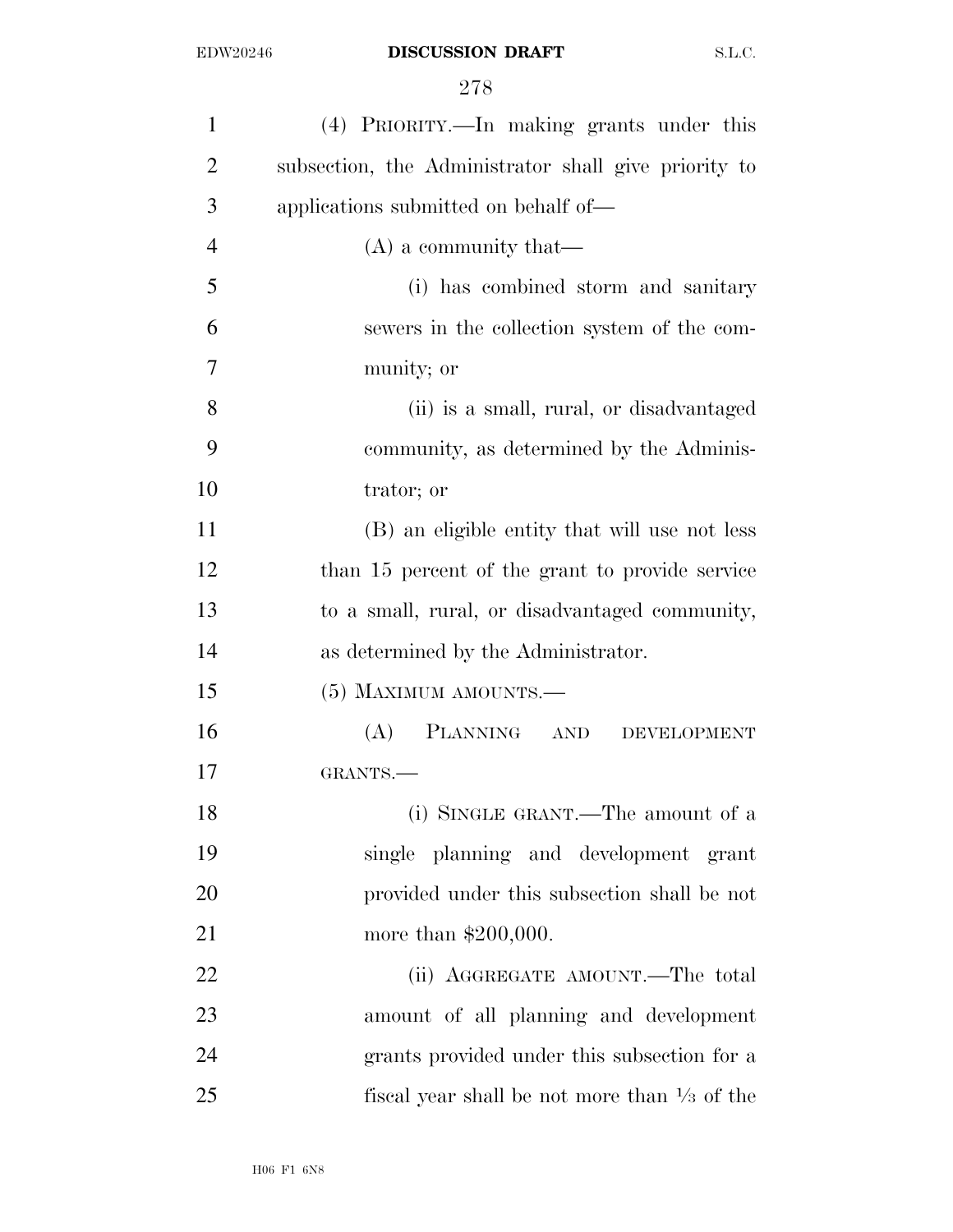(4) PRIORITY.—In making grants under this subsection, the Administrator shall give priority to applications submitted on behalf of—

(A) a community that—

(i) has combined storm and sanitary sewers in the collection system of the community; or

(ii) is a small, rural, or disadvantaged community, as determined by the Administrator; or

(B) an eligible entity that will use not less than 15 percent of the grant to provide service to a small, rural, or disadvantaged community, as determined by the Administrator.

(5) MAXIMUM AMOUNTS.—

(A) PLANNING AND DEVELOPMENT GRANTS.—

(i) SINGLE GRANT.—The amount of a single planning and development grant provided under this subsection shall be not more than $200,000.

(ii) AGGREGATE AMOUNT.—The total amount of all planning and development grants provided under this subsection for a fiscal year shall be not more than ⅓ of the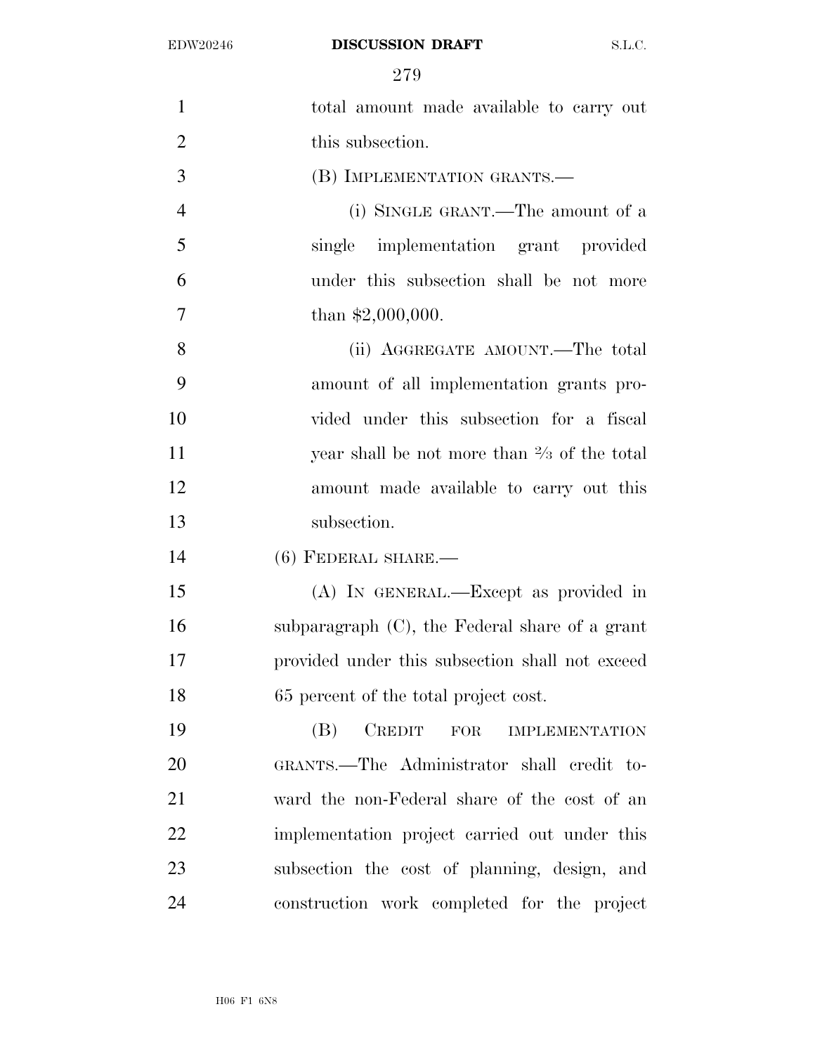total amount made available to carry out this subsection.

(B) IMPLEMENTATION GRANTS.—

(i) SINGLE GRANT.—The amount of a single implementation grant provided under this subsection shall be not more than $2,000,000.

(ii) AGGREGATE AMOUNT.—The total amount of all implementation grants provided under this subsection for a fiscal year shall be not more than ⅔ of the total amount made available to carry out this subsection.

(6) FEDERAL SHARE.—

(A) IN GENERAL.—Except as provided in subparagraph (C), the Federal share of a grant provided under this subsection shall not exceed 65 percent of the total project cost.

(B) CREDIT FOR IMPLEMENTATION GRANTS.—The Administrator shall credit toward the non-Federal share of the cost of an implementation project carried out under this subsection the cost of planning, design, and construction work completed for the project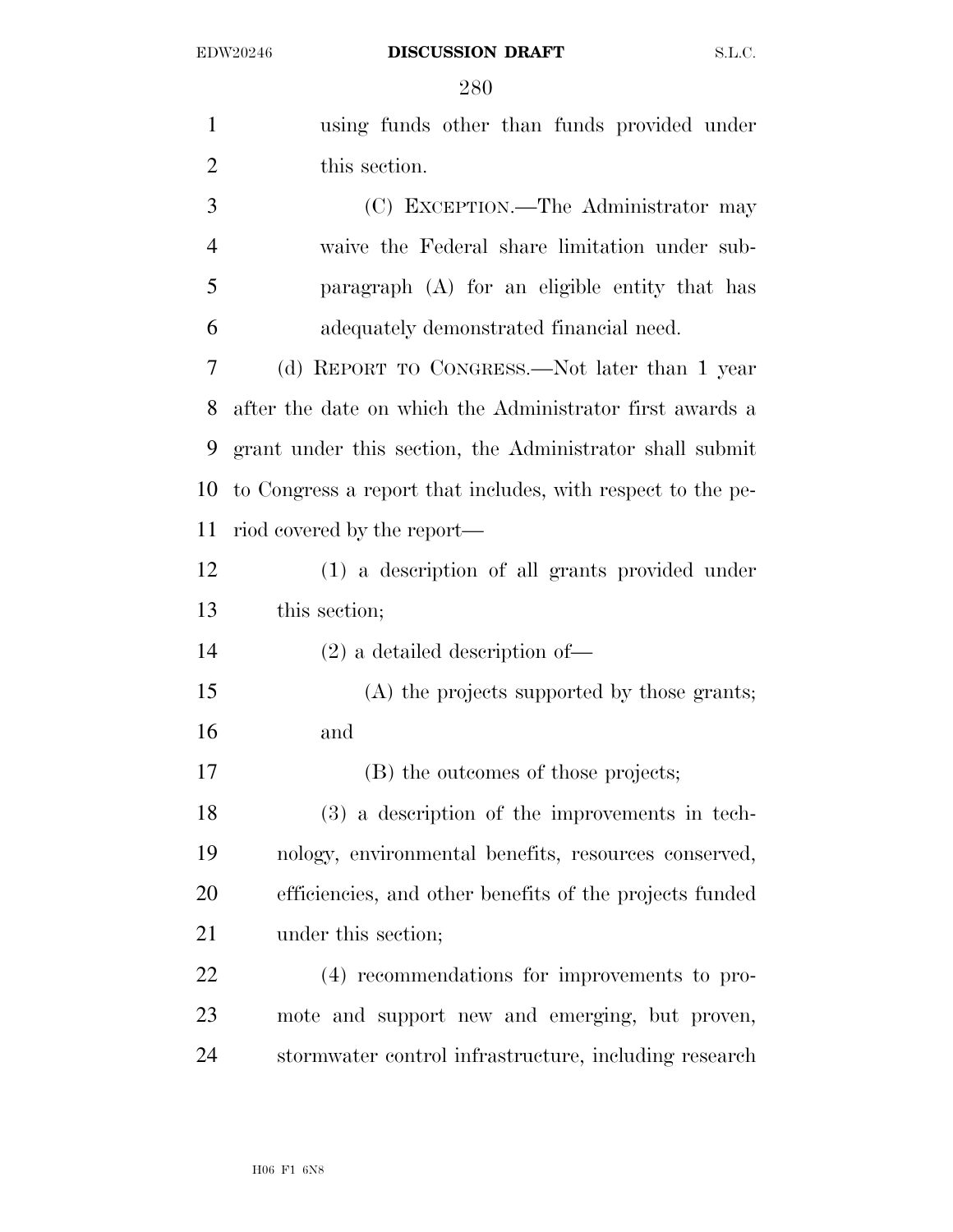using funds other than funds provided under this section.

(C) EXCEPTION.—The Administrator may waive the Federal share limitation under subparagraph (A) for an eligible entity that has adequately demonstrated financial need.

(d) REPORT TO CONGRESS.—Not later than 1 year after the date on which the Administrator first awards a grant under this section, the Administrator shall submit to Congress a report that includes, with respect to the period covered by the report—

(1) a description of all grants provided under this section;

(2) a detailed description of—

(A) the projects supported by those grants; and

(B) the outcomes of those projects;

(3) a description of the improvements in technology, environmental benefits, resources conserved, efficiencies, and other benefits of the projects funded under this section;

(4) recommendations for improvements to promote and support new and emerging, but proven, stormwater control infrastructure, including research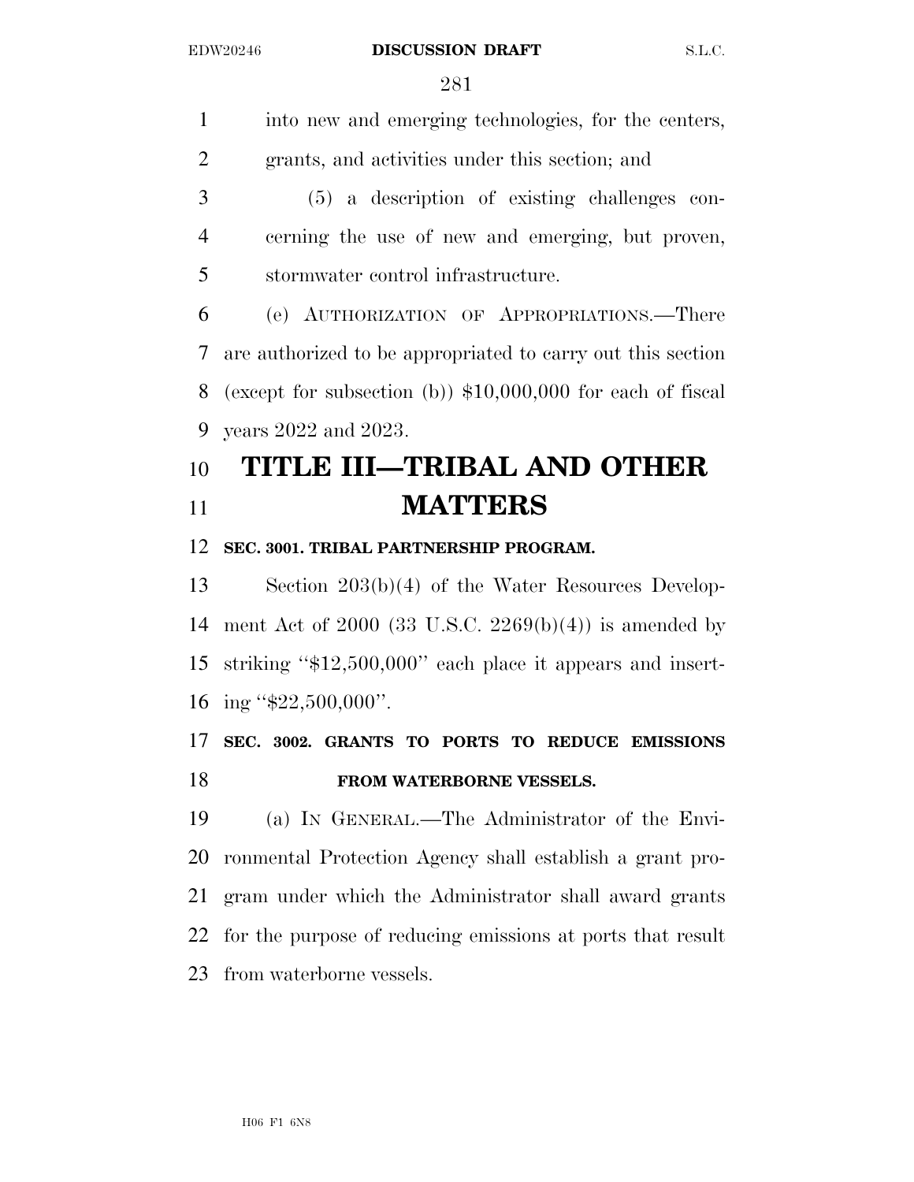into new and emerging technologies, for the centers, grants, and activities under this section; and

(5) a description of existing challenges concerning the use of new and emerging, but proven, stormwater control infrastructure.

(e) AUTHORIZATION OF APPROPRIATIONS.—There are authorized to be appropriated to carry out this section (except for subsection (b)) $10,000,000 for each of fiscal years 2022 and 2023.

# TITLE III—TRIBAL AND OTHER MATTERS

### SEC. 3001. TRIBAL PARTNERSHIP PROGRAM.

Section 203(b)(4) of the Water Resources Development Act of 2000 (33 U.S.C. 2269(b)(4)) is amended by striking ''$12,500,000'' each place it appears and inserting ''$22,500,000''.

### SEC. 3002. GRANTS TO PORTS TO REDUCE EMISSIONS FROM WATERBORNE VESSELS.

(a) IN GENERAL.—The Administrator of the Environmental Protection Agency shall establish a grant program under which the Administrator shall award grants for the purpose of reducing emissions at ports that result from waterborne vessels.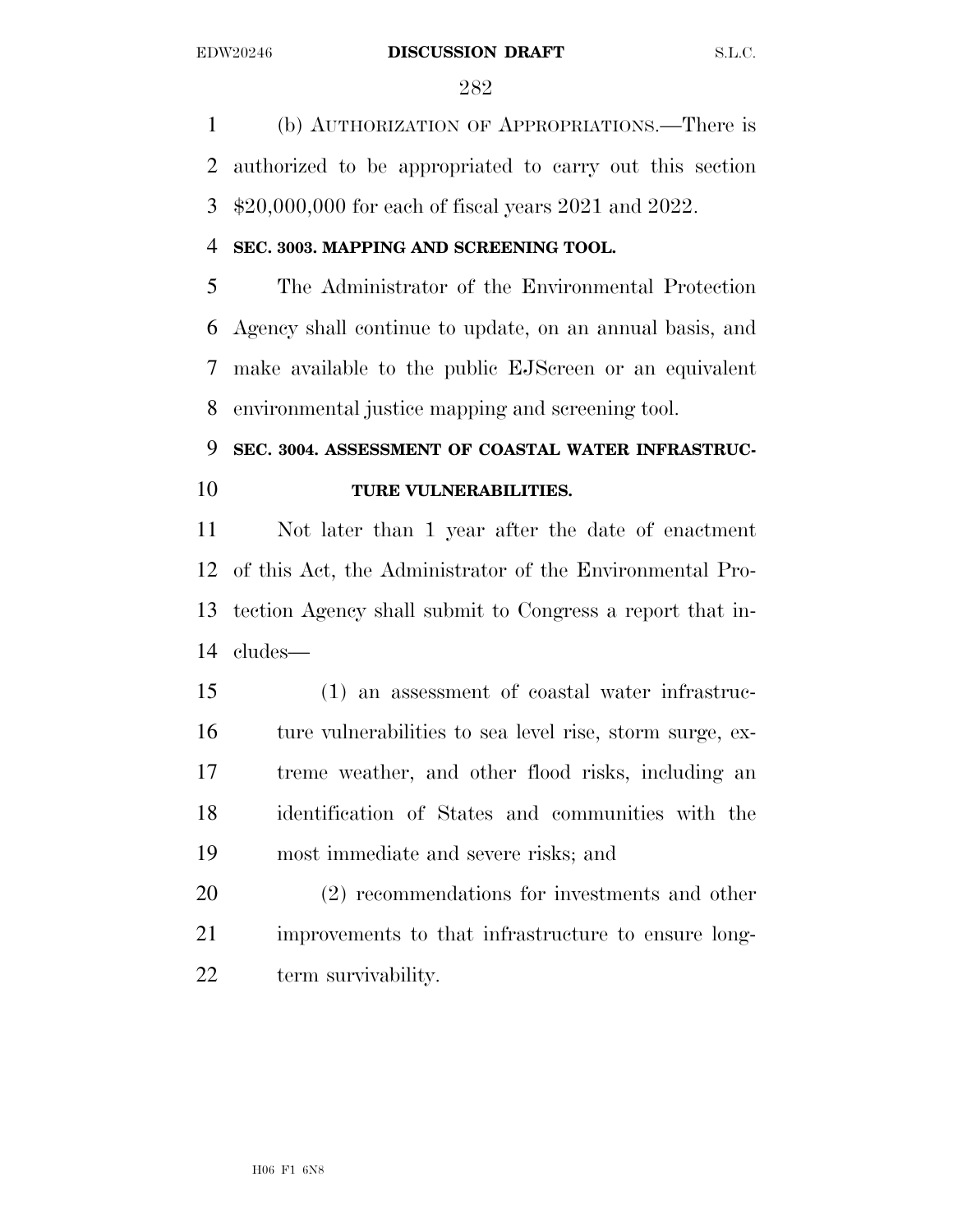(b) AUTHORIZATION OF APPROPRIATIONS.—There is authorized to be appropriated to carry out this section $20,000,000 for each of fiscal years 2021 and 2022.

**SEC. 3003. MAPPING AND SCREENING TOOL.**

The Administrator of the Environmental Protection Agency shall continue to update, on an annual basis, and make available to the public EJScreen or an equivalent environmental justice mapping and screening tool.

**SEC. 3004. ASSESSMENT OF COASTAL WATER INFRASTRUCTURE VULNERABILITIES.**

Not later than 1 year after the date of enactment of this Act, the Administrator of the Environmental Protection Agency shall submit to Congress a report that includes—

(1) an assessment of coastal water infrastructure vulnerabilities to sea level rise, storm surge, extreme weather, and other flood risks, including an identification of States and communities with the most immediate and severe risks; and

(2) recommendations for investments and other improvements to that infrastructure to ensure long-term survivability.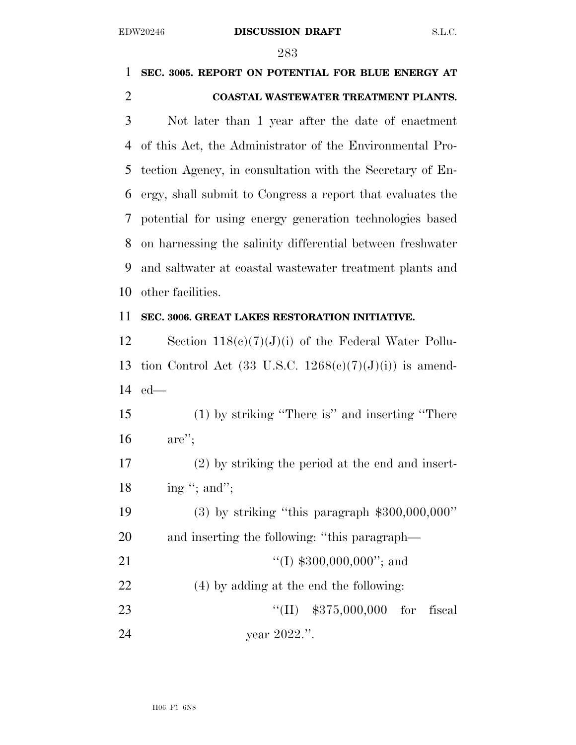**SEC. 3005. REPORT ON POTENTIAL FOR BLUE ENERGY AT COASTAL WASTEWATER TREATMENT PLANTS.**

Not later than 1 year after the date of enactment of this Act, the Administrator of the Environmental Protection Agency, in consultation with the Secretary of Energy, shall submit to Congress a report that evaluates the potential for using energy generation technologies based on harnessing the salinity differential between freshwater and saltwater at coastal wastewater treatment plants and other facilities.

**SEC. 3006. GREAT LAKES RESTORATION INITIATIVE.**

Section 118(c)(7)(J)(i) of the Federal Water Pollution Control Act (33 U.S.C. 1268(c)(7)(J)(i)) is amended—

(1) by striking "There is" and inserting "There are";

(2) by striking the period at the end and inserting "; and";

(3) by striking "this paragraph $300,000,000" and inserting the following: "this paragraph—

"(I) $300,000,000"; and

(4) by adding at the end the following:

"(II) $375,000,000 for fiscal year 2022.".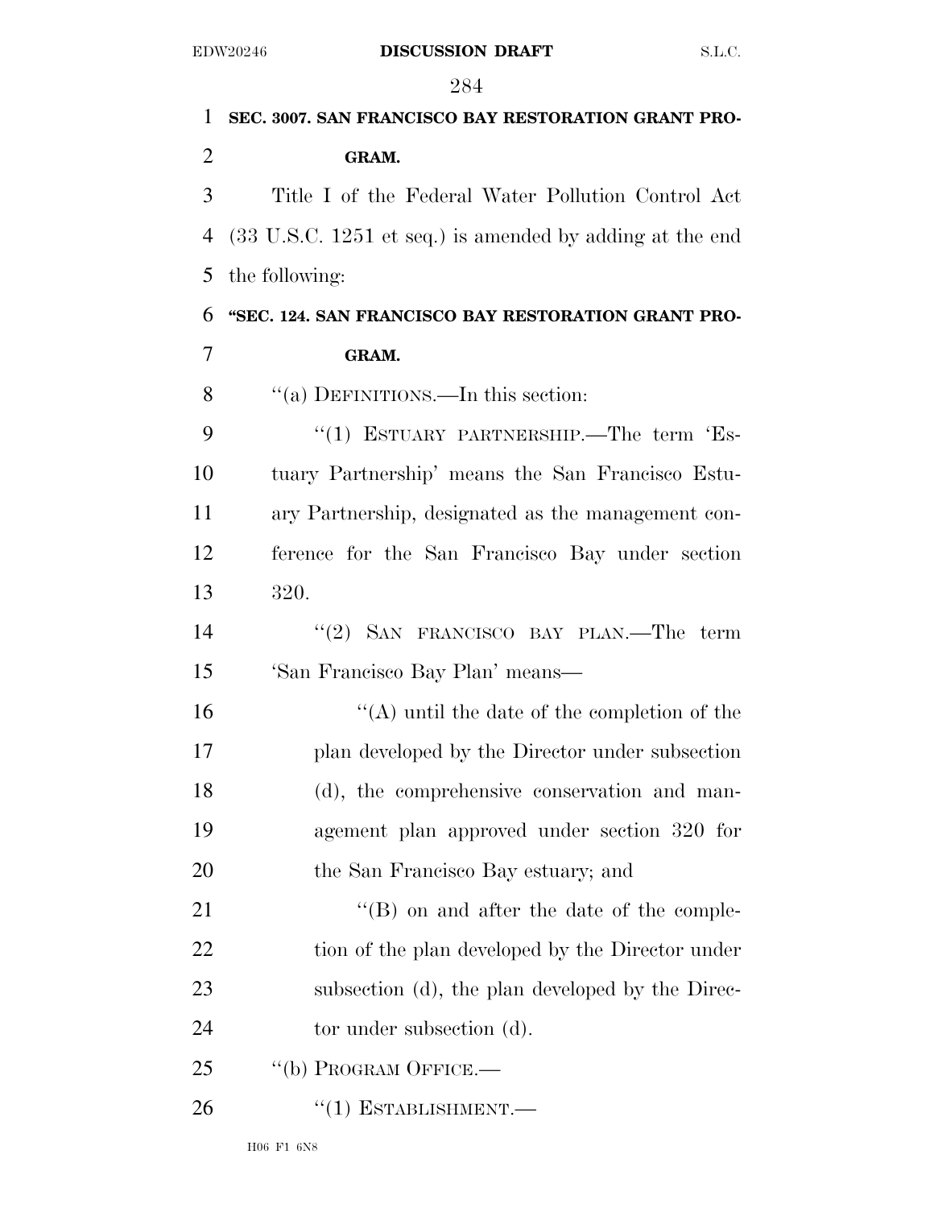**SEC. 3007. SAN FRANCISCO BAY RESTORATION GRANT PROGRAM.**

Title I of the Federal Water Pollution Control Act (33 U.S.C. 1251 et seq.) is amended by adding at the end the following:

**"SEC. 124. SAN FRANCISCO BAY RESTORATION GRANT PROGRAM.**

"(a) DEFINITIONS.—In this section:

"(1) ESTUARY PARTNERSHIP.—The term 'Estuary Partnership' means the San Francisco Estuary Partnership, designated as the management conference for the San Francisco Bay under section 320.

"(2) SAN FRANCISCO BAY PLAN.—The term 'San Francisco Bay Plan' means—

"(A) until the date of the completion of the plan developed by the Director under subsection (d), the comprehensive conservation and management plan approved under section 320 for the San Francisco Bay estuary; and

"(B) on and after the date of the completion of the plan developed by the Director under subsection (d), the plan developed by the Director under subsection (d).

"(b) PROGRAM OFFICE.—

"(1) ESTABLISHMENT.—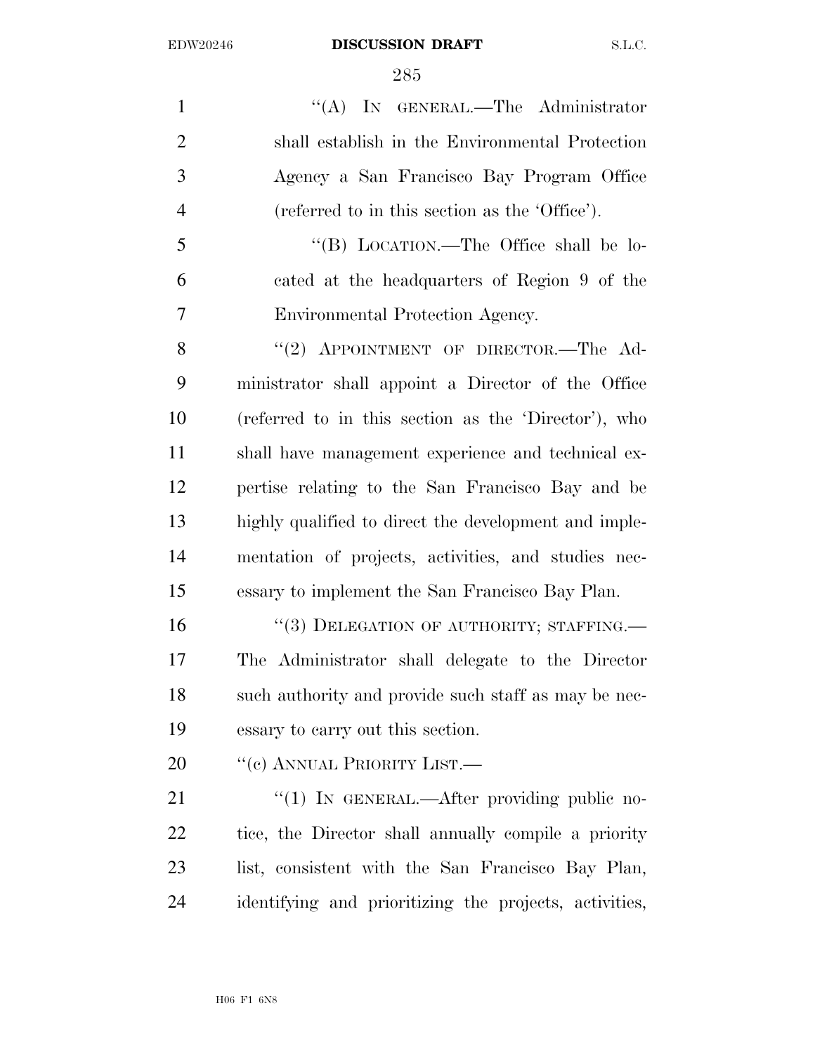''(A) IN GENERAL.—The Administrator shall establish in the Environmental Protection Agency a San Francisco Bay Program Office (referred to in this section as the 'Office').

''(B) LOCATION.—The Office shall be located at the headquarters of Region 9 of the Environmental Protection Agency.

''(2) APPOINTMENT OF DIRECTOR.—The Administrator shall appoint a Director of the Office (referred to in this section as the 'Director'), who shall have management experience and technical expertise relating to the San Francisco Bay and be highly qualified to direct the development and implementation of projects, activities, and studies necessary to implement the San Francisco Bay Plan.

''(3) DELEGATION OF AUTHORITY; STAFFING.—The Administrator shall delegate to the Director such authority and provide such staff as may be necessary to carry out this section.

''(c) ANNUAL PRIORITY LIST.—

''(1) IN GENERAL.—After providing public notice, the Director shall annually compile a priority list, consistent with the San Francisco Bay Plan, identifying and prioritizing the projects, activities,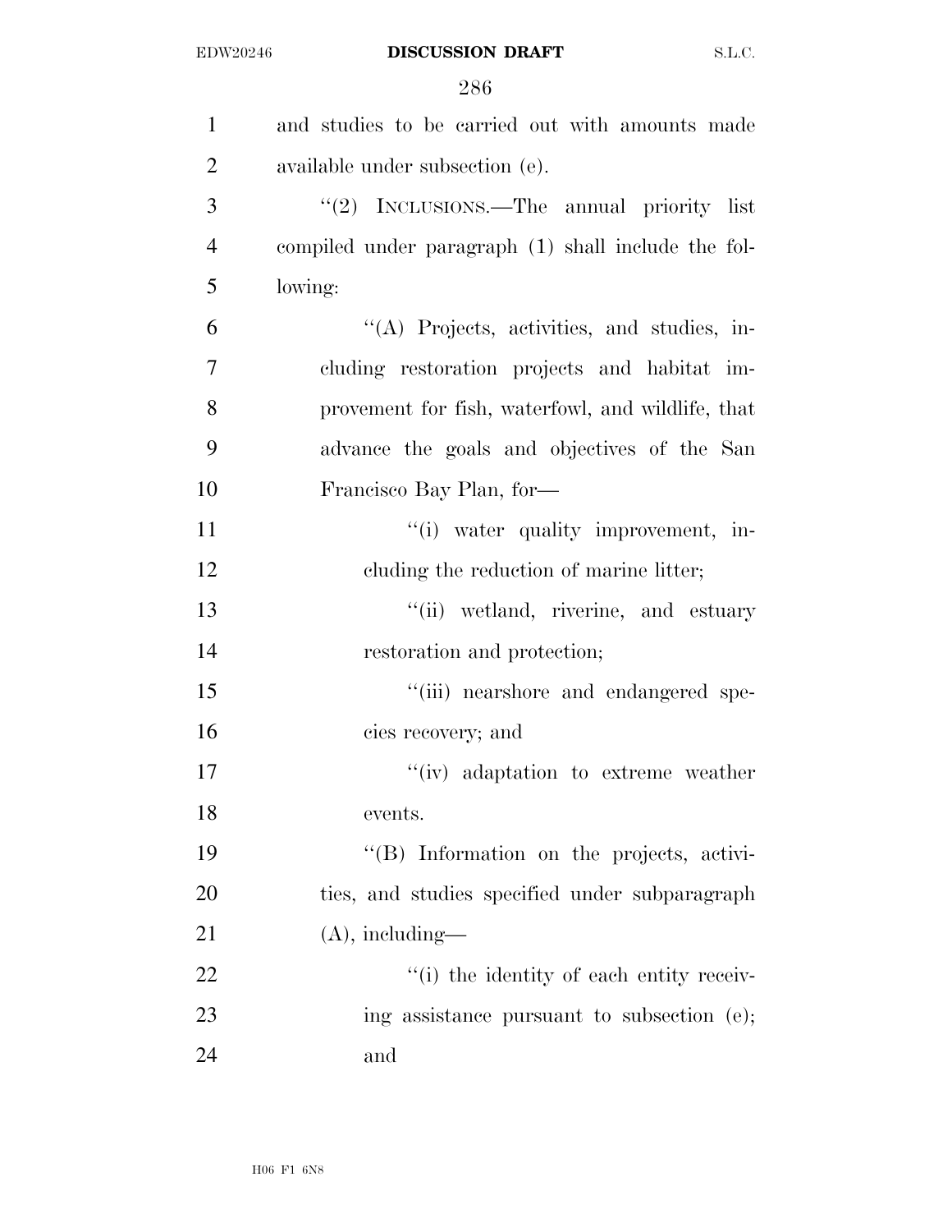and studies to be carried out with amounts made available under subsection (e).

"(2) INCLUSIONS.—The annual priority list compiled under paragraph (1) shall include the following:

"(A) Projects, activities, and studies, including restoration projects and habitat improvement for fish, waterfowl, and wildlife, that advance the goals and objectives of the San Francisco Bay Plan, for—

"(i) water quality improvement, including the reduction of marine litter;

"(ii) wetland, riverine, and estuary restoration and protection;

"(iii) nearshore and endangered species recovery; and

"(iv) adaptation to extreme weather events.

"(B) Information on the projects, activities, and studies specified under subparagraph (A), including—

"(i) the identity of each entity receiving assistance pursuant to subsection (e); and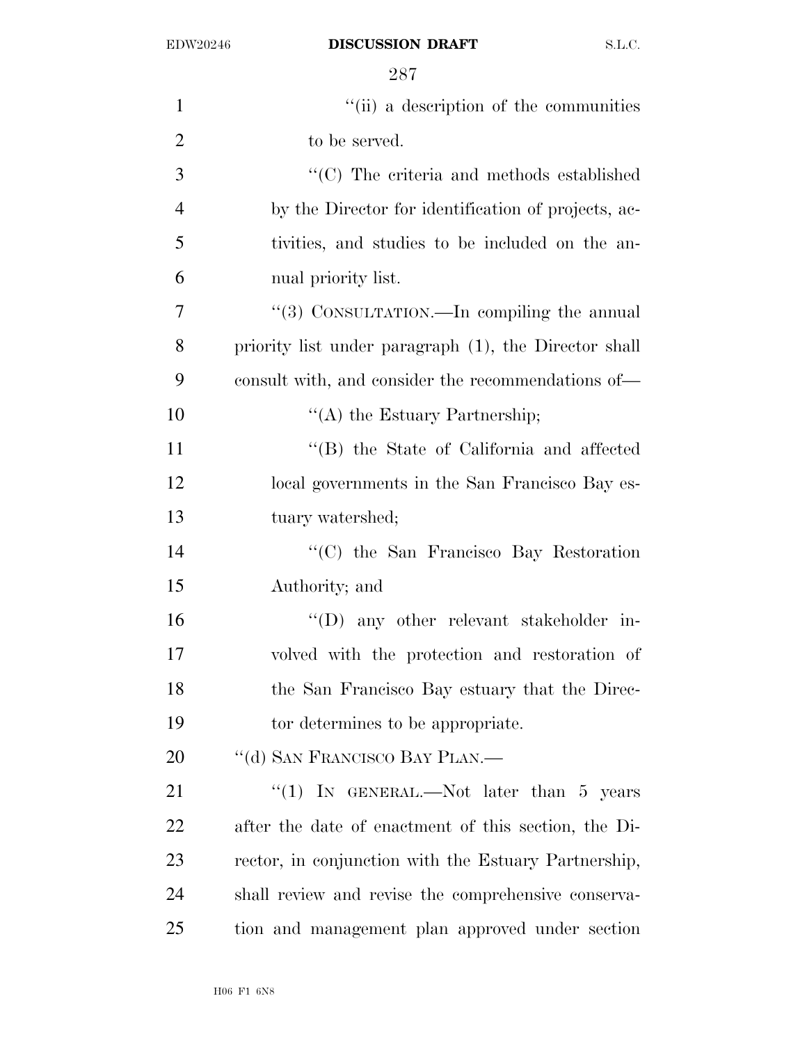"(ii) a description of the communities to be served.

"(C) The criteria and methods established by the Director for identification of projects, activities, and studies to be included on the annual priority list.

"(3) CONSULTATION.—In compiling the annual priority list under paragraph (1), the Director shall consult with, and consider the recommendations of—

"(A) the Estuary Partnership;

"(B) the State of California and affected local governments in the San Francisco Bay estuary watershed;

"(C) the San Francisco Bay Restoration Authority; and

"(D) any other relevant stakeholder involved with the protection and restoration of the San Francisco Bay estuary that the Director determines to be appropriate.

"(d) SAN FRANCISCO BAY PLAN.—

"(1) IN GENERAL.—Not later than 5 years after the date of enactment of this section, the Director, in conjunction with the Estuary Partnership, shall review and revise the comprehensive conservation and management plan approved under section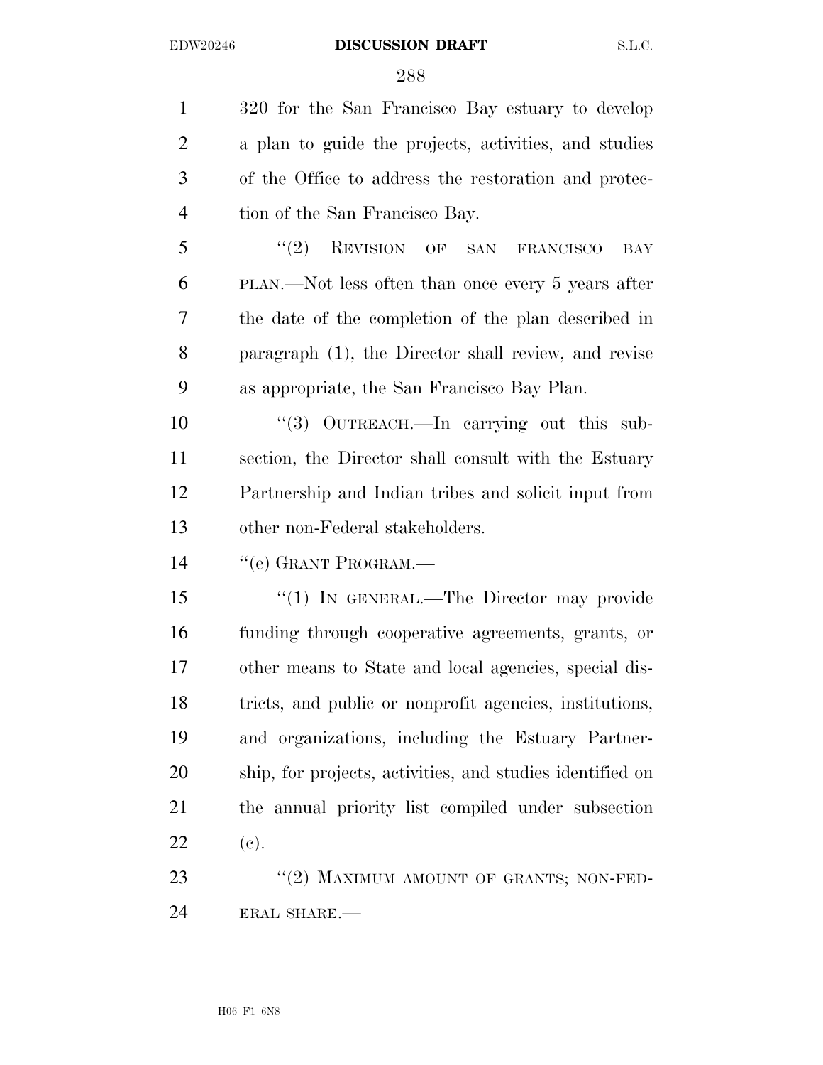320 for the San Francisco Bay estuary to develop a plan to guide the projects, activities, and studies of the Office to address the restoration and protection of the San Francisco Bay.

"(2) REVISION OF SAN FRANCISCO BAY PLAN.—Not less often than once every 5 years after the date of the completion of the plan described in paragraph (1), the Director shall review, and revise as appropriate, the San Francisco Bay Plan.

"(3) OUTREACH.—In carrying out this subsection, the Director shall consult with the Estuary Partnership and Indian tribes and solicit input from other non-Federal stakeholders.

"(e) GRANT PROGRAM.—

"(1) IN GENERAL.—The Director may provide funding through cooperative agreements, grants, or other means to State and local agencies, special districts, and public or nonprofit agencies, institutions, and organizations, including the Estuary Partnership, for projects, activities, and studies identified on the annual priority list compiled under subsection (c).

"(2) MAXIMUM AMOUNT OF GRANTS; NON-FEDERAL SHARE.—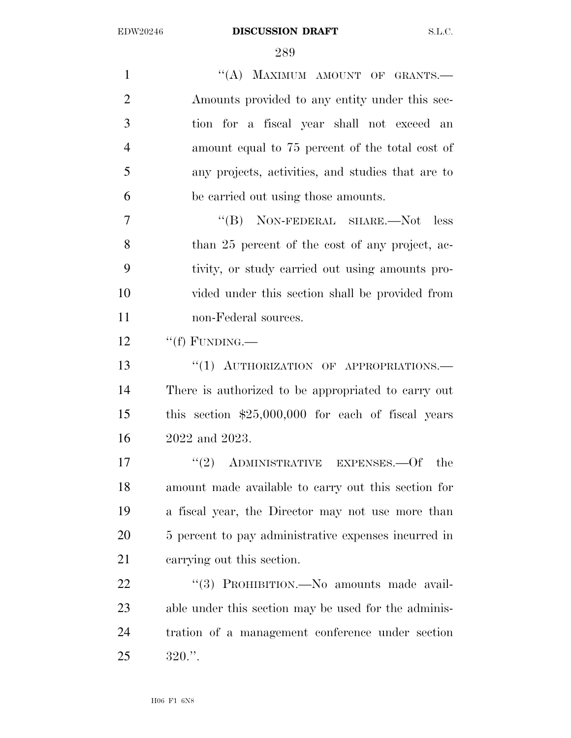"(A) MAXIMUM AMOUNT OF GRANTS.—Amounts provided to any entity under this section for a fiscal year shall not exceed an amount equal to 75 percent of the total cost of any projects, activities, and studies that are to be carried out using those amounts.

"(B) NON-FEDERAL SHARE.—Not less than 25 percent of the cost of any project, activity, or study carried out using amounts provided under this section shall be provided from non-Federal sources.

"(f) FUNDING.—

"(1) AUTHORIZATION OF APPROPRIATIONS.—There is authorized to be appropriated to carry out this section $25,000,000 for each of fiscal years 2022 and 2023.

"(2) ADMINISTRATIVE EXPENSES.—Of the amount made available to carry out this section for a fiscal year, the Director may not use more than 5 percent to pay administrative expenses incurred in carrying out this section.

"(3) PROHIBITION.—No amounts made available under this section may be used for the administration of a management conference under section 320.".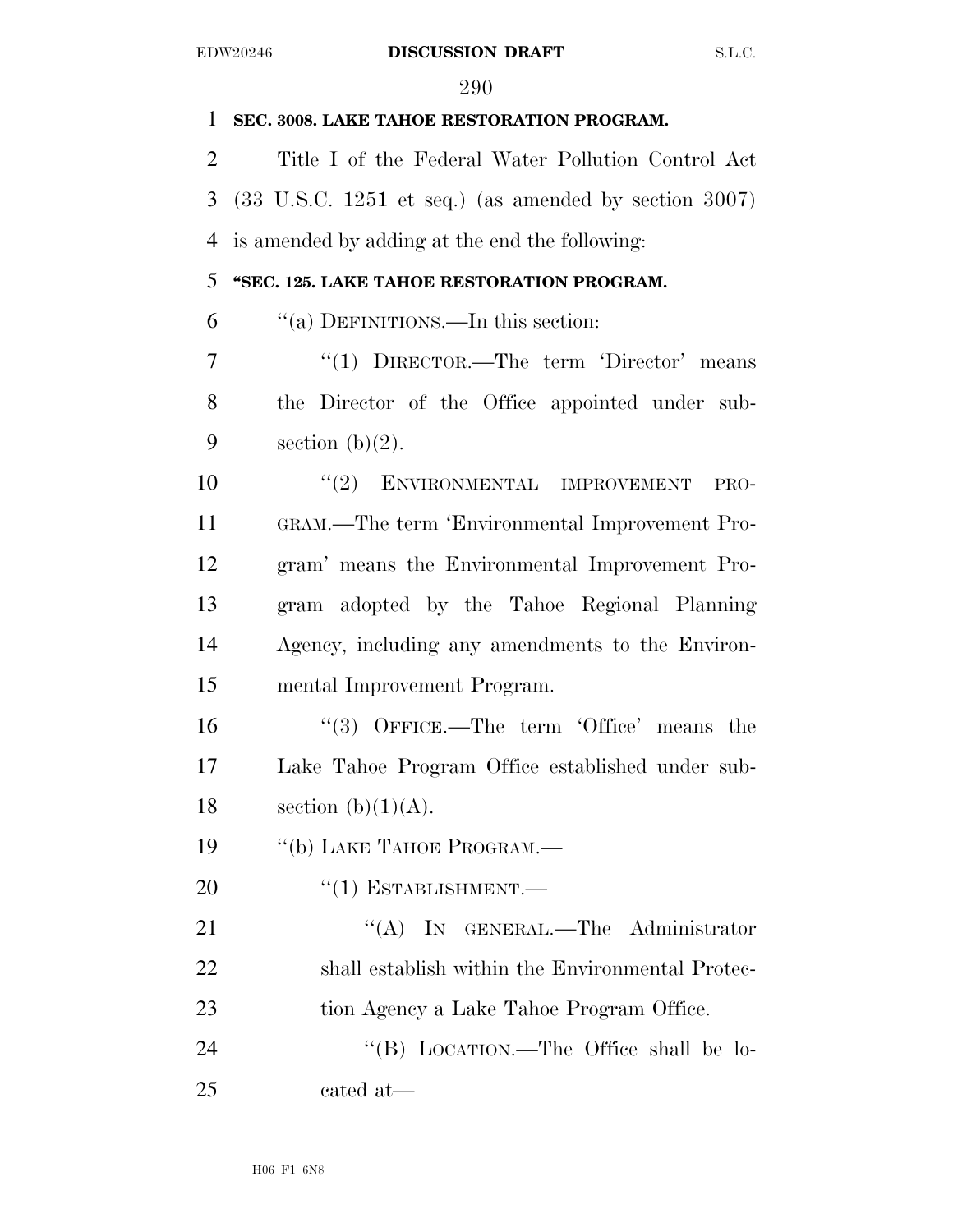**SEC. 3008. LAKE TAHOE RESTORATION PROGRAM.**

Title I of the Federal Water Pollution Control Act (33 U.S.C. 1251 et seq.) (as amended by section 3007) is amended by adding at the end the following:

**"SEC. 125. LAKE TAHOE RESTORATION PROGRAM.**

"(a) DEFINITIONS.—In this section:

"(1) DIRECTOR.—The term 'Director' means the Director of the Office appointed under subsection (b)(2).

"(2) ENVIRONMENTAL IMPROVEMENT PROGRAM.—The term 'Environmental Improvement Program' means the Environmental Improvement Program adopted by the Tahoe Regional Planning Agency, including any amendments to the Environmental Improvement Program.

"(3) OFFICE.—The term 'Office' means the Lake Tahoe Program Office established under subsection (b)(1)(A).

"(b) LAKE TAHOE PROGRAM.—

"(1) ESTABLISHMENT.—

"(A) IN GENERAL.—The Administrator shall establish within the Environmental Protection Agency a Lake Tahoe Program Office.

"(B) LOCATION.—The Office shall be located at—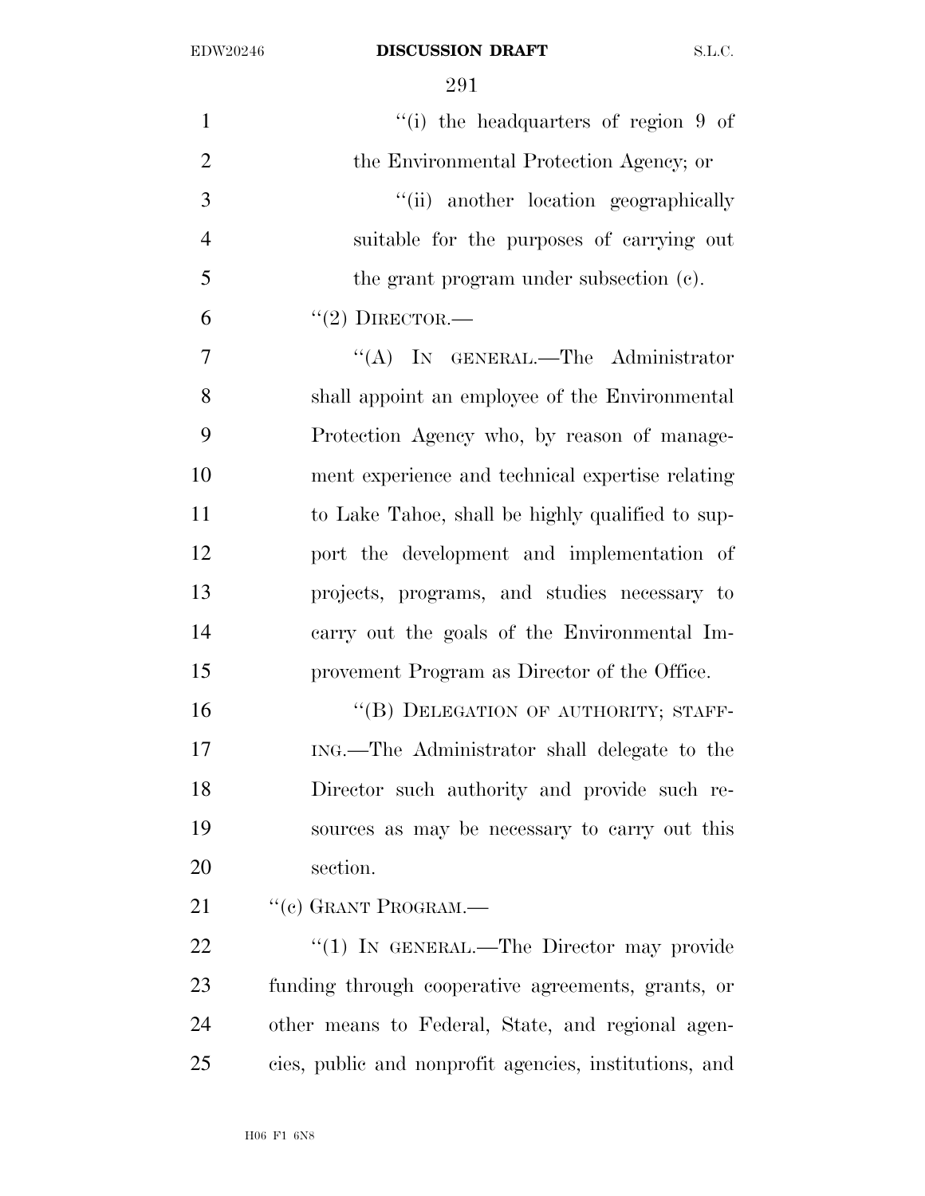"(i) the headquarters of region 9 of the Environmental Protection Agency; or

"(ii) another location geographically suitable for the purposes of carrying out the grant program under subsection (c).

"(2) DIRECTOR.—

"(A) IN GENERAL.—The Administrator shall appoint an employee of the Environmental Protection Agency who, by reason of management experience and technical expertise relating to Lake Tahoe, shall be highly qualified to support the development and implementation of projects, programs, and studies necessary to carry out the goals of the Environmental Improvement Program as Director of the Office.

"(B) DELEGATION OF AUTHORITY; STAFFING.—The Administrator shall delegate to the Director such authority and provide such resources as may be necessary to carry out this section.

"(c) GRANT PROGRAM.—

"(1) IN GENERAL.—The Director may provide funding through cooperative agreements, grants, or other means to Federal, State, and regional agencies, public and nonprofit agencies, institutions, and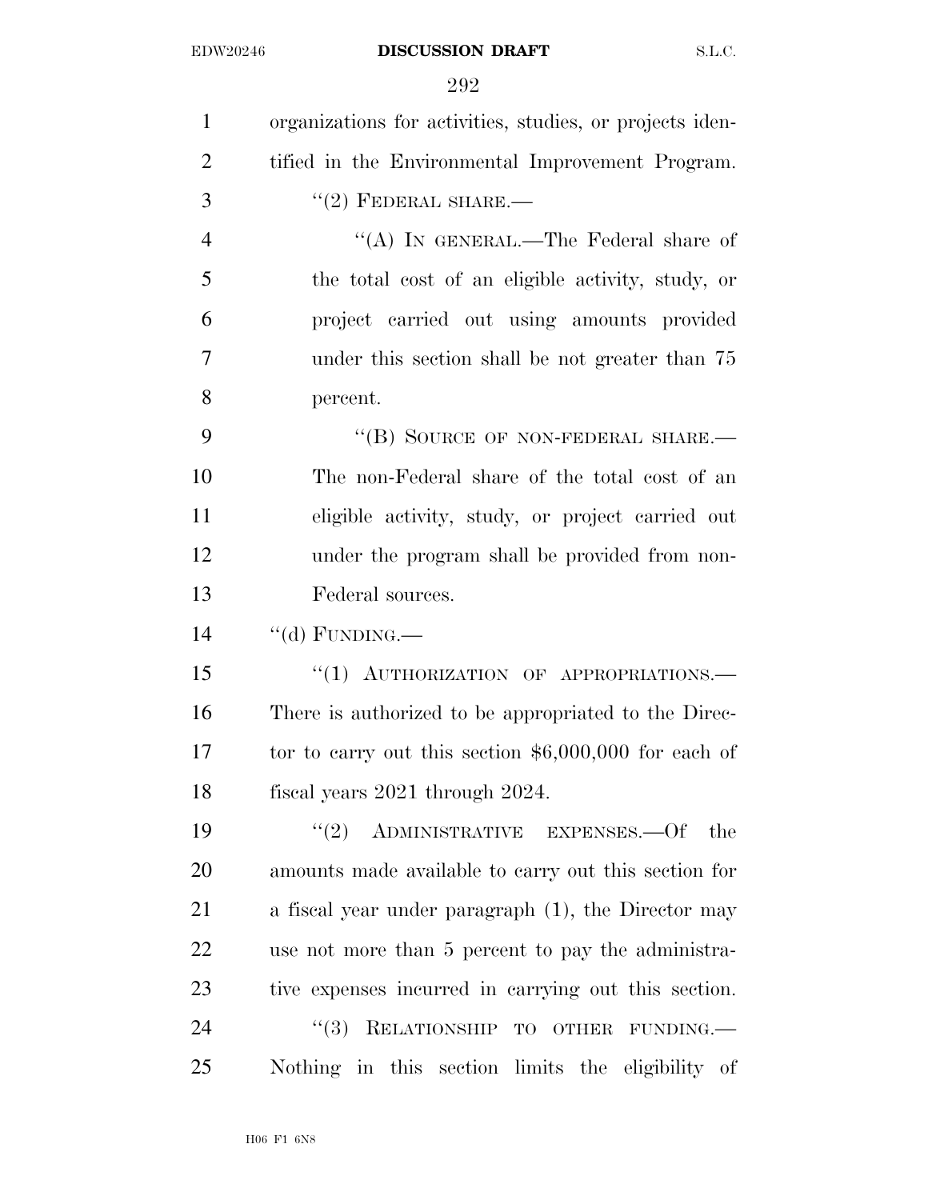organizations for activities, studies, or projects identified in the Environmental Improvement Program.

"(2) FEDERAL SHARE.—

"(A) IN GENERAL.—The Federal share of the total cost of an eligible activity, study, or project carried out using amounts provided under this section shall be not greater than 75 percent.

"(B) SOURCE OF NON-FEDERAL SHARE.— The non-Federal share of the total cost of an eligible activity, study, or project carried out under the program shall be provided from non-Federal sources.

"(d) FUNDING.—

"(1) AUTHORIZATION OF APPROPRIATIONS.— There is authorized to be appropriated to the Director to carry out this section $6,000,000 for each of fiscal years 2021 through 2024.

"(2) ADMINISTRATIVE EXPENSES.—Of the amounts made available to carry out this section for a fiscal year under paragraph (1), the Director may use not more than 5 percent to pay the administrative expenses incurred in carrying out this section.

"(3) RELATIONSHIP TO OTHER FUNDING.— Nothing in this section limits the eligibility of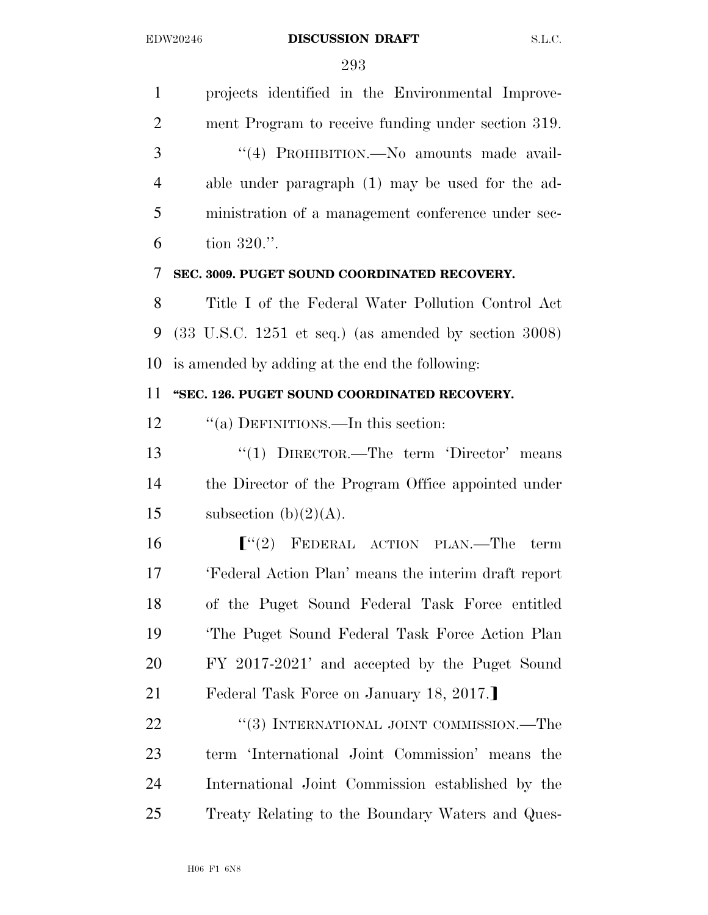projects identified in the Environmental Improvement Program to receive funding under section 319.

"(4) PROHIBITION.—No amounts made available under paragraph (1) may be used for the administration of a management conference under section 320.".

**SEC. 3009. PUGET SOUND COORDINATED RECOVERY.**

Title I of the Federal Water Pollution Control Act (33 U.S.C. 1251 et seq.) (as amended by section 3008) is amended by adding at the end the following:

**"SEC. 126. PUGET SOUND COORDINATED RECOVERY.**

"(a) DEFINITIONS.—In this section:

"(1) DIRECTOR.—The term 'Director' means the Director of the Program Office appointed under subsection (b)(2)(A).

["(2) FEDERAL ACTION PLAN.—The term 'Federal Action Plan' means the interim draft report of the Puget Sound Federal Task Force entitled 'The Puget Sound Federal Task Force Action Plan FY 2017-2021' and accepted by the Puget Sound Federal Task Force on January 18, 2017.]

"(3) INTERNATIONAL JOINT COMMISSION.—The term 'International Joint Commission' means the International Joint Commission established by the Treaty Relating to the Boundary Waters and Ques-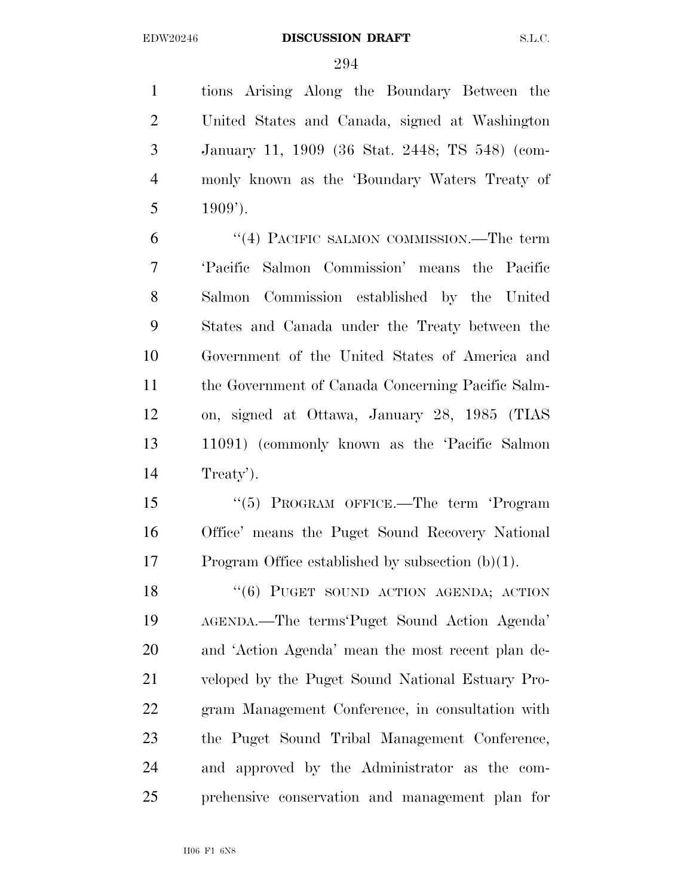tions Arising Along the Boundary Between the United States and Canada, signed at Washington January 11, 1909 (36 Stat. 2448; TS 548) (commonly known as the 'Boundary Waters Treaty of 1909').

"(4) PACIFIC SALMON COMMISSION.—The term 'Pacific Salmon Commission' means the Pacific Salmon Commission established by the United States and Canada under the Treaty between the Government of the United States of America and the Government of Canada Concerning Pacific Salmon, signed at Ottawa, January 28, 1985 (TIAS 11091) (commonly known as the 'Pacific Salmon Treaty').

"(5) PROGRAM OFFICE.—The term 'Program Office' means the Puget Sound Recovery National Program Office established by subsection (b)(1).

"(6) PUGET SOUND ACTION AGENDA; ACTION AGENDA.—The terms'Puget Sound Action Agenda' and 'Action Agenda' mean the most recent plan developed by the Puget Sound National Estuary Program Management Conference, in consultation with the Puget Sound Tribal Management Conference, and approved by the Administrator as the comprehensive conservation and management plan for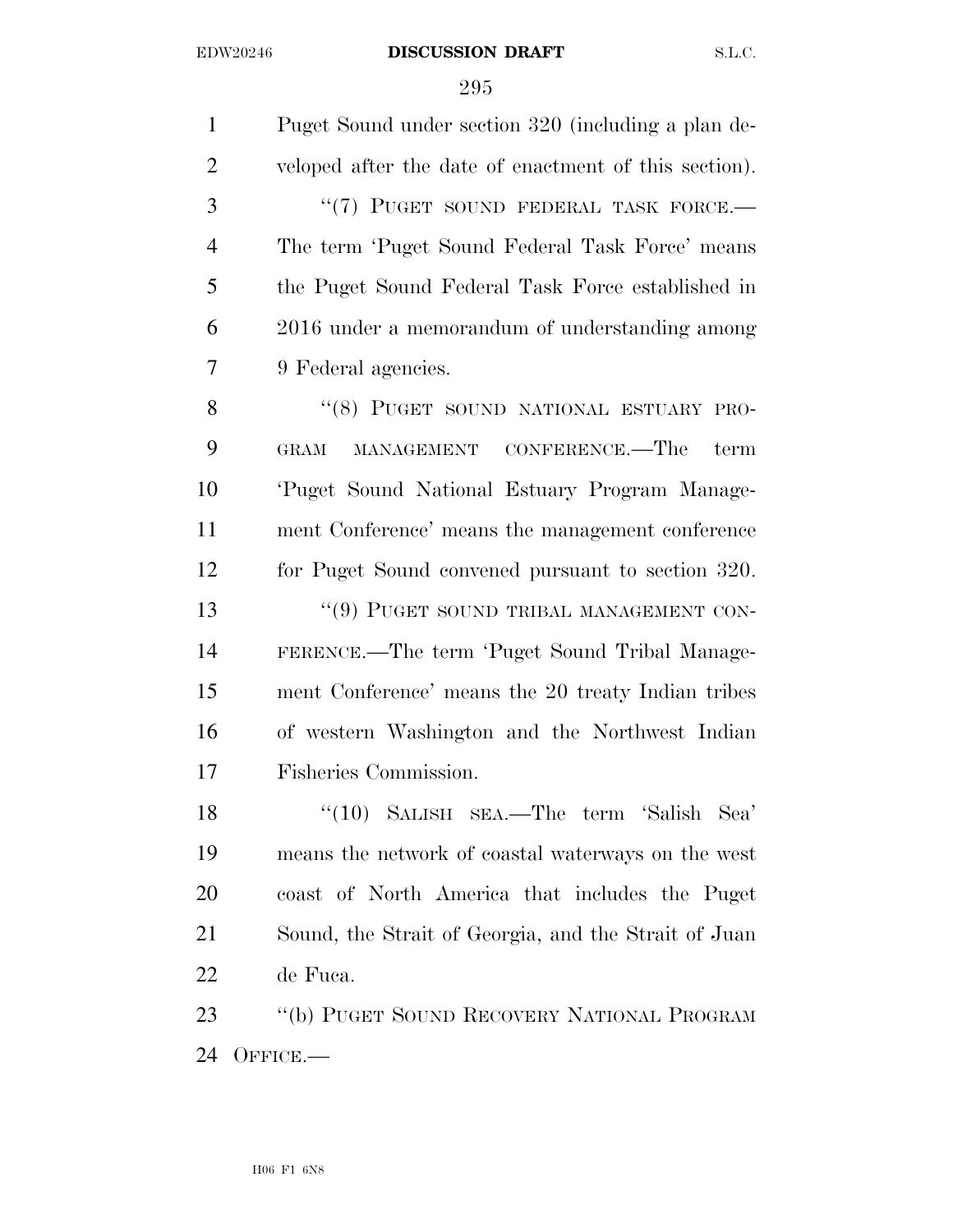Puget Sound under section 320 (including a plan developed after the date of enactment of this section).

"(7) PUGET SOUND FEDERAL TASK FORCE.—The term 'Puget Sound Federal Task Force' means the Puget Sound Federal Task Force established in 2016 under a memorandum of understanding among 9 Federal agencies.

"(8) PUGET SOUND NATIONAL ESTUARY PROGRAM MANAGEMENT CONFERENCE.—The term 'Puget Sound National Estuary Program Management Conference' means the management conference for Puget Sound convened pursuant to section 320.

"(9) PUGET SOUND TRIBAL MANAGEMENT CONFERENCE.—The term 'Puget Sound Tribal Management Conference' means the 20 treaty Indian tribes of western Washington and the Northwest Indian Fisheries Commission.

"(10) SALISH SEA.—The term 'Salish Sea' means the network of coastal waterways on the west coast of North America that includes the Puget Sound, the Strait of Georgia, and the Strait of Juan de Fuca.

"(b) PUGET SOUND RECOVERY NATIONAL PROGRAM OFFICE.—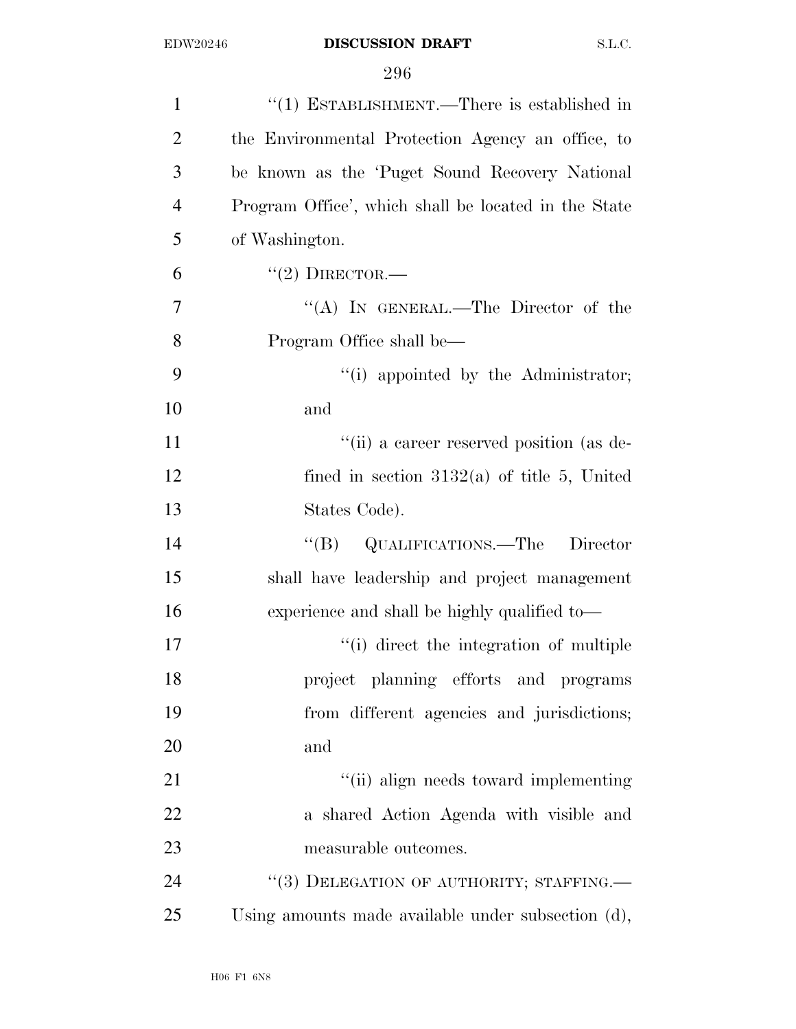"(1) ESTABLISHMENT.—There is established in the Environmental Protection Agency an office, to be known as the 'Puget Sound Recovery National Program Office', which shall be located in the State of Washington.

"(2) DIRECTOR.—

"(A) IN GENERAL.—The Director of the Program Office shall be—

"(i) appointed by the Administrator; and

"(ii) a career reserved position (as defined in section 3132(a) of title 5, United States Code).

"(B) QUALIFICATIONS.—The Director shall have leadership and project management experience and shall be highly qualified to—

"(i) direct the integration of multiple project planning efforts and programs from different agencies and jurisdictions; and

"(ii) align needs toward implementing a shared Action Agenda with visible and measurable outcomes.

"(3) DELEGATION OF AUTHORITY; STAFFING.—Using amounts made available under subsection (d),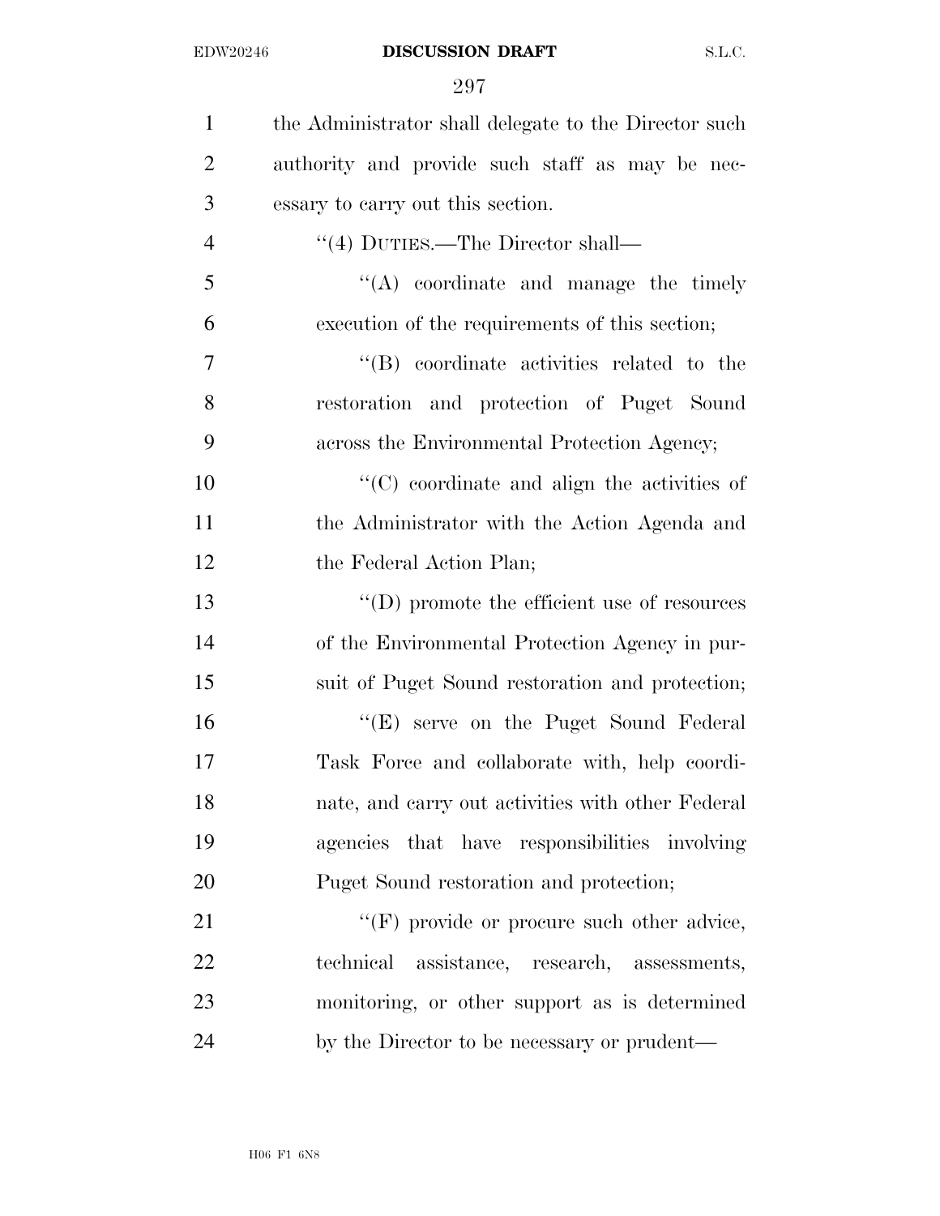the Administrator shall delegate to the Director such authority and provide such staff as may be necessary to carry out this section.

''(4) DUTIES.—The Director shall—

''(A) coordinate and manage the timely execution of the requirements of this section;

''(B) coordinate activities related to the restoration and protection of Puget Sound across the Environmental Protection Agency;

''(C) coordinate and align the activities of the Administrator with the Action Agenda and the Federal Action Plan;

''(D) promote the efficient use of resources of the Environmental Protection Agency in pursuit of Puget Sound restoration and protection;

''(E) serve on the Puget Sound Federal Task Force and collaborate with, help coordinate, and carry out activities with other Federal agencies that have responsibilities involving Puget Sound restoration and protection;

''(F) provide or procure such other advice, technical assistance, research, assessments, monitoring, or other support as is determined by the Director to be necessary or prudent—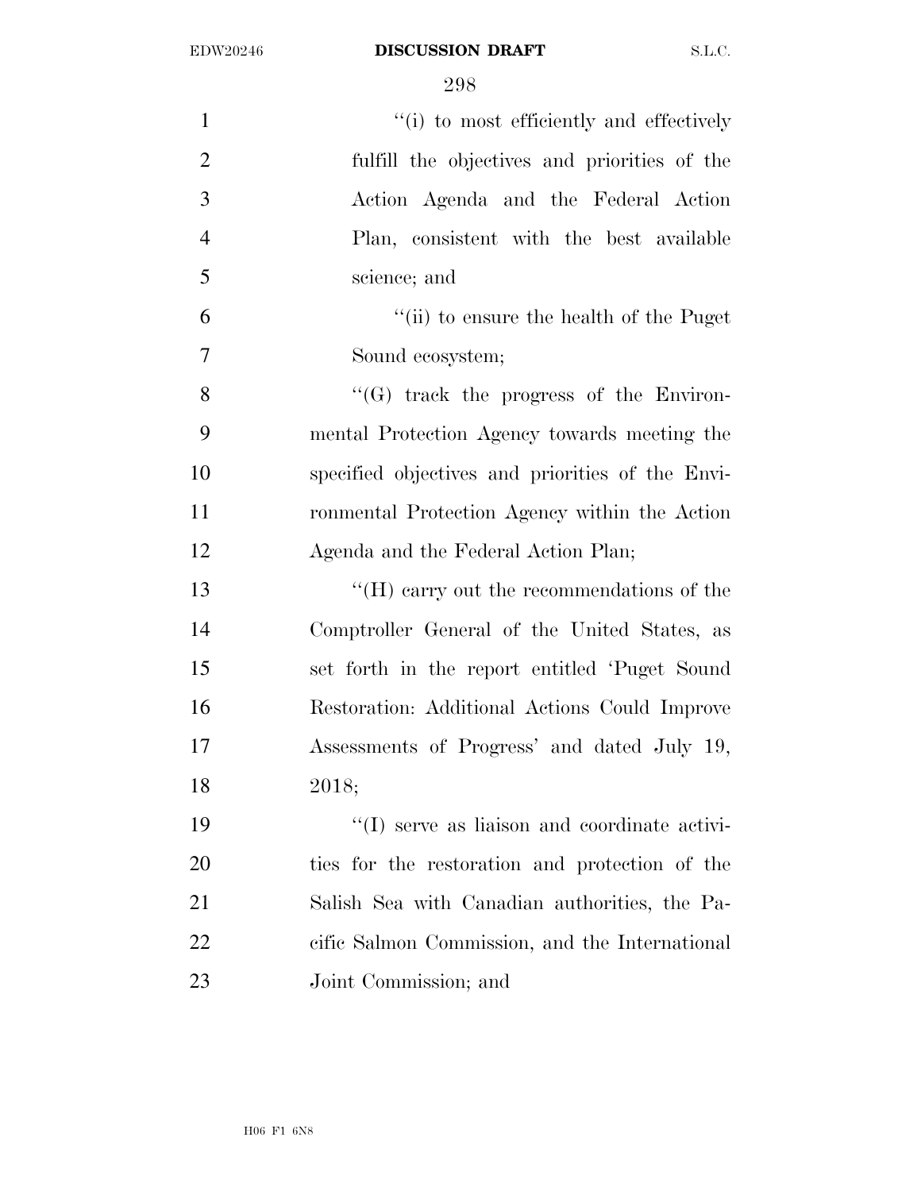"(i) to most efficiently and effectively fulfill the objectives and priorities of the Action Agenda and the Federal Action Plan, consistent with the best available science; and

"(ii) to ensure the health of the Puget Sound ecosystem;

"(G) track the progress of the Environmental Protection Agency towards meeting the specified objectives and priorities of the Environmental Protection Agency within the Action Agenda and the Federal Action Plan;

"(H) carry out the recommendations of the Comptroller General of the United States, as set forth in the report entitled 'Puget Sound Restoration: Additional Actions Could Improve Assessments of Progress' and dated July 19, 2018;

"(I) serve as liaison and coordinate activities for the restoration and protection of the Salish Sea with Canadian authorities, the Pacific Salmon Commission, and the International Joint Commission; and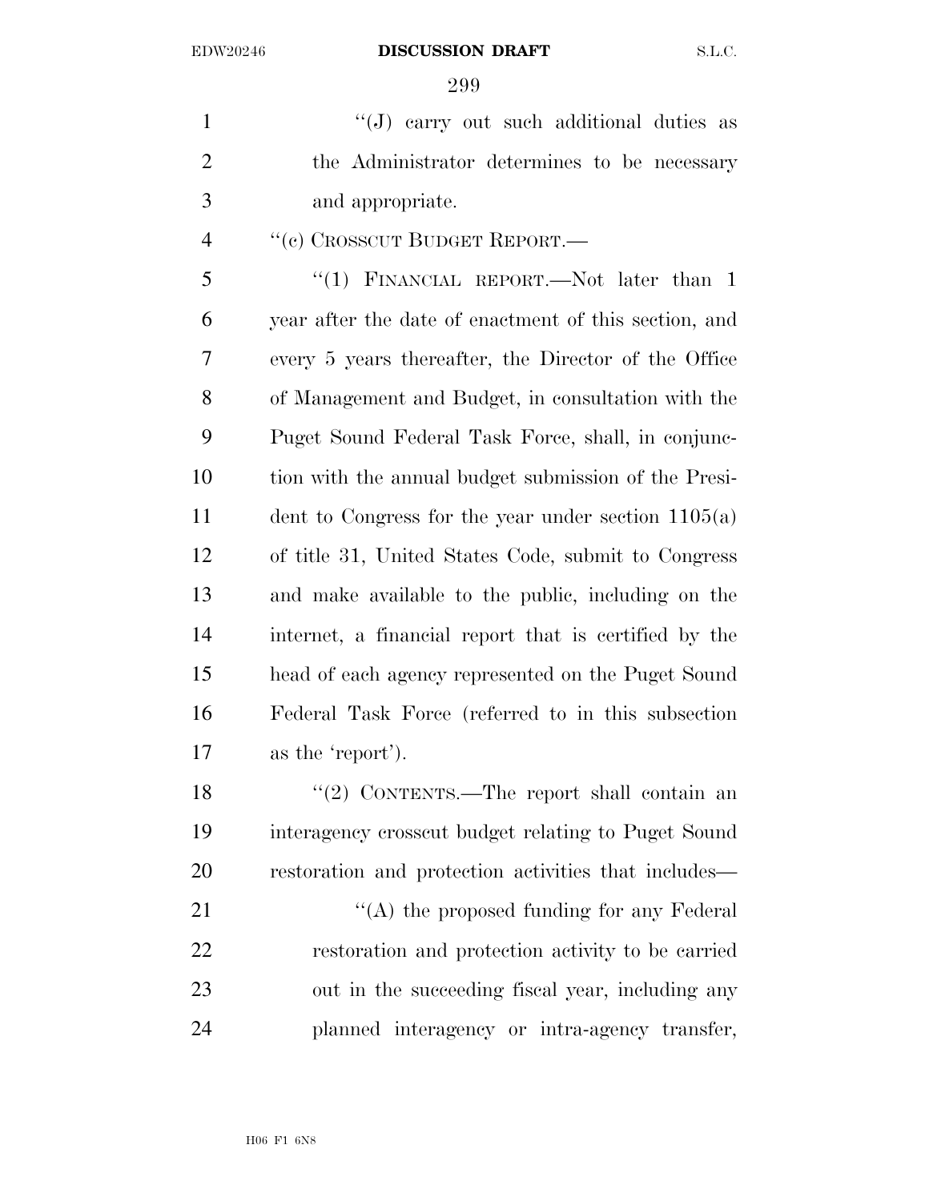"(J) carry out such additional duties as the Administrator determines to be necessary and appropriate.

"(c) CROSSCUT BUDGET REPORT.—

"(1) FINANCIAL REPORT.—Not later than 1 year after the date of enactment of this section, and every 5 years thereafter, the Director of the Office of Management and Budget, in consultation with the Puget Sound Federal Task Force, shall, in conjunction with the annual budget submission of the President to Congress for the year under section 1105(a) of title 31, United States Code, submit to Congress and make available to the public, including on the internet, a financial report that is certified by the head of each agency represented on the Puget Sound Federal Task Force (referred to in this subsection as the 'report').

"(2) CONTENTS.—The report shall contain an interagency crosscut budget relating to Puget Sound restoration and protection activities that includes—

"(A) the proposed funding for any Federal restoration and protection activity to be carried out in the succeeding fiscal year, including any planned interagency or intra-agency transfer,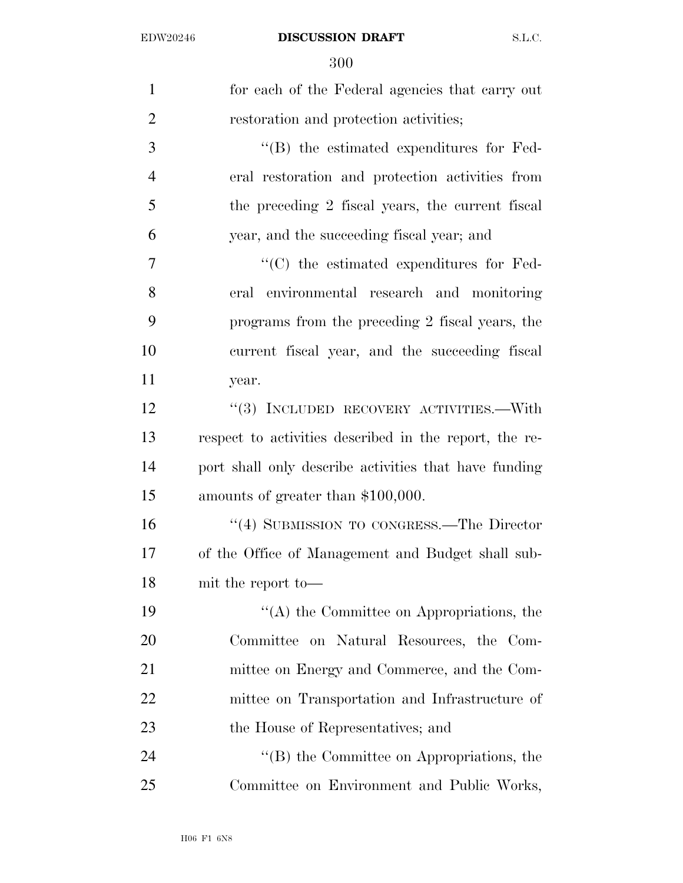for each of the Federal agencies that carry out restoration and protection activities;

"(B) the estimated expenditures for Federal restoration and protection activities from the preceding 2 fiscal years, the current fiscal year, and the succeeding fiscal year; and

"(C) the estimated expenditures for Federal environmental research and monitoring programs from the preceding 2 fiscal years, the current fiscal year, and the succeeding fiscal year.

"(3) INCLUDED RECOVERY ACTIVITIES.—With respect to activities described in the report, the report shall only describe activities that have funding amounts of greater than $100,000.

"(4) SUBMISSION TO CONGRESS.—The Director of the Office of Management and Budget shall submit the report to—

"(A) the Committee on Appropriations, the Committee on Natural Resources, the Committee on Energy and Commerce, and the Committee on Transportation and Infrastructure of the House of Representatives; and

"(B) the Committee on Appropriations, the Committee on Environment and Public Works,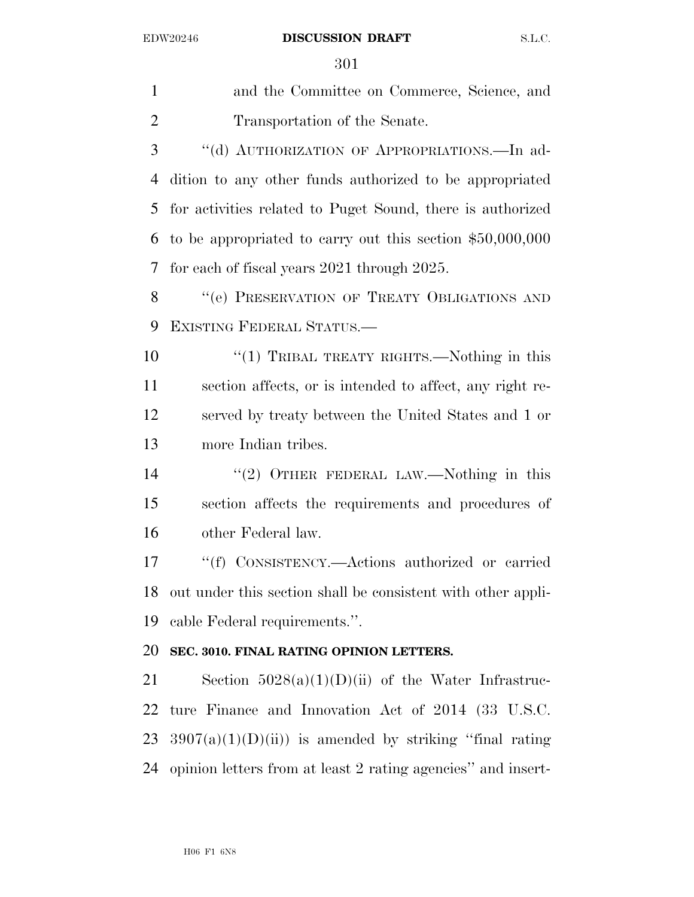and the Committee on Commerce, Science, and Transportation of the Senate.

"(d) AUTHORIZATION OF APPROPRIATIONS.—In addition to any other funds authorized to be appropriated for activities related to Puget Sound, there is authorized to be appropriated to carry out this section $50,000,000 for each of fiscal years 2021 through 2025.

"(e) PRESERVATION OF TREATY OBLIGATIONS AND EXISTING FEDERAL STATUS.—

"(1) TRIBAL TREATY RIGHTS.—Nothing in this section affects, or is intended to affect, any right reserved by treaty between the United States and 1 or more Indian tribes.

"(2) OTHER FEDERAL LAW.—Nothing in this section affects the requirements and procedures of other Federal law.

"(f) CONSISTENCY.—Actions authorized or carried out under this section shall be consistent with other applicable Federal requirements.".

**SEC. 3010. FINAL RATING OPINION LETTERS.**

Section 5028(a)(1)(D)(ii) of the Water Infrastructure Finance and Innovation Act of 2014 (33 U.S.C. 3907(a)(1)(D)(ii)) is amended by striking "final rating opinion letters from at least 2 rating agencies" and insert-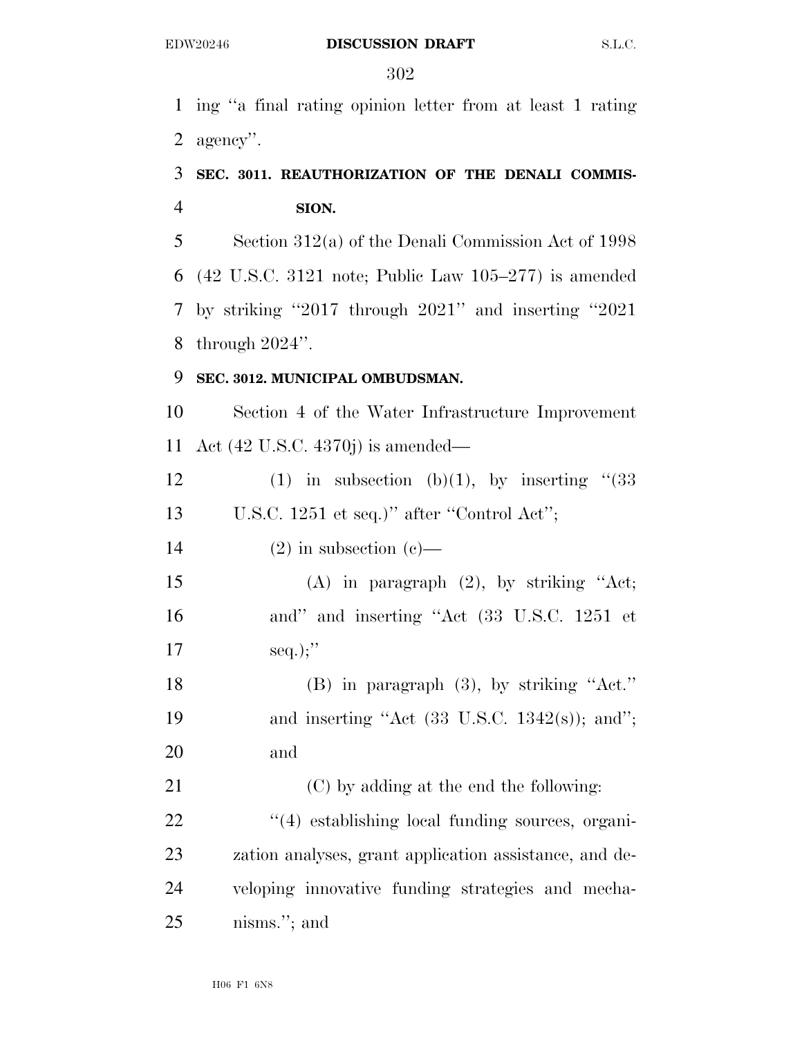ing "a final rating opinion letter from at least 1 rating agency".

### SEC. 3011. REAUTHORIZATION OF THE DENALI COMMISSION.

Section 312(a) of the Denali Commission Act of 1998 (42 U.S.C. 3121 note; Public Law 105–277) is amended by striking "2017 through 2021" and inserting "2021 through 2024".

### SEC. 3012. MUNICIPAL OMBUDSMAN.

Section 4 of the Water Infrastructure Improvement Act (42 U.S.C. 4370j) is amended—

(1) in subsection (b)(1), by inserting "(33 U.S.C. 1251 et seq.)" after "Control Act";

(2) in subsection (c)—

(A) in paragraph (2), by striking "Act; and" and inserting "Act (33 U.S.C. 1251 et seq.);"

(B) in paragraph (3), by striking "Act." and inserting "Act (33 U.S.C. 1342(s)); and"; and

(C) by adding at the end the following:

"(4) establishing local funding sources, organization analyses, grant application assistance, and developing innovative funding strategies and mechanisms."; and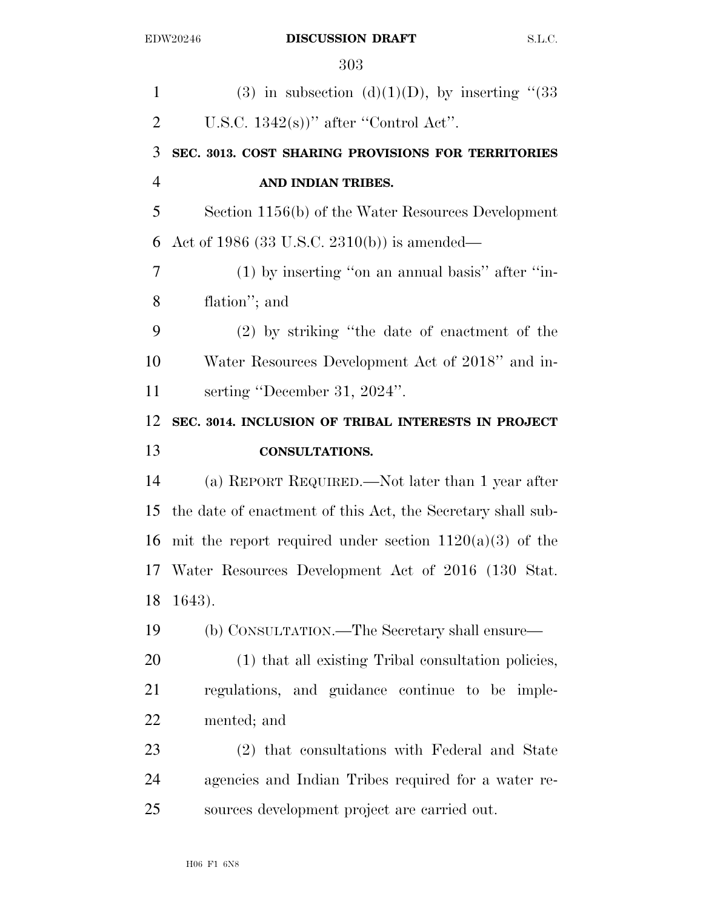(3) in subsection (d)(1)(D), by inserting "(33 U.S.C. 1342(s))" after "Control Act".

**SEC. 3013. COST SHARING PROVISIONS FOR TERRITORIES AND INDIAN TRIBES.**

Section 1156(b) of the Water Resources Development Act of 1986 (33 U.S.C. 2310(b)) is amended—

(1) by inserting "on an annual basis" after "inflation"; and

(2) by striking "the date of enactment of the Water Resources Development Act of 2018" and inserting "December 31, 2024".

**SEC. 3014. INCLUSION OF TRIBAL INTERESTS IN PROJECT CONSULTATIONS.**

(a) REPORT REQUIRED.—Not later than 1 year after the date of enactment of this Act, the Secretary shall submit the report required under section 1120(a)(3) of the Water Resources Development Act of 2016 (130 Stat. 1643).

(b) CONSULTATION.—The Secretary shall ensure—

(1) that all existing Tribal consultation policies, regulations, and guidance continue to be implemented; and

(2) that consultations with Federal and State agencies and Indian Tribes required for a water resources development project are carried out.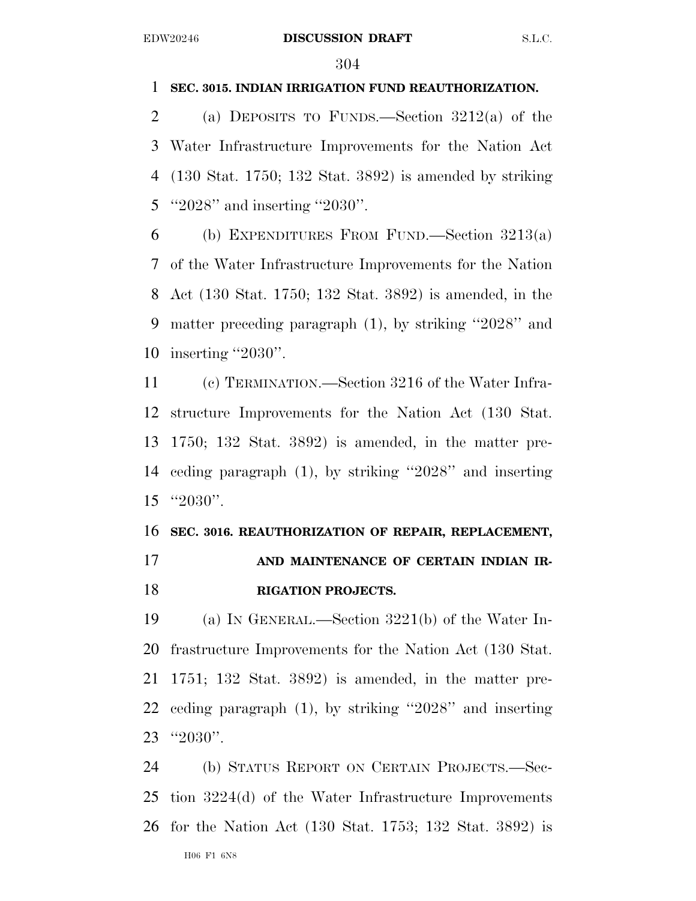**SEC. 3015. INDIAN IRRIGATION FUND REAUTHORIZATION.**

(a) DEPOSITS TO FUNDS.—Section 3212(a) of the Water Infrastructure Improvements for the Nation Act (130 Stat. 1750; 132 Stat. 3892) is amended by striking ''2028'' and inserting ''2030''.

(b) EXPENDITURES FROM FUND.—Section 3213(a) of the Water Infrastructure Improvements for the Nation Act (130 Stat. 1750; 132 Stat. 3892) is amended, in the matter preceding paragraph (1), by striking ''2028'' and inserting ''2030''.

(c) TERMINATION.—Section 3216 of the Water Infrastructure Improvements for the Nation Act (130 Stat. 1750; 132 Stat. 3892) is amended, in the matter preceding paragraph (1), by striking ''2028'' and inserting ''2030''.

**SEC. 3016. REAUTHORIZATION OF REPAIR, REPLACEMENT, AND MAINTENANCE OF CERTAIN INDIAN IRRIGATION PROJECTS.**

(a) IN GENERAL.—Section 3221(b) of the Water Infrastructure Improvements for the Nation Act (130 Stat. 1751; 132 Stat. 3892) is amended, in the matter preceding paragraph (1), by striking ''2028'' and inserting ''2030''.

(b) STATUS REPORT ON CERTAIN PROJECTS.—Section 3224(d) of the Water Infrastructure Improvements for the Nation Act (130 Stat. 1753; 132 Stat. 3892) is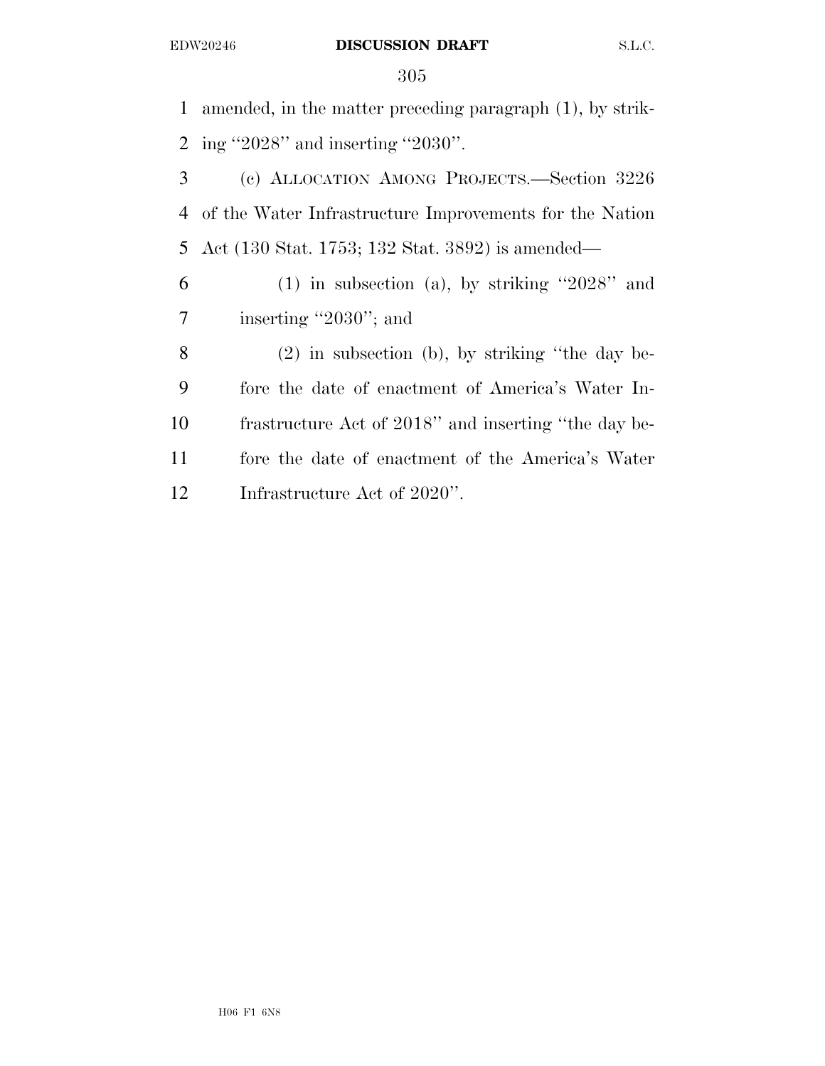amended, in the matter preceding paragraph (1), by striking "2028" and inserting "2030".

(c) ALLOCATION AMONG PROJECTS.—Section 3226 of the Water Infrastructure Improvements for the Nation Act (130 Stat. 1753; 132 Stat. 3892) is amended—

(1) in subsection (a), by striking "2028" and inserting "2030"; and

(2) in subsection (b), by striking "the day before the date of enactment of America's Water Infrastructure Act of 2018" and inserting "the day before the date of enactment of the America's Water Infrastructure Act of 2020".